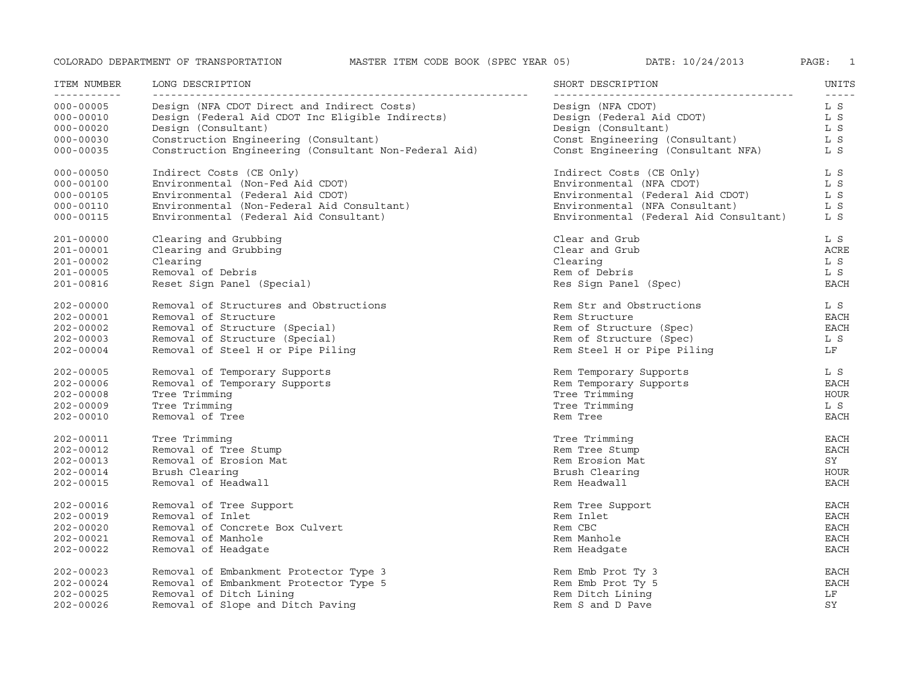| ITEM NUMBER | LONG DESCRIPTION | SHORT DESCRIPTION | UNITS |
|---|---|---|---|
| 000-00005 | Design (NFA CDOT Direct and Indirect Costs) | Design (NFA CDOT) | L S |
| 000-00010 | Design (Federal Aid CDOT Inc Eligible Indirects) | Design (Federal Aid CDOT) | L S |
| 000-00020 | Design (Consultant) | Design (Consultant) | L S |
| 000-00030 | Construction Engineering (Consultant) | Const Engineering (Consultant) | L S |
| 000-00035 | Construction Engineering (Consultant Non-Federal Aid) | Const Engineering (Consultant NFA) | L S |
| 000-00050 | Indirect Costs (CE Only) | Indirect Costs (CE Only) | L S |
| 000-00100 | Environmental (Non-Fed Aid CDOT) | Environmental (NFA CDOT) | L S |
| 000-00105 | Environmental (Federal Aid CDOT) | Environmental (Federal Aid CDOT) | L S |
| 000-00110 | Environmental (Non-Federal Aid Consultant) | Environmental (NFA Consultant) | L S |
| 000-00115 | Environmental (Federal Aid Consultant) | Environmental (Federal Aid Consultant) | L S |
| 201-00000 | Clearing and Grubbing | Clear and Grub | L S |
| 201-00001 | Clearing and Grubbing | Clear and Grub | ACRE |
| 201-00002 | Clearing | Clearing | L S |
| 201-00005 | Removal of Debris | Rem of Debris | L S |
| 201-00816 | Reset Sign Panel (Special) | Res Sign Panel (Spec) | EACH |
| 202-00000 | Removal of Structures and Obstructions | Rem Str and Obstructions | L S |
| 202-00001 | Removal of Structure | Rem Structure | EACH |
| 202-00002 | Removal of Structure (Special) | Rem of Structure (Spec) | EACH |
| 202-00003 | Removal of Structure (Special) | Rem of Structure (Spec) | L S |
| 202-00004 | Removal of Steel H or Pipe Piling | Rem Steel H or Pipe Piling | LF |
| 202-00005 | Removal of Temporary Supports | Rem Temporary Supports | L S |
| 202-00006 | Removal of Temporary Supports | Rem Temporary Supports | EACH |
| 202-00008 | Tree Trimming | Tree Trimming | HOUR |
| 202-00009 | Tree Trimming | Tree Trimming | L S |
| 202-00010 | Removal of Tree | Rem Tree | EACH |
| 202-00011 | Tree Trimming | Tree Trimming | EACH |
| 202-00012 | Removal of Tree Stump | Rem Tree Stump | EACH |
| 202-00013 | Removal of Erosion Mat | Rem Erosion Mat | SY |
| 202-00014 | Brush Clearing | Brush Clearing | HOUR |
| 202-00015 | Removal of Headwall | Rem Headwall | EACH |
| 202-00016 | Removal of Tree Support | Rem Tree Support | EACH |
| 202-00019 | Removal of Inlet | Rem Inlet | EACH |
| 202-00020 | Removal of Concrete Box Culvert | Rem CBC | EACH |
| 202-00021 | Removal of Manhole | Rem Manhole | EACH |
| 202-00022 | Removal of Headgate | Rem Headgate | EACH |
| 202-00023 | Removal of Embankment Protector Type 3 | Rem Emb Prot Ty 3 | EACH |
| 202-00024 | Removal of Embankment Protector Type 5 | Rem Emb Prot Ty 5 | EACH |
| 202-00025 | Removal of Ditch Lining | Rem Ditch Lining | LF |
| 202-00026 | Removal of Slope and Ditch Paving | Rem S and D Pave | SY |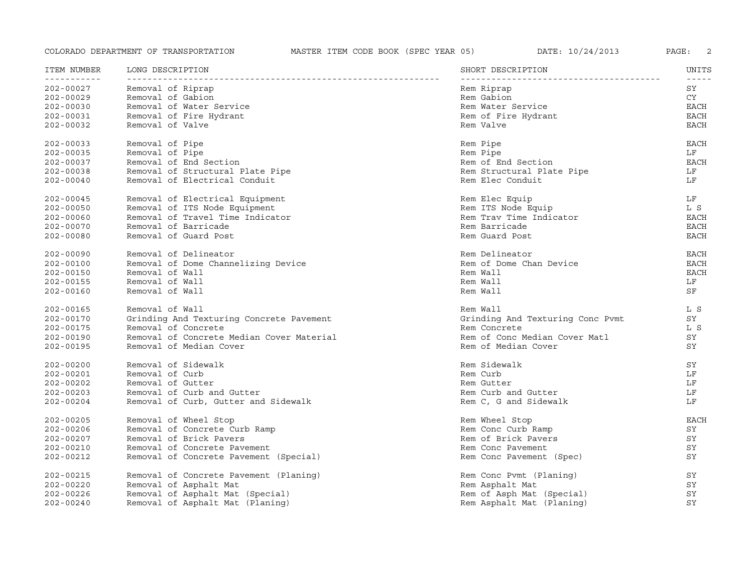| ITEM NUMBER | LONG DESCRIPTION | SHORT DESCRIPTION | UNITS |
|---|---|---|---|
| 202-00027 | Removal of Riprap | Rem Riprap | SY |
| 202-00029 | Removal of Gabion | Rem Gabion | CY |
| 202-00030 | Removal of Water Service | Rem Water Service | EACH |
| 202-00031 | Removal of Fire Hydrant | Rem of Fire Hydrant | EACH |
| 202-00032 | Removal of Valve | Rem Valve | EACH |
| 202-00033 | Removal of Pipe | Rem Pipe | EACH |
| 202-00035 | Removal of Pipe | Rem Pipe | LF |
| 202-00037 | Removal of End Section | Rem of End Section | EACH |
| 202-00038 | Removal of Structural Plate Pipe | Rem Structural Plate Pipe | LF |
| 202-00040 | Removal of Electrical Conduit | Rem Elec Conduit | LF |
| 202-00045 | Removal of Electrical Equipment | Rem Elec Equip | LF |
| 202-00050 | Removal of ITS Node Equipment | Rem ITS Node Equip | L S |
| 202-00060 | Removal of Travel Time Indicator | Rem Trav Time Indicator | EACH |
| 202-00070 | Removal of Barricade | Rem Barricade | EACH |
| 202-00080 | Removal of Guard Post | Rem Guard Post | EACH |
| 202-00090 | Removal of Delineator | Rem Delineator | EACH |
| 202-00100 | Removal of Dome Channelizing Device | Rem of Dome Chan Device | EACH |
| 202-00150 | Removal of Wall | Rem Wall | EACH |
| 202-00155 | Removal of Wall | Rem Wall | LF |
| 202-00160 | Removal of Wall | Rem Wall | SF |
| 202-00165 | Removal of Wall | Rem Wall | L S |
| 202-00170 | Grinding And Texturing Concrete Pavement | Grinding And Texturing Conc Pvmt | SY |
| 202-00175 | Removal of Concrete | Rem Concrete | L S |
| 202-00190 | Removal of Concrete Median Cover Material | Rem of Conc Median Cover Matl | SY |
| 202-00195 | Removal of Median Cover | Rem of Median Cover | SY |
| 202-00200 | Removal of Sidewalk | Rem Sidewalk | SY |
| 202-00201 | Removal of Curb | Rem Curb | LF |
| 202-00202 | Removal of Gutter | Rem Gutter | LF |
| 202-00203 | Removal of Curb and Gutter | Rem Curb and Gutter | LF |
| 202-00204 | Removal of Curb, Gutter and Sidewalk | Rem C, G and Sidewalk | LF |
| 202-00205 | Removal of Wheel Stop | Rem Wheel Stop | EACH |
| 202-00206 | Removal of Concrete Curb Ramp | Rem Conc Curb Ramp | SY |
| 202-00207 | Removal of Brick Pavers | Rem of Brick Pavers | SY |
| 202-00210 | Removal of Concrete Pavement | Rem Conc Pavement | SY |
| 202-00212 | Removal of Concrete Pavement (Special) | Rem Conc Pavement (Spec) | SY |
| 202-00215 | Removal of Concrete Pavement (Planing) | Rem Conc Pvmt (Planing) | SY |
| 202-00220 | Removal of Asphalt Mat | Rem Asphalt Mat | SY |
| 202-00226 | Removal of Asphalt Mat (Special) | Rem of Asph Mat (Special) | SY |
| 202-00240 | Removal of Asphalt Mat (Planing) | Rem Asphalt Mat (Planing) | SY |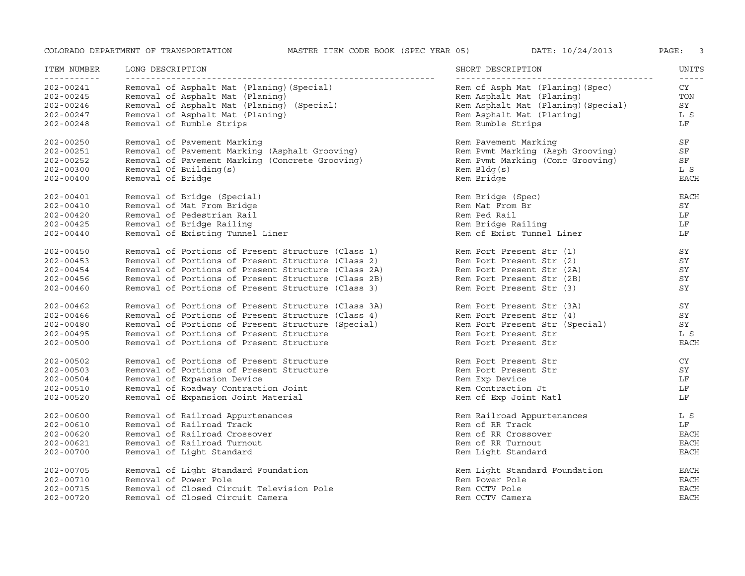| ITEM NUMBER | LONG DESCRIPTION | SHORT DESCRIPTION | UNITS |
| --- | --- | --- | --- |
| 202-00241 | Removal of Asphalt Mat (Planing)(Special) | Rem of Asph Mat (Planing)(Spec) | CY |
| 202-00245 | Removal of Asphalt Mat (Planing) | Rem Asphalt Mat (Planing) | TON |
| 202-00246 | Removal of Asphalt Mat (Planing) (Special) | Rem Asphalt Mat (Planing)(Special) | SY |
| 202-00247 | Removal of Asphalt Mat (Planing) | Rem Asphalt Mat (Planing) | L S |
| 202-00248 | Removal of Rumble Strips | Rem Rumble Strips | LF |
| 202-00250 | Removal of Pavement Marking | Rem Pavement Marking | SF |
| 202-00251 | Removal of Pavement Marking (Asphalt Grooving) | Rem Pvmt Marking (Asph Grooving) | SF |
| 202-00252 | Removal of Pavement Marking (Concrete Grooving) | Rem Pvmt Marking (Conc Grooving) | SF |
| 202-00300 | Removal Of Building(s) | Rem Bldg(s) | L S |
| 202-00400 | Removal of Bridge | Rem Bridge | EACH |
| 202-00401 | Removal of Bridge (Special) | Rem Bridge (Spec) | EACH |
| 202-00410 | Removal of Mat From Bridge | Rem Mat From Br | SY |
| 202-00420 | Removal of Pedestrian Rail | Rem Ped Rail | LF |
| 202-00425 | Removal of Bridge Railing | Rem Bridge Railing | LF |
| 202-00440 | Removal of Existing Tunnel Liner | Rem of Exist Tunnel Liner | LF |
| 202-00450 | Removal of Portions of Present Structure (Class 1) | Rem Port Present Str (1) | SY |
| 202-00453 | Removal of Portions of Present Structure (Class 2) | Rem Port Present Str (2) | SY |
| 202-00454 | Removal of Portions of Present Structure (Class 2A) | Rem Port Present Str (2A) | SY |
| 202-00456 | Removal of Portions of Present Structure (Class 2B) | Rem Port Present Str (2B) | SY |
| 202-00460 | Removal of Portions of Present Structure (Class 3) | Rem Port Present Str (3) | SY |
| 202-00462 | Removal of Portions of Present Structure (Class 3A) | Rem Port Present Str (3A) | SY |
| 202-00466 | Removal of Portions of Present Structure (Class 4) | Rem Port Present Str (4) | SY |
| 202-00480 | Removal of Portions of Present Structure (Special) | Rem Port Present Str (Special) | SY |
| 202-00495 | Removal of Portions of Present Structure | Rem Port Present Str | L S |
| 202-00500 | Removal of Portions of Present Structure | Rem Port Present Str | EACH |
| 202-00502 | Removal of Portions of Present Structure | Rem Port Present Str | CY |
| 202-00503 | Removal of Portions of Present Structure | Rem Port Present Str | SY |
| 202-00504 | Removal of Expansion Device | Rem Exp Device | LF |
| 202-00510 | Removal of Roadway Contraction Joint | Rem Contraction Jt | LF |
| 202-00520 | Removal of Expansion Joint Material | Rem of Exp Joint Matl | LF |
| 202-00600 | Removal of Railroad Appurtenances | Rem Railroad Appurtenances | L S |
| 202-00610 | Removal of Railroad Track | Rem of RR Track | LF |
| 202-00620 | Removal of Railroad Crossover | Rem of RR Crossover | EACH |
| 202-00621 | Removal of Railroad Turnout | Rem of RR Turnout | EACH |
| 202-00700 | Removal of Light Standard | Rem Light Standard | EACH |
| 202-00705 | Removal of Light Standard Foundation | Rem Light Standard Foundation | EACH |
| 202-00710 | Removal of Power Pole | Rem Power Pole | EACH |
| 202-00715 | Removal of Closed Circuit Television Pole | Rem CCTV Pole | EACH |
| 202-00720 | Removal of Closed Circuit Camera | Rem CCTV Camera | EACH |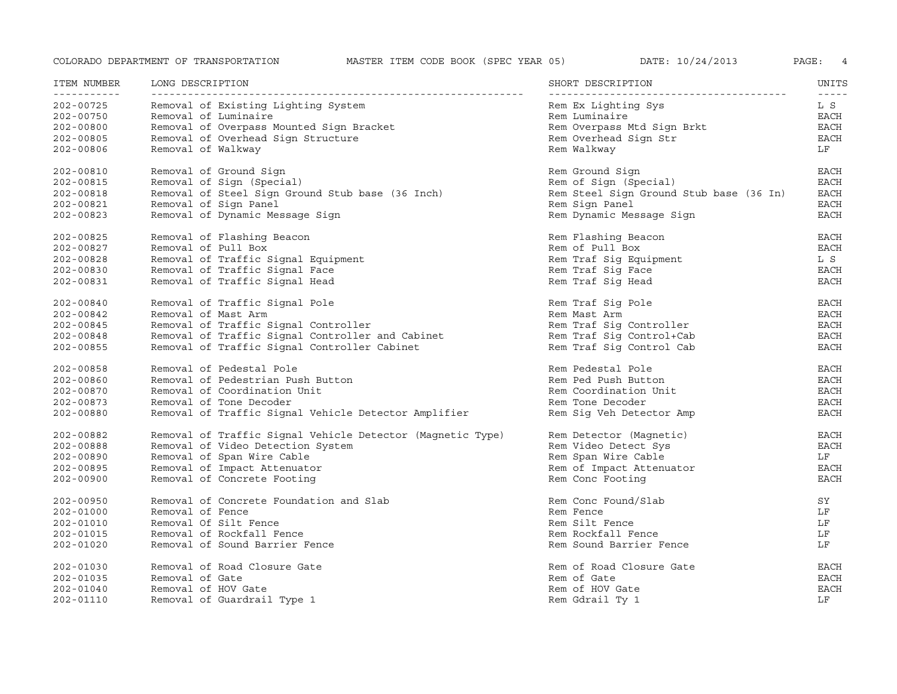| ITEM NUMBER | LONG DESCRIPTION | SHORT DESCRIPTION | UNITS |
|---|---|---|---|
| 202-00725 | Removal of Existing Lighting System | Rem Ex Lighting Sys | L S |
| 202-00750 | Removal of Luminaire | Rem Luminaire | EACH |
| 202-00800 | Removal of Overpass Mounted Sign Bracket | Rem Overpass Mtd Sign Brkt | EACH |
| 202-00805 | Removal of Overhead Sign Structure | Rem Overhead Sign Str | EACH |
| 202-00806 | Removal of Walkway | Rem Walkway | LF |
| 202-00810 | Removal of Ground Sign | Rem Ground Sign | EACH |
| 202-00815 | Removal of Sign (Special) | Rem of Sign (Special) | EACH |
| 202-00818 | Removal of Steel Sign Ground Stub base (36 Inch) | Rem Steel Sign Ground Stub base (36 In) | EACH |
| 202-00821 | Removal of Sign Panel | Rem Sign Panel | EACH |
| 202-00823 | Removal of Dynamic Message Sign | Rem Dynamic Message Sign | EACH |
| 202-00825 | Removal of Flashing Beacon | Rem Flashing Beacon | EACH |
| 202-00827 | Removal of Pull Box | Rem of Pull Box | EACH |
| 202-00828 | Removal of Traffic Signal Equipment | Rem Traf Sig Equipment | L S |
| 202-00830 | Removal of Traffic Signal Face | Rem Traf Sig Face | EACH |
| 202-00831 | Removal of Traffic Signal Head | Rem Traf Sig Head | EACH |
| 202-00840 | Removal of Traffic Signal Pole | Rem Traf Sig Pole | EACH |
| 202-00842 | Removal of Mast Arm | Rem Mast Arm | EACH |
| 202-00845 | Removal of Traffic Signal Controller | Rem Traf Sig Controller | EACH |
| 202-00848 | Removal of Traffic Signal Controller and Cabinet | Rem Traf Sig Control+Cab | EACH |
| 202-00855 | Removal of Traffic Signal Controller Cabinet | Rem Traf Sig Control Cab | EACH |
| 202-00858 | Removal of Pedestal Pole | Rem Pedestal Pole | EACH |
| 202-00860 | Removal of Pedestrian Push Button | Rem Ped Push Button | EACH |
| 202-00870 | Removal of Coordination Unit | Rem Coordination Unit | EACH |
| 202-00873 | Removal of Tone Decoder | Rem Tone Decoder | EACH |
| 202-00880 | Removal of Traffic Signal Vehicle Detector Amplifier | Rem Sig Veh Detector Amp | EACH |
| 202-00882 | Removal of Traffic Signal Vehicle Detector (Magnetic Type) | Rem Detector (Magnetic) | EACH |
| 202-00888 | Removal of Video Detection System | Rem Video Detect Sys | EACH |
| 202-00890 | Removal of Span Wire Cable | Rem Span Wire Cable | LF |
| 202-00895 | Removal of Impact Attenuator | Rem of Impact Attenuator | EACH |
| 202-00900 | Removal of Concrete Footing | Rem Conc Footing | EACH |
| 202-00950 | Removal of Concrete Foundation and Slab | Rem Conc Found/Slab | SY |
| 202-01000 | Removal of Fence | Rem Fence | LF |
| 202-01010 | Removal Of Silt Fence | Rem Silt Fence | LF |
| 202-01015 | Removal of Rockfall Fence | Rem Rockfall Fence | LF |
| 202-01020 | Removal of Sound Barrier Fence | Rem Sound Barrier Fence | LF |
| 202-01030 | Removal of Road Closure Gate | Rem of Road Closure Gate | EACH |
| 202-01035 | Removal of Gate | Rem of Gate | EACH |
| 202-01040 | Removal of HOV Gate | Rem of HOV Gate | EACH |
| 202-01110 | Removal of Guardrail Type 1 | Rem Gdrail Ty 1 | LF |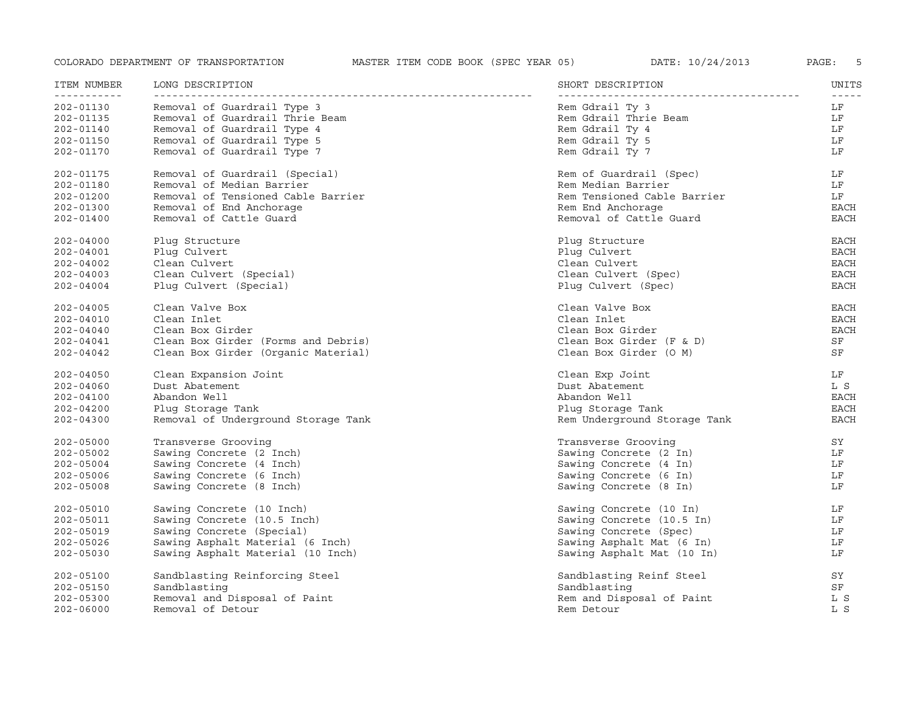| ITEM NUMBER | LONG DESCRIPTION | SHORT DESCRIPTION | UNITS |
|---|---|---|---|
| 202-01130 | Removal of Guardrail Type 3 | Rem Gdrail Ty 3 | LF |
| 202-01135 | Removal of Guardrail Thrie Beam | Rem Gdrail Thrie Beam | LF |
| 202-01140 | Removal of Guardrail Type 4 | Rem Gdrail Ty 4 | LF |
| 202-01150 | Removal of Guardrail Type 5 | Rem Gdrail Ty 5 | LF |
| 202-01170 | Removal of Guardrail Type 7 | Rem Gdrail Ty 7 | LF |
| 202-01175 | Removal of Guardrail (Special) | Rem of Guardrail (Spec) | LF |
| 202-01180 | Removal of Median Barrier | Rem Median Barrier | LF |
| 202-01200 | Removal of Tensioned Cable Barrier | Rem Tensioned Cable Barrier | LF |
| 202-01300 | Removal of End Anchorage | Rem End Anchorage | EACH |
| 202-01400 | Removal of Cattle Guard | Removal of Cattle Guard | EACH |
| 202-04000 | Plug Structure | Plug Structure | EACH |
| 202-04001 | Plug Culvert | Plug Culvert | EACH |
| 202-04002 | Clean Culvert | Clean Culvert | EACH |
| 202-04003 | Clean Culvert (Special) | Clean Culvert (Spec) | EACH |
| 202-04004 | Plug Culvert (Special) | Plug Culvert (Spec) | EACH |
| 202-04005 | Clean Valve Box | Clean Valve Box | EACH |
| 202-04010 | Clean Inlet | Clean Inlet | EACH |
| 202-04040 | Clean Box Girder | Clean Box Girder | EACH |
| 202-04041 | Clean Box Girder (Forms and Debris) | Clean Box Girder (F & D) | SF |
| 202-04042 | Clean Box Girder (Organic Material) | Clean Box Girder (O M) | SF |
| 202-04050 | Clean Expansion Joint | Clean Exp Joint | LF |
| 202-04060 | Dust Abatement | Dust Abatement | L S |
| 202-04100 | Abandon Well | Abandon Well | EACH |
| 202-04200 | Plug Storage Tank | Plug Storage Tank | EACH |
| 202-04300 | Removal of Underground Storage Tank | Rem Underground Storage Tank | EACH |
| 202-05000 | Transverse Grooving | Transverse Grooving | SY |
| 202-05002 | Sawing Concrete (2 Inch) | Sawing Concrete (2 In) | LF |
| 202-05004 | Sawing Concrete (4 Inch) | Sawing Concrete (4 In) | LF |
| 202-05006 | Sawing Concrete (6 Inch) | Sawing Concrete (6 In) | LF |
| 202-05008 | Sawing Concrete (8 Inch) | Sawing Concrete (8 In) | LF |
| 202-05010 | Sawing Concrete (10 Inch) | Sawing Concrete (10 In) | LF |
| 202-05011 | Sawing Concrete (10.5 Inch) | Sawing Concrete (10.5 In) | LF |
| 202-05019 | Sawing Concrete (Special) | Sawing Concrete (Spec) | LF |
| 202-05026 | Sawing Asphalt Material (6 Inch) | Sawing Asphalt Mat (6 In) | LF |
| 202-05030 | Sawing Asphalt Material (10 Inch) | Sawing Asphalt Mat (10 In) | LF |
| 202-05100 | Sandblasting Reinforcing Steel | Sandblasting Reinf Steel | SY |
| 202-05150 | Sandblasting | Sandblasting | SF |
| 202-05300 | Removal and Disposal of Paint | Rem and Disposal of Paint | L S |
| 202-06000 | Removal of Detour | Rem Detour | L S |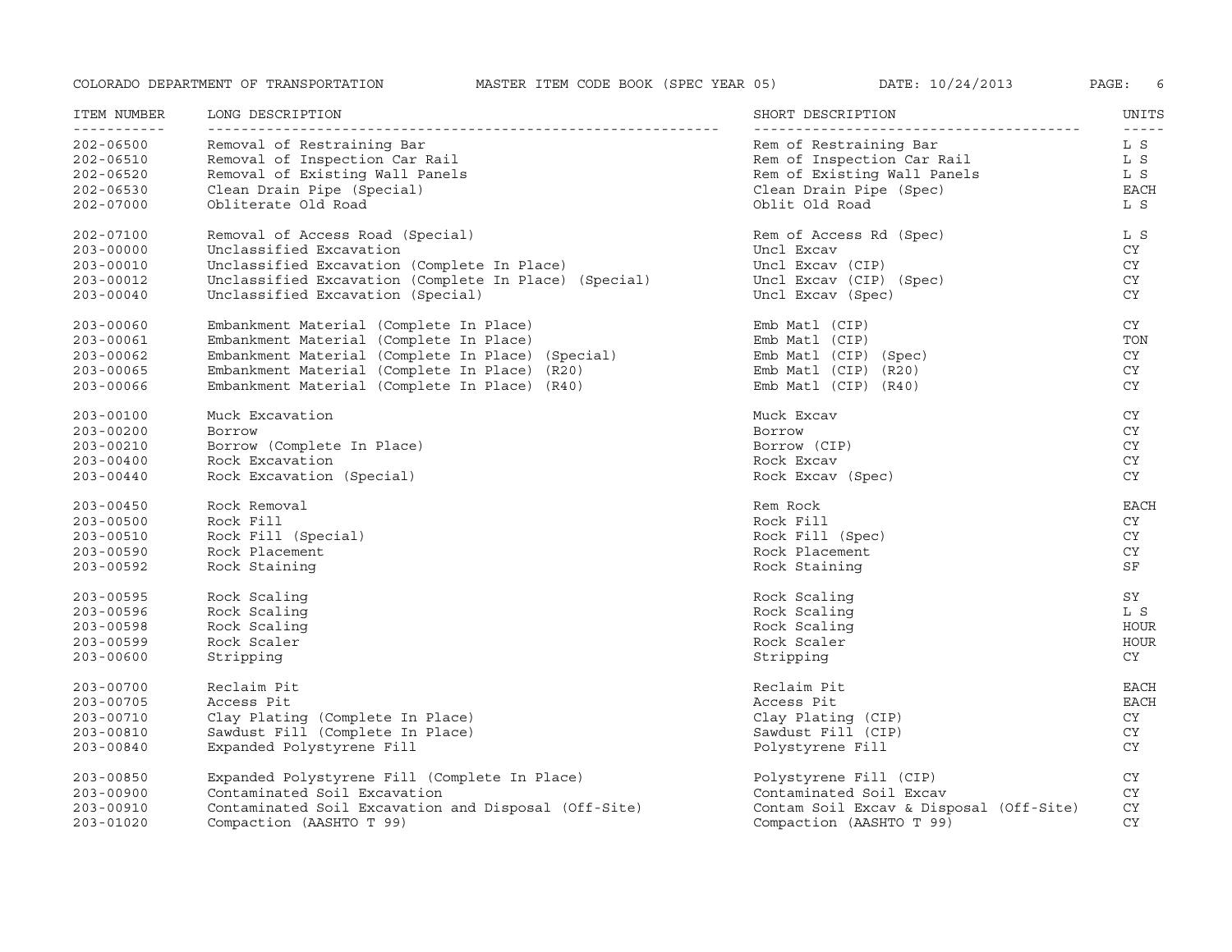| ITEM NUMBER | LONG DESCRIPTION | SHORT DESCRIPTION | UNITS |
|---|---|---|---|
| 202-06500 | Removal of Restraining Bar | Rem of Restraining Bar | L S |
| 202-06510 | Removal of Inspection Car Rail | Rem of Inspection Car Rail | L S |
| 202-06520 | Removal of Existing Wall Panels | Rem of Existing Wall Panels | L S |
| 202-06530 | Clean Drain Pipe (Special) | Clean Drain Pipe (Spec) | EACH |
| 202-07000 | Obliterate Old Road | Oblit Old Road | L S |
| 202-07100 | Removal of Access Road (Special) | Rem of Access Rd (Spec) | L S |
| 203-00000 | Unclassified Excavation | Uncl Excav | CY |
| 203-00010 | Unclassified Excavation (Complete In Place) | Uncl Excav (CIP) | CY |
| 203-00012 | Unclassified Excavation (Complete In Place) (Special) | Uncl Excav (CIP) (Spec) | CY |
| 203-00040 | Unclassified Excavation (Special) | Uncl Excav (Spec) | CY |
| 203-00060 | Embankment Material (Complete In Place) | Emb Matl (CIP) | CY |
| 203-00061 | Embankment Material (Complete In Place) | Emb Matl (CIP) | TON |
| 203-00062 | Embankment Material (Complete In Place) (Special) | Emb Matl (CIP) (Spec) | CY |
| 203-00065 | Embankment Material (Complete In Place) (R20) | Emb Matl (CIP) (R20) | CY |
| 203-00066 | Embankment Material (Complete In Place) (R40) | Emb Matl (CIP) (R40) | CY |
| 203-00100 | Muck Excavation | Muck Excav | CY |
| 203-00200 | Borrow | Borrow | CY |
| 203-00210 | Borrow (Complete In Place) | Borrow (CIP) | CY |
| 203-00400 | Rock Excavation | Rock Excav | CY |
| 203-00440 | Rock Excavation (Special) | Rock Excav (Spec) | CY |
| 203-00450 | Rock Removal | Rem Rock | EACH |
| 203-00500 | Rock Fill | Rock Fill | CY |
| 203-00510 | Rock Fill (Special) | Rock Fill (Spec) | CY |
| 203-00590 | Rock Placement | Rock Placement | CY |
| 203-00592 | Rock Staining | Rock Staining | SF |
| 203-00595 | Rock Scaling | Rock Scaling | SY |
| 203-00596 | Rock Scaling | Rock Scaling | L S |
| 203-00598 | Rock Scaling | Rock Scaling | HOUR |
| 203-00599 | Rock Scaler | Rock Scaler | HOUR |
| 203-00600 | Stripping | Stripping | CY |
| 203-00700 | Reclaim Pit | Reclaim Pit | EACH |
| 203-00705 | Access Pit | Access Pit | EACH |
| 203-00710 | Clay Plating (Complete In Place) | Clay Plating (CIP) | CY |
| 203-00810 | Sawdust Fill (Complete In Place) | Sawdust Fill (CIP) | CY |
| 203-00840 | Expanded Polystyrene Fill | Polystyrene Fill | CY |
| 203-00850 | Expanded Polystyrene Fill (Complete In Place) | Polystyrene Fill (CIP) | CY |
| 203-00900 | Contaminated Soil Excavation | Contaminated Soil Excav | CY |
| 203-00910 | Contaminated Soil Excavation and Disposal (Off-Site) | Contam Soil Excav & Disposal (Off-Site) | CY |
| 203-01020 | Compaction (AASHTO T 99) | Compaction (AASHTO T 99) | CY |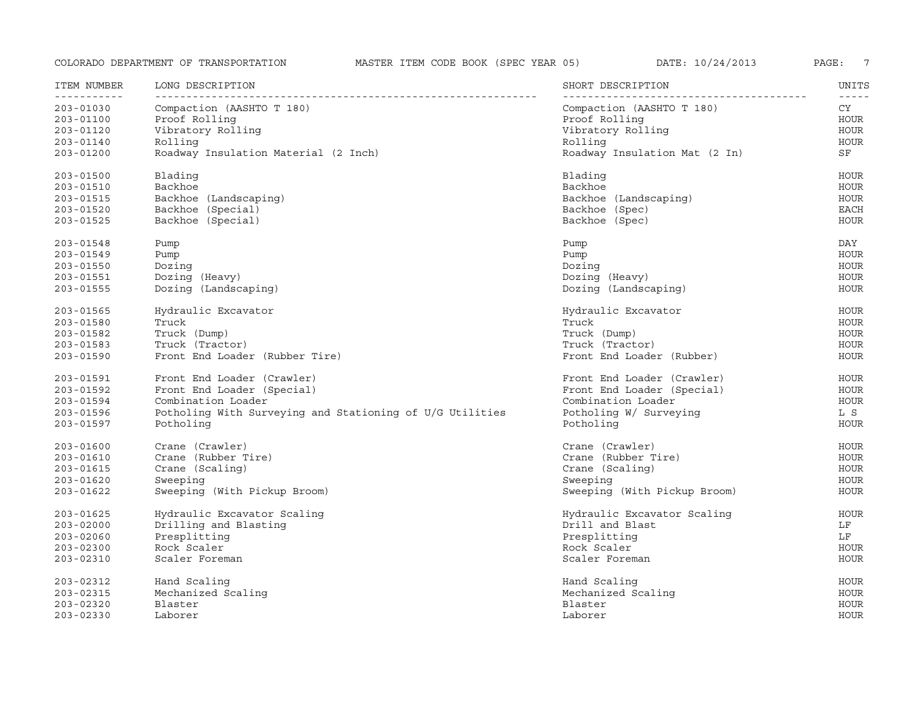| ITEM NUMBER | LONG DESCRIPTION | SHORT DESCRIPTION | UNITS |
|---|---|---|---|
| 203-01030 | Compaction (AASHTO T 180) | Compaction (AASHTO T 180) | CY |
| 203-01100 | Proof Rolling | Proof Rolling | HOUR |
| 203-01120 | Vibratory Rolling | Vibratory Rolling | HOUR |
| 203-01140 | Rolling | Rolling | HOUR |
| 203-01200 | Roadway Insulation Material (2 Inch) | Roadway Insulation Mat (2 In) | SF |
| 203-01500 | Blading | Blading | HOUR |
| 203-01510 | Backhoe | Backhoe | HOUR |
| 203-01515 | Backhoe (Landscaping) | Backhoe (Landscaping) | HOUR |
| 203-01520 | Backhoe (Special) | Backhoe (Spec) | EACH |
| 203-01525 | Backhoe (Special) | Backhoe (Spec) | HOUR |
| 203-01548 | Pump | Pump | DAY |
| 203-01549 | Pump | Pump | HOUR |
| 203-01550 | Dozing | Dozing | HOUR |
| 203-01551 | Dozing (Heavy) | Dozing (Heavy) | HOUR |
| 203-01555 | Dozing (Landscaping) | Dozing (Landscaping) | HOUR |
| 203-01565 | Hydraulic Excavator | Hydraulic Excavator | HOUR |
| 203-01580 | Truck | Truck | HOUR |
| 203-01582 | Truck (Dump) | Truck (Dump) | HOUR |
| 203-01583 | Truck (Tractor) | Truck (Tractor) | HOUR |
| 203-01590 | Front End Loader (Rubber Tire) | Front End Loader (Rubber) | HOUR |
| 203-01591 | Front End Loader (Crawler) | Front End Loader (Crawler) | HOUR |
| 203-01592 | Front End Loader (Special) | Front End Loader (Special) | HOUR |
| 203-01594 | Combination Loader | Combination Loader | HOUR |
| 203-01596 | Potholing With Surveying and Stationing of U/G Utilities | Potholing W/ Surveying | L S |
| 203-01597 | Potholing | Potholing | HOUR |
| 203-01600 | Crane (Crawler) | Crane (Crawler) | HOUR |
| 203-01610 | Crane (Rubber Tire) | Crane (Rubber Tire) | HOUR |
| 203-01615 | Crane (Scaling) | Crane (Scaling) | HOUR |
| 203-01620 | Sweeping | Sweeping | HOUR |
| 203-01622 | Sweeping (With Pickup Broom) | Sweeping (With Pickup Broom) | HOUR |
| 203-01625 | Hydraulic Excavator Scaling | Hydraulic Excavator Scaling | HOUR |
| 203-02000 | Drilling and Blasting | Drill and Blast | LF |
| 203-02060 | Presplitting | Presplitting | LF |
| 203-02300 | Rock Scaler | Rock Scaler | HOUR |
| 203-02310 | Scaler Foreman | Scaler Foreman | HOUR |
| 203-02312 | Hand Scaling | Hand Scaling | HOUR |
| 203-02315 | Mechanized Scaling | Mechanized Scaling | HOUR |
| 203-02320 | Blaster | Blaster | HOUR |
| 203-02330 | Laborer | Laborer | HOUR |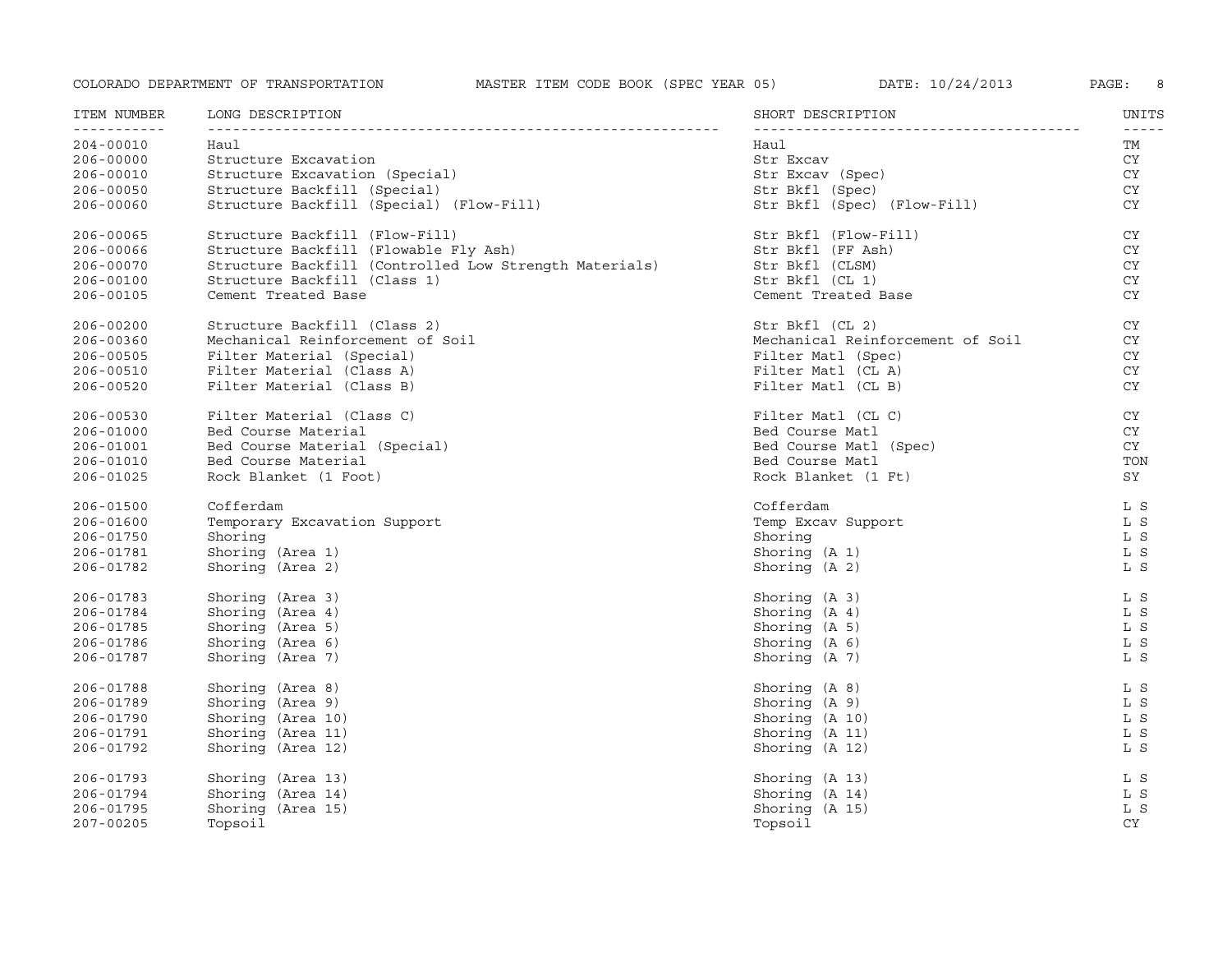| ITEM NUMBER | LONG DESCRIPTION | SHORT DESCRIPTION | UNITS |
|---|---|---|---|
| 204-00010 | Haul | Haul | TM |
| 206-00000 | Structure Excavation | Str Excav | CY |
| 206-00010 | Structure Excavation (Special) | Str Excav (Spec) | CY |
| 206-00050 | Structure Backfill (Special) | Str Bkfl (Spec) | CY |
| 206-00060 | Structure Backfill (Special) (Flow-Fill) | Str Bkfl (Spec) (Flow-Fill) | CY |
| 206-00065 | Structure Backfill (Flow-Fill) | Str Bkfl (Flow-Fill) | CY |
| 206-00066 | Structure Backfill (Flowable Fly Ash) | Str Bkfl (FF Ash) | CY |
| 206-00070 | Structure Backfill (Controlled Low Strength Materials) | Str Bkfl (CLSM) | CY |
| 206-00100 | Structure Backfill (Class 1) | Str Bkfl (CL 1) | CY |
| 206-00105 | Cement Treated Base | Cement Treated Base | CY |
| 206-00200 | Structure Backfill (Class 2) | Str Bkfl (CL 2) | CY |
| 206-00360 | Mechanical Reinforcement of Soil | Mechanical Reinforcement of Soil | CY |
| 206-00505 | Filter Material (Special) | Filter Matl (Spec) | CY |
| 206-00510 | Filter Material (Class A) | Filter Matl (CL A) | CY |
| 206-00520 | Filter Material (Class B) | Filter Matl (CL B) | CY |
| 206-00530 | Filter Material (Class C) | Filter Matl (CL C) | CY |
| 206-01000 | Bed Course Material | Bed Course Matl | CY |
| 206-01001 | Bed Course Material (Special) | Bed Course Matl (Spec) | CY |
| 206-01010 | Bed Course Material | Bed Course Matl | TON |
| 206-01025 | Rock Blanket (1 Foot) | Rock Blanket (1 Ft) | SY |
| 206-01500 | Cofferdam | Cofferdam | L S |
| 206-01600 | Temporary Excavation Support | Temp Excav Support | L S |
| 206-01750 | Shoring | Shoring | L S |
| 206-01781 | Shoring (Area 1) | Shoring (A 1) | L S |
| 206-01782 | Shoring (Area 2) | Shoring (A 2) | L S |
| 206-01783 | Shoring (Area 3) | Shoring (A 3) | L S |
| 206-01784 | Shoring (Area 4) | Shoring (A 4) | L S |
| 206-01785 | Shoring (Area 5) | Shoring (A 5) | L S |
| 206-01786 | Shoring (Area 6) | Shoring (A 6) | L S |
| 206-01787 | Shoring (Area 7) | Shoring (A 7) | L S |
| 206-01788 | Shoring (Area 8) | Shoring (A 8) | L S |
| 206-01789 | Shoring (Area 9) | Shoring (A 9) | L S |
| 206-01790 | Shoring (Area 10) | Shoring (A 10) | L S |
| 206-01791 | Shoring (Area 11) | Shoring (A 11) | L S |
| 206-01792 | Shoring (Area 12) | Shoring (A 12) | L S |
| 206-01793 | Shoring (Area 13) | Shoring (A 13) | L S |
| 206-01794 | Shoring (Area 14) | Shoring (A 14) | L S |
| 206-01795 | Shoring (Area 15) | Shoring (A 15) | L S |
| 207-00205 | Topsoil | Topsoil | CY |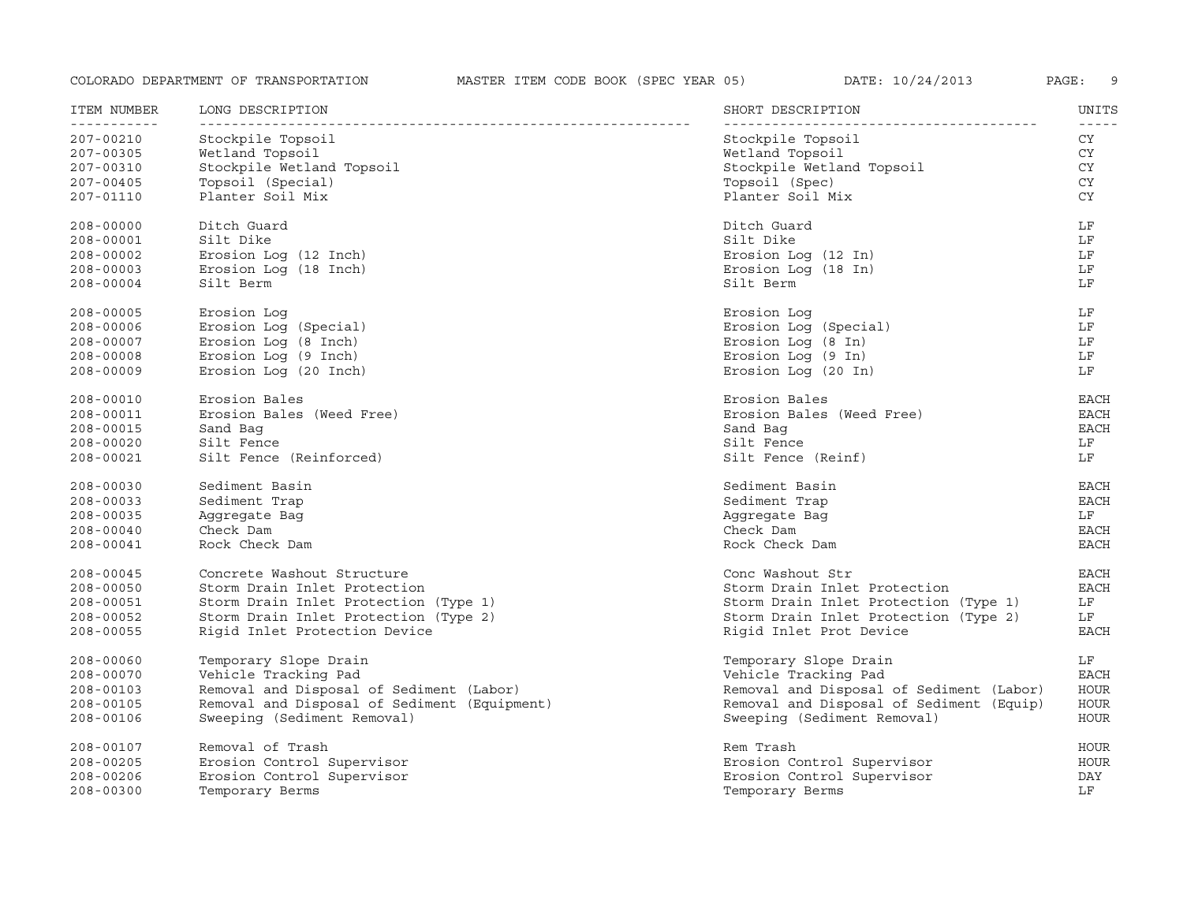| ITEM NUMBER | LONG DESCRIPTION | SHORT DESCRIPTION | UNITS |
|---|---|---|---|
| 207-00210 | Stockpile Topsoil | Stockpile Topsoil | CY |
| 207-00305 | Wetland Topsoil | Wetland Topsoil | CY |
| 207-00310 | Stockpile Wetland Topsoil | Stockpile Wetland Topsoil | CY |
| 207-00405 | Topsoil (Special) | Topsoil (Spec) | CY |
| 207-01110 | Planter Soil Mix | Planter Soil Mix | CY |
| 208-00000 | Ditch Guard | Ditch Guard | LF |
| 208-00001 | Silt Dike | Silt Dike | LF |
| 208-00002 | Erosion Log (12 Inch) | Erosion Log (12 In) | LF |
| 208-00003 | Erosion Log (18 Inch) | Erosion Log (18 In) | LF |
| 208-00004 | Silt Berm | Silt Berm | LF |
| 208-00005 | Erosion Log | Erosion Log | LF |
| 208-00006 | Erosion Log (Special) | Erosion Log (Special) | LF |
| 208-00007 | Erosion Log (8 Inch) | Erosion Log (8 In) | LF |
| 208-00008 | Erosion Log (9 Inch) | Erosion Log (9 In) | LF |
| 208-00009 | Erosion Log (20 Inch) | Erosion Log (20 In) | LF |
| 208-00010 | Erosion Bales | Erosion Bales | EACH |
| 208-00011 | Erosion Bales (Weed Free) | Erosion Bales (Weed Free) | EACH |
| 208-00015 | Sand Bag | Sand Bag | EACH |
| 208-00020 | Silt Fence | Silt Fence | LF |
| 208-00021 | Silt Fence (Reinforced) | Silt Fence (Reinf) | LF |
| 208-00030 | Sediment Basin | Sediment Basin | EACH |
| 208-00033 | Sediment Trap | Sediment Trap | EACH |
| 208-00035 | Aggregate Bag | Aggregate Bag | LF |
| 208-00040 | Check Dam | Check Dam | EACH |
| 208-00041 | Rock Check Dam | Rock Check Dam | EACH |
| 208-00045 | Concrete Washout Structure | Conc Washout Str | EACH |
| 208-00050 | Storm Drain Inlet Protection | Storm Drain Inlet Protection | EACH |
| 208-00051 | Storm Drain Inlet Protection (Type 1) | Storm Drain Inlet Protection (Type 1) | LF |
| 208-00052 | Storm Drain Inlet Protection (Type 2) | Storm Drain Inlet Protection (Type 2) | LF |
| 208-00055 | Rigid Inlet Protection Device | Rigid Inlet Prot Device | EACH |
| 208-00060 | Temporary Slope Drain | Temporary Slope Drain | LF |
| 208-00070 | Vehicle Tracking Pad | Vehicle Tracking Pad | EACH |
| 208-00103 | Removal and Disposal of Sediment (Labor) | Removal and Disposal of Sediment (Labor) | HOUR |
| 208-00105 | Removal and Disposal of Sediment (Equipment) | Removal and Disposal of Sediment (Equip) | HOUR |
| 208-00106 | Sweeping (Sediment Removal) | Sweeping (Sediment Removal) | HOUR |
| 208-00107 | Removal of Trash | Rem Trash | HOUR |
| 208-00205 | Erosion Control Supervisor | Erosion Control Supervisor | HOUR |
| 208-00206 | Erosion Control Supervisor | Erosion Control Supervisor | DAY |
| 208-00300 | Temporary Berms | Temporary Berms | LF |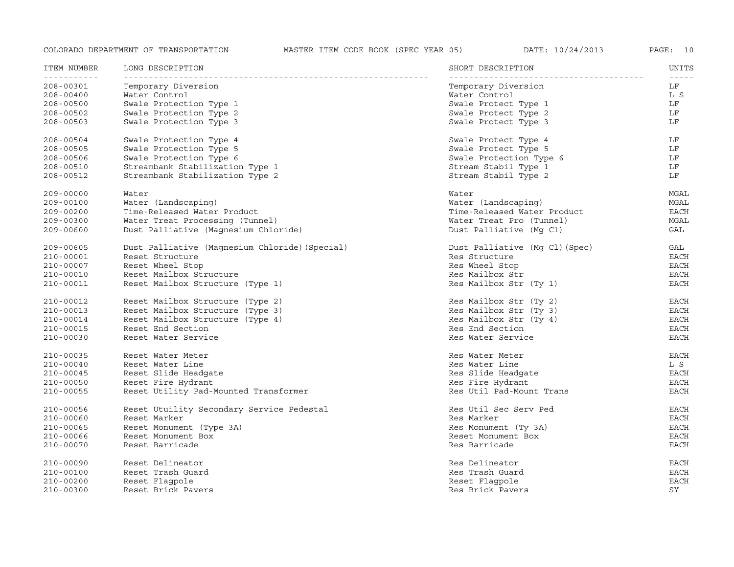| ITEM NUMBER | LONG DESCRIPTION | SHORT DESCRIPTION | UNITS |
|---|---|---|---|
| 208-00301 | Temporary Diversion | Temporary Diversion | LF |
| 208-00400 | Water Control | Water Control | L S |
| 208-00500 | Swale Protection Type 1 | Swale Protect Type 1 | LF |
| 208-00502 | Swale Protection Type 2 | Swale Protect Type 2 | LF |
| 208-00503 | Swale Protection Type 3 | Swale Protect Type 3 | LF |
| 208-00504 | Swale Protection Type 4 | Swale Protect Type 4 | LF |
| 208-00505 | Swale Protection Type 5 | Swale Protect Type 5 | LF |
| 208-00506 | Swale Protection Type 6 | Swale Protection Type 6 | LF |
| 208-00510 | Streambank Stabilization Type 1 | Stream Stabil Type 1 | LF |
| 208-00512 | Streambank Stabilization Type 2 | Stream Stabil Type 2 | LF |
| 209-00000 | Water | Water | MGAL |
| 209-00100 | Water (Landscaping) | Water (Landscaping) | MGAL |
| 209-00200 | Time-Released Water Product | Time-Released Water Product | EACH |
| 209-00300 | Water Treat Processing (Tunnel) | Water Treat Pro (Tunnel) | MGAL |
| 209-00600 | Dust Palliative (Magnesium Chloride) | Dust Palliative (Mg Cl) | GAL |
| 209-00605 | Dust Palliative (Magnesium Chloride)(Special) | Dust Palliative (Mg Cl)(Spec) | GAL |
| 210-00001 | Reset Structure | Res Structure | EACH |
| 210-00007 | Reset Wheel Stop | Res Wheel Stop | EACH |
| 210-00010 | Reset Mailbox Structure | Res Mailbox Str | EACH |
| 210-00011 | Reset Mailbox Structure (Type 1) | Res Mailbox Str (Ty 1) | EACH |
| 210-00012 | Reset Mailbox Structure (Type 2) | Res Mailbox Str (Ty 2) | EACH |
| 210-00013 | Reset Mailbox Structure (Type 3) | Res Mailbox Str (Ty 3) | EACH |
| 210-00014 | Reset Mailbox Structure (Type 4) | Res Mailbox Str (Ty 4) | EACH |
| 210-00015 | Reset End Section | Res End Section | EACH |
| 210-00030 | Reset Water Service | Res Water Service | EACH |
| 210-00035 | Reset Water Meter | Res Water Meter | EACH |
| 210-00040 | Reset Water Line | Res Water Line | L S |
| 210-00045 | Reset Slide Headgate | Res Slide Headgate | EACH |
| 210-00050 | Reset Fire Hydrant | Res Fire Hydrant | EACH |
| 210-00055 | Reset Utility Pad-Mounted Transformer | Res Util Pad-Mount Trans | EACH |
| 210-00056 | Reset Utuility Secondary Service Pedestal | Res Util Sec Serv Ped | EACH |
| 210-00060 | Reset Marker | Res Marker | EACH |
| 210-00065 | Reset Monument (Type 3A) | Res Monument (Ty 3A) | EACH |
| 210-00066 | Reset Monument Box | Reset Monument Box | EACH |
| 210-00070 | Reset Barricade | Res Barricade | EACH |
| 210-00090 | Reset Delineator | Res Delineator | EACH |
| 210-00100 | Reset Trash Guard | Res Trash Guard | EACH |
| 210-00200 | Reset Flagpole | Reset Flagpole | EACH |
| 210-00300 | Reset Brick Pavers | Res Brick Pavers | SY |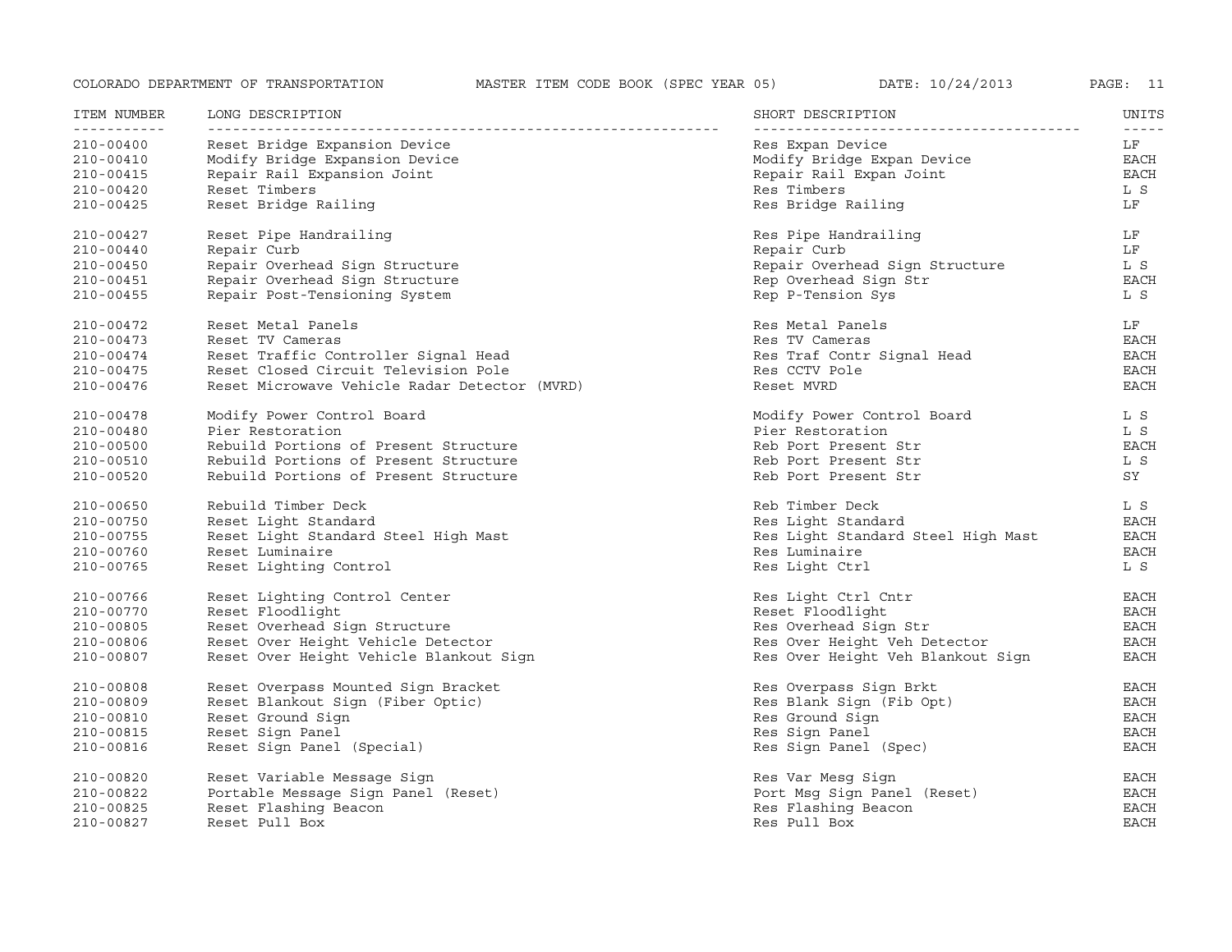| ITEM NUMBER | LONG DESCRIPTION | SHORT DESCRIPTION | UNITS |
|---|---|---|---|
| 210-00400 | Reset Bridge Expansion Device | Res Expan Device | LF |
| 210-00410 | Modify Bridge Expansion Device | Modify Bridge Expan Device | EACH |
| 210-00415 | Repair Rail Expansion Joint | Repair Rail Expan Joint | EACH |
| 210-00420 | Reset Timbers | Res Timbers | L S |
| 210-00425 | Reset Bridge Railing | Res Bridge Railing | LF |
| 210-00427 | Reset Pipe Handrailing | Res Pipe Handrailing | LF |
| 210-00440 | Repair Curb | Repair Curb | LF |
| 210-00450 | Repair Overhead Sign Structure | Repair Overhead Sign Structure | L S |
| 210-00451 | Repair Overhead Sign Structure | Rep Overhead Sign Str | EACH |
| 210-00455 | Repair Post-Tensioning System | Rep P-Tension Sys | L S |
| 210-00472 | Reset Metal Panels | Res Metal Panels | LF |
| 210-00473 | Reset TV Cameras | Res TV Cameras | EACH |
| 210-00474 | Reset Traffic Controller Signal Head | Res Traf Contr Signal Head | EACH |
| 210-00475 | Reset Closed Circuit Television Pole | Res CCTV Pole | EACH |
| 210-00476 | Reset Microwave Vehicle Radar Detector (MVRD) | Reset MVRD | EACH |
| 210-00478 | Modify Power Control Board | Modify Power Control Board | L S |
| 210-00480 | Pier Restoration | Pier Restoration | L S |
| 210-00500 | Rebuild Portions of Present Structure | Reb Port Present Str | EACH |
| 210-00510 | Rebuild Portions of Present Structure | Reb Port Present Str | L S |
| 210-00520 | Rebuild Portions of Present Structure | Reb Port Present Str | SY |
| 210-00650 | Rebuild Timber Deck | Reb Timber Deck | L S |
| 210-00750 | Reset Light Standard | Res Light Standard | EACH |
| 210-00755 | Reset Light Standard Steel High Mast | Res Light Standard Steel High Mast | EACH |
| 210-00760 | Reset Luminaire | Res Luminaire | EACH |
| 210-00765 | Reset Lighting Control | Res Light Ctrl | L S |
| 210-00766 | Reset Lighting Control Center | Res Light Ctrl Cntr | EACH |
| 210-00770 | Reset Floodlight | Reset Floodlight | EACH |
| 210-00805 | Reset Overhead Sign Structure | Res Overhead Sign Str | EACH |
| 210-00806 | Reset Over Height Vehicle Detector | Res Over Height Veh Detector | EACH |
| 210-00807 | Reset Over Height Vehicle Blankout Sign | Res Over Height Veh Blankout Sign | EACH |
| 210-00808 | Reset Overpass Mounted Sign Bracket | Res Overpass Sign Brkt | EACH |
| 210-00809 | Reset Blankout Sign (Fiber Optic) | Res Blank Sign (Fib Opt) | EACH |
| 210-00810 | Reset Ground Sign | Res Ground Sign | EACH |
| 210-00815 | Reset Sign Panel | Res Sign Panel | EACH |
| 210-00816 | Reset Sign Panel (Special) | Res Sign Panel (Spec) | EACH |
| 210-00820 | Reset Variable Message Sign | Res Var Mesg Sign | EACH |
| 210-00822 | Portable Message Sign Panel (Reset) | Port Msg Sign Panel (Reset) | EACH |
| 210-00825 | Reset Flashing Beacon | Res Flashing Beacon | EACH |
| 210-00827 | Reset Pull Box | Res Pull Box | EACH |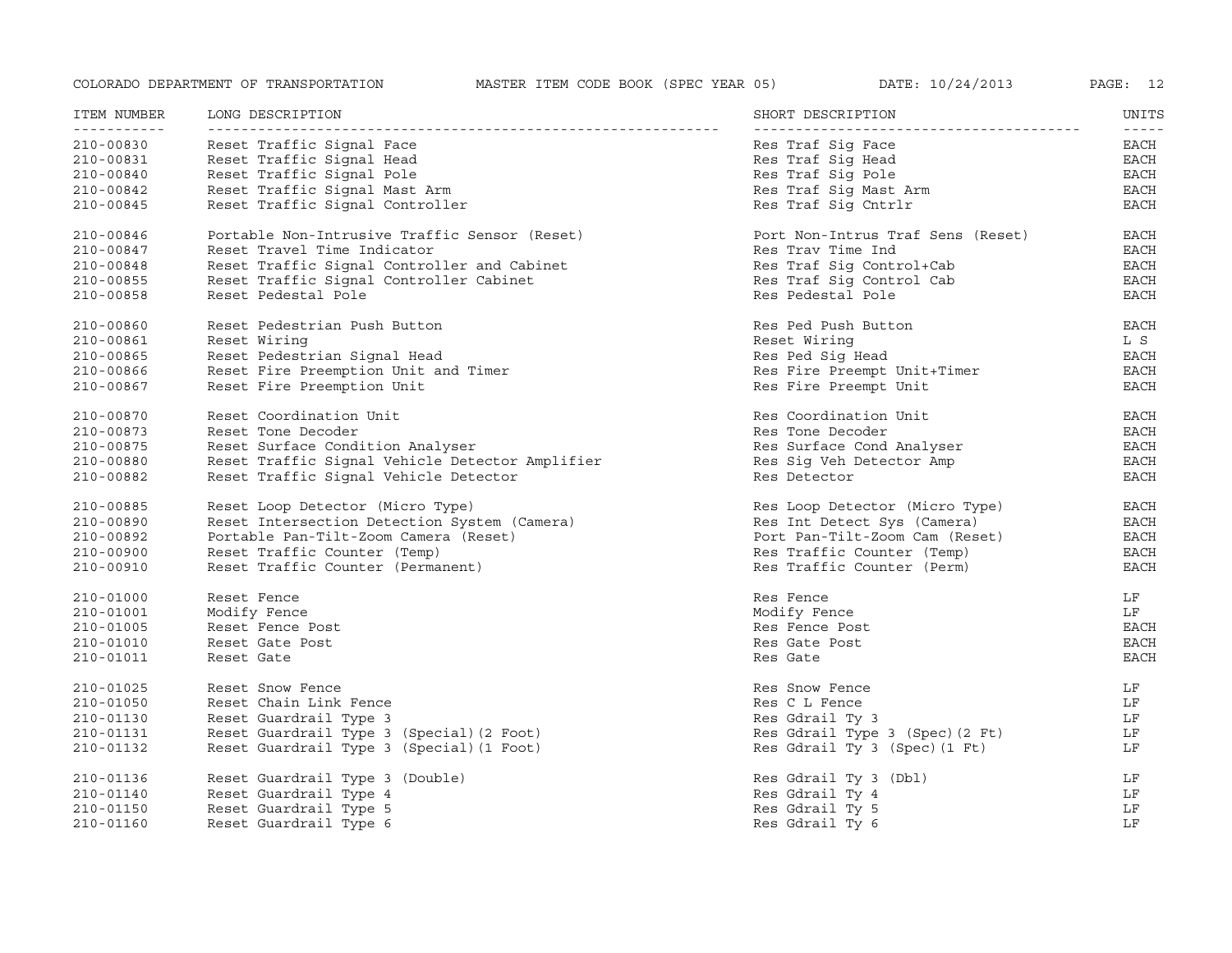| ITEM NUMBER | LONG DESCRIPTION | SHORT DESCRIPTION | UNITS |
| --- | --- | --- | --- |
| 210-00830 | Reset Traffic Signal Face | Res Traf Sig Face | EACH |
| 210-00831 | Reset Traffic Signal Head | Res Traf Sig Head | EACH |
| 210-00840 | Reset Traffic Signal Pole | Res Traf Sig Pole | EACH |
| 210-00842 | Reset Traffic Signal Mast Arm | Res Traf Sig Mast Arm | EACH |
| 210-00845 | Reset Traffic Signal Controller | Res Traf Sig Cntrlr | EACH |
| 210-00846 | Portable Non-Intrusive Traffic Sensor (Reset) | Port Non-Intrus Traf Sens (Reset) | EACH |
| 210-00847 | Reset Travel Time Indicator | Res Trav Time Ind | EACH |
| 210-00848 | Reset Traffic Signal Controller and Cabinet | Res Traf Sig Control+Cab | EACH |
| 210-00855 | Reset Traffic Signal Controller Cabinet | Res Traf Sig Control Cab | EACH |
| 210-00858 | Reset Pedestal Pole | Res Pedestal Pole | EACH |
| 210-00860 | Reset Pedestrian Push Button | Res Ped Push Button | EACH |
| 210-00861 | Reset Wiring | Reset Wiring | L S |
| 210-00865 | Reset Pedestrian Signal Head | Res Ped Sig Head | EACH |
| 210-00866 | Reset Fire Preemption Unit and Timer | Res Fire Preempt Unit+Timer | EACH |
| 210-00867 | Reset Fire Preemption Unit | Res Fire Preempt Unit | EACH |
| 210-00870 | Reset Coordination Unit | Res Coordination Unit | EACH |
| 210-00873 | Reset Tone Decoder | Res Tone Decoder | EACH |
| 210-00875 | Reset Surface Condition Analyser | Res Surface Cond Analyser | EACH |
| 210-00880 | Reset Traffic Signal Vehicle Detector Amplifier | Res Sig Veh Detector Amp | EACH |
| 210-00882 | Reset Traffic Signal Vehicle Detector | Res Detector | EACH |
| 210-00885 | Reset Loop Detector (Micro Type) | Res Loop Detector (Micro Type) | EACH |
| 210-00890 | Reset Intersection Detection System (Camera) | Res Int Detect Sys (Camera) | EACH |
| 210-00892 | Portable Pan-Tilt-Zoom Camera (Reset) | Port Pan-Tilt-Zoom Cam (Reset) | EACH |
| 210-00900 | Reset Traffic Counter (Temp) | Res Traffic Counter (Temp) | EACH |
| 210-00910 | Reset Traffic Counter (Permanent) | Res Traffic Counter (Perm) | EACH |
| 210-01000 | Reset Fence | Res Fence | LF |
| 210-01001 | Modify Fence | Modify Fence | LF |
| 210-01005 | Reset Fence Post | Res Fence Post | EACH |
| 210-01010 | Reset Gate Post | Res Gate Post | EACH |
| 210-01011 | Reset Gate | Res Gate | EACH |
| 210-01025 | Reset Snow Fence | Res Snow Fence | LF |
| 210-01050 | Reset Chain Link Fence | Res C L Fence | LF |
| 210-01130 | Reset Guardrail Type 3 | Res Gdrail Ty 3 | LF |
| 210-01131 | Reset Guardrail Type 3 (Special)(2 Foot) | Res Gdrail Type 3 (Spec)(2 Ft) | LF |
| 210-01132 | Reset Guardrail Type 3 (Special)(1 Foot) | Res Gdrail Ty 3 (Spec)(1 Ft) | LF |
| 210-01136 | Reset Guardrail Type 3 (Double) | Res Gdrail Ty 3 (Dbl) | LF |
| 210-01140 | Reset Guardrail Type 4 | Res Gdrail Ty 4 | LF |
| 210-01150 | Reset Guardrail Type 5 | Res Gdrail Ty 5 | LF |
| 210-01160 | Reset Guardrail Type 6 | Res Gdrail Ty 6 | LF |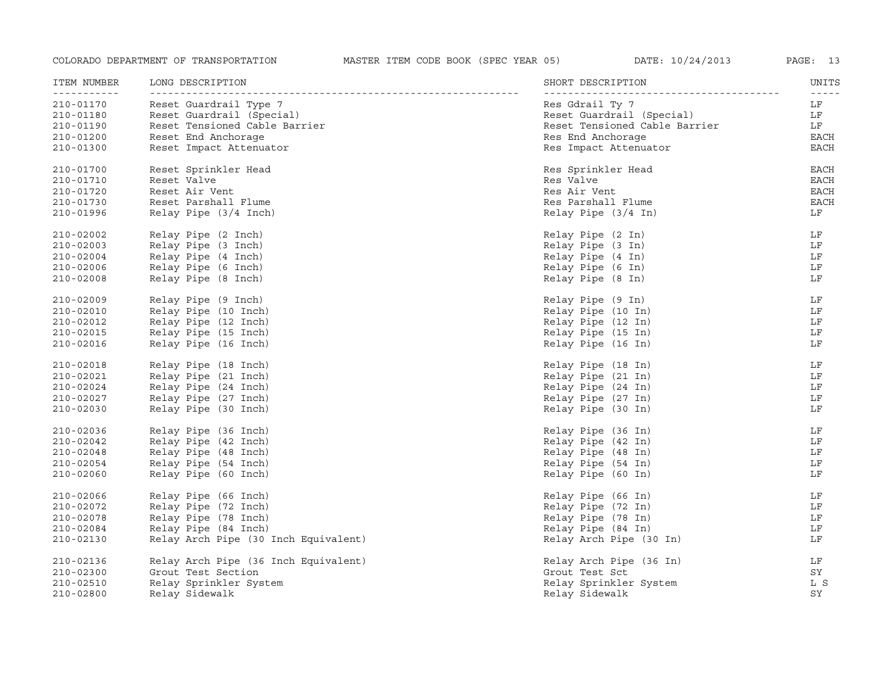| ITEM NUMBER | LONG DESCRIPTION | SHORT DESCRIPTION | UNITS |
|---|---|---|---|
| 210-01170 | Reset Guardrail Type 7 | Res Gdrail Ty 7 | LF |
| 210-01180 | Reset Guardrail (Special) | Reset Guardrail (Special) | LF |
| 210-01190 | Reset Tensioned Cable Barrier | Reset Tensioned Cable Barrier | LF |
| 210-01200 | Reset End Anchorage | Res End Anchorage | EACH |
| 210-01300 | Reset Impact Attenuator | Res Impact Attenuator | EACH |
| 210-01700 | Reset Sprinkler Head | Res Sprinkler Head | EACH |
| 210-01710 | Reset Valve | Res Valve | EACH |
| 210-01720 | Reset Air Vent | Res Air Vent | EACH |
| 210-01730 | Reset Parshall Flume | Res Parshall Flume | EACH |
| 210-01996 | Relay Pipe (3/4 Inch) | Relay Pipe (3/4 In) | LF |
| 210-02002 | Relay Pipe (2 Inch) | Relay Pipe (2 In) | LF |
| 210-02003 | Relay Pipe (3 Inch) | Relay Pipe (3 In) | LF |
| 210-02004 | Relay Pipe (4 Inch) | Relay Pipe (4 In) | LF |
| 210-02006 | Relay Pipe (6 Inch) | Relay Pipe (6 In) | LF |
| 210-02008 | Relay Pipe (8 Inch) | Relay Pipe (8 In) | LF |
| 210-02009 | Relay Pipe (9 Inch) | Relay Pipe (9 In) | LF |
| 210-02010 | Relay Pipe (10 Inch) | Relay Pipe (10 In) | LF |
| 210-02012 | Relay Pipe (12 Inch) | Relay Pipe (12 In) | LF |
| 210-02015 | Relay Pipe (15 Inch) | Relay Pipe (15 In) | LF |
| 210-02016 | Relay Pipe (16 Inch) | Relay Pipe (16 In) | LF |
| 210-02018 | Relay Pipe (18 Inch) | Relay Pipe (18 In) | LF |
| 210-02021 | Relay Pipe (21 Inch) | Relay Pipe (21 In) | LF |
| 210-02024 | Relay Pipe (24 Inch) | Relay Pipe (24 In) | LF |
| 210-02027 | Relay Pipe (27 Inch) | Relay Pipe (27 In) | LF |
| 210-02030 | Relay Pipe (30 Inch) | Relay Pipe (30 In) | LF |
| 210-02036 | Relay Pipe (36 Inch) | Relay Pipe (36 In) | LF |
| 210-02042 | Relay Pipe (42 Inch) | Relay Pipe (42 In) | LF |
| 210-02048 | Relay Pipe (48 Inch) | Relay Pipe (48 In) | LF |
| 210-02054 | Relay Pipe (54 Inch) | Relay Pipe (54 In) | LF |
| 210-02060 | Relay Pipe (60 Inch) | Relay Pipe (60 In) | LF |
| 210-02066 | Relay Pipe (66 Inch) | Relay Pipe (66 In) | LF |
| 210-02072 | Relay Pipe (72 Inch) | Relay Pipe (72 In) | LF |
| 210-02078 | Relay Pipe (78 Inch) | Relay Pipe (78 In) | LF |
| 210-02084 | Relay Pipe (84 Inch) | Relay Pipe (84 In) | LF |
| 210-02130 | Relay Arch Pipe (30 Inch Equivalent) | Relay Arch Pipe (30 In) | LF |
| 210-02136 | Relay Arch Pipe (36 Inch Equivalent) | Relay Arch Pipe (36 In) | LF |
| 210-02300 | Grout Test Section | Grout Test Sct | SY |
| 210-02510 | Relay Sprinkler System | Relay Sprinkler System | L S |
| 210-02800 | Relay Sidewalk | Relay Sidewalk | SY |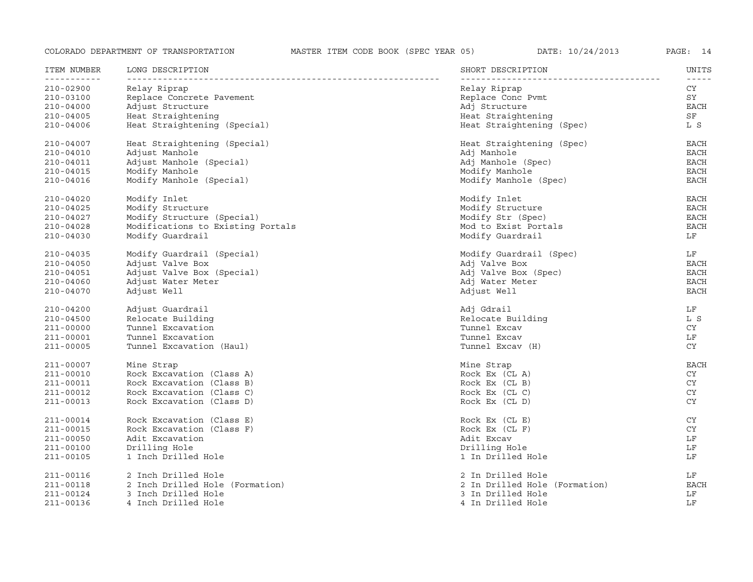| ITEM NUMBER | LONG DESCRIPTION | SHORT DESCRIPTION | UNITS |
|---|---|---|---|
| 210-02900 | Relay Riprap | Relay Riprap | CY |
| 210-03100 | Replace Concrete Pavement | Replace Conc Pvmt | SY |
| 210-04000 | Adjust Structure | Adj Structure | EACH |
| 210-04005 | Heat Straightening | Heat Straightening | SF |
| 210-04006 | Heat Straightening (Special) | Heat Straightening (Spec) | L S |
| 210-04007 | Heat Straightening (Special) | Heat Straightening (Spec) | EACH |
| 210-04010 | Adjust Manhole | Adj Manhole | EACH |
| 210-04011 | Adjust Manhole (Special) | Adj Manhole (Spec) | EACH |
| 210-04015 | Modify Manhole | Modify Manhole | EACH |
| 210-04016 | Modify Manhole (Special) | Modify Manhole (Spec) | EACH |
| 210-04020 | Modify Inlet | Modify Inlet | EACH |
| 210-04025 | Modify Structure | Modify Structure | EACH |
| 210-04027 | Modify Structure (Special) | Modify Str (Spec) | EACH |
| 210-04028 | Modifications to Existing Portals | Mod to Exist Portals | EACH |
| 210-04030 | Modify Guardrail | Modify Guardrail | LF |
| 210-04035 | Modify Guardrail (Special) | Modify Guardrail (Spec) | LF |
| 210-04050 | Adjust Valve Box | Adj Valve Box | EACH |
| 210-04051 | Adjust Valve Box (Special) | Adj Valve Box (Spec) | EACH |
| 210-04060 | Adjust Water Meter | Adj Water Meter | EACH |
| 210-04070 | Adjust Well | Adjust Well | EACH |
| 210-04200 | Adjust Guardrail | Adj Gdrail | LF |
| 210-04500 | Relocate Building | Relocate Building | L S |
| 211-00000 | Tunnel Excavation | Tunnel Excav | CY |
| 211-00001 | Tunnel Excavation | Tunnel Excav | LF |
| 211-00005 | Tunnel Excavation (Haul) | Tunnel Excav (H) | CY |
| 211-00007 | Mine Strap | Mine Strap | EACH |
| 211-00010 | Rock Excavation (Class A) | Rock Ex (CL A) | CY |
| 211-00011 | Rock Excavation (Class B) | Rock Ex (CL B) | CY |
| 211-00012 | Rock Excavation (Class C) | Rock Ex (CL C) | CY |
| 211-00013 | Rock Excavation (Class D) | Rock Ex (CL D) | CY |
| 211-00014 | Rock Excavation (Class E) | Rock Ex (CL E) | CY |
| 211-00015 | Rock Excavation (Class F) | Rock Ex (CL F) | CY |
| 211-00050 | Adit Excavation | Adit Excav | LF |
| 211-00100 | Drilling Hole | Drilling Hole | LF |
| 211-00105 | 1 Inch Drilled Hole | 1 In Drilled Hole | LF |
| 211-00116 | 2 Inch Drilled Hole | 2 In Drilled Hole | LF |
| 211-00118 | 2 Inch Drilled Hole (Formation) | 2 In Drilled Hole (Formation) | EACH |
| 211-00124 | 3 Inch Drilled Hole | 3 In Drilled Hole | LF |
| 211-00136 | 4 Inch Drilled Hole | 4 In Drilled Hole | LF |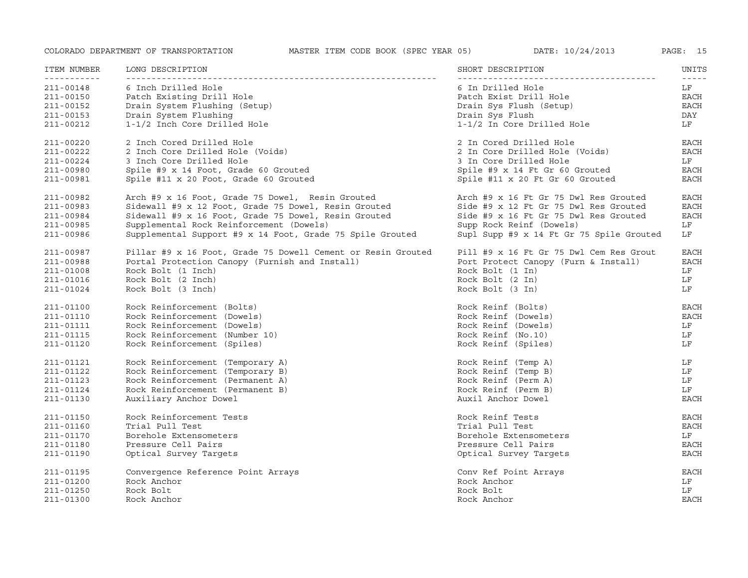| ITEM NUMBER | LONG DESCRIPTION | SHORT DESCRIPTION | UNITS |
|---|---|---|---|
| 211-00148 | 6 Inch Drilled Hole | 6 In Drilled Hole | LF |
| 211-00150 | Patch Existing Drill Hole | Patch Exist Drill Hole | EACH |
| 211-00152 | Drain System Flushing (Setup) | Drain Sys Flush (Setup) | EACH |
| 211-00153 | Drain System Flushing | Drain Sys Flush | DAY |
| 211-00212 | 1-1/2 Inch Core Drilled Hole | 1-1/2 In Core Drilled Hole | LF |
| 211-00220 | 2 Inch Cored Drilled Hole | 2 In Cored Drilled Hole | EACH |
| 211-00222 | 2 Inch Core Drilled Hole (Voids) | 2 In Core Drilled Hole (Voids) | EACH |
| 211-00224 | 3 Inch Core Drilled Hole | 3 In Core Drilled Hole | LF |
| 211-00980 | Spile #9 x 14 Foot, Grade 60 Grouted | Spile #9 x 14 Ft Gr 60 Grouted | EACH |
| 211-00981 | Spile #11 x 20 Foot, Grade 60 Grouted | Spile #11 x 20 Ft Gr 60 Grouted | EACH |
| 211-00982 | Arch #9 x 16 Foot, Grade 75 Dowel, Resin Grouted | Arch #9 x 16 Ft Gr 75 Dwl Res Grouted | EACH |
| 211-00983 | Sidewall #9 x 12 Foot, Grade 75 Dowel, Resin Grouted | Side #9 x 12 Ft Gr 75 Dwl Res Grouted | EACH |
| 211-00984 | Sidewall #9 x 16 Foot, Grade 75 Dowel, Resin Grouted | Side #9 x 16 Ft Gr 75 Dwl Res Grouted | EACH |
| 211-00985 | Supplemental Rock Reinforcement (Dowels) | Supp Rock Reinf (Dowels) | LF |
| 211-00986 | Supplemental Support #9 x 14 Foot, Grade 75 Spile Grouted | Supl Supp #9 x 14 Ft Gr 75 Spile Grouted | LF |
| 211-00987 | Pillar #9 x 16 Foot, Grade 75 Dowell Cement or Resin Grouted | Pill #9 x 16 Ft Gr 75 Dwl Cem Res Grout | EACH |
| 211-00988 | Portal Protection Canopy (Furnish and Install) | Port Protect Canopy (Furn & Install) | EACH |
| 211-01008 | Rock Bolt (1 Inch) | Rock Bolt (1 In) | LF |
| 211-01016 | Rock Bolt (2 Inch) | Rock Bolt (2 In) | LF |
| 211-01024 | Rock Bolt (3 Inch) | Rock Bolt (3 In) | LF |
| 211-01100 | Rock Reinforcement (Bolts) | Rock Reinf (Bolts) | EACH |
| 211-01110 | Rock Reinforcement (Dowels) | Rock Reinf (Dowels) | EACH |
| 211-01111 | Rock Reinforcement (Dowels) | Rock Reinf (Dowels) | LF |
| 211-01115 | Rock Reinforcement (Number 10) | Rock Reinf (No.10) | LF |
| 211-01120 | Rock Reinforcement (Spiles) | Rock Reinf (Spiles) | LF |
| 211-01121 | Rock Reinforcement (Temporary A) | Rock Reinf (Temp A) | LF |
| 211-01122 | Rock Reinforcement (Temporary B) | Rock Reinf (Temp B) | LF |
| 211-01123 | Rock Reinforcement (Permanent A) | Rock Reinf (Perm A) | LF |
| 211-01124 | Rock Reinforcement (Permanent B) | Rock Reinf (Perm B) | LF |
| 211-01130 | Auxiliary Anchor Dowel | Auxil Anchor Dowel | EACH |
| 211-01150 | Rock Reinforcement Tests | Rock Reinf Tests | EACH |
| 211-01160 | Trial Pull Test | Trial Pull Test | EACH |
| 211-01170 | Borehole Extensometers | Borehole Extensometers | LF |
| 211-01180 | Pressure Cell Pairs | Pressure Cell Pairs | EACH |
| 211-01190 | Optical Survey Targets | Optical Survey Targets | EACH |
| 211-01195 | Convergence Reference Point Arrays | Conv Ref Point Arrays | EACH |
| 211-01200 | Rock Anchor | Rock Anchor | LF |
| 211-01250 | Rock Bolt | Rock Bolt | LF |
| 211-01300 | Rock Anchor | Rock Anchor | EACH |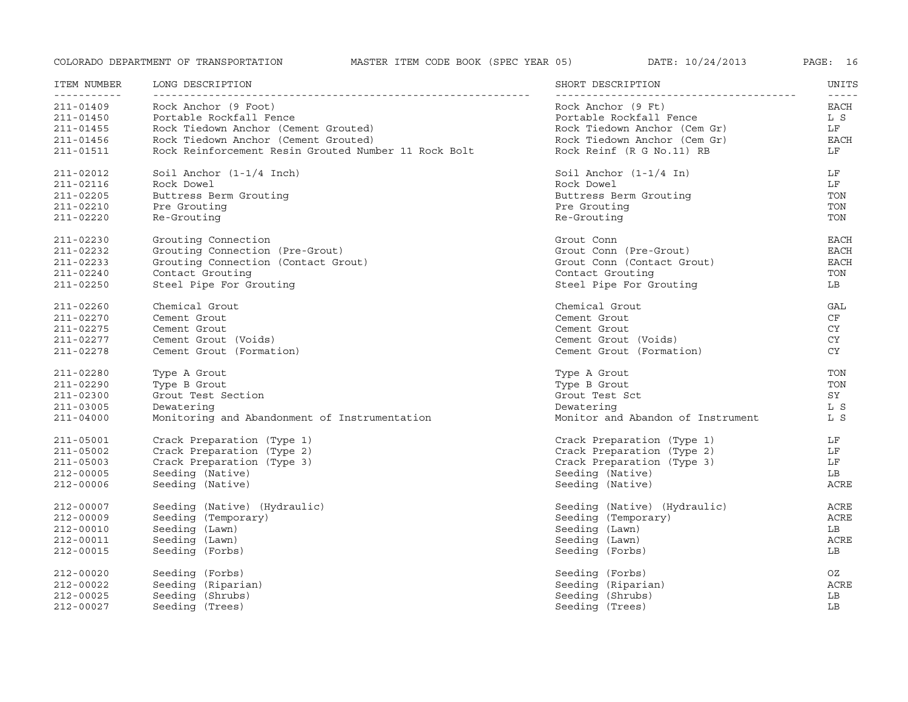| ITEM NUMBER | LONG DESCRIPTION | SHORT DESCRIPTION | UNITS |
|---|---|---|---|
| 211-01409 | Rock Anchor (9 Foot) | Rock Anchor (9 Ft) | EACH |
| 211-01450 | Portable Rockfall Fence | Portable Rockfall Fence | L S |
| 211-01455 | Rock Tiedown Anchor (Cement Grouted) | Rock Tiedown Anchor (Cem Gr) | LF |
| 211-01456 | Rock Tiedown Anchor (Cement Grouted) | Rock Tiedown Anchor (Cem Gr) | EACH |
| 211-01511 | Rock Reinforcement Resin Grouted Number 11 Rock Bolt | Rock Reinf (R G No.11) RB | LF |
| 211-02012 | Soil Anchor (1-1/4 Inch) | Soil Anchor (1-1/4 In) | LF |
| 211-02116 | Rock Dowel | Rock Dowel | LF |
| 211-02205 | Buttress Berm Grouting | Buttress Berm Grouting | TON |
| 211-02210 | Pre Grouting | Pre Grouting | TON |
| 211-02220 | Re-Grouting | Re-Grouting | TON |
| 211-02230 | Grouting Connection | Grout Conn | EACH |
| 211-02232 | Grouting Connection (Pre-Grout) | Grout Conn (Pre-Grout) | EACH |
| 211-02233 | Grouting Connection (Contact Grout) | Grout Conn (Contact Grout) | EACH |
| 211-02240 | Contact Grouting | Contact Grouting | TON |
| 211-02250 | Steel Pipe For Grouting | Steel Pipe For Grouting | LB |
| 211-02260 | Chemical Grout | Chemical Grout | GAL |
| 211-02270 | Cement Grout | Cement Grout | CF |
| 211-02275 | Cement Grout | Cement Grout | CY |
| 211-02277 | Cement Grout (Voids) | Cement Grout (Voids) | CY |
| 211-02278 | Cement Grout (Formation) | Cement Grout (Formation) | CY |
| 211-02280 | Type A Grout | Type A Grout | TON |
| 211-02290 | Type B Grout | Type B Grout | TON |
| 211-02300 | Grout Test Section | Grout Test Sct | SY |
| 211-03005 | Dewatering | Dewatering | L S |
| 211-04000 | Monitoring and Abandonment of Instrumentation | Monitor and Abandon of Instrument | L S |
| 211-05001 | Crack Preparation (Type 1) | Crack Preparation (Type 1) | LF |
| 211-05002 | Crack Preparation (Type 2) | Crack Preparation (Type 2) | LF |
| 211-05003 | Crack Preparation (Type 3) | Crack Preparation (Type 3) | LF |
| 212-00005 | Seeding (Native) | Seeding (Native) | LB |
| 212-00006 | Seeding (Native) | Seeding (Native) | ACRE |
| 212-00007 | Seeding (Native) (Hydraulic) | Seeding (Native) (Hydraulic) | ACRE |
| 212-00009 | Seeding (Temporary) | Seeding (Temporary) | ACRE |
| 212-00010 | Seeding (Lawn) | Seeding (Lawn) | LB |
| 212-00011 | Seeding (Lawn) | Seeding (Lawn) | ACRE |
| 212-00015 | Seeding (Forbs) | Seeding (Forbs) | LB |
| 212-00020 | Seeding (Forbs) | Seeding (Forbs) | OZ |
| 212-00022 | Seeding (Riparian) | Seeding (Riparian) | ACRE |
| 212-00025 | Seeding (Shrubs) | Seeding (Shrubs) | LB |
| 212-00027 | Seeding (Trees) | Seeding (Trees) | LB |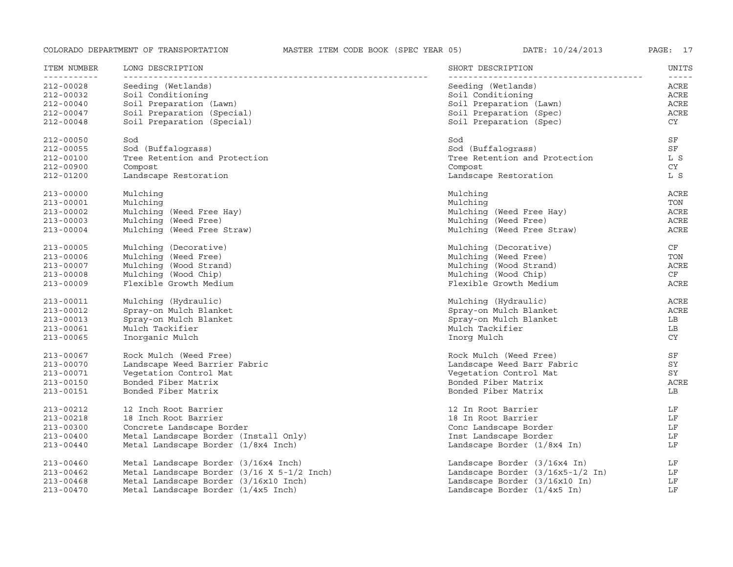| ITEM NUMBER | LONG DESCRIPTION | SHORT DESCRIPTION | UNITS |
|---|---|---|---|
| 212-00028 | Seeding (Wetlands) | Seeding (Wetlands) | ACRE |
| 212-00032 | Soil Conditioning | Soil Conditioning | ACRE |
| 212-00040 | Soil Preparation (Lawn) | Soil Preparation (Lawn) | ACRE |
| 212-00047 | Soil Preparation (Special) | Soil Preparation (Spec) | ACRE |
| 212-00048 | Soil Preparation (Special) | Soil Preparation (Spec) | CY |
| 212-00050 | Sod | Sod | SF |
| 212-00055 | Sod (Buffalograss) | Sod (Buffalograss) | SF |
| 212-00100 | Tree Retention and Protection | Tree Retention and Protection | L S |
| 212-00900 | Compost | Compost | CY |
| 212-01200 | Landscape Restoration | Landscape Restoration | L S |
| 213-00000 | Mulching | Mulching | ACRE |
| 213-00001 | Mulching | Mulching | TON |
| 213-00002 | Mulching (Weed Free Hay) | Mulching (Weed Free Hay) | ACRE |
| 213-00003 | Mulching (Weed Free) | Mulching (Weed Free) | ACRE |
| 213-00004 | Mulching (Weed Free Straw) | Mulching (Weed Free Straw) | ACRE |
| 213-00005 | Mulching (Decorative) | Mulching (Decorative) | CF |
| 213-00006 | Mulching (Weed Free) | Mulching (Weed Free) | TON |
| 213-00007 | Mulching (Wood Strand) | Mulching (Wood Strand) | ACRE |
| 213-00008 | Mulching (Wood Chip) | Mulching (Wood Chip) | CF |
| 213-00009 | Flexible Growth Medium | Flexible Growth Medium | ACRE |
| 213-00011 | Mulching (Hydraulic) | Mulching (Hydraulic) | ACRE |
| 213-00012 | Spray-on Mulch Blanket | Spray-on Mulch Blanket | ACRE |
| 213-00013 | Spray-on Mulch Blanket | Spray-on Mulch Blanket | LB |
| 213-00061 | Mulch Tackifier | Mulch Tackifier | LB |
| 213-00065 | Inorganic Mulch | Inorg Mulch | CY |
| 213-00067 | Rock Mulch (Weed Free) | Rock Mulch (Weed Free) | SF |
| 213-00070 | Landscape Weed Barrier Fabric | Landscape Weed Barr Fabric | SY |
| 213-00071 | Vegetation Control Mat | Vegetation Control Mat | SY |
| 213-00150 | Bonded Fiber Matrix | Bonded Fiber Matrix | ACRE |
| 213-00151 | Bonded Fiber Matrix | Bonded Fiber Matrix | LB |
| 213-00212 | 12 Inch Root Barrier | 12 In Root Barrier | LF |
| 213-00218 | 18 Inch Root Barrier | 18 In Root Barrier | LF |
| 213-00300 | Concrete Landscape Border | Conc Landscape Border | LF |
| 213-00400 | Metal Landscape Border (Install Only) | Inst Landscape Border | LF |
| 213-00440 | Metal Landscape Border (1/8x4 Inch) | Landscape Border (1/8x4 In) | LF |
| 213-00460 | Metal Landscape Border (3/16x4 Inch) | Landscape Border (3/16x4 In) | LF |
| 213-00462 | Metal Landscape Border (3/16 X 5-1/2 Inch) | Landscape Border (3/16x5-1/2 In) | LF |
| 213-00468 | Metal Landscape Border (3/16x10 Inch) | Landscape Border (3/16x10 In) | LF |
| 213-00470 | Metal Landscape Border (1/4x5 Inch) | Landscape Border (1/4x5 In) | LF |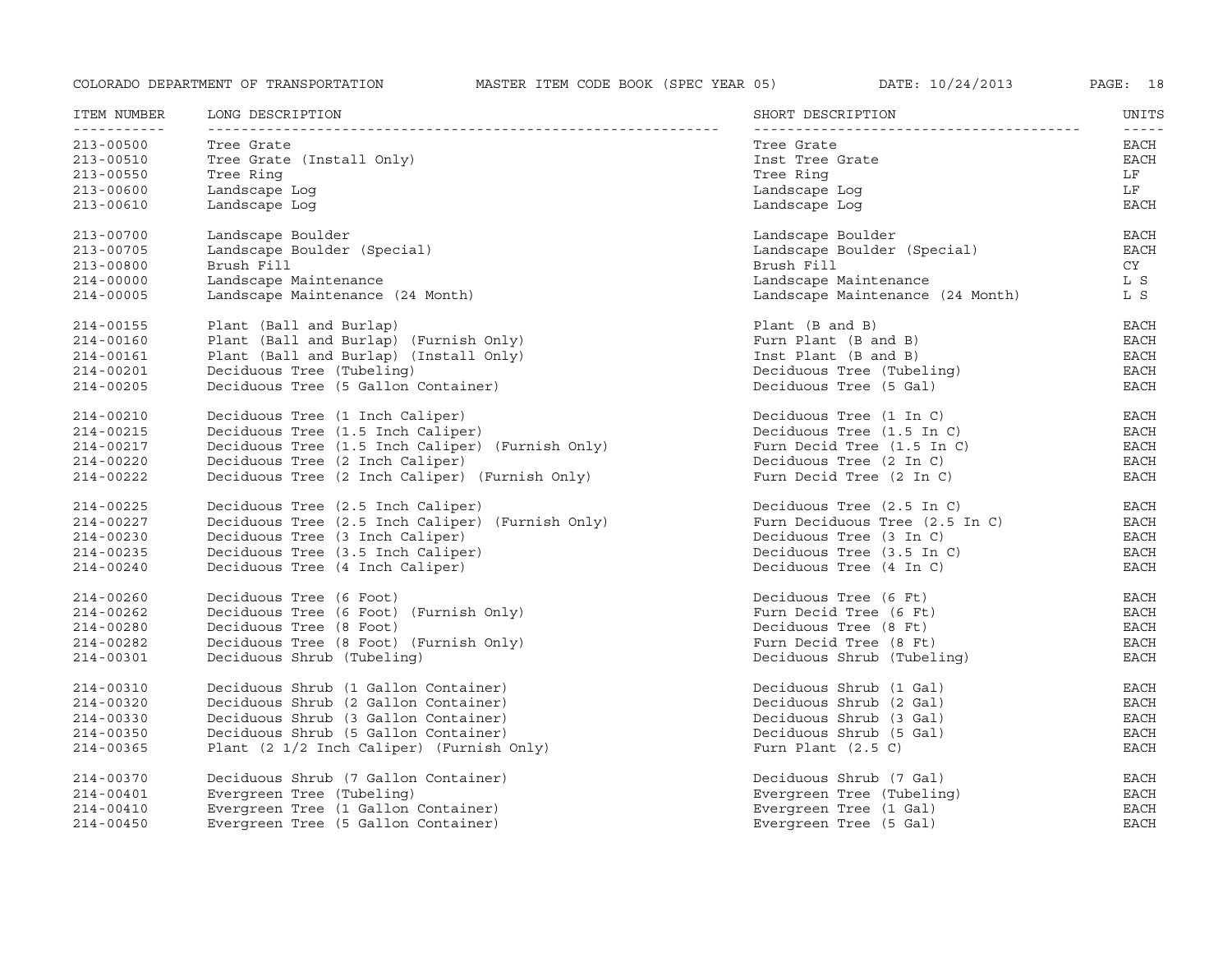| ITEM NUMBER | LONG DESCRIPTION | SHORT DESCRIPTION | UNITS |
|---|---|---|---|
| 213-00500 | Tree Grate | Tree Grate | EACH |
| 213-00510 | Tree Grate (Install Only) | Inst Tree Grate | EACH |
| 213-00550 | Tree Ring | Tree Ring | LF |
| 213-00600 | Landscape Log | Landscape Log | LF |
| 213-00610 | Landscape Log | Landscape Log | EACH |
| 213-00700 | Landscape Boulder | Landscape Boulder | EACH |
| 213-00705 | Landscape Boulder (Special) | Landscape Boulder (Special) | EACH |
| 213-00800 | Brush Fill | Brush Fill | CY |
| 214-00000 | Landscape Maintenance | Landscape Maintenance | L S |
| 214-00005 | Landscape Maintenance (24 Month) | Landscape Maintenance (24 Month) | L S |
| 214-00155 | Plant (Ball and Burlap) | Plant (B and B) | EACH |
| 214-00160 | Plant (Ball and Burlap) (Furnish Only) | Furn Plant (B and B) | EACH |
| 214-00161 | Plant (Ball and Burlap) (Install Only) | Inst Plant (B and B) | EACH |
| 214-00201 | Deciduous Tree (Tubeling) | Deciduous Tree (Tubeling) | EACH |
| 214-00205 | Deciduous Tree (5 Gallon Container) | Deciduous Tree (5 Gal) | EACH |
| 214-00210 | Deciduous Tree (1 Inch Caliper) | Deciduous Tree (1 In C) | EACH |
| 214-00215 | Deciduous Tree (1.5 Inch Caliper) | Deciduous Tree (1.5 In C) | EACH |
| 214-00217 | Deciduous Tree (1.5 Inch Caliper) (Furnish Only) | Furn Decid Tree (1.5 In C) | EACH |
| 214-00220 | Deciduous Tree (2 Inch Caliper) | Deciduous Tree (2 In C) | EACH |
| 214-00222 | Deciduous Tree (2 Inch Caliper) (Furnish Only) | Furn Decid Tree (2 In C) | EACH |
| 214-00225 | Deciduous Tree (2.5 Inch Caliper) | Deciduous Tree (2.5 In C) | EACH |
| 214-00227 | Deciduous Tree (2.5 Inch Caliper) (Furnish Only) | Furn Deciduous Tree (2.5 In C) | EACH |
| 214-00230 | Deciduous Tree (3 Inch Caliper) | Deciduous Tree (3 In C) | EACH |
| 214-00235 | Deciduous Tree (3.5 Inch Caliper) | Deciduous Tree (3.5 In C) | EACH |
| 214-00240 | Deciduous Tree (4 Inch Caliper) | Deciduous Tree (4 In C) | EACH |
| 214-00260 | Deciduous Tree (6 Foot) | Deciduous Tree (6 Ft) | EACH |
| 214-00262 | Deciduous Tree (6 Foot) (Furnish Only) | Furn Decid Tree (6 Ft) | EACH |
| 214-00280 | Deciduous Tree (8 Foot) | Deciduous Tree (8 Ft) | EACH |
| 214-00282 | Deciduous Tree (8 Foot) (Furnish Only) | Furn Decid Tree (8 Ft) | EACH |
| 214-00301 | Deciduous Shrub (Tubeling) | Deciduous Shrub (Tubeling) | EACH |
| 214-00310 | Deciduous Shrub (1 Gallon Container) | Deciduous Shrub (1 Gal) | EACH |
| 214-00320 | Deciduous Shrub (2 Gallon Container) | Deciduous Shrub (2 Gal) | EACH |
| 214-00330 | Deciduous Shrub (3 Gallon Container) | Deciduous Shrub (3 Gal) | EACH |
| 214-00350 | Deciduous Shrub (5 Gallon Container) | Deciduous Shrub (5 Gal) | EACH |
| 214-00365 | Plant (2 1/2 Inch Caliper) (Furnish Only) | Furn Plant (2.5 C) | EACH |
| 214-00370 | Deciduous Shrub (7 Gallon Container) | Deciduous Shrub (7 Gal) | EACH |
| 214-00401 | Evergreen Tree (Tubeling) | Evergreen Tree (Tubeling) | EACH |
| 214-00410 | Evergreen Tree (1 Gallon Container) | Evergreen Tree (1 Gal) | EACH |
| 214-00450 | Evergreen Tree (5 Gallon Container) | Evergreen Tree (5 Gal) | EACH |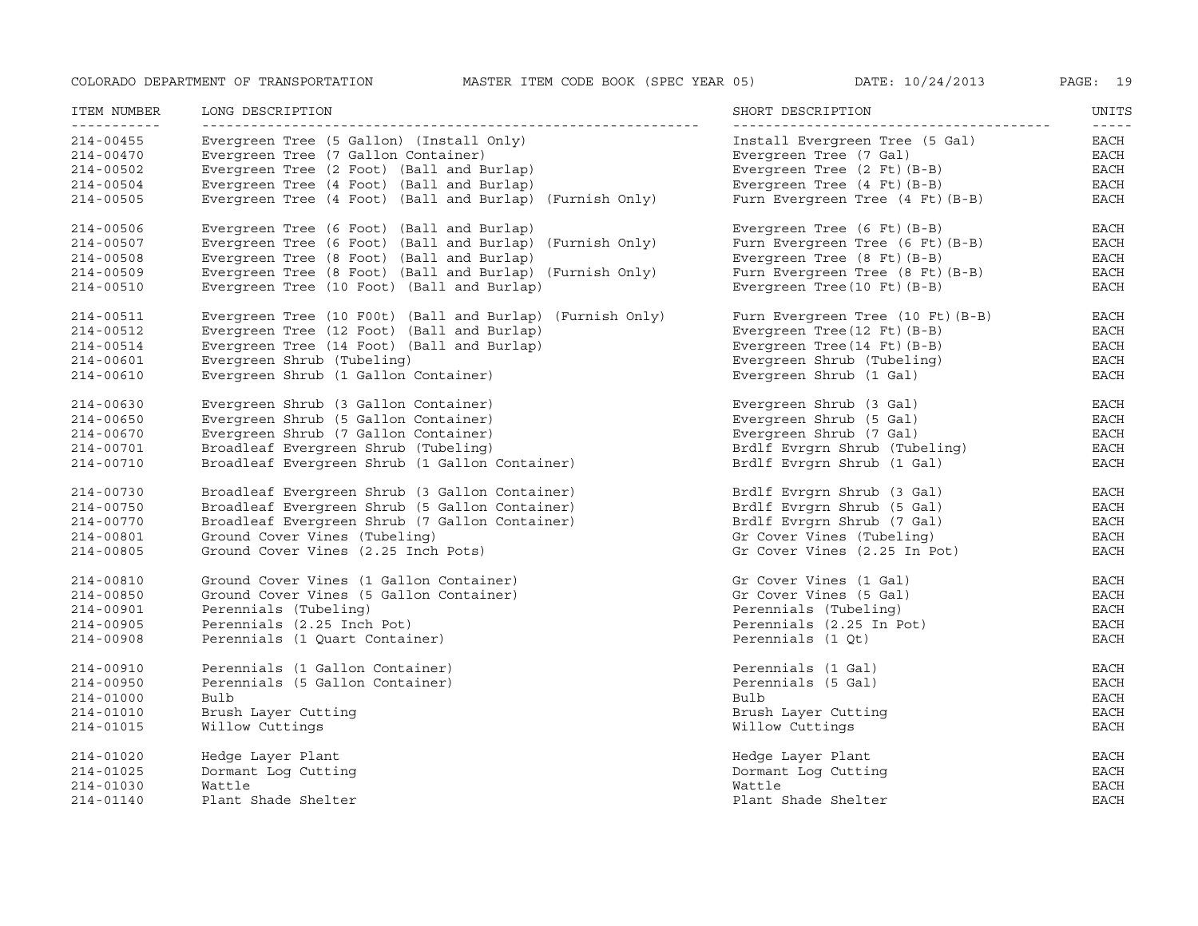| ITEM NUMBER | LONG DESCRIPTION | SHORT DESCRIPTION | UNITS |
|---|---|---|---|
| 214-00455 | Evergreen Tree (5 Gallon) (Install Only) | Install Evergreen Tree (5 Gal) | EACH |
| 214-00470 | Evergreen Tree (7 Gallon Container) | Evergreen Tree (7 Gal) | EACH |
| 214-00502 | Evergreen Tree (2 Foot) (Ball and Burlap) | Evergreen Tree (2 Ft)(B-B) | EACH |
| 214-00504 | Evergreen Tree (4 Foot) (Ball and Burlap) | Evergreen Tree (4 Ft)(B-B) | EACH |
| 214-00505 | Evergreen Tree (4 Foot) (Ball and Burlap) (Furnish Only) | Furn Evergreen Tree (4 Ft)(B-B) | EACH |
| 214-00506 | Evergreen Tree (6 Foot) (Ball and Burlap) | Evergreen Tree (6 Ft)(B-B) | EACH |
| 214-00507 | Evergreen Tree (6 Foot) (Ball and Burlap) (Furnish Only) | Furn Evergreen Tree (6 Ft)(B-B) | EACH |
| 214-00508 | Evergreen Tree (8 Foot) (Ball and Burlap) | Evergreen Tree (8 Ft)(B-B) | EACH |
| 214-00509 | Evergreen Tree (8 Foot) (Ball and Burlap) (Furnish Only) | Furn Evergreen Tree (8 Ft)(B-B) | EACH |
| 214-00510 | Evergreen Tree (10 Foot) (Ball and Burlap) | Evergreen Tree(10 Ft)(B-B) | EACH |
| 214-00511 | Evergreen Tree (10 F00t) (Ball and Burlap) (Furnish Only) | Furn Evergreen Tree (10 Ft)(B-B) | EACH |
| 214-00512 | Evergreen Tree (12 Foot) (Ball and Burlap) | Evergreen Tree(12 Ft)(B-B) | EACH |
| 214-00514 | Evergreen Tree (14 Foot) (Ball and Burlap) | Evergreen Tree(14 Ft)(B-B) | EACH |
| 214-00601 | Evergreen Shrub (Tubeling) | Evergreen Shrub (Tubeling) | EACH |
| 214-00610 | Evergreen Shrub (1 Gallon Container) | Evergreen Shrub (1 Gal) | EACH |
| 214-00630 | Evergreen Shrub (3 Gallon Container) | Evergreen Shrub (3 Gal) | EACH |
| 214-00650 | Evergreen Shrub (5 Gallon Container) | Evergreen Shrub (5 Gal) | EACH |
| 214-00670 | Evergreen Shrub (7 Gallon Container) | Evergreen Shrub (7 Gal) | EACH |
| 214-00701 | Broadleaf Evergreen Shrub (Tubeling) | Brdlf Evrgrn Shrub (Tubeling) | EACH |
| 214-00710 | Broadleaf Evergreen Shrub (1 Gallon Container) | Brdlf Evrgrn Shrub (1 Gal) | EACH |
| 214-00730 | Broadleaf Evergreen Shrub (3 Gallon Container) | Brdlf Evrgrn Shrub (3 Gal) | EACH |
| 214-00750 | Broadleaf Evergreen Shrub (5 Gallon Container) | Brdlf Evrgrn Shrub (5 Gal) | EACH |
| 214-00770 | Broadleaf Evergreen Shrub (7 Gallon Container) | Brdlf Evrgrn Shrub (7 Gal) | EACH |
| 214-00801 | Ground Cover Vines (Tubeling) | Gr Cover Vines (Tubeling) | EACH |
| 214-00805 | Ground Cover Vines (2.25 Inch Pots) | Gr Cover Vines (2.25 In Pot) | EACH |
| 214-00810 | Ground Cover Vines (1 Gallon Container) | Gr Cover Vines (1 Gal) | EACH |
| 214-00850 | Ground Cover Vines (5 Gallon Container) | Gr Cover Vines (5 Gal) | EACH |
| 214-00901 | Perennials (Tubeling) | Perennials (Tubeling) | EACH |
| 214-00905 | Perennials (2.25 Inch Pot) | Perennials (2.25 In Pot) | EACH |
| 214-00908 | Perennials (1 Quart Container) | Perennials (1 Qt) | EACH |
| 214-00910 | Perennials (1 Gallon Container) | Perennials (1 Gal) | EACH |
| 214-00950 | Perennials (5 Gallon Container) | Perennials (5 Gal) | EACH |
| 214-01000 | Bulb | Bulb | EACH |
| 214-01010 | Brush Layer Cutting | Brush Layer Cutting | EACH |
| 214-01015 | Willow Cuttings | Willow Cuttings | EACH |
| 214-01020 | Hedge Layer Plant | Hedge Layer Plant | EACH |
| 214-01025 | Dormant Log Cutting | Dormant Log Cutting | EACH |
| 214-01030 | Wattle | Wattle | EACH |
| 214-01140 | Plant Shade Shelter | Plant Shade Shelter | EACH |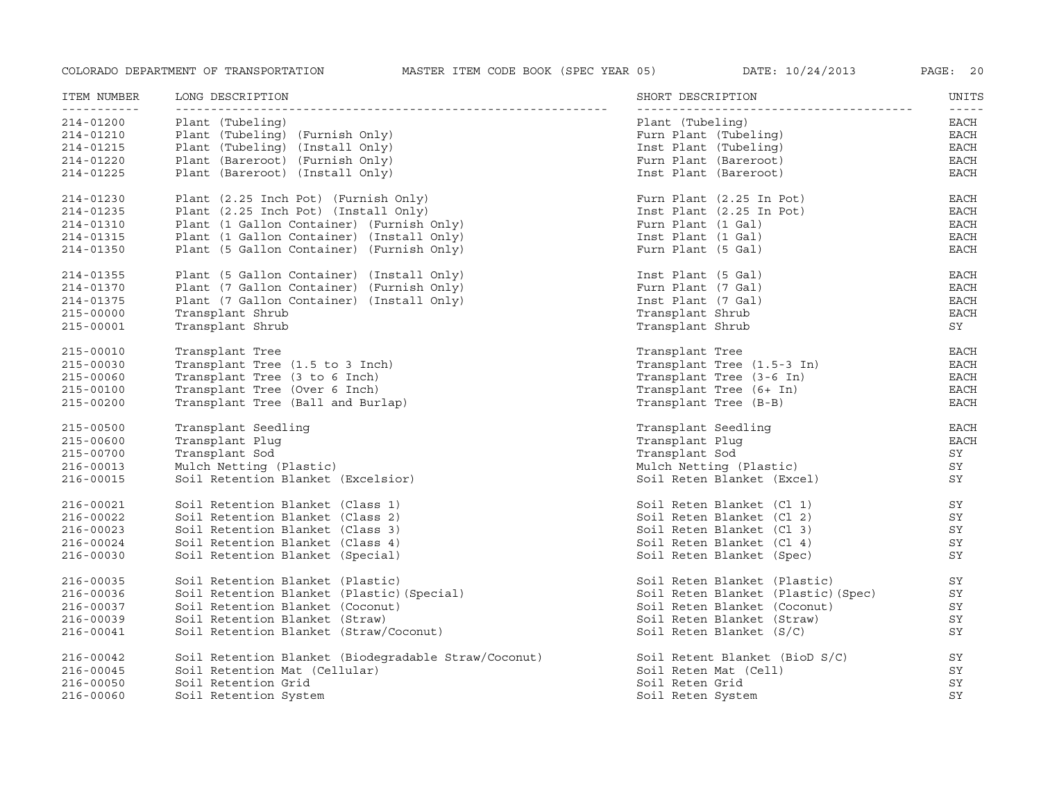| ITEM NUMBER | LONG DESCRIPTION | SHORT DESCRIPTION | UNITS |
| --- | --- | --- | --- |
| 214-01200 | Plant (Tubeling) | Plant (Tubeling) | EACH |
| 214-01210 | Plant (Tubeling) (Furnish Only) | Furn Plant (Tubeling) | EACH |
| 214-01215 | Plant (Tubeling) (Install Only) | Inst Plant (Tubeling) | EACH |
| 214-01220 | Plant (Bareroot) (Furnish Only) | Furn Plant (Bareroot) | EACH |
| 214-01225 | Plant (Bareroot) (Install Only) | Inst Plant (Bareroot) | EACH |
| 214-01230 | Plant (2.25 Inch Pot) (Furnish Only) | Furn Plant (2.25 In Pot) | EACH |
| 214-01235 | Plant (2.25 Inch Pot) (Install Only) | Inst Plant (2.25 In Pot) | EACH |
| 214-01310 | Plant (1 Gallon Container) (Furnish Only) | Furn Plant (1 Gal) | EACH |
| 214-01315 | Plant (1 Gallon Container) (Install Only) | Inst Plant (1 Gal) | EACH |
| 214-01350 | Plant (5 Gallon Container) (Furnish Only) | Furn Plant (5 Gal) | EACH |
| 214-01355 | Plant (5 Gallon Container) (Install Only) | Inst Plant (5 Gal) | EACH |
| 214-01370 | Plant (7 Gallon Container) (Furnish Only) | Furn Plant (7 Gal) | EACH |
| 214-01375 | Plant (7 Gallon Container) (Install Only) | Inst Plant (7 Gal) | EACH |
| 215-00000 | Transplant Shrub | Transplant Shrub | EACH |
| 215-00001 | Transplant Shrub | Transplant Shrub | SY |
| 215-00010 | Transplant Tree | Transplant Tree | EACH |
| 215-00030 | Transplant Tree (1.5 to 3 Inch) | Transplant Tree (1.5-3 In) | EACH |
| 215-00060 | Transplant Tree (3 to 6 Inch) | Transplant Tree (3-6 In) | EACH |
| 215-00100 | Transplant Tree (Over 6 Inch) | Transplant Tree (6+ In) | EACH |
| 215-00200 | Transplant Tree (Ball and Burlap) | Transplant Tree (B-B) | EACH |
| 215-00500 | Transplant Seedling | Transplant Seedling | EACH |
| 215-00600 | Transplant Plug | Transplant Plug | EACH |
| 215-00700 | Transplant Sod | Transplant Sod | SY |
| 216-00013 | Mulch Netting (Plastic) | Mulch Netting (Plastic) | SY |
| 216-00015 | Soil Retention Blanket (Excelsior) | Soil Reten Blanket (Excel) | SY |
| 216-00021 | Soil Retention Blanket (Class 1) | Soil Reten Blanket (Cl 1) | SY |
| 216-00022 | Soil Retention Blanket (Class 2) | Soil Reten Blanket (Cl 2) | SY |
| 216-00023 | Soil Retention Blanket (Class 3) | Soil Reten Blanket (Cl 3) | SY |
| 216-00024 | Soil Retention Blanket (Class 4) | Soil Reten Blanket (Cl 4) | SY |
| 216-00030 | Soil Retention Blanket (Special) | Soil Reten Blanket (Spec) | SY |
| 216-00035 | Soil Retention Blanket (Plastic) | Soil Reten Blanket (Plastic) | SY |
| 216-00036 | Soil Retention Blanket (Plastic)(Special) | Soil Reten Blanket (Plastic)(Spec) | SY |
| 216-00037 | Soil Retention Blanket (Coconut) | Soil Reten Blanket (Coconut) | SY |
| 216-00039 | Soil Retention Blanket (Straw) | Soil Reten Blanket (Straw) | SY |
| 216-00041 | Soil Retention Blanket (Straw/Coconut) | Soil Reten Blanket (S/C) | SY |
| 216-00042 | Soil Retention Blanket (Biodegradable Straw/Coconut) | Soil Retent Blanket (BioD S/C) | SY |
| 216-00045 | Soil Retention Mat (Cellular) | Soil Reten Mat (Cell) | SY |
| 216-00050 | Soil Retention Grid | Soil Reten Grid | SY |
| 216-00060 | Soil Retention System | Soil Reten System | SY |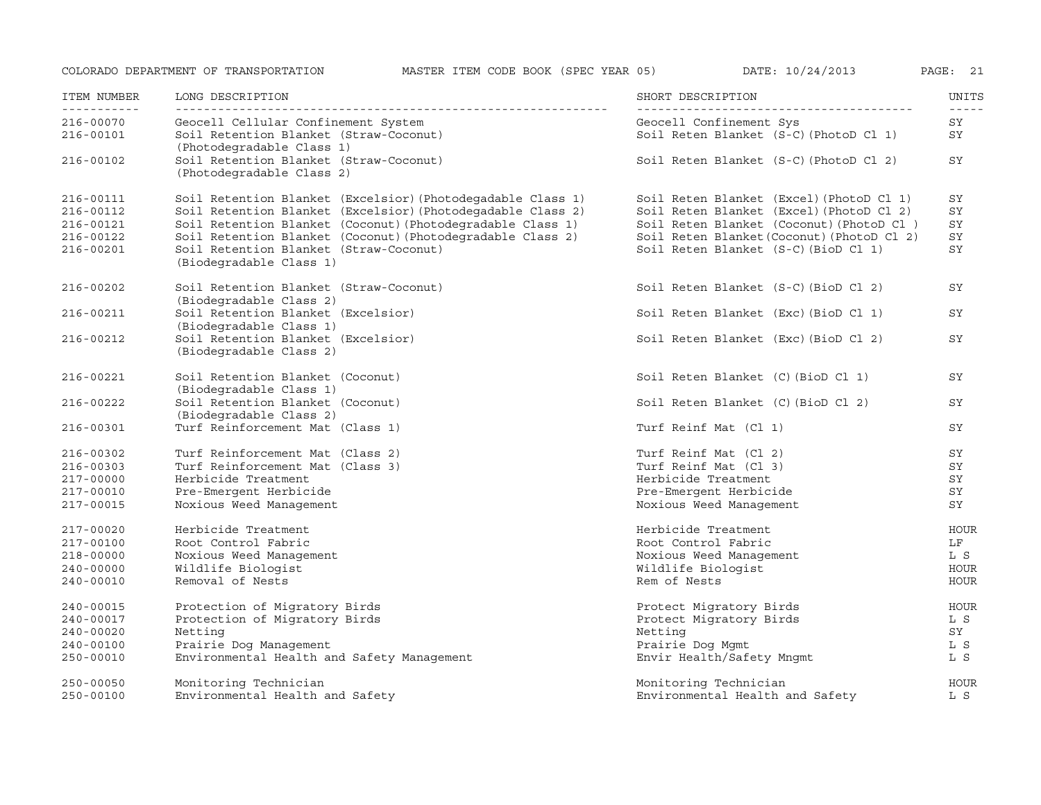| ITEM NUMBER | LONG DESCRIPTION | SHORT DESCRIPTION | UNITS |
|---|---|---|---|
| 216-00070 | Geocell Cellular Confinement System | Geocell Confinement Sys | SY |
| 216-00101 | Soil Retention Blanket (Straw-Coconut) (Photodegradable Class 1) | Soil Reten Blanket (S-C)(PhotoD Cl 1) | SY |
| 216-00102 | Soil Retention Blanket (Straw-Coconut) (Photodegradable Class 2) | Soil Reten Blanket (S-C)(PhotoD Cl 2) | SY |
| 216-00111 | Soil Retention Blanket (Excelsior)(Photodegadable Class 1) | Soil Reten Blanket (Excel)(PhotoD Cl 1) | SY |
| 216-00112 | Soil Retention Blanket (Excelsior)(Photodegadable Class 2) | Soil Reten Blanket (Excel)(PhotoD Cl 2) | SY |
| 216-00121 | Soil Retention Blanket (Coconut)(Photodegradable Class 1) | Soil Reten Blanket (Coconut)(PhotoD Cl ) | SY |
| 216-00122 | Soil Retention Blanket (Coconut)(Photodegradable Class 2) | Soil Reten Blanket(Coconut)(PhotoD Cl 2) | SY |
| 216-00201 | Soil Retention Blanket (Straw-Coconut) (Biodegradable Class 1) | Soil Reten Blanket (S-C)(BioD Cl 1) | SY |
| 216-00202 | Soil Retention Blanket (Straw-Coconut) (Biodegradable Class 2) | Soil Reten Blanket (S-C)(BioD Cl 2) | SY |
| 216-00211 | Soil Retention Blanket (Excelsior) (Biodegradable Class 1) | Soil Reten Blanket (Exc)(BioD Cl 1) | SY |
| 216-00212 | Soil Retention Blanket (Excelsior) (Biodegradable Class 2) | Soil Reten Blanket (Exc)(BioD Cl 2) | SY |
| 216-00221 | Soil Retention Blanket (Coconut) (Biodegradable Class 1) | Soil Reten Blanket (C)(BioD Cl 1) | SY |
| 216-00222 | Soil Retention Blanket (Coconut) (Biodegradable Class 2) | Soil Reten Blanket (C)(BioD Cl 2) | SY |
| 216-00301 | Turf Reinforcement Mat (Class 1) | Turf Reinf Mat (Cl 1) | SY |
| 216-00302 | Turf Reinforcement Mat (Class 2) | Turf Reinf Mat (Cl 2) | SY |
| 216-00303 | Turf Reinforcement Mat (Class 3) | Turf Reinf Mat (Cl 3) | SY |
| 217-00000 | Herbicide Treatment | Herbicide Treatment | SY |
| 217-00010 | Pre-Emergent Herbicide | Pre-Emergent Herbicide | SY |
| 217-00015 | Noxious Weed Management | Noxious Weed Management | SY |
| 217-00020 | Herbicide Treatment | Herbicide Treatment | HOUR |
| 217-00100 | Root Control Fabric | Root Control Fabric | LF |
| 218-00000 | Noxious Weed Management | Noxious Weed Management | L S |
| 240-00000 | Wildlife Biologist | Wildlife Biologist | HOUR |
| 240-00010 | Removal of Nests | Rem of Nests | HOUR |
| 240-00015 | Protection of Migratory Birds | Protect Migratory Birds | HOUR |
| 240-00017 | Protection of Migratory Birds | Protect Migratory Birds | L S |
| 240-00020 | Netting | Netting | SY |
| 240-00100 | Prairie Dog Management | Prairie Dog Mgmt | L S |
| 250-00010 | Environmental Health and Safety Management | Envir Health/Safety Mngmt | L S |
| 250-00050 | Monitoring Technician | Monitoring Technician | HOUR |
| 250-00100 | Environmental Health and Safety | Environmental Health and Safety | L S |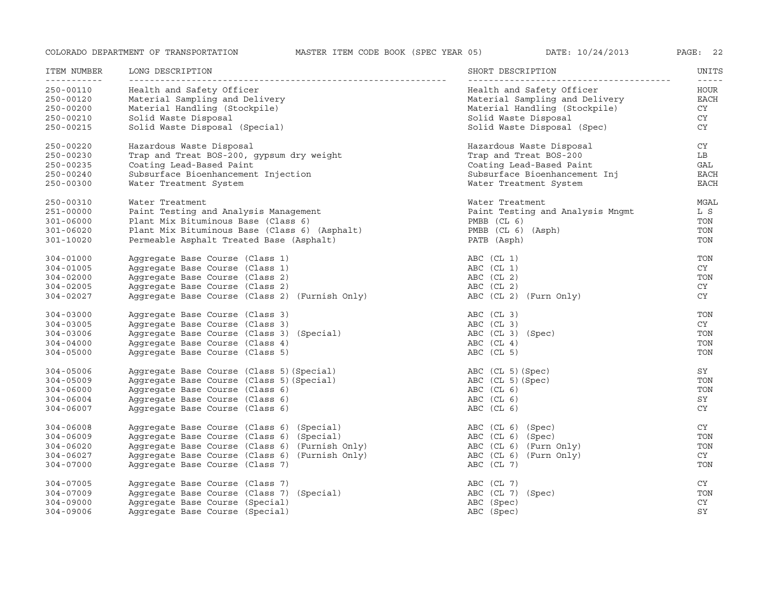| ITEM NUMBER | LONG DESCRIPTION | SHORT DESCRIPTION | UNITS |
|---|---|---|---|
| 250-00110 | Health and Safety Officer | Health and Safety Officer | HOUR |
| 250-00120 | Material Sampling and Delivery | Material Sampling and Delivery | EACH |
| 250-00200 | Material Handling (Stockpile) | Material Handling (Stockpile) | CY |
| 250-00210 | Solid Waste Disposal | Solid Waste Disposal | CY |
| 250-00215 | Solid Waste Disposal (Special) | Solid Waste Disposal (Spec) | CY |
| 250-00220 | Hazardous Waste Disposal | Hazardous Waste Disposal | CY |
| 250-00230 | Trap and Treat BOS-200, gypsum dry weight | Trap and Treat BOS-200 | LB |
| 250-00235 | Coating Lead-Based Paint | Coating Lead-Based Paint | GAL |
| 250-00240 | Subsurface Bioenhancement Injection | Subsurface Bioenhancement Inj | EACH |
| 250-00300 | Water Treatment System | Water Treatment System | EACH |
| 250-00310 | Water Treatment | Water Treatment | MGAL |
| 251-00000 | Paint Testing and Analysis Management | Paint Testing and Analysis Mngmt | L S |
| 301-06000 | Plant Mix Bituminous Base (Class 6) | PMBB (CL 6) | TON |
| 301-06020 | Plant Mix Bituminous Base (Class 6) (Asphalt) | PMBB (CL 6) (Asph) | TON |
| 301-10020 | Permeable Asphalt Treated Base (Asphalt) | PATB (Asph) | TON |
| 304-01000 | Aggregate Base Course (Class 1) | ABC (CL 1) | TON |
| 304-01005 | Aggregate Base Course (Class 1) | ABC (CL 1) | CY |
| 304-02000 | Aggregate Base Course (Class 2) | ABC (CL 2) | TON |
| 304-02005 | Aggregate Base Course (Class 2) | ABC (CL 2) | CY |
| 304-02027 | Aggregate Base Course (Class 2) (Furnish Only) | ABC (CL 2) (Furn Only) | CY |
| 304-03000 | Aggregate Base Course (Class 3) | ABC (CL 3) | TON |
| 304-03005 | Aggregate Base Course (Class 3) | ABC (CL 3) | CY |
| 304-03006 | Aggregate Base Course (Class 3) (Special) | ABC (CL 3) (Spec) | TON |
| 304-04000 | Aggregate Base Course (Class 4) | ABC (CL 4) | TON |
| 304-05000 | Aggregate Base Course (Class 5) | ABC (CL 5) | TON |
| 304-05006 | Aggregate Base Course (Class 5)(Special) | ABC (CL 5)(Spec) | SY |
| 304-05009 | Aggregate Base Course (Class 5)(Special) | ABC (CL 5)(Spec) | TON |
| 304-06000 | Aggregate Base Course (Class 6) | ABC (CL 6) | TON |
| 304-06004 | Aggregate Base Course (Class 6) | ABC (CL 6) | SY |
| 304-06007 | Aggregate Base Course (Class 6) | ABC (CL 6) | CY |
| 304-06008 | Aggregate Base Course (Class 6) (Special) | ABC (CL 6) (Spec) | CY |
| 304-06009 | Aggregate Base Course (Class 6) (Special) | ABC (CL 6) (Spec) | TON |
| 304-06020 | Aggregate Base Course (Class 6) (Furnish Only) | ABC (CL 6) (Furn Only) | TON |
| 304-06027 | Aggregate Base Course (Class 6) (Furnish Only) | ABC (CL 6) (Furn Only) | CY |
| 304-07000 | Aggregate Base Course (Class 7) | ABC (CL 7) | TON |
| 304-07005 | Aggregate Base Course (Class 7) | ABC (CL 7) | CY |
| 304-07009 | Aggregate Base Course (Class 7) (Special) | ABC (CL 7) (Spec) | TON |
| 304-09000 | Aggregate Base Course (Special) | ABC (Spec) | CY |
| 304-09006 | Aggregate Base Course (Special) | ABC (Spec) | SY |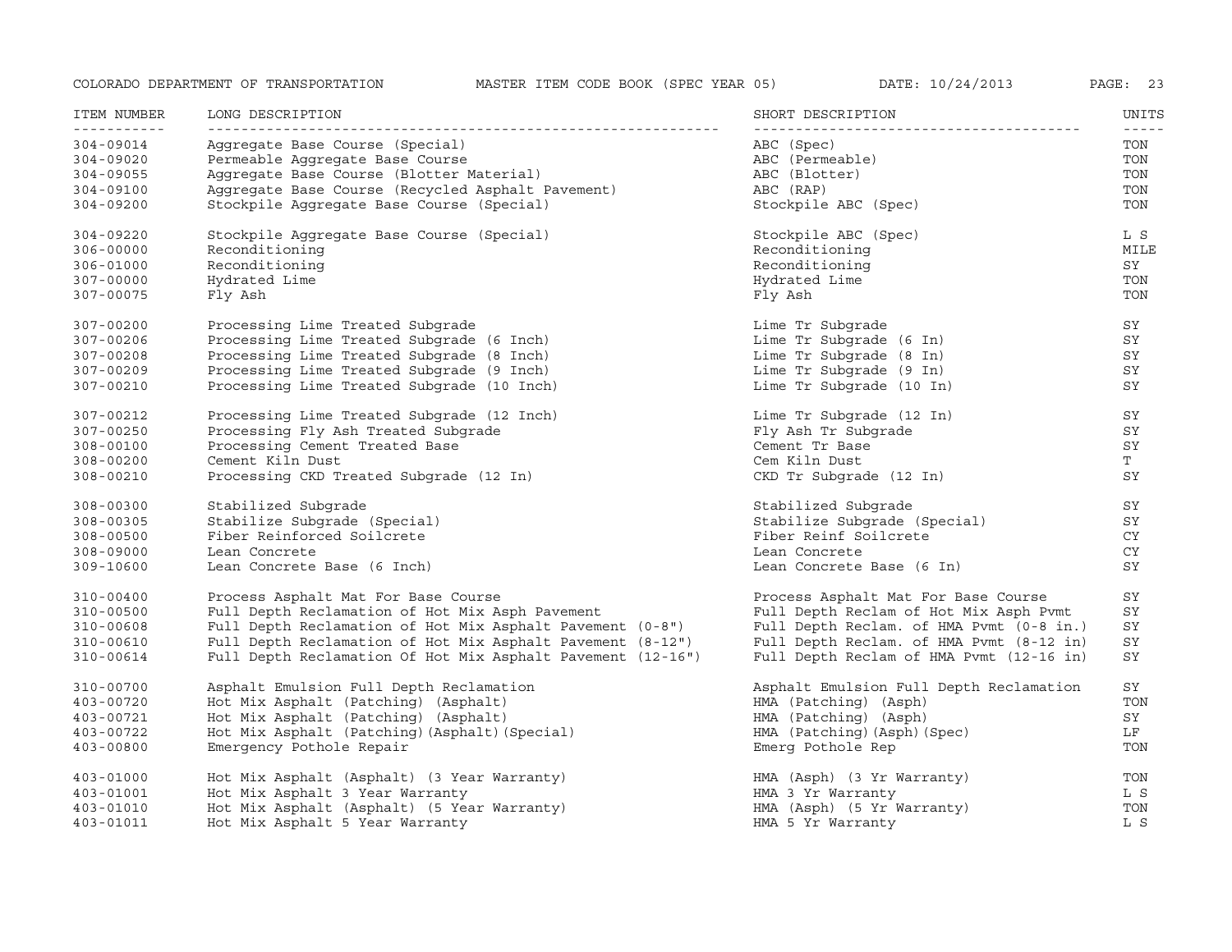| ITEM NUMBER | LONG DESCRIPTION | SHORT DESCRIPTION | UNITS |
|---|---|---|---|
| 304-09014 | Aggregate Base Course (Special) | ABC (Spec) | TON |
| 304-09020 | Permeable Aggregate Base Course | ABC (Permeable) | TON |
| 304-09055 | Aggregate Base Course (Blotter Material) | ABC (Blotter) | TON |
| 304-09100 | Aggregate Base Course (Recycled Asphalt Pavement) | ABC (RAP) | TON |
| 304-09200 | Stockpile Aggregate Base Course (Special) | Stockpile ABC (Spec) | TON |
| 304-09220 | Stockpile Aggregate Base Course (Special) | Stockpile ABC (Spec) | L S |
| 306-00000 | Reconditioning | Reconditioning | MILE |
| 306-01000 | Reconditioning | Reconditioning | SY |
| 307-00000 | Hydrated Lime | Hydrated Lime | TON |
| 307-00075 | Fly Ash | Fly Ash | TON |
| 307-00200 | Processing Lime Treated Subgrade | Lime Tr Subgrade | SY |
| 307-00206 | Processing Lime Treated Subgrade (6 Inch) | Lime Tr Subgrade (6 In) | SY |
| 307-00208 | Processing Lime Treated Subgrade (8 Inch) | Lime Tr Subgrade (8 In) | SY |
| 307-00209 | Processing Lime Treated Subgrade (9 Inch) | Lime Tr Subgrade (9 In) | SY |
| 307-00210 | Processing Lime Treated Subgrade (10 Inch) | Lime Tr Subgrade (10 In) | SY |
| 307-00212 | Processing Lime Treated Subgrade (12 Inch) | Lime Tr Subgrade (12 In) | SY |
| 307-00250 | Processing Fly Ash Treated Subgrade | Fly Ash Tr Subgrade | SY |
| 308-00100 | Processing Cement Treated Base | Cement Tr Base | SY |
| 308-00200 | Cement Kiln Dust | Cem Kiln Dust | T |
| 308-00210 | Processing CKD Treated Subgrade (12 In) | CKD Tr Subgrade (12 In) | SY |
| 308-00300 | Stabilized Subgrade | Stabilized Subgrade | SY |
| 308-00305 | Stabilize Subgrade (Special) | Stabilize Subgrade (Special) | SY |
| 308-00500 | Fiber Reinforced Soilcrete | Fiber Reinf Soilcrete | CY |
| 308-09000 | Lean Concrete | Lean Concrete | CY |
| 309-10600 | Lean Concrete Base (6 Inch) | Lean Concrete Base (6 In) | SY |
| 310-00400 | Process Asphalt Mat For Base Course | Process Asphalt Mat For Base Course | SY |
| 310-00500 | Full Depth Reclamation of Hot Mix Asph Pavement | Full Depth Reclam of Hot Mix Asph Pvmt | SY |
| 310-00608 | Full Depth Reclamation of Hot Mix Asphalt Pavement (0-8") | Full Depth Reclam. of HMA Pvmt (0-8 in.) | SY |
| 310-00610 | Full Depth Reclamation of Hot Mix Asphalt Pavement (8-12") | Full Depth Reclam. of HMA Pvmt (8-12 in) | SY |
| 310-00614 | Full Depth Reclamation Of Hot Mix Asphalt Pavement (12-16") | Full Depth Reclam of HMA Pvmt (12-16 in) | SY |
| 310-00700 | Asphalt Emulsion Full Depth Reclamation | Asphalt Emulsion Full Depth Reclamation | SY |
| 403-00720 | Hot Mix Asphalt (Patching) (Asphalt) | HMA (Patching) (Asph) | TON |
| 403-00721 | Hot Mix Asphalt (Patching) (Asphalt) | HMA (Patching) (Asph) | SY |
| 403-00722 | Hot Mix Asphalt (Patching)(Asphalt)(Special) | HMA (Patching)(Asph)(Spec) | LF |
| 403-00800 | Emergency Pothole Repair | Emerg Pothole Rep | TON |
| 403-01000 | Hot Mix Asphalt (Asphalt) (3 Year Warranty) | HMA (Asph) (3 Yr Warranty) | TON |
| 403-01001 | Hot Mix Asphalt 3 Year Warranty | HMA 3 Yr Warranty | L S |
| 403-01010 | Hot Mix Asphalt (Asphalt) (5 Year Warranty) | HMA (Asph) (5 Yr Warranty) | TON |
| 403-01011 | Hot Mix Asphalt 5 Year Warranty | HMA 5 Yr Warranty | L S |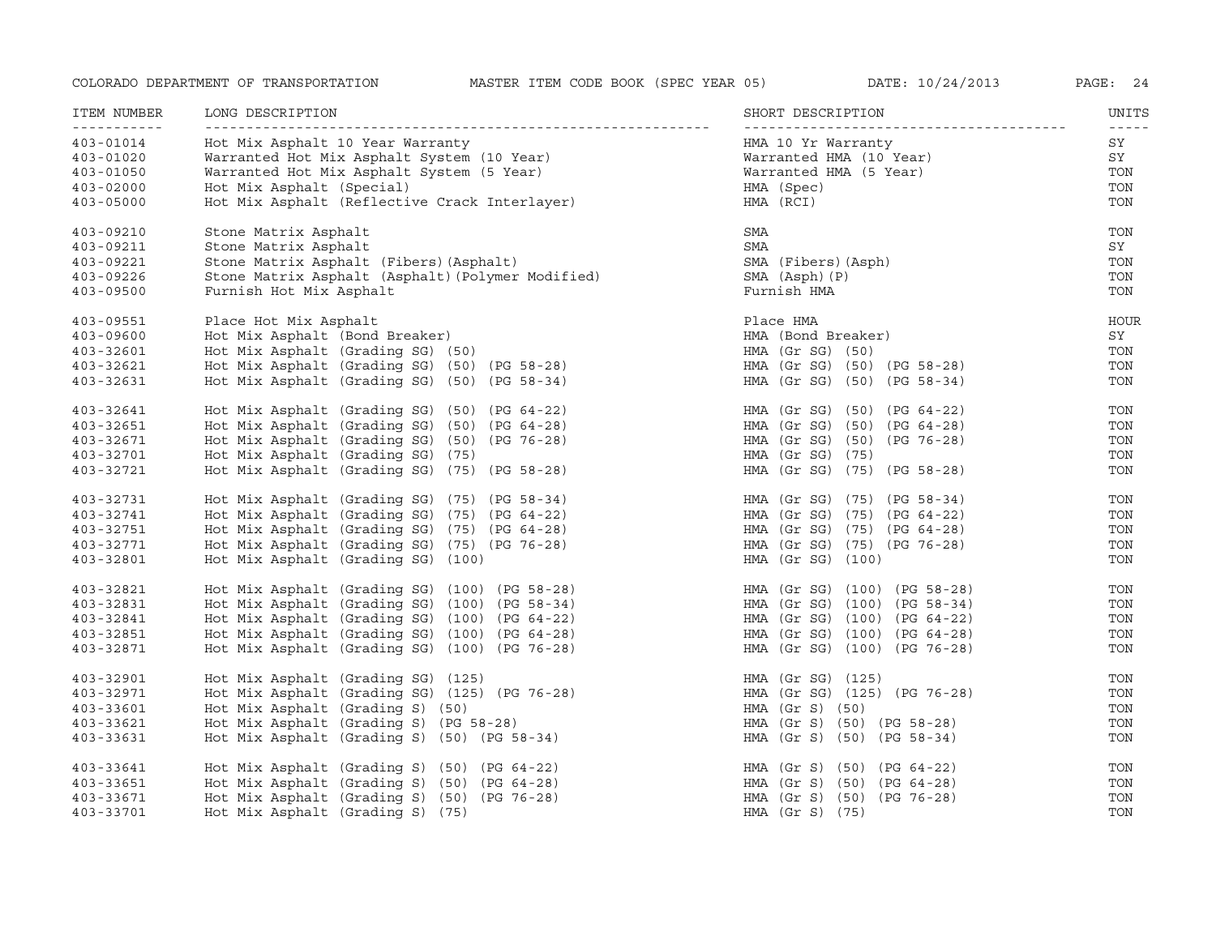| ITEM NUMBER | LONG DESCRIPTION | SHORT DESCRIPTION | UNITS |
|---|---|---|---|
| 403-01014 | Hot Mix Asphalt 10 Year Warranty | HMA 10 Yr Warranty | SY |
| 403-01020 | Warranted Hot Mix Asphalt System (10 Year) | Warranted HMA (10 Year) | SY |
| 403-01050 | Warranted Hot Mix Asphalt System (5 Year) | Warranted HMA (5 Year) | TON |
| 403-02000 | Hot Mix Asphalt (Special) | HMA (Spec) | TON |
| 403-05000 | Hot Mix Asphalt (Reflective Crack Interlayer) | HMA (RCI) | TON |
| 403-09210 | Stone Matrix Asphalt | SMA | TON |
| 403-09211 | Stone Matrix Asphalt | SMA | SY |
| 403-09221 | Stone Matrix Asphalt (Fibers)(Asphalt) | SMA (Fibers)(Asph) | TON |
| 403-09226 | Stone Matrix Asphalt (Asphalt)(Polymer Modified) | SMA (Asph)(P) | TON |
| 403-09500 | Furnish Hot Mix Asphalt | Furnish HMA | TON |
| 403-09551 | Place Hot Mix Asphalt | Place HMA | HOUR |
| 403-09600 | Hot Mix Asphalt (Bond Breaker) | HMA (Bond Breaker) | SY |
| 403-32601 | Hot Mix Asphalt (Grading SG) (50) | HMA (Gr SG) (50) | TON |
| 403-32621 | Hot Mix Asphalt (Grading SG) (50) (PG 58-28) | HMA (Gr SG) (50) (PG 58-28) | TON |
| 403-32631 | Hot Mix Asphalt (Grading SG) (50) (PG 58-34) | HMA (Gr SG) (50) (PG 58-34) | TON |
| 403-32641 | Hot Mix Asphalt (Grading SG) (50) (PG 64-22) | HMA (Gr SG) (50) (PG 64-22) | TON |
| 403-32651 | Hot Mix Asphalt (Grading SG) (50) (PG 64-28) | HMA (Gr SG) (50) (PG 64-28) | TON |
| 403-32671 | Hot Mix Asphalt (Grading SG) (50) (PG 76-28) | HMA (Gr SG) (50) (PG 76-28) | TON |
| 403-32701 | Hot Mix Asphalt (Grading SG) (75) | HMA (Gr SG) (75) | TON |
| 403-32721 | Hot Mix Asphalt (Grading SG) (75) (PG 58-28) | HMA (Gr SG) (75) (PG 58-28) | TON |
| 403-32731 | Hot Mix Asphalt (Grading SG) (75) (PG 58-34) | HMA (Gr SG) (75) (PG 58-34) | TON |
| 403-32741 | Hot Mix Asphalt (Grading SG) (75) (PG 64-22) | HMA (Gr SG) (75) (PG 64-22) | TON |
| 403-32751 | Hot Mix Asphalt (Grading SG) (75) (PG 64-28) | HMA (Gr SG) (75) (PG 64-28) | TON |
| 403-32771 | Hot Mix Asphalt (Grading SG) (75) (PG 76-28) | HMA (Gr SG) (75) (PG 76-28) | TON |
| 403-32801 | Hot Mix Asphalt (Grading SG) (100) | HMA (Gr SG) (100) | TON |
| 403-32821 | Hot Mix Asphalt (Grading SG) (100) (PG 58-28) | HMA (Gr SG) (100) (PG 58-28) | TON |
| 403-32831 | Hot Mix Asphalt (Grading SG) (100) (PG 58-34) | HMA (Gr SG) (100) (PG 58-34) | TON |
| 403-32841 | Hot Mix Asphalt (Grading SG) (100) (PG 64-22) | HMA (Gr SG) (100) (PG 64-22) | TON |
| 403-32851 | Hot Mix Asphalt (Grading SG) (100) (PG 64-28) | HMA (Gr SG) (100) (PG 64-28) | TON |
| 403-32871 | Hot Mix Asphalt (Grading SG) (100) (PG 76-28) | HMA (Gr SG) (100) (PG 76-28) | TON |
| 403-32901 | Hot Mix Asphalt (Grading SG) (125) | HMA (Gr SG) (125) | TON |
| 403-32971 | Hot Mix Asphalt (Grading SG) (125) (PG 76-28) | HMA (Gr SG) (125) (PG 76-28) | TON |
| 403-33601 | Hot Mix Asphalt (Grading S) (50) | HMA (Gr S) (50) | TON |
| 403-33621 | Hot Mix Asphalt (Grading S) (PG 58-28) | HMA (Gr S) (50) (PG 58-28) | TON |
| 403-33631 | Hot Mix Asphalt (Grading S) (50) (PG 58-34) | HMA (Gr S) (50) (PG 58-34) | TON |
| 403-33641 | Hot Mix Asphalt (Grading S) (50) (PG 64-22) | HMA (Gr S) (50) (PG 64-22) | TON |
| 403-33651 | Hot Mix Asphalt (Grading S) (50) (PG 64-28) | HMA (Gr S) (50) (PG 64-28) | TON |
| 403-33671 | Hot Mix Asphalt (Grading S) (50) (PG 76-28) | HMA (Gr S) (50) (PG 76-28) | TON |
| 403-33701 | Hot Mix Asphalt (Grading S) (75) | HMA (Gr S) (75) | TON |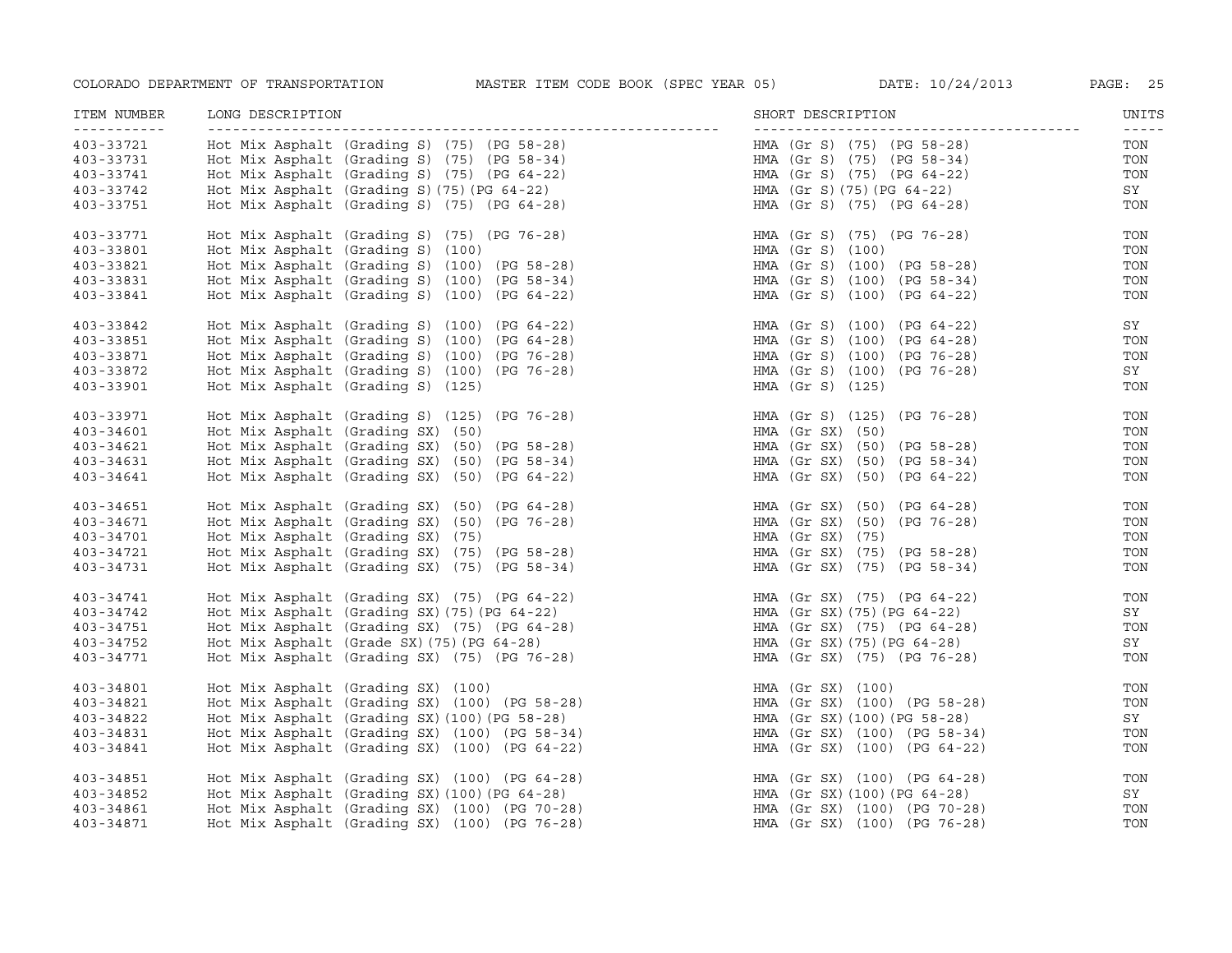| ITEM NUMBER | LONG DESCRIPTION | SHORT DESCRIPTION | UNITS |
|---|---|---|---|
| 403-33721 | Hot Mix Asphalt (Grading S) (75) (PG 58-28) | HMA (Gr S) (75) (PG 58-28) | TON |
| 403-33731 | Hot Mix Asphalt (Grading S) (75) (PG 58-34) | HMA (Gr S) (75) (PG 58-34) | TON |
| 403-33741 | Hot Mix Asphalt (Grading S) (75) (PG 64-22) | HMA (Gr S) (75) (PG 64-22) | TON |
| 403-33742 | Hot Mix Asphalt (Grading S)(75)(PG 64-22) | HMA (Gr S)(75)(PG 64-22) | SY |
| 403-33751 | Hot Mix Asphalt (Grading S) (75) (PG 64-28) | HMA (Gr S) (75) (PG 64-28) | TON |
| 403-33771 | Hot Mix Asphalt (Grading S) (75) (PG 76-28) | HMA (Gr S) (75) (PG 76-28) | TON |
| 403-33801 | Hot Mix Asphalt (Grading S) (100) | HMA (Gr S) (100) | TON |
| 403-33821 | Hot Mix Asphalt (Grading S) (100) (PG 58-28) | HMA (Gr S) (100) (PG 58-28) | TON |
| 403-33831 | Hot Mix Asphalt (Grading S) (100) (PG 58-34) | HMA (Gr S) (100) (PG 58-34) | TON |
| 403-33841 | Hot Mix Asphalt (Grading S) (100) (PG 64-22) | HMA (Gr S) (100) (PG 64-22) | TON |
| 403-33842 | Hot Mix Asphalt (Grading S) (100) (PG 64-22) | HMA (Gr S) (100) (PG 64-22) | SY |
| 403-33851 | Hot Mix Asphalt (Grading S) (100) (PG 64-28) | HMA (Gr S) (100) (PG 64-28) | TON |
| 403-33871 | Hot Mix Asphalt (Grading S) (100) (PG 76-28) | HMA (Gr S) (100) (PG 76-28) | TON |
| 403-33872 | Hot Mix Asphalt (Grading S) (100) (PG 76-28) | HMA (Gr S) (100) (PG 76-28) | SY |
| 403-33901 | Hot Mix Asphalt (Grading S) (125) | HMA (Gr S) (125) | TON |
| 403-33971 | Hot Mix Asphalt (Grading S) (125) (PG 76-28) | HMA (Gr S) (125) (PG 76-28) | TON |
| 403-34601 | Hot Mix Asphalt (Grading SX) (50) | HMA (Gr SX) (50) | TON |
| 403-34621 | Hot Mix Asphalt (Grading SX) (50) (PG 58-28) | HMA (Gr SX) (50) (PG 58-28) | TON |
| 403-34631 | Hot Mix Asphalt (Grading SX) (50) (PG 58-34) | HMA (Gr SX) (50) (PG 58-34) | TON |
| 403-34641 | Hot Mix Asphalt (Grading SX) (50) (PG 64-22) | HMA (Gr SX) (50) (PG 64-22) | TON |
| 403-34651 | Hot Mix Asphalt (Grading SX) (50) (PG 64-28) | HMA (Gr SX) (50) (PG 64-28) | TON |
| 403-34671 | Hot Mix Asphalt (Grading SX) (50) (PG 76-28) | HMA (Gr SX) (50) (PG 76-28) | TON |
| 403-34701 | Hot Mix Asphalt (Grading SX) (75) | HMA (Gr SX) (75) | TON |
| 403-34721 | Hot Mix Asphalt (Grading SX) (75) (PG 58-28) | HMA (Gr SX) (75) (PG 58-28) | TON |
| 403-34731 | Hot Mix Asphalt (Grading SX) (75) (PG 58-34) | HMA (Gr SX) (75) (PG 58-34) | TON |
| 403-34741 | Hot Mix Asphalt (Grading SX) (75) (PG 64-22) | HMA (Gr SX) (75) (PG 64-22) | TON |
| 403-34742 | Hot Mix Asphalt (Grading SX)(75)(PG 64-22) | HMA (Gr SX)(75)(PG 64-22) | SY |
| 403-34751 | Hot Mix Asphalt (Grading SX) (75) (PG 64-28) | HMA (Gr SX) (75) (PG 64-28) | TON |
| 403-34752 | Hot Mix Asphalt (Grade SX)(75)(PG 64-28) | HMA (Gr SX)(75)(PG 64-28) | SY |
| 403-34771 | Hot Mix Asphalt (Grading SX) (75) (PG 76-28) | HMA (Gr SX) (75) (PG 76-28) | TON |
| 403-34801 | Hot Mix Asphalt (Grading SX) (100) | HMA (Gr SX) (100) | TON |
| 403-34821 | Hot Mix Asphalt (Grading SX) (100) (PG 58-28) | HMA (Gr SX) (100) (PG 58-28) | TON |
| 403-34822 | Hot Mix Asphalt (Grading SX)(100)(PG 58-28) | HMA (Gr SX)(100)(PG 58-28) | SY |
| 403-34831 | Hot Mix Asphalt (Grading SX) (100) (PG 58-34) | HMA (Gr SX) (100) (PG 58-34) | TON |
| 403-34841 | Hot Mix Asphalt (Grading SX) (100) (PG 64-22) | HMA (Gr SX) (100) (PG 64-22) | TON |
| 403-34851 | Hot Mix Asphalt (Grading SX) (100) (PG 64-28) | HMA (Gr SX) (100) (PG 64-28) | TON |
| 403-34852 | Hot Mix Asphalt (Grading SX)(100)(PG 64-28) | HMA (Gr SX)(100)(PG 64-28) | SY |
| 403-34861 | Hot Mix Asphalt (Grading SX) (100) (PG 70-28) | HMA (Gr SX) (100) (PG 70-28) | TON |
| 403-34871 | Hot Mix Asphalt (Grading SX) (100) (PG 76-28) | HMA (Gr SX) (100) (PG 76-28) | TON |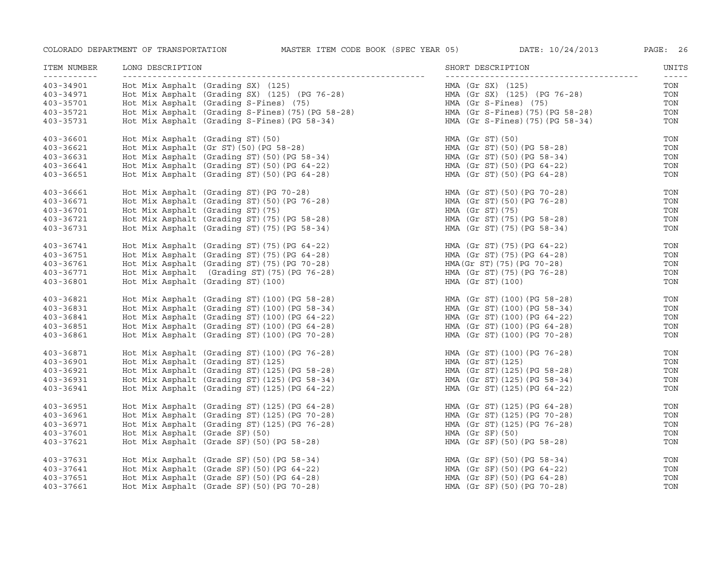| ITEM NUMBER | LONG DESCRIPTION | SHORT DESCRIPTION | UNITS |
|---|---|---|---|
| 403-34901 | Hot Mix Asphalt (Grading SX) (125) | HMA (Gr SX) (125) | TON |
| 403-34971 | Hot Mix Asphalt (Grading SX) (125) (PG 76-28) | HMA (Gr SX) (125) (PG 76-28) | TON |
| 403-35701 | Hot Mix Asphalt (Grading S-Fines) (75) | HMA (Gr S-Fines) (75) | TON |
| 403-35721 | Hot Mix Asphalt (Grading S-Fines)(75)(PG 58-28) | HMA (Gr S-Fines)(75)(PG 58-28) | TON |
| 403-35731 | Hot Mix Asphalt (Grading S-Fines)(PG 58-34) | HMA (Gr S-Fines)(75)(PG 58-34) | TON |
| 403-36601 | Hot Mix Asphalt (Grading ST)(50) | HMA (Gr ST)(50) | TON |
| 403-36621 | Hot Mix Asphalt (Gr ST)(50)(PG 58-28) | HMA (Gr ST)(50)(PG 58-28) | TON |
| 403-36631 | Hot Mix Asphalt (Grading ST)(50)(PG 58-34) | HMA (Gr ST)(50)(PG 58-34) | TON |
| 403-36641 | Hot Mix Asphalt (Grading ST)(50)(PG 64-22) | HMA (Gr ST)(50)(PG 64-22) | TON |
| 403-36651 | Hot Mix Asphalt (Grading ST)(50)(PG 64-28) | HMA (Gr ST)(50)(PG 64-28) | TON |
| 403-36661 | Hot Mix Asphalt (Grading ST)(PG 70-28) | HMA (Gr ST)(50)(PG 70-28) | TON |
| 403-36671 | Hot Mix Asphalt (Grading ST)(50)(PG 76-28) | HMA (Gr ST)(50)(PG 76-28) | TON |
| 403-36701 | Hot Mix Asphalt (Grading ST)(75) | HMA (Gr ST)(75) | TON |
| 403-36721 | Hot Mix Asphalt (Grading ST)(75)(PG 58-28) | HMA (Gr ST)(75)(PG 58-28) | TON |
| 403-36731 | Hot Mix Asphalt (Grading ST)(75)(PG 58-34) | HMA (Gr ST)(75)(PG 58-34) | TON |
| 403-36741 | Hot Mix Asphalt (Grading ST)(75)(PG 64-22) | HMA (Gr ST)(75)(PG 64-22) | TON |
| 403-36751 | Hot Mix Asphalt (Grading ST)(75)(PG 64-28) | HMA (Gr ST)(75)(PG 64-28) | TON |
| 403-36761 | Hot Mix Asphalt (Grading ST)(75)(PG 70-28) | HMA(Gr ST)(75)(PG 70-28) | TON |
| 403-36771 | Hot Mix Asphalt (Grading ST)(75)(PG 76-28) | HMA (Gr ST)(75)(PG 76-28) | TON |
| 403-36801 | Hot Mix Asphalt (Grading ST)(100) | HMA (Gr ST)(100) | TON |
| 403-36821 | Hot Mix Asphalt (Grading ST)(100)(PG 58-28) | HMA (Gr ST)(100)(PG 58-28) | TON |
| 403-36831 | Hot Mix Asphalt (Grading ST)(100)(PG 58-34) | HMA (Gr ST)(100)(PG 58-34) | TON |
| 403-36841 | Hot Mix Asphalt (Grading ST)(100)(PG 64-22) | HMA (Gr ST)(100)(PG 64-22) | TON |
| 403-36851 | Hot Mix Asphalt (Grading ST)(100)(PG 64-28) | HMA (Gr ST)(100)(PG 64-28) | TON |
| 403-36861 | Hot Mix Asphalt (Grading ST)(100)(PG 70-28) | HMA (Gr ST)(100)(PG 70-28) | TON |
| 403-36871 | Hot Mix Asphalt (Grading ST)(100)(PG 76-28) | HMA (Gr ST)(100)(PG 76-28) | TON |
| 403-36901 | Hot Mix Asphalt (Grading ST)(125) | HMA (Gr ST)(125) | TON |
| 403-36921 | Hot Mix Asphalt (Grading ST)(125)(PG 58-28) | HMA (Gr ST)(125)(PG 58-28) | TON |
| 403-36931 | Hot Mix Asphalt (Grading ST)(125)(PG 58-34) | HMA (Gr ST)(125)(PG 58-34) | TON |
| 403-36941 | Hot Mix Asphalt (Grading ST)(125)(PG 64-22) | HMA (Gr ST)(125)(PG 64-22) | TON |
| 403-36951 | Hot Mix Asphalt (Grading ST)(125)(PG 64-28) | HMA (Gr ST)(125)(PG 64-28) | TON |
| 403-36961 | Hot Mix Asphalt (Grading ST)(125)(PG 70-28) | HMA (Gr ST)(125)(PG 70-28) | TON |
| 403-36971 | Hot Mix Asphalt (Grading ST)(125)(PG 76-28) | HMA (Gr ST)(125)(PG 76-28) | TON |
| 403-37601 | Hot Mix Asphalt (Grade SF)(50) | HMA (Gr SF)(50) | TON |
| 403-37621 | Hot Mix Asphalt (Grade SF)(50)(PG 58-28) | HMA (Gr SF)(50)(PG 58-28) | TON |
| 403-37631 | Hot Mix Asphalt (Grade SF)(50)(PG 58-34) | HMA (Gr SF)(50)(PG 58-34) | TON |
| 403-37641 | Hot Mix Asphalt (Grade SF)(50)(PG 64-22) | HMA (Gr SF)(50)(PG 64-22) | TON |
| 403-37651 | Hot Mix Asphalt (Grade SF)(50)(PG 64-28) | HMA (Gr SF)(50)(PG 64-28) | TON |
| 403-37661 | Hot Mix Asphalt (Grade SF)(50)(PG 70-28) | HMA (Gr SF)(50)(PG 70-28) | TON |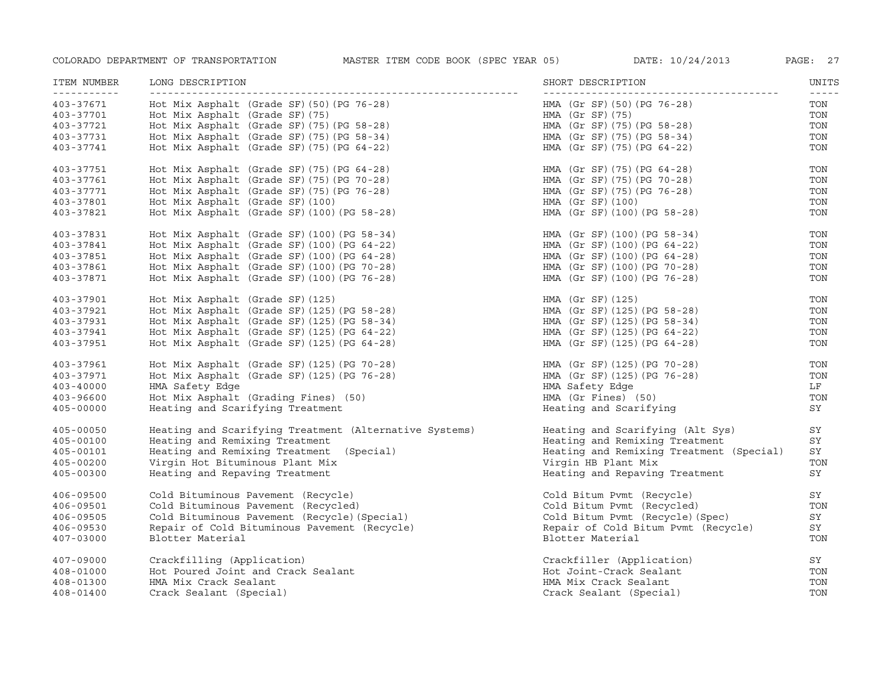| ITEM NUMBER | LONG DESCRIPTION | SHORT DESCRIPTION | UNITS |
|---|---|---|---|
| 403-37671 | Hot Mix Asphalt (Grade SF)(50)(PG 76-28) | HMA (Gr SF)(50)(PG 76-28) | TON |
| 403-37701 | Hot Mix Asphalt (Grade SF)(75) | HMA (Gr SF)(75) | TON |
| 403-37721 | Hot Mix Asphalt (Grade SF)(75)(PG 58-28) | HMA (Gr SF)(75)(PG 58-28) | TON |
| 403-37731 | Hot Mix Asphalt (Grade SF)(75)(PG 58-34) | HMA (Gr SF)(75)(PG 58-34) | TON |
| 403-37741 | Hot Mix Asphalt (Grade SF)(75)(PG 64-22) | HMA (Gr SF)(75)(PG 64-22) | TON |
| 403-37751 | Hot Mix Asphalt (Grade SF)(75)(PG 64-28) | HMA (Gr SF)(75)(PG 64-28) | TON |
| 403-37761 | Hot Mix Asphalt (Grade SF)(75)(PG 70-28) | HMA (Gr SF)(75)(PG 70-28) | TON |
| 403-37771 | Hot Mix Asphalt (Grade SF)(75)(PG 76-28) | HMA (Gr SF)(75)(PG 76-28) | TON |
| 403-37801 | Hot Mix Asphalt (Grade SF)(100) | HMA (Gr SF)(100) | TON |
| 403-37821 | Hot Mix Asphalt (Grade SF)(100)(PG 58-28) | HMA (Gr SF)(100)(PG 58-28) | TON |
| 403-37831 | Hot Mix Asphalt (Grade SF)(100)(PG 58-34) | HMA (Gr SF)(100)(PG 58-34) | TON |
| 403-37841 | Hot Mix Asphalt (Grade SF)(100)(PG 64-22) | HMA (Gr SF)(100)(PG 64-22) | TON |
| 403-37851 | Hot Mix Asphalt (Grade SF)(100)(PG 64-28) | HMA (Gr SF)(100)(PG 64-28) | TON |
| 403-37861 | Hot Mix Asphalt (Grade SF)(100)(PG 70-28) | HMA (Gr SF)(100)(PG 70-28) | TON |
| 403-37871 | Hot Mix Asphalt (Grade SF)(100)(PG 76-28) | HMA (Gr SF)(100)(PG 76-28) | TON |
| 403-37901 | Hot Mix Asphalt (Grade SF)(125) | HMA (Gr SF)(125) | TON |
| 403-37921 | Hot Mix Asphalt (Grade SF)(125)(PG 58-28) | HMA (Gr SF)(125)(PG 58-28) | TON |
| 403-37931 | Hot Mix Asphalt (Grade SF)(125)(PG 58-34) | HMA (Gr SF)(125)(PG 58-34) | TON |
| 403-37941 | Hot Mix Asphalt (Grade SF)(125)(PG 64-22) | HMA (Gr SF)(125)(PG 64-22) | TON |
| 403-37951 | Hot Mix Asphalt (Grade SF)(125)(PG 64-28) | HMA (Gr SF)(125)(PG 64-28) | TON |
| 403-37961 | Hot Mix Asphalt (Grade SF)(125)(PG 70-28) | HMA (Gr SF)(125)(PG 70-28) | TON |
| 403-37971 | Hot Mix Asphalt (Grade SF)(125)(PG 76-28) | HMA (Gr SF)(125)(PG 76-28) | TON |
| 403-40000 | HMA Safety Edge | HMA Safety Edge | LF |
| 403-96600 | Hot Mix Asphalt (Grading Fines) (50) | HMA (Gr Fines) (50) | TON |
| 405-00000 | Heating and Scarifying Treatment | Heating and Scarifying | SY |
| 405-00050 | Heating and Scarifying Treatment (Alternative Systems) | Heating and Scarifying (Alt Sys) | SY |
| 405-00100 | Heating and Remixing Treatment | Heating and Remixing Treatment | SY |
| 405-00101 | Heating and Remixing Treatment (Special) | Heating and Remixing Treatment (Special) | SY |
| 405-00200 | Virgin Hot Bituminous Plant Mix | Virgin HB Plant Mix | TON |
| 405-00300 | Heating and Repaving Treatment | Heating and Repaving Treatment | SY |
| 406-09500 | Cold Bituminous Pavement (Recycle) | Cold Bitum Pvmt (Recycle) | SY |
| 406-09501 | Cold Bituminous Pavement (Recycled) | Cold Bitum Pvmt (Recycled) | TON |
| 406-09505 | Cold Bituminous Pavement (Recycle)(Special) | Cold Bitum Pvmt (Recycle)(Spec) | SY |
| 406-09530 | Repair of Cold Bituminous Pavement (Recycle) | Repair of Cold Bitum Pvmt (Recycle) | SY |
| 407-03000 | Blotter Material | Blotter Material | TON |
| 407-09000 | Crackfilling (Application) | Crackfiller (Application) | SY |
| 408-01000 | Hot Poured Joint and Crack Sealant | Hot Joint-Crack Sealant | TON |
| 408-01300 | HMA Mix Crack Sealant | HMA Mix Crack Sealant | TON |
| 408-01400 | Crack Sealant (Special) | Crack Sealant (Special) | TON |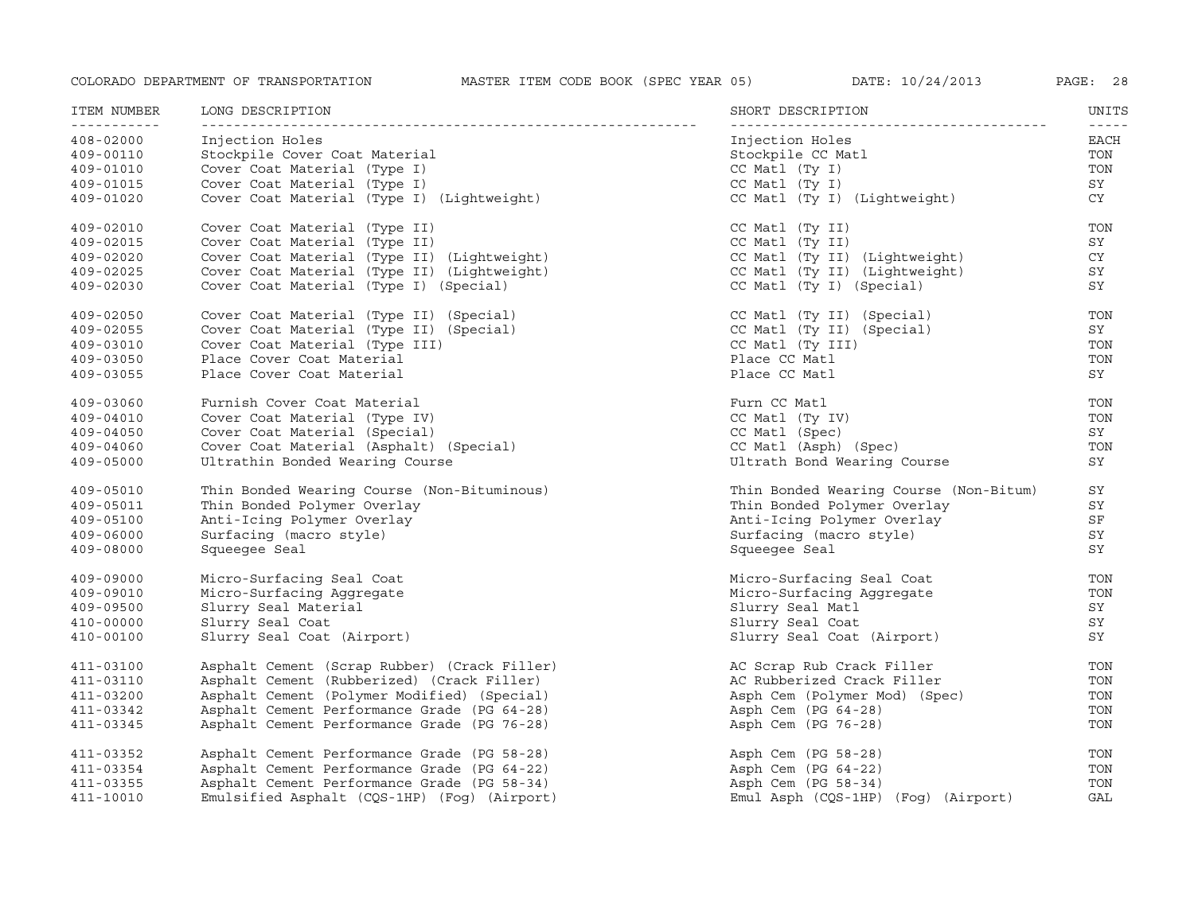| ITEM NUMBER | LONG DESCRIPTION | SHORT DESCRIPTION | UNITS |
|---|---|---|---|
| 408-02000 | Injection Holes | Injection Holes | EACH |
| 409-00110 | Stockpile Cover Coat Material | Stockpile CC Matl | TON |
| 409-01010 | Cover Coat Material (Type I) | CC Matl (Ty I) | TON |
| 409-01015 | Cover Coat Material (Type I) | CC Matl (Ty I) | SY |
| 409-01020 | Cover Coat Material (Type I) (Lightweight) | CC Matl (Ty I) (Lightweight) | CY |
| 409-02010 | Cover Coat Material (Type II) | CC Matl (Ty II) | TON |
| 409-02015 | Cover Coat Material (Type II) | CC Matl (Ty II) | SY |
| 409-02020 | Cover Coat Material (Type II) (Lightweight) | CC Matl (Ty II) (Lightweight) | CY |
| 409-02025 | Cover Coat Material (Type II) (Lightweight) | CC Matl (Ty II) (Lightweight) | SY |
| 409-02030 | Cover Coat Material (Type I) (Special) | CC Matl (Ty I) (Special) | SY |
| 409-02050 | Cover Coat Material (Type II) (Special) | CC Matl (Ty II) (Special) | TON |
| 409-02055 | Cover Coat Material (Type II) (Special) | CC Matl (Ty II) (Special) | SY |
| 409-03010 | Cover Coat Material (Type III) | CC Matl (Ty III) | TON |
| 409-03050 | Place Cover Coat Material | Place CC Matl | TON |
| 409-03055 | Place Cover Coat Material | Place CC Matl | SY |
| 409-03060 | Furnish Cover Coat Material | Furn CC Matl | TON |
| 409-04010 | Cover Coat Material (Type IV) | CC Matl (Ty IV) | TON |
| 409-04050 | Cover Coat Material (Special) | CC Matl (Spec) | SY |
| 409-04060 | Cover Coat Material (Asphalt) (Special) | CC Matl (Asph) (Spec) | TON |
| 409-05000 | Ultrathin Bonded Wearing Course | Ultrath Bond Wearing Course | SY |
| 409-05010 | Thin Bonded Wearing Course (Non-Bituminous) | Thin Bonded Wearing Course (Non-Bitum) | SY |
| 409-05011 | Thin Bonded Polymer Overlay | Thin Bonded Polymer Overlay | SY |
| 409-05100 | Anti-Icing Polymer Overlay | Anti-Icing Polymer Overlay | SF |
| 409-06000 | Surfacing (macro style) | Surfacing (macro style) | SY |
| 409-08000 | Squeegee Seal | Squeegee Seal | SY |
| 409-09000 | Micro-Surfacing Seal Coat | Micro-Surfacing Seal Coat | TON |
| 409-09010 | Micro-Surfacing Aggregate | Micro-Surfacing Aggregate | TON |
| 409-09500 | Slurry Seal Material | Slurry Seal Matl | SY |
| 410-00000 | Slurry Seal Coat | Slurry Seal Coat | SY |
| 410-00100 | Slurry Seal Coat (Airport) | Slurry Seal Coat (Airport) | SY |
| 411-03100 | Asphalt Cement (Scrap Rubber) (Crack Filler) | AC Scrap Rub Crack Filler | TON |
| 411-03110 | Asphalt Cement (Rubberized) (Crack Filler) | AC Rubberized Crack Filler | TON |
| 411-03200 | Asphalt Cement (Polymer Modified) (Special) | Asph Cem (Polymer Mod) (Spec) | TON |
| 411-03342 | Asphalt Cement Performance Grade (PG 64-28) | Asph Cem (PG 64-28) | TON |
| 411-03345 | Asphalt Cement Performance Grade (PG 76-28) | Asph Cem (PG 76-28) | TON |
| 411-03352 | Asphalt Cement Performance Grade (PG 58-28) | Asph Cem (PG 58-28) | TON |
| 411-03354 | Asphalt Cement Performance Grade (PG 64-22) | Asph Cem (PG 64-22) | TON |
| 411-03355 | Asphalt Cement Performance Grade (PG 58-34) | Asph Cem (PG 58-34) | TON |
| 411-10010 | Emulsified Asphalt (CQS-1HP) (Fog) (Airport) | Emul Asph (CQS-1HP) (Fog) (Airport) | GAL |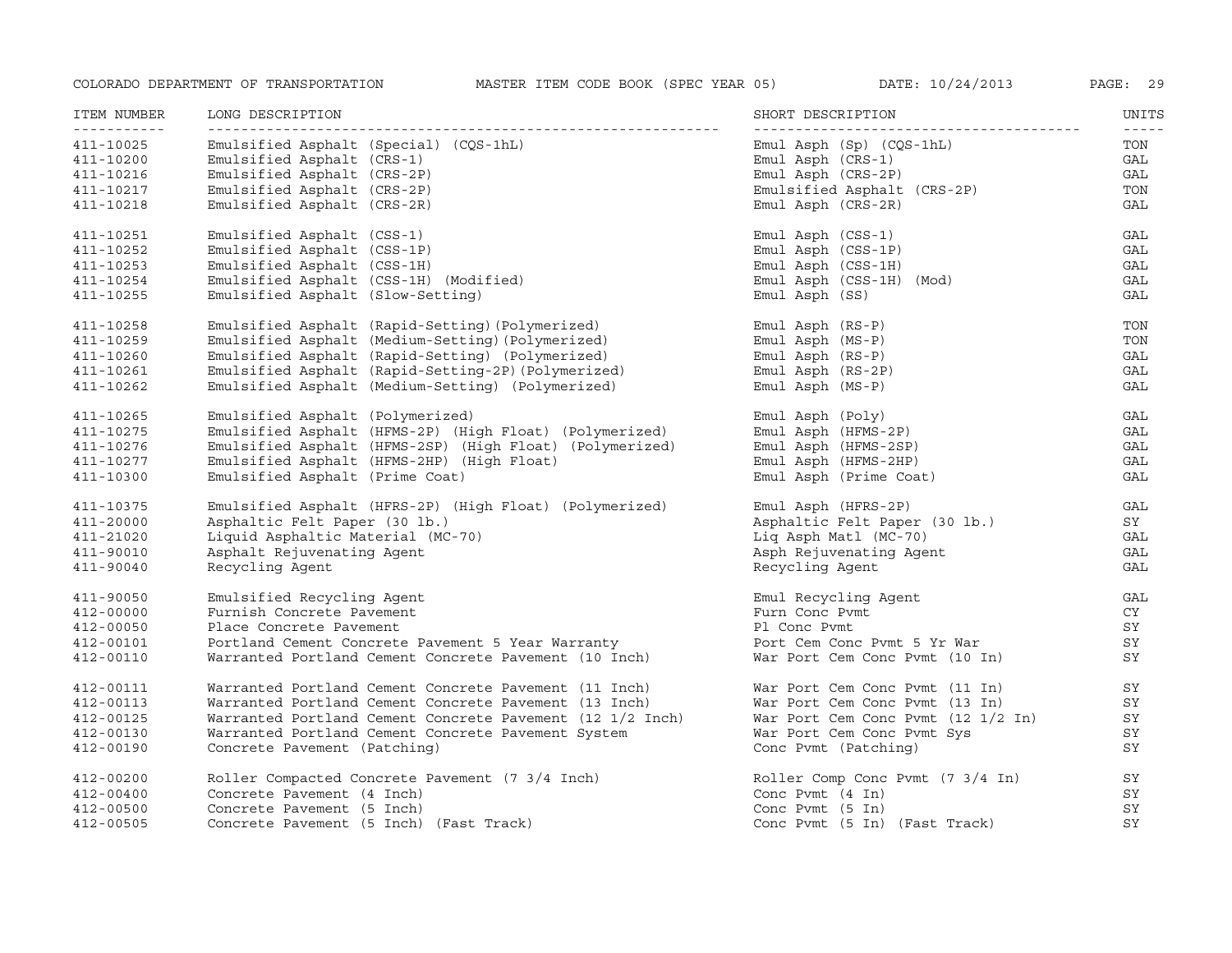| ITEM NUMBER | LONG DESCRIPTION | SHORT DESCRIPTION | UNITS |
|---|---|---|---|
| 411-10025 | Emulsified Asphalt (Special) (CQS-1hL) | Emul Asph (Sp) (CQS-1hL) | TON |
| 411-10200 | Emulsified Asphalt (CRS-1) | Emul Asph (CRS-1) | GAL |
| 411-10216 | Emulsified Asphalt (CRS-2P) | Emul Asph (CRS-2P) | GAL |
| 411-10217 | Emulsified Asphalt (CRS-2P) | Emulsified Asphalt (CRS-2P) | TON |
| 411-10218 | Emulsified Asphalt (CRS-2R) | Emul Asph (CRS-2R) | GAL |
| 411-10251 | Emulsified Asphalt (CSS-1) | Emul Asph (CSS-1) | GAL |
| 411-10252 | Emulsified Asphalt (CSS-1P) | Emul Asph (CSS-1P) | GAL |
| 411-10253 | Emulsified Asphalt (CSS-1H) | Emul Asph (CSS-1H) | GAL |
| 411-10254 | Emulsified Asphalt (CSS-1H) (Modified) | Emul Asph (CSS-1H) (Mod) | GAL |
| 411-10255 | Emulsified Asphalt (Slow-Setting) | Emul Asph (SS) | GAL |
| 411-10258 | Emulsified Asphalt (Rapid-Setting)(Polymerized) | Emul Asph (RS-P) | TON |
| 411-10259 | Emulsified Asphalt (Medium-Setting)(Polymerized) | Emul Asph (MS-P) | TON |
| 411-10260 | Emulsified Asphalt (Rapid-Setting) (Polymerized) | Emul Asph (RS-P) | GAL |
| 411-10261 | Emulsified Asphalt (Rapid-Setting-2P)(Polymerized) | Emul Asph (RS-2P) | GAL |
| 411-10262 | Emulsified Asphalt (Medium-Setting) (Polymerized) | Emul Asph (MS-P) | GAL |
| 411-10265 | Emulsified Asphalt (Polymerized) | Emul Asph (Poly) | GAL |
| 411-10275 | Emulsified Asphalt (HFMS-2P) (High Float) (Polymerized) | Emul Asph (HFMS-2P) | GAL |
| 411-10276 | Emulsified Asphalt (HFMS-2SP) (High Float) (Polymerized) | Emul Asph (HFMS-2SP) | GAL |
| 411-10277 | Emulsified Asphalt (HFMS-2HP) (High Float) | Emul Asph (HFMS-2HP) | GAL |
| 411-10300 | Emulsified Asphalt (Prime Coat) | Emul Asph (Prime Coat) | GAL |
| 411-10375 | Emulsified Asphalt (HFRS-2P) (High Float) (Polymerized) | Emul Asph (HFRS-2P) | GAL |
| 411-20000 | Asphaltic Felt Paper (30 lb.) | Asphaltic Felt Paper (30 lb.) | SY |
| 411-21020 | Liquid Asphaltic Material (MC-70) | Liq Asph Matl (MC-70) | GAL |
| 411-90010 | Asphalt Rejuvenating Agent | Asph Rejuvenating Agent | GAL |
| 411-90040 | Recycling Agent | Recycling Agent | GAL |
| 411-90050 | Emulsified Recycling Agent | Emul Recycling Agent | GAL |
| 412-00000 | Furnish Concrete Pavement | Furn Conc Pvmt | CY |
| 412-00050 | Place Concrete Pavement | Pl Conc Pvmt | SY |
| 412-00101 | Portland Cement Concrete Pavement 5 Year Warranty | Port Cem Conc Pvmt 5 Yr War | SY |
| 412-00110 | Warranted Portland Cement Concrete Pavement (10 Inch) | War Port Cem Conc Pvmt (10 In) | SY |
| 412-00111 | Warranted Portland Cement Concrete Pavement (11 Inch) | War Port Cem Conc Pvmt (11 In) | SY |
| 412-00113 | Warranted Portland Cement Concrete Pavement (13 Inch) | War Port Cem Conc Pvmt (13 In) | SY |
| 412-00125 | Warranted Portland Cement Concrete Pavement (12 1/2 Inch) | War Port Cem Conc Pvmt (12 1/2 In) | SY |
| 412-00130 | Warranted Portland Cement Concrete Pavement System | War Port Cem Conc Pvmt Sys | SY |
| 412-00190 | Concrete Pavement (Patching) | Conc Pvmt (Patching) | SY |
| 412-00200 | Roller Compacted Concrete Pavement (7 3/4 Inch) | Roller Comp Conc Pvmt (7 3/4 In) | SY |
| 412-00400 | Concrete Pavement (4 Inch) | Conc Pvmt (4 In) | SY |
| 412-00500 | Concrete Pavement (5 Inch) | Conc Pvmt (5 In) | SY |
| 412-00505 | Concrete Pavement (5 Inch) (Fast Track) | Conc Pvmt (5 In) (Fast Track) | SY |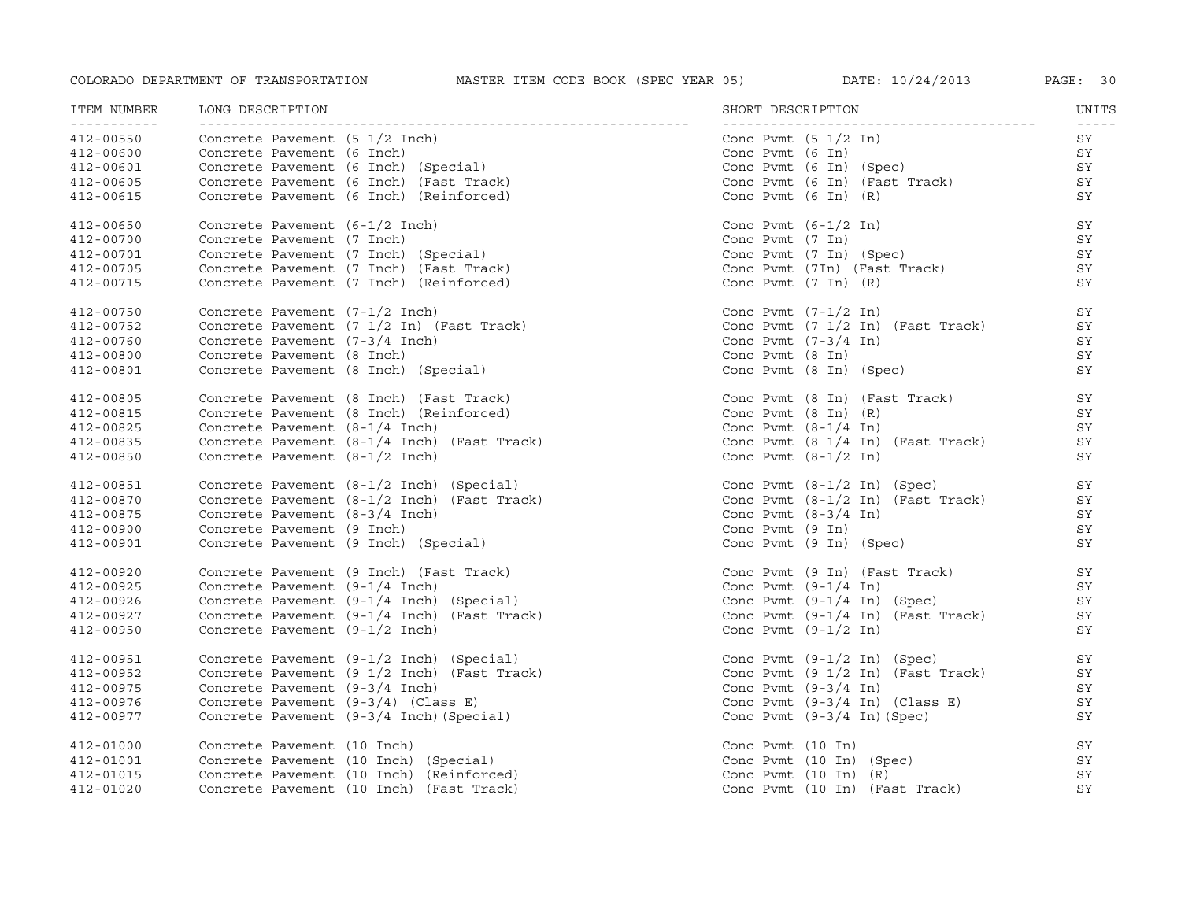| ITEM NUMBER | LONG DESCRIPTION | SHORT DESCRIPTION | UNITS |
|---|---|---|---|
| 412-00550 | Concrete Pavement (5 1/2 Inch) | Conc Pvmt (5 1/2 In) | SY |
| 412-00600 | Concrete Pavement (6 Inch) | Conc Pvmt (6 In) | SY |
| 412-00601 | Concrete Pavement (6 Inch) (Special) | Conc Pvmt (6 In) (Spec) | SY |
| 412-00605 | Concrete Pavement (6 Inch) (Fast Track) | Conc Pvmt (6 In) (Fast Track) | SY |
| 412-00615 | Concrete Pavement (6 Inch) (Reinforced) | Conc Pvmt (6 In) (R) | SY |
| 412-00650 | Concrete Pavement (6-1/2 Inch) | Conc Pvmt (6-1/2 In) | SY |
| 412-00700 | Concrete Pavement (7 Inch) | Conc Pvmt (7 In) | SY |
| 412-00701 | Concrete Pavement (7 Inch) (Special) | Conc Pvmt (7 In) (Spec) | SY |
| 412-00705 | Concrete Pavement (7 Inch) (Fast Track) | Conc Pvmt (7In) (Fast Track) | SY |
| 412-00715 | Concrete Pavement (7 Inch) (Reinforced) | Conc Pvmt (7 In) (R) | SY |
| 412-00750 | Concrete Pavement (7-1/2 Inch) | Conc Pvmt (7-1/2 In) | SY |
| 412-00752 | Concrete Pavement (7 1/2 In) (Fast Track) | Conc Pvmt (7 1/2 In) (Fast Track) | SY |
| 412-00760 | Concrete Pavement (7-3/4 Inch) | Conc Pvmt (7-3/4 In) | SY |
| 412-00800 | Concrete Pavement (8 Inch) | Conc Pvmt (8 In) | SY |
| 412-00801 | Concrete Pavement (8 Inch) (Special) | Conc Pvmt (8 In) (Spec) | SY |
| 412-00805 | Concrete Pavement (8 Inch) (Fast Track) | Conc Pvmt (8 In) (Fast Track) | SY |
| 412-00815 | Concrete Pavement (8 Inch) (Reinforced) | Conc Pvmt (8 In) (R) | SY |
| 412-00825 | Concrete Pavement (8-1/4 Inch) | Conc Pvmt (8-1/4 In) | SY |
| 412-00835 | Concrete Pavement (8-1/4 Inch) (Fast Track) | Conc Pvmt (8 1/4 In) (Fast Track) | SY |
| 412-00850 | Concrete Pavement (8-1/2 Inch) | Conc Pvmt (8-1/2 In) | SY |
| 412-00851 | Concrete Pavement (8-1/2 Inch) (Special) | Conc Pvmt (8-1/2 In) (Spec) | SY |
| 412-00870 | Concrete Pavement (8-1/2 Inch) (Fast Track) | Conc Pvmt (8-1/2 In) (Fast Track) | SY |
| 412-00875 | Concrete Pavement (8-3/4 Inch) | Conc Pvmt (8-3/4 In) | SY |
| 412-00900 | Concrete Pavement (9 Inch) | Conc Pvmt (9 In) | SY |
| 412-00901 | Concrete Pavement (9 Inch) (Special) | Conc Pvmt (9 In) (Spec) | SY |
| 412-00920 | Concrete Pavement (9 Inch) (Fast Track) | Conc Pvmt (9 In) (Fast Track) | SY |
| 412-00925 | Concrete Pavement (9-1/4 Inch) | Conc Pvmt (9-1/4 In) | SY |
| 412-00926 | Concrete Pavement (9-1/4 Inch) (Special) | Conc Pvmt (9-1/4 In) (Spec) | SY |
| 412-00927 | Concrete Pavement (9-1/4 Inch) (Fast Track) | Conc Pvmt (9-1/4 In) (Fast Track) | SY |
| 412-00950 | Concrete Pavement (9-1/2 Inch) | Conc Pvmt (9-1/2 In) | SY |
| 412-00951 | Concrete Pavement (9-1/2 Inch) (Special) | Conc Pvmt (9-1/2 In) (Spec) | SY |
| 412-00952 | Concrete Pavement (9 1/2 Inch) (Fast Track) | Conc Pvmt (9 1/2 In) (Fast Track) | SY |
| 412-00975 | Concrete Pavement (9-3/4 Inch) | Conc Pvmt (9-3/4 In) | SY |
| 412-00976 | Concrete Pavement (9-3/4) (Class E) | Conc Pvmt (9-3/4 In) (Class E) | SY |
| 412-00977 | Concrete Pavement (9-3/4 Inch)(Special) | Conc Pvmt (9-3/4 In)(Spec) | SY |
| 412-01000 | Concrete Pavement (10 Inch) | Conc Pvmt (10 In) | SY |
| 412-01001 | Concrete Pavement (10 Inch) (Special) | Conc Pvmt (10 In) (Spec) | SY |
| 412-01015 | Concrete Pavement (10 Inch) (Reinforced) | Conc Pvmt (10 In) (R) | SY |
| 412-01020 | Concrete Pavement (10 Inch) (Fast Track) | Conc Pvmt (10 In) (Fast Track) | SY |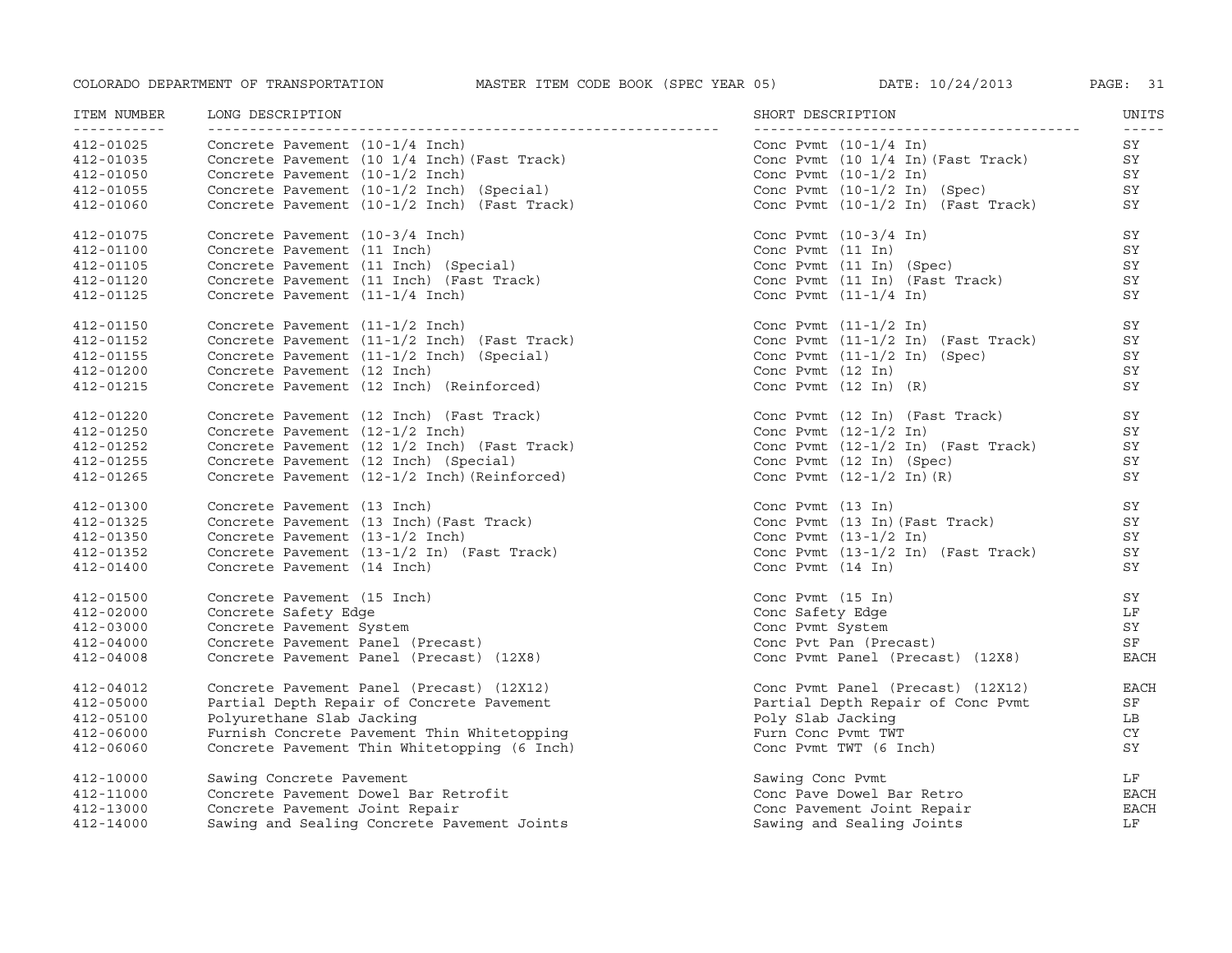| ITEM NUMBER | LONG DESCRIPTION | SHORT DESCRIPTION | UNITS |
|---|---|---|---|
| 412-01025 | Concrete Pavement (10-1/4 Inch) | Conc Pvmt (10-1/4 In) | SY |
| 412-01035 | Concrete Pavement (10 1/4 Inch)(Fast Track) | Conc Pvmt (10 1/4 In)(Fast Track) | SY |
| 412-01050 | Concrete Pavement (10-1/2 Inch) | Conc Pvmt (10-1/2 In) | SY |
| 412-01055 | Concrete Pavement (10-1/2 Inch) (Special) | Conc Pvmt (10-1/2 In) (Spec) | SY |
| 412-01060 | Concrete Pavement (10-1/2 Inch) (Fast Track) | Conc Pvmt (10-1/2 In) (Fast Track) | SY |
| 412-01075 | Concrete Pavement (10-3/4 Inch) | Conc Pvmt (10-3/4 In) | SY |
| 412-01100 | Concrete Pavement (11 Inch) | Conc Pvmt (11 In) | SY |
| 412-01105 | Concrete Pavement (11 Inch) (Special) | Conc Pvmt (11 In) (Spec) | SY |
| 412-01120 | Concrete Pavement (11 Inch) (Fast Track) | Conc Pvmt (11 In) (Fast Track) | SY |
| 412-01125 | Concrete Pavement (11-1/4 Inch) | Conc Pvmt (11-1/4 In) | SY |
| 412-01150 | Concrete Pavement (11-1/2 Inch) | Conc Pvmt (11-1/2 In) | SY |
| 412-01152 | Concrete Pavement (11-1/2 Inch) (Fast Track) | Conc Pvmt (11-1/2 In) (Fast Track) | SY |
| 412-01155 | Concrete Pavement (11-1/2 Inch) (Special) | Conc Pvmt (11-1/2 In) (Spec) | SY |
| 412-01200 | Concrete Pavement (12 Inch) | Conc Pvmt (12 In) | SY |
| 412-01215 | Concrete Pavement (12 Inch) (Reinforced) | Conc Pvmt (12 In) (R) | SY |
| 412-01220 | Concrete Pavement (12 Inch) (Fast Track) | Conc Pvmt (12 In) (Fast Track) | SY |
| 412-01250 | Concrete Pavement (12-1/2 Inch) | Conc Pvmt (12-1/2 In) | SY |
| 412-01252 | Concrete Pavement (12 1/2 Inch) (Fast Track) | Conc Pvmt (12-1/2 In) (Fast Track) | SY |
| 412-01255 | Concrete Pavement (12 Inch) (Special) | Conc Pvmt (12 In) (Spec) | SY |
| 412-01265 | Concrete Pavement (12-1/2 Inch)(Reinforced) | Conc Pvmt (12-1/2 In)(R) | SY |
| 412-01300 | Concrete Pavement (13 Inch) | Conc Pvmt (13 In) | SY |
| 412-01325 | Concrete Pavement (13 Inch)(Fast Track) | Conc Pvmt (13 In)(Fast Track) | SY |
| 412-01350 | Concrete Pavement (13-1/2 Inch) | Conc Pvmt (13-1/2 In) | SY |
| 412-01352 | Concrete Pavement (13-1/2 In) (Fast Track) | Conc Pvmt (13-1/2 In) (Fast Track) | SY |
| 412-01400 | Concrete Pavement (14 Inch) | Conc Pvmt (14 In) | SY |
| 412-01500 | Concrete Pavement (15 Inch) | Conc Pvmt (15 In) | SY |
| 412-02000 | Concrete Safety Edge | Conc Safety Edge | LF |
| 412-03000 | Concrete Pavement System | Conc Pvmt System | SY |
| 412-04000 | Concrete Pavement Panel (Precast) | Conc Pvt Pan (Precast) | SF |
| 412-04008 | Concrete Pavement Panel (Precast) (12X8) | Conc Pvmt Panel (Precast) (12X8) | EACH |
| 412-04012 | Concrete Pavement Panel (Precast) (12X12) | Conc Pvmt Panel (Precast) (12X12) | EACH |
| 412-05000 | Partial Depth Repair of Concrete Pavement | Partial Depth Repair of Conc Pvmt | SF |
| 412-05100 | Polyurethane Slab Jacking | Poly Slab Jacking | LB |
| 412-06000 | Furnish Concrete Pavement Thin Whitetopping | Furn Conc Pvmt TWT | CY |
| 412-06060 | Concrete Pavement Thin Whitetopping (6 Inch) | Conc Pvmt TWT (6 Inch) | SY |
| 412-10000 | Sawing Concrete Pavement | Sawing Conc Pvmt | LF |
| 412-11000 | Concrete Pavement Dowel Bar Retrofit | Conc Pave Dowel Bar Retro | EACH |
| 412-13000 | Concrete Pavement Joint Repair | Conc Pavement Joint Repair | EACH |
| 412-14000 | Sawing and Sealing Concrete Pavement Joints | Sawing and Sealing Joints | LF |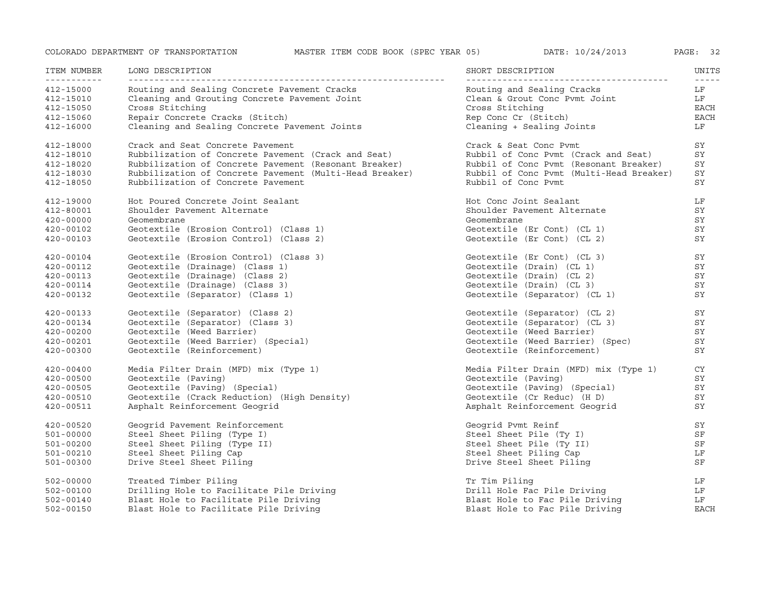| ITEM NUMBER | LONG DESCRIPTION | SHORT DESCRIPTION | UNITS |
|---|---|---|---|
| 412-15000 | Routing and Sealing Concrete Pavement Cracks | Routing and Sealing Cracks | LF |
| 412-15010 | Cleaning and Grouting Concrete Pavement Joint | Clean & Grout Conc Pvmt Joint | LF |
| 412-15050 | Cross Stitching | Cross Stitching | EACH |
| 412-15060 | Repair Concrete Cracks (Stitch) | Rep Conc Cr (Stitch) | EACH |
| 412-16000 | Cleaning and Sealing Concrete Pavement Joints | Cleaning + Sealing Joints | LF |
| 412-18000 | Crack and Seat Concrete Pavement | Crack & Seat Conc Pvmt | SY |
| 412-18010 | Rubbilization of Concrete Pavement (Crack and Seat) | Rubbil of Conc Pvmt (Crack and Seat) | SY |
| 412-18020 | Rubbilization of Concrete Pavement (Resonant Breaker) | Rubbil of Conc Pvmt (Resonant Breaker) | SY |
| 412-18030 | Rubbilization of Concrete Pavement (Multi-Head Breaker) | Rubbil of Conc Pvmt (Multi-Head Breaker) | SY |
| 412-18050 | Rubbilization of Concrete Pavement | Rubbil of Conc Pvmt | SY |
| 412-19000 | Hot Poured Concrete Joint Sealant | Hot Conc Joint Sealant | LF |
| 412-80001 | Shoulder Pavement Alternate | Shoulder Pavement Alternate | SY |
| 420-00000 | Geomembrane | Geomembrane | SY |
| 420-00102 | Geotextile (Erosion Control) (Class 1) | Geotextile (Er Cont) (CL 1) | SY |
| 420-00103 | Geotextile (Erosion Control) (Class 2) | Geotextile (Er Cont) (CL 2) | SY |
| 420-00104 | Geotextile (Erosion Control) (Class 3) | Geotextile (Er Cont) (CL 3) | SY |
| 420-00112 | Geotextile (Drainage) (Class 1) | Geotextile (Drain) (CL 1) | SY |
| 420-00113 | Geotextile (Drainage) (Class 2) | Geotextile (Drain) (CL 2) | SY |
| 420-00114 | Geotextile (Drainage) (Class 3) | Geotextile (Drain) (CL 3) | SY |
| 420-00132 | Geotextile (Separator) (Class 1) | Geotextile (Separator) (CL 1) | SY |
| 420-00133 | Geotextile (Separator) (Class 2) | Geotextile (Separator) (CL 2) | SY |
| 420-00134 | Geotextile (Separator) (Class 3) | Geotextile (Separator) (CL 3) | SY |
| 420-00200 | Geotextile (Weed Barrier) | Geotextile (Weed Barrier) | SY |
| 420-00201 | Geotextile (Weed Barrier) (Special) | Geotextile (Weed Barrier) (Spec) | SY |
| 420-00300 | Geotextile (Reinforcement) | Geotextile (Reinforcement) | SY |
| 420-00400 | Media Filter Drain (MFD) mix (Type 1) | Media Filter Drain (MFD) mix (Type 1) | CY |
| 420-00500 | Geotextile (Paving) | Geotextile (Paving) | SY |
| 420-00505 | Geotextile (Paving) (Special) | Geotextile (Paving) (Special) | SY |
| 420-00510 | Geotextile (Crack Reduction) (High Density) | Geotextile (Cr Reduc) (H D) | SY |
| 420-00511 | Asphalt Reinforcement Geogrid | Asphalt Reinforcement Geogrid | SY |
| 420-00520 | Geogrid Pavement Reinforcement | Geogrid Pvmt Reinf | SY |
| 501-00000 | Steel Sheet Piling (Type I) | Steel Sheet Pile (Ty I) | SF |
| 501-00200 | Steel Sheet Piling (Type II) | Steel Sheet Pile (Ty II) | SF |
| 501-00210 | Steel Sheet Piling Cap | Steel Sheet Piling Cap | LF |
| 501-00300 | Drive Steel Sheet Piling | Drive Steel Sheet Piling | SF |
| 502-00000 | Treated Timber Piling | Tr Tim Piling | LF |
| 502-00100 | Drilling Hole to Facilitate Pile Driving | Drill Hole Fac Pile Driving | LF |
| 502-00140 | Blast Hole to Facilitate Pile Driving | Blast Hole to Fac Pile Driving | LF |
| 502-00150 | Blast Hole to Facilitate Pile Driving | Blast Hole to Fac Pile Driving | EACH |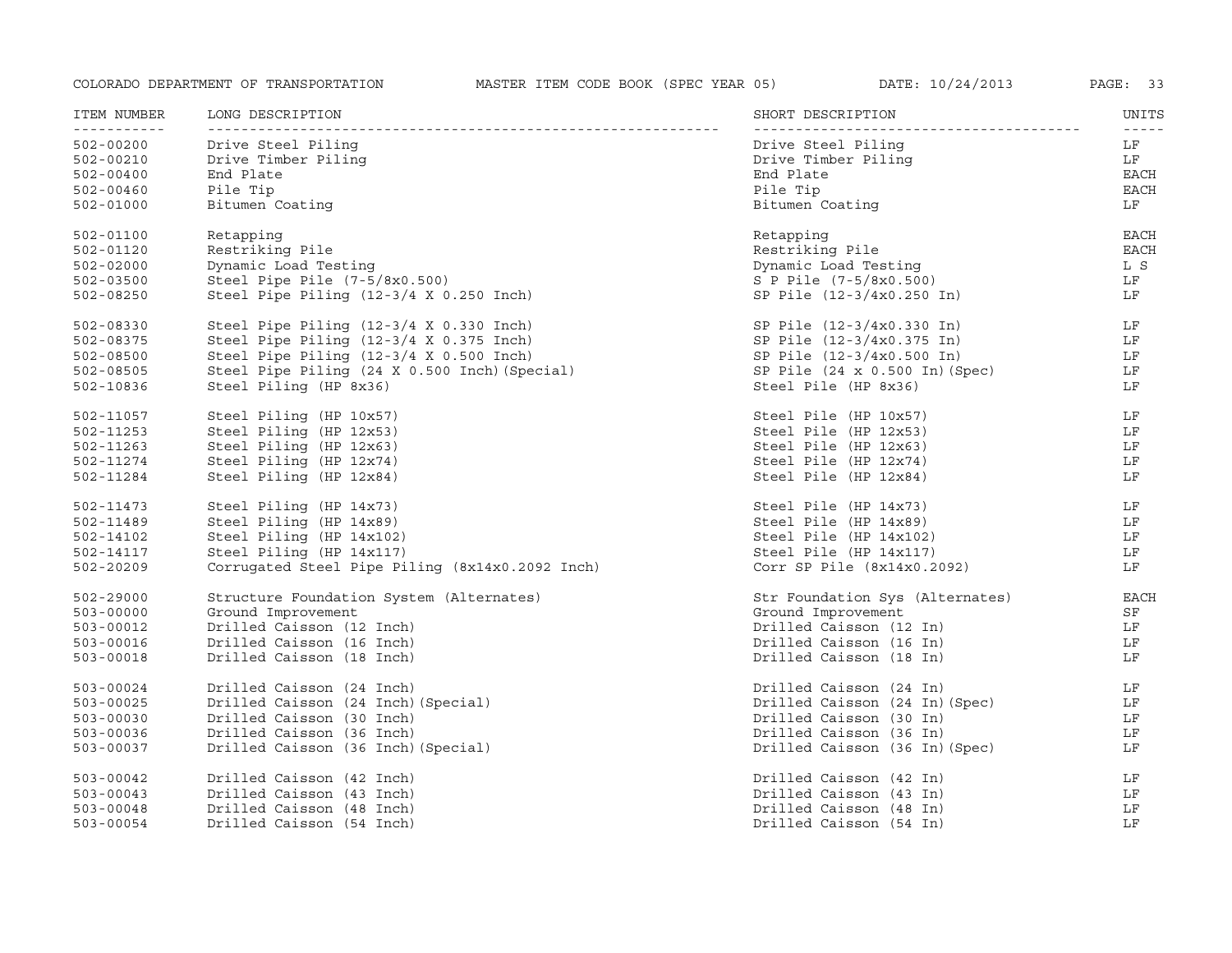| ITEM NUMBER | LONG DESCRIPTION | SHORT DESCRIPTION | UNITS |
| --- | --- | --- | --- |
| 502-00200 | Drive Steel Piling | Drive Steel Piling | LF |
| 502-00210 | Drive Timber Piling | Drive Timber Piling | LF |
| 502-00400 | End Plate | End Plate | EACH |
| 502-00460 | Pile Tip | Pile Tip | EACH |
| 502-01000 | Bitumen Coating | Bitumen Coating | LF |
| 502-01100 | Retapping | Retapping | EACH |
| 502-01120 | Restriking Pile | Restriking Pile | EACH |
| 502-02000 | Dynamic Load Testing | Dynamic Load Testing | L S |
| 502-03500 | Steel Pipe Pile (7-5/8x0.500) | S P Pile (7-5/8x0.500) | LF |
| 502-08250 | Steel Pipe Piling (12-3/4 X 0.250 Inch) | SP Pile (12-3/4x0.250 In) | LF |
| 502-08330 | Steel Pipe Piling (12-3/4 X 0.330 Inch) | SP Pile (12-3/4x0.330 In) | LF |
| 502-08375 | Steel Pipe Piling (12-3/4 X 0.375 Inch) | SP Pile (12-3/4x0.375 In) | LF |
| 502-08500 | Steel Pipe Piling (12-3/4 X 0.500 Inch) | SP Pile (12-3/4x0.500 In) | LF |
| 502-08505 | Steel Pipe Piling (24 X 0.500 Inch)(Special) | SP Pile (24 x 0.500 In)(Spec) | LF |
| 502-10836 | Steel Piling (HP 8x36) | Steel Pile (HP 8x36) | LF |
| 502-11057 | Steel Piling (HP 10x57) | Steel Pile (HP 10x57) | LF |
| 502-11253 | Steel Piling (HP 12x53) | Steel Pile (HP 12x53) | LF |
| 502-11263 | Steel Piling (HP 12x63) | Steel Pile (HP 12x63) | LF |
| 502-11274 | Steel Piling (HP 12x74) | Steel Pile (HP 12x74) | LF |
| 502-11284 | Steel Piling (HP 12x84) | Steel Pile (HP 12x84) | LF |
| 502-11473 | Steel Piling (HP 14x73) | Steel Pile (HP 14x73) | LF |
| 502-11489 | Steel Piling (HP 14x89) | Steel Pile (HP 14x89) | LF |
| 502-14102 | Steel Piling (HP 14x102) | Steel Pile (HP 14x102) | LF |
| 502-14117 | Steel Piling (HP 14x117) | Steel Pile (HP 14x117) | LF |
| 502-20209 | Corrugated Steel Pipe Piling (8x14x0.2092 Inch) | Corr SP Pile (8x14x0.2092) | LF |
| 502-29000 | Structure Foundation System (Alternates) | Str Foundation Sys (Alternates) | EACH |
| 503-00000 | Ground Improvement | Ground Improvement | SF |
| 503-00012 | Drilled Caisson (12 Inch) | Drilled Caisson (12 In) | LF |
| 503-00016 | Drilled Caisson (16 Inch) | Drilled Caisson (16 In) | LF |
| 503-00018 | Drilled Caisson (18 Inch) | Drilled Caisson (18 In) | LF |
| 503-00024 | Drilled Caisson (24 Inch) | Drilled Caisson (24 In) | LF |
| 503-00025 | Drilled Caisson (24 Inch)(Special) | Drilled Caisson (24 In)(Spec) | LF |
| 503-00030 | Drilled Caisson (30 Inch) | Drilled Caisson (30 In) | LF |
| 503-00036 | Drilled Caisson (36 Inch) | Drilled Caisson (36 In) | LF |
| 503-00037 | Drilled Caisson (36 Inch)(Special) | Drilled Caisson (36 In)(Spec) | LF |
| 503-00042 | Drilled Caisson (42 Inch) | Drilled Caisson (42 In) | LF |
| 503-00043 | Drilled Caisson (43 Inch) | Drilled Caisson (43 In) | LF |
| 503-00048 | Drilled Caisson (48 Inch) | Drilled Caisson (48 In) | LF |
| 503-00054 | Drilled Caisson (54 Inch) | Drilled Caisson (54 In) | LF |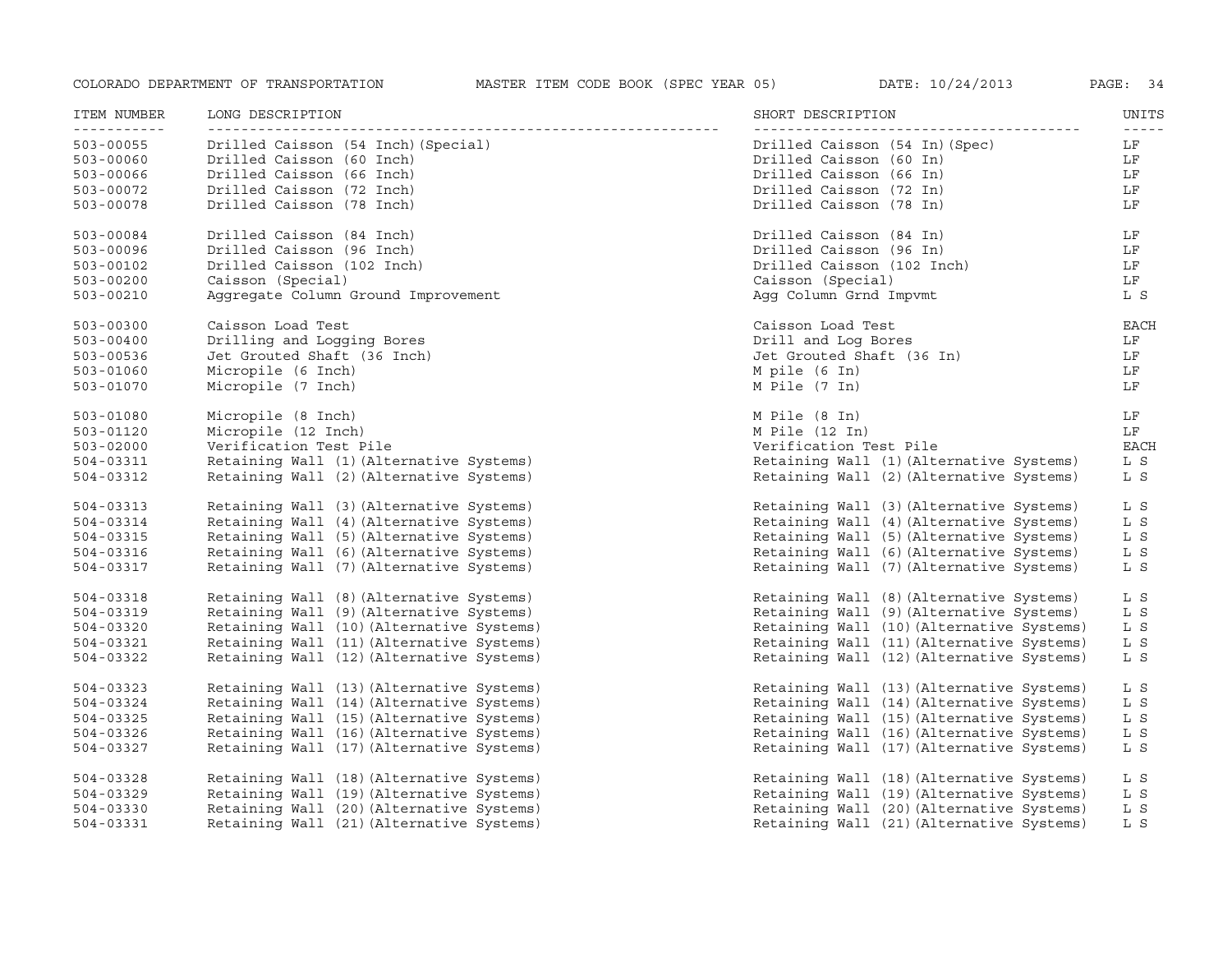| ITEM NUMBER | LONG DESCRIPTION | SHORT DESCRIPTION | UNITS |
|---|---|---|---|
| 503-00055 | Drilled Caisson (54 Inch)(Special) | Drilled Caisson (54 In)(Spec) | LF |
| 503-00060 | Drilled Caisson (60 Inch) | Drilled Caisson (60 In) | LF |
| 503-00066 | Drilled Caisson (66 Inch) | Drilled Caisson (66 In) | LF |
| 503-00072 | Drilled Caisson (72 Inch) | Drilled Caisson (72 In) | LF |
| 503-00078 | Drilled Caisson (78 Inch) | Drilled Caisson (78 In) | LF |
| 503-00084 | Drilled Caisson (84 Inch) | Drilled Caisson (84 In) | LF |
| 503-00096 | Drilled Caisson (96 Inch) | Drilled Caisson (96 In) | LF |
| 503-00102 | Drilled Caisson (102 Inch) | Drilled Caisson (102 Inch) | LF |
| 503-00200 | Caisson (Special) | Caisson (Special) | LF |
| 503-00210 | Aggregate Column Ground Improvement | Agg Column Grnd Impvmt | L S |
| 503-00300 | Caisson Load Test | Caisson Load Test | EACH |
| 503-00400 | Drilling and Logging Bores | Drill and Log Bores | LF |
| 503-00536 | Jet Grouted Shaft (36 Inch) | Jet Grouted Shaft (36 In) | LF |
| 503-01060 | Micropile (6 Inch) | M pile (6 In) | LF |
| 503-01070 | Micropile (7 Inch) | M Pile (7 In) | LF |
| 503-01080 | Micropile (8 Inch) | M Pile (8 In) | LF |
| 503-01120 | Micropile (12 Inch) | M Pile (12 In) | LF |
| 503-02000 | Verification Test Pile | Verification Test Pile | EACH |
| 504-03311 | Retaining Wall (1)(Alternative Systems) | Retaining Wall (1)(Alternative Systems) | L S |
| 504-03312 | Retaining Wall (2)(Alternative Systems) | Retaining Wall (2)(Alternative Systems) | L S |
| 504-03313 | Retaining Wall (3)(Alternative Systems) | Retaining Wall (3)(Alternative Systems) | L S |
| 504-03314 | Retaining Wall (4)(Alternative Systems) | Retaining Wall (4)(Alternative Systems) | L S |
| 504-03315 | Retaining Wall (5)(Alternative Systems) | Retaining Wall (5)(Alternative Systems) | L S |
| 504-03316 | Retaining Wall (6)(Alternative Systems) | Retaining Wall (6)(Alternative Systems) | L S |
| 504-03317 | Retaining Wall (7)(Alternative Systems) | Retaining Wall (7)(Alternative Systems) | L S |
| 504-03318 | Retaining Wall (8)(Alternative Systems) | Retaining Wall (8)(Alternative Systems) | L S |
| 504-03319 | Retaining Wall (9)(Alternative Systems) | Retaining Wall (9)(Alternative Systems) | L S |
| 504-03320 | Retaining Wall (10)(Alternative Systems) | Retaining Wall (10)(Alternative Systems) | L S |
| 504-03321 | Retaining Wall (11)(Alternative Systems) | Retaining Wall (11)(Alternative Systems) | L S |
| 504-03322 | Retaining Wall (12)(Alternative Systems) | Retaining Wall (12)(Alternative Systems) | L S |
| 504-03323 | Retaining Wall (13)(Alternative Systems) | Retaining Wall (13)(Alternative Systems) | L S |
| 504-03324 | Retaining Wall (14)(Alternative Systems) | Retaining Wall (14)(Alternative Systems) | L S |
| 504-03325 | Retaining Wall (15)(Alternative Systems) | Retaining Wall (15)(Alternative Systems) | L S |
| 504-03326 | Retaining Wall (16)(Alternative Systems) | Retaining Wall (16)(Alternative Systems) | L S |
| 504-03327 | Retaining Wall (17)(Alternative Systems) | Retaining Wall (17)(Alternative Systems) | L S |
| 504-03328 | Retaining Wall (18)(Alternative Systems) | Retaining Wall (18)(Alternative Systems) | L S |
| 504-03329 | Retaining Wall (19)(Alternative Systems) | Retaining Wall (19)(Alternative Systems) | L S |
| 504-03330 | Retaining Wall (20)(Alternative Systems) | Retaining Wall (20)(Alternative Systems) | L S |
| 504-03331 | Retaining Wall (21)(Alternative Systems) | Retaining Wall (21)(Alternative Systems) | L S |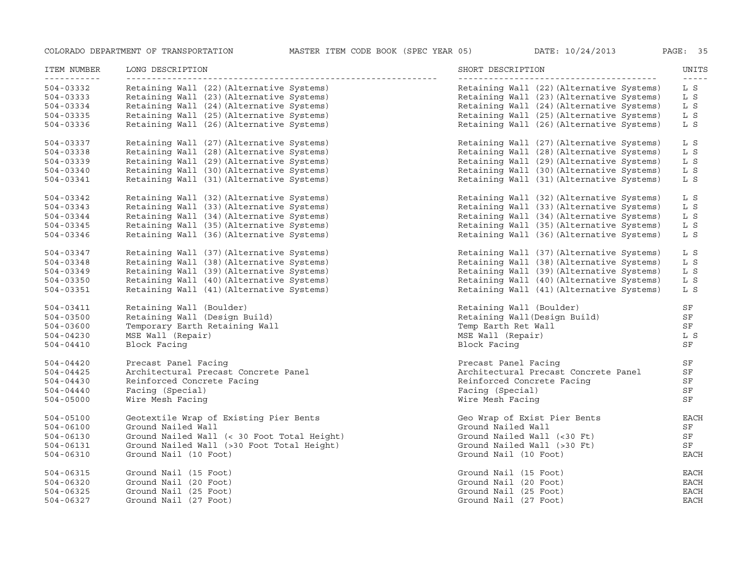| ITEM NUMBER | LONG DESCRIPTION | SHORT DESCRIPTION | UNITS |
|---|---|---|---|
| 504-03332 | Retaining Wall (22)(Alternative Systems) | Retaining Wall (22)(Alternative Systems) | L S |
| 504-03333 | Retaining Wall (23)(Alternative Systems) | Retaining Wall (23)(Alternative Systems) | L S |
| 504-03334 | Retaining Wall (24)(Alternative Systems) | Retaining Wall (24)(Alternative Systems) | L S |
| 504-03335 | Retaining Wall (25)(Alternative Systems) | Retaining Wall (25)(Alternative Systems) | L S |
| 504-03336 | Retaining Wall (26)(Alternative Systems) | Retaining Wall (26)(Alternative Systems) | L S |
| 504-03337 | Retaining Wall (27)(Alternative Systems) | Retaining Wall (27)(Alternative Systems) | L S |
| 504-03338 | Retaining Wall (28)(Alternative Systems) | Retaining Wall (28)(Alternative Systems) | L S |
| 504-03339 | Retaining Wall (29)(Alternative Systems) | Retaining Wall (29)(Alternative Systems) | L S |
| 504-03340 | Retaining Wall (30)(Alternative Systems) | Retaining Wall (30)(Alternative Systems) | L S |
| 504-03341 | Retaining Wall (31)(Alternative Systems) | Retaining Wall (31)(Alternative Systems) | L S |
| 504-03342 | Retaining Wall (32)(Alternative Systems) | Retaining Wall (32)(Alternative Systems) | L S |
| 504-03343 | Retaining Wall (33)(Alternative Systems) | Retaining Wall (33)(Alternative Systems) | L S |
| 504-03344 | Retaining Wall (34)(Alternative Systems) | Retaining Wall (34)(Alternative Systems) | L S |
| 504-03345 | Retaining Wall (35)(Alternative Systems) | Retaining Wall (35)(Alternative Systems) | L S |
| 504-03346 | Retaining Wall (36)(Alternative Systems) | Retaining Wall (36)(Alternative Systems) | L S |
| 504-03347 | Retaining Wall (37)(Alternative Systems) | Retaining Wall (37)(Alternative Systems) | L S |
| 504-03348 | Retaining Wall (38)(Alternative Systems) | Retaining Wall (38)(Alternative Systems) | L S |
| 504-03349 | Retaining Wall (39)(Alternative Systems) | Retaining Wall (39)(Alternative Systems) | L S |
| 504-03350 | Retaining Wall (40)(Alternative Systems) | Retaining Wall (40)(Alternative Systems) | L S |
| 504-03351 | Retaining Wall (41)(Alternative Systems) | Retaining Wall (41)(Alternative Systems) | L S |
| 504-03411 | Retaining Wall (Boulder) | Retaining Wall (Boulder) | SF |
| 504-03500 | Retaining Wall (Design Build) | Retaining Wall(Design Build) | SF |
| 504-03600 | Temporary Earth Retaining Wall | Temp Earth Ret Wall | SF |
| 504-04230 | MSE Wall (Repair) | MSE Wall (Repair) | L S |
| 504-04410 | Block Facing | Block Facing | SF |
| 504-04420 | Precast Panel Facing | Precast Panel Facing | SF |
| 504-04425 | Architectural Precast Concrete Panel | Architectural Precast Concrete Panel | SF |
| 504-04430 | Reinforced Concrete Facing | Reinforced Concrete Facing | SF |
| 504-04440 | Facing (Special) | Facing (Special) | SF |
| 504-05000 | Wire Mesh Facing | Wire Mesh Facing | SF |
| 504-05100 | Geotextile Wrap of Existing Pier Bents | Geo Wrap of Exist Pier Bents | EACH |
| 504-06100 | Ground Nailed Wall | Ground Nailed Wall | SF |
| 504-06130 | Ground Nailed Wall (< 30 Foot Total Height) | Ground Nailed Wall (<30 Ft) | SF |
| 504-06131 | Ground Nailed Wall (>30 Foot Total Height) | Ground Nailed Wall (>30 Ft) | SF |
| 504-06310 | Ground Nail (10 Foot) | Ground Nail (10 Foot) | EACH |
| 504-06315 | Ground Nail (15 Foot) | Ground Nail (15 Foot) | EACH |
| 504-06320 | Ground Nail (20 Foot) | Ground Nail (20 Foot) | EACH |
| 504-06325 | Ground Nail (25 Foot) | Ground Nail (25 Foot) | EACH |
| 504-06327 | Ground Nail (27 Foot) | Ground Nail (27 Foot) | EACH |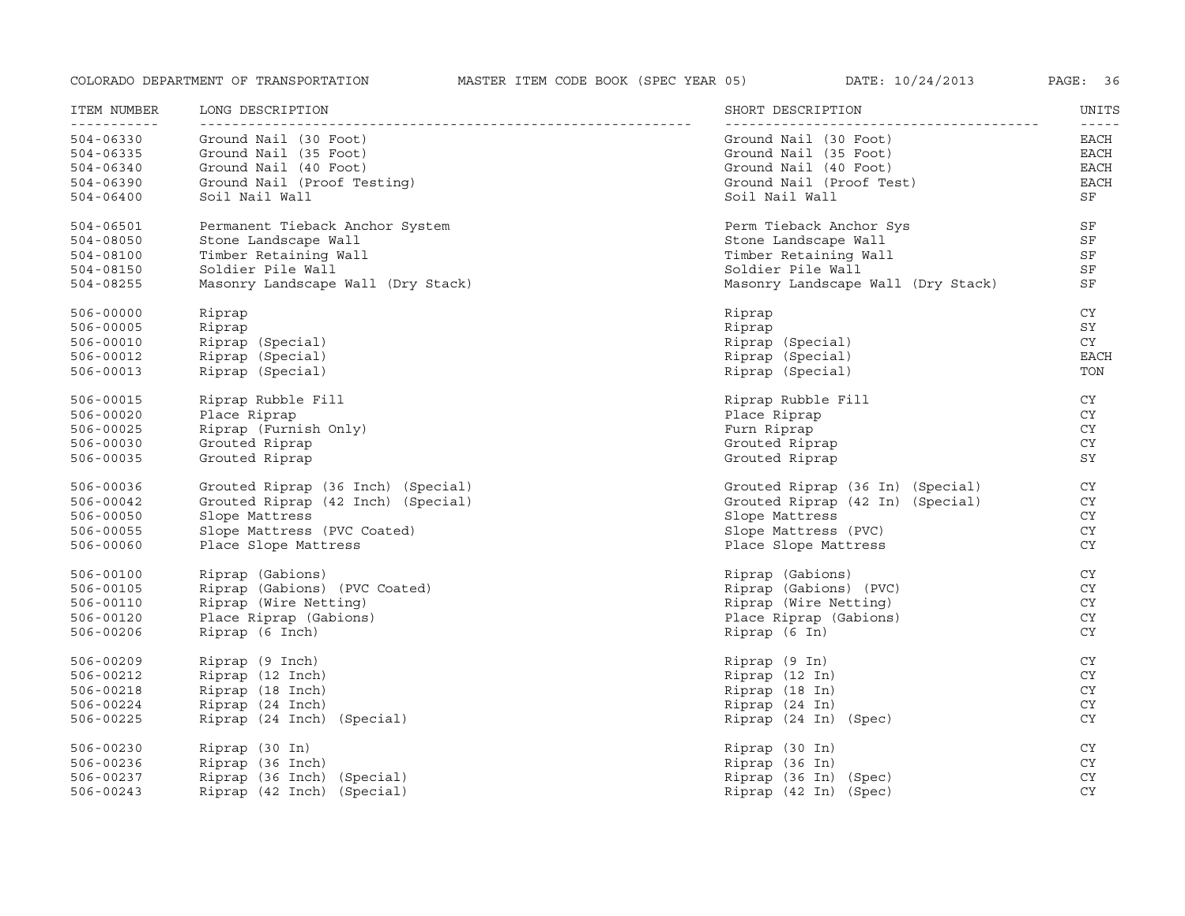| ITEM NUMBER | LONG DESCRIPTION | SHORT DESCRIPTION | UNITS |
|---|---|---|---|
| 504-06330 | Ground Nail (30 Foot) | Ground Nail (30 Foot) | EACH |
| 504-06335 | Ground Nail (35 Foot) | Ground Nail (35 Foot) | EACH |
| 504-06340 | Ground Nail (40 Foot) | Ground Nail (40 Foot) | EACH |
| 504-06390 | Ground Nail (Proof Testing) | Ground Nail (Proof Test) | EACH |
| 504-06400 | Soil Nail Wall | Soil Nail Wall | SF |
| 504-06501 | Permanent Tieback Anchor System | Perm Tieback Anchor Sys | SF |
| 504-08050 | Stone Landscape Wall | Stone Landscape Wall | SF |
| 504-08100 | Timber Retaining Wall | Timber Retaining Wall | SF |
| 504-08150 | Soldier Pile Wall | Soldier Pile Wall | SF |
| 504-08255 | Masonry Landscape Wall (Dry Stack) | Masonry Landscape Wall (Dry Stack) | SF |
| 506-00000 | Riprap | Riprap | CY |
| 506-00005 | Riprap | Riprap | SY |
| 506-00010 | Riprap (Special) | Riprap (Special) | CY |
| 506-00012 | Riprap (Special) | Riprap (Special) | EACH |
| 506-00013 | Riprap (Special) | Riprap (Special) | TON |
| 506-00015 | Riprap Rubble Fill | Riprap Rubble Fill | CY |
| 506-00020 | Place Riprap | Place Riprap | CY |
| 506-00025 | Riprap (Furnish Only) | Furn Riprap | CY |
| 506-00030 | Grouted Riprap | Grouted Riprap | CY |
| 506-00035 | Grouted Riprap | Grouted Riprap | SY |
| 506-00036 | Grouted Riprap (36 Inch) (Special) | Grouted Riprap (36 In) (Special) | CY |
| 506-00042 | Grouted Riprap (42 Inch) (Special) | Grouted Riprap (42 In) (Special) | CY |
| 506-00050 | Slope Mattress | Slope Mattress | CY |
| 506-00055 | Slope Mattress (PVC Coated) | Slope Mattress (PVC) | CY |
| 506-00060 | Place Slope Mattress | Place Slope Mattress | CY |
| 506-00100 | Riprap (Gabions) | Riprap (Gabions) | CY |
| 506-00105 | Riprap (Gabions) (PVC Coated) | Riprap (Gabions) (PVC) | CY |
| 506-00110 | Riprap (Wire Netting) | Riprap (Wire Netting) | CY |
| 506-00120 | Place Riprap (Gabions) | Place Riprap (Gabions) | CY |
| 506-00206 | Riprap (6 Inch) | Riprap (6 In) | CY |
| 506-00209 | Riprap (9 Inch) | Riprap (9 In) | CY |
| 506-00212 | Riprap (12 Inch) | Riprap (12 In) | CY |
| 506-00218 | Riprap (18 Inch) | Riprap (18 In) | CY |
| 506-00224 | Riprap (24 Inch) | Riprap (24 In) | CY |
| 506-00225 | Riprap (24 Inch) (Special) | Riprap (24 In) (Spec) | CY |
| 506-00230 | Riprap (30 In) | Riprap (30 In) | CY |
| 506-00236 | Riprap (36 Inch) | Riprap (36 In) | CY |
| 506-00237 | Riprap (36 Inch) (Special) | Riprap (36 In) (Spec) | CY |
| 506-00243 | Riprap (42 Inch) (Special) | Riprap (42 In) (Spec) | CY |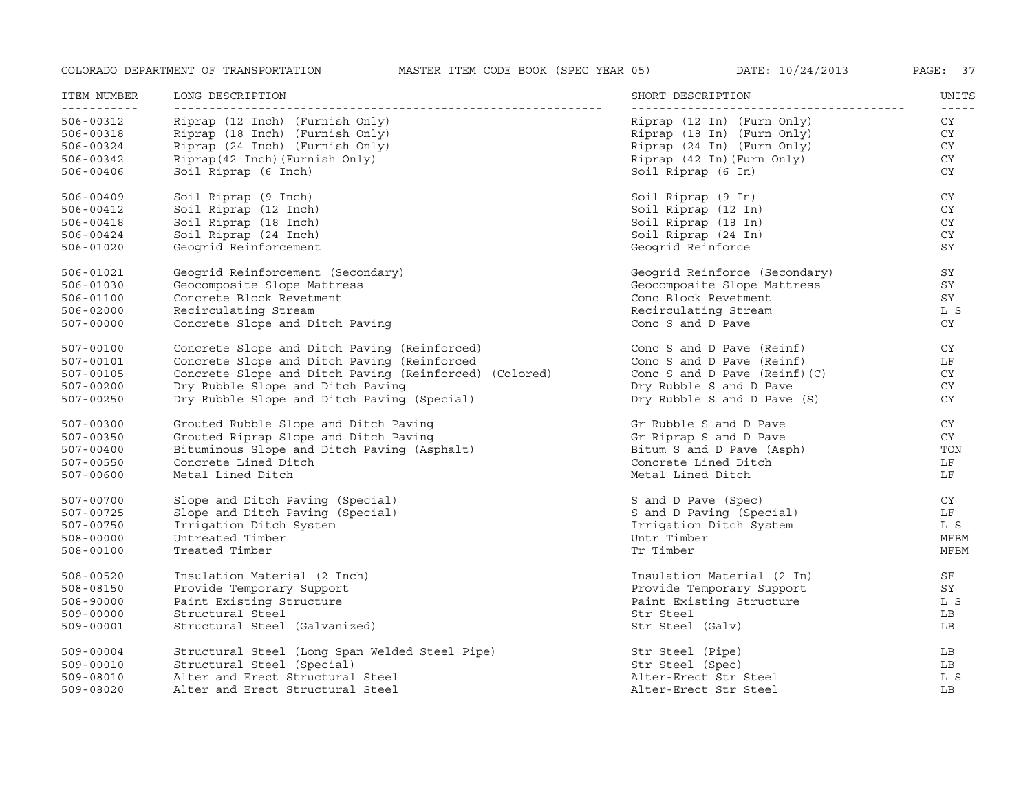| ITEM NUMBER | LONG DESCRIPTION | SHORT DESCRIPTION | UNITS |
| --- | --- | --- | --- |
| 506-00312 | Riprap (12 Inch) (Furnish Only) | Riprap (12 In) (Furn Only) | CY |
| 506-00318 | Riprap (18 Inch) (Furnish Only) | Riprap (18 In) (Furn Only) | CY |
| 506-00324 | Riprap (24 Inch) (Furnish Only) | Riprap (24 In) (Furn Only) | CY |
| 506-00342 | Riprap(42 Inch)(Furnish Only) | Riprap (42 In)(Furn Only) | CY |
| 506-00406 | Soil Riprap (6 Inch) | Soil Riprap (6 In) | CY |
| 506-00409 | Soil Riprap (9 Inch) | Soil Riprap (9 In) | CY |
| 506-00412 | Soil Riprap (12 Inch) | Soil Riprap (12 In) | CY |
| 506-00418 | Soil Riprap (18 Inch) | Soil Riprap (18 In) | CY |
| 506-00424 | Soil Riprap (24 Inch) | Soil Riprap (24 In) | CY |
| 506-01020 | Geogrid Reinforcement | Geogrid Reinforce | SY |
| 506-01021 | Geogrid Reinforcement (Secondary) | Geogrid Reinforce (Secondary) | SY |
| 506-01030 | Geocomposite Slope Mattress | Geocomposite Slope Mattress | SY |
| 506-01100 | Concrete Block Revetment | Conc Block Revetment | SY |
| 506-02000 | Recirculating Stream | Recirculating Stream | L S |
| 507-00000 | Concrete Slope and Ditch Paving | Conc S and D Pave | CY |
| 507-00100 | Concrete Slope and Ditch Paving (Reinforced) | Conc S and D Pave (Reinf) | CY |
| 507-00101 | Concrete Slope and Ditch Paving (Reinforced | Conc S and D Pave (Reinf) | LF |
| 507-00105 | Concrete Slope and Ditch Paving (Reinforced) (Colored) | Conc S and D Pave (Reinf)(C) | CY |
| 507-00200 | Dry Rubble Slope and Ditch Paving | Dry Rubble S and D Pave | CY |
| 507-00250 | Dry Rubble Slope and Ditch Paving (Special) | Dry Rubble S and D Pave (S) | CY |
| 507-00300 | Grouted Rubble Slope and Ditch Paving | Gr Rubble S and D Pave | CY |
| 507-00350 | Grouted Riprap Slope and Ditch Paving | Gr Riprap S and D Pave | CY |
| 507-00400 | Bituminous Slope and Ditch Paving (Asphalt) | Bitum S and D Pave (Asph) | TON |
| 507-00550 | Concrete Lined Ditch | Concrete Lined Ditch | LF |
| 507-00600 | Metal Lined Ditch | Metal Lined Ditch | LF |
| 507-00700 | Slope and Ditch Paving (Special) | S and D Pave (Spec) | CY |
| 507-00725 | Slope and Ditch Paving (Special) | S and D Paving (Special) | LF |
| 507-00750 | Irrigation Ditch System | Irrigation Ditch System | L S |
| 508-00000 | Untreated Timber | Untr Timber | MFBM |
| 508-00100 | Treated Timber | Tr Timber | MFBM |
| 508-00520 | Insulation Material (2 Inch) | Insulation Material (2 In) | SF |
| 508-08150 | Provide Temporary Support | Provide Temporary Support | SY |
| 508-90000 | Paint Existing Structure | Paint Existing Structure | L S |
| 509-00000 | Structural Steel | Str Steel | LB |
| 509-00001 | Structural Steel (Galvanized) | Str Steel (Galv) | LB |
| 509-00004 | Structural Steel (Long Span Welded Steel Pipe) | Str Steel (Pipe) | LB |
| 509-00010 | Structural Steel (Special) | Str Steel (Spec) | LB |
| 509-08010 | Alter and Erect Structural Steel | Alter-Erect Str Steel | L S |
| 509-08020 | Alter and Erect Structural Steel | Alter-Erect Str Steel | LB |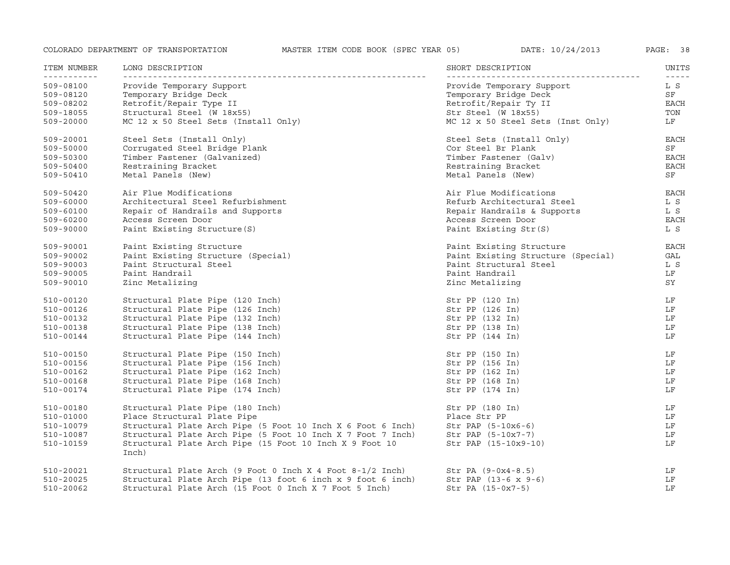| ITEM NUMBER | LONG DESCRIPTION | SHORT DESCRIPTION | UNITS |
|---|---|---|---|
| 509-08100 | Provide Temporary Support | Provide Temporary Support | L S |
| 509-08120 | Temporary Bridge Deck | Temporary Bridge Deck | SF |
| 509-08202 | Retrofit/Repair Type II | Retrofit/Repair Ty II | EACH |
| 509-18055 | Structural Steel (W 18x55) | Str Steel (W 18x55) | TON |
| 509-20000 | MC 12 x 50 Steel Sets (Install Only) | MC 12 x 50 Steel Sets (Inst Only) | LF |
| 509-20001 | Steel Sets (Install Only) | Steel Sets (Install Only) | EACH |
| 509-50000 | Corrugated Steel Bridge Plank | Cor Steel Br Plank | SF |
| 509-50300 | Timber Fastener (Galvanized) | Timber Fastener (Galv) | EACH |
| 509-50400 | Restraining Bracket | Restraining Bracket | EACH |
| 509-50410 | Metal Panels (New) | Metal Panels (New) | SF |
| 509-50420 | Air Flue Modifications | Air Flue Modifications | EACH |
| 509-60000 | Architectural Steel Refurbishment | Refurb Architectural Steel | L S |
| 509-60100 | Repair of Handrails and Supports | Repair Handrails & Supports | L S |
| 509-60200 | Access Screen Door | Access Screen Door | EACH |
| 509-90000 | Paint Existing Structure(S) | Paint Existing Str(S) | L S |
| 509-90001 | Paint Existing Structure | Paint Existing Structure | EACH |
| 509-90002 | Paint Existing Structure (Special) | Paint Existing Structure (Special) | GAL |
| 509-90003 | Paint Structural Steel | Paint Structural Steel | L S |
| 509-90005 | Paint Handrail | Paint Handrail | LF |
| 509-90010 | Zinc Metalizing | Zinc Metalizing | SY |
| 510-00120 | Structural Plate Pipe (120 Inch) | Str PP (120 In) | LF |
| 510-00126 | Structural Plate Pipe (126 Inch) | Str PP (126 In) | LF |
| 510-00132 | Structural Plate Pipe (132 Inch) | Str PP (132 In) | LF |
| 510-00138 | Structural Plate Pipe (138 Inch) | Str PP (138 In) | LF |
| 510-00144 | Structural Plate Pipe (144 Inch) | Str PP (144 In) | LF |
| 510-00150 | Structural Plate Pipe (150 Inch) | Str PP (150 In) | LF |
| 510-00156 | Structural Plate Pipe (156 Inch) | Str PP (156 In) | LF |
| 510-00162 | Structural Plate Pipe (162 Inch) | Str PP (162 In) | LF |
| 510-00168 | Structural Plate Pipe (168 Inch) | Str PP (168 In) | LF |
| 510-00174 | Structural Plate Pipe (174 Inch) | Str PP (174 In) | LF |
| 510-00180 | Structural Plate Pipe (180 Inch) | Str PP (180 In) | LF |
| 510-01000 | Place Structural Plate Pipe | Place Str PP | LF |
| 510-10079 | Structural Plate Arch Pipe (5 Foot 10 Inch X 6 Foot 6 Inch) | Str PAP (5-10x6-6) | LF |
| 510-10087 | Structural Plate Arch Pipe (5 Foot 10 Inch X 7 Foot 7 Inch) | Str PAP (5-10x7-7) | LF |
| 510-10159 | Structural Plate Arch Pipe (15 Foot 10 Inch X 9 Foot 10 Inch) | Str PAP (15-10x9-10) | LF |
| 510-20021 | Structural Plate Arch (9 Foot 0 Inch X 4 Foot 8-1/2 Inch) | Str PA (9-0x4-8.5) | LF |
| 510-20025 | Structural Plate Arch Pipe (13 foot 6 inch x 9 foot 6 inch) | Str PAP (13-6 x 9-6) | LF |
| 510-20062 | Structural Plate Arch (15 Foot 0 Inch X 7 Foot 5 Inch) | Str PA (15-0x7-5) | LF |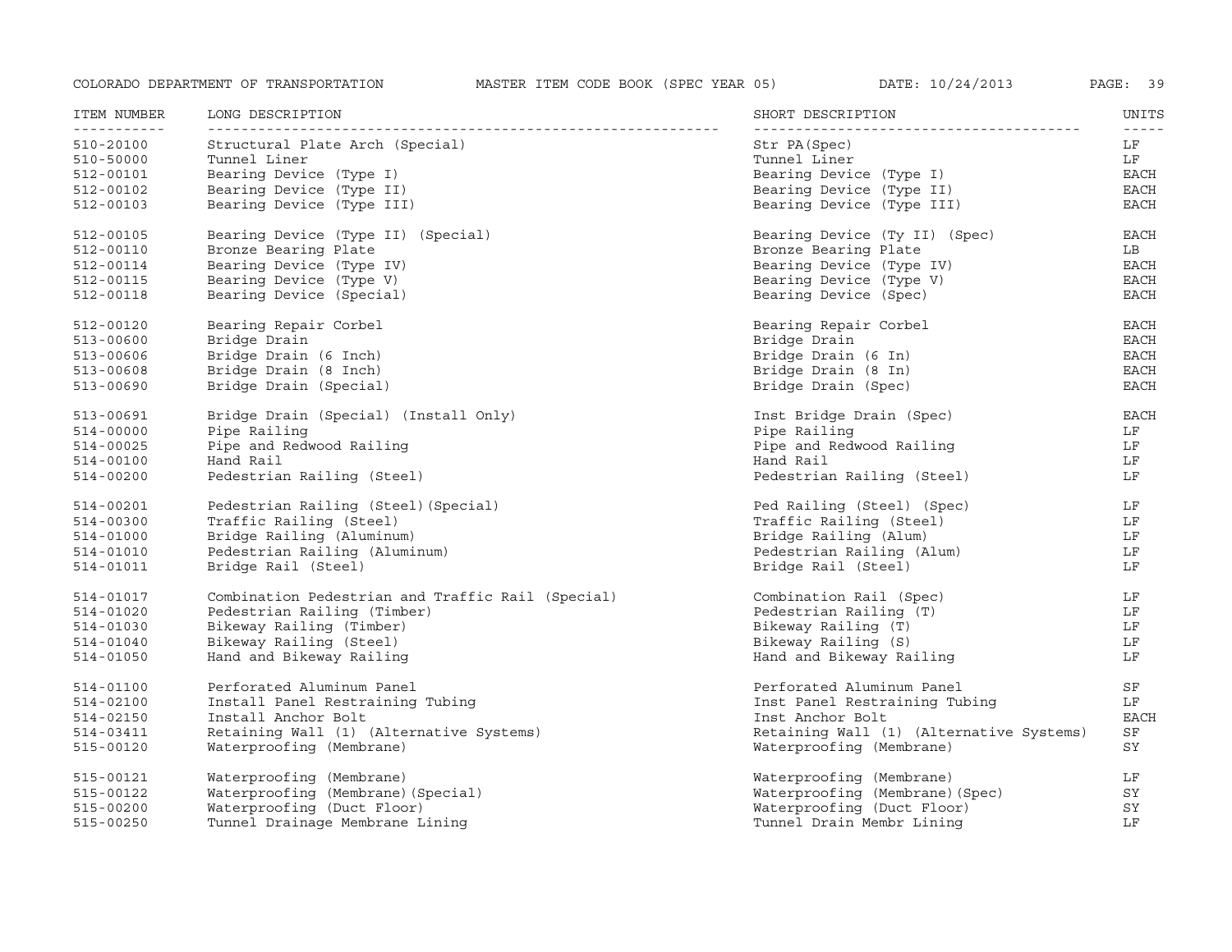| ITEM NUMBER | LONG DESCRIPTION | SHORT DESCRIPTION | UNITS |
|---|---|---|---|
| 510-20100 | Structural Plate Arch (Special) | Str PA(Spec) | LF |
| 510-50000 | Tunnel Liner | Tunnel Liner | LF |
| 512-00101 | Bearing Device (Type I) | Bearing Device (Type I) | EACH |
| 512-00102 | Bearing Device (Type II) | Bearing Device (Type II) | EACH |
| 512-00103 | Bearing Device (Type III) | Bearing Device (Type III) | EACH |
| 512-00105 | Bearing Device (Type II) (Special) | Bearing Device (Ty II) (Spec) | EACH |
| 512-00110 | Bronze Bearing Plate | Bronze Bearing Plate | LB |
| 512-00114 | Bearing Device (Type IV) | Bearing Device (Type IV) | EACH |
| 512-00115 | Bearing Device (Type V) | Bearing Device (Type V) | EACH |
| 512-00118 | Bearing Device (Special) | Bearing Device (Spec) | EACH |
| 512-00120 | Bearing Repair Corbel | Bearing Repair Corbel | EACH |
| 513-00600 | Bridge Drain | Bridge Drain | EACH |
| 513-00606 | Bridge Drain (6 Inch) | Bridge Drain (6 In) | EACH |
| 513-00608 | Bridge Drain (8 Inch) | Bridge Drain (8 In) | EACH |
| 513-00690 | Bridge Drain (Special) | Bridge Drain (Spec) | EACH |
| 513-00691 | Bridge Drain (Special) (Install Only) | Inst Bridge Drain (Spec) | EACH |
| 514-00000 | Pipe Railing | Pipe Railing | LF |
| 514-00025 | Pipe and Redwood Railing | Pipe and Redwood Railing | LF |
| 514-00100 | Hand Rail | Hand Rail | LF |
| 514-00200 | Pedestrian Railing (Steel) | Pedestrian Railing (Steel) | LF |
| 514-00201 | Pedestrian Railing (Steel)(Special) | Ped Railing (Steel) (Spec) | LF |
| 514-00300 | Traffic Railing (Steel) | Traffic Railing (Steel) | LF |
| 514-01000 | Bridge Railing (Aluminum) | Bridge Railing (Alum) | LF |
| 514-01010 | Pedestrian Railing (Aluminum) | Pedestrian Railing (Alum) | LF |
| 514-01011 | Bridge Rail (Steel) | Bridge Rail (Steel) | LF |
| 514-01017 | Combination Pedestrian and Traffic Rail (Special) | Combination Rail (Spec) | LF |
| 514-01020 | Pedestrian Railing (Timber) | Pedestrian Railing (T) | LF |
| 514-01030 | Bikeway Railing (Timber) | Bikeway Railing (T) | LF |
| 514-01040 | Bikeway Railing (Steel) | Bikeway Railing (S) | LF |
| 514-01050 | Hand and Bikeway Railing | Hand and Bikeway Railing | LF |
| 514-01100 | Perforated Aluminum Panel | Perforated Aluminum Panel | SF |
| 514-02100 | Install Panel Restraining Tubing | Inst Panel Restraining Tubing | LF |
| 514-02150 | Install Anchor Bolt | Inst Anchor Bolt | EACH |
| 514-03411 | Retaining Wall (1) (Alternative Systems) | Retaining Wall (1) (Alternative Systems) | SF |
| 515-00120 | Waterproofing (Membrane) | Waterproofing (Membrane) | SY |
| 515-00121 | Waterproofing (Membrane) | Waterproofing (Membrane) | LF |
| 515-00122 | Waterproofing (Membrane)(Special) | Waterproofing (Membrane)(Spec) | SY |
| 515-00200 | Waterproofing (Duct Floor) | Waterproofing (Duct Floor) | SY |
| 515-00250 | Tunnel Drainage Membrane Lining | Tunnel Drain Membr Lining | LF |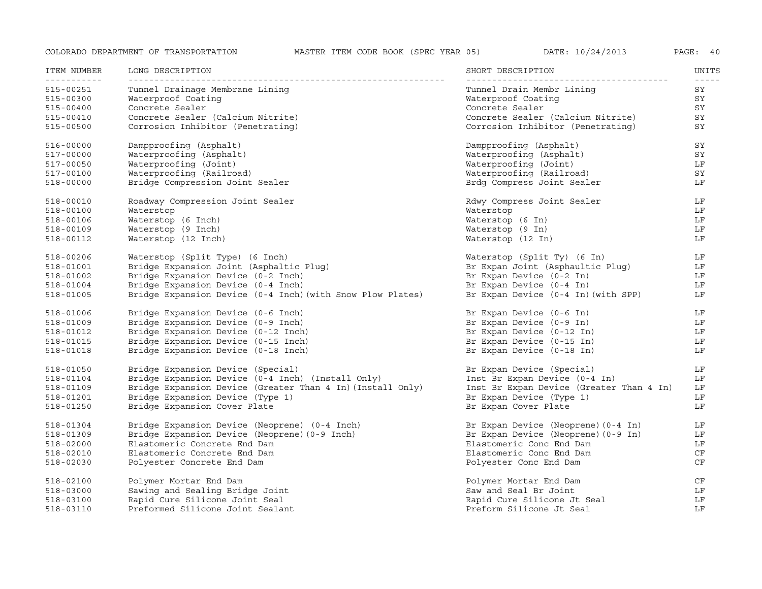| ITEM NUMBER | LONG DESCRIPTION | SHORT DESCRIPTION | UNITS |
| --- | --- | --- | --- |
| 515-00251 | Tunnel Drainage Membrane Lining | Tunnel Drain Membr Lining | SY |
| 515-00300 | Waterproof Coating | Waterproof Coating | SY |
| 515-00400 | Concrete Sealer | Concrete Sealer | SY |
| 515-00410 | Concrete Sealer (Calcium Nitrite) | Concrete Sealer (Calcium Nitrite) | SY |
| 515-00500 | Corrosion Inhibitor (Penetrating) | Corrosion Inhibitor (Penetrating) | SY |
| 516-00000 | Dampproofing (Asphalt) | Dampproofing (Asphalt) | SY |
| 517-00000 | Waterproofing (Asphalt) | Waterproofing (Asphalt) | SY |
| 517-00050 | Waterproofing (Joint) | Waterproofing (Joint) | LF |
| 517-00100 | Waterproofing (Railroad) | Waterproofing (Railroad) | SY |
| 518-00000 | Bridge Compression Joint Sealer | Brdg Compress Joint Sealer | LF |
| 518-00010 | Roadway Compression Joint Sealer | Rdwy Compress Joint Sealer | LF |
| 518-00100 | Waterstop | Waterstop | LF |
| 518-00106 | Waterstop (6 Inch) | Waterstop (6 In) | LF |
| 518-00109 | Waterstop (9 Inch) | Waterstop (9 In) | LF |
| 518-00112 | Waterstop (12 Inch) | Waterstop (12 In) | LF |
| 518-00206 | Waterstop (Split Type) (6 Inch) | Waterstop (Split Ty) (6 In) | LF |
| 518-01001 | Bridge Expansion Joint (Asphaltic Plug) | Br Expan Joint (Asphaultic Plug) | LF |
| 518-01002 | Bridge Expansion Device (0-2 Inch) | Br Expan Device (0-2 In) | LF |
| 518-01004 | Bridge Expansion Device (0-4 Inch) | Br Expan Device (0-4 In) | LF |
| 518-01005 | Bridge Expansion Device (0-4 Inch)(with Snow Plow Plates) | Br Expan Device (0-4 In)(with SPP) | LF |
| 518-01006 | Bridge Expansion Device (0-6 Inch) | Br Expan Device (0-6 In) | LF |
| 518-01009 | Bridge Expansion Device (0-9 Inch) | Br Expan Device (0-9 In) | LF |
| 518-01012 | Bridge Expansion Device (0-12 Inch) | Br Expan Device (0-12 In) | LF |
| 518-01015 | Bridge Expansion Device (0-15 Inch) | Br Expan Device (0-15 In) | LF |
| 518-01018 | Bridge Expansion Device (0-18 Inch) | Br Expan Device (0-18 In) | LF |
| 518-01050 | Bridge Expansion Device (Special) | Br Expan Device (Special) | LF |
| 518-01104 | Bridge Expansion Device (0-4 Inch) (Install Only) | Inst Br Expan Device (0-4 In) | LF |
| 518-01109 | Bridge Expansion Device (Greater Than 4 In)(Install Only) | Inst Br Expan Device (Greater Than 4 In) | LF |
| 518-01201 | Bridge Expansion Device (Type 1) | Br Expan Device (Type 1) | LF |
| 518-01250 | Bridge Expansion Cover Plate | Br Expan Cover Plate | LF |
| 518-01304 | Bridge Expansion Device (Neoprene) (0-4 Inch) | Br Expan Device (Neoprene)(0-4 In) | LF |
| 518-01309 | Bridge Expansion Device (Neoprene)(0-9 Inch) | Br Expan Device (Neoprene)(0-9 In) | LF |
| 518-02000 | Elastomeric Concrete End Dam | Elastomeric Conc End Dam | LF |
| 518-02010 | Elastomeric Concrete End Dam | Elastomeric Conc End Dam | CF |
| 518-02030 | Polyester Concrete End Dam | Polyester Conc End Dam | CF |
| 518-02100 | Polymer Mortar End Dam | Polymer Mortar End Dam | CF |
| 518-03000 | Sawing and Sealing Bridge Joint | Saw and Seal Br Joint | LF |
| 518-03100 | Rapid Cure Silicone Joint Seal | Rapid Cure Silicone Jt Seal | LF |
| 518-03110 | Preformed Silicone Joint Sealant | Preform Silicone Jt Seal | LF |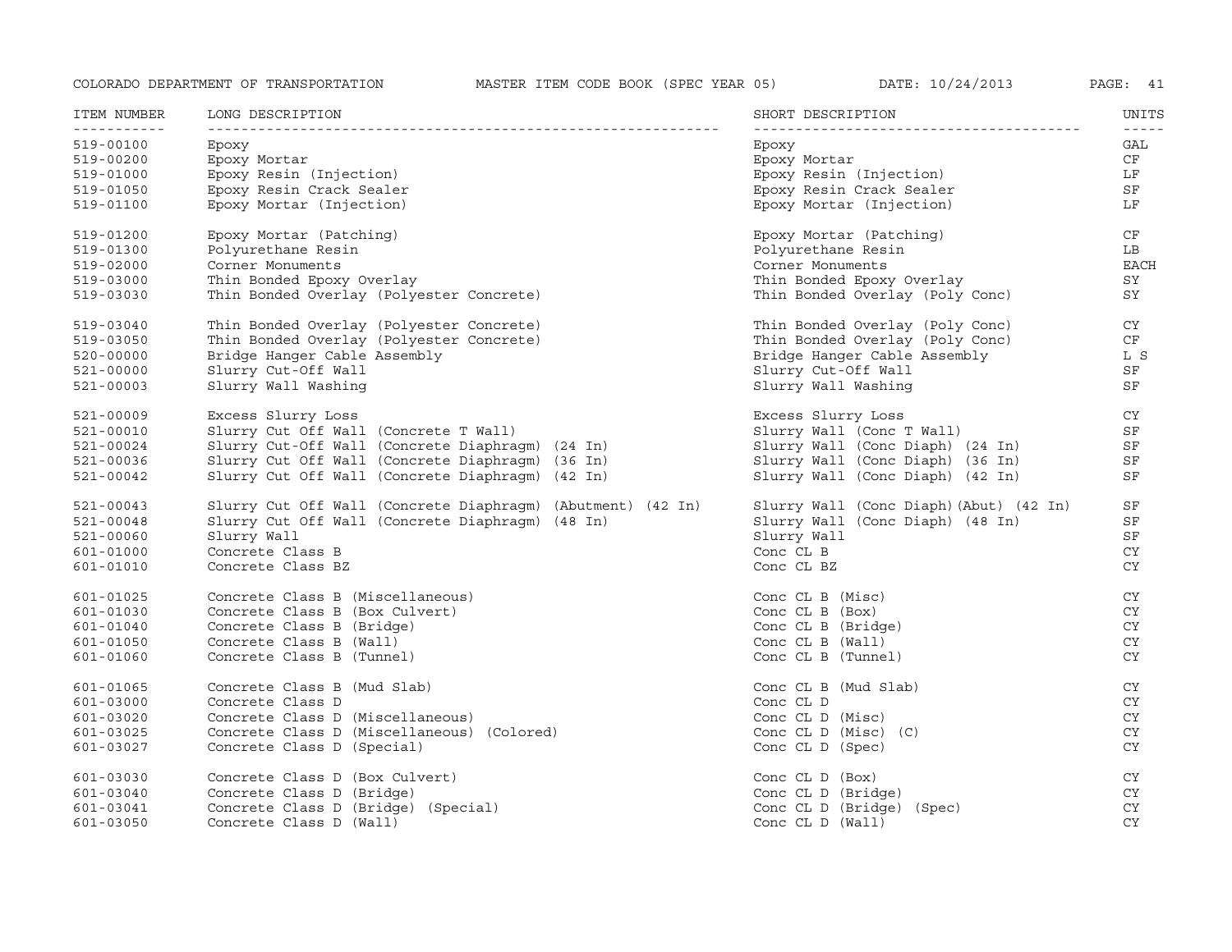| ITEM NUMBER | LONG DESCRIPTION | SHORT DESCRIPTION | UNITS |
|---|---|---|---|
| 519-00100 | Epoxy | Epoxy | GAL |
| 519-00200 | Epoxy Mortar | Epoxy Mortar | CF |
| 519-01000 | Epoxy Resin (Injection) | Epoxy Resin (Injection) | LF |
| 519-01050 | Epoxy Resin Crack Sealer | Epoxy Resin Crack Sealer | SF |
| 519-01100 | Epoxy Mortar (Injection) | Epoxy Mortar (Injection) | LF |
| 519-01200 | Epoxy Mortar (Patching) | Epoxy Mortar (Patching) | CF |
| 519-01300 | Polyurethane Resin | Polyurethane Resin | LB |
| 519-02000 | Corner Monuments | Corner Monuments | EACH |
| 519-03000 | Thin Bonded Epoxy Overlay | Thin Bonded Epoxy Overlay | SY |
| 519-03030 | Thin Bonded Overlay (Polyester Concrete) | Thin Bonded Overlay (Poly Conc) | SY |
| 519-03040 | Thin Bonded Overlay (Polyester Concrete) | Thin Bonded Overlay (Poly Conc) | CY |
| 519-03050 | Thin Bonded Overlay (Polyester Concrete) | Thin Bonded Overlay (Poly Conc) | CF |
| 520-00000 | Bridge Hanger Cable Assembly | Bridge Hanger Cable Assembly | L S |
| 521-00000 | Slurry Cut-Off Wall | Slurry Cut-Off Wall | SF |
| 521-00003 | Slurry Wall Washing | Slurry Wall Washing | SF |
| 521-00009 | Excess Slurry Loss | Excess Slurry Loss | CY |
| 521-00010 | Slurry Cut Off Wall (Concrete T Wall) | Slurry Wall (Conc T Wall) | SF |
| 521-00024 | Slurry Cut-Off Wall (Concrete Diaphragm) (24 In) | Slurry Wall (Conc Diaph) (24 In) | SF |
| 521-00036 | Slurry Cut Off Wall (Concrete Diaphragm) (36 In) | Slurry Wall (Conc Diaph) (36 In) | SF |
| 521-00042 | Slurry Cut Off Wall (Concrete Diaphragm) (42 In) | Slurry Wall (Conc Diaph) (42 In) | SF |
| 521-00043 | Slurry Cut Off Wall (Concrete Diaphragm) (Abutment) (42 In) | Slurry Wall (Conc Diaph)(Abut) (42 In) | SF |
| 521-00048 | Slurry Cut Off Wall (Concrete Diaphragm) (48 In) | Slurry Wall (Conc Diaph) (48 In) | SF |
| 521-00060 | Slurry Wall | Slurry Wall | SF |
| 601-01000 | Concrete Class B | Conc CL B | CY |
| 601-01010 | Concrete Class BZ | Conc CL BZ | CY |
| 601-01025 | Concrete Class B (Miscellaneous) | Conc CL B (Misc) | CY |
| 601-01030 | Concrete Class B (Box Culvert) | Conc CL B (Box) | CY |
| 601-01040 | Concrete Class B (Bridge) | Conc CL B (Bridge) | CY |
| 601-01050 | Concrete Class B (Wall) | Conc CL B (Wall) | CY |
| 601-01060 | Concrete Class B (Tunnel) | Conc CL B (Tunnel) | CY |
| 601-01065 | Concrete Class B (Mud Slab) | Conc CL B (Mud Slab) | CY |
| 601-03000 | Concrete Class D | Conc CL D | CY |
| 601-03020 | Concrete Class D (Miscellaneous) | Conc CL D (Misc) | CY |
| 601-03025 | Concrete Class D (Miscellaneous) (Colored) | Conc CL D (Misc) (C) | CY |
| 601-03027 | Concrete Class D (Special) | Conc CL D (Spec) | CY |
| 601-03030 | Concrete Class D (Box Culvert) | Conc CL D (Box) | CY |
| 601-03040 | Concrete Class D (Bridge) | Conc CL D (Bridge) | CY |
| 601-03041 | Concrete Class D (Bridge) (Special) | Conc CL D (Bridge) (Spec) | CY |
| 601-03050 | Concrete Class D (Wall) | Conc CL D (Wall) | CY |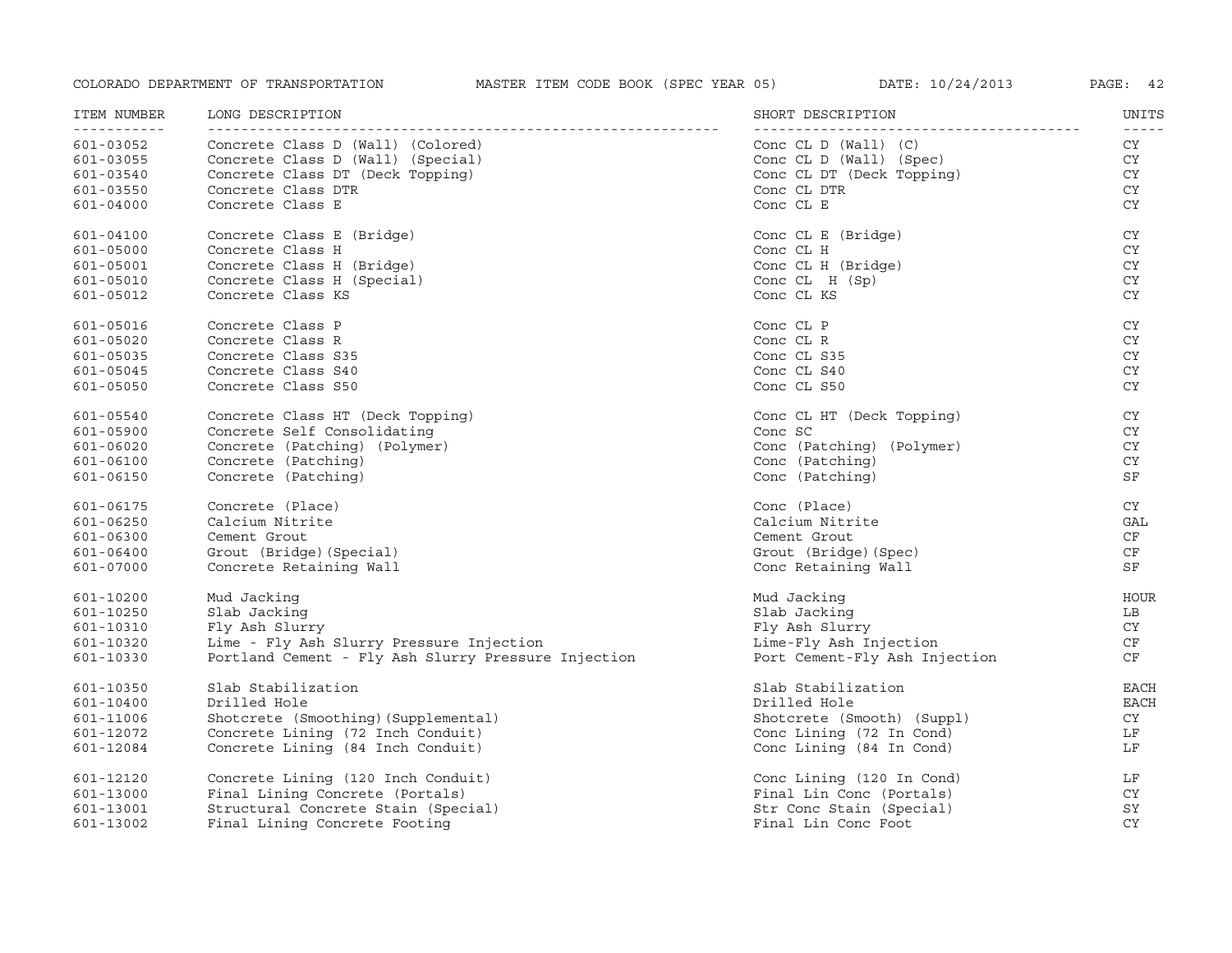| ITEM NUMBER | LONG DESCRIPTION | SHORT DESCRIPTION | UNITS |
|---|---|---|---|
| 601-03052 | Concrete Class D (Wall) (Colored) | Conc CL D (Wall) (C) | CY |
| 601-03055 | Concrete Class D (Wall) (Special) | Conc CL D (Wall) (Spec) | CY |
| 601-03540 | Concrete Class DT (Deck Topping) | Conc CL DT (Deck Topping) | CY |
| 601-03550 | Concrete Class DTR | Conc CL DTR | CY |
| 601-04000 | Concrete Class E | Conc CL E | CY |
| 601-04100 | Concrete Class E (Bridge) | Conc CL E (Bridge) | CY |
| 601-05000 | Concrete Class H | Conc CL H | CY |
| 601-05001 | Concrete Class H (Bridge) | Conc CL H (Bridge) | CY |
| 601-05010 | Concrete Class H (Special) | Conc CL  H (Sp) | CY |
| 601-05012 | Concrete Class KS | Conc CL KS | CY |
| 601-05016 | Concrete Class P | Conc CL P | CY |
| 601-05020 | Concrete Class R | Conc CL R | CY |
| 601-05035 | Concrete Class S35 | Conc CL S35 | CY |
| 601-05045 | Concrete Class S40 | Conc CL S40 | CY |
| 601-05050 | Concrete Class S50 | Conc CL S50 | CY |
| 601-05540 | Concrete Class HT (Deck Topping) | Conc CL HT (Deck Topping) | CY |
| 601-05900 | Concrete Self Consolidating | Conc SC | CY |
| 601-06020 | Concrete (Patching) (Polymer) | Conc (Patching) (Polymer) | CY |
| 601-06100 | Concrete (Patching) | Conc (Patching) | CY |
| 601-06150 | Concrete (Patching) | Conc (Patching) | SF |
| 601-06175 | Concrete (Place) | Conc (Place) | CY |
| 601-06250 | Calcium Nitrite | Calcium Nitrite | GAL |
| 601-06300 | Cement Grout | Cement Grout | CF |
| 601-06400 | Grout (Bridge)(Special) | Grout (Bridge)(Spec) | CF |
| 601-07000 | Concrete Retaining Wall | Conc Retaining Wall | SF |
| 601-10200 | Mud Jacking | Mud Jacking | HOUR |
| 601-10250 | Slab Jacking | Slab Jacking | LB |
| 601-10310 | Fly Ash Slurry | Fly Ash Slurry | CY |
| 601-10320 | Lime - Fly Ash Slurry Pressure Injection | Lime-Fly Ash Injection | CF |
| 601-10330 | Portland Cement - Fly Ash Slurry Pressure Injection | Port Cement-Fly Ash Injection | CF |
| 601-10350 | Slab Stabilization | Slab Stabilization | EACH |
| 601-10400 | Drilled Hole | Drilled Hole | EACH |
| 601-11006 | Shotcrete (Smoothing)(Supplemental) | Shotcrete (Smooth) (Suppl) | CY |
| 601-12072 | Concrete Lining (72 Inch Conduit) | Conc Lining (72 In Cond) | LF |
| 601-12084 | Concrete Lining (84 Inch Conduit) | Conc Lining (84 In Cond) | LF |
| 601-12120 | Concrete Lining (120 Inch Conduit) | Conc Lining (120 In Cond) | LF |
| 601-13000 | Final Lining Concrete (Portals) | Final Lin Conc (Portals) | CY |
| 601-13001 | Structural Concrete Stain (Special) | Str Conc Stain (Special) | SY |
| 601-13002 | Final Lining Concrete Footing | Final Lin Conc Foot | CY |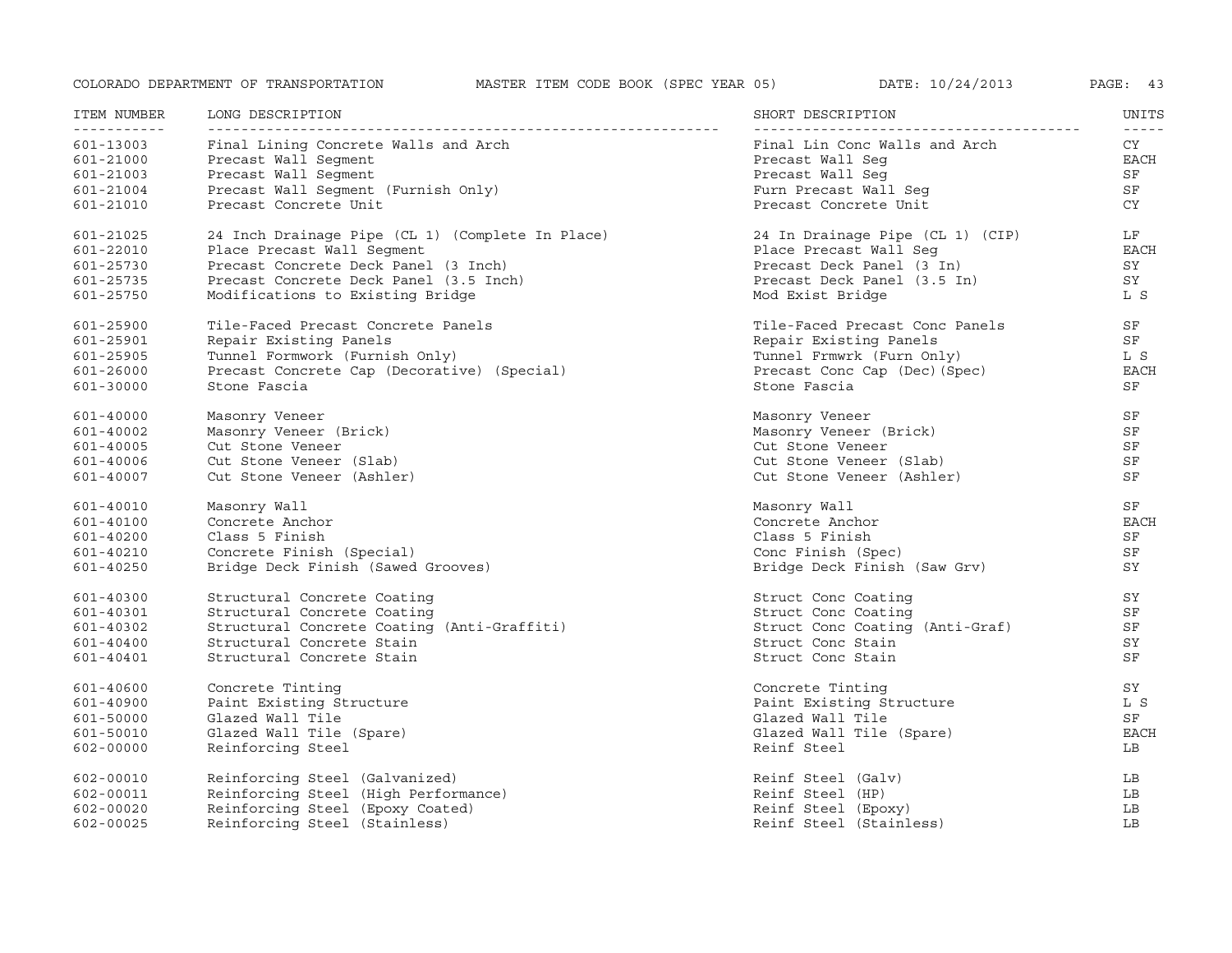| ITEM NUMBER | LONG DESCRIPTION | SHORT DESCRIPTION | UNITS |
|---|---|---|---|
| 601-13003 | Final Lining Concrete Walls and Arch | Final Lin Conc Walls and Arch | CY |
| 601-21000 | Precast Wall Segment | Precast Wall Seg | EACH |
| 601-21003 | Precast Wall Segment | Precast Wall Seg | SF |
| 601-21004 | Precast Wall Segment (Furnish Only) | Furn Precast Wall Seg | SF |
| 601-21010 | Precast Concrete Unit | Precast Concrete Unit | CY |
| 601-21025 | 24 Inch Drainage Pipe (CL 1) (Complete In Place) | 24 In Drainage Pipe (CL 1) (CIP) | LF |
| 601-22010 | Place Precast Wall Segment | Place Precast Wall Seg | EACH |
| 601-25730 | Precast Concrete Deck Panel (3 Inch) | Precast Deck Panel (3 In) | SY |
| 601-25735 | Precast Concrete Deck Panel (3.5 Inch) | Precast Deck Panel (3.5 In) | SY |
| 601-25750 | Modifications to Existing Bridge | Mod Exist Bridge | L S |
| 601-25900 | Tile-Faced Precast Concrete Panels | Tile-Faced Precast Conc Panels | SF |
| 601-25901 | Repair Existing Panels | Repair Existing Panels | SF |
| 601-25905 | Tunnel Formwork (Furnish Only) | Tunnel Frmwrk (Furn Only) | L S |
| 601-26000 | Precast Concrete Cap (Decorative) (Special) | Precast Conc Cap (Dec)(Spec) | EACH |
| 601-30000 | Stone Fascia | Stone Fascia | SF |
| 601-40000 | Masonry Veneer | Masonry Veneer | SF |
| 601-40002 | Masonry Veneer (Brick) | Masonry Veneer (Brick) | SF |
| 601-40005 | Cut Stone Veneer | Cut Stone Veneer | SF |
| 601-40006 | Cut Stone Veneer (Slab) | Cut Stone Veneer (Slab) | SF |
| 601-40007 | Cut Stone Veneer (Ashler) | Cut Stone Veneer (Ashler) | SF |
| 601-40010 | Masonry Wall | Masonry Wall | SF |
| 601-40100 | Concrete Anchor | Concrete Anchor | EACH |
| 601-40200 | Class 5 Finish | Class 5 Finish | SF |
| 601-40210 | Concrete Finish (Special) | Conc Finish (Spec) | SF |
| 601-40250 | Bridge Deck Finish (Sawed Grooves) | Bridge Deck Finish (Saw Grv) | SY |
| 601-40300 | Structural Concrete Coating | Struct Conc Coating | SY |
| 601-40301 | Structural Concrete Coating | Struct Conc Coating | SF |
| 601-40302 | Structural Concrete Coating (Anti-Graffiti) | Struct Conc Coating (Anti-Graf) | SF |
| 601-40400 | Structural Concrete Stain | Struct Conc Stain | SY |
| 601-40401 | Structural Concrete Stain | Struct Conc Stain | SF |
| 601-40600 | Concrete Tinting | Concrete Tinting | SY |
| 601-40900 | Paint Existing Structure | Paint Existing Structure | L S |
| 601-50000 | Glazed Wall Tile | Glazed Wall Tile | SF |
| 601-50010 | Glazed Wall Tile (Spare) | Glazed Wall Tile (Spare) | EACH |
| 602-00000 | Reinforcing Steel | Reinf Steel | LB |
| 602-00010 | Reinforcing Steel (Galvanized) | Reinf Steel (Galv) | LB |
| 602-00011 | Reinforcing Steel (High Performance) | Reinf Steel (HP) | LB |
| 602-00020 | Reinforcing Steel (Epoxy Coated) | Reinf Steel (Epoxy) | LB |
| 602-00025 | Reinforcing Steel (Stainless) | Reinf Steel (Stainless) | LB |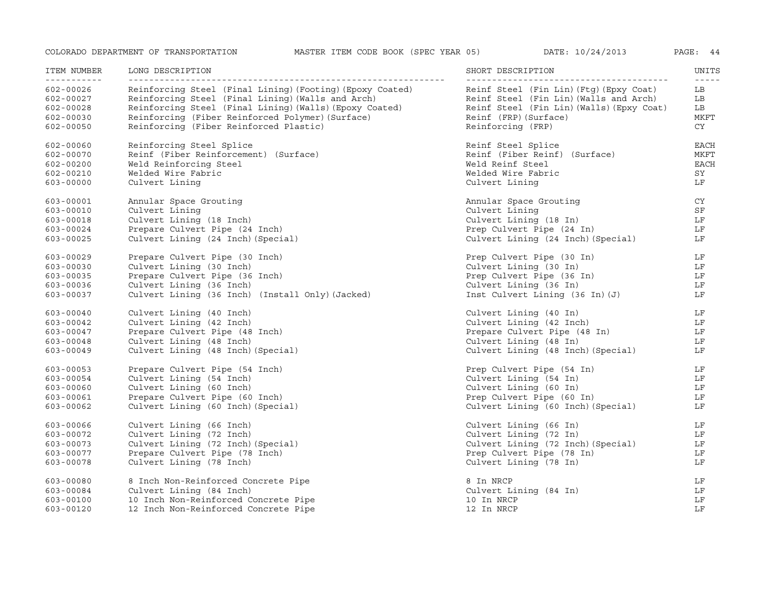| ITEM NUMBER | LONG DESCRIPTION | SHORT DESCRIPTION | UNITS |
|---|---|---|---|
| 602-00026 | Reinforcing Steel (Final Lining)(Footing)(Epoxy Coated) | Reinf Steel (Fin Lin)(Ftg)(Epxy Coat) | LB |
| 602-00027 | Reinforcing Steel (Final Lining)(Walls and Arch) | Reinf Steel (Fin Lin)(Walls and Arch) | LB |
| 602-00028 | Reinforcing Steel (Final Lining)(Walls)(Epoxy Coated) | Reinf Steel (Fin Lin)(Walls)(Epxy Coat) | LB |
| 602-00030 | Reinforcing (Fiber Reinforced Polymer)(Surface) | Reinf (FRP)(Surface) | MKFT |
| 602-00050 | Reinforcing (Fiber Reinforced Plastic) | Reinforcing (FRP) | CY |
| 602-00060 | Reinforcing Steel Splice | Reinf Steel Splice | EACH |
| 602-00070 | Reinf (Fiber Reinforcement) (Surface) | Reinf (Fiber Reinf) (Surface) | MKFT |
| 602-00200 | Weld Reinforcing Steel | Weld Reinf Steel | EACH |
| 602-00210 | Welded Wire Fabric | Welded Wire Fabric | SY |
| 603-00000 | Culvert Lining | Culvert Lining | LF |
| 603-00001 | Annular Space Grouting | Annular Space Grouting | CY |
| 603-00010 | Culvert Lining | Culvert Lining | SF |
| 603-00018 | Culvert Lining (18 Inch) | Culvert Lining (18 In) | LF |
| 603-00024 | Prepare Culvert Pipe (24 Inch) | Prep Culvert Pipe (24 In) | LF |
| 603-00025 | Culvert Lining (24 Inch)(Special) | Culvert Lining (24 Inch)(Special) | LF |
| 603-00029 | Prepare Culvert Pipe (30 Inch) | Prep Culvert Pipe (30 In) | LF |
| 603-00030 | Culvert Lining (30 Inch) | Culvert Lining (30 In) | LF |
| 603-00035 | Prepare Culvert Pipe (36 Inch) | Prep Culvert Pipe (36 In) | LF |
| 603-00036 | Culvert Lining (36 Inch) | Culvert Lining (36 In) | LF |
| 603-00037 | Culvert Lining (36 Inch) (Install Only)(Jacked) | Inst Culvert Lining (36 In)(J) | LF |
| 603-00040 | Culvert Lining (40 Inch) | Culvert Lining (40 In) | LF |
| 603-00042 | Culvert Lining (42 Inch) | Culvert Lining (42 Inch) | LF |
| 603-00047 | Prepare Culvert Pipe (48 Inch) | Prepare Culvert Pipe (48 In) | LF |
| 603-00048 | Culvert Lining (48 Inch) | Culvert Lining (48 In) | LF |
| 603-00049 | Culvert Lining (48 Inch)(Special) | Culvert Lining (48 Inch)(Special) | LF |
| 603-00053 | Prepare Culvert Pipe (54 Inch) | Prep Culvert Pipe (54 In) | LF |
| 603-00054 | Culvert Lining (54 Inch) | Culvert Lining (54 In) | LF |
| 603-00060 | Culvert Lining (60 Inch) | Culvert Lining (60 In) | LF |
| 603-00061 | Prepare Culvert Pipe (60 Inch) | Prep Culvert Pipe (60 In) | LF |
| 603-00062 | Culvert Lining (60 Inch)(Special) | Culvert Lining (60 Inch)(Special) | LF |
| 603-00066 | Culvert Lining (66 Inch) | Culvert Lining (66 In) | LF |
| 603-00072 | Culvert Lining (72 Inch) | Culvert Lining (72 In) | LF |
| 603-00073 | Culvert Lining (72 Inch)(Special) | Culvert Lining (72 Inch)(Special) | LF |
| 603-00077 | Prepare Culvert Pipe (78 Inch) | Prep Culvert Pipe (78 In) | LF |
| 603-00078 | Culvert Lining (78 Inch) | Culvert Lining (78 In) | LF |
| 603-00080 | 8 Inch Non-Reinforced Concrete Pipe | 8 In NRCP | LF |
| 603-00084 | Culvert Lining (84 Inch) | Culvert Lining (84 In) | LF |
| 603-00100 | 10 Inch Non-Reinforced Concrete Pipe | 10 In NRCP | LF |
| 603-00120 | 12 Inch Non-Reinforced Concrete Pipe | 12 In NRCP | LF |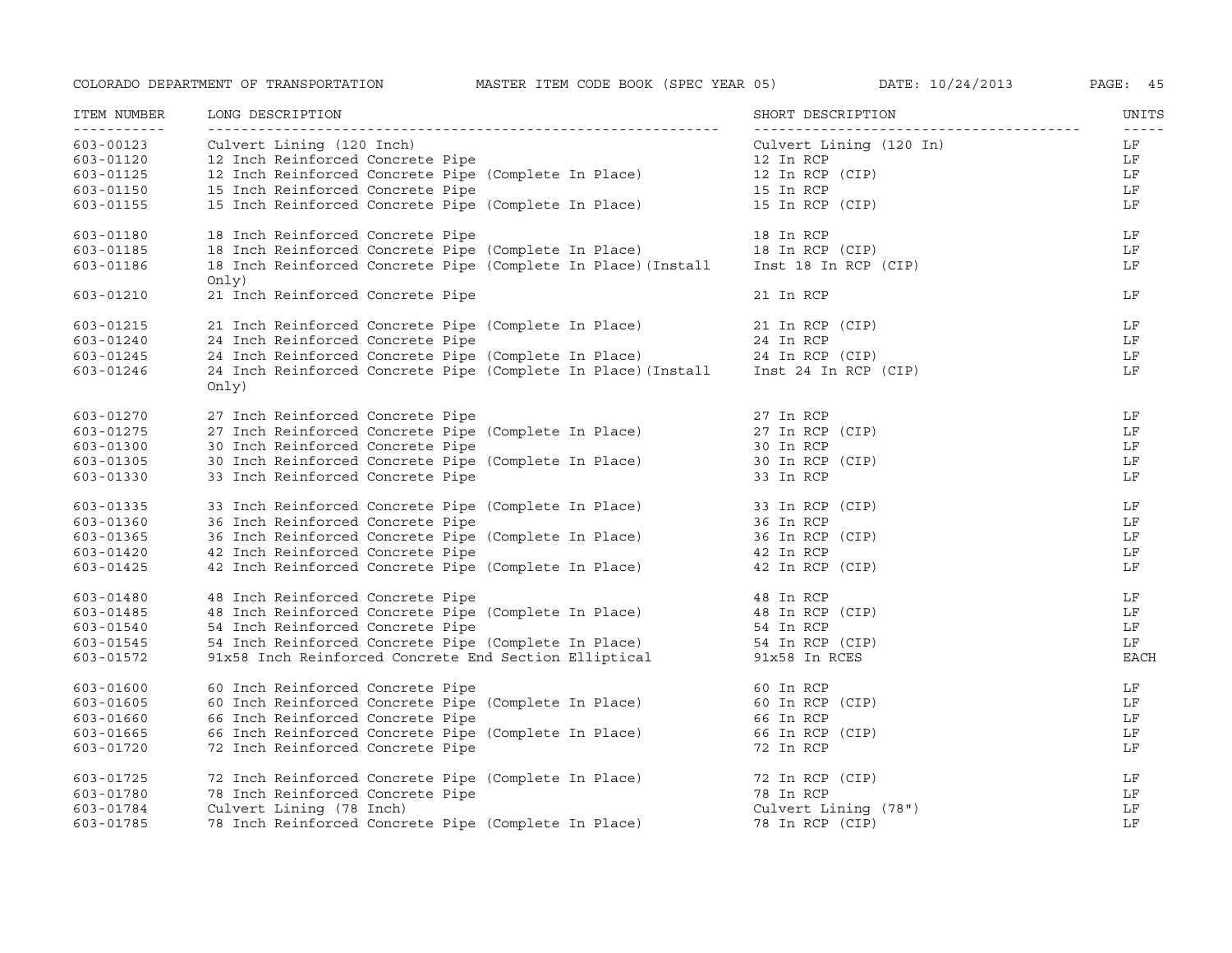| ITEM NUMBER | LONG DESCRIPTION | SHORT DESCRIPTION | UNITS |
|---|---|---|---|
| 603-00123 | Culvert Lining (120 Inch) | Culvert Lining (120 In) | LF |
| 603-01120 | 12 Inch Reinforced Concrete Pipe | 12 In RCP | LF |
| 603-01125 | 12 Inch Reinforced Concrete Pipe (Complete In Place) | 12 In RCP (CIP) | LF |
| 603-01150 | 15 Inch Reinforced Concrete Pipe | 15 In RCP | LF |
| 603-01155 | 15 Inch Reinforced Concrete Pipe (Complete In Place) | 15 In RCP (CIP) | LF |
| 603-01180 | 18 Inch Reinforced Concrete Pipe | 18 In RCP | LF |
| 603-01185 | 18 Inch Reinforced Concrete Pipe (Complete In Place) | 18 In RCP (CIP) | LF |
| 603-01186 | 18 Inch Reinforced Concrete Pipe (Complete In Place)(Install Only) | Inst 18 In RCP (CIP) | LF |
| 603-01210 | 21 Inch Reinforced Concrete Pipe | 21 In RCP | LF |
| 603-01215 | 21 Inch Reinforced Concrete Pipe (Complete In Place) | 21 In RCP (CIP) | LF |
| 603-01240 | 24 Inch Reinforced Concrete Pipe | 24 In RCP | LF |
| 603-01245 | 24 Inch Reinforced Concrete Pipe (Complete In Place) | 24 In RCP (CIP) | LF |
| 603-01246 | 24 Inch Reinforced Concrete Pipe (Complete In Place)(Install Only) | Inst 24 In RCP (CIP) | LF |
| 603-01270 | 27 Inch Reinforced Concrete Pipe | 27 In RCP | LF |
| 603-01275 | 27 Inch Reinforced Concrete Pipe (Complete In Place) | 27 In RCP (CIP) | LF |
| 603-01300 | 30 Inch Reinforced Concrete Pipe | 30 In RCP | LF |
| 603-01305 | 30 Inch Reinforced Concrete Pipe (Complete In Place) | 30 In RCP (CIP) | LF |
| 603-01330 | 33 Inch Reinforced Concrete Pipe | 33 In RCP | LF |
| 603-01335 | 33 Inch Reinforced Concrete Pipe (Complete In Place) | 33 In RCP (CIP) | LF |
| 603-01360 | 36 Inch Reinforced Concrete Pipe | 36 In RCP | LF |
| 603-01365 | 36 Inch Reinforced Concrete Pipe (Complete In Place) | 36 In RCP (CIP) | LF |
| 603-01420 | 42 Inch Reinforced Concrete Pipe | 42 In RCP | LF |
| 603-01425 | 42 Inch Reinforced Concrete Pipe (Complete In Place) | 42 In RCP (CIP) | LF |
| 603-01480 | 48 Inch Reinforced Concrete Pipe | 48 In RCP | LF |
| 603-01485 | 48 Inch Reinforced Concrete Pipe (Complete In Place) | 48 In RCP (CIP) | LF |
| 603-01540 | 54 Inch Reinforced Concrete Pipe | 54 In RCP | LF |
| 603-01545 | 54 Inch Reinforced Concrete Pipe (Complete In Place) | 54 In RCP (CIP) | LF |
| 603-01572 | 91x58 Inch Reinforced Concrete End Section Elliptical | 91x58 In RCES | EACH |
| 603-01600 | 60 Inch Reinforced Concrete Pipe | 60 In RCP | LF |
| 603-01605 | 60 Inch Reinforced Concrete Pipe (Complete In Place) | 60 In RCP (CIP) | LF |
| 603-01660 | 66 Inch Reinforced Concrete Pipe | 66 In RCP | LF |
| 603-01665 | 66 Inch Reinforced Concrete Pipe (Complete In Place) | 66 In RCP (CIP) | LF |
| 603-01720 | 72 Inch Reinforced Concrete Pipe | 72 In RCP | LF |
| 603-01725 | 72 Inch Reinforced Concrete Pipe (Complete In Place) | 72 In RCP (CIP) | LF |
| 603-01780 | 78 Inch Reinforced Concrete Pipe | 78 In RCP | LF |
| 603-01784 | Culvert Lining (78 Inch) | Culvert Lining (78") | LF |
| 603-01785 | 78 Inch Reinforced Concrete Pipe (Complete In Place) | 78 In RCP (CIP) | LF |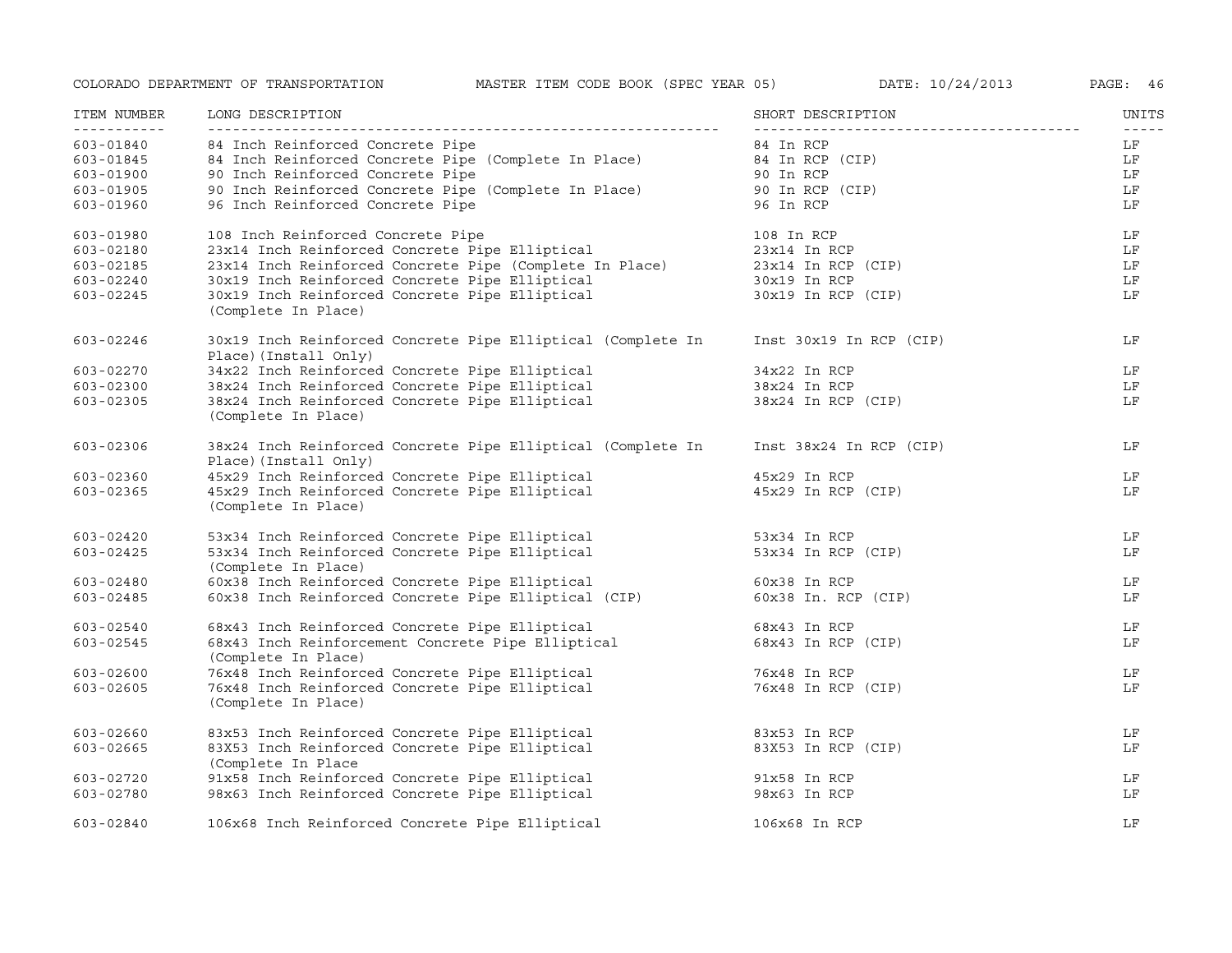| ITEM NUMBER | LONG DESCRIPTION | SHORT DESCRIPTION | UNITS |
|---|---|---|---|
| 603-01840 | 84 Inch Reinforced Concrete Pipe | 84 In RCP | LF |
| 603-01845 | 84 Inch Reinforced Concrete Pipe (Complete In Place) | 84 In RCP (CIP) | LF |
| 603-01900 | 90 Inch Reinforced Concrete Pipe | 90 In RCP | LF |
| 603-01905 | 90 Inch Reinforced Concrete Pipe (Complete In Place) | 90 In RCP (CIP) | LF |
| 603-01960 | 96 Inch Reinforced Concrete Pipe | 96 In RCP | LF |
| 603-01980 | 108 Inch Reinforced Concrete Pipe | 108 In RCP | LF |
| 603-02180 | 23x14 Inch Reinforced Concrete Pipe Elliptical | 23x14 In RCP | LF |
| 603-02185 | 23x14 Inch Reinforced Concrete Pipe (Complete In Place) | 23x14 In RCP (CIP) | LF |
| 603-02240 | 30x19 Inch Reinforced Concrete Pipe Elliptical | 30x19 In RCP | LF |
| 603-02245 | 30x19 Inch Reinforced Concrete Pipe Elliptical (Complete In Place) | 30x19 In RCP (CIP) | LF |
| 603-02246 | 30x19 Inch Reinforced Concrete Pipe Elliptical (Complete In Place)(Install Only) | Inst 30x19 In RCP (CIP) | LF |
| 603-02270 | 34x22 Inch Reinforced Concrete Pipe Elliptical | 34x22 In RCP | LF |
| 603-02300 | 38x24 Inch Reinforced Concrete Pipe Elliptical | 38x24 In RCP | LF |
| 603-02305 | 38x24 Inch Reinforced Concrete Pipe Elliptical (Complete In Place) | 38x24 In RCP (CIP) | LF |
| 603-02306 | 38x24 Inch Reinforced Concrete Pipe Elliptical (Complete In Place)(Install Only) | Inst 38x24 In RCP (CIP) | LF |
| 603-02360 | 45x29 Inch Reinforced Concrete Pipe Elliptical | 45x29 In RCP | LF |
| 603-02365 | 45x29 Inch Reinforced Concrete Pipe Elliptical (Complete In Place) | 45x29 In RCP (CIP) | LF |
| 603-02420 | 53x34 Inch Reinforced Concrete Pipe Elliptical | 53x34 In RCP | LF |
| 603-02425 | 53x34 Inch Reinforced Concrete Pipe Elliptical (Complete In Place) | 53x34 In RCP (CIP) | LF |
| 603-02480 | 60x38 Inch Reinforced Concrete Pipe Elliptical | 60x38 In RCP | LF |
| 603-02485 | 60x38 Inch Reinforced Concrete Pipe Elliptical (CIP) | 60x38 In. RCP (CIP) | LF |
| 603-02540 | 68x43 Inch Reinforced Concrete Pipe Elliptical | 68x43 In RCP | LF |
| 603-02545 | 68x43 Inch Reinforcement Concrete Pipe Elliptical (Complete In Place) | 68x43 In RCP (CIP) | LF |
| 603-02600 | 76x48 Inch Reinforced Concrete Pipe Elliptical | 76x48 In RCP | LF |
| 603-02605 | 76x48 Inch Reinforced Concrete Pipe Elliptical (Complete In Place) | 76x48 In RCP (CIP) | LF |
| 603-02660 | 83x53 Inch Reinforced Concrete Pipe Elliptical | 83x53 In RCP | LF |
| 603-02665 | 83X53 Inch Reinforced Concrete Pipe Elliptical (Complete In Place | 83X53 In RCP (CIP) | LF |
| 603-02720 | 91x58 Inch Reinforced Concrete Pipe Elliptical | 91x58 In RCP | LF |
| 603-02780 | 98x63 Inch Reinforced Concrete Pipe Elliptical | 98x63 In RCP | LF |
| 603-02840 | 106x68 Inch Reinforced Concrete Pipe Elliptical | 106x68 In RCP | LF |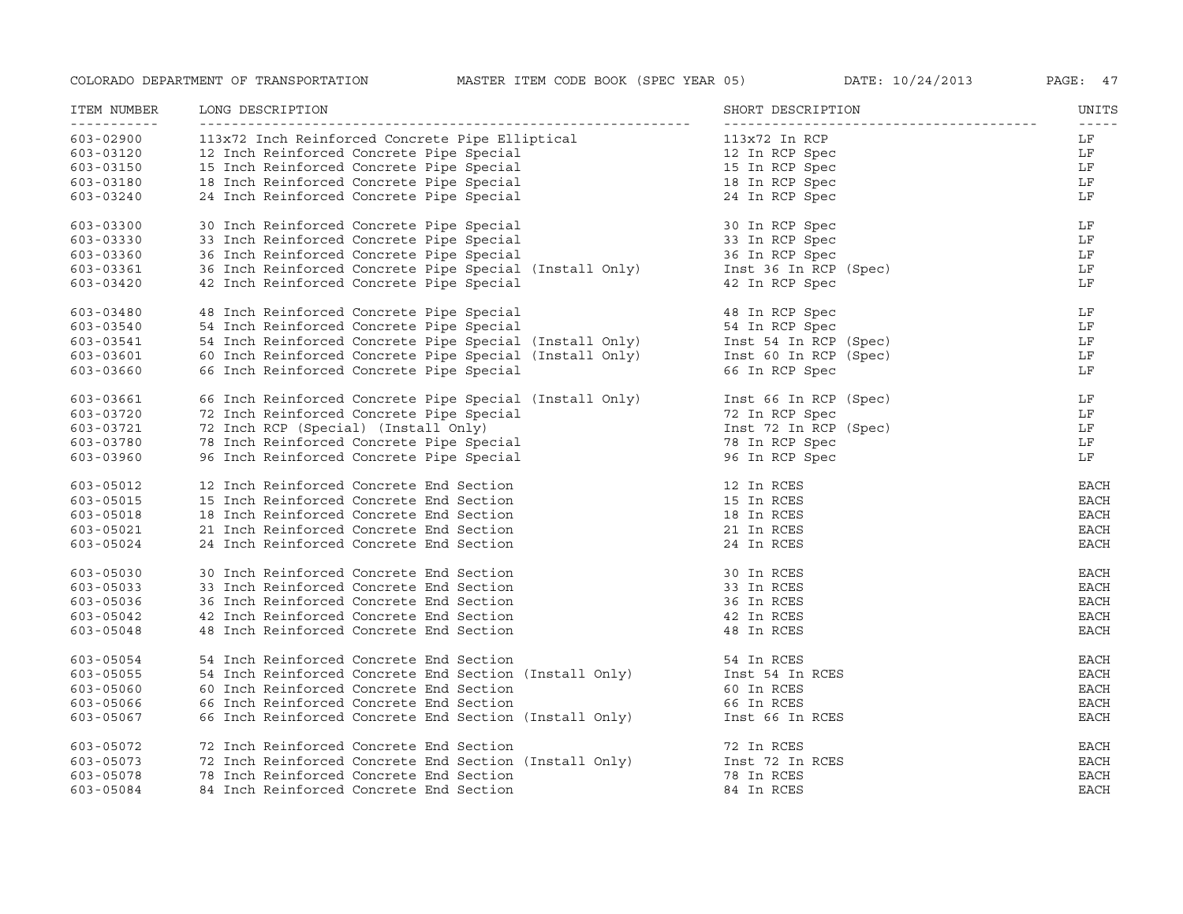| ITEM NUMBER | LONG DESCRIPTION | SHORT DESCRIPTION | UNITS |
|---|---|---|---|
| 603-02900 | 113x72 Inch Reinforced Concrete Pipe Elliptical | 113x72 In RCP | LF |
| 603-03120 | 12 Inch Reinforced Concrete Pipe Special | 12 In RCP Spec | LF |
| 603-03150 | 15 Inch Reinforced Concrete Pipe Special | 15 In RCP Spec | LF |
| 603-03180 | 18 Inch Reinforced Concrete Pipe Special | 18 In RCP Spec | LF |
| 603-03240 | 24 Inch Reinforced Concrete Pipe Special | 24 In RCP Spec | LF |
| 603-03300 | 30 Inch Reinforced Concrete Pipe Special | 30 In RCP Spec | LF |
| 603-03330 | 33 Inch Reinforced Concrete Pipe Special | 33 In RCP Spec | LF |
| 603-03360 | 36 Inch Reinforced Concrete Pipe Special | 36 In RCP Spec | LF |
| 603-03361 | 36 Inch Reinforced Concrete Pipe Special (Install Only) | Inst 36 In RCP (Spec) | LF |
| 603-03420 | 42 Inch Reinforced Concrete Pipe Special | 42 In RCP Spec | LF |
| 603-03480 | 48 Inch Reinforced Concrete Pipe Special | 48 In RCP Spec | LF |
| 603-03540 | 54 Inch Reinforced Concrete Pipe Special | 54 In RCP Spec | LF |
| 603-03541 | 54 Inch Reinforced Concrete Pipe Special (Install Only) | Inst 54 In RCP (Spec) | LF |
| 603-03601 | 60 Inch Reinforced Concrete Pipe Special (Install Only) | Inst 60 In RCP (Spec) | LF |
| 603-03660 | 66 Inch Reinforced Concrete Pipe Special | 66 In RCP Spec | LF |
| 603-03661 | 66 Inch Reinforced Concrete Pipe Special (Install Only) | Inst 66 In RCP (Spec) | LF |
| 603-03720 | 72 Inch Reinforced Concrete Pipe Special | 72 In RCP Spec | LF |
| 603-03721 | 72 Inch RCP (Special) (Install Only) | Inst 72 In RCP (Spec) | LF |
| 603-03780 | 78 Inch Reinforced Concrete Pipe Special | 78 In RCP Spec | LF |
| 603-03960 | 96 Inch Reinforced Concrete Pipe Special | 96 In RCP Spec | LF |
| 603-05012 | 12 Inch Reinforced Concrete End Section | 12 In RCES | EACH |
| 603-05015 | 15 Inch Reinforced Concrete End Section | 15 In RCES | EACH |
| 603-05018 | 18 Inch Reinforced Concrete End Section | 18 In RCES | EACH |
| 603-05021 | 21 Inch Reinforced Concrete End Section | 21 In RCES | EACH |
| 603-05024 | 24 Inch Reinforced Concrete End Section | 24 In RCES | EACH |
| 603-05030 | 30 Inch Reinforced Concrete End Section | 30 In RCES | EACH |
| 603-05033 | 33 Inch Reinforced Concrete End Section | 33 In RCES | EACH |
| 603-05036 | 36 Inch Reinforced Concrete End Section | 36 In RCES | EACH |
| 603-05042 | 42 Inch Reinforced Concrete End Section | 42 In RCES | EACH |
| 603-05048 | 48 Inch Reinforced Concrete End Section | 48 In RCES | EACH |
| 603-05054 | 54 Inch Reinforced Concrete End Section | 54 In RCES | EACH |
| 603-05055 | 54 Inch Reinforced Concrete End Section (Install Only) | Inst 54 In RCES | EACH |
| 603-05060 | 60 Inch Reinforced Concrete End Section | 60 In RCES | EACH |
| 603-05066 | 66 Inch Reinforced Concrete End Section | 66 In RCES | EACH |
| 603-05067 | 66 Inch Reinforced Concrete End Section (Install Only) | Inst 66 In RCES | EACH |
| 603-05072 | 72 Inch Reinforced Concrete End Section | 72 In RCES | EACH |
| 603-05073 | 72 Inch Reinforced Concrete End Section (Install Only) | Inst 72 In RCES | EACH |
| 603-05078 | 78 Inch Reinforced Concrete End Section | 78 In RCES | EACH |
| 603-05084 | 84 Inch Reinforced Concrete End Section | 84 In RCES | EACH |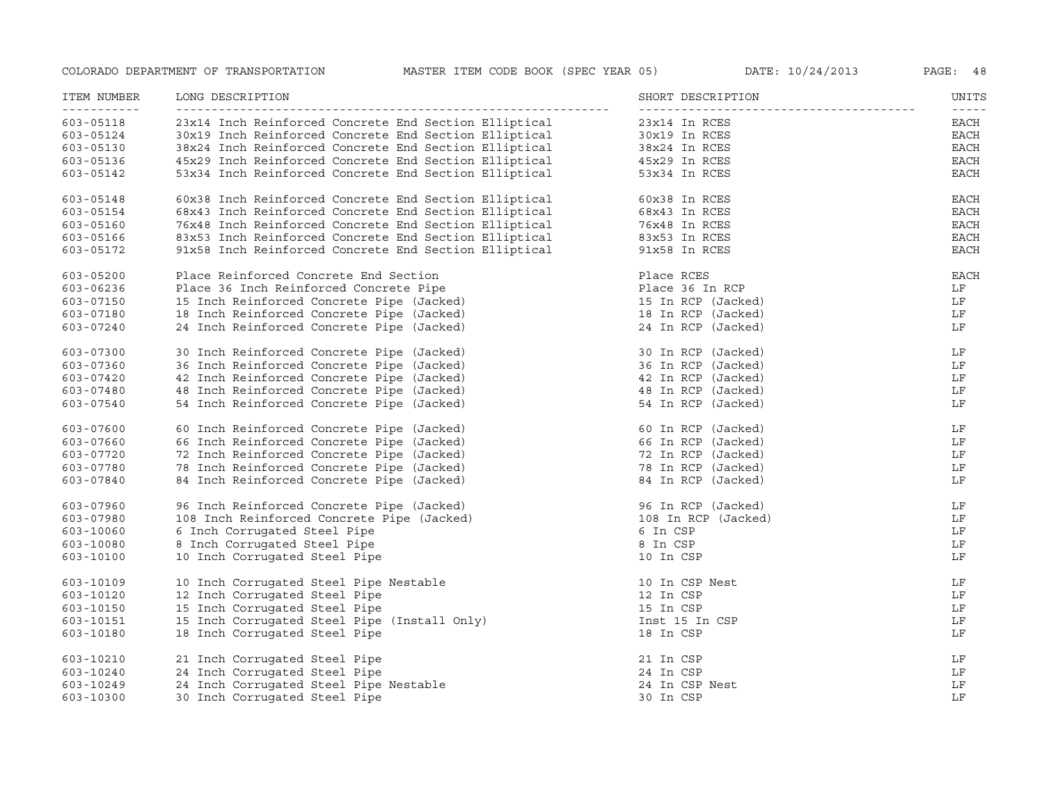| ITEM NUMBER | LONG DESCRIPTION | SHORT DESCRIPTION | UNITS |
| --- | --- | --- | --- |
| 603-05118 | 23x14 Inch Reinforced Concrete End Section Elliptical | 23x14 In RCES | EACH |
| 603-05124 | 30x19 Inch Reinforced Concrete End Section Elliptical | 30x19 In RCES | EACH |
| 603-05130 | 38x24 Inch Reinforced Concrete End Section Elliptical | 38x24 In RCES | EACH |
| 603-05136 | 45x29 Inch Reinforced Concrete End Section Elliptical | 45x29 In RCES | EACH |
| 603-05142 | 53x34 Inch Reinforced Concrete End Section Elliptical | 53x34 In RCES | EACH |
| 603-05148 | 60x38 Inch Reinforced Concrete End Section Elliptical | 60x38 In RCES | EACH |
| 603-05154 | 68x43 Inch Reinforced Concrete End Section Elliptical | 68x43 In RCES | EACH |
| 603-05160 | 76x48 Inch Reinforced Concrete End Section Elliptical | 76x48 In RCES | EACH |
| 603-05166 | 83x53 Inch Reinforced Concrete End Section Elliptical | 83x53 In RCES | EACH |
| 603-05172 | 91x58 Inch Reinforced Concrete End Section Elliptical | 91x58 In RCES | EACH |
| 603-05200 | Place Reinforced Concrete End Section | Place RCES | EACH |
| 603-06236 | Place 36 Inch Reinforced Concrete Pipe | Place 36 In RCP | LF |
| 603-07150 | 15 Inch Reinforced Concrete Pipe (Jacked) | 15 In RCP (Jacked) | LF |
| 603-07180 | 18 Inch Reinforced Concrete Pipe (Jacked) | 18 In RCP (Jacked) | LF |
| 603-07240 | 24 Inch Reinforced Concrete Pipe (Jacked) | 24 In RCP (Jacked) | LF |
| 603-07300 | 30 Inch Reinforced Concrete Pipe (Jacked) | 30 In RCP (Jacked) | LF |
| 603-07360 | 36 Inch Reinforced Concrete Pipe (Jacked) | 36 In RCP (Jacked) | LF |
| 603-07420 | 42 Inch Reinforced Concrete Pipe (Jacked) | 42 In RCP (Jacked) | LF |
| 603-07480 | 48 Inch Reinforced Concrete Pipe (Jacked) | 48 In RCP (Jacked) | LF |
| 603-07540 | 54 Inch Reinforced Concrete Pipe (Jacked) | 54 In RCP (Jacked) | LF |
| 603-07600 | 60 Inch Reinforced Concrete Pipe (Jacked) | 60 In RCP (Jacked) | LF |
| 603-07660 | 66 Inch Reinforced Concrete Pipe (Jacked) | 66 In RCP (Jacked) | LF |
| 603-07720 | 72 Inch Reinforced Concrete Pipe (Jacked) | 72 In RCP (Jacked) | LF |
| 603-07780 | 78 Inch Reinforced Concrete Pipe (Jacked) | 78 In RCP (Jacked) | LF |
| 603-07840 | 84 Inch Reinforced Concrete Pipe (Jacked) | 84 In RCP (Jacked) | LF |
| 603-07960 | 96 Inch Reinforced Concrete Pipe (Jacked) | 96 In RCP (Jacked) | LF |
| 603-07980 | 108 Inch Reinforced Concrete Pipe (Jacked) | 108 In RCP (Jacked) | LF |
| 603-10060 | 6 Inch Corrugated Steel Pipe | 6 In CSP | LF |
| 603-10080 | 8 Inch Corrugated Steel Pipe | 8 In CSP | LF |
| 603-10100 | 10 Inch Corrugated Steel Pipe | 10 In CSP | LF |
| 603-10109 | 10 Inch Corrugated Steel Pipe Nestable | 10 In CSP Nest | LF |
| 603-10120 | 12 Inch Corrugated Steel Pipe | 12 In CSP | LF |
| 603-10150 | 15 Inch Corrugated Steel Pipe | 15 In CSP | LF |
| 603-10151 | 15 Inch Corrugated Steel Pipe (Install Only) | Inst 15 In CSP | LF |
| 603-10180 | 18 Inch Corrugated Steel Pipe | 18 In CSP | LF |
| 603-10210 | 21 Inch Corrugated Steel Pipe | 21 In CSP | LF |
| 603-10240 | 24 Inch Corrugated Steel Pipe | 24 In CSP | LF |
| 603-10249 | 24 Inch Corrugated Steel Pipe Nestable | 24 In CSP Nest | LF |
| 603-10300 | 30 Inch Corrugated Steel Pipe | 30 In CSP | LF |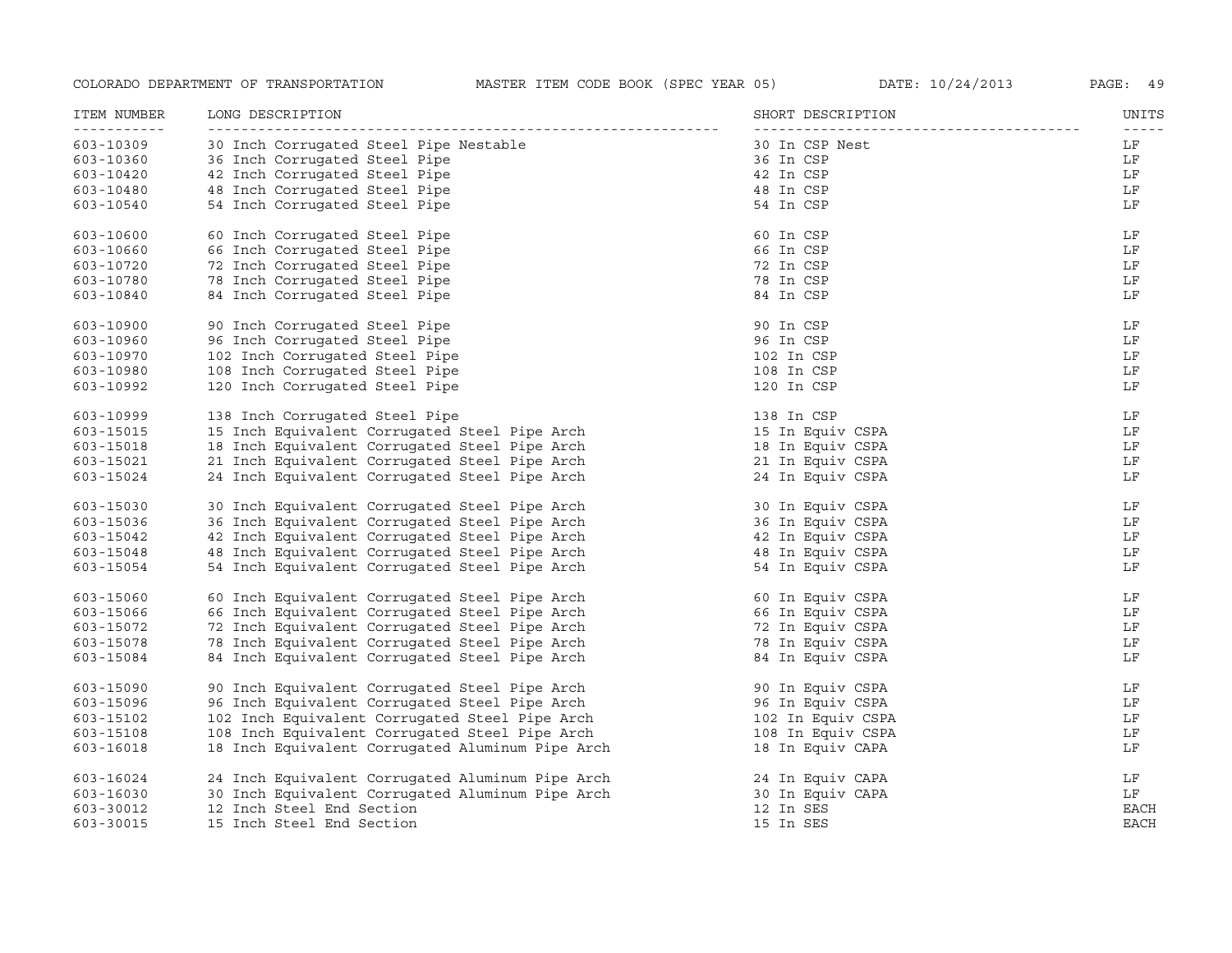| ITEM NUMBER | LONG DESCRIPTION | SHORT DESCRIPTION | UNITS |
| --- | --- | --- | --- |
| 603-10309 | 30 Inch Corrugated Steel Pipe Nestable | 30 In CSP Nest | LF |
| 603-10360 | 36 Inch Corrugated Steel Pipe | 36 In CSP | LF |
| 603-10420 | 42 Inch Corrugated Steel Pipe | 42 In CSP | LF |
| 603-10480 | 48 Inch Corrugated Steel Pipe | 48 In CSP | LF |
| 603-10540 | 54 Inch Corrugated Steel Pipe | 54 In CSP | LF |
| 603-10600 | 60 Inch Corrugated Steel Pipe | 60 In CSP | LF |
| 603-10660 | 66 Inch Corrugated Steel Pipe | 66 In CSP | LF |
| 603-10720 | 72 Inch Corrugated Steel Pipe | 72 In CSP | LF |
| 603-10780 | 78 Inch Corrugated Steel Pipe | 78 In CSP | LF |
| 603-10840 | 84 Inch Corrugated Steel Pipe | 84 In CSP | LF |
| 603-10900 | 90 Inch Corrugated Steel Pipe | 90 In CSP | LF |
| 603-10960 | 96 Inch Corrugated Steel Pipe | 96 In CSP | LF |
| 603-10970 | 102 Inch Corrugated Steel Pipe | 102 In CSP | LF |
| 603-10980 | 108 Inch Corrugated Steel Pipe | 108 In CSP | LF |
| 603-10992 | 120 Inch Corrugated Steel Pipe | 120 In CSP | LF |
| 603-10999 | 138 Inch Corrugated Steel Pipe | 138 In CSP | LF |
| 603-15015 | 15 Inch Equivalent Corrugated Steel Pipe Arch | 15 In Equiv CSPA | LF |
| 603-15018 | 18 Inch Equivalent Corrugated Steel Pipe Arch | 18 In Equiv CSPA | LF |
| 603-15021 | 21 Inch Equivalent Corrugated Steel Pipe Arch | 21 In Equiv CSPA | LF |
| 603-15024 | 24 Inch Equivalent Corrugated Steel Pipe Arch | 24 In Equiv CSPA | LF |
| 603-15030 | 30 Inch Equivalent Corrugated Steel Pipe Arch | 30 In Equiv CSPA | LF |
| 603-15036 | 36 Inch Equivalent Corrugated Steel Pipe Arch | 36 In Equiv CSPA | LF |
| 603-15042 | 42 Inch Equivalent Corrugated Steel Pipe Arch | 42 In Equiv CSPA | LF |
| 603-15048 | 48 Inch Equivalent Corrugated Steel Pipe Arch | 48 In Equiv CSPA | LF |
| 603-15054 | 54 Inch Equivalent Corrugated Steel Pipe Arch | 54 In Equiv CSPA | LF |
| 603-15060 | 60 Inch Equivalent Corrugated Steel Pipe Arch | 60 In Equiv CSPA | LF |
| 603-15066 | 66 Inch Equivalent Corrugated Steel Pipe Arch | 66 In Equiv CSPA | LF |
| 603-15072 | 72 Inch Equivalent Corrugated Steel Pipe Arch | 72 In Equiv CSPA | LF |
| 603-15078 | 78 Inch Equivalent Corrugated Steel Pipe Arch | 78 In Equiv CSPA | LF |
| 603-15084 | 84 Inch Equivalent Corrugated Steel Pipe Arch | 84 In Equiv CSPA | LF |
| 603-15090 | 90 Inch Equivalent Corrugated Steel Pipe Arch | 90 In Equiv CSPA | LF |
| 603-15096 | 96 Inch Equivalent Corrugated Steel Pipe Arch | 96 In Equiv CSPA | LF |
| 603-15102 | 102 Inch Equivalent Corrugated Steel Pipe Arch | 102 In Equiv CSPA | LF |
| 603-15108 | 108 Inch Equivalent Corrugated Steel Pipe Arch | 108 In Equiv CSPA | LF |
| 603-16018 | 18 Inch Equivalent Corrugated Aluminum Pipe Arch | 18 In Equiv CAPA | LF |
| 603-16024 | 24 Inch Equivalent Corrugated Aluminum Pipe Arch | 24 In Equiv CAPA | LF |
| 603-16030 | 30 Inch Equivalent Corrugated Aluminum Pipe Arch | 30 In Equiv CAPA | LF |
| 603-30012 | 12 Inch Steel End Section | 12 In SES | EACH |
| 603-30015 | 15 Inch Steel End Section | 15 In SES | EACH |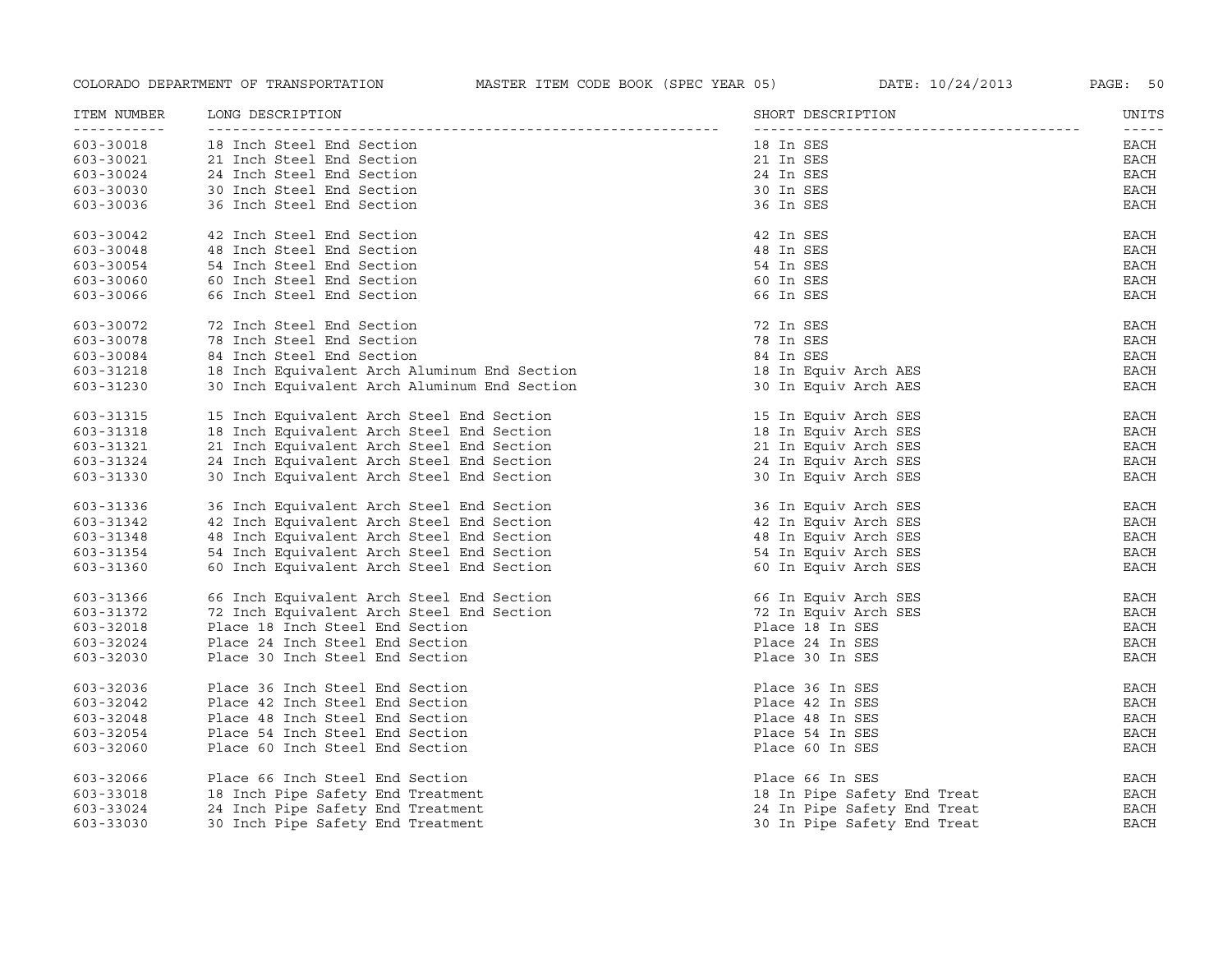| ITEM NUMBER | LONG DESCRIPTION | SHORT DESCRIPTION | UNITS |
| --- | --- | --- | --- |
| 603-30018 | 18 Inch Steel End Section | 18 In SES | EACH |
| 603-30021 | 21 Inch Steel End Section | 21 In SES | EACH |
| 603-30024 | 24 Inch Steel End Section | 24 In SES | EACH |
| 603-30030 | 30 Inch Steel End Section | 30 In SES | EACH |
| 603-30036 | 36 Inch Steel End Section | 36 In SES | EACH |
| 603-30042 | 42 Inch Steel End Section | 42 In SES | EACH |
| 603-30048 | 48 Inch Steel End Section | 48 In SES | EACH |
| 603-30054 | 54 Inch Steel End Section | 54 In SES | EACH |
| 603-30060 | 60 Inch Steel End Section | 60 In SES | EACH |
| 603-30066 | 66 Inch Steel End Section | 66 In SES | EACH |
| 603-30072 | 72 Inch Steel End Section | 72 In SES | EACH |
| 603-30078 | 78 Inch Steel End Section | 78 In SES | EACH |
| 603-30084 | 84 Inch Steel End Section | 84 In SES | EACH |
| 603-31218 | 18 Inch Equivalent Arch Aluminum End Section | 18 In Equiv Arch AES | EACH |
| 603-31230 | 30 Inch Equivalent Arch Aluminum End Section | 30 In Equiv Arch AES | EACH |
| 603-31315 | 15 Inch Equivalent Arch Steel End Section | 15 In Equiv Arch SES | EACH |
| 603-31318 | 18 Inch Equivalent Arch Steel End Section | 18 In Equiv Arch SES | EACH |
| 603-31321 | 21 Inch Equivalent Arch Steel End Section | 21 In Equiv Arch SES | EACH |
| 603-31324 | 24 Inch Equivalent Arch Steel End Section | 24 In Equiv Arch SES | EACH |
| 603-31330 | 30 Inch Equivalent Arch Steel End Section | 30 In Equiv Arch SES | EACH |
| 603-31336 | 36 Inch Equivalent Arch Steel End Section | 36 In Equiv Arch SES | EACH |
| 603-31342 | 42 Inch Equivalent Arch Steel End Section | 42 In Equiv Arch SES | EACH |
| 603-31348 | 48 Inch Equivalent Arch Steel End Section | 48 In Equiv Arch SES | EACH |
| 603-31354 | 54 Inch Equivalent Arch Steel End Section | 54 In Equiv Arch SES | EACH |
| 603-31360 | 60 Inch Equivalent Arch Steel End Section | 60 In Equiv Arch SES | EACH |
| 603-31366 | 66 Inch Equivalent Arch Steel End Section | 66 In Equiv Arch SES | EACH |
| 603-31372 | 72 Inch Equivalent Arch Steel End Section | 72 In Equiv Arch SES | EACH |
| 603-32018 | Place 18 Inch Steel End Section | Place 18 In SES | EACH |
| 603-32024 | Place 24 Inch Steel End Section | Place 24 In SES | EACH |
| 603-32030 | Place 30 Inch Steel End Section | Place 30 In SES | EACH |
| 603-32036 | Place 36 Inch Steel End Section | Place 36 In SES | EACH |
| 603-32042 | Place 42 Inch Steel End Section | Place 42 In SES | EACH |
| 603-32048 | Place 48 Inch Steel End Section | Place 48 In SES | EACH |
| 603-32054 | Place 54 Inch Steel End Section | Place 54 In SES | EACH |
| 603-32060 | Place 60 Inch Steel End Section | Place 60 In SES | EACH |
| 603-32066 | Place 66 Inch Steel End Section | Place 66 In SES | EACH |
| 603-33018 | 18 Inch Pipe Safety End Treatment | 18 In Pipe Safety End Treat | EACH |
| 603-33024 | 24 Inch Pipe Safety End Treatment | 24 In Pipe Safety End Treat | EACH |
| 603-33030 | 30 Inch Pipe Safety End Treatment | 30 In Pipe Safety End Treat | EACH |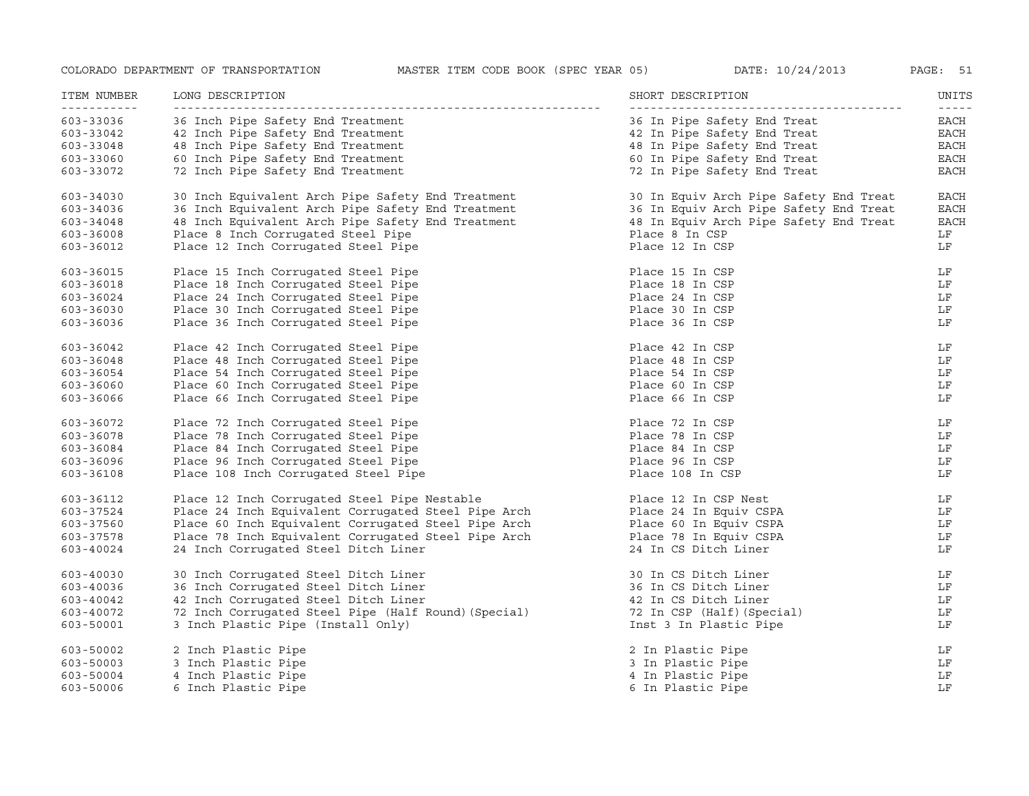| ITEM NUMBER | LONG DESCRIPTION | SHORT DESCRIPTION | UNITS |
|---|---|---|---|
| 603-33036 | 36 Inch Pipe Safety End Treatment | 36 In Pipe Safety End Treat | EACH |
| 603-33042 | 42 Inch Pipe Safety End Treatment | 42 In Pipe Safety End Treat | EACH |
| 603-33048 | 48 Inch Pipe Safety End Treatment | 48 In Pipe Safety End Treat | EACH |
| 603-33060 | 60 Inch Pipe Safety End Treatment | 60 In Pipe Safety End Treat | EACH |
| 603-33072 | 72 Inch Pipe Safety End Treatment | 72 In Pipe Safety End Treat | EACH |
| 603-34030 | 30 Inch Equivalent Arch Pipe Safety End Treatment | 30 In Equiv Arch Pipe Safety End Treat | EACH |
| 603-34036 | 36 Inch Equivalent Arch Pipe Safety End Treatment | 36 In Equiv Arch Pipe Safety End Treat | EACH |
| 603-34048 | 48 Inch Equivalent Arch Pipe Safety End Treatment | 48 In Equiv Arch Pipe Safety End Treat | EACH |
| 603-36008 | Place 8 Inch Corrugated Steel Pipe | Place 8 In CSP | LF |
| 603-36012 | Place 12 Inch Corrugated Steel Pipe | Place 12 In CSP | LF |
| 603-36015 | Place 15 Inch Corrugated Steel Pipe | Place 15 In CSP | LF |
| 603-36018 | Place 18 Inch Corrugated Steel Pipe | Place 18 In CSP | LF |
| 603-36024 | Place 24 Inch Corrugated Steel Pipe | Place 24 In CSP | LF |
| 603-36030 | Place 30 Inch Corrugated Steel Pipe | Place 30 In CSP | LF |
| 603-36036 | Place 36 Inch Corrugated Steel Pipe | Place 36 In CSP | LF |
| 603-36042 | Place 42 Inch Corrugated Steel Pipe | Place 42 In CSP | LF |
| 603-36048 | Place 48 Inch Corrugated Steel Pipe | Place 48 In CSP | LF |
| 603-36054 | Place 54 Inch Corrugated Steel Pipe | Place 54 In CSP | LF |
| 603-36060 | Place 60 Inch Corrugated Steel Pipe | Place 60 In CSP | LF |
| 603-36066 | Place 66 Inch Corrugated Steel Pipe | Place 66 In CSP | LF |
| 603-36072 | Place 72 Inch Corrugated Steel Pipe | Place 72 In CSP | LF |
| 603-36078 | Place 78 Inch Corrugated Steel Pipe | Place 78 In CSP | LF |
| 603-36084 | Place 84 Inch Corrugated Steel Pipe | Place 84 In CSP | LF |
| 603-36096 | Place 96 Inch Corrugated Steel Pipe | Place 96 In CSP | LF |
| 603-36108 | Place 108 Inch Corrugated Steel Pipe | Place 108 In CSP | LF |
| 603-36112 | Place 12 Inch Corrugated Steel Pipe Nestable | Place 12 In CSP Nest | LF |
| 603-37524 | Place 24 Inch Equivalent Corrugated Steel Pipe Arch | Place 24 In Equiv CSPA | LF |
| 603-37560 | Place 60 Inch Equivalent Corrugated Steel Pipe Arch | Place 60 In Equiv CSPA | LF |
| 603-37578 | Place 78 Inch Equivalent Corrugated Steel Pipe Arch | Place 78 In Equiv CSPA | LF |
| 603-40024 | 24 Inch Corrugated Steel Ditch Liner | 24 In CS Ditch Liner | LF |
| 603-40030 | 30 Inch Corrugated Steel Ditch Liner | 30 In CS Ditch Liner | LF |
| 603-40036 | 36 Inch Corrugated Steel Ditch Liner | 36 In CS Ditch Liner | LF |
| 603-40042 | 42 Inch Corrugated Steel Ditch Liner | 42 In CS Ditch Liner | LF |
| 603-40072 | 72 Inch Corrugated Steel Pipe (Half Round)(Special) | 72 In CSP (Half)(Special) | LF |
| 603-50001 | 3 Inch Plastic Pipe (Install Only) | Inst 3 In Plastic Pipe | LF |
| 603-50002 | 2 Inch Plastic Pipe | 2 In Plastic Pipe | LF |
| 603-50003 | 3 Inch Plastic Pipe | 3 In Plastic Pipe | LF |
| 603-50004 | 4 Inch Plastic Pipe | 4 In Plastic Pipe | LF |
| 603-50006 | 6 Inch Plastic Pipe | 6 In Plastic Pipe | LF |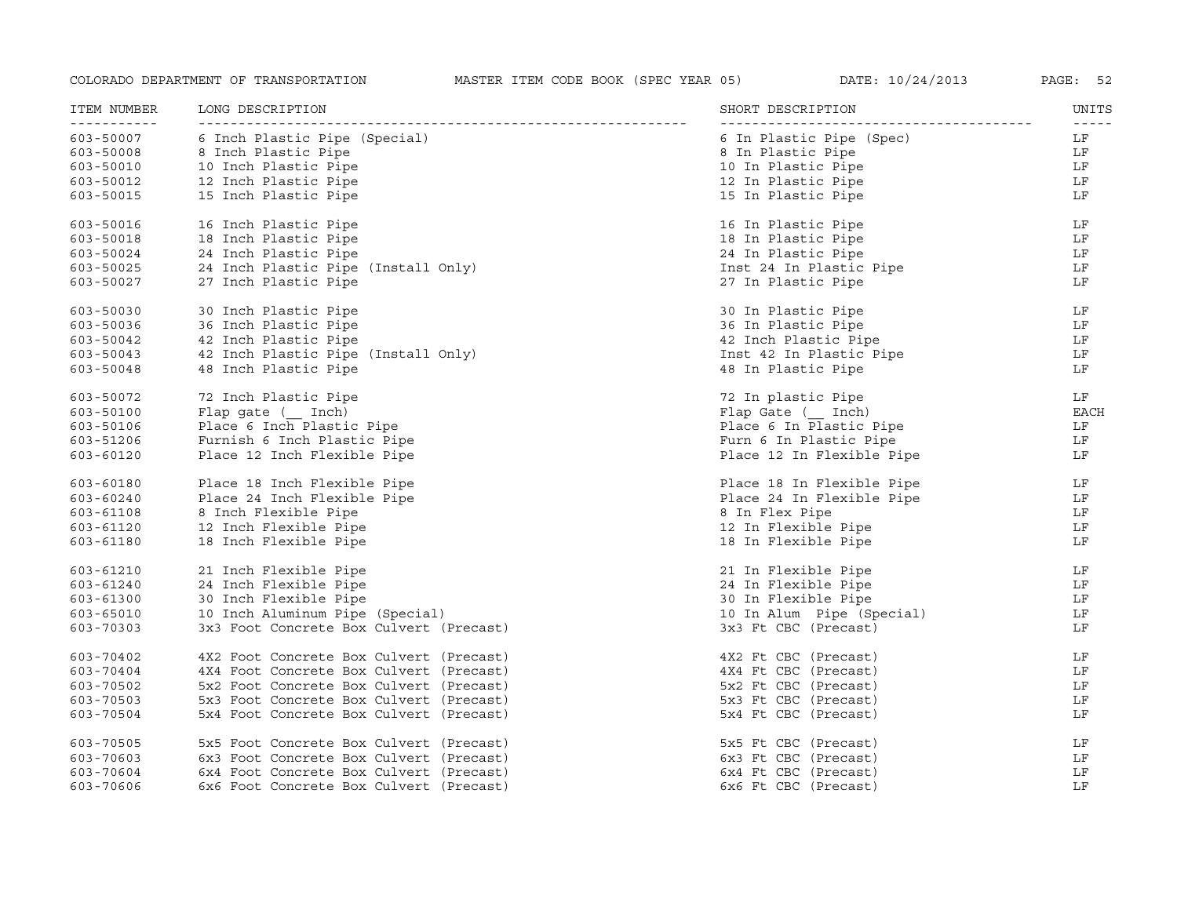| ITEM NUMBER | LONG DESCRIPTION | SHORT DESCRIPTION | UNITS |
|---|---|---|---|
| 603-50007 | 6 Inch Plastic Pipe (Special) | 6 In Plastic Pipe (Spec) | LF |
| 603-50008 | 8 Inch Plastic Pipe | 8 In Plastic Pipe | LF |
| 603-50010 | 10 Inch Plastic Pipe | 10 In Plastic Pipe | LF |
| 603-50012 | 12 Inch Plastic Pipe | 12 In Plastic Pipe | LF |
| 603-50015 | 15 Inch Plastic Pipe | 15 In Plastic Pipe | LF |
| 603-50016 | 16 Inch Plastic Pipe | 16 In Plastic Pipe | LF |
| 603-50018 | 18 Inch Plastic Pipe | 18 In Plastic Pipe | LF |
| 603-50024 | 24 Inch Plastic Pipe | 24 In Plastic Pipe | LF |
| 603-50025 | 24 Inch Plastic Pipe (Install Only) | Inst 24 In Plastic Pipe | LF |
| 603-50027 | 27 Inch Plastic Pipe | 27 In Plastic Pipe | LF |
| 603-50030 | 30 Inch Plastic Pipe | 30 In Plastic Pipe | LF |
| 603-50036 | 36 Inch Plastic Pipe | 36 In Plastic Pipe | LF |
| 603-50042 | 42 Inch Plastic Pipe | 42 Inch Plastic Pipe | LF |
| 603-50043 | 42 Inch Plastic Pipe (Install Only) | Inst 42 In Plastic Pipe | LF |
| 603-50048 | 48 Inch Plastic Pipe | 48 In Plastic Pipe | LF |
| 603-50072 | 72 Inch Plastic Pipe | 72 In plastic Pipe | LF |
| 603-50100 | Flap gate (__ Inch) | Flap Gate (__ Inch) | EACH |
| 603-50106 | Place 6 Inch Plastic Pipe | Place 6 In Plastic Pipe | LF |
| 603-51206 | Furnish 6 Inch Plastic Pipe | Furn 6 In Plastic Pipe | LF |
| 603-60120 | Place 12 Inch Flexible Pipe | Place 12 In Flexible Pipe | LF |
| 603-60180 | Place 18 Inch Flexible Pipe | Place 18 In Flexible Pipe | LF |
| 603-60240 | Place 24 Inch Flexible Pipe | Place 24 In Flexible Pipe | LF |
| 603-61108 | 8 Inch Flexible Pipe | 8 In Flex Pipe | LF |
| 603-61120 | 12 Inch Flexible Pipe | 12 In Flexible Pipe | LF |
| 603-61180 | 18 Inch Flexible Pipe | 18 In Flexible Pipe | LF |
| 603-61210 | 21 Inch Flexible Pipe | 21 In Flexible Pipe | LF |
| 603-61240 | 24 Inch Flexible Pipe | 24 In Flexible Pipe | LF |
| 603-61300 | 30 Inch Flexible Pipe | 30 In Flexible Pipe | LF |
| 603-65010 | 10 Inch Aluminum Pipe (Special) | 10 In Alum  Pipe (Special) | LF |
| 603-70303 | 3x3 Foot Concrete Box Culvert (Precast) | 3x3 Ft CBC (Precast) | LF |
| 603-70402 | 4X2 Foot Concrete Box Culvert (Precast) | 4X2 Ft CBC (Precast) | LF |
| 603-70404 | 4X4 Foot Concrete Box Culvert (Precast) | 4X4 Ft CBC (Precast) | LF |
| 603-70502 | 5x2 Foot Concrete Box Culvert (Precast) | 5x2 Ft CBC (Precast) | LF |
| 603-70503 | 5x3 Foot Concrete Box Culvert (Precast) | 5x3 Ft CBC (Precast) | LF |
| 603-70504 | 5x4 Foot Concrete Box Culvert (Precast) | 5x4 Ft CBC (Precast) | LF |
| 603-70505 | 5x5 Foot Concrete Box Culvert (Precast) | 5x5 Ft CBC (Precast) | LF |
| 603-70603 | 6x3 Foot Concrete Box Culvert (Precast) | 6x3 Ft CBC (Precast) | LF |
| 603-70604 | 6x4 Foot Concrete Box Culvert (Precast) | 6x4 Ft CBC (Precast) | LF |
| 603-70606 | 6x6 Foot Concrete Box Culvert (Precast) | 6x6 Ft CBC (Precast) | LF |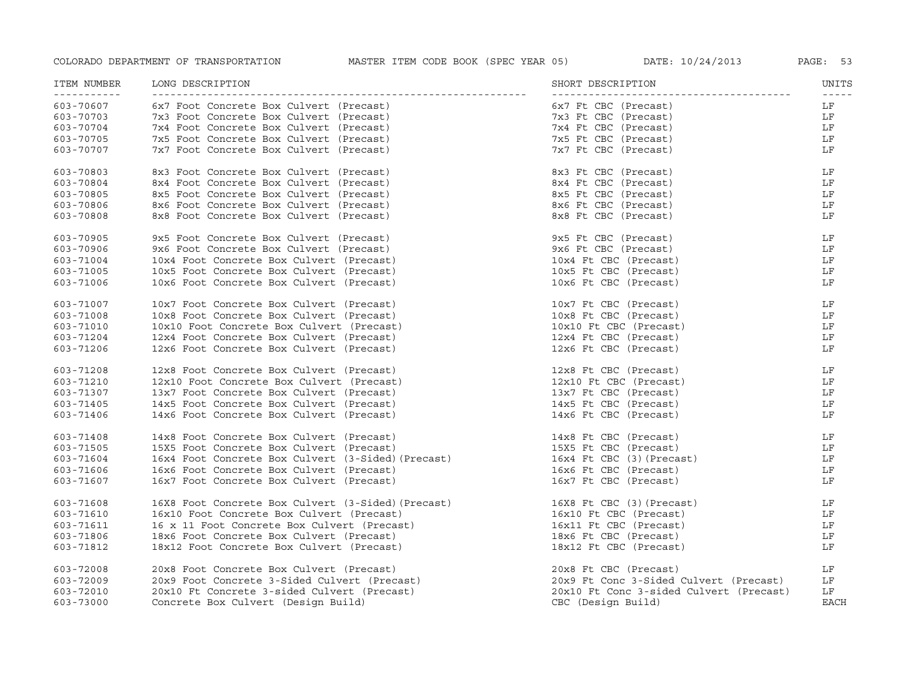| ITEM NUMBER | LONG DESCRIPTION | SHORT DESCRIPTION | UNITS |
|---|---|---|---|
| 603-70607 | 6x7 Foot Concrete Box Culvert (Precast) | 6x7 Ft CBC (Precast) | LF |
| 603-70703 | 7x3 Foot Concrete Box Culvert (Precast) | 7x3 Ft CBC (Precast) | LF |
| 603-70704 | 7x4 Foot Concrete Box Culvert (Precast) | 7x4 Ft CBC (Precast) | LF |
| 603-70705 | 7x5 Foot Concrete Box Culvert (Precast) | 7x5 Ft CBC (Precast) | LF |
| 603-70707 | 7x7 Foot Concrete Box Culvert (Precast) | 7x7 Ft CBC (Precast) | LF |
| 603-70803 | 8x3 Foot Concrete Box Culvert (Precast) | 8x3 Ft CBC (Precast) | LF |
| 603-70804 | 8x4 Foot Concrete Box Culvert (Precast) | 8x4 Ft CBC (Precast) | LF |
| 603-70805 | 8x5 Foot Concrete Box Culvert (Precast) | 8x5 Ft CBC (Precast) | LF |
| 603-70806 | 8x6 Foot Concrete Box Culvert (Precast) | 8x6 Ft CBC (Precast) | LF |
| 603-70808 | 8x8 Foot Concrete Box Culvert (Precast) | 8x8 Ft CBC (Precast) | LF |
| 603-70905 | 9x5 Foot Concrete Box Culvert (Precast) | 9x5 Ft CBC (Precast) | LF |
| 603-70906 | 9x6 Foot Concrete Box Culvert (Precast) | 9x6 Ft CBC (Precast) | LF |
| 603-71004 | 10x4 Foot Concrete Box Culvert (Precast) | 10x4 Ft CBC (Precast) | LF |
| 603-71005 | 10x5 Foot Concrete Box Culvert (Precast) | 10x5 Ft CBC (Precast) | LF |
| 603-71006 | 10x6 Foot Concrete Box Culvert (Precast) | 10x6 Ft CBC (Precast) | LF |
| 603-71007 | 10x7 Foot Concrete Box Culvert (Precast) | 10x7 Ft CBC (Precast) | LF |
| 603-71008 | 10x8 Foot Concrete Box Culvert (Precast) | 10x8 Ft CBC (Precast) | LF |
| 603-71010 | 10x10 Foot Concrete Box Culvert (Precast) | 10x10 Ft CBC (Precast) | LF |
| 603-71204 | 12x4 Foot Concrete Box Culvert (Precast) | 12x4 Ft CBC (Precast) | LF |
| 603-71206 | 12x6 Foot Concrete Box Culvert (Precast) | 12x6 Ft CBC (Precast) | LF |
| 603-71208 | 12x8 Foot Concrete Box Culvert (Precast) | 12x8 Ft CBC (Precast) | LF |
| 603-71210 | 12x10 Foot Concrete Box Culvert (Precast) | 12x10 Ft CBC (Precast) | LF |
| 603-71307 | 13x7 Foot Concrete Box Culvert (Precast) | 13x7 Ft CBC (Precast) | LF |
| 603-71405 | 14x5 Foot Concrete Box Culvert (Precast) | 14x5 Ft CBC (Precast) | LF |
| 603-71406 | 14x6 Foot Concrete Box Culvert (Precast) | 14x6 Ft CBC (Precast) | LF |
| 603-71408 | 14x8 Foot Concrete Box Culvert (Precast) | 14x8 Ft CBC (Precast) | LF |
| 603-71505 | 15X5 Foot Concrete Box Culvert (Precast) | 15X5 Ft CBC (Precast) | LF |
| 603-71604 | 16x4 Foot Concrete Box Culvert (3-Sided)(Precast) | 16x4 Ft CBC (3)(Precast) | LF |
| 603-71606 | 16x6 Foot Concrete Box Culvert (Precast) | 16x6 Ft CBC (Precast) | LF |
| 603-71607 | 16x7 Foot Concrete Box Culvert (Precast) | 16x7 Ft CBC (Precast) | LF |
| 603-71608 | 16X8 Foot Concrete Box Culvert (3-Sided)(Precast) | 16X8 Ft CBC (3)(Precast) | LF |
| 603-71610 | 16x10 Foot Concrete Box Culvert (Precast) | 16x10 Ft CBC (Precast) | LF |
| 603-71611 | 16 x 11 Foot Concrete Box Culvert (Precast) | 16x11 Ft CBC (Precast) | LF |
| 603-71806 | 18x6 Foot Concrete Box Culvert (Precast) | 18x6 Ft CBC (Precast) | LF |
| 603-71812 | 18x12 Foot Concrete Box Culvert (Precast) | 18x12 Ft CBC (Precast) | LF |
| 603-72008 | 20x8 Foot Concrete Box Culvert (Precast) | 20x8 Ft CBC (Precast) | LF |
| 603-72009 | 20x9 Foot Concrete 3-Sided Culvert (Precast) | 20x9 Ft Conc 3-Sided Culvert (Precast) | LF |
| 603-72010 | 20x10 Ft Concrete 3-sided Culvert (Precast) | 20x10 Ft Conc 3-sided Culvert (Precast) | LF |
| 603-73000 | Concrete Box Culvert (Design Build) | CBC (Design Build) | EACH |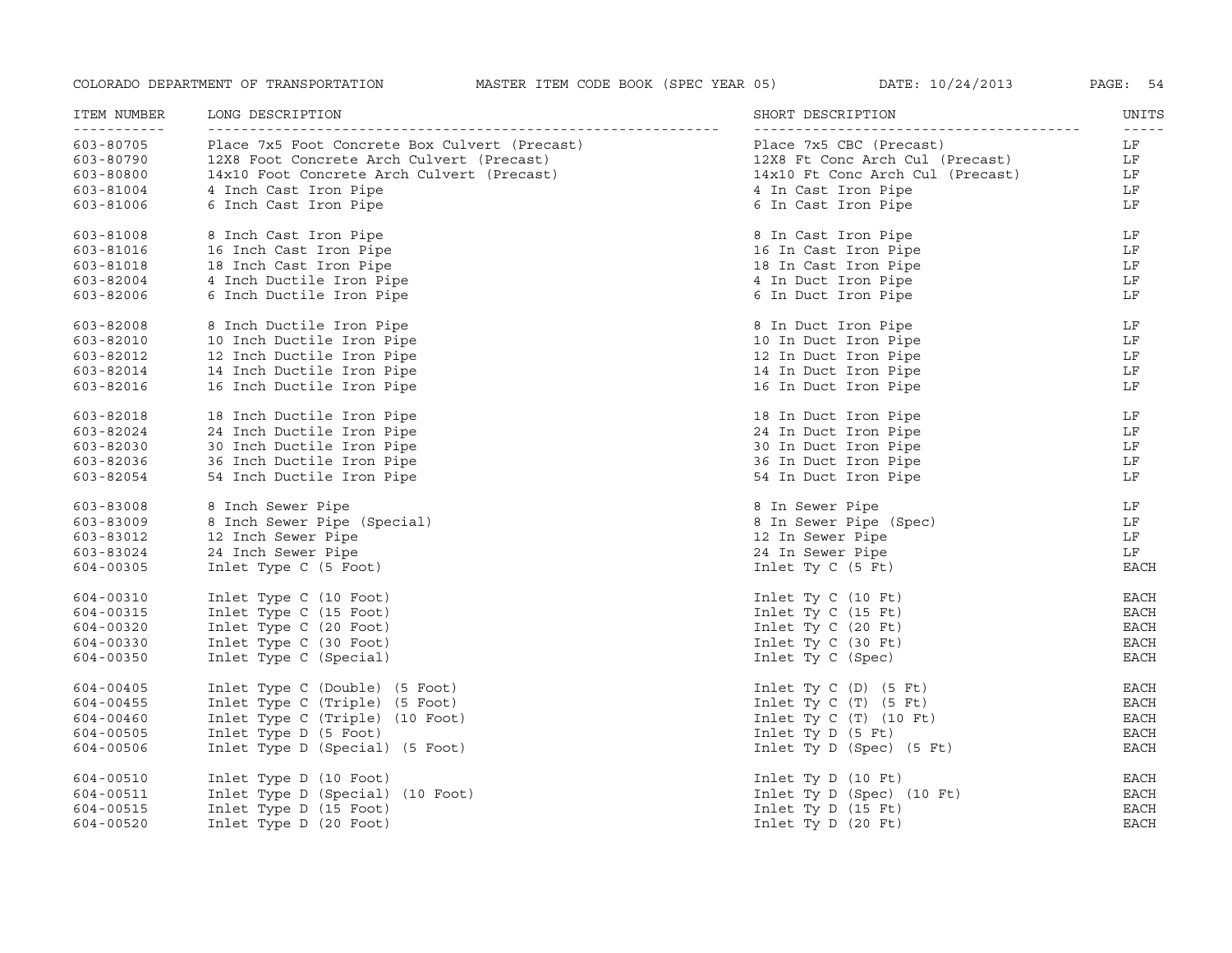| ITEM NUMBER | LONG DESCRIPTION | SHORT DESCRIPTION | UNITS |
|---|---|---|---|
| 603-80705 | Place 7x5 Foot Concrete Box Culvert (Precast) | Place 7x5 CBC (Precast) | LF |
| 603-80790 | 12X8 Foot Concrete Arch Culvert (Precast) | 12X8 Ft Conc Arch Cul (Precast) | LF |
| 603-80800 | 14x10 Foot Concrete Arch Culvert (Precast) | 14x10 Ft Conc Arch Cul (Precast) | LF |
| 603-81004 | 4 Inch Cast Iron Pipe | 4 In Cast Iron Pipe | LF |
| 603-81006 | 6 Inch Cast Iron Pipe | 6 In Cast Iron Pipe | LF |
| 603-81008 | 8 Inch Cast Iron Pipe | 8 In Cast Iron Pipe | LF |
| 603-81016 | 16 Inch Cast Iron Pipe | 16 In Cast Iron Pipe | LF |
| 603-81018 | 18 Inch Cast Iron Pipe | 18 In Cast Iron Pipe | LF |
| 603-82004 | 4 Inch Ductile Iron Pipe | 4 In Duct Iron Pipe | LF |
| 603-82006 | 6 Inch Ductile Iron Pipe | 6 In Duct Iron Pipe | LF |
| 603-82008 | 8 Inch Ductile Iron Pipe | 8 In Duct Iron Pipe | LF |
| 603-82010 | 10 Inch Ductile Iron Pipe | 10 In Duct Iron Pipe | LF |
| 603-82012 | 12 Inch Ductile Iron Pipe | 12 In Duct Iron Pipe | LF |
| 603-82014 | 14 Inch Ductile Iron Pipe | 14 In Duct Iron Pipe | LF |
| 603-82016 | 16 Inch Ductile Iron Pipe | 16 In Duct Iron Pipe | LF |
| 603-82018 | 18 Inch Ductile Iron Pipe | 18 In Duct Iron Pipe | LF |
| 603-82024 | 24 Inch Ductile Iron Pipe | 24 In Duct Iron Pipe | LF |
| 603-82030 | 30 Inch Ductile Iron Pipe | 30 In Duct Iron Pipe | LF |
| 603-82036 | 36 Inch Ductile Iron Pipe | 36 In Duct Iron Pipe | LF |
| 603-82054 | 54 Inch Ductile Iron Pipe | 54 In Duct Iron Pipe | LF |
| 603-83008 | 8 Inch Sewer Pipe | 8 In Sewer Pipe | LF |
| 603-83009 | 8 Inch Sewer Pipe (Special) | 8 In Sewer Pipe (Spec) | LF |
| 603-83012 | 12 Inch Sewer Pipe | 12 In Sewer Pipe | LF |
| 603-83024 | 24 Inch Sewer Pipe | 24 In Sewer Pipe | LF |
| 604-00305 | Inlet Type C (5 Foot) | Inlet Ty C (5 Ft) | EACH |
| 604-00310 | Inlet Type C (10 Foot) | Inlet Ty C (10 Ft) | EACH |
| 604-00315 | Inlet Type C (15 Foot) | Inlet Ty C (15 Ft) | EACH |
| 604-00320 | Inlet Type C (20 Foot) | Inlet Ty C (20 Ft) | EACH |
| 604-00330 | Inlet Type C (30 Foot) | Inlet Ty C (30 Ft) | EACH |
| 604-00350 | Inlet Type C (Special) | Inlet Ty C (Spec) | EACH |
| 604-00405 | Inlet Type C (Double) (5 Foot) | Inlet Ty C (D) (5 Ft) | EACH |
| 604-00455 | Inlet Type C (Triple) (5 Foot) | Inlet Ty C (T) (5 Ft) | EACH |
| 604-00460 | Inlet Type C (Triple) (10 Foot) | Inlet Ty C (T) (10 Ft) | EACH |
| 604-00505 | Inlet Type D (5 Foot) | Inlet Ty D (5 Ft) | EACH |
| 604-00506 | Inlet Type D (Special) (5 Foot) | Inlet Ty D (Spec) (5 Ft) | EACH |
| 604-00510 | Inlet Type D (10 Foot) | Inlet Ty D (10 Ft) | EACH |
| 604-00511 | Inlet Type D (Special) (10 Foot) | Inlet Ty D (Spec) (10 Ft) | EACH |
| 604-00515 | Inlet Type D (15 Foot) | Inlet Ty D (15 Ft) | EACH |
| 604-00520 | Inlet Type D (20 Foot) | Inlet Ty D (20 Ft) | EACH |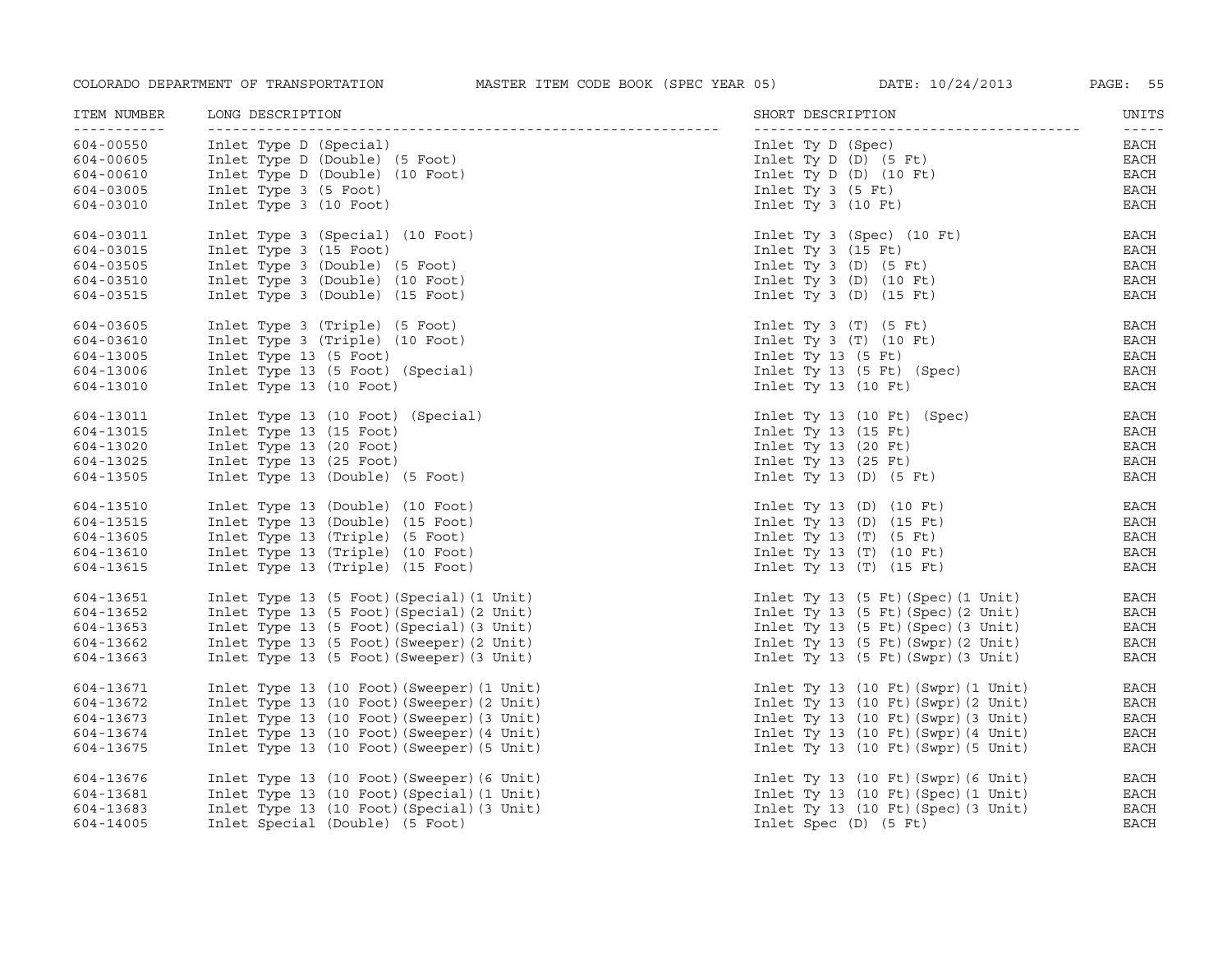| ITEM NUMBER | LONG DESCRIPTION | SHORT DESCRIPTION | UNITS |
|---|---|---|---|
| 604-00550 | Inlet Type D (Special) | Inlet Ty D (Spec) | EACH |
| 604-00605 | Inlet Type D (Double) (5 Foot) | Inlet Ty D (D) (5 Ft) | EACH |
| 604-00610 | Inlet Type D (Double) (10 Foot) | Inlet Ty D (D) (10 Ft) | EACH |
| 604-03005 | Inlet Type 3 (5 Foot) | Inlet Ty 3 (5 Ft) | EACH |
| 604-03010 | Inlet Type 3 (10 Foot) | Inlet Ty 3 (10 Ft) | EACH |
| 604-03011 | Inlet Type 3 (Special) (10 Foot) | Inlet Ty 3 (Spec) (10 Ft) | EACH |
| 604-03015 | Inlet Type 3 (15 Foot) | Inlet Ty 3 (15 Ft) | EACH |
| 604-03505 | Inlet Type 3 (Double) (5 Foot) | Inlet Ty 3 (D) (5 Ft) | EACH |
| 604-03510 | Inlet Type 3 (Double) (10 Foot) | Inlet Ty 3 (D) (10 Ft) | EACH |
| 604-03515 | Inlet Type 3 (Double) (15 Foot) | Inlet Ty 3 (D) (15 Ft) | EACH |
| 604-03605 | Inlet Type 3 (Triple) (5 Foot) | Inlet Ty 3 (T) (5 Ft) | EACH |
| 604-03610 | Inlet Type 3 (Triple) (10 Foot) | Inlet Ty 3 (T) (10 Ft) | EACH |
| 604-13005 | Inlet Type 13 (5 Foot) | Inlet Ty 13 (5 Ft) | EACH |
| 604-13006 | Inlet Type 13 (5 Foot) (Special) | Inlet Ty 13 (5 Ft) (Spec) | EACH |
| 604-13010 | Inlet Type 13 (10 Foot) | Inlet Ty 13 (10 Ft) | EACH |
| 604-13011 | Inlet Type 13 (10 Foot) (Special) | Inlet Ty 13 (10 Ft) (Spec) | EACH |
| 604-13015 | Inlet Type 13 (15 Foot) | Inlet Ty 13 (15 Ft) | EACH |
| 604-13020 | Inlet Type 13 (20 Foot) | Inlet Ty 13 (20 Ft) | EACH |
| 604-13025 | Inlet Type 13 (25 Foot) | Inlet Ty 13 (25 Ft) | EACH |
| 604-13505 | Inlet Type 13 (Double) (5 Foot) | Inlet Ty 13 (D) (5 Ft) | EACH |
| 604-13510 | Inlet Type 13 (Double) (10 Foot) | Inlet Ty 13 (D) (10 Ft) | EACH |
| 604-13515 | Inlet Type 13 (Double) (15 Foot) | Inlet Ty 13 (D) (15 Ft) | EACH |
| 604-13605 | Inlet Type 13 (Triple) (5 Foot) | Inlet Ty 13 (T) (5 Ft) | EACH |
| 604-13610 | Inlet Type 13 (Triple) (10 Foot) | Inlet Ty 13 (T) (10 Ft) | EACH |
| 604-13615 | Inlet Type 13 (Triple) (15 Foot) | Inlet Ty 13 (T) (15 Ft) | EACH |
| 604-13651 | Inlet Type 13 (5 Foot)(Special)(1 Unit) | Inlet Ty 13 (5 Ft)(Spec)(1 Unit) | EACH |
| 604-13652 | Inlet Type 13 (5 Foot)(Special)(2 Unit) | Inlet Ty 13 (5 Ft)(Spec)(2 Unit) | EACH |
| 604-13653 | Inlet Type 13 (5 Foot)(Special)(3 Unit) | Inlet Ty 13 (5 Ft)(Spec)(3 Unit) | EACH |
| 604-13662 | Inlet Type 13 (5 Foot)(Sweeper)(2 Unit) | Inlet Ty 13 (5 Ft)(Swpr)(2 Unit) | EACH |
| 604-13663 | Inlet Type 13 (5 Foot)(Sweeper)(3 Unit) | Inlet Ty 13 (5 Ft)(Swpr)(3 Unit) | EACH |
| 604-13671 | Inlet Type 13 (10 Foot)(Sweeper)(1 Unit) | Inlet Ty 13 (10 Ft)(Swpr)(1 Unit) | EACH |
| 604-13672 | Inlet Type 13 (10 Foot)(Sweeper)(2 Unit) | Inlet Ty 13 (10 Ft)(Swpr)(2 Unit) | EACH |
| 604-13673 | Inlet Type 13 (10 Foot)(Sweeper)(3 Unit) | Inlet Ty 13 (10 Ft)(Swpr)(3 Unit) | EACH |
| 604-13674 | Inlet Type 13 (10 Foot)(Sweeper)(4 Unit) | Inlet Ty 13 (10 Ft)(Swpr)(4 Unit) | EACH |
| 604-13675 | Inlet Type 13 (10 Foot)(Sweeper)(5 Unit) | Inlet Ty 13 (10 Ft)(Swpr)(5 Unit) | EACH |
| 604-13676 | Inlet Type 13 (10 Foot)(Sweeper)(6 Unit) | Inlet Ty 13 (10 Ft)(Swpr)(6 Unit) | EACH |
| 604-13681 | Inlet Type 13 (10 Foot)(Special)(1 Unit) | Inlet Ty 13 (10 Ft)(Spec)(1 Unit) | EACH |
| 604-13683 | Inlet Type 13 (10 Foot)(Special)(3 Unit) | Inlet Ty 13 (10 Ft)(Spec)(3 Unit) | EACH |
| 604-14005 | Inlet Special (Double) (5 Foot) | Inlet Spec (D) (5 Ft) | EACH |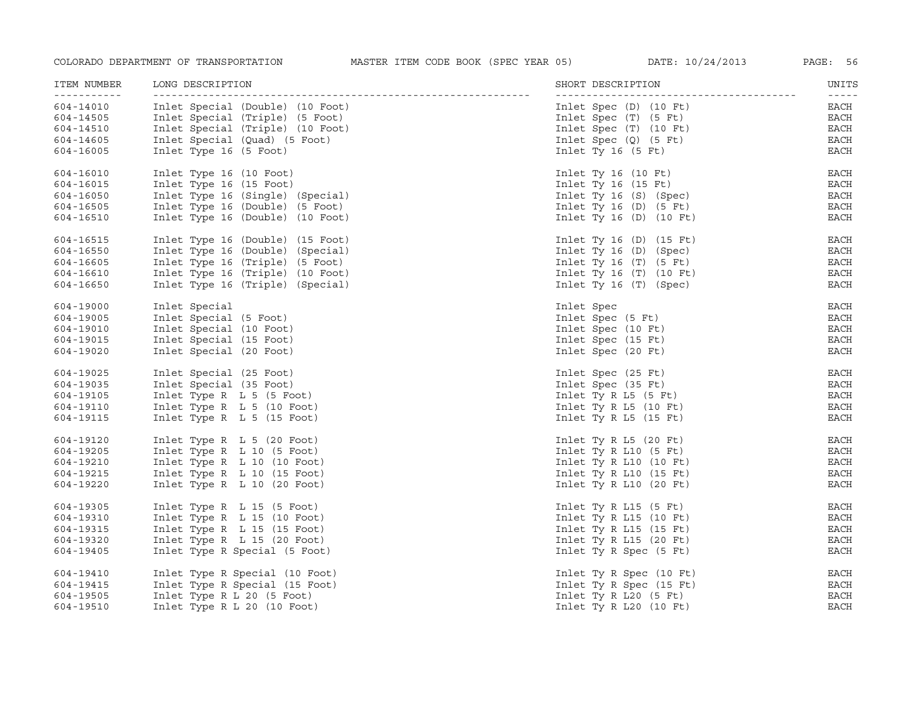| ITEM NUMBER | LONG DESCRIPTION | SHORT DESCRIPTION | UNITS |
|---|---|---|---|
| 604-14010 | Inlet Special (Double) (10 Foot) | Inlet Spec (D) (10 Ft) | EACH |
| 604-14505 | Inlet Special (Triple) (5 Foot) | Inlet Spec (T) (5 Ft) | EACH |
| 604-14510 | Inlet Special (Triple) (10 Foot) | Inlet Spec (T) (10 Ft) | EACH |
| 604-14605 | Inlet Special (Quad) (5 Foot) | Inlet Spec (Q) (5 Ft) | EACH |
| 604-16005 | Inlet Type 16 (5 Foot) | Inlet Ty 16 (5 Ft) | EACH |
| 604-16010 | Inlet Type 16 (10 Foot) | Inlet Ty 16 (10 Ft) | EACH |
| 604-16015 | Inlet Type 16 (15 Foot) | Inlet Ty 16 (15 Ft) | EACH |
| 604-16050 | Inlet Type 16 (Single) (Special) | Inlet Ty 16 (S) (Spec) | EACH |
| 604-16505 | Inlet Type 16 (Double) (5 Foot) | Inlet Ty 16 (D) (5 Ft) | EACH |
| 604-16510 | Inlet Type 16 (Double) (10 Foot) | Inlet Ty 16 (D) (10 Ft) | EACH |
| 604-16515 | Inlet Type 16 (Double) (15 Foot) | Inlet Ty 16 (D) (15 Ft) | EACH |
| 604-16550 | Inlet Type 16 (Double) (Special) | Inlet Ty 16 (D) (Spec) | EACH |
| 604-16605 | Inlet Type 16 (Triple) (5 Foot) | Inlet Ty 16 (T) (5 Ft) | EACH |
| 604-16610 | Inlet Type 16 (Triple) (10 Foot) | Inlet Ty 16 (T) (10 Ft) | EACH |
| 604-16650 | Inlet Type 16 (Triple) (Special) | Inlet Ty 16 (T) (Spec) | EACH |
| 604-19000 | Inlet Special | Inlet Spec | EACH |
| 604-19005 | Inlet Special (5 Foot) | Inlet Spec (5 Ft) | EACH |
| 604-19010 | Inlet Special (10 Foot) | Inlet Spec (10 Ft) | EACH |
| 604-19015 | Inlet Special (15 Foot) | Inlet Spec (15 Ft) | EACH |
| 604-19020 | Inlet Special (20 Foot) | Inlet Spec (20 Ft) | EACH |
| 604-19025 | Inlet Special (25 Foot) | Inlet Spec (25 Ft) | EACH |
| 604-19035 | Inlet Special (35 Foot) | Inlet Spec (35 Ft) | EACH |
| 604-19105 | Inlet Type R L 5 (5 Foot) | Inlet Ty R L5 (5 Ft) | EACH |
| 604-19110 | Inlet Type R L 5 (10 Foot) | Inlet Ty R L5 (10 Ft) | EACH |
| 604-19115 | Inlet Type R L 5 (15 Foot) | Inlet Ty R L5 (15 Ft) | EACH |
| 604-19120 | Inlet Type R L 5 (20 Foot) | Inlet Ty R L5 (20 Ft) | EACH |
| 604-19205 | Inlet Type R L 10 (5 Foot) | Inlet Ty R L10 (5 Ft) | EACH |
| 604-19210 | Inlet Type R L 10 (10 Foot) | Inlet Ty R L10 (10 Ft) | EACH |
| 604-19215 | Inlet Type R L 10 (15 Foot) | Inlet Ty R L10 (15 Ft) | EACH |
| 604-19220 | Inlet Type R L 10 (20 Foot) | Inlet Ty R L10 (20 Ft) | EACH |
| 604-19305 | Inlet Type R L 15 (5 Foot) | Inlet Ty R L15 (5 Ft) | EACH |
| 604-19310 | Inlet Type R L 15 (10 Foot) | Inlet Ty R L15 (10 Ft) | EACH |
| 604-19315 | Inlet Type R L 15 (15 Foot) | Inlet Ty R L15 (15 Ft) | EACH |
| 604-19320 | Inlet Type R L 15 (20 Foot) | Inlet Ty R L15 (20 Ft) | EACH |
| 604-19405 | Inlet Type R Special (5 Foot) | Inlet Ty R Spec (5 Ft) | EACH |
| 604-19410 | Inlet Type R Special (10 Foot) | Inlet Ty R Spec (10 Ft) | EACH |
| 604-19415 | Inlet Type R Special (15 Foot) | Inlet Ty R Spec (15 Ft) | EACH |
| 604-19505 | Inlet Type R L 20 (5 Foot) | Inlet Ty R L20 (5 Ft) | EACH |
| 604-19510 | Inlet Type R L 20 (10 Foot) | Inlet Ty R L20 (10 Ft) | EACH |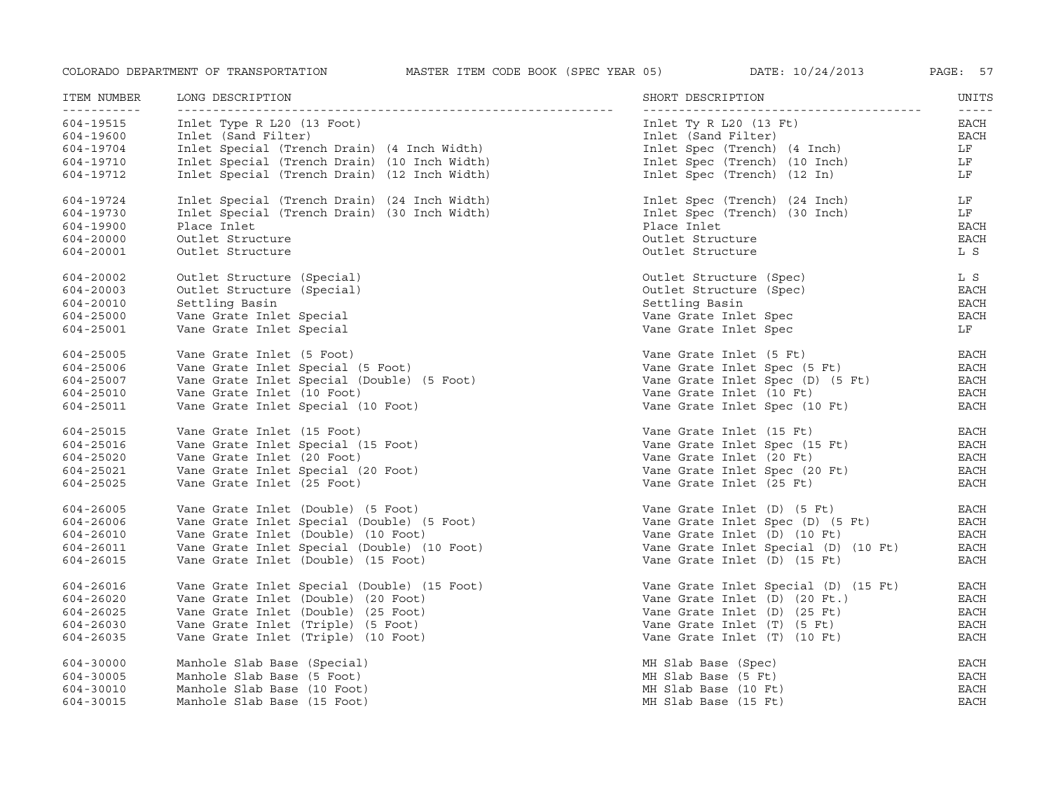| ITEM NUMBER | LONG DESCRIPTION | SHORT DESCRIPTION | UNITS |
|---|---|---|---|
| 604-19515 | Inlet Type R L20 (13 Foot) | Inlet Ty R L20 (13 Ft) | EACH |
| 604-19600 | Inlet (Sand Filter) | Inlet (Sand Filter) | EACH |
| 604-19704 | Inlet Special (Trench Drain) (4 Inch Width) | Inlet Spec (Trench) (4 Inch) | LF |
| 604-19710 | Inlet Special (Trench Drain) (10 Inch Width) | Inlet Spec (Trench) (10 Inch) | LF |
| 604-19712 | Inlet Special (Trench Drain) (12 Inch Width) | Inlet Spec (Trench) (12 In) | LF |
| 604-19724 | Inlet Special (Trench Drain) (24 Inch Width) | Inlet Spec (Trench) (24 Inch) | LF |
| 604-19730 | Inlet Special (Trench Drain) (30 Inch Width) | Inlet Spec (Trench) (30 Inch) | LF |
| 604-19900 | Place Inlet | Place Inlet | EACH |
| 604-20000 | Outlet Structure | Outlet Structure | EACH |
| 604-20001 | Outlet Structure | Outlet Structure | L S |
| 604-20002 | Outlet Structure (Special) | Outlet Structure (Spec) | L S |
| 604-20003 | Outlet Structure (Special) | Outlet Structure (Spec) | EACH |
| 604-20010 | Settling Basin | Settling Basin | EACH |
| 604-25000 | Vane Grate Inlet Special | Vane Grate Inlet Spec | EACH |
| 604-25001 | Vane Grate Inlet Special | Vane Grate Inlet Spec | LF |
| 604-25005 | Vane Grate Inlet (5 Foot) | Vane Grate Inlet (5 Ft) | EACH |
| 604-25006 | Vane Grate Inlet Special (5 Foot) | Vane Grate Inlet Spec (5 Ft) | EACH |
| 604-25007 | Vane Grate Inlet Special (Double) (5 Foot) | Vane Grate Inlet Spec (D) (5 Ft) | EACH |
| 604-25010 | Vane Grate Inlet (10 Foot) | Vane Grate Inlet (10 Ft) | EACH |
| 604-25011 | Vane Grate Inlet Special (10 Foot) | Vane Grate Inlet Spec (10 Ft) | EACH |
| 604-25015 | Vane Grate Inlet (15 Foot) | Vane Grate Inlet (15 Ft) | EACH |
| 604-25016 | Vane Grate Inlet Special (15 Foot) | Vane Grate Inlet Spec (15 Ft) | EACH |
| 604-25020 | Vane Grate Inlet (20 Foot) | Vane Grate Inlet (20 Ft) | EACH |
| 604-25021 | Vane Grate Inlet Special (20 Foot) | Vane Grate Inlet Spec (20 Ft) | EACH |
| 604-25025 | Vane Grate Inlet (25 Foot) | Vane Grate Inlet (25 Ft) | EACH |
| 604-26005 | Vane Grate Inlet (Double) (5 Foot) | Vane Grate Inlet (D) (5 Ft) | EACH |
| 604-26006 | Vane Grate Inlet Special (Double) (5 Foot) | Vane Grate Inlet Spec (D) (5 Ft) | EACH |
| 604-26010 | Vane Grate Inlet (Double) (10 Foot) | Vane Grate Inlet (D) (10 Ft) | EACH |
| 604-26011 | Vane Grate Inlet Special (Double) (10 Foot) | Vane Grate Inlet Special (D) (10 Ft) | EACH |
| 604-26015 | Vane Grate Inlet (Double) (15 Foot) | Vane Grate Inlet (D) (15 Ft) | EACH |
| 604-26016 | Vane Grate Inlet Special (Double) (15 Foot) | Vane Grate Inlet Special (D) (15 Ft) | EACH |
| 604-26020 | Vane Grate Inlet (Double) (20 Foot) | Vane Grate Inlet (D) (20 Ft.) | EACH |
| 604-26025 | Vane Grate Inlet (Double) (25 Foot) | Vane Grate Inlet (D) (25 Ft) | EACH |
| 604-26030 | Vane Grate Inlet (Triple) (5 Foot) | Vane Grate Inlet (T) (5 Ft) | EACH |
| 604-26035 | Vane Grate Inlet (Triple) (10 Foot) | Vane Grate Inlet (T) (10 Ft) | EACH |
| 604-30000 | Manhole Slab Base (Special) | MH Slab Base (Spec) | EACH |
| 604-30005 | Manhole Slab Base (5 Foot) | MH Slab Base (5 Ft) | EACH |
| 604-30010 | Manhole Slab Base (10 Foot) | MH Slab Base (10 Ft) | EACH |
| 604-30015 | Manhole Slab Base (15 Foot) | MH Slab Base (15 Ft) | EACH |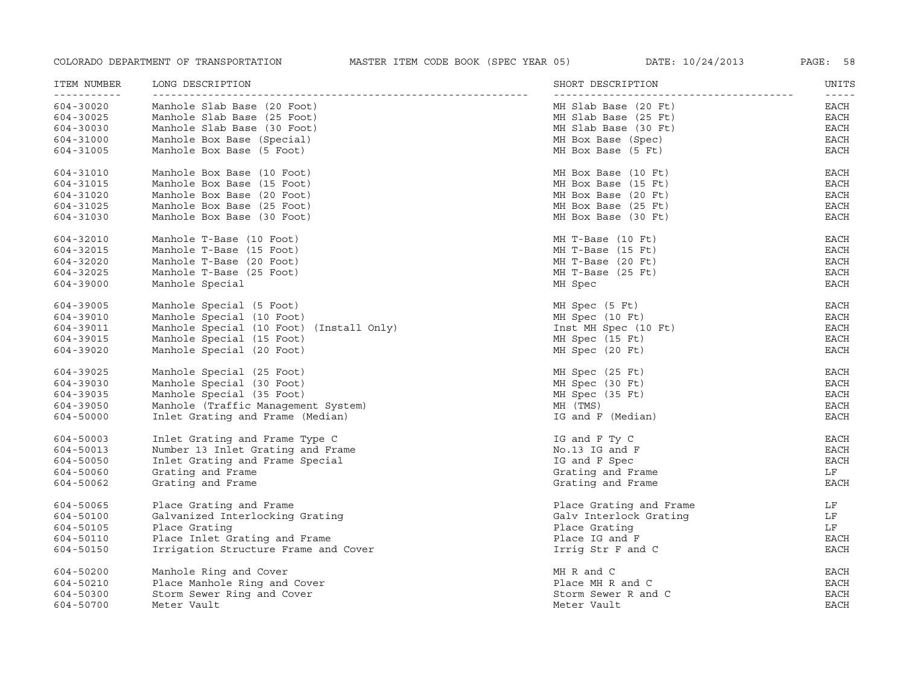| ITEM NUMBER | LONG DESCRIPTION | SHORT DESCRIPTION | UNITS |
|---|---|---|---|
| 604-30020 | Manhole Slab Base (20 Foot) | MH Slab Base (20 Ft) | EACH |
| 604-30025 | Manhole Slab Base (25 Foot) | MH Slab Base (25 Ft) | EACH |
| 604-30030 | Manhole Slab Base (30 Foot) | MH Slab Base (30 Ft) | EACH |
| 604-31000 | Manhole Box Base (Special) | MH Box Base (Spec) | EACH |
| 604-31005 | Manhole Box Base (5 Foot) | MH Box Base (5 Ft) | EACH |
| 604-31010 | Manhole Box Base (10 Foot) | MH Box Base (10 Ft) | EACH |
| 604-31015 | Manhole Box Base (15 Foot) | MH Box Base (15 Ft) | EACH |
| 604-31020 | Manhole Box Base (20 Foot) | MH Box Base (20 Ft) | EACH |
| 604-31025 | Manhole Box Base (25 Foot) | MH Box Base (25 Ft) | EACH |
| 604-31030 | Manhole Box Base (30 Foot) | MH Box Base (30 Ft) | EACH |
| 604-32010 | Manhole T-Base (10 Foot) | MH T-Base (10 Ft) | EACH |
| 604-32015 | Manhole T-Base (15 Foot) | MH T-Base (15 Ft) | EACH |
| 604-32020 | Manhole T-Base (20 Foot) | MH T-Base (20 Ft) | EACH |
| 604-32025 | Manhole T-Base (25 Foot) | MH T-Base (25 Ft) | EACH |
| 604-39000 | Manhole Special | MH Spec | EACH |
| 604-39005 | Manhole Special (5 Foot) | MH Spec (5 Ft) | EACH |
| 604-39010 | Manhole Special (10 Foot) | MH Spec (10 Ft) | EACH |
| 604-39011 | Manhole Special (10 Foot) (Install Only) | Inst MH Spec (10 Ft) | EACH |
| 604-39015 | Manhole Special (15 Foot) | MH Spec (15 Ft) | EACH |
| 604-39020 | Manhole Special (20 Foot) | MH Spec (20 Ft) | EACH |
| 604-39025 | Manhole Special (25 Foot) | MH Spec (25 Ft) | EACH |
| 604-39030 | Manhole Special (30 Foot) | MH Spec (30 Ft) | EACH |
| 604-39035 | Manhole Special (35 Foot) | MH Spec (35 Ft) | EACH |
| 604-39050 | Manhole (Traffic Management System) | MH (TMS) | EACH |
| 604-50000 | Inlet Grating and Frame (Median) | IG and F (Median) | EACH |
| 604-50003 | Inlet Grating and Frame Type C | IG and F Ty C | EACH |
| 604-50013 | Number 13 Inlet Grating and Frame | No.13 IG and F | EACH |
| 604-50050 | Inlet Grating and Frame Special | IG and F Spec | EACH |
| 604-50060 | Grating and Frame | Grating and Frame | LF |
| 604-50062 | Grating and Frame | Grating and Frame | EACH |
| 604-50065 | Place Grating and Frame | Place Grating and Frame | LF |
| 604-50100 | Galvanized Interlocking Grating | Galv Interlock Grating | LF |
| 604-50105 | Place Grating | Place Grating | LF |
| 604-50110 | Place Inlet Grating and Frame | Place IG and F | EACH |
| 604-50150 | Irrigation Structure Frame and Cover | Irrig Str F and C | EACH |
| 604-50200 | Manhole Ring and Cover | MH R and C | EACH |
| 604-50210 | Place Manhole Ring and Cover | Place MH R and C | EACH |
| 604-50300 | Storm Sewer Ring and Cover | Storm Sewer R and C | EACH |
| 604-50700 | Meter Vault | Meter Vault | EACH |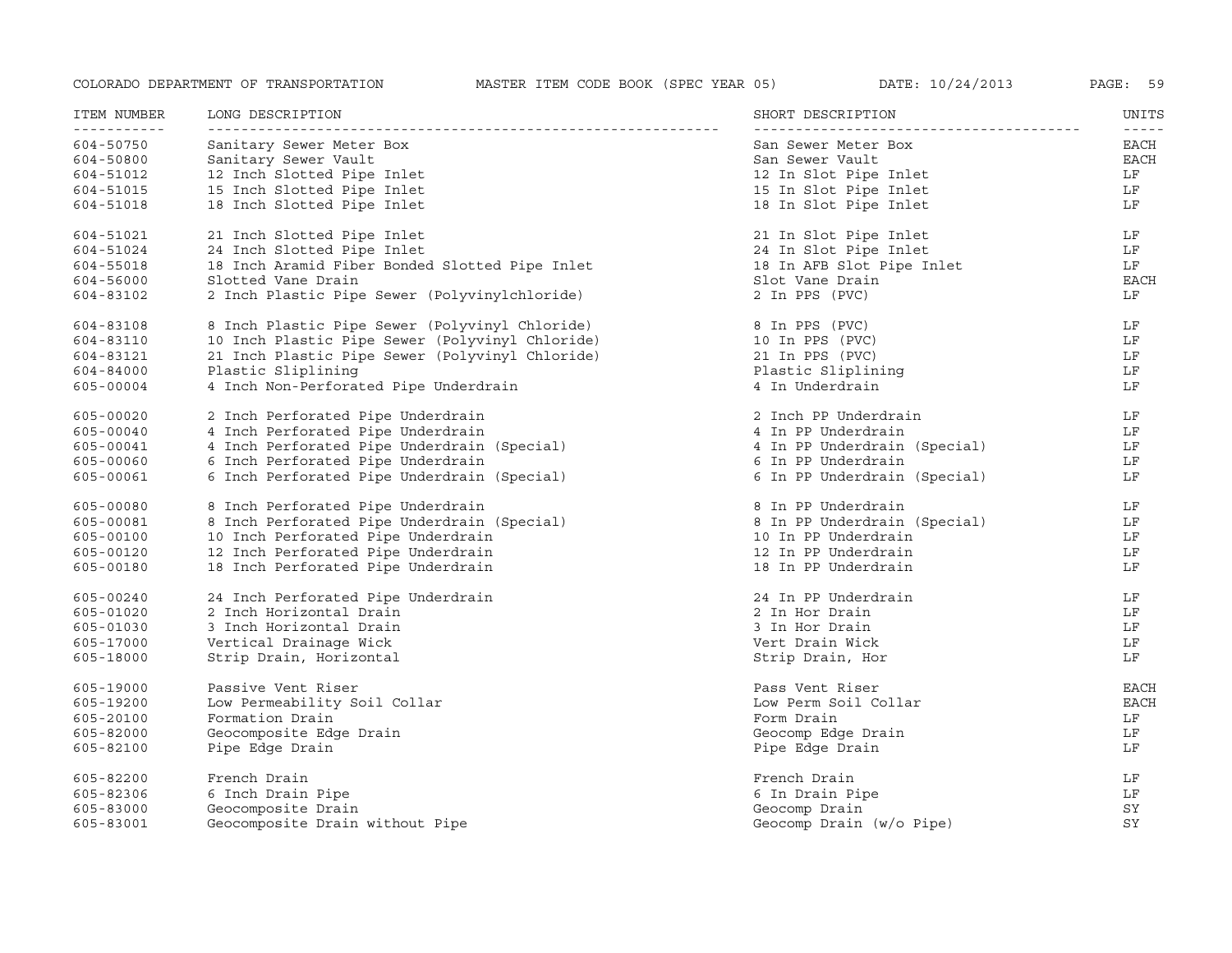| ITEM NUMBER | LONG DESCRIPTION | SHORT DESCRIPTION | UNITS |
|---|---|---|---|
| 604-50750 | Sanitary Sewer Meter Box | San Sewer Meter Box | EACH |
| 604-50800 | Sanitary Sewer Vault | San Sewer Vault | EACH |
| 604-51012 | 12 Inch Slotted Pipe Inlet | 12 In Slot Pipe Inlet | LF |
| 604-51015 | 15 Inch Slotted Pipe Inlet | 15 In Slot Pipe Inlet | LF |
| 604-51018 | 18 Inch Slotted Pipe Inlet | 18 In Slot Pipe Inlet | LF |
| 604-51021 | 21 Inch Slotted Pipe Inlet | 21 In Slot Pipe Inlet | LF |
| 604-51024 | 24 Inch Slotted Pipe Inlet | 24 In Slot Pipe Inlet | LF |
| 604-55018 | 18 Inch Aramid Fiber Bonded Slotted Pipe Inlet | 18 In AFB Slot Pipe Inlet | LF |
| 604-56000 | Slotted Vane Drain | Slot Vane Drain | EACH |
| 604-83102 | 2 Inch Plastic Pipe Sewer (Polyvinylchloride) | 2 In PPS (PVC) | LF |
| 604-83108 | 8 Inch Plastic Pipe Sewer (Polyvinyl Chloride) | 8 In PPS (PVC) | LF |
| 604-83110 | 10 Inch Plastic Pipe Sewer (Polyvinyl Chloride) | 10 In PPS (PVC) | LF |
| 604-83121 | 21 Inch Plastic Pipe Sewer (Polyvinyl Chloride) | 21 In PPS (PVC) | LF |
| 604-84000 | Plastic Sliplining | Plastic Sliplining | LF |
| 605-00004 | 4 Inch Non-Perforated Pipe Underdrain | 4 In Underdrain | LF |
| 605-00020 | 2 Inch Perforated Pipe Underdrain | 2 Inch PP Underdrain | LF |
| 605-00040 | 4 Inch Perforated Pipe Underdrain | 4 In PP Underdrain | LF |
| 605-00041 | 4 Inch Perforated Pipe Underdrain (Special) | 4 In PP Underdrain (Special) | LF |
| 605-00060 | 6 Inch Perforated Pipe Underdrain | 6 In PP Underdrain | LF |
| 605-00061 | 6 Inch Perforated Pipe Underdrain (Special) | 6 In PP Underdrain (Special) | LF |
| 605-00080 | 8 Inch Perforated Pipe Underdrain | 8 In PP Underdrain | LF |
| 605-00081 | 8 Inch Perforated Pipe Underdrain (Special) | 8 In PP Underdrain (Special) | LF |
| 605-00100 | 10 Inch Perforated Pipe Underdrain | 10 In PP Underdrain | LF |
| 605-00120 | 12 Inch Perforated Pipe Underdrain | 12 In PP Underdrain | LF |
| 605-00180 | 18 Inch Perforated Pipe Underdrain | 18 In PP Underdrain | LF |
| 605-00240 | 24 Inch Perforated Pipe Underdrain | 24 In PP Underdrain | LF |
| 605-01020 | 2 Inch Horizontal Drain | 2 In Hor Drain | LF |
| 605-01030 | 3 Inch Horizontal Drain | 3 In Hor Drain | LF |
| 605-17000 | Vertical Drainage Wick | Vert Drain Wick | LF |
| 605-18000 | Strip Drain, Horizontal | Strip Drain, Hor | LF |
| 605-19000 | Passive Vent Riser | Pass Vent Riser | EACH |
| 605-19200 | Low Permeability Soil Collar | Low Perm Soil Collar | EACH |
| 605-20100 | Formation Drain | Form Drain | LF |
| 605-82000 | Geocomposite Edge Drain | Geocomp Edge Drain | LF |
| 605-82100 | Pipe Edge Drain | Pipe Edge Drain | LF |
| 605-82200 | French Drain | French Drain | LF |
| 605-82306 | 6 Inch Drain Pipe | 6 In Drain Pipe | LF |
| 605-83000 | Geocomposite Drain | Geocomp Drain | SY |
| 605-83001 | Geocomposite Drain without Pipe | Geocomp Drain (w/o Pipe) | SY |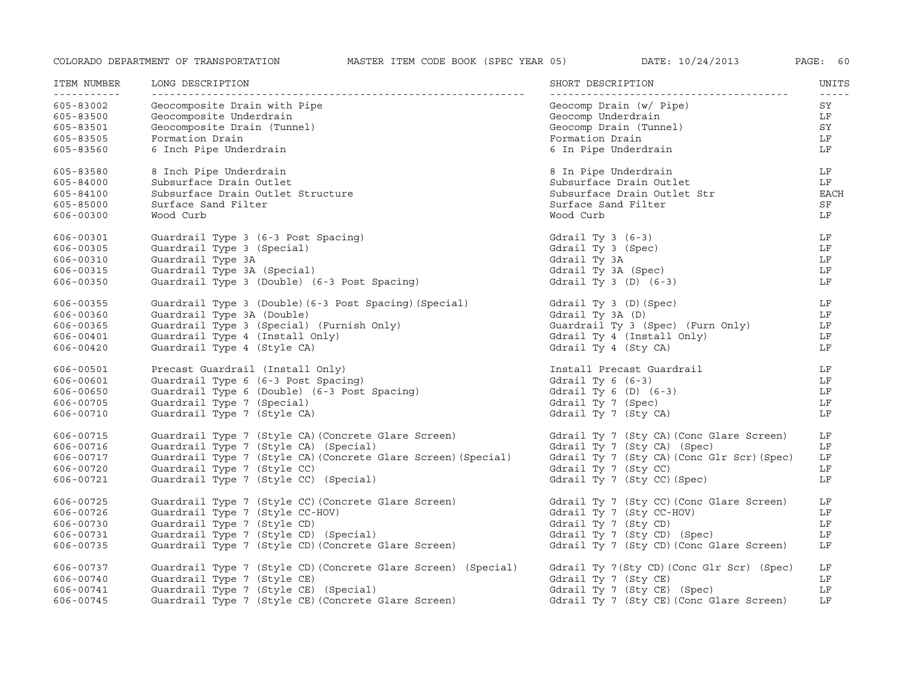| ITEM NUMBER | LONG DESCRIPTION | SHORT DESCRIPTION | UNITS |
|---|---|---|---|
| 605-83002 | Geocomposite Drain with Pipe | Geocomp Drain (w/ Pipe) | SY |
| 605-83500 | Geocomposite Underdrain | Geocomp Underdrain | LF |
| 605-83501 | Geocomposite Drain (Tunnel) | Geocomp Drain (Tunnel) | SY |
| 605-83505 | Formation Drain | Formation Drain | LF |
| 605-83560 | 6 Inch Pipe Underdrain | 6 In Pipe Underdrain | LF |
| 605-83580 | 8 Inch Pipe Underdrain | 8 In Pipe Underdrain | LF |
| 605-84000 | Subsurface Drain Outlet | Subsurface Drain Outlet | LF |
| 605-84100 | Subsurface Drain Outlet Structure | Subsurface Drain Outlet Str | EACH |
| 605-85000 | Surface Sand Filter | Surface Sand Filter | SF |
| 606-00300 | Wood Curb | Wood Curb | LF |
| 606-00301 | Guardrail Type 3 (6-3 Post Spacing) | Gdrail Ty 3 (6-3) | LF |
| 606-00305 | Guardrail Type 3 (Special) | Gdrail Ty 3 (Spec) | LF |
| 606-00310 | Guardrail Type 3A | Gdrail Ty 3A | LF |
| 606-00315 | Guardrail Type 3A (Special) | Gdrail Ty 3A (Spec) | LF |
| 606-00350 | Guardrail Type 3 (Double) (6-3 Post Spacing) | Gdrail Ty 3 (D) (6-3) | LF |
| 606-00355 | Guardrail Type 3 (Double)(6-3 Post Spacing)(Special) | Gdrail Ty 3 (D)(Spec) | LF |
| 606-00360 | Guardrail Type 3A (Double) | Gdrail Ty 3A (D) | LF |
| 606-00365 | Guardrail Type 3 (Special) (Furnish Only) | Guardrail Ty 3 (Spec) (Furn Only) | LF |
| 606-00401 | Guardrail Type 4 (Install Only) | Gdrail Ty 4 (Install Only) | LF |
| 606-00420 | Guardrail Type 4 (Style CA) | Gdrail Ty 4 (Sty CA) | LF |
| 606-00501 | Precast Guardrail (Install Only) | Install Precast Guardrail | LF |
| 606-00601 | Guardrail Type 6 (6-3 Post Spacing) | Gdrail Ty 6 (6-3) | LF |
| 606-00650 | Guardrail Type 6 (Double) (6-3 Post Spacing) | Gdrail Ty 6 (D) (6-3) | LF |
| 606-00705 | Guardrail Type 7 (Special) | Gdrail Ty 7 (Spec) | LF |
| 606-00710 | Guardrail Type 7 (Style CA) | Gdrail Ty 7 (Sty CA) | LF |
| 606-00715 | Guardrail Type 7 (Style CA)(Concrete Glare Screen) | Gdrail Ty 7 (Sty CA)(Conc Glare Screen) | LF |
| 606-00716 | Guardrail Type 7 (Style CA) (Special) | Gdrail Ty 7 (Sty CA) (Spec) | LF |
| 606-00717 | Guardrail Type 7 (Style CA)(Concrete Glare Screen)(Special) | Gdrail Ty 7 (Sty CA)(Conc Glr Scr)(Spec) | LF |
| 606-00720 | Guardrail Type 7 (Style CC) | Gdrail Ty 7 (Sty CC) | LF |
| 606-00721 | Guardrail Type 7 (Style CC) (Special) | Gdrail Ty 7 (Sty CC)(Spec) | LF |
| 606-00725 | Guardrail Type 7 (Style CC)(Concrete Glare Screen) | Gdrail Ty 7 (Sty CC)(Conc Glare Screen) | LF |
| 606-00726 | Guardrail Type 7 (Style CC-HOV) | Gdrail Ty 7 (Sty CC-HOV) | LF |
| 606-00730 | Guardrail Type 7 (Style CD) | Gdrail Ty 7 (Sty CD) | LF |
| 606-00731 | Guardrail Type 7 (Style CD) (Special) | Gdrail Ty 7 (Sty CD) (Spec) | LF |
| 606-00735 | Guardrail Type 7 (Style CD)(Concrete Glare Screen) | Gdrail Ty 7 (Sty CD)(Conc Glare Screen) | LF |
| 606-00737 | Guardrail Type 7 (Style CD)(Concrete Glare Screen) (Special) | Gdrail Ty 7(Sty CD)(Conc Glr Scr) (Spec) | LF |
| 606-00740 | Guardrail Type 7 (Style CE) | Gdrail Ty 7 (Sty CE) | LF |
| 606-00741 | Guardrail Type 7 (Style CE) (Special) | Gdrail Ty 7 (Sty CE) (Spec) | LF |
| 606-00745 | Guardrail Type 7 (Style CE)(Concrete Glare Screen) | Gdrail Ty 7 (Sty CE)(Conc Glare Screen) | LF |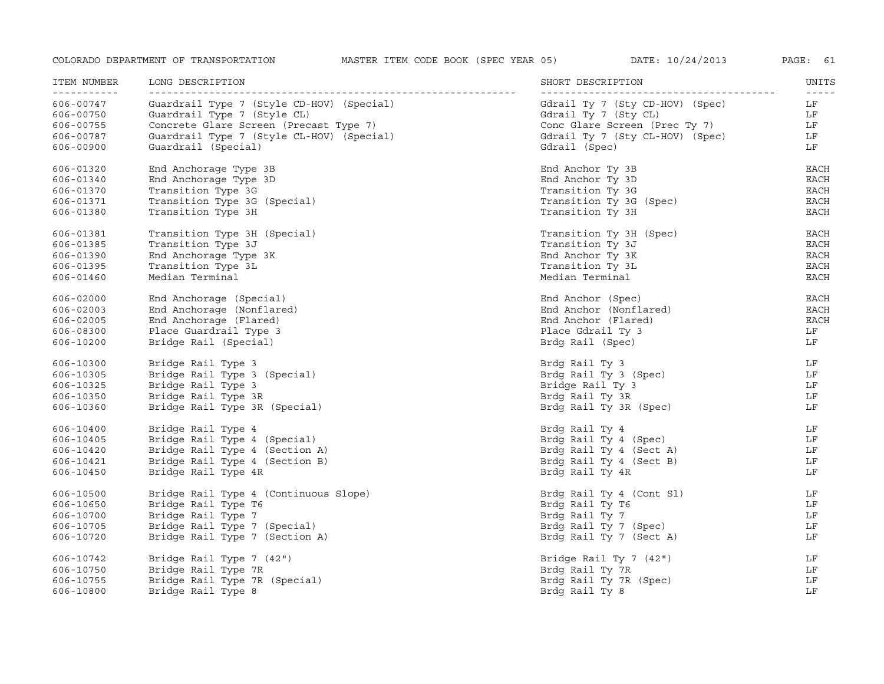| ITEM NUMBER | LONG DESCRIPTION | SHORT DESCRIPTION | UNITS |
|---|---|---|---|
| 606-00747 | Guardrail Type 7 (Style CD-HOV) (Special) | Gdrail Ty 7 (Sty CD-HOV) (Spec) | LF |
| 606-00750 | Guardrail Type 7 (Style CL) | Gdrail Ty 7 (Sty CL) | LF |
| 606-00755 | Concrete Glare Screen (Precast Type 7) | Conc Glare Screen (Prec Ty 7) | LF |
| 606-00787 | Guardrail Type 7 (Style CL-HOV) (Special) | Gdrail Ty 7 (Sty CL-HOV) (Spec) | LF |
| 606-00900 | Guardrail (Special) | Gdrail (Spec) | LF |
| 606-01320 | End Anchorage Type 3B | End Anchor Ty 3B | EACH |
| 606-01340 | End Anchorage Type 3D | End Anchor Ty 3D | EACH |
| 606-01370 | Transition Type 3G | Transition Ty 3G | EACH |
| 606-01371 | Transition Type 3G (Special) | Transition Ty 3G (Spec) | EACH |
| 606-01380 | Transition Type 3H | Transition Ty 3H | EACH |
| 606-01381 | Transition Type 3H (Special) | Transition Ty 3H (Spec) | EACH |
| 606-01385 | Transition Type 3J | Transition Ty 3J | EACH |
| 606-01390 | End Anchorage Type 3K | End Anchor Ty 3K | EACH |
| 606-01395 | Transition Type 3L | Transition Ty 3L | EACH |
| 606-01460 | Median Terminal | Median Terminal | EACH |
| 606-02000 | End Anchorage (Special) | End Anchor (Spec) | EACH |
| 606-02003 | End Anchorage (Nonflared) | End Anchor (Nonflared) | EACH |
| 606-02005 | End Anchorage (Flared) | End Anchor (Flared) | EACH |
| 606-08300 | Place Guardrail Type 3 | Place Gdrail Ty 3 | LF |
| 606-10200 | Bridge Rail (Special) | Brdg Rail (Spec) | LF |
| 606-10300 | Bridge Rail Type 3 | Brdg Rail Ty 3 | LF |
| 606-10305 | Bridge Rail Type 3 (Special) | Brdg Rail Ty 3 (Spec) | LF |
| 606-10325 | Bridge Rail Type 3 | Bridge Rail Ty 3 | LF |
| 606-10350 | Bridge Rail Type 3R | Brdg Rail Ty 3R | LF |
| 606-10360 | Bridge Rail Type 3R (Special) | Brdg Rail Ty 3R (Spec) | LF |
| 606-10400 | Bridge Rail Type 4 | Brdg Rail Ty 4 | LF |
| 606-10405 | Bridge Rail Type 4 (Special) | Brdg Rail Ty 4 (Spec) | LF |
| 606-10420 | Bridge Rail Type 4 (Section A) | Brdg Rail Ty 4 (Sect A) | LF |
| 606-10421 | Bridge Rail Type 4 (Section B) | Brdg Rail Ty 4 (Sect B) | LF |
| 606-10450 | Bridge Rail Type 4R | Brdg Rail Ty 4R | LF |
| 606-10500 | Bridge Rail Type 4 (Continuous Slope) | Brdg Rail Ty 4 (Cont Sl) | LF |
| 606-10650 | Bridge Rail Type T6 | Brdg Rail Ty T6 | LF |
| 606-10700 | Bridge Rail Type 7 | Brdg Rail Ty 7 | LF |
| 606-10705 | Bridge Rail Type 7 (Special) | Brdg Rail Ty 7 (Spec) | LF |
| 606-10720 | Bridge Rail Type 7 (Section A) | Brdg Rail Ty 7 (Sect A) | LF |
| 606-10742 | Bridge Rail Type 7 (42") | Bridge Rail Ty 7 (42") | LF |
| 606-10750 | Bridge Rail Type 7R | Brdg Rail Ty 7R | LF |
| 606-10755 | Bridge Rail Type 7R (Special) | Brdg Rail Ty 7R (Spec) | LF |
| 606-10800 | Bridge Rail Type 8 | Brdg Rail Ty 8 | LF |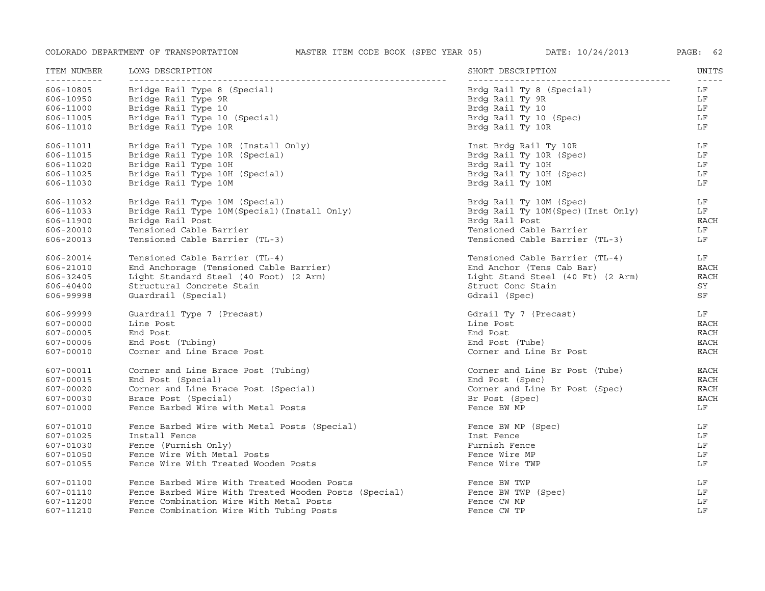| ITEM NUMBER | LONG DESCRIPTION | SHORT DESCRIPTION | UNITS |
|---|---|---|---|
| 606-10805 | Bridge Rail Type 8 (Special) | Brdg Rail Ty 8 (Special) | LF |
| 606-10950 | Bridge Rail Type 9R | Brdg Rail Ty 9R | LF |
| 606-11000 | Bridge Rail Type 10 | Brdg Rail Ty 10 | LF |
| 606-11005 | Bridge Rail Type 10 (Special) | Brdg Rail Ty 10 (Spec) | LF |
| 606-11010 | Bridge Rail Type 10R | Brdg Rail Ty 10R | LF |
| 606-11011 | Bridge Rail Type 10R (Install Only) | Inst Brdg Rail Ty 10R | LF |
| 606-11015 | Bridge Rail Type 10R (Special) | Brdg Rail Ty 10R (Spec) | LF |
| 606-11020 | Bridge Rail Type 10H | Brdg Rail Ty 10H | LF |
| 606-11025 | Bridge Rail Type 10H (Special) | Brdg Rail Ty 10H (Spec) | LF |
| 606-11030 | Bridge Rail Type 10M | Brdg Rail Ty 10M | LF |
| 606-11032 | Bridge Rail Type 10M (Special) | Brdg Rail Ty 10M (Spec) | LF |
| 606-11033 | Bridge Rail Type 10M(Special)(Install Only) | Brdg Rail Ty 10M(Spec)(Inst Only) | LF |
| 606-11900 | Bridge Rail Post | Brdg Rail Post | EACH |
| 606-20010 | Tensioned Cable Barrier | Tensioned Cable Barrier | LF |
| 606-20013 | Tensioned Cable Barrier (TL-3) | Tensioned Cable Barrier (TL-3) | LF |
| 606-20014 | Tensioned Cable Barrier (TL-4) | Tensioned Cable Barrier (TL-4) | LF |
| 606-21010 | End Anchorage (Tensioned Cable Barrier) | End Anchor (Tens Cab Bar) | EACH |
| 606-32405 | Light Standard Steel (40 Foot) (2 Arm) | Light Stand Steel (40 Ft) (2 Arm) | EACH |
| 606-40400 | Structural Concrete Stain | Struct Conc Stain | SY |
| 606-99998 | Guardrail (Special) | Gdrail (Spec) | SF |
| 606-99999 | Guardrail Type 7 (Precast) | Gdrail Ty 7 (Precast) | LF |
| 607-00000 | Line Post | Line Post | EACH |
| 607-00005 | End Post | End Post | EACH |
| 607-00006 | End Post (Tubing) | End Post (Tube) | EACH |
| 607-00010 | Corner and Line Brace Post | Corner and Line Br Post | EACH |
| 607-00011 | Corner and Line Brace Post (Tubing) | Corner and Line Br Post (Tube) | EACH |
| 607-00015 | End Post (Special) | End Post (Spec) | EACH |
| 607-00020 | Corner and Line Brace Post (Special) | Corner and Line Br Post (Spec) | EACH |
| 607-00030 | Brace Post (Special) | Br Post (Spec) | EACH |
| 607-01000 | Fence Barbed Wire with Metal Posts | Fence BW MP | LF |
| 607-01010 | Fence Barbed Wire with Metal Posts (Special) | Fence BW MP (Spec) | LF |
| 607-01025 | Install Fence | Inst Fence | LF |
| 607-01030 | Fence (Furnish Only) | Furnish Fence | LF |
| 607-01050 | Fence Wire With Metal Posts | Fence Wire MP | LF |
| 607-01055 | Fence Wire With Treated Wooden Posts | Fence Wire TWP | LF |
| 607-01100 | Fence Barbed Wire With Treated Wooden Posts | Fence BW TWP | LF |
| 607-01110 | Fence Barbed Wire With Treated Wooden Posts (Special) | Fence BW TWP (Spec) | LF |
| 607-11200 | Fence Combination Wire With Metal Posts | Fence CW MP | LF |
| 607-11210 | Fence Combination Wire With Tubing Posts | Fence CW TP | LF |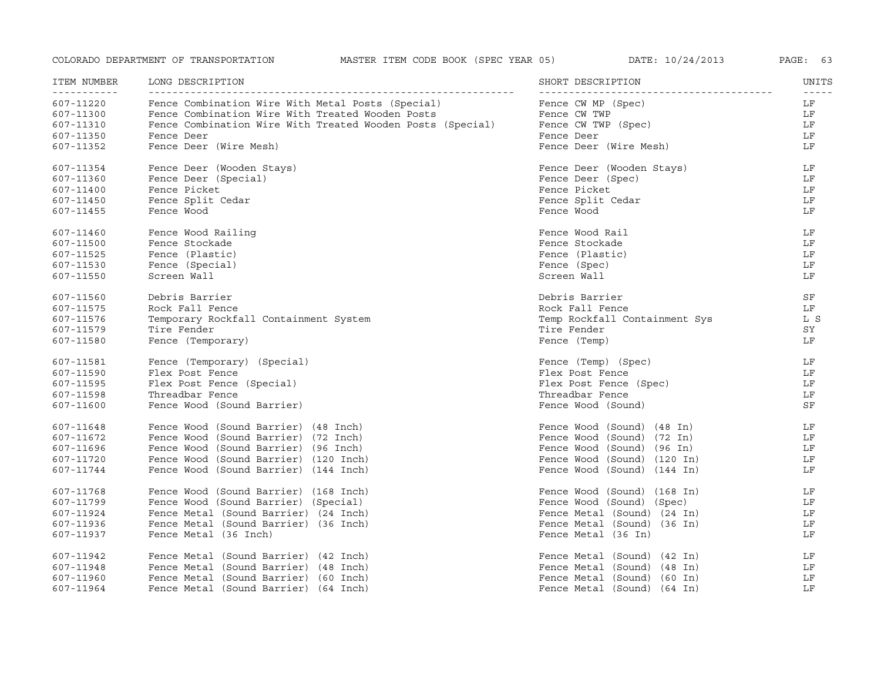| ITEM NUMBER | LONG DESCRIPTION | SHORT DESCRIPTION | UNITS |
|---|---|---|---|
| 607-11220 | Fence Combination Wire With Metal Posts (Special) | Fence CW MP (Spec) | LF |
| 607-11300 | Fence Combination Wire With Treated Wooden Posts | Fence CW TWP | LF |
| 607-11310 | Fence Combination Wire With Treated Wooden Posts (Special) | Fence CW TWP (Spec) | LF |
| 607-11350 | Fence Deer | Fence Deer | LF |
| 607-11352 | Fence Deer (Wire Mesh) | Fence Deer (Wire Mesh) | LF |
| 607-11354 | Fence Deer (Wooden Stays) | Fence Deer (Wooden Stays) | LF |
| 607-11360 | Fence Deer (Special) | Fence Deer (Spec) | LF |
| 607-11400 | Fence Picket | Fence Picket | LF |
| 607-11450 | Fence Split Cedar | Fence Split Cedar | LF |
| 607-11455 | Fence Wood | Fence Wood | LF |
| 607-11460 | Fence Wood Railing | Fence Wood Rail | LF |
| 607-11500 | Fence Stockade | Fence Stockade | LF |
| 607-11525 | Fence (Plastic) | Fence (Plastic) | LF |
| 607-11530 | Fence (Special) | Fence (Spec) | LF |
| 607-11550 | Screen Wall | Screen Wall | LF |
| 607-11560 | Debris Barrier | Debris Barrier | SF |
| 607-11575 | Rock Fall Fence | Rock Fall Fence | LF |
| 607-11576 | Temporary Rockfall Containment System | Temp Rockfall Containment Sys | L S |
| 607-11579 | Tire Fender | Tire Fender | SY |
| 607-11580 | Fence (Temporary) | Fence (Temp) | LF |
| 607-11581 | Fence (Temporary) (Special) | Fence (Temp) (Spec) | LF |
| 607-11590 | Flex Post Fence | Flex Post Fence | LF |
| 607-11595 | Flex Post Fence (Special) | Flex Post Fence (Spec) | LF |
| 607-11598 | Threadbar Fence | Threadbar Fence | LF |
| 607-11600 | Fence Wood (Sound Barrier) | Fence Wood (Sound) | SF |
| 607-11648 | Fence Wood (Sound Barrier) (48 Inch) | Fence Wood (Sound) (48 In) | LF |
| 607-11672 | Fence Wood (Sound Barrier) (72 Inch) | Fence Wood (Sound) (72 In) | LF |
| 607-11696 | Fence Wood (Sound Barrier) (96 Inch) | Fence Wood (Sound) (96 In) | LF |
| 607-11720 | Fence Wood (Sound Barrier) (120 Inch) | Fence Wood (Sound) (120 In) | LF |
| 607-11744 | Fence Wood (Sound Barrier) (144 Inch) | Fence Wood (Sound) (144 In) | LF |
| 607-11768 | Fence Wood (Sound Barrier) (168 Inch) | Fence Wood (Sound) (168 In) | LF |
| 607-11799 | Fence Wood (Sound Barrier) (Special) | Fence Wood (Sound) (Spec) | LF |
| 607-11924 | Fence Metal (Sound Barrier) (24 Inch) | Fence Metal (Sound) (24 In) | LF |
| 607-11936 | Fence Metal (Sound Barrier) (36 Inch) | Fence Metal (Sound) (36 In) | LF |
| 607-11937 | Fence Metal (36 Inch) | Fence Metal (36 In) | LF |
| 607-11942 | Fence Metal (Sound Barrier) (42 Inch) | Fence Metal (Sound) (42 In) | LF |
| 607-11948 | Fence Metal (Sound Barrier) (48 Inch) | Fence Metal (Sound) (48 In) | LF |
| 607-11960 | Fence Metal (Sound Barrier) (60 Inch) | Fence Metal (Sound) (60 In) | LF |
| 607-11964 | Fence Metal (Sound Barrier) (64 Inch) | Fence Metal (Sound) (64 In) | LF |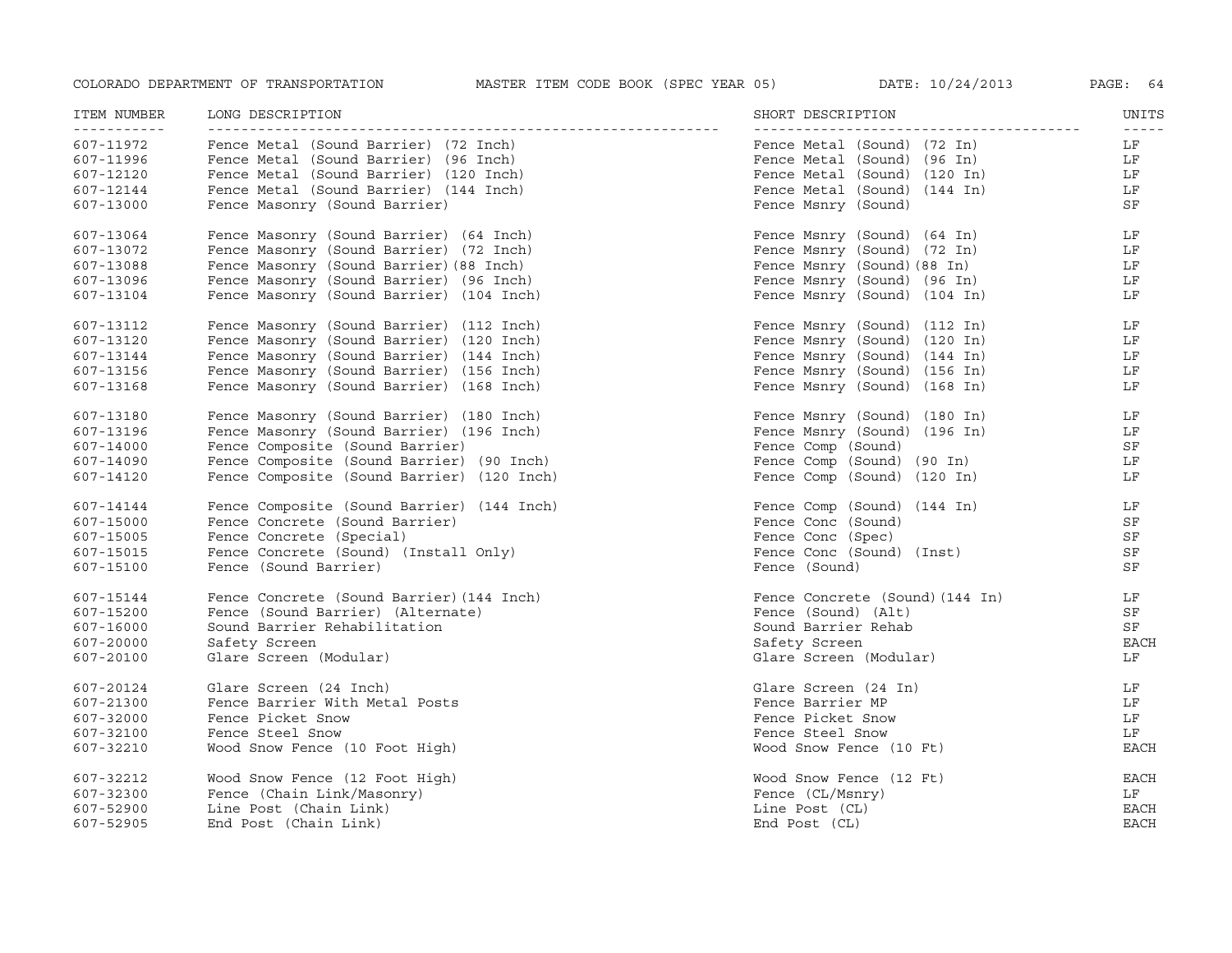| ITEM NUMBER | LONG DESCRIPTION | SHORT DESCRIPTION | UNITS |
|---|---|---|---|
| 607-11972 | Fence Metal (Sound Barrier) (72 Inch) | Fence Metal (Sound) (72 In) | LF |
| 607-11996 | Fence Metal (Sound Barrier) (96 Inch) | Fence Metal (Sound) (96 In) | LF |
| 607-12120 | Fence Metal (Sound Barrier) (120 Inch) | Fence Metal (Sound) (120 In) | LF |
| 607-12144 | Fence Metal (Sound Barrier) (144 Inch) | Fence Metal (Sound) (144 In) | LF |
| 607-13000 | Fence Masonry (Sound Barrier) | Fence Msnry (Sound) | SF |
| 607-13064 | Fence Masonry (Sound Barrier) (64 Inch) | Fence Msnry (Sound) (64 In) | LF |
| 607-13072 | Fence Masonry (Sound Barrier) (72 Inch) | Fence Msnry (Sound) (72 In) | LF |
| 607-13088 | Fence Masonry (Sound Barrier)(88 Inch) | Fence Msnry (Sound)(88 In) | LF |
| 607-13096 | Fence Masonry (Sound Barrier) (96 Inch) | Fence Msnry (Sound) (96 In) | LF |
| 607-13104 | Fence Masonry (Sound Barrier) (104 Inch) | Fence Msnry (Sound) (104 In) | LF |
| 607-13112 | Fence Masonry (Sound Barrier) (112 Inch) | Fence Msnry (Sound) (112 In) | LF |
| 607-13120 | Fence Masonry (Sound Barrier) (120 Inch) | Fence Msnry (Sound) (120 In) | LF |
| 607-13144 | Fence Masonry (Sound Barrier) (144 Inch) | Fence Msnry (Sound) (144 In) | LF |
| 607-13156 | Fence Masonry (Sound Barrier) (156 Inch) | Fence Msnry (Sound) (156 In) | LF |
| 607-13168 | Fence Masonry (Sound Barrier) (168 Inch) | Fence Msnry (Sound) (168 In) | LF |
| 607-13180 | Fence Masonry (Sound Barrier) (180 Inch) | Fence Msnry (Sound) (180 In) | LF |
| 607-13196 | Fence Masonry (Sound Barrier) (196 Inch) | Fence Msnry (Sound) (196 In) | LF |
| 607-14000 | Fence Composite (Sound Barrier) | Fence Comp (Sound) | SF |
| 607-14090 | Fence Composite (Sound Barrier) (90 Inch) | Fence Comp (Sound) (90 In) | LF |
| 607-14120 | Fence Composite (Sound Barrier) (120 Inch) | Fence Comp (Sound) (120 In) | LF |
| 607-14144 | Fence Composite (Sound Barrier) (144 Inch) | Fence Comp (Sound) (144 In) | LF |
| 607-15000 | Fence Concrete (Sound Barrier) | Fence Conc (Sound) | SF |
| 607-15005 | Fence Concrete (Special) | Fence Conc (Spec) | SF |
| 607-15015 | Fence Concrete (Sound) (Install Only) | Fence Conc (Sound) (Inst) | SF |
| 607-15100 | Fence (Sound Barrier) | Fence (Sound) | SF |
| 607-15144 | Fence Concrete (Sound Barrier)(144 Inch) | Fence Concrete (Sound)(144 In) | LF |
| 607-15200 | Fence (Sound Barrier) (Alternate) | Fence (Sound) (Alt) | SF |
| 607-16000 | Sound Barrier Rehabilitation | Sound Barrier Rehab | SF |
| 607-20000 | Safety Screen | Safety Screen | EACH |
| 607-20100 | Glare Screen (Modular) | Glare Screen (Modular) | LF |
| 607-20124 | Glare Screen (24 Inch) | Glare Screen (24 In) | LF |
| 607-21300 | Fence Barrier With Metal Posts | Fence Barrier MP | LF |
| 607-32000 | Fence Picket Snow | Fence Picket Snow | LF |
| 607-32100 | Fence Steel Snow | Fence Steel Snow | LF |
| 607-32210 | Wood Snow Fence (10 Foot High) | Wood Snow Fence (10 Ft) | EACH |
| 607-32212 | Wood Snow Fence (12 Foot High) | Wood Snow Fence (12 Ft) | EACH |
| 607-32300 | Fence (Chain Link/Masonry) | Fence (CL/Msnry) | LF |
| 607-52900 | Line Post (Chain Link) | Line Post (CL) | EACH |
| 607-52905 | End Post (Chain Link) | End Post (CL) | EACH |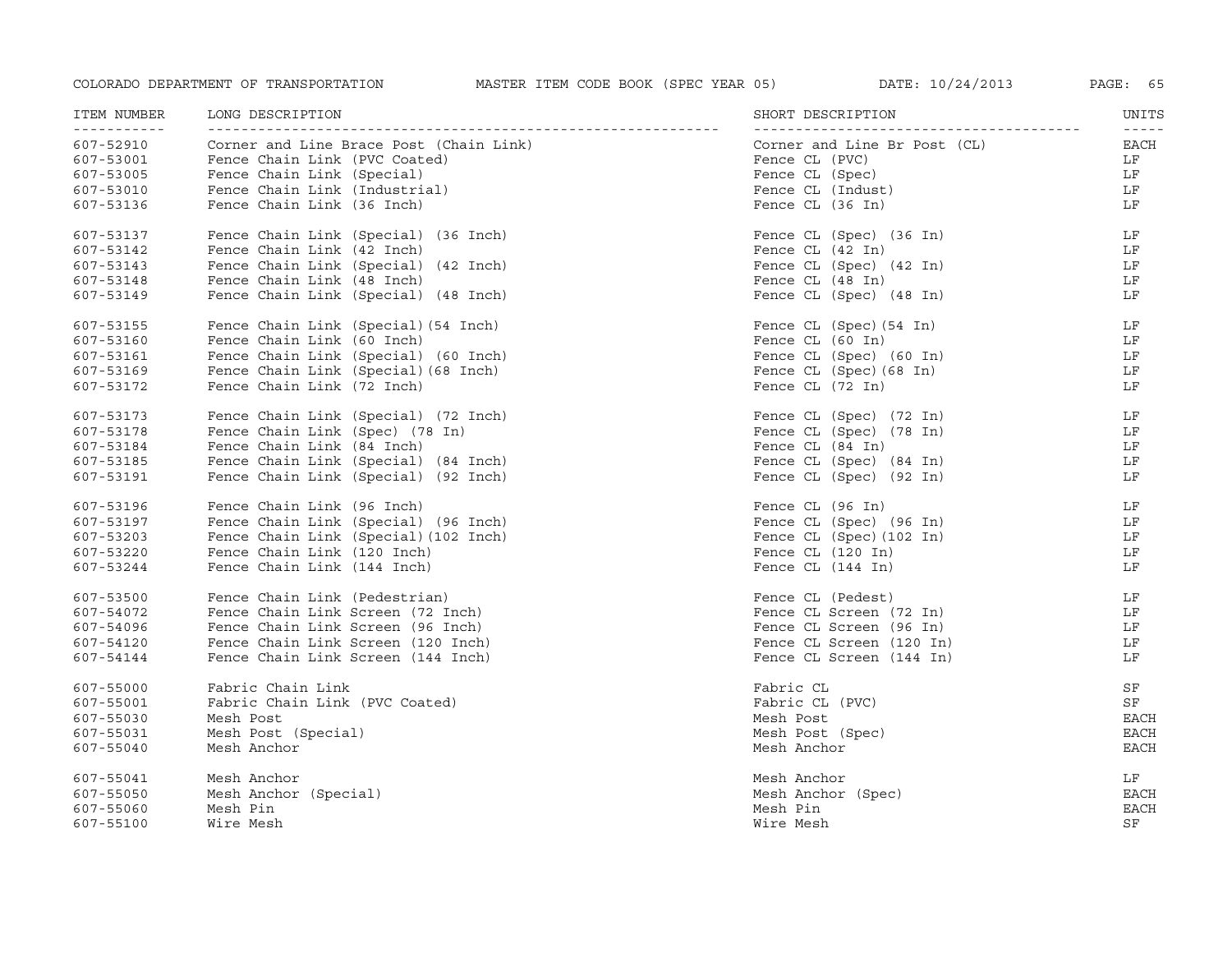| ITEM NUMBER | LONG DESCRIPTION | SHORT DESCRIPTION | UNITS |
|---|---|---|---|
| 607-52910 | Corner and Line Brace Post (Chain Link) | Corner and Line Br Post (CL) | EACH |
| 607-53001 | Fence Chain Link (PVC Coated) | Fence CL (PVC) | LF |
| 607-53005 | Fence Chain Link (Special) | Fence CL (Spec) | LF |
| 607-53010 | Fence Chain Link (Industrial) | Fence CL (Indust) | LF |
| 607-53136 | Fence Chain Link (36 Inch) | Fence CL (36 In) | LF |
| 607-53137 | Fence Chain Link (Special) (36 Inch) | Fence CL (Spec) (36 In) | LF |
| 607-53142 | Fence Chain Link (42 Inch) | Fence CL (42 In) | LF |
| 607-53143 | Fence Chain Link (Special) (42 Inch) | Fence CL (Spec) (42 In) | LF |
| 607-53148 | Fence Chain Link (48 Inch) | Fence CL (48 In) | LF |
| 607-53149 | Fence Chain Link (Special) (48 Inch) | Fence CL (Spec) (48 In) | LF |
| 607-53155 | Fence Chain Link (Special)(54 Inch) | Fence CL (Spec)(54 In) | LF |
| 607-53160 | Fence Chain Link (60 Inch) | Fence CL (60 In) | LF |
| 607-53161 | Fence Chain Link (Special) (60 Inch) | Fence CL (Spec) (60 In) | LF |
| 607-53169 | Fence Chain Link (Special)(68 Inch) | Fence CL (Spec)(68 In) | LF |
| 607-53172 | Fence Chain Link (72 Inch) | Fence CL (72 In) | LF |
| 607-53173 | Fence Chain Link (Special) (72 Inch) | Fence CL (Spec) (72 In) | LF |
| 607-53178 | Fence Chain Link (Spec) (78 In) | Fence CL (Spec) (78 In) | LF |
| 607-53184 | Fence Chain Link (84 Inch) | Fence CL (84 In) | LF |
| 607-53185 | Fence Chain Link (Special) (84 Inch) | Fence CL (Spec) (84 In) | LF |
| 607-53191 | Fence Chain Link (Special) (92 Inch) | Fence CL (Spec) (92 In) | LF |
| 607-53196 | Fence Chain Link (96 Inch) | Fence CL (96 In) | LF |
| 607-53197 | Fence Chain Link (Special) (96 Inch) | Fence CL (Spec) (96 In) | LF |
| 607-53203 | Fence Chain Link (Special)(102 Inch) | Fence CL (Spec)(102 In) | LF |
| 607-53220 | Fence Chain Link (120 Inch) | Fence CL (120 In) | LF |
| 607-53244 | Fence Chain Link (144 Inch) | Fence CL (144 In) | LF |
| 607-53500 | Fence Chain Link (Pedestrian) | Fence CL (Pedest) | LF |
| 607-54072 | Fence Chain Link Screen (72 Inch) | Fence CL Screen (72 In) | LF |
| 607-54096 | Fence Chain Link Screen (96 Inch) | Fence CL Screen (96 In) | LF |
| 607-54120 | Fence Chain Link Screen (120 Inch) | Fence CL Screen (120 In) | LF |
| 607-54144 | Fence Chain Link Screen (144 Inch) | Fence CL Screen (144 In) | LF |
| 607-55000 | Fabric Chain Link | Fabric CL | SF |
| 607-55001 | Fabric Chain Link (PVC Coated) | Fabric CL (PVC) | SF |
| 607-55030 | Mesh Post | Mesh Post | EACH |
| 607-55031 | Mesh Post (Special) | Mesh Post (Spec) | EACH |
| 607-55040 | Mesh Anchor | Mesh Anchor | EACH |
| 607-55041 | Mesh Anchor | Mesh Anchor | LF |
| 607-55050 | Mesh Anchor (Special) | Mesh Anchor (Spec) | EACH |
| 607-55060 | Mesh Pin | Mesh Pin | EACH |
| 607-55100 | Wire Mesh | Wire Mesh | SF |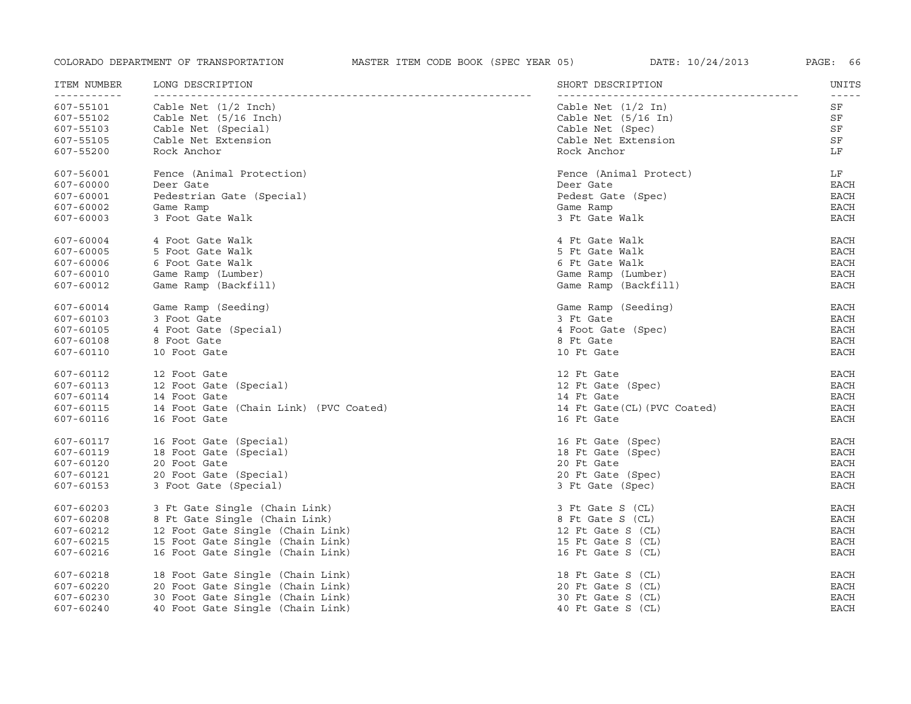| ITEM NUMBER | LONG DESCRIPTION | SHORT DESCRIPTION | UNITS |
|---|---|---|---|
| 607-55101 | Cable Net (1/2 Inch) | Cable Net (1/2 In) | SF |
| 607-55102 | Cable Net (5/16 Inch) | Cable Net (5/16 In) | SF |
| 607-55103 | Cable Net (Special) | Cable Net (Spec) | SF |
| 607-55105 | Cable Net Extension | Cable Net Extension | SF |
| 607-55200 | Rock Anchor | Rock Anchor | LF |
| 607-56001 | Fence (Animal Protection) | Fence (Animal Protect) | LF |
| 607-60000 | Deer Gate | Deer Gate | EACH |
| 607-60001 | Pedestrian Gate (Special) | Pedest Gate (Spec) | EACH |
| 607-60002 | Game Ramp | Game Ramp | EACH |
| 607-60003 | 3 Foot Gate Walk | 3 Ft Gate Walk | EACH |
| 607-60004 | 4 Foot Gate Walk | 4 Ft Gate Walk | EACH |
| 607-60005 | 5 Foot Gate Walk | 5 Ft Gate Walk | EACH |
| 607-60006 | 6 Foot Gate Walk | 6 Ft Gate Walk | EACH |
| 607-60010 | Game Ramp (Lumber) | Game Ramp (Lumber) | EACH |
| 607-60012 | Game Ramp (Backfill) | Game Ramp (Backfill) | EACH |
| 607-60014 | Game Ramp (Seeding) | Game Ramp (Seeding) | EACH |
| 607-60103 | 3 Foot Gate | 3 Ft Gate | EACH |
| 607-60105 | 4 Foot Gate (Special) | 4 Foot Gate (Spec) | EACH |
| 607-60108 | 8 Foot Gate | 8 Ft Gate | EACH |
| 607-60110 | 10 Foot Gate | 10 Ft Gate | EACH |
| 607-60112 | 12 Foot Gate | 12 Ft Gate | EACH |
| 607-60113 | 12 Foot Gate (Special) | 12 Ft Gate (Spec) | EACH |
| 607-60114 | 14 Foot Gate | 14 Ft Gate | EACH |
| 607-60115 | 14 Foot Gate (Chain Link) (PVC Coated) | 14 Ft Gate(CL)(PVC Coated) | EACH |
| 607-60116 | 16 Foot Gate | 16 Ft Gate | EACH |
| 607-60117 | 16 Foot Gate (Special) | 16 Ft Gate (Spec) | EACH |
| 607-60119 | 18 Foot Gate (Special) | 18 Ft Gate (Spec) | EACH |
| 607-60120 | 20 Foot Gate | 20 Ft Gate | EACH |
| 607-60121 | 20 Foot Gate (Special) | 20 Ft Gate (Spec) | EACH |
| 607-60153 | 3 Foot Gate (Special) | 3 Ft Gate (Spec) | EACH |
| 607-60203 | 3 Ft Gate Single (Chain Link) | 3 Ft Gate S (CL) | EACH |
| 607-60208 | 8 Ft Gate Single (Chain Link) | 8 Ft Gate S (CL) | EACH |
| 607-60212 | 12 Foot Gate Single (Chain Link) | 12 Ft Gate S (CL) | EACH |
| 607-60215 | 15 Foot Gate Single (Chain Link) | 15 Ft Gate S (CL) | EACH |
| 607-60216 | 16 Foot Gate Single (Chain Link) | 16 Ft Gate S (CL) | EACH |
| 607-60218 | 18 Foot Gate Single (Chain Link) | 18 Ft Gate S (CL) | EACH |
| 607-60220 | 20 Foot Gate Single (Chain Link) | 20 Ft Gate S (CL) | EACH |
| 607-60230 | 30 Foot Gate Single (Chain Link) | 30 Ft Gate S (CL) | EACH |
| 607-60240 | 40 Foot Gate Single (Chain Link) | 40 Ft Gate S (CL) | EACH |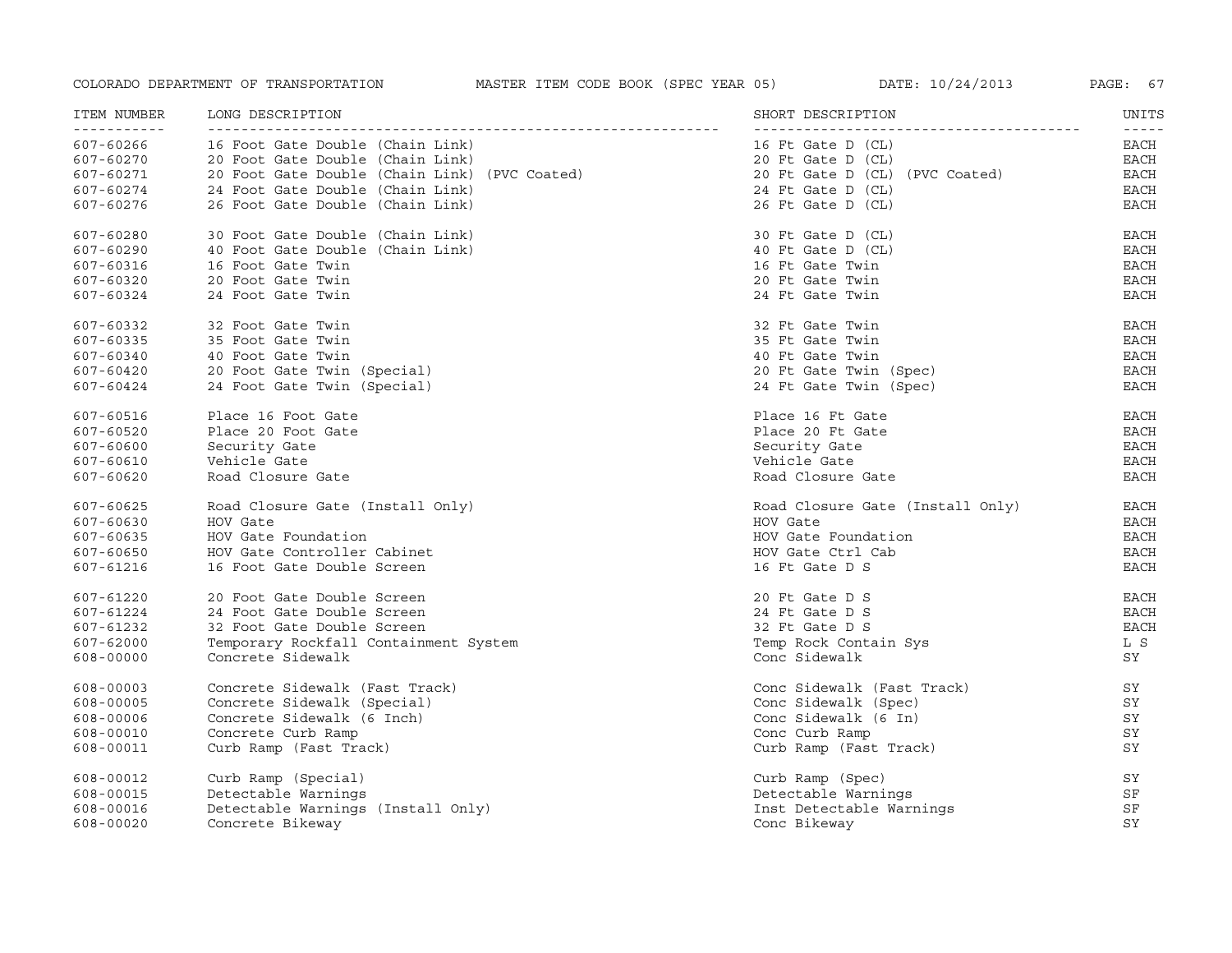| ITEM NUMBER | LONG DESCRIPTION | SHORT DESCRIPTION | UNITS |
|---|---|---|---|
| 607-60266 | 16 Foot Gate Double (Chain Link) | 16 Ft Gate D (CL) | EACH |
| 607-60270 | 20 Foot Gate Double (Chain Link) | 20 Ft Gate D (CL) | EACH |
| 607-60271 | 20 Foot Gate Double (Chain Link) (PVC Coated) | 20 Ft Gate D (CL) (PVC Coated) | EACH |
| 607-60274 | 24 Foot Gate Double (Chain Link) | 24 Ft Gate D (CL) | EACH |
| 607-60276 | 26 Foot Gate Double (Chain Link) | 26 Ft Gate D (CL) | EACH |
| 607-60280 | 30 Foot Gate Double (Chain Link) | 30 Ft Gate D (CL) | EACH |
| 607-60290 | 40 Foot Gate Double (Chain Link) | 40 Ft Gate D (CL) | EACH |
| 607-60316 | 16 Foot Gate Twin | 16 Ft Gate Twin | EACH |
| 607-60320 | 20 Foot Gate Twin | 20 Ft Gate Twin | EACH |
| 607-60324 | 24 Foot Gate Twin | 24 Ft Gate Twin | EACH |
| 607-60332 | 32 Foot Gate Twin | 32 Ft Gate Twin | EACH |
| 607-60335 | 35 Foot Gate Twin | 35 Ft Gate Twin | EACH |
| 607-60340 | 40 Foot Gate Twin | 40 Ft Gate Twin | EACH |
| 607-60420 | 20 Foot Gate Twin (Special) | 20 Ft Gate Twin (Spec) | EACH |
| 607-60424 | 24 Foot Gate Twin (Special) | 24 Ft Gate Twin (Spec) | EACH |
| 607-60516 | Place 16 Foot Gate | Place 16 Ft Gate | EACH |
| 607-60520 | Place 20 Foot Gate | Place 20 Ft Gate | EACH |
| 607-60600 | Security Gate | Security Gate | EACH |
| 607-60610 | Vehicle Gate | Vehicle Gate | EACH |
| 607-60620 | Road Closure Gate | Road Closure Gate | EACH |
| 607-60625 | Road Closure Gate (Install Only) | Road Closure Gate (Install Only) | EACH |
| 607-60630 | HOV Gate | HOV Gate | EACH |
| 607-60635 | HOV Gate Foundation | HOV Gate Foundation | EACH |
| 607-60650 | HOV Gate Controller Cabinet | HOV Gate Ctrl Cab | EACH |
| 607-61216 | 16 Foot Gate Double Screen | 16 Ft Gate D S | EACH |
| 607-61220 | 20 Foot Gate Double Screen | 20 Ft Gate D S | EACH |
| 607-61224 | 24 Foot Gate Double Screen | 24 Ft Gate D S | EACH |
| 607-61232 | 32 Foot Gate Double Screen | 32 Ft Gate D S | EACH |
| 607-62000 | Temporary Rockfall Containment System | Temp Rock Contain Sys | L S |
| 608-00000 | Concrete Sidewalk | Conc Sidewalk | SY |
| 608-00003 | Concrete Sidewalk (Fast Track) | Conc Sidewalk (Fast Track) | SY |
| 608-00005 | Concrete Sidewalk (Special) | Conc Sidewalk (Spec) | SY |
| 608-00006 | Concrete Sidewalk (6 Inch) | Conc Sidewalk (6 In) | SY |
| 608-00010 | Concrete Curb Ramp | Conc Curb Ramp | SY |
| 608-00011 | Curb Ramp (Fast Track) | Curb Ramp (Fast Track) | SY |
| 608-00012 | Curb Ramp (Special) | Curb Ramp (Spec) | SY |
| 608-00015 | Detectable Warnings | Detectable Warnings | SF |
| 608-00016 | Detectable Warnings (Install Only) | Inst Detectable Warnings | SF |
| 608-00020 | Concrete Bikeway | Conc Bikeway | SY |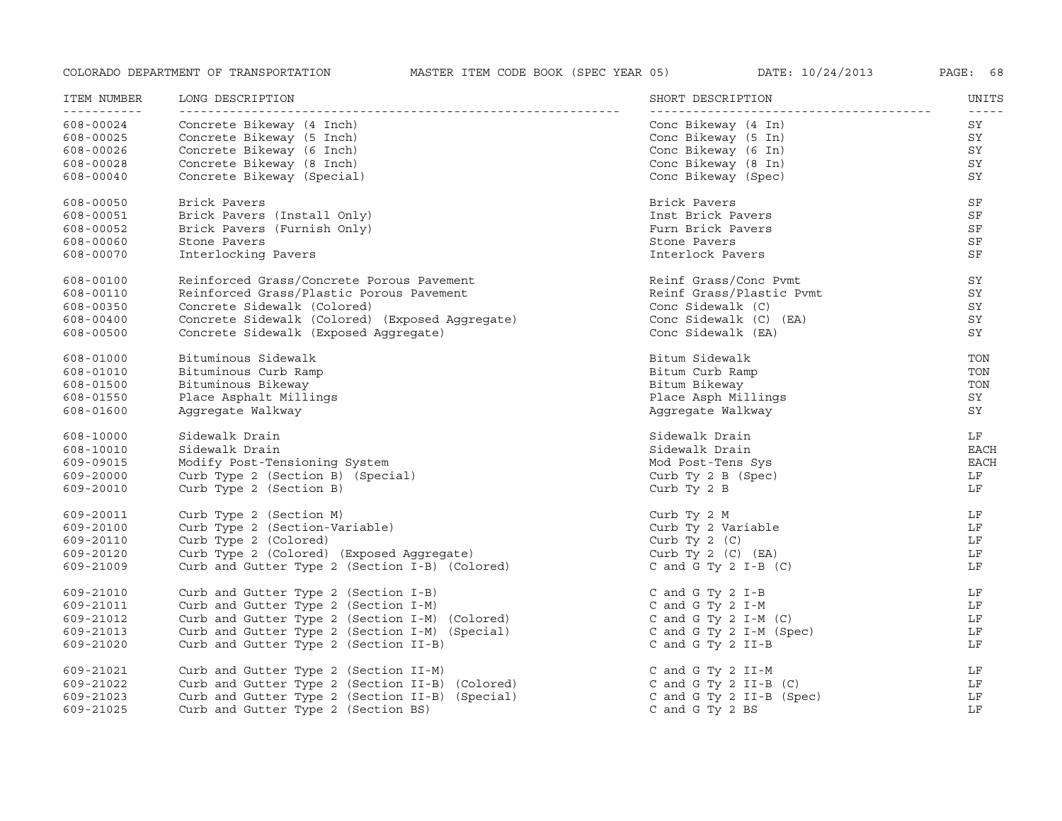| ITEM NUMBER | LONG DESCRIPTION | SHORT DESCRIPTION | UNITS |
|---|---|---|---|
| 608-00024 | Concrete Bikeway (4 Inch) | Conc Bikeway (4 In) | SY |
| 608-00025 | Concrete Bikeway (5 Inch) | Conc Bikeway (5 In) | SY |
| 608-00026 | Concrete Bikeway (6 Inch) | Conc Bikeway (6 In) | SY |
| 608-00028 | Concrete Bikeway (8 Inch) | Conc Bikeway (8 In) | SY |
| 608-00040 | Concrete Bikeway (Special) | Conc Bikeway (Spec) | SY |
| 608-00050 | Brick Pavers | Brick Pavers | SF |
| 608-00051 | Brick Pavers (Install Only) | Inst Brick Pavers | SF |
| 608-00052 | Brick Pavers (Furnish Only) | Furn Brick Pavers | SF |
| 608-00060 | Stone Pavers | Stone Pavers | SF |
| 608-00070 | Interlocking Pavers | Interlock Pavers | SF |
| 608-00100 | Reinforced Grass/Concrete Porous Pavement | Reinf Grass/Conc Pvmt | SY |
| 608-00110 | Reinforced Grass/Plastic Porous Pavement | Reinf Grass/Plastic Pvmt | SY |
| 608-00350 | Concrete Sidewalk (Colored) | Conc Sidewalk (C) | SY |
| 608-00400 | Concrete Sidewalk (Colored) (Exposed Aggregate) | Conc Sidewalk (C) (EA) | SY |
| 608-00500 | Concrete Sidewalk (Exposed Aggregate) | Conc Sidewalk (EA) | SY |
| 608-01000 | Bituminous Sidewalk | Bitum Sidewalk | TON |
| 608-01010 | Bituminous Curb Ramp | Bitum Curb Ramp | TON |
| 608-01500 | Bituminous Bikeway | Bitum Bikeway | TON |
| 608-01550 | Place Asphalt Millings | Place Asph Millings | SY |
| 608-01600 | Aggregate Walkway | Aggregate Walkway | SY |
| 608-10000 | Sidewalk Drain | Sidewalk Drain | LF |
| 608-10010 | Sidewalk Drain | Sidewalk Drain | EACH |
| 609-09015 | Modify Post-Tensioning System | Mod Post-Tens Sys | EACH |
| 609-20000 | Curb Type 2 (Section B) (Special) | Curb Ty 2 B (Spec) | LF |
| 609-20010 | Curb Type 2 (Section B) | Curb Ty 2 B | LF |
| 609-20011 | Curb Type 2 (Section M) | Curb Ty 2 M | LF |
| 609-20100 | Curb Type 2 (Section-Variable) | Curb Ty 2 Variable | LF |
| 609-20110 | Curb Type 2 (Colored) | Curb Ty 2 (C) | LF |
| 609-20120 | Curb Type 2 (Colored) (Exposed Aggregate) | Curb Ty 2 (C) (EA) | LF |
| 609-21009 | Curb and Gutter Type 2 (Section I-B) (Colored) | C and G Ty 2 I-B (C) | LF |
| 609-21010 | Curb and Gutter Type 2 (Section I-B) | C and G Ty 2 I-B | LF |
| 609-21011 | Curb and Gutter Type 2 (Section I-M) | C and G Ty 2 I-M | LF |
| 609-21012 | Curb and Gutter Type 2 (Section I-M) (Colored) | C and G Ty 2 I-M (C) | LF |
| 609-21013 | Curb and Gutter Type 2 (Section I-M) (Special) | C and G Ty 2 I-M (Spec) | LF |
| 609-21020 | Curb and Gutter Type 2 (Section II-B) | C and G Ty 2 II-B | LF |
| 609-21021 | Curb and Gutter Type 2 (Section II-M) | C and G Ty 2 II-M | LF |
| 609-21022 | Curb and Gutter Type 2 (Section II-B) (Colored) | C and G Ty 2 II-B (C) | LF |
| 609-21023 | Curb and Gutter Type 2 (Section II-B) (Special) | C and G Ty 2 II-B (Spec) | LF |
| 609-21025 | Curb and Gutter Type 2 (Section BS) | C and G Ty 2 BS | LF |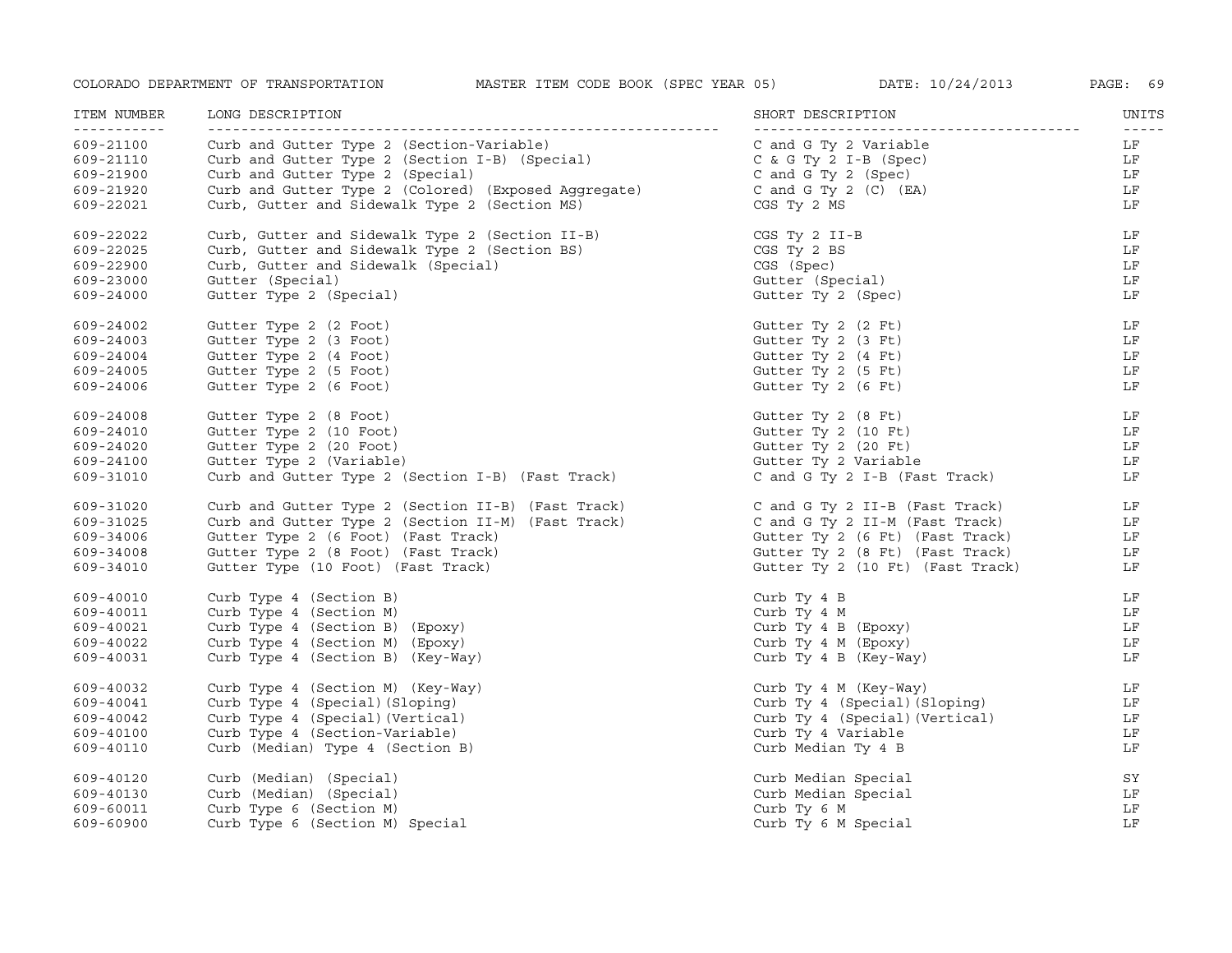| ITEM NUMBER | LONG DESCRIPTION | SHORT DESCRIPTION | UNITS |
|---|---|---|---|
| 609-21100 | Curb and Gutter Type 2 (Section-Variable) | C and G Ty 2 Variable | LF |
| 609-21110 | Curb and Gutter Type 2 (Section I-B) (Special) | C & G Ty 2 I-B (Spec) | LF |
| 609-21900 | Curb and Gutter Type 2 (Special) | C and G Ty 2 (Spec) | LF |
| 609-21920 | Curb and Gutter Type 2 (Colored) (Exposed Aggregate) | C and G Ty 2 (C) (EA) | LF |
| 609-22021 | Curb, Gutter and Sidewalk Type 2 (Section MS) | CGS Ty 2 MS | LF |
| 609-22022 | Curb, Gutter and Sidewalk Type 2 (Section II-B) | CGS Ty 2 II-B | LF |
| 609-22025 | Curb, Gutter and Sidewalk Type 2 (Section BS) | CGS Ty 2 BS | LF |
| 609-22900 | Curb, Gutter and Sidewalk (Special) | CGS (Spec) | LF |
| 609-23000 | Gutter (Special) | Gutter (Special) | LF |
| 609-24000 | Gutter Type 2 (Special) | Gutter Ty 2 (Spec) | LF |
| 609-24002 | Gutter Type 2 (2 Foot) | Gutter Ty 2 (2 Ft) | LF |
| 609-24003 | Gutter Type 2 (3 Foot) | Gutter Ty 2 (3 Ft) | LF |
| 609-24004 | Gutter Type 2 (4 Foot) | Gutter Ty 2 (4 Ft) | LF |
| 609-24005 | Gutter Type 2 (5 Foot) | Gutter Ty 2 (5 Ft) | LF |
| 609-24006 | Gutter Type 2 (6 Foot) | Gutter Ty 2 (6 Ft) | LF |
| 609-24008 | Gutter Type 2 (8 Foot) | Gutter Ty 2 (8 Ft) | LF |
| 609-24010 | Gutter Type 2 (10 Foot) | Gutter Ty 2 (10 Ft) | LF |
| 609-24020 | Gutter Type 2 (20 Foot) | Gutter Ty 2 (20 Ft) | LF |
| 609-24100 | Gutter Type 2 (Variable) | Gutter Ty 2 Variable | LF |
| 609-31010 | Curb and Gutter Type 2 (Section I-B) (Fast Track) | C and G Ty 2 I-B (Fast Track) | LF |
| 609-31020 | Curb and Gutter Type 2 (Section II-B) (Fast Track) | C and G Ty 2 II-B (Fast Track) | LF |
| 609-31025 | Curb and Gutter Type 2 (Section II-M) (Fast Track) | C and G Ty 2 II-M (Fast Track) | LF |
| 609-34006 | Gutter Type 2 (6 Foot) (Fast Track) | Gutter Ty 2 (6 Ft) (Fast Track) | LF |
| 609-34008 | Gutter Type 2 (8 Foot) (Fast Track) | Gutter Ty 2 (8 Ft) (Fast Track) | LF |
| 609-34010 | Gutter Type (10 Foot) (Fast Track) | Gutter Ty 2 (10 Ft) (Fast Track) | LF |
| 609-40010 | Curb Type 4 (Section B) | Curb Ty 4 B | LF |
| 609-40011 | Curb Type 4 (Section M) | Curb Ty 4 M | LF |
| 609-40021 | Curb Type 4 (Section B) (Epoxy) | Curb Ty 4 B (Epoxy) | LF |
| 609-40022 | Curb Type 4 (Section M) (Epoxy) | Curb Ty 4 M (Epoxy) | LF |
| 609-40031 | Curb Type 4 (Section B) (Key-Way) | Curb Ty 4 B (Key-Way) | LF |
| 609-40032 | Curb Type 4 (Section M) (Key-Way) | Curb Ty 4 M (Key-Way) | LF |
| 609-40041 | Curb Type 4 (Special)(Sloping) | Curb Ty 4 (Special)(Sloping) | LF |
| 609-40042 | Curb Type 4 (Special)(Vertical) | Curb Ty 4 (Special)(Vertical) | LF |
| 609-40100 | Curb Type 4 (Section-Variable) | Curb Ty 4 Variable | LF |
| 609-40110 | Curb (Median) Type 4 (Section B) | Curb Median Ty 4 B | LF |
| 609-40120 | Curb (Median) (Special) | Curb Median Special | SY |
| 609-40130 | Curb (Median) (Special) | Curb Median Special | LF |
| 609-60011 | Curb Type 6 (Section M) | Curb Ty 6 M | LF |
| 609-60900 | Curb Type 6 (Section M) Special | Curb Ty 6 M Special | LF |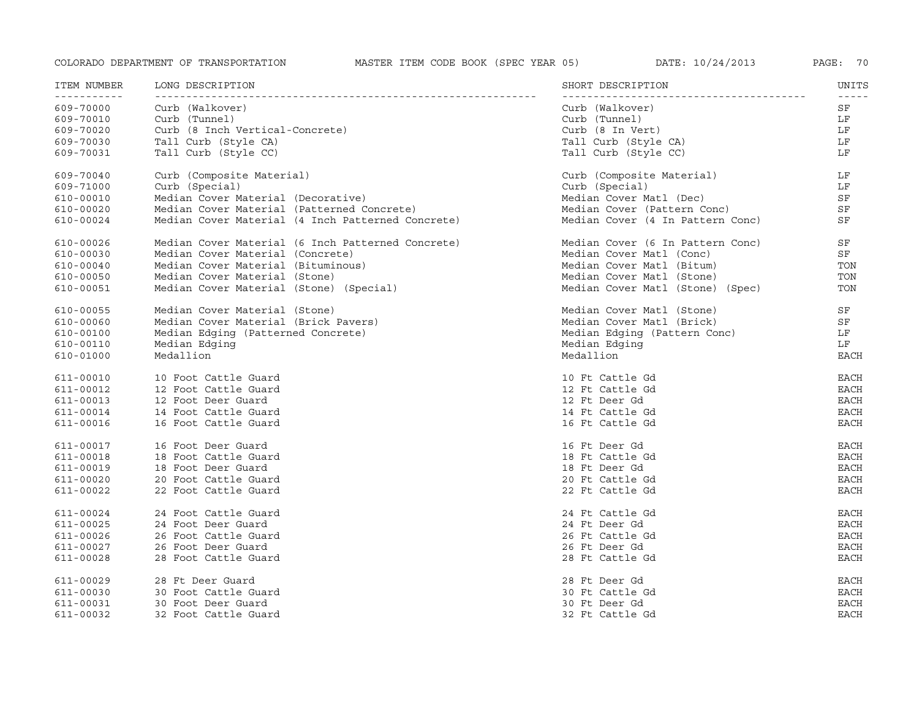| ITEM NUMBER | LONG DESCRIPTION | SHORT DESCRIPTION | UNITS |
|---|---|---|---|
| 609-70000 | Curb (Walkover) | Curb (Walkover) | SF |
| 609-70010 | Curb (Tunnel) | Curb (Tunnel) | LF |
| 609-70020 | Curb (8 Inch Vertical-Concrete) | Curb (8 In Vert) | LF |
| 609-70030 | Tall Curb (Style CA) | Tall Curb (Style CA) | LF |
| 609-70031 | Tall Curb (Style CC) | Tall Curb (Style CC) | LF |
| 609-70040 | Curb (Composite Material) | Curb (Composite Material) | LF |
| 609-71000 | Curb (Special) | Curb (Special) | LF |
| 610-00010 | Median Cover Material (Decorative) | Median Cover Matl (Dec) | SF |
| 610-00020 | Median Cover Material (Patterned Concrete) | Median Cover (Pattern Conc) | SF |
| 610-00024 | Median Cover Material (4 Inch Patterned Concrete) | Median Cover (4 In Pattern Conc) | SF |
| 610-00026 | Median Cover Material (6 Inch Patterned Concrete) | Median Cover (6 In Pattern Conc) | SF |
| 610-00030 | Median Cover Material (Concrete) | Median Cover Matl (Conc) | SF |
| 610-00040 | Median Cover Material (Bituminous) | Median Cover Matl (Bitum) | TON |
| 610-00050 | Median Cover Material (Stone) | Median Cover Matl (Stone) | TON |
| 610-00051 | Median Cover Material (Stone) (Special) | Median Cover Matl (Stone) (Spec) | TON |
| 610-00055 | Median Cover Material (Stone) | Median Cover Matl (Stone) | SF |
| 610-00060 | Median Cover Material (Brick Pavers) | Median Cover Matl (Brick) | SF |
| 610-00100 | Median Edging (Patterned Concrete) | Median Edging (Pattern Conc) | LF |
| 610-00110 | Median Edging | Median Edging | LF |
| 610-01000 | Medallion | Medallion | EACH |
| 611-00010 | 10 Foot Cattle Guard | 10 Ft Cattle Gd | EACH |
| 611-00012 | 12 Foot Cattle Guard | 12 Ft Cattle Gd | EACH |
| 611-00013 | 12 Foot Deer Guard | 12 Ft Deer Gd | EACH |
| 611-00014 | 14 Foot Cattle Guard | 14 Ft Cattle Gd | EACH |
| 611-00016 | 16 Foot Cattle Guard | 16 Ft Cattle Gd | EACH |
| 611-00017 | 16 Foot Deer Guard | 16 Ft Deer Gd | EACH |
| 611-00018 | 18 Foot Cattle Guard | 18 Ft Cattle Gd | EACH |
| 611-00019 | 18 Foot Deer Guard | 18 Ft Deer Gd | EACH |
| 611-00020 | 20 Foot Cattle Guard | 20 Ft Cattle Gd | EACH |
| 611-00022 | 22 Foot Cattle Guard | 22 Ft Cattle Gd | EACH |
| 611-00024 | 24 Foot Cattle Guard | 24 Ft Cattle Gd | EACH |
| 611-00025 | 24 Foot Deer Guard | 24 Ft Deer Gd | EACH |
| 611-00026 | 26 Foot Cattle Guard | 26 Ft Cattle Gd | EACH |
| 611-00027 | 26 Foot Deer Guard | 26 Ft Deer Gd | EACH |
| 611-00028 | 28 Foot Cattle Guard | 28 Ft Cattle Gd | EACH |
| 611-00029 | 28 Ft Deer Guard | 28 Ft Deer Gd | EACH |
| 611-00030 | 30 Foot Cattle Guard | 30 Ft Cattle Gd | EACH |
| 611-00031 | 30 Foot Deer Guard | 30 Ft Deer Gd | EACH |
| 611-00032 | 32 Foot Cattle Guard | 32 Ft Cattle Gd | EACH |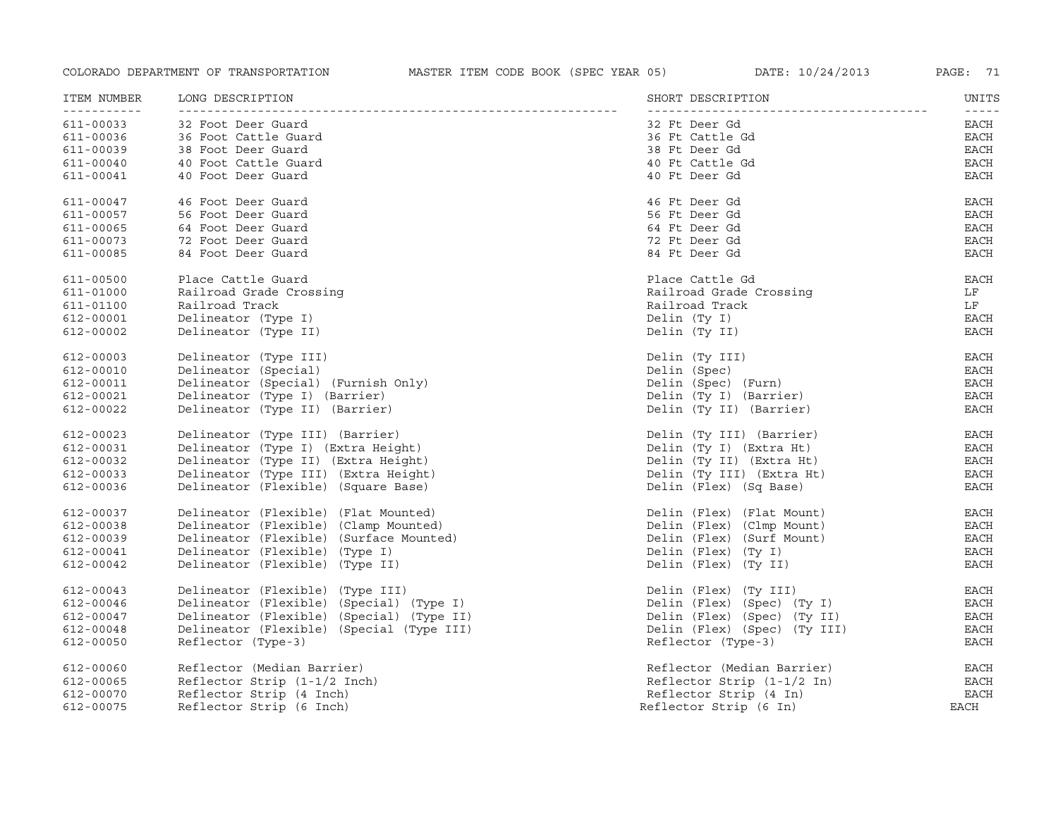| ITEM NUMBER | LONG DESCRIPTION | SHORT DESCRIPTION | UNITS |
| --- | --- | --- | --- |
| 611-00033 | 32 Foot Deer Guard | 32 Ft Deer Gd | EACH |
| 611-00036 | 36 Foot Cattle Guard | 36 Ft Cattle Gd | EACH |
| 611-00039 | 38 Foot Deer Guard | 38 Ft Deer Gd | EACH |
| 611-00040 | 40 Foot Cattle Guard | 40 Ft Cattle Gd | EACH |
| 611-00041 | 40 Foot Deer Guard | 40 Ft Deer Gd | EACH |
| 611-00047 | 46 Foot Deer Guard | 46 Ft Deer Gd | EACH |
| 611-00057 | 56 Foot Deer Guard | 56 Ft Deer Gd | EACH |
| 611-00065 | 64 Foot Deer Guard | 64 Ft Deer Gd | EACH |
| 611-00073 | 72 Foot Deer Guard | 72 Ft Deer Gd | EACH |
| 611-00085 | 84 Foot Deer Guard | 84 Ft Deer Gd | EACH |
| 611-00500 | Place Cattle Guard | Place Cattle Gd | EACH |
| 611-01000 | Railroad Grade Crossing | Railroad Grade Crossing | LF |
| 611-01100 | Railroad Track | Railroad Track | LF |
| 612-00001 | Delineator (Type I) | Delin (Ty I) | EACH |
| 612-00002 | Delineator (Type II) | Delin (Ty II) | EACH |
| 612-00003 | Delineator (Type III) | Delin (Ty III) | EACH |
| 612-00010 | Delineator (Special) | Delin (Spec) | EACH |
| 612-00011 | Delineator (Special) (Furnish Only) | Delin (Spec) (Furn) | EACH |
| 612-00021 | Delineator (Type I) (Barrier) | Delin (Ty I) (Barrier) | EACH |
| 612-00022 | Delineator (Type II) (Barrier) | Delin (Ty II) (Barrier) | EACH |
| 612-00023 | Delineator (Type III) (Barrier) | Delin (Ty III) (Barrier) | EACH |
| 612-00031 | Delineator (Type I) (Extra Height) | Delin (Ty I) (Extra Ht) | EACH |
| 612-00032 | Delineator (Type II) (Extra Height) | Delin (Ty II) (Extra Ht) | EACH |
| 612-00033 | Delineator (Type III) (Extra Height) | Delin (Ty III) (Extra Ht) | EACH |
| 612-00036 | Delineator (Flexible) (Square Base) | Delin (Flex) (Sq Base) | EACH |
| 612-00037 | Delineator (Flexible) (Flat Mounted) | Delin (Flex) (Flat Mount) | EACH |
| 612-00038 | Delineator (Flexible) (Clamp Mounted) | Delin (Flex) (Clmp Mount) | EACH |
| 612-00039 | Delineator (Flexible) (Surface Mounted) | Delin (Flex) (Surf Mount) | EACH |
| 612-00041 | Delineator (Flexible) (Type I) | Delin (Flex) (Ty I) | EACH |
| 612-00042 | Delineator (Flexible) (Type II) | Delin (Flex) (Ty II) | EACH |
| 612-00043 | Delineator (Flexible) (Type III) | Delin (Flex) (Ty III) | EACH |
| 612-00046 | Delineator (Flexible) (Special) (Type I) | Delin (Flex) (Spec) (Ty I) | EACH |
| 612-00047 | Delineator (Flexible) (Special) (Type II) | Delin (Flex) (Spec) (Ty II) | EACH |
| 612-00048 | Delineator (Flexible) (Special (Type III) | Delin (Flex) (Spec) (Ty III) | EACH |
| 612-00050 | Reflector (Type-3) | Reflector (Type-3) | EACH |
| 612-00060 | Reflector (Median Barrier) | Reflector (Median Barrier) | EACH |
| 612-00065 | Reflector Strip (1-1/2 Inch) | Reflector Strip (1-1/2 In) | EACH |
| 612-00070 | Reflector Strip (4 Inch) | Reflector Strip (4 In) | EACH |
| 612-00075 | Reflector Strip (6 Inch) | Reflector Strip (6 In) | EACH |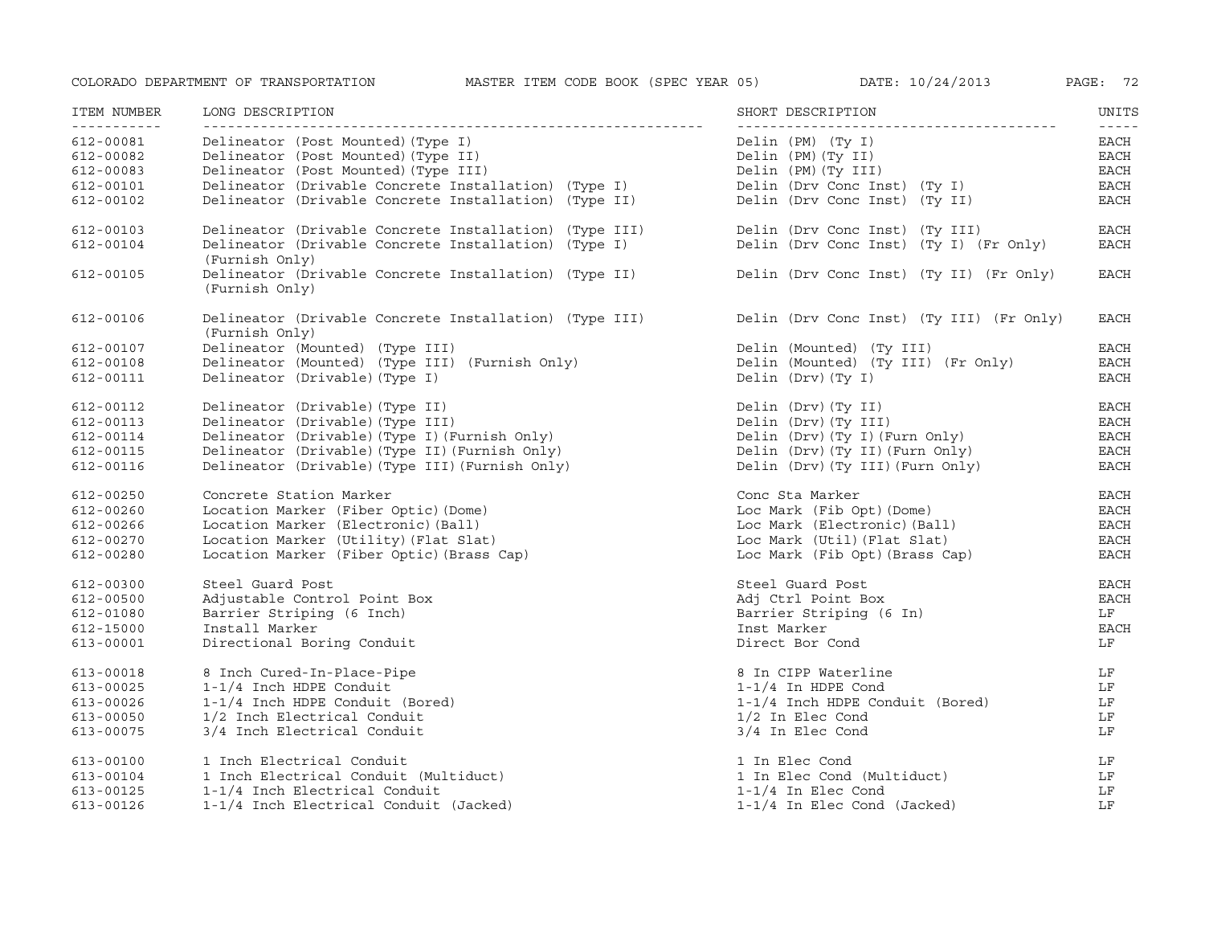| ITEM NUMBER | LONG DESCRIPTION | SHORT DESCRIPTION | UNITS |
|---|---|---|---|
| 612-00081 | Delineator (Post Mounted)(Type I) | Delin (PM) (Ty I) | EACH |
| 612-00082 | Delineator (Post Mounted)(Type II) | Delin (PM)(Ty II) | EACH |
| 612-00083 | Delineator (Post Mounted)(Type III) | Delin (PM)(Ty III) | EACH |
| 612-00101 | Delineator (Drivable Concrete Installation) (Type I) | Delin (Drv Conc Inst) (Ty I) | EACH |
| 612-00102 | Delineator (Drivable Concrete Installation) (Type II) | Delin (Drv Conc Inst) (Ty II) | EACH |
| 612-00103 | Delineator (Drivable Concrete Installation) (Type III) | Delin (Drv Conc Inst) (Ty III) | EACH |
| 612-00104 | Delineator (Drivable Concrete Installation) (Type I) (Furnish Only) | Delin (Drv Conc Inst) (Ty I) (Fr Only) | EACH |
| 612-00105 | Delineator (Drivable Concrete Installation) (Type II) (Furnish Only) | Delin (Drv Conc Inst) (Ty II) (Fr Only) | EACH |
| 612-00106 | Delineator (Drivable Concrete Installation) (Type III) (Furnish Only) | Delin (Drv Conc Inst) (Ty III) (Fr Only) | EACH |
| 612-00107 | Delineator (Mounted) (Type III) | Delin (Mounted) (Ty III) | EACH |
| 612-00108 | Delineator (Mounted) (Type III) (Furnish Only) | Delin (Mounted) (Ty III) (Fr Only) | EACH |
| 612-00111 | Delineator (Drivable)(Type I) | Delin (Drv)(Ty I) | EACH |
| 612-00112 | Delineator (Drivable)(Type II) | Delin (Drv)(Ty II) | EACH |
| 612-00113 | Delineator (Drivable)(Type III) | Delin (Drv)(Ty III) | EACH |
| 612-00114 | Delineator (Drivable)(Type I)(Furnish Only) | Delin (Drv)(Ty I)(Furn Only) | EACH |
| 612-00115 | Delineator (Drivable)(Type II)(Furnish Only) | Delin (Drv)(Ty II)(Furn Only) | EACH |
| 612-00116 | Delineator (Drivable)(Type III)(Furnish Only) | Delin (Drv)(Ty III)(Furn Only) | EACH |
| 612-00250 | Concrete Station Marker | Conc Sta Marker | EACH |
| 612-00260 | Location Marker (Fiber Optic)(Dome) | Loc Mark (Fib Opt)(Dome) | EACH |
| 612-00266 | Location Marker (Electronic)(Ball) | Loc Mark (Electronic)(Ball) | EACH |
| 612-00270 | Location Marker (Utility)(Flat Slat) | Loc Mark (Util)(Flat Slat) | EACH |
| 612-00280 | Location Marker (Fiber Optic)(Brass Cap) | Loc Mark (Fib Opt)(Brass Cap) | EACH |
| 612-00300 | Steel Guard Post | Steel Guard Post | EACH |
| 612-00500 | Adjustable Control Point Box | Adj Ctrl Point Box | EACH |
| 612-01080 | Barrier Striping (6 Inch) | Barrier Striping (6 In) | LF |
| 612-15000 | Install Marker | Inst Marker | EACH |
| 613-00001 | Directional Boring Conduit | Direct Bor Cond | LF |
| 613-00018 | 8 Inch Cured-In-Place-Pipe | 8 In CIPP Waterline | LF |
| 613-00025 | 1-1/4 Inch HDPE Conduit | 1-1/4 In HDPE Cond | LF |
| 613-00026 | 1-1/4 Inch HDPE Conduit (Bored) | 1-1/4 Inch HDPE Conduit (Bored) | LF |
| 613-00050 | 1/2 Inch Electrical Conduit | 1/2 In Elec Cond | LF |
| 613-00075 | 3/4 Inch Electrical Conduit | 3/4 In Elec Cond | LF |
| 613-00100 | 1 Inch Electrical Conduit | 1 In Elec Cond | LF |
| 613-00104 | 1 Inch Electrical Conduit (Multiduct) | 1 In Elec Cond (Multiduct) | LF |
| 613-00125 | 1-1/4 Inch Electrical Conduit | 1-1/4 In Elec Cond | LF |
| 613-00126 | 1-1/4 Inch Electrical Conduit (Jacked) | 1-1/4 In Elec Cond (Jacked) | LF |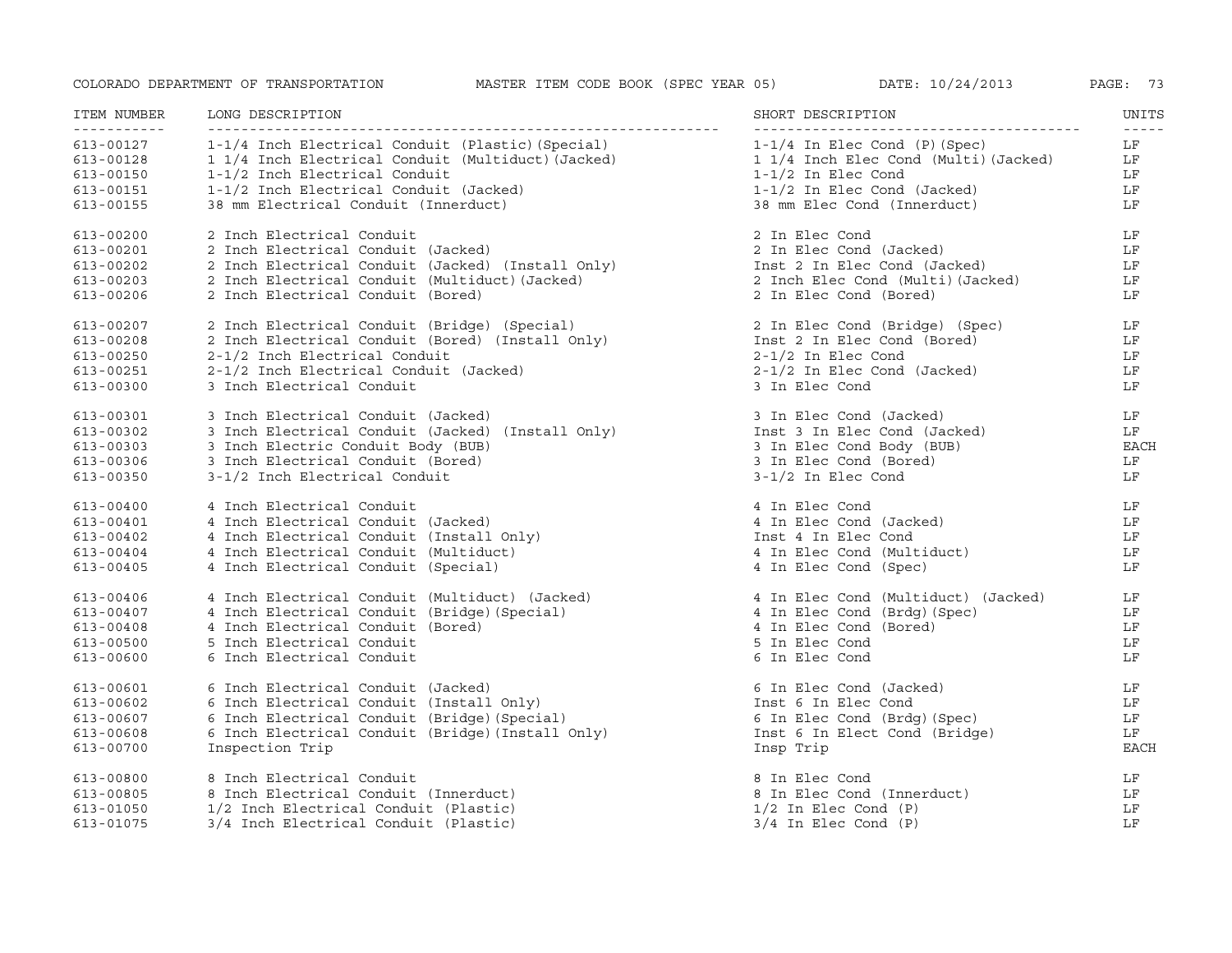| ITEM NUMBER | LONG DESCRIPTION | SHORT DESCRIPTION | UNITS |
|---|---|---|---|
| 613-00127 | 1-1/4 Inch Electrical Conduit (Plastic)(Special) | 1-1/4 In Elec Cond (P)(Spec) | LF |
| 613-00128 | 1 1/4 Inch Electrical Conduit (Multiduct)(Jacked) | 1 1/4 Inch Elec Cond (Multi)(Jacked) | LF |
| 613-00150 | 1-1/2 Inch Electrical Conduit | 1-1/2 In Elec Cond | LF |
| 613-00151 | 1-1/2 Inch Electrical Conduit (Jacked) | 1-1/2 In Elec Cond (Jacked) | LF |
| 613-00155 | 38 mm Electrical Conduit (Innerduct) | 38 mm Elec Cond (Innerduct) | LF |
| 613-00200 | 2 Inch Electrical Conduit | 2 In Elec Cond | LF |
| 613-00201 | 2 Inch Electrical Conduit (Jacked) | 2 In Elec Cond (Jacked) | LF |
| 613-00202 | 2 Inch Electrical Conduit (Jacked) (Install Only) | Inst 2 In Elec Cond (Jacked) | LF |
| 613-00203 | 2 Inch Electrical Conduit (Multiduct)(Jacked) | 2 Inch Elec Cond (Multi)(Jacked) | LF |
| 613-00206 | 2 Inch Electrical Conduit (Bored) | 2 In Elec Cond (Bored) | LF |
| 613-00207 | 2 Inch Electrical Conduit (Bridge) (Special) | 2 In Elec Cond (Bridge) (Spec) | LF |
| 613-00208 | 2 Inch Electrical Conduit (Bored) (Install Only) | Inst 2 In Elec Cond (Bored) | LF |
| 613-00250 | 2-1/2 Inch Electrical Conduit | 2-1/2 In Elec Cond | LF |
| 613-00251 | 2-1/2 Inch Electrical Conduit (Jacked) | 2-1/2 In Elec Cond (Jacked) | LF |
| 613-00300 | 3 Inch Electrical Conduit | 3 In Elec Cond | LF |
| 613-00301 | 3 Inch Electrical Conduit (Jacked) | 3 In Elec Cond (Jacked) | LF |
| 613-00302 | 3 Inch Electrical Conduit (Jacked) (Install Only) | Inst 3 In Elec Cond (Jacked) | LF |
| 613-00303 | 3 Inch Electric Conduit Body (BUB) | 3 In Elec Cond Body (BUB) | EACH |
| 613-00306 | 3 Inch Electrical Conduit (Bored) | 3 In Elec Cond (Bored) | LF |
| 613-00350 | 3-1/2 Inch Electrical Conduit | 3-1/2 In Elec Cond | LF |
| 613-00400 | 4 Inch Electrical Conduit | 4 In Elec Cond | LF |
| 613-00401 | 4 Inch Electrical Conduit (Jacked) | 4 In Elec Cond (Jacked) | LF |
| 613-00402 | 4 Inch Electrical Conduit (Install Only) | Inst 4 In Elec Cond | LF |
| 613-00404 | 4 Inch Electrical Conduit (Multiduct) | 4 In Elec Cond (Multiduct) | LF |
| 613-00405 | 4 Inch Electrical Conduit (Special) | 4 In Elec Cond (Spec) | LF |
| 613-00406 | 4 Inch Electrical Conduit (Multiduct) (Jacked) | 4 In Elec Cond (Multiduct) (Jacked) | LF |
| 613-00407 | 4 Inch Electrical Conduit (Bridge)(Special) | 4 In Elec Cond (Brdg)(Spec) | LF |
| 613-00408 | 4 Inch Electrical Conduit (Bored) | 4 In Elec Cond (Bored) | LF |
| 613-00500 | 5 Inch Electrical Conduit | 5 In Elec Cond | LF |
| 613-00600 | 6 Inch Electrical Conduit | 6 In Elec Cond | LF |
| 613-00601 | 6 Inch Electrical Conduit (Jacked) | 6 In Elec Cond (Jacked) | LF |
| 613-00602 | 6 Inch Electrical Conduit (Install Only) | Inst 6 In Elec Cond | LF |
| 613-00607 | 6 Inch Electrical Conduit (Bridge)(Special) | 6 In Elec Cond (Brdg)(Spec) | LF |
| 613-00608 | 6 Inch Electrical Conduit (Bridge)(Install Only) | Inst 6 In Elect Cond (Bridge) | LF |
| 613-00700 | Inspection Trip | Insp Trip | EACH |
| 613-00800 | 8 Inch Electrical Conduit | 8 In Elec Cond | LF |
| 613-00805 | 8 Inch Electrical Conduit (Innerduct) | 8 In Elec Cond (Innerduct) | LF |
| 613-01050 | 1/2 Inch Electrical Conduit (Plastic) | 1/2 In Elec Cond (P) | LF |
| 613-01075 | 3/4 Inch Electrical Conduit (Plastic) | 3/4 In Elec Cond (P) | LF |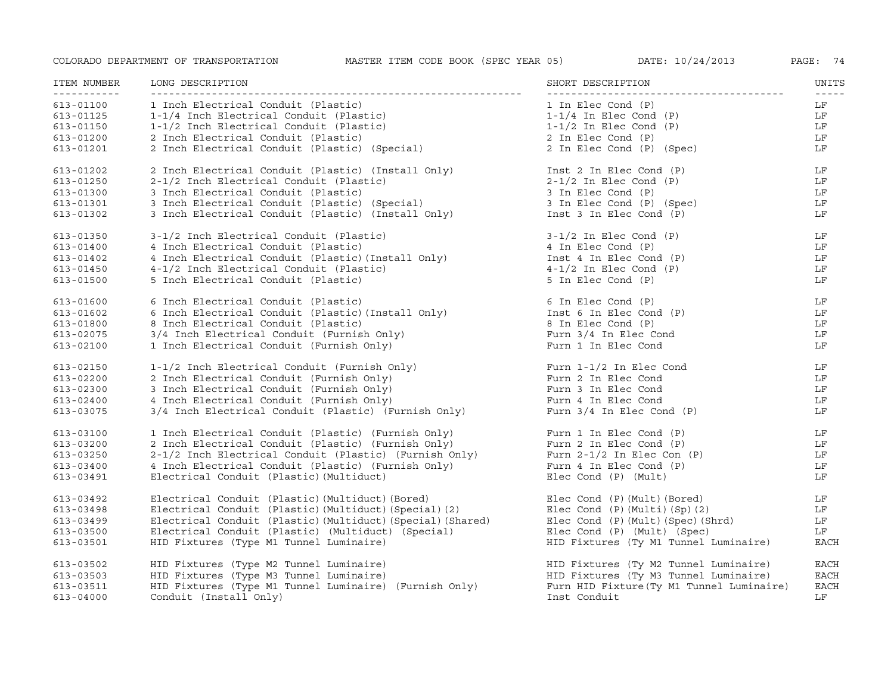| ITEM NUMBER | LONG DESCRIPTION | SHORT DESCRIPTION | UNITS |
|---|---|---|---|
| 613-01100 | 1 Inch Electrical Conduit (Plastic) | 1 In Elec Cond (P) | LF |
| 613-01125 | 1-1/4 Inch Electrical Conduit (Plastic) | 1-1/4 In Elec Cond (P) | LF |
| 613-01150 | 1-1/2 Inch Electrical Conduit (Plastic) | 1-1/2 In Elec Cond (P) | LF |
| 613-01200 | 2 Inch Electrical Conduit (Plastic) | 2 In Elec Cond (P) | LF |
| 613-01201 | 2 Inch Electrical Conduit (Plastic) (Special) | 2 In Elec Cond (P) (Spec) | LF |
| 613-01202 | 2 Inch Electrical Conduit (Plastic) (Install Only) | Inst 2 In Elec Cond (P) | LF |
| 613-01250 | 2-1/2 Inch Electrical Conduit (Plastic) | 2-1/2 In Elec Cond (P) | LF |
| 613-01300 | 3 Inch Electrical Conduit (Plastic) | 3 In Elec Cond (P) | LF |
| 613-01301 | 3 Inch Electrical Conduit (Plastic) (Special) | 3 In Elec Cond (P) (Spec) | LF |
| 613-01302 | 3 Inch Electrical Conduit (Plastic) (Install Only) | Inst 3 In Elec Cond (P) | LF |
| 613-01350 | 3-1/2 Inch Electrical Conduit (Plastic) | 3-1/2 In Elec Cond (P) | LF |
| 613-01400 | 4 Inch Electrical Conduit (Plastic) | 4 In Elec Cond (P) | LF |
| 613-01402 | 4 Inch Electrical Conduit (Plastic)(Install Only) | Inst 4 In Elec Cond (P) | LF |
| 613-01450 | 4-1/2 Inch Electrical Conduit (Plastic) | 4-1/2 In Elec Cond (P) | LF |
| 613-01500 | 5 Inch Electrical Conduit (Plastic) | 5 In Elec Cond (P) | LF |
| 613-01600 | 6 Inch Electrical Conduit (Plastic) | 6 In Elec Cond (P) | LF |
| 613-01602 | 6 Inch Electrical Conduit (Plastic)(Install Only) | Inst 6 In Elec Cond (P) | LF |
| 613-01800 | 8 Inch Electrical Conduit (Plastic) | 8 In Elec Cond (P) | LF |
| 613-02075 | 3/4 Inch Electrical Conduit (Furnish Only) | Furn 3/4 In Elec Cond | LF |
| 613-02100 | 1 Inch Electrical Conduit (Furnish Only) | Furn 1 In Elec Cond | LF |
| 613-02150 | 1-1/2 Inch Electrical Conduit (Furnish Only) | Furn 1-1/2 In Elec Cond | LF |
| 613-02200 | 2 Inch Electrical Conduit (Furnish Only) | Furn 2 In Elec Cond | LF |
| 613-02300 | 3 Inch Electrical Conduit (Furnish Only) | Furn 3 In Elec Cond | LF |
| 613-02400 | 4 Inch Electrical Conduit (Furnish Only) | Furn 4 In Elec Cond | LF |
| 613-03075 | 3/4 Inch Electrical Conduit (Plastic) (Furnish Only) | Furn 3/4 In Elec Cond (P) | LF |
| 613-03100 | 1 Inch Electrical Conduit (Plastic) (Furnish Only) | Furn 1 In Elec Cond (P) | LF |
| 613-03200 | 2 Inch Electrical Conduit (Plastic) (Furnish Only) | Furn 2 In Elec Cond (P) | LF |
| 613-03250 | 2-1/2 Inch Electrical Conduit (Plastic) (Furnish Only) | Furn 2-1/2 In Elec Con (P) | LF |
| 613-03400 | 4 Inch Electrical Conduit (Plastic) (Furnish Only) | Furn 4 In Elec Cond (P) | LF |
| 613-03491 | Electrical Conduit (Plastic)(Multiduct) | Elec Cond (P) (Mult) | LF |
| 613-03492 | Electrical Conduit (Plastic)(Multiduct)(Bored) | Elec Cond (P)(Mult)(Bored) | LF |
| 613-03498 | Electrical Conduit (Plastic)(Multiduct)(Special)(2) | Elec Cond (P)(Multi)(Sp)(2) | LF |
| 613-03499 | Electrical Conduit (Plastic)(Multiduct)(Special)(Shared) | Elec Cond (P)(Mult)(Spec)(Shrd) | LF |
| 613-03500 | Electrical Conduit (Plastic) (Multiduct) (Special) | Elec Cond (P) (Mult) (Spec) | LF |
| 613-03501 | HID Fixtures (Type M1 Tunnel Luminaire) | HID Fixtures (Ty M1 Tunnel Luminaire) | EACH |
| 613-03502 | HID Fixtures (Type M2 Tunnel Luminaire) | HID Fixtures (Ty M2 Tunnel Luminaire) | EACH |
| 613-03503 | HID Fixtures (Type M3 Tunnel Luminaire) | HID Fixtures (Ty M3 Tunnel Luminaire) | EACH |
| 613-03511 | HID Fixtures (Type M1 Tunnel Luminaire) (Furnish Only) | Furn HID Fixture(Ty M1 Tunnel Luminaire) | EACH |
| 613-04000 | Conduit (Install Only) | Inst Conduit | LF |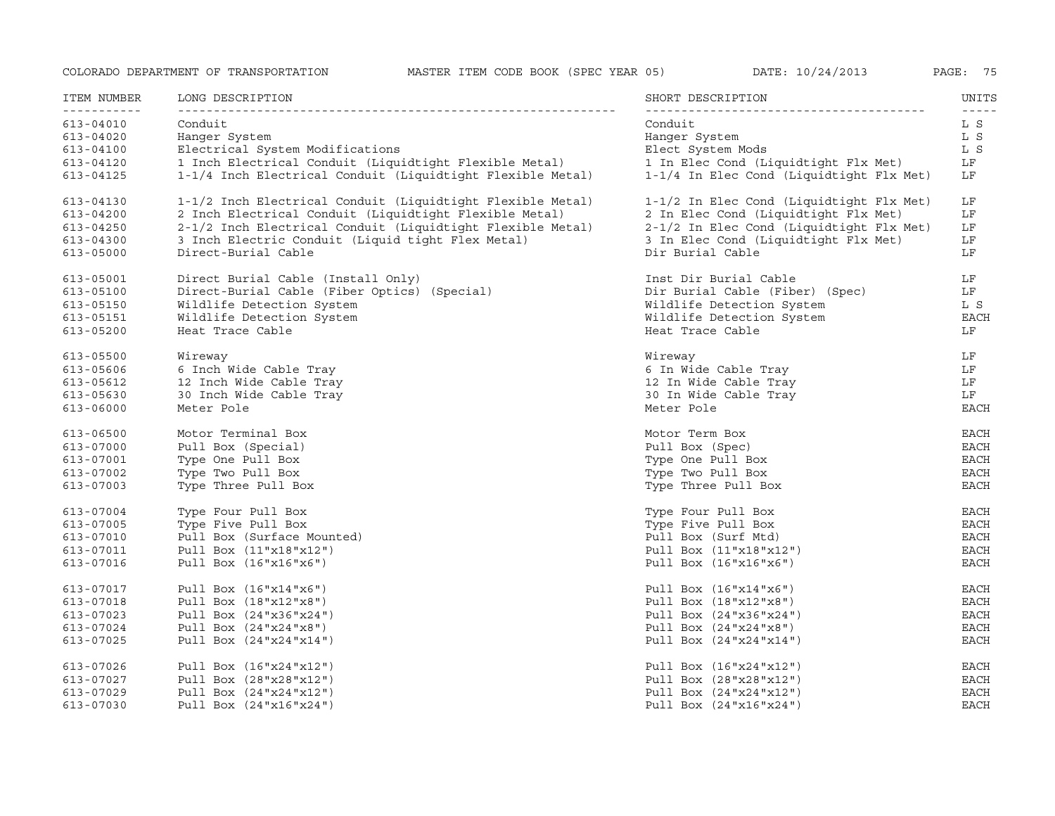| ITEM NUMBER | LONG DESCRIPTION | SHORT DESCRIPTION | UNITS |
|---|---|---|---|
| 613-04010 | Conduit | Conduit | L S |
| 613-04020 | Hanger System | Hanger System | L S |
| 613-04100 | Electrical System Modifications | Elect System Mods | L S |
| 613-04120 | 1 Inch Electrical Conduit (Liquidtight Flexible Metal) | 1 In Elec Cond (Liquidtight Flx Met) | LF |
| 613-04125 | 1-1/4 Inch Electrical Conduit (Liquidtight Flexible Metal) | 1-1/4 In Elec Cond (Liquidtight Flx Met) | LF |
| 613-04130 | 1-1/2 Inch Electrical Conduit (Liquidtight Flexible Metal) | 1-1/2 In Elec Cond (Liquidtight Flx Met) | LF |
| 613-04200 | 2 Inch Electrical Conduit (Liquidtight Flexible Metal) | 2 In Elec Cond (Liquidtight Flx Met) | LF |
| 613-04250 | 2-1/2 Inch Electrical Conduit (Liquidtight Flexible Metal) | 2-1/2 In Elec Cond (Liquidtight Flx Met) | LF |
| 613-04300 | 3 Inch Electric Conduit (Liquid tight Flex Metal) | 3 In Elec Cond (Liquidtight Flx Met) | LF |
| 613-05000 | Direct-Burial Cable | Dir Burial Cable | LF |
| 613-05001 | Direct Burial Cable (Install Only) | Inst Dir Burial Cable | LF |
| 613-05100 | Direct-Burial Cable (Fiber Optics) (Special) | Dir Burial Cable (Fiber) (Spec) | LF |
| 613-05150 | Wildlife Detection System | Wildlife Detection System | L S |
| 613-05151 | Wildlife Detection System | Wildlife Detection System | EACH |
| 613-05200 | Heat Trace Cable | Heat Trace Cable | LF |
| 613-05500 | Wireway | Wireway | LF |
| 613-05606 | 6 Inch Wide Cable Tray | 6 In Wide Cable Tray | LF |
| 613-05612 | 12 Inch Wide Cable Tray | 12 In Wide Cable Tray | LF |
| 613-05630 | 30 Inch Wide Cable Tray | 30 In Wide Cable Tray | LF |
| 613-06000 | Meter Pole | Meter Pole | EACH |
| 613-06500 | Motor Terminal Box | Motor Term Box | EACH |
| 613-07000 | Pull Box (Special) | Pull Box (Spec) | EACH |
| 613-07001 | Type One Pull Box | Type One Pull Box | EACH |
| 613-07002 | Type Two Pull Box | Type Two Pull Box | EACH |
| 613-07003 | Type Three Pull Box | Type Three Pull Box | EACH |
| 613-07004 | Type Four Pull Box | Type Four Pull Box | EACH |
| 613-07005 | Type Five Pull Box | Type Five Pull Box | EACH |
| 613-07010 | Pull Box (Surface Mounted) | Pull Box (Surf Mtd) | EACH |
| 613-07011 | Pull Box (11"x18"x12") | Pull Box (11"x18"x12") | EACH |
| 613-07016 | Pull Box (16"x16"x6") | Pull Box (16"x16"x6") | EACH |
| 613-07017 | Pull Box (16"x14"x6") | Pull Box (16"x14"x6") | EACH |
| 613-07018 | Pull Box (18"x12"x8") | Pull Box (18"x12"x8") | EACH |
| 613-07023 | Pull Box (24"x36"x24") | Pull Box (24"x36"x24") | EACH |
| 613-07024 | Pull Box (24"x24"x8") | Pull Box (24"x24"x8") | EACH |
| 613-07025 | Pull Box (24"x24"x14") | Pull Box (24"x24"x14") | EACH |
| 613-07026 | Pull Box (16"x24"x12") | Pull Box (16"x24"x12") | EACH |
| 613-07027 | Pull Box (28"x28"x12") | Pull Box (28"x28"x12") | EACH |
| 613-07029 | Pull Box (24"x24"x12") | Pull Box (24"x24"x12") | EACH |
| 613-07030 | Pull Box (24"x16"x24") | Pull Box (24"x16"x24") | EACH |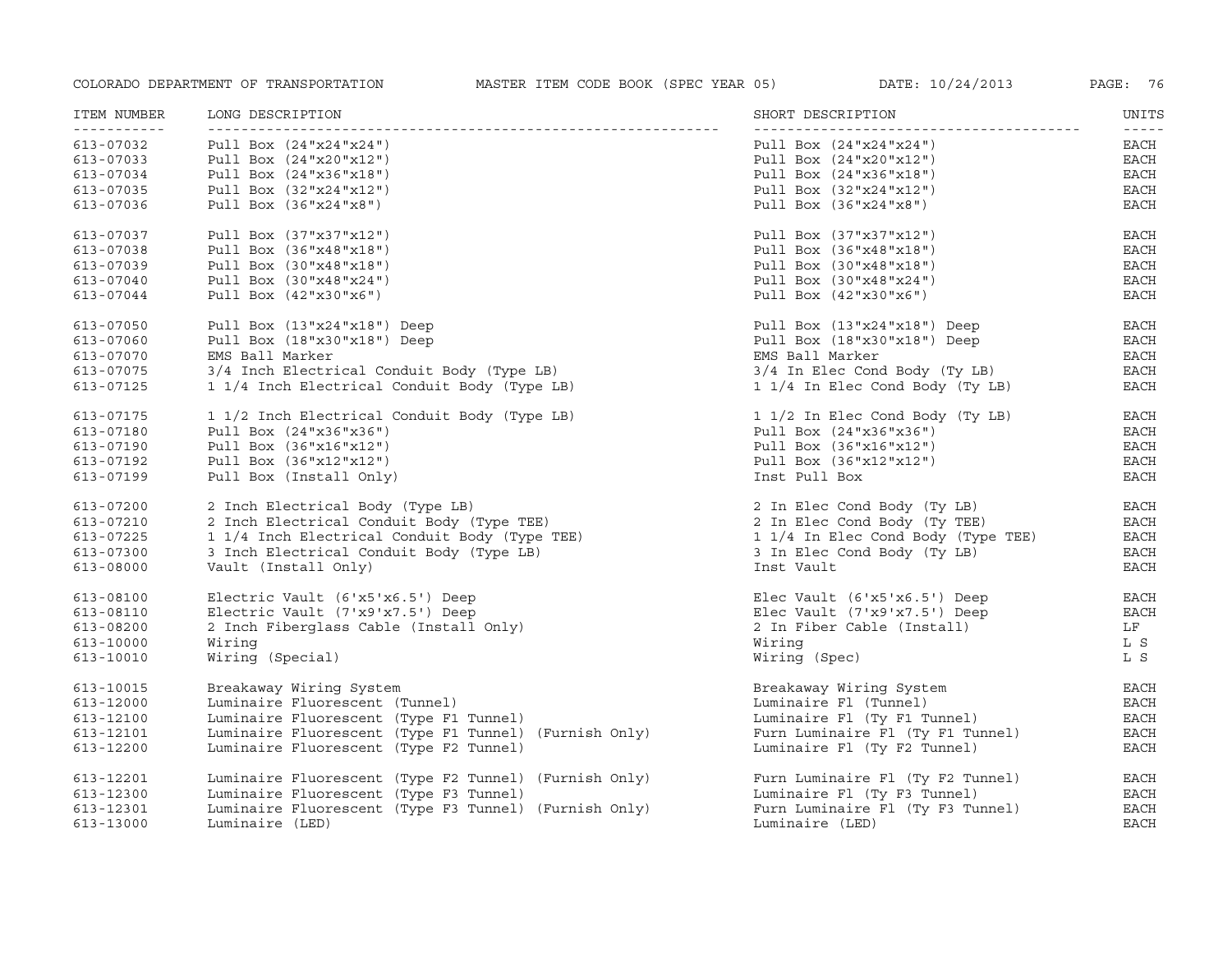| ITEM NUMBER | LONG DESCRIPTION | SHORT DESCRIPTION | UNITS |
|---|---|---|---|
| 613-07032 | Pull Box (24"x24"x24") | Pull Box (24"x24"x24") | EACH |
| 613-07033 | Pull Box (24"x20"x12") | Pull Box (24"x20"x12") | EACH |
| 613-07034 | Pull Box (24"x36"x18") | Pull Box (24"x36"x18") | EACH |
| 613-07035 | Pull Box (32"x24"x12") | Pull Box (32"x24"x12") | EACH |
| 613-07036 | Pull Box (36"x24"x8") | Pull Box (36"x24"x8") | EACH |
| 613-07037 | Pull Box (37"x37"x12") | Pull Box (37"x37"x12") | EACH |
| 613-07038 | Pull Box (36"x48"x18") | Pull Box (36"x48"x18") | EACH |
| 613-07039 | Pull Box (30"x48"x18") | Pull Box (30"x48"x18") | EACH |
| 613-07040 | Pull Box (30"x48"x24") | Pull Box (30"x48"x24") | EACH |
| 613-07044 | Pull Box (42"x30"x6") | Pull Box (42"x30"x6") | EACH |
| 613-07050 | Pull Box (13"x24"x18") Deep | Pull Box (13"x24"x18") Deep | EACH |
| 613-07060 | Pull Box (18"x30"x18") Deep | Pull Box (18"x30"x18") Deep | EACH |
| 613-07070 | EMS Ball Marker | EMS Ball Marker | EACH |
| 613-07075 | 3/4 Inch Electrical Conduit Body (Type LB) | 3/4 In Elec Cond Body (Ty LB) | EACH |
| 613-07125 | 1 1/4 Inch Electrical Conduit Body (Type LB) | 1 1/4 In Elec Cond Body (Ty LB) | EACH |
| 613-07175 | 1 1/2 Inch Electrical Conduit Body (Type LB) | 1 1/2 In Elec Cond Body (Ty LB) | EACH |
| 613-07180 | Pull Box (24"x36"x36") | Pull Box (24"x36"x36") | EACH |
| 613-07190 | Pull Box (36"x16"x12") | Pull Box (36"x16"x12") | EACH |
| 613-07192 | Pull Box (36"x12"x12") | Pull Box (36"x12"x12") | EACH |
| 613-07199 | Pull Box (Install Only) | Inst Pull Box | EACH |
| 613-07200 | 2 Inch Electrical Body (Type LB) | 2 In Elec Cond Body (Ty LB) | EACH |
| 613-07210 | 2 Inch Electrical Conduit Body (Type TEE) | 2 In Elec Cond Body (Ty TEE) | EACH |
| 613-07225 | 1 1/4 Inch Electrical Conduit Body (Type TEE) | 1 1/4 In Elec Cond Body (Type TEE) | EACH |
| 613-07300 | 3 Inch Electrical Conduit Body (Type LB) | 3 In Elec Cond Body (Ty LB) | EACH |
| 613-08000 | Vault (Install Only) | Inst Vault | EACH |
| 613-08100 | Electric Vault (6'x5'x6.5') Deep | Elec Vault (6'x5'x6.5') Deep | EACH |
| 613-08110 | Electric Vault (7'x9'x7.5') Deep | Elec Vault (7'x9'x7.5') Deep | EACH |
| 613-08200 | 2 Inch Fiberglass Cable (Install Only) | 2 In Fiber Cable (Install) | LF |
| 613-10000 | Wiring | Wiring | L S |
| 613-10010 | Wiring (Special) | Wiring (Spec) | L S |
| 613-10015 | Breakaway Wiring System | Breakaway Wiring System | EACH |
| 613-12000 | Luminaire Fluorescent (Tunnel) | Luminaire Fl (Tunnel) | EACH |
| 613-12100 | Luminaire Fluorescent (Type F1 Tunnel) | Luminaire Fl (Ty F1 Tunnel) | EACH |
| 613-12101 | Luminaire Fluorescent (Type F1 Tunnel) (Furnish Only) | Furn Luminaire Fl (Ty F1 Tunnel) | EACH |
| 613-12200 | Luminaire Fluorescent (Type F2 Tunnel) | Luminaire Fl (Ty F2 Tunnel) | EACH |
| 613-12201 | Luminaire Fluorescent (Type F2 Tunnel) (Furnish Only) | Furn Luminaire Fl (Ty F2 Tunnel) | EACH |
| 613-12300 | Luminaire Fluorescent (Type F3 Tunnel) | Luminaire Fl (Ty F3 Tunnel) | EACH |
| 613-12301 | Luminaire Fluorescent (Type F3 Tunnel) (Furnish Only) | Furn Luminaire Fl (Ty F3 Tunnel) | EACH |
| 613-13000 | Luminaire (LED) | Luminaire (LED) | EACH |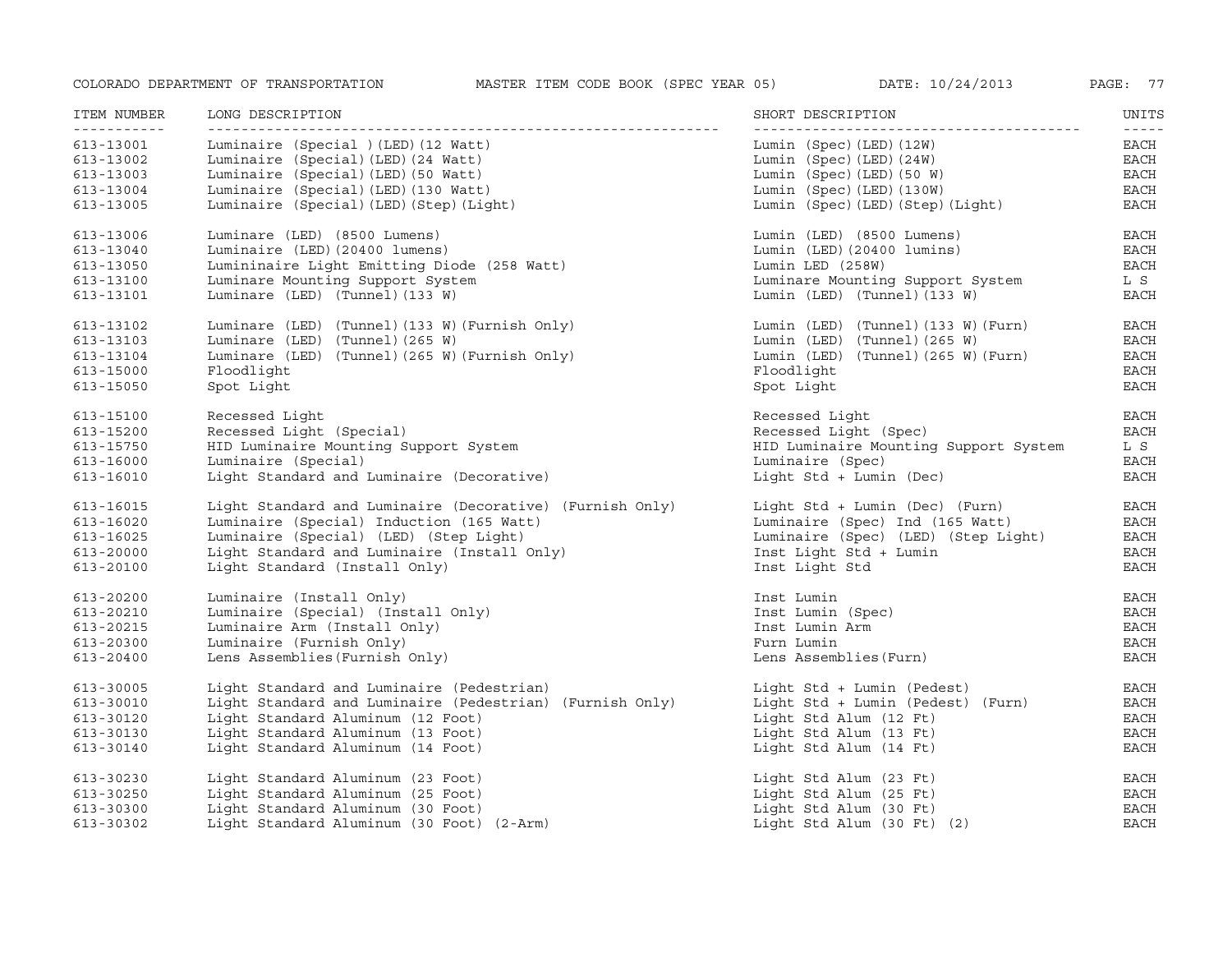| ITEM NUMBER | LONG DESCRIPTION | SHORT DESCRIPTION | UNITS |
|---|---|---|---|
| 613-13001 | Luminaire (Special )(LED)(12 Watt) | Lumin (Spec)(LED)(12W) | EACH |
| 613-13002 | Luminaire (Special)(LED)(24 Watt) | Lumin (Spec)(LED)(24W) | EACH |
| 613-13003 | Luminaire (Special)(LED)(50 Watt) | Lumin (Spec)(LED)(50 W) | EACH |
| 613-13004 | Luminaire (Special)(LED)(130 Watt) | Lumin (Spec)(LED)(130W) | EACH |
| 613-13005 | Luminaire (Special)(LED)(Step)(Light) | Lumin (Spec)(LED)(Step)(Light) | EACH |
| 613-13006 | Luminare (LED) (8500 Lumens) | Lumin (LED) (8500 Lumens) | EACH |
| 613-13040 | Luminaire (LED)(20400 lumens) | Lumin (LED)(20400 lumins) | EACH |
| 613-13050 | Lumininaire Light Emitting Diode (258 Watt) | Lumin LED (258W) | EACH |
| 613-13100 | Luminare Mounting Support System | Luminare Mounting Support System | L S |
| 613-13101 | Luminare (LED) (Tunnel)(133 W) | Lumin (LED) (Tunnel)(133 W) | EACH |
| 613-13102 | Luminare (LED) (Tunnel)(133 W)(Furnish Only) | Lumin (LED) (Tunnel)(133 W)(Furn) | EACH |
| 613-13103 | Luminare (LED) (Tunnel)(265 W) | Lumin (LED) (Tunnel)(265 W) | EACH |
| 613-13104 | Luminare (LED) (Tunnel)(265 W)(Furnish Only) | Lumin (LED) (Tunnel)(265 W)(Furn) | EACH |
| 613-15000 | Floodlight | Floodlight | EACH |
| 613-15050 | Spot Light | Spot Light | EACH |
| 613-15100 | Recessed Light | Recessed Light | EACH |
| 613-15200 | Recessed Light (Special) | Recessed Light (Spec) | EACH |
| 613-15750 | HID Luminaire Mounting Support System | HID Luminaire Mounting Support System | L S |
| 613-16000 | Luminaire (Special) | Luminaire (Spec) | EACH |
| 613-16010 | Light Standard and Luminaire (Decorative) | Light Std + Lumin (Dec) | EACH |
| 613-16015 | Light Standard and Luminaire (Decorative) (Furnish Only) | Light Std + Lumin (Dec) (Furn) | EACH |
| 613-16020 | Luminaire (Special) Induction (165 Watt) | Luminaire (Spec) Ind (165 Watt) | EACH |
| 613-16025 | Luminaire (Special) (LED) (Step Light) | Luminaire (Spec) (LED) (Step Light) | EACH |
| 613-20000 | Light Standard and Luminaire (Install Only) | Inst Light Std + Lumin | EACH |
| 613-20100 | Light Standard (Install Only) | Inst Light Std | EACH |
| 613-20200 | Luminaire (Install Only) | Inst Lumin | EACH |
| 613-20210 | Luminaire (Special) (Install Only) | Inst Lumin (Spec) | EACH |
| 613-20215 | Luminaire Arm (Install Only) | Inst Lumin Arm | EACH |
| 613-20300 | Luminaire (Furnish Only) | Furn Lumin | EACH |
| 613-20400 | Lens Assemblies(Furnish Only) | Lens Assemblies(Furn) | EACH |
| 613-30005 | Light Standard and Luminaire (Pedestrian) | Light Std + Lumin (Pedest) | EACH |
| 613-30010 | Light Standard and Luminaire (Pedestrian) (Furnish Only) | Light Std + Lumin (Pedest) (Furn) | EACH |
| 613-30120 | Light Standard Aluminum (12 Foot) | Light Std Alum (12 Ft) | EACH |
| 613-30130 | Light Standard Aluminum (13 Foot) | Light Std Alum (13 Ft) | EACH |
| 613-30140 | Light Standard Aluminum (14 Foot) | Light Std Alum (14 Ft) | EACH |
| 613-30230 | Light Standard Aluminum (23 Foot) | Light Std Alum (23 Ft) | EACH |
| 613-30250 | Light Standard Aluminum (25 Foot) | Light Std Alum (25 Ft) | EACH |
| 613-30300 | Light Standard Aluminum (30 Foot) | Light Std Alum (30 Ft) | EACH |
| 613-30302 | Light Standard Aluminum (30 Foot) (2-Arm) | Light Std Alum (30 Ft) (2) | EACH |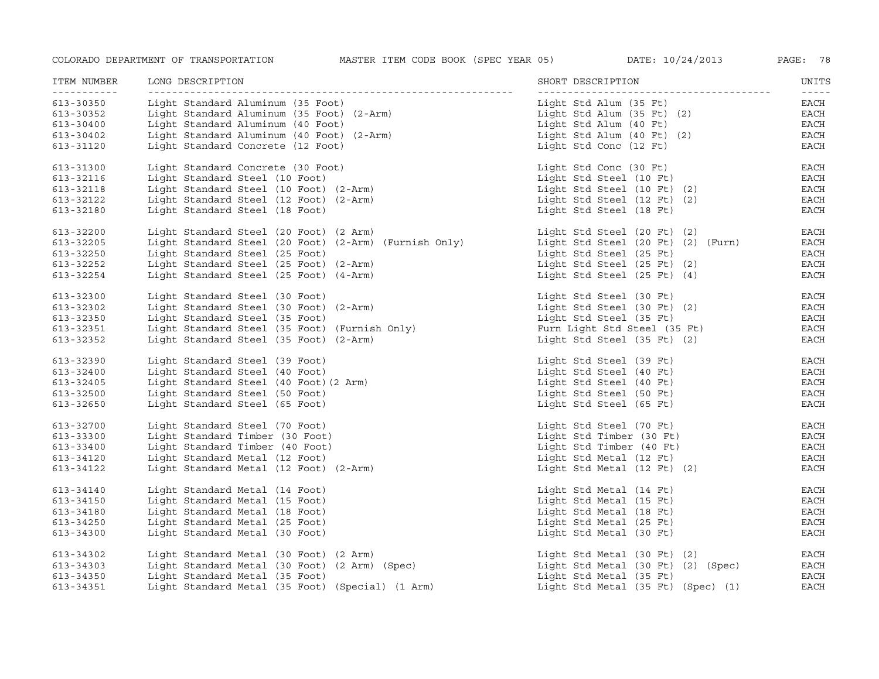| ITEM NUMBER | LONG DESCRIPTION | SHORT DESCRIPTION | UNITS |
|---|---|---|---|
| 613-30350 | Light Standard Aluminum (35 Foot) | Light Std Alum (35 Ft) | EACH |
| 613-30352 | Light Standard Aluminum (35 Foot) (2-Arm) | Light Std Alum (35 Ft) (2) | EACH |
| 613-30400 | Light Standard Aluminum (40 Foot) | Light Std Alum (40 Ft) | EACH |
| 613-30402 | Light Standard Aluminum (40 Foot) (2-Arm) | Light Std Alum (40 Ft) (2) | EACH |
| 613-31120 | Light Standard Concrete (12 Foot) | Light Std Conc (12 Ft) | EACH |
| 613-31300 | Light Standard Concrete (30 Foot) | Light Std Conc (30 Ft) | EACH |
| 613-32116 | Light Standard Steel (10 Foot) | Light Std Steel (10 Ft) | EACH |
| 613-32118 | Light Standard Steel (10 Foot) (2-Arm) | Light Std Steel (10 Ft) (2) | EACH |
| 613-32122 | Light Standard Steel (12 Foot) (2-Arm) | Light Std Steel (12 Ft) (2) | EACH |
| 613-32180 | Light Standard Steel (18 Foot) | Light Std Steel (18 Ft) | EACH |
| 613-32200 | Light Standard Steel (20 Foot) (2 Arm) | Light Std Steel (20 Ft) (2) | EACH |
| 613-32205 | Light Standard Steel (20 Foot) (2-Arm) (Furnish Only) | Light Std Steel (20 Ft) (2) (Furn) | EACH |
| 613-32250 | Light Standard Steel (25 Foot) | Light Std Steel (25 Ft) | EACH |
| 613-32252 | Light Standard Steel (25 Foot) (2-Arm) | Light Std Steel (25 Ft) (2) | EACH |
| 613-32254 | Light Standard Steel (25 Foot) (4-Arm) | Light Std Steel (25 Ft) (4) | EACH |
| 613-32300 | Light Standard Steel (30 Foot) | Light Std Steel (30 Ft) | EACH |
| 613-32302 | Light Standard Steel (30 Foot) (2-Arm) | Light Std Steel (30 Ft) (2) | EACH |
| 613-32350 | Light Standard Steel (35 Foot) | Light Std Steel (35 Ft) | EACH |
| 613-32351 | Light Standard Steel (35 Foot) (Furnish Only) | Furn Light Std Steel (35 Ft) | EACH |
| 613-32352 | Light Standard Steel (35 Foot) (2-Arm) | Light Std Steel (35 Ft) (2) | EACH |
| 613-32390 | Light Standard Steel (39 Foot) | Light Std Steel (39 Ft) | EACH |
| 613-32400 | Light Standard Steel (40 Foot) | Light Std Steel (40 Ft) | EACH |
| 613-32405 | Light Standard Steel (40 Foot)(2 Arm) | Light Std Steel (40 Ft) | EACH |
| 613-32500 | Light Standard Steel (50 Foot) | Light Std Steel (50 Ft) | EACH |
| 613-32650 | Light Standard Steel (65 Foot) | Light Std Steel (65 Ft) | EACH |
| 613-32700 | Light Standard Steel (70 Foot) | Light Std Steel (70 Ft) | EACH |
| 613-33300 | Light Standard Timber (30 Foot) | Light Std Timber (30 Ft) | EACH |
| 613-33400 | Light Standard Timber (40 Foot) | Light Std Timber (40 Ft) | EACH |
| 613-34120 | Light Standard Metal (12 Foot) | Light Std Metal (12 Ft) | EACH |
| 613-34122 | Light Standard Metal (12 Foot) (2-Arm) | Light Std Metal (12 Ft) (2) | EACH |
| 613-34140 | Light Standard Metal (14 Foot) | Light Std Metal (14 Ft) | EACH |
| 613-34150 | Light Standard Metal (15 Foot) | Light Std Metal (15 Ft) | EACH |
| 613-34180 | Light Standard Metal (18 Foot) | Light Std Metal (18 Ft) | EACH |
| 613-34250 | Light Standard Metal (25 Foot) | Light Std Metal (25 Ft) | EACH |
| 613-34300 | Light Standard Metal (30 Foot) | Light Std Metal (30 Ft) | EACH |
| 613-34302 | Light Standard Metal (30 Foot) (2 Arm) | Light Std Metal (30 Ft) (2) | EACH |
| 613-34303 | Light Standard Metal (30 Foot) (2 Arm) (Spec) | Light Std Metal (30 Ft) (2) (Spec) | EACH |
| 613-34350 | Light Standard Metal (35 Foot) | Light Std Metal (35 Ft) | EACH |
| 613-34351 | Light Standard Metal (35 Foot) (Special) (1 Arm) | Light Std Metal (35 Ft) (Spec) (1) | EACH |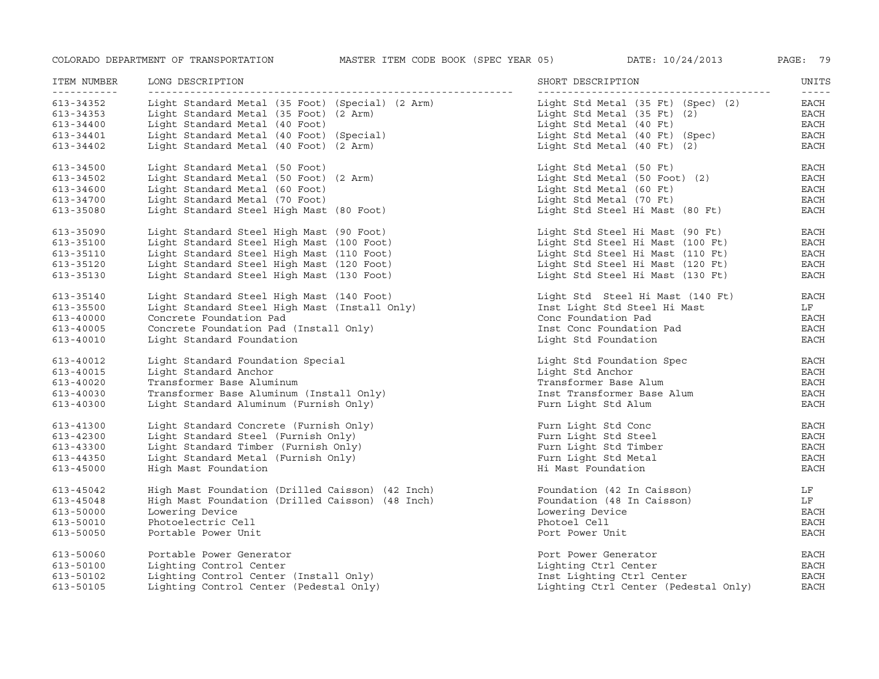| ITEM NUMBER | LONG DESCRIPTION | SHORT DESCRIPTION | UNITS |
|---|---|---|---|
| 613-34352 | Light Standard Metal (35 Foot) (Special) (2 Arm) | Light Std Metal (35 Ft) (Spec) (2) | EACH |
| 613-34353 | Light Standard Metal (35 Foot) (2 Arm) | Light Std Metal (35 Ft) (2) | EACH |
| 613-34400 | Light Standard Metal (40 Foot) | Light Std Metal (40 Ft) | EACH |
| 613-34401 | Light Standard Metal (40 Foot) (Special) | Light Std Metal (40 Ft) (Spec) | EACH |
| 613-34402 | Light Standard Metal (40 Foot) (2 Arm) | Light Std Metal (40 Ft) (2) | EACH |
| 613-34500 | Light Standard Metal (50 Foot) | Light Std Metal (50 Ft) | EACH |
| 613-34502 | Light Standard Metal (50 Foot) (2 Arm) | Light Std Metal (50 Foot) (2) | EACH |
| 613-34600 | Light Standard Metal (60 Foot) | Light Std Metal (60 Ft) | EACH |
| 613-34700 | Light Standard Metal (70 Foot) | Light Std Metal (70 Ft) | EACH |
| 613-35080 | Light Standard Steel High Mast (80 Foot) | Light Std Steel Hi Mast (80 Ft) | EACH |
| 613-35090 | Light Standard Steel High Mast (90 Foot) | Light Std Steel Hi Mast (90 Ft) | EACH |
| 613-35100 | Light Standard Steel High Mast (100 Foot) | Light Std Steel Hi Mast (100 Ft) | EACH |
| 613-35110 | Light Standard Steel High Mast (110 Foot) | Light Std Steel Hi Mast (110 Ft) | EACH |
| 613-35120 | Light Standard Steel High Mast (120 Foot) | Light Std Steel Hi Mast (120 Ft) | EACH |
| 613-35130 | Light Standard Steel High Mast (130 Foot) | Light Std Steel Hi Mast (130 Ft) | EACH |
| 613-35140 | Light Standard Steel High Mast (140 Foot) | Light Std  Steel Hi Mast (140 Ft) | EACH |
| 613-35500 | Light Standard Steel High Mast (Install Only) | Inst Light Std Steel Hi Mast | LF |
| 613-40000 | Concrete Foundation Pad | Conc Foundation Pad | EACH |
| 613-40005 | Concrete Foundation Pad (Install Only) | Inst Conc Foundation Pad | EACH |
| 613-40010 | Light Standard Foundation | Light Std Foundation | EACH |
| 613-40012 | Light Standard Foundation Special | Light Std Foundation Spec | EACH |
| 613-40015 | Light Standard Anchor | Light Std Anchor | EACH |
| 613-40020 | Transformer Base Aluminum | Transformer Base Alum | EACH |
| 613-40030 | Transformer Base Aluminum (Install Only) | Inst Transformer Base Alum | EACH |
| 613-40300 | Light Standard Aluminum (Furnish Only) | Furn Light Std Alum | EACH |
| 613-41300 | Light Standard Concrete (Furnish Only) | Furn Light Std Conc | EACH |
| 613-42300 | Light Standard Steel (Furnish Only) | Furn Light Std Steel | EACH |
| 613-43300 | Light Standard Timber (Furnish Only) | Furn Light Std Timber | EACH |
| 613-44350 | Light Standard Metal (Furnish Only) | Furn Light Std Metal | EACH |
| 613-45000 | High Mast Foundation | Hi Mast Foundation | EACH |
| 613-45042 | High Mast Foundation (Drilled Caisson) (42 Inch) | Foundation (42 In Caisson) | LF |
| 613-45048 | High Mast Foundation (Drilled Caisson) (48 Inch) | Foundation (48 In Caisson) | LF |
| 613-50000 | Lowering Device | Lowering Device | EACH |
| 613-50010 | Photoelectric Cell | Photoel Cell | EACH |
| 613-50050 | Portable Power Unit | Port Power Unit | EACH |
| 613-50060 | Portable Power Generator | Port Power Generator | EACH |
| 613-50100 | Lighting Control Center | Lighting Ctrl Center | EACH |
| 613-50102 | Lighting Control Center (Install Only) | Inst Lighting Ctrl Center | EACH |
| 613-50105 | Lighting Control Center (Pedestal Only) | Lighting Ctrl Center (Pedestal Only) | EACH |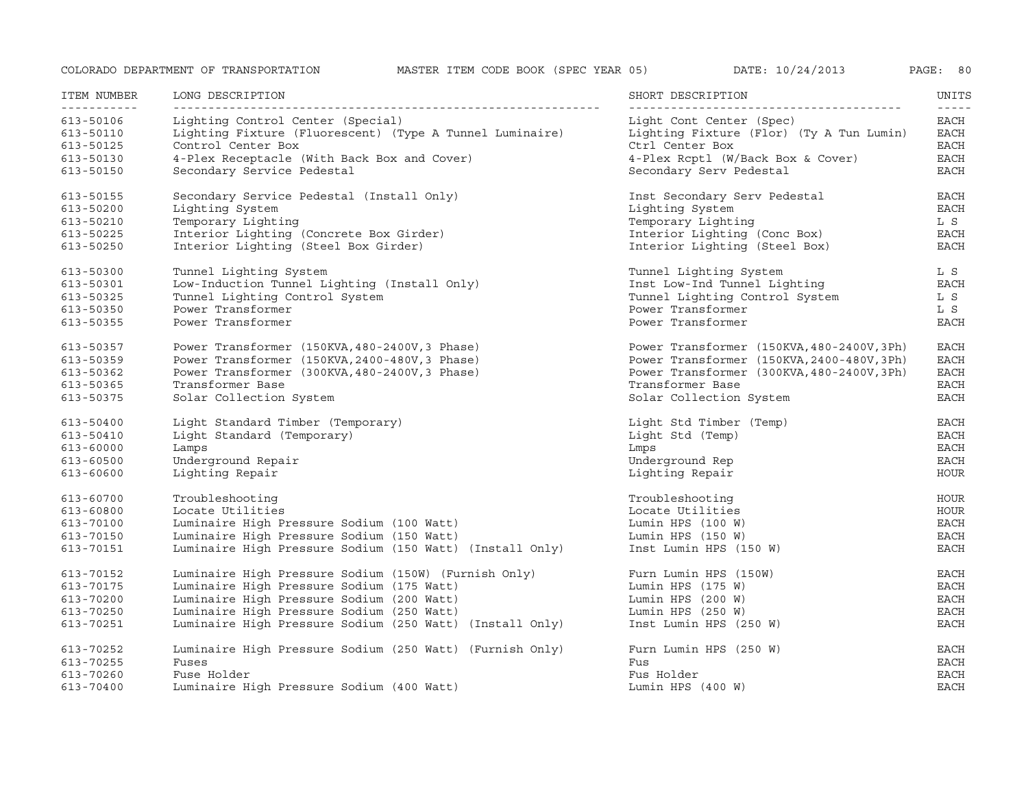| ITEM NUMBER | LONG DESCRIPTION | SHORT DESCRIPTION | UNITS |
|---|---|---|---|
| 613-50106 | Lighting Control Center (Special) | Light Cont Center (Spec) | EACH |
| 613-50110 | Lighting Fixture (Fluorescent) (Type A Tunnel Luminaire) | Lighting Fixture (Flor) (Ty A Tun Lumin) | EACH |
| 613-50125 | Control Center Box | Ctrl Center Box | EACH |
| 613-50130 | 4-Plex Receptacle (With Back Box and Cover) | 4-Plex Rcptl (W/Back Box & Cover) | EACH |
| 613-50150 | Secondary Service Pedestal | Secondary Serv Pedestal | EACH |
| 613-50155 | Secondary Service Pedestal (Install Only) | Inst Secondary Serv Pedestal | EACH |
| 613-50200 | Lighting System | Lighting System | EACH |
| 613-50210 | Temporary Lighting | Temporary Lighting | L S |
| 613-50225 | Interior Lighting (Concrete Box Girder) | Interior Lighting (Conc Box) | EACH |
| 613-50250 | Interior Lighting (Steel Box Girder) | Interior Lighting (Steel Box) | EACH |
| 613-50300 | Tunnel Lighting System | Tunnel Lighting System | L S |
| 613-50301 | Low-Induction Tunnel Lighting (Install Only) | Inst Low-Ind Tunnel Lighting | EACH |
| 613-50325 | Tunnel Lighting Control System | Tunnel Lighting Control System | L S |
| 613-50350 | Power Transformer | Power Transformer | L S |
| 613-50355 | Power Transformer | Power Transformer | EACH |
| 613-50357 | Power Transformer (150KVA,480-2400V,3 Phase) | Power Transformer (150KVA,480-2400V,3Ph) | EACH |
| 613-50359 | Power Transformer (150KVA,2400-480V,3 Phase) | Power Transformer (150KVA,2400-480V,3Ph) | EACH |
| 613-50362 | Power Transformer (300KVA,480-2400V,3 Phase) | Power Transformer (300KVA,480-2400V,3Ph) | EACH |
| 613-50365 | Transformer Base | Transformer Base | EACH |
| 613-50375 | Solar Collection System | Solar Collection System | EACH |
| 613-50400 | Light Standard Timber (Temporary) | Light Std Timber (Temp) | EACH |
| 613-50410 | Light Standard (Temporary) | Light Std (Temp) | EACH |
| 613-60000 | Lamps | Lmps | EACH |
| 613-60500 | Underground Repair | Underground Rep | EACH |
| 613-60600 | Lighting Repair | Lighting Repair | HOUR |
| 613-60700 | Troubleshooting | Troubleshooting | HOUR |
| 613-60800 | Locate Utilities | Locate Utilities | HOUR |
| 613-70100 | Luminaire High Pressure Sodium (100 Watt) | Lumin HPS (100 W) | EACH |
| 613-70150 | Luminaire High Pressure Sodium (150 Watt) | Lumin HPS (150 W) | EACH |
| 613-70151 | Luminaire High Pressure Sodium (150 Watt) (Install Only) | Inst Lumin HPS (150 W) | EACH |
| 613-70152 | Luminaire High Pressure Sodium (150W) (Furnish Only) | Furn Lumin HPS (150W) | EACH |
| 613-70175 | Luminaire High Pressure Sodium (175 Watt) | Lumin HPS (175 W) | EACH |
| 613-70200 | Luminaire High Pressure Sodium (200 Watt) | Lumin HPS (200 W) | EACH |
| 613-70250 | Luminaire High Pressure Sodium (250 Watt) | Lumin HPS (250 W) | EACH |
| 613-70251 | Luminaire High Pressure Sodium (250 Watt) (Install Only) | Inst Lumin HPS (250 W) | EACH |
| 613-70252 | Luminaire High Pressure Sodium (250 Watt) (Furnish Only) | Furn Lumin HPS (250 W) | EACH |
| 613-70255 | Fuses | Fus | EACH |
| 613-70260 | Fuse Holder | Fus Holder | EACH |
| 613-70400 | Luminaire High Pressure Sodium (400 Watt) | Lumin HPS (400 W) | EACH |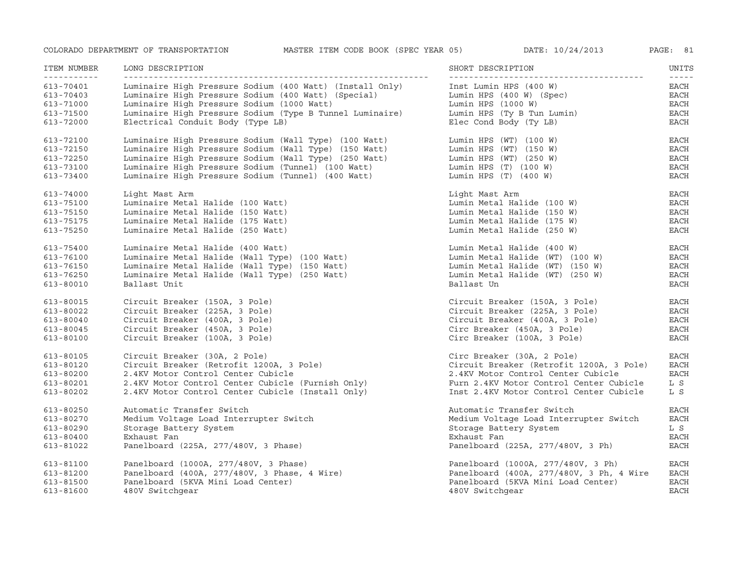| ITEM NUMBER | LONG DESCRIPTION | SHORT DESCRIPTION | UNITS |
|---|---|---|---|
| 613-70401 | Luminaire High Pressure Sodium (400 Watt) (Install Only) | Inst Lumin HPS (400 W) | EACH |
| 613-70403 | Luminaire High Pressure Sodium (400 Watt) (Special) | Lumin HPS (400 W) (Spec) | EACH |
| 613-71000 | Luminaire High Pressure Sodium (1000 Watt) | Lumin HPS (1000 W) | EACH |
| 613-71500 | Luminaire High Pressure Sodium (Type B Tunnel Luminaire) | Lumin HPS (Ty B Tun Lumin) | EACH |
| 613-72000 | Electrical Conduit Body (Type LB) | Elec Cond Body (Ty LB) | EACH |
| 613-72100 | Luminaire High Pressure Sodium (Wall Type) (100 Watt) | Lumin HPS (WT) (100 W) | EACH |
| 613-72150 | Luminaire High Pressure Sodium (Wall Type) (150 Watt) | Lumin HPS (WT) (150 W) | EACH |
| 613-72250 | Luminaire High Pressure Sodium (Wall Type) (250 Watt) | Lumin HPS (WT) (250 W) | EACH |
| 613-73100 | Luminaire High Pressure Sodium (Tunnel) (100 Watt) | Lumin HPS (T) (100 W) | EACH |
| 613-73400 | Luminaire High Pressure Sodium (Tunnel) (400 Watt) | Lumin HPS (T) (400 W) | EACH |
| 613-74000 | Light Mast Arm | Light Mast Arm | EACH |
| 613-75100 | Luminaire Metal Halide (100 Watt) | Lumin Metal Halide (100 W) | EACH |
| 613-75150 | Luminaire Metal Halide (150 Watt) | Lumin Metal Halide (150 W) | EACH |
| 613-75175 | Luminaire Metal Halide (175 Watt) | Lumin Metal Halide (175 W) | EACH |
| 613-75250 | Luminaire Metal Halide (250 Watt) | Lumin Metal Halide (250 W) | EACH |
| 613-75400 | Luminaire Metal Halide (400 Watt) | Lumin Metal Halide (400 W) | EACH |
| 613-76100 | Luminaire Metal Halide (Wall Type) (100 Watt) | Lumin Metal Halide (WT) (100 W) | EACH |
| 613-76150 | Luminaire Metal Halide (Wall Type) (150 Watt) | Lumin Metal Halide (WT) (150 W) | EACH |
| 613-76250 | Luminaire Metal Halide (Wall Type) (250 Watt) | Lumin Metal Halide (WT) (250 W) | EACH |
| 613-80010 | Ballast Unit | Ballast Un | EACH |
| 613-80015 | Circuit Breaker (150A, 3 Pole) | Circuit Breaker (150A, 3 Pole) | EACH |
| 613-80022 | Circuit Breaker (225A, 3 Pole) | Circuit Breaker (225A, 3 Pole) | EACH |
| 613-80040 | Circuit Breaker (400A, 3 Pole) | Circuit Breaker (400A, 3 Pole) | EACH |
| 613-80045 | Circuit Breaker (450A, 3 Pole) | Circ Breaker (450A, 3 Pole) | EACH |
| 613-80100 | Circuit Breaker (100A, 3 Pole) | Circ Breaker (100A, 3 Pole) | EACH |
| 613-80105 | Circuit Breaker (30A, 2 Pole) | Circ Breaker (30A, 2 Pole) | EACH |
| 613-80120 | Circuit Breaker (Retrofit 1200A, 3 Pole) | Circuit Breaker (Retrofit 1200A, 3 Pole) | EACH |
| 613-80200 | 2.4KV Motor Control Center Cubicle | 2.4KV Motor Control Center Cubicle | EACH |
| 613-80201 | 2.4KV Motor Control Center Cubicle (Furnish Only) | Furn 2.4KV Motor Control Center Cubicle | L S |
| 613-80202 | 2.4KV Motor Control Center Cubicle (Install Only) | Inst 2.4KV Motor Control Center Cubicle | L S |
| 613-80250 | Automatic Transfer Switch | Automatic Transfer Switch | EACH |
| 613-80270 | Medium Voltage Load Interrupter Switch | Medium Voltage Load Interrupter Switch | EACH |
| 613-80290 | Storage Battery System | Storage Battery System | L S |
| 613-80400 | Exhaust Fan | Exhaust Fan | EACH |
| 613-81022 | Panelboard (225A, 277/480V, 3 Phase) | Panelboard (225A, 277/480V, 3 Ph) | EACH |
| 613-81100 | Panelboard (1000A, 277/480V, 3 Phase) | Panelboard (1000A, 277/480V, 3 Ph) | EACH |
| 613-81200 | Panelboard (400A, 277/480V, 3 Phase, 4 Wire) | Panelboard (400A, 277/480V, 3 Ph, 4 Wire | EACH |
| 613-81500 | Panelboard (5KVA Mini Load Center) | Panelboard (5KVA Mini Load Center) | EACH |
| 613-81600 | 480V Switchgear | 480V Switchgear | EACH |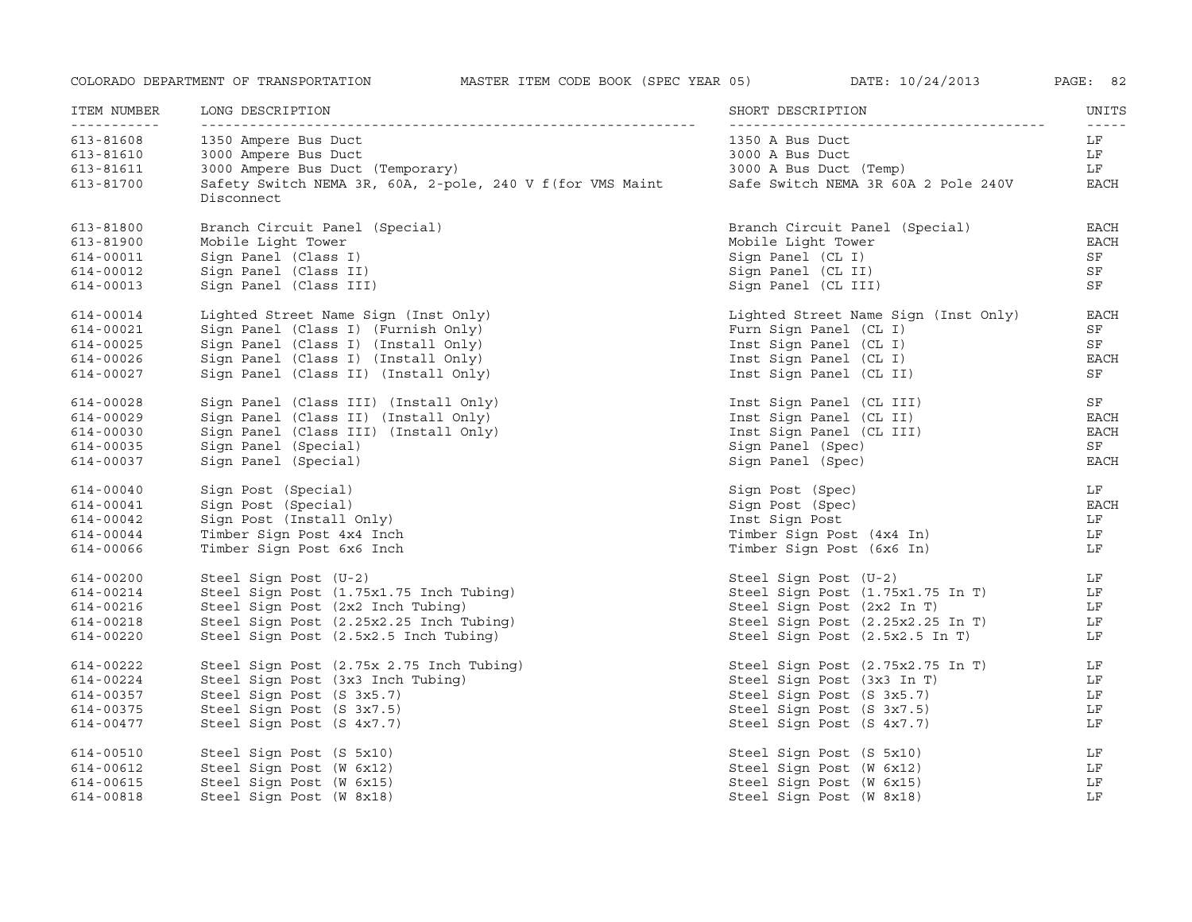| ITEM NUMBER | LONG DESCRIPTION | SHORT DESCRIPTION | UNITS |
|---|---|---|---|
| 613-81608 | 1350 Ampere Bus Duct | 1350 A Bus Duct | LF |
| 613-81610 | 3000 Ampere Bus Duct | 3000 A Bus Duct | LF |
| 613-81611 | 3000 Ampere Bus Duct (Temporary) | 3000 A Bus Duct (Temp) | LF |
| 613-81700 | Safety Switch NEMA 3R, 60A, 2-pole, 240 V f(for VMS Maint Disconnect | Safe Switch NEMA 3R 60A 2 Pole 240V | EACH |
| 613-81800 | Branch Circuit Panel (Special) | Branch Circuit Panel (Special) | EACH |
| 613-81900 | Mobile Light Tower | Mobile Light Tower | EACH |
| 614-00011 | Sign Panel (Class I) | Sign Panel (CL I) | SF |
| 614-00012 | Sign Panel (Class II) | Sign Panel (CL II) | SF |
| 614-00013 | Sign Panel (Class III) | Sign Panel (CL III) | SF |
| 614-00014 | Lighted Street Name Sign (Inst Only) | Lighted Street Name Sign (Inst Only) | EACH |
| 614-00021 | Sign Panel (Class I) (Furnish Only) | Furn Sign Panel (CL I) | SF |
| 614-00025 | Sign Panel (Class I) (Install Only) | Inst Sign Panel (CL I) | SF |
| 614-00026 | Sign Panel (Class I) (Install Only) | Inst Sign Panel (CL I) | EACH |
| 614-00027 | Sign Panel (Class II) (Install Only) | Inst Sign Panel (CL II) | SF |
| 614-00028 | Sign Panel (Class III) (Install Only) | Inst Sign Panel (CL III) | SF |
| 614-00029 | Sign Panel (Class II) (Install Only) | Inst Sign Panel (CL II) | EACH |
| 614-00030 | Sign Panel (Class III) (Install Only) | Inst Sign Panel (CL III) | EACH |
| 614-00035 | Sign Panel (Special) | Sign Panel (Spec) | SF |
| 614-00037 | Sign Panel (Special) | Sign Panel (Spec) | EACH |
| 614-00040 | Sign Post (Special) | Sign Post (Spec) | LF |
| 614-00041 | Sign Post (Special) | Sign Post (Spec) | EACH |
| 614-00042 | Sign Post (Install Only) | Inst Sign Post | LF |
| 614-00044 | Timber Sign Post 4x4 Inch | Timber Sign Post (4x4 In) | LF |
| 614-00066 | Timber Sign Post 6x6 Inch | Timber Sign Post (6x6 In) | LF |
| 614-00200 | Steel Sign Post (U-2) | Steel Sign Post (U-2) | LF |
| 614-00214 | Steel Sign Post (1.75x1.75 Inch Tubing) | Steel Sign Post (1.75x1.75 In T) | LF |
| 614-00216 | Steel Sign Post (2x2 Inch Tubing) | Steel Sign Post (2x2 In T) | LF |
| 614-00218 | Steel Sign Post (2.25x2.25 Inch Tubing) | Steel Sign Post (2.25x2.25 In T) | LF |
| 614-00220 | Steel Sign Post (2.5x2.5 Inch Tubing) | Steel Sign Post (2.5x2.5 In T) | LF |
| 614-00222 | Steel Sign Post (2.75x 2.75 Inch Tubing) | Steel Sign Post (2.75x2.75 In T) | LF |
| 614-00224 | Steel Sign Post (3x3 Inch Tubing) | Steel Sign Post (3x3 In T) | LF |
| 614-00357 | Steel Sign Post (S 3x5.7) | Steel Sign Post (S 3x5.7) | LF |
| 614-00375 | Steel Sign Post (S 3x7.5) | Steel Sign Post (S 3x7.5) | LF |
| 614-00477 | Steel Sign Post (S 4x7.7) | Steel Sign Post (S 4x7.7) | LF |
| 614-00510 | Steel Sign Post (S 5x10) | Steel Sign Post (S 5x10) | LF |
| 614-00612 | Steel Sign Post (W 6x12) | Steel Sign Post (W 6x12) | LF |
| 614-00615 | Steel Sign Post (W 6x15) | Steel Sign Post (W 6x15) | LF |
| 614-00818 | Steel Sign Post (W 8x18) | Steel Sign Post (W 8x18) | LF |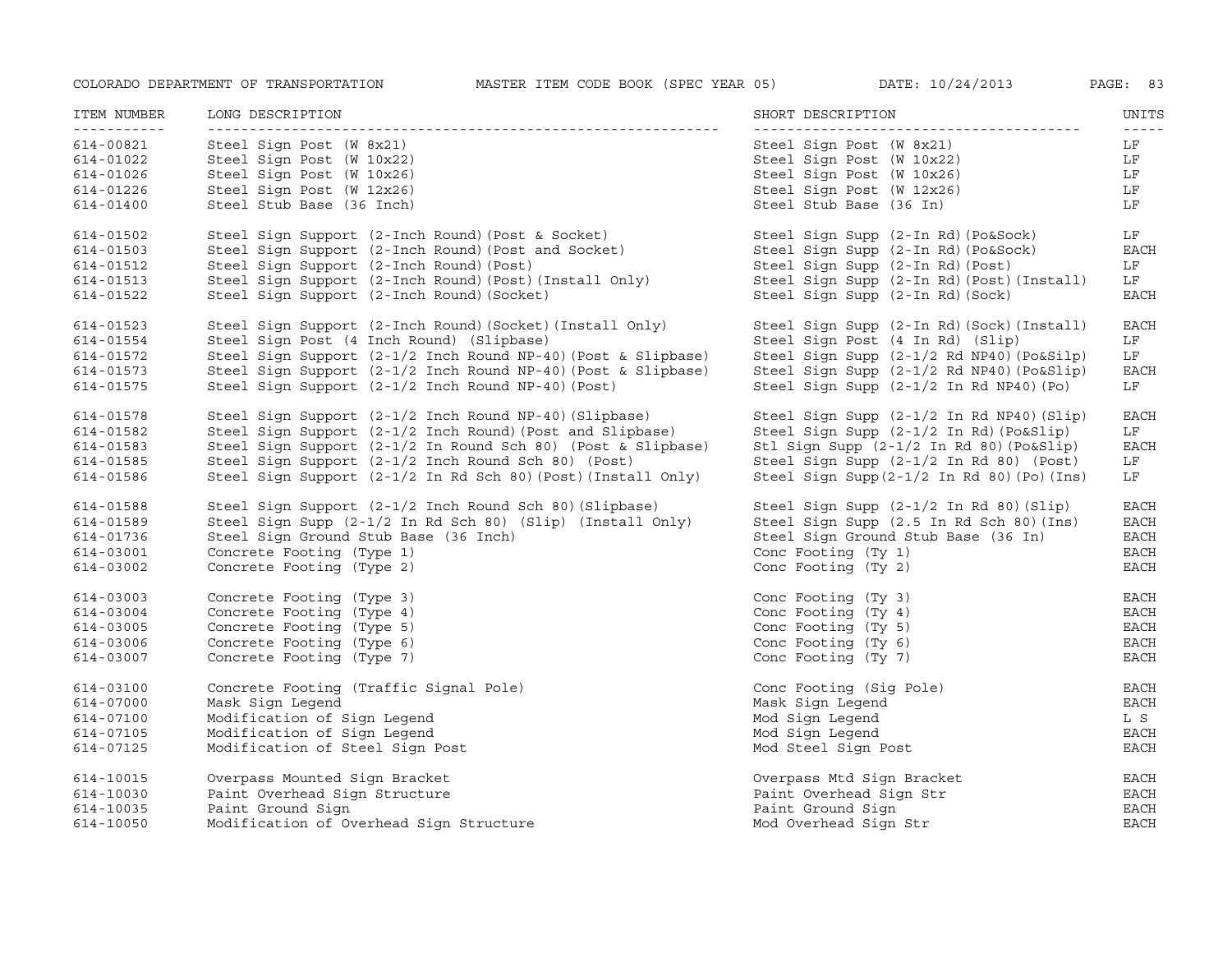| ITEM NUMBER | LONG DESCRIPTION | SHORT DESCRIPTION | UNITS |
|---|---|---|---|
| 614-00821 | Steel Sign Post (W 8x21) | Steel Sign Post (W 8x21) | LF |
| 614-01022 | Steel Sign Post (W 10x22) | Steel Sign Post (W 10x22) | LF |
| 614-01026 | Steel Sign Post (W 10x26) | Steel Sign Post (W 10x26) | LF |
| 614-01226 | Steel Sign Post (W 12x26) | Steel Sign Post (W 12x26) | LF |
| 614-01400 | Steel Stub Base (36 Inch) | Steel Stub Base (36 In) | LF |
| 614-01502 | Steel Sign Support (2-Inch Round)(Post & Socket) | Steel Sign Supp (2-In Rd)(Po&Sock) | LF |
| 614-01503 | Steel Sign Support (2-Inch Round)(Post and Socket) | Steel Sign Supp (2-In Rd)(Po&Sock) | EACH |
| 614-01512 | Steel Sign Support (2-Inch Round)(Post) | Steel Sign Supp (2-In Rd)(Post) | LF |
| 614-01513 | Steel Sign Support (2-Inch Round)(Post)(Install Only) | Steel Sign Supp (2-In Rd)(Post)(Install) | LF |
| 614-01522 | Steel Sign Support (2-Inch Round)(Socket) | Steel Sign Supp (2-In Rd)(Sock) | EACH |
| 614-01523 | Steel Sign Support (2-Inch Round)(Socket)(Install Only) | Steel Sign Supp (2-In Rd)(Sock)(Install) | EACH |
| 614-01554 | Steel Sign Post (4 Inch Round) (Slipbase) | Steel Sign Post (4 In Rd) (Slip) | LF |
| 614-01572 | Steel Sign Support (2-1/2 Inch Round NP-40)(Post & Slipbase) | Steel Sign Supp (2-1/2 Rd NP40)(Po&Silp) | LF |
| 614-01573 | Steel Sign Support (2-1/2 Inch Round NP-40)(Post & Slipbase) | Steel Sign Supp (2-1/2 Rd NP40)(Po&Slip) | EACH |
| 614-01575 | Steel Sign Support (2-1/2 Inch Round NP-40)(Post) | Steel Sign Supp (2-1/2 In Rd NP40)(Po) | LF |
| 614-01578 | Steel Sign Support (2-1/2 Inch Round NP-40)(Slipbase) | Steel Sign Supp (2-1/2 In Rd NP40)(Slip) | EACH |
| 614-01582 | Steel Sign Support (2-1/2 Inch Round)(Post and Slipbase) | Steel Sign Supp (2-1/2 In Rd)(Po&Slip) | LF |
| 614-01583 | Steel Sign Support (2-1/2 In Round Sch 80) (Post & Slipbase) | Stl Sign Supp (2-1/2 In Rd 80)(Po&Slip) | EACH |
| 614-01585 | Steel Sign Support (2-1/2 Inch Round Sch 80) (Post) | Steel Sign Supp (2-1/2 In Rd 80) (Post) | LF |
| 614-01586 | Steel Sign Support (2-1/2 In Rd Sch 80)(Post)(Install Only) | Steel Sign Supp(2-1/2 In Rd 80)(Po)(Ins) | LF |
| 614-01588 | Steel Sign Support (2-1/2 Inch Round Sch 80)(Slipbase) | Steel Sign Supp (2-1/2 In Rd 80)(Slip) | EACH |
| 614-01589 | Steel Sign Supp (2-1/2 In Rd Sch 80) (Slip) (Install Only) | Steel Sign Supp (2.5 In Rd Sch 80)(Ins) | EACH |
| 614-01736 | Steel Sign Ground Stub Base (36 Inch) | Steel Sign Ground Stub Base (36 In) | EACH |
| 614-03001 | Concrete Footing (Type 1) | Conc Footing (Ty 1) | EACH |
| 614-03002 | Concrete Footing (Type 2) | Conc Footing (Ty 2) | EACH |
| 614-03003 | Concrete Footing (Type 3) | Conc Footing (Ty 3) | EACH |
| 614-03004 | Concrete Footing (Type 4) | Conc Footing (Ty 4) | EACH |
| 614-03005 | Concrete Footing (Type 5) | Conc Footing (Ty 5) | EACH |
| 614-03006 | Concrete Footing (Type 6) | Conc Footing (Ty 6) | EACH |
| 614-03007 | Concrete Footing (Type 7) | Conc Footing (Ty 7) | EACH |
| 614-03100 | Concrete Footing (Traffic Signal Pole) | Conc Footing (Sig Pole) | EACH |
| 614-07000 | Mask Sign Legend | Mask Sign Legend | EACH |
| 614-07100 | Modification of Sign Legend | Mod Sign Legend | L S |
| 614-07105 | Modification of Sign Legend | Mod Sign Legend | EACH |
| 614-07125 | Modification of Steel Sign Post | Mod Steel Sign Post | EACH |
| 614-10015 | Overpass Mounted Sign Bracket | Overpass Mtd Sign Bracket | EACH |
| 614-10030 | Paint Overhead Sign Structure | Paint Overhead Sign Str | EACH |
| 614-10035 | Paint Ground Sign | Paint Ground Sign | EACH |
| 614-10050 | Modification of Overhead Sign Structure | Mod Overhead Sign Str | EACH |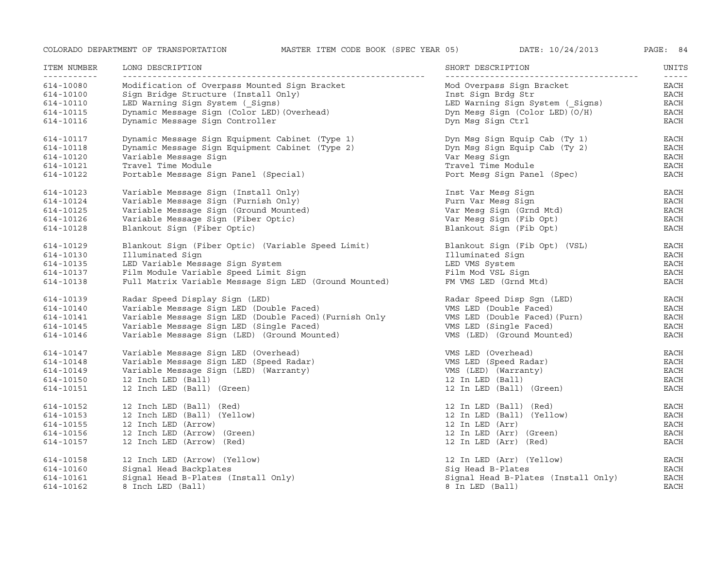| ITEM NUMBER | LONG DESCRIPTION | SHORT DESCRIPTION | UNITS |
|---|---|---|---|
| 614-10080 | Modification of Overpass Mounted Sign Bracket | Mod Overpass Sign Bracket | EACH |
| 614-10100 | Sign Bridge Structure (Install Only) | Inst Sign Brdg Str | EACH |
| 614-10110 | LED Warning Sign System (_Signs) | LED Warning Sign System (_Signs) | EACH |
| 614-10115 | Dynamic Message Sign (Color LED)(Overhead) | Dyn Mesg Sign (Color LED)(O/H) | EACH |
| 614-10116 | Dynamic Message Sign Controller | Dyn Msg Sign Ctrl | EACH |
| 614-10117 | Dynamic Message Sign Equipment Cabinet (Type 1) | Dyn Msg Sign Equip Cab (Ty 1) | EACH |
| 614-10118 | Dynamic Message Sign Equipment Cabinet (Type 2) | Dyn Msg Sign Equip Cab (Ty 2) | EACH |
| 614-10120 | Variable Message Sign | Var Mesg Sign | EACH |
| 614-10121 | Travel Time Module | Travel Time Module | EACH |
| 614-10122 | Portable Message Sign Panel (Special) | Port Mesg Sign Panel (Spec) | EACH |
| 614-10123 | Variable Message Sign (Install Only) | Inst Var Mesg Sign | EACH |
| 614-10124 | Variable Message Sign (Furnish Only) | Furn Var Mesg Sign | EACH |
| 614-10125 | Variable Message Sign (Ground Mounted) | Var Mesg Sign (Grnd Mtd) | EACH |
| 614-10126 | Variable Message Sign (Fiber Optic) | Var Mesg Sign (Fib Opt) | EACH |
| 614-10128 | Blankout Sign (Fiber Optic) | Blankout Sign (Fib Opt) | EACH |
| 614-10129 | Blankout Sign (Fiber Optic) (Variable Speed Limit) | Blankout Sign (Fib Opt) (VSL) | EACH |
| 614-10130 | Illuminated Sign | Illuminated Sign | EACH |
| 614-10135 | LED Variable Message Sign System | LED VMS System | EACH |
| 614-10137 | Film Module Variable Speed Limit Sign | Film Mod VSL Sign | EACH |
| 614-10138 | Full Matrix Variable Message Sign LED (Ground Mounted) | FM VMS LED (Grnd Mtd) | EACH |
| 614-10139 | Radar Speed Display Sign (LED) | Radar Speed Disp Sgn (LED) | EACH |
| 614-10140 | Variable Message Sign LED (Double Faced) | VMS LED (Double Faced) | EACH |
| 614-10141 | Variable Message Sign LED (Double Faced)(Furnish Only | VMS LED (Double Faced)(Furn) | EACH |
| 614-10145 | Variable Message Sign LED (Single Faced) | VMS LED (Single Faced) | EACH |
| 614-10146 | Variable Message Sign (LED) (Ground Mounted) | VMS (LED) (Ground Mounted) | EACH |
| 614-10147 | Variable Message Sign LED (Overhead) | VMS LED (Overhead) | EACH |
| 614-10148 | Variable Message Sign LED (Speed Radar) | VMS LED (Speed Radar) | EACH |
| 614-10149 | Variable Message Sign (LED) (Warranty) | VMS (LED) (Warranty) | EACH |
| 614-10150 | 12 Inch LED (Ball) | 12 In LED (Ball) | EACH |
| 614-10151 | 12 Inch LED (Ball) (Green) | 12 In LED (Ball) (Green) | EACH |
| 614-10152 | 12 Inch LED (Ball) (Red) | 12 In LED (Ball) (Red) | EACH |
| 614-10153 | 12 Inch LED (Ball) (Yellow) | 12 In LED (Ball) (Yellow) | EACH |
| 614-10155 | 12 Inch LED (Arrow) | 12 In LED (Arr) | EACH |
| 614-10156 | 12 Inch LED (Arrow) (Green) | 12 In LED (Arr) (Green) | EACH |
| 614-10157 | 12 Inch LED (Arrow) (Red) | 12 In LED (Arr) (Red) | EACH |
| 614-10158 | 12 Inch LED (Arrow) (Yellow) | 12 In LED (Arr) (Yellow) | EACH |
| 614-10160 | Signal Head Backplates | Sig Head B-Plates | EACH |
| 614-10161 | Signal Head B-Plates (Install Only) | Signal Head B-Plates (Install Only) | EACH |
| 614-10162 | 8 Inch LED (Ball) | 8 In LED (Ball) | EACH |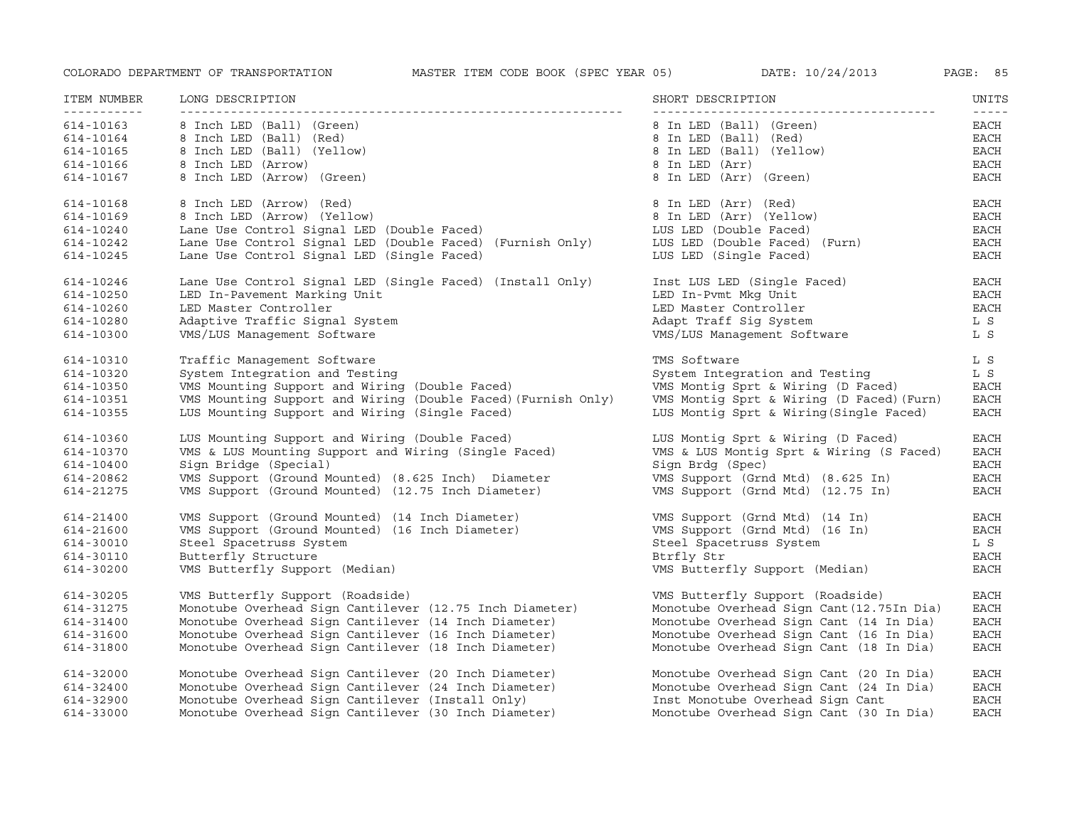| ITEM NUMBER | LONG DESCRIPTION | SHORT DESCRIPTION | UNITS |
|---|---|---|---|
| 614-10163 | 8 Inch LED (Ball) (Green) | 8 In LED (Ball) (Green) | EACH |
| 614-10164 | 8 Inch LED (Ball) (Red) | 8 In LED (Ball) (Red) | EACH |
| 614-10165 | 8 Inch LED (Ball) (Yellow) | 8 In LED (Ball) (Yellow) | EACH |
| 614-10166 | 8 Inch LED (Arrow) | 8 In LED (Arr) | EACH |
| 614-10167 | 8 Inch LED (Arrow) (Green) | 8 In LED (Arr) (Green) | EACH |
| 614-10168 | 8 Inch LED (Arrow) (Red) | 8 In LED (Arr) (Red) | EACH |
| 614-10169 | 8 Inch LED (Arrow) (Yellow) | 8 In LED (Arr) (Yellow) | EACH |
| 614-10240 | Lane Use Control Signal LED (Double Faced) | LUS LED (Double Faced) | EACH |
| 614-10242 | Lane Use Control Signal LED (Double Faced) (Furnish Only) | LUS LED (Double Faced) (Furn) | EACH |
| 614-10245 | Lane Use Control Signal LED (Single Faced) | LUS LED (Single Faced) | EACH |
| 614-10246 | Lane Use Control Signal LED (Single Faced) (Install Only) | Inst LUS LED (Single Faced) | EACH |
| 614-10250 | LED In-Pavement Marking Unit | LED In-Pvmt Mkg Unit | EACH |
| 614-10260 | LED Master Controller | LED Master Controller | EACH |
| 614-10280 | Adaptive Traffic Signal System | Adapt Traff Sig System | L S |
| 614-10300 | VMS/LUS Management Software | VMS/LUS Management Software | L S |
| 614-10310 | Traffic Management Software | TMS Software | L S |
| 614-10320 | System Integration and Testing | System Integration and Testing | L S |
| 614-10350 | VMS Mounting Support and Wiring (Double Faced) | VMS Montig Sprt & Wiring (D Faced) | EACH |
| 614-10351 | VMS Mounting Support and Wiring (Double Faced)(Furnish Only) | VMS Montig Sprt & Wiring (D Faced)(Furn) | EACH |
| 614-10355 | LUS Mounting Support and Wiring (Single Faced) | LUS Montig Sprt & Wiring(Single Faced) | EACH |
| 614-10360 | LUS Mounting Support and Wiring (Double Faced) | LUS Montig Sprt & Wiring (D Faced) | EACH |
| 614-10370 | VMS & LUS Mounting Support and Wiring (Single Faced) | VMS & LUS Montig Sprt & Wiring (S Faced) | EACH |
| 614-10400 | Sign Bridge (Special) | Sign Brdg (Spec) | EACH |
| 614-20862 | VMS Support (Ground Mounted) (8.625 Inch) Diameter | VMS Support (Grnd Mtd) (8.625 In) | EACH |
| 614-21275 | VMS Support (Ground Mounted) (12.75 Inch Diameter) | VMS Support (Grnd Mtd) (12.75 In) | EACH |
| 614-21400 | VMS Support (Ground Mounted) (14 Inch Diameter) | VMS Support (Grnd Mtd) (14 In) | EACH |
| 614-21600 | VMS Support (Ground Mounted) (16 Inch Diameter) | VMS Support (Grnd Mtd) (16 In) | EACH |
| 614-30010 | Steel Spacetruss System | Steel Spacetruss System | L S |
| 614-30110 | Butterfly Structure | Btrfly Str | EACH |
| 614-30200 | VMS Butterfly Support (Median) | VMS Butterfly Support (Median) | EACH |
| 614-30205 | VMS Butterfly Support (Roadside) | VMS Butterfly Support (Roadside) | EACH |
| 614-31275 | Monotube Overhead Sign Cantilever (12.75 Inch Diameter) | Monotube Overhead Sign Cant(12.75In Dia) | EACH |
| 614-31400 | Monotube Overhead Sign Cantilever (14 Inch Diameter) | Monotube Overhead Sign Cant (14 In Dia) | EACH |
| 614-31600 | Monotube Overhead Sign Cantilever (16 Inch Diameter) | Monotube Overhead Sign Cant (16 In Dia) | EACH |
| 614-31800 | Monotube Overhead Sign Cantilever (18 Inch Diameter) | Monotube Overhead Sign Cant (18 In Dia) | EACH |
| 614-32000 | Monotube Overhead Sign Cantilever (20 Inch Diameter) | Monotube Overhead Sign Cant (20 In Dia) | EACH |
| 614-32400 | Monotube Overhead Sign Cantilever (24 Inch Diameter) | Monotube Overhead Sign Cant (24 In Dia) | EACH |
| 614-32900 | Monotube Overhead Sign Cantilever (Install Only) | Inst Monotube Overhead Sign Cant | EACH |
| 614-33000 | Monotube Overhead Sign Cantilever (30 Inch Diameter) | Monotube Overhead Sign Cant (30 In Dia) | EACH |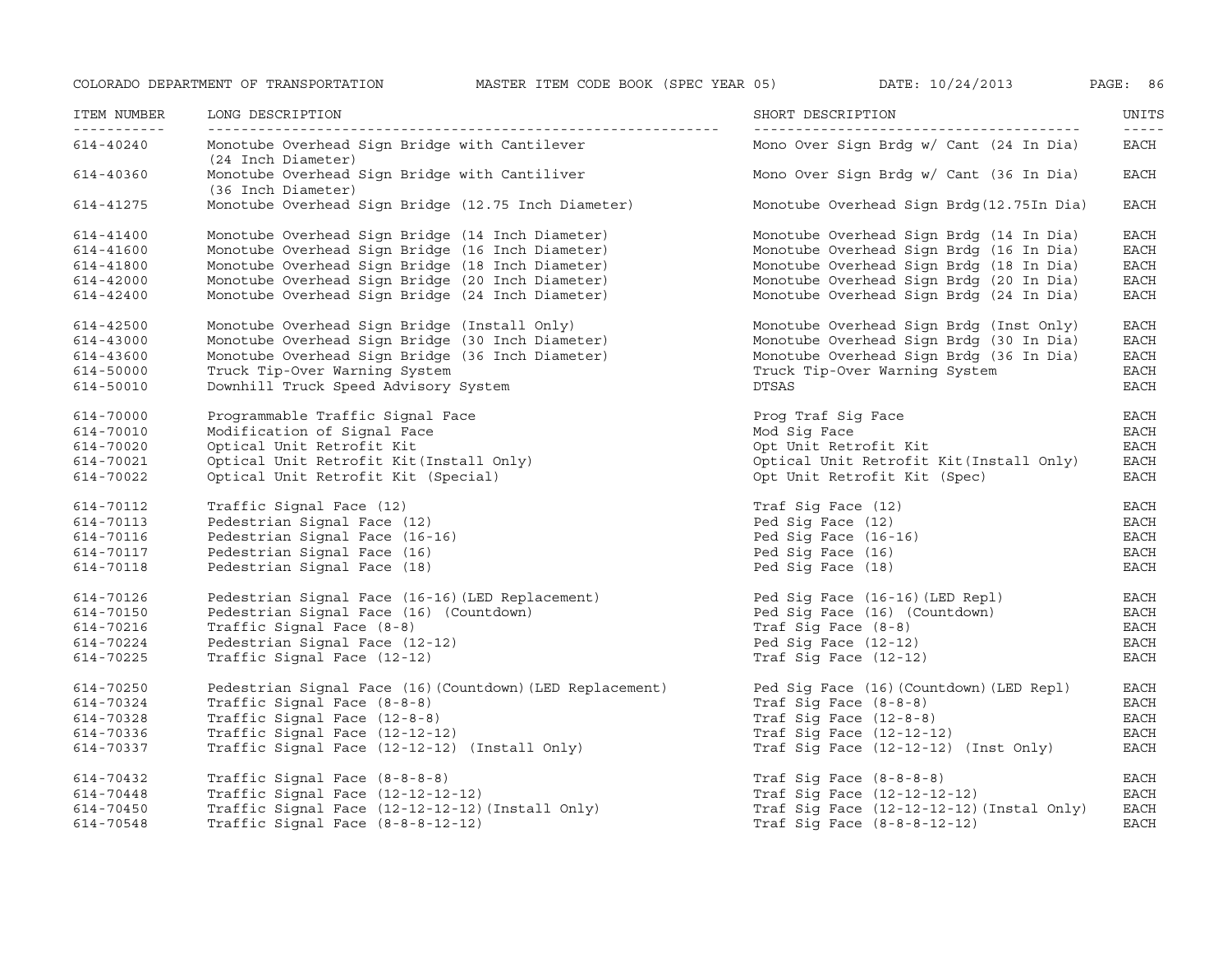| ITEM NUMBER | LONG DESCRIPTION | SHORT DESCRIPTION | UNITS |
|---|---|---|---|
| 614-40240 | Monotube Overhead Sign Bridge with Cantilever (24 Inch Diameter) | Mono Over Sign Brdg w/ Cant (24 In Dia) | EACH |
| 614-40360 | Monotube Overhead Sign Bridge with Cantiliver (36 Inch Diameter) | Mono Over Sign Brdg w/ Cant (36 In Dia) | EACH |
| 614-41275 | Monotube Overhead Sign Bridge (12.75 Inch Diameter) | Monotube Overhead Sign Brdg(12.75In Dia) | EACH |
| 614-41400 | Monotube Overhead Sign Bridge (14 Inch Diameter) | Monotube Overhead Sign Brdg (14 In Dia) | EACH |
| 614-41600 | Monotube Overhead Sign Bridge (16 Inch Diameter) | Monotube Overhead Sign Brdg (16 In Dia) | EACH |
| 614-41800 | Monotube Overhead Sign Bridge (18 Inch Diameter) | Monotube Overhead Sign Brdg (18 In Dia) | EACH |
| 614-42000 | Monotube Overhead Sign Bridge (20 Inch Diameter) | Monotube Overhead Sign Brdg (20 In Dia) | EACH |
| 614-42400 | Monotube Overhead Sign Bridge (24 Inch Diameter) | Monotube Overhead Sign Brdg (24 In Dia) | EACH |
| 614-42500 | Monotube Overhead Sign Bridge (Install Only) | Monotube Overhead Sign Brdg (Inst Only) | EACH |
| 614-43000 | Monotube Overhead Sign Bridge (30 Inch Diameter) | Monotube Overhead Sign Brdg (30 In Dia) | EACH |
| 614-43600 | Monotube Overhead Sign Bridge (36 Inch Diameter) | Monotube Overhead Sign Brdg (36 In Dia) | EACH |
| 614-50000 | Truck Tip-Over Warning System | Truck Tip-Over Warning System | EACH |
| 614-50010 | Downhill Truck Speed Advisory System | DTSAS | EACH |
| 614-70000 | Programmable Traffic Signal Face | Prog Traf Sig Face | EACH |
| 614-70010 | Modification of Signal Face | Mod Sig Face | EACH |
| 614-70020 | Optical Unit Retrofit Kit | Opt Unit Retrofit Kit | EACH |
| 614-70021 | Optical Unit Retrofit Kit(Install Only) | Optical Unit Retrofit Kit(Install Only) | EACH |
| 614-70022 | Optical Unit Retrofit Kit (Special) | Opt Unit Retrofit Kit (Spec) | EACH |
| 614-70112 | Traffic Signal Face (12) | Traf Sig Face (12) | EACH |
| 614-70113 | Pedestrian Signal Face (12) | Ped Sig Face (12) | EACH |
| 614-70116 | Pedestrian Signal Face (16-16) | Ped Sig Face (16-16) | EACH |
| 614-70117 | Pedestrian Signal Face (16) | Ped Sig Face (16) | EACH |
| 614-70118 | Pedestrian Signal Face (18) | Ped Sig Face (18) | EACH |
| 614-70126 | Pedestrian Signal Face (16-16)(LED Replacement) | Ped Sig Face (16-16)(LED Repl) | EACH |
| 614-70150 | Pedestrian Signal Face (16) (Countdown) | Ped Sig Face (16) (Countdown) | EACH |
| 614-70216 | Traffic Signal Face (8-8) | Traf Sig Face (8-8) | EACH |
| 614-70224 | Pedestrian Signal Face (12-12) | Ped Sig Face (12-12) | EACH |
| 614-70225 | Traffic Signal Face (12-12) | Traf Sig Face (12-12) | EACH |
| 614-70250 | Pedestrian Signal Face (16)(Countdown)(LED Replacement) | Ped Sig Face (16)(Countdown)(LED Repl) | EACH |
| 614-70324 | Traffic Signal Face (8-8-8) | Traf Sig Face (8-8-8) | EACH |
| 614-70328 | Traffic Signal Face (12-8-8) | Traf Sig Face (12-8-8) | EACH |
| 614-70336 | Traffic Signal Face (12-12-12) | Traf Sig Face (12-12-12) | EACH |
| 614-70337 | Traffic Signal Face (12-12-12) (Install Only) | Traf Sig Face (12-12-12) (Inst Only) | EACH |
| 614-70432 | Traffic Signal Face (8-8-8-8) | Traf Sig Face (8-8-8-8) | EACH |
| 614-70448 | Traffic Signal Face (12-12-12-12) | Traf Sig Face (12-12-12-12) | EACH |
| 614-70450 | Traffic Signal Face (12-12-12-12)(Install Only) | Traf Sig Face (12-12-12-12)(Instal Only) | EACH |
| 614-70548 | Traffic Signal Face (8-8-8-12-12) | Traf Sig Face (8-8-8-12-12) | EACH |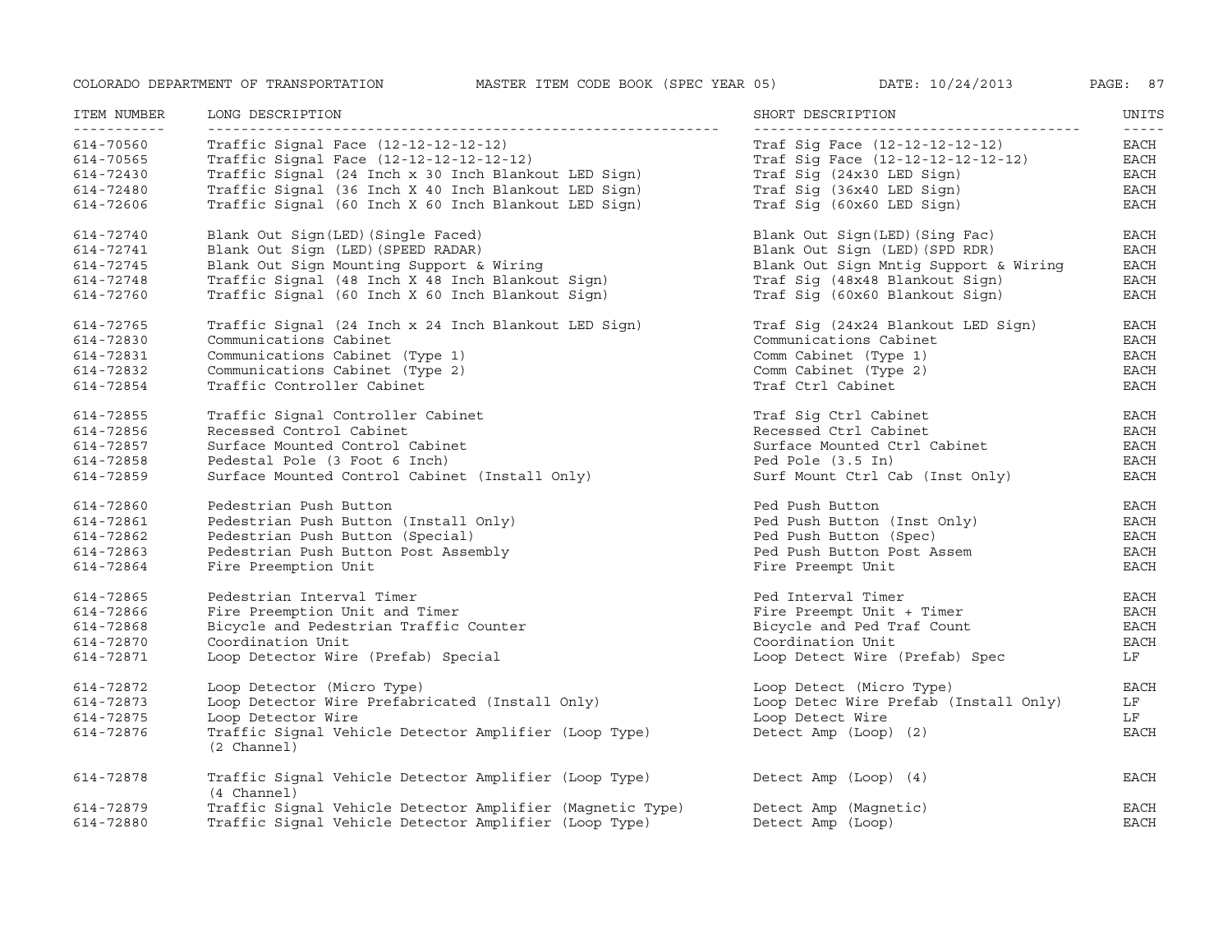| ITEM NUMBER | LONG DESCRIPTION | SHORT DESCRIPTION | UNITS |
|---|---|---|---|
| 614-70560 | Traffic Signal Face (12-12-12-12-12) | Traf Sig Face (12-12-12-12-12) | EACH |
| 614-70565 | Traffic Signal Face (12-12-12-12-12-12) | Traf Sig Face (12-12-12-12-12-12) | EACH |
| 614-72430 | Traffic Signal (24 Inch x 30 Inch Blankout LED Sign) | Traf Sig (24x30 LED Sign) | EACH |
| 614-72480 | Traffic Signal (36 Inch X 40 Inch Blankout LED Sign) | Traf Sig (36x40 LED Sign) | EACH |
| 614-72606 | Traffic Signal (60 Inch X 60 Inch Blankout LED Sign) | Traf Sig (60x60 LED Sign) | EACH |
| 614-72740 | Blank Out Sign(LED)(Single Faced) | Blank Out Sign(LED)(Sing Fac) | EACH |
| 614-72741 | Blank Out Sign (LED)(SPEED RADAR) | Blank Out Sign (LED)(SPD RDR) | EACH |
| 614-72745 | Blank Out Sign Mounting Support & Wiring | Blank Out Sign Mntig Support & Wiring | EACH |
| 614-72748 | Traffic Signal (48 Inch X 48 Inch Blankout Sign) | Traf Sig (48x48 Blankout Sign) | EACH |
| 614-72760 | Traffic Signal (60 Inch X 60 Inch Blankout Sign) | Traf Sig (60x60 Blankout Sign) | EACH |
| 614-72765 | Traffic Signal (24 Inch x 24 Inch Blankout LED Sign) | Traf Sig (24x24 Blankout LED Sign) | EACH |
| 614-72830 | Communications Cabinet | Communications Cabinet | EACH |
| 614-72831 | Communications Cabinet (Type 1) | Comm Cabinet (Type 1) | EACH |
| 614-72832 | Communications Cabinet (Type 2) | Comm Cabinet (Type 2) | EACH |
| 614-72854 | Traffic Controller Cabinet | Traf Ctrl Cabinet | EACH |
| 614-72855 | Traffic Signal Controller Cabinet | Traf Sig Ctrl Cabinet | EACH |
| 614-72856 | Recessed Control Cabinet | Recessed Ctrl Cabinet | EACH |
| 614-72857 | Surface Mounted Control Cabinet | Surface Mounted Ctrl Cabinet | EACH |
| 614-72858 | Pedestal Pole (3 Foot 6 Inch) | Ped Pole (3.5 In) | EACH |
| 614-72859 | Surface Mounted Control Cabinet (Install Only) | Surf Mount Ctrl Cab (Inst Only) | EACH |
| 614-72860 | Pedestrian Push Button | Ped Push Button | EACH |
| 614-72861 | Pedestrian Push Button (Install Only) | Ped Push Button (Inst Only) | EACH |
| 614-72862 | Pedestrian Push Button (Special) | Ped Push Button (Spec) | EACH |
| 614-72863 | Pedestrian Push Button Post Assembly | Ped Push Button Post Assem | EACH |
| 614-72864 | Fire Preemption Unit | Fire Preempt Unit | EACH |
| 614-72865 | Pedestrian Interval Timer | Ped Interval Timer | EACH |
| 614-72866 | Fire Preemption Unit and Timer | Fire Preempt Unit + Timer | EACH |
| 614-72868 | Bicycle and Pedestrian Traffic Counter | Bicycle and Ped Traf Count | EACH |
| 614-72870 | Coordination Unit | Coordination Unit | EACH |
| 614-72871 | Loop Detector Wire (Prefab) Special | Loop Detect Wire (Prefab) Spec | LF |
| 614-72872 | Loop Detector (Micro Type) | Loop Detect (Micro Type) | EACH |
| 614-72873 | Loop Detector Wire Prefabricated (Install Only) | Loop Detec Wire Prefab (Install Only) | LF |
| 614-72875 | Loop Detector Wire | Loop Detect Wire | LF |
| 614-72876 | Traffic Signal Vehicle Detector Amplifier (Loop Type) (2 Channel) | Detect Amp (Loop) (2) | EACH |
| 614-72878 | Traffic Signal Vehicle Detector Amplifier (Loop Type) (4 Channel) | Detect Amp (Loop) (4) | EACH |
| 614-72879 | Traffic Signal Vehicle Detector Amplifier (Magnetic Type) | Detect Amp (Magnetic) | EACH |
| 614-72880 | Traffic Signal Vehicle Detector Amplifier (Loop Type) | Detect Amp (Loop) | EACH |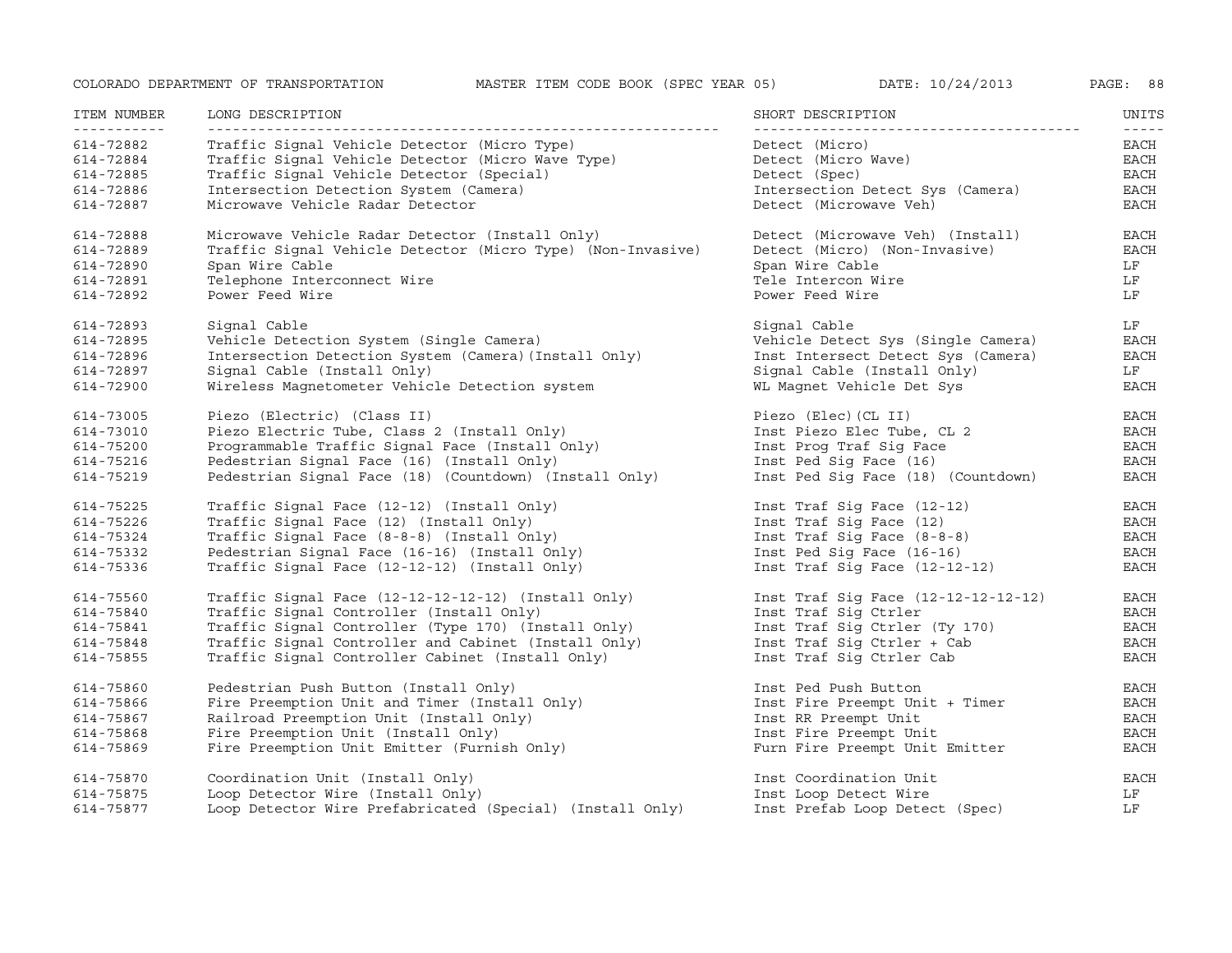| ITEM NUMBER | LONG DESCRIPTION | SHORT DESCRIPTION | UNITS |
|---|---|---|---|
| 614-72882 | Traffic Signal Vehicle Detector (Micro Type) | Detect (Micro) | EACH |
| 614-72884 | Traffic Signal Vehicle Detector (Micro Wave Type) | Detect (Micro Wave) | EACH |
| 614-72885 | Traffic Signal Vehicle Detector (Special) | Detect (Spec) | EACH |
| 614-72886 | Intersection Detection System (Camera) | Intersection Detect Sys (Camera) | EACH |
| 614-72887 | Microwave Vehicle Radar Detector | Detect (Microwave Veh) | EACH |
| 614-72888 | Microwave Vehicle Radar Detector (Install Only) | Detect (Microwave Veh) (Install) | EACH |
| 614-72889 | Traffic Signal Vehicle Detector (Micro Type) (Non-Invasive) | Detect (Micro) (Non-Invasive) | EACH |
| 614-72890 | Span Wire Cable | Span Wire Cable | LF |
| 614-72891 | Telephone Interconnect Wire | Tele Intercon Wire | LF |
| 614-72892 | Power Feed Wire | Power Feed Wire | LF |
| 614-72893 | Signal Cable | Signal Cable | LF |
| 614-72895 | Vehicle Detection System (Single Camera) | Vehicle Detect Sys (Single Camera) | EACH |
| 614-72896 | Intersection Detection System (Camera)(Install Only) | Inst Intersect Detect Sys (Camera) | EACH |
| 614-72897 | Signal Cable (Install Only) | Signal Cable (Install Only) | LF |
| 614-72900 | Wireless Magnetometer Vehicle Detection system | WL Magnet Vehicle Det Sys | EACH |
| 614-73005 | Piezo (Electric) (Class II) | Piezo (Elec)(CL II) | EACH |
| 614-73010 | Piezo Electric Tube, Class 2 (Install Only) | Inst Piezo Elec Tube, CL 2 | EACH |
| 614-75200 | Programmable Traffic Signal Face (Install Only) | Inst Prog Traf Sig Face | EACH |
| 614-75216 | Pedestrian Signal Face (16) (Install Only) | Inst Ped Sig Face (16) | EACH |
| 614-75219 | Pedestrian Signal Face (18) (Countdown) (Install Only) | Inst Ped Sig Face (18) (Countdown) | EACH |
| 614-75225 | Traffic Signal Face (12-12) (Install Only) | Inst Traf Sig Face (12-12) | EACH |
| 614-75226 | Traffic Signal Face (12) (Install Only) | Inst Traf Sig Face (12) | EACH |
| 614-75324 | Traffic Signal Face (8-8-8) (Install Only) | Inst Traf Sig Face (8-8-8) | EACH |
| 614-75332 | Pedestrian Signal Face (16-16) (Install Only) | Inst Ped Sig Face (16-16) | EACH |
| 614-75336 | Traffic Signal Face (12-12-12) (Install Only) | Inst Traf Sig Face (12-12-12) | EACH |
| 614-75560 | Traffic Signal Face (12-12-12-12-12) (Install Only) | Inst Traf Sig Face (12-12-12-12-12) | EACH |
| 614-75840 | Traffic Signal Controller (Install Only) | Inst Traf Sig Ctrler | EACH |
| 614-75841 | Traffic Signal Controller (Type 170) (Install Only) | Inst Traf Sig Ctrler (Ty 170) | EACH |
| 614-75848 | Traffic Signal Controller and Cabinet (Install Only) | Inst Traf Sig Ctrler + Cab | EACH |
| 614-75855 | Traffic Signal Controller Cabinet (Install Only) | Inst Traf Sig Ctrler Cab | EACH |
| 614-75860 | Pedestrian Push Button (Install Only) | Inst Ped Push Button | EACH |
| 614-75866 | Fire Preemption Unit and Timer (Install Only) | Inst Fire Preempt Unit + Timer | EACH |
| 614-75867 | Railroad Preemption Unit (Install Only) | Inst RR Preempt Unit | EACH |
| 614-75868 | Fire Preemption Unit (Install Only) | Inst Fire Preempt Unit | EACH |
| 614-75869 | Fire Preemption Unit Emitter (Furnish Only) | Furn Fire Preempt Unit Emitter | EACH |
| 614-75870 | Coordination Unit (Install Only) | Inst Coordination Unit | EACH |
| 614-75875 | Loop Detector Wire (Install Only) | Inst Loop Detect Wire | LF |
| 614-75877 | Loop Detector Wire Prefabricated (Special) (Install Only) | Inst Prefab Loop Detect (Spec) | LF |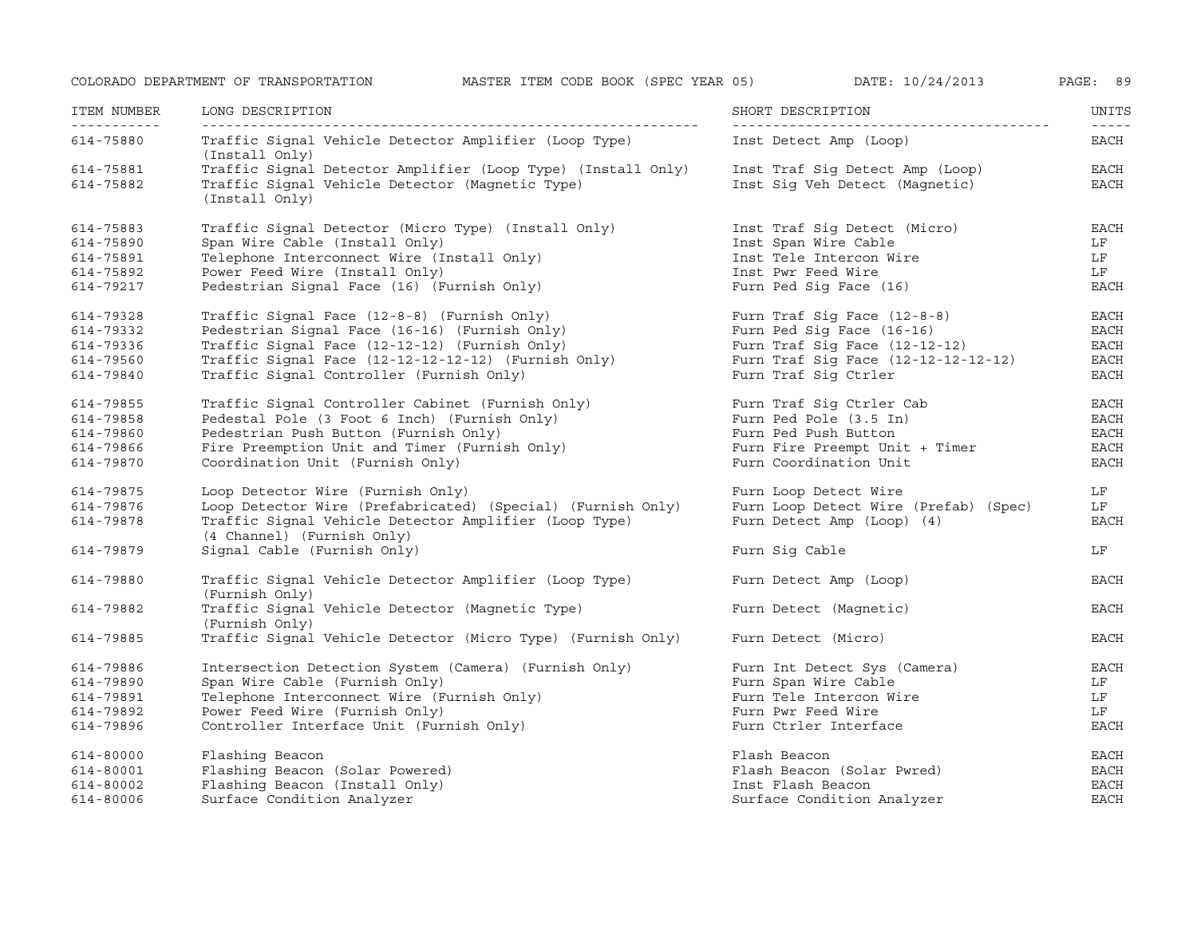| ITEM NUMBER | LONG DESCRIPTION | SHORT DESCRIPTION | UNITS |
|---|---|---|---|
| 614-75880 | Traffic Signal Vehicle Detector Amplifier (Loop Type) (Install Only) | Inst Detect Amp (Loop) | EACH |
| 614-75881 | Traffic Signal Detector Amplifier (Loop Type) (Install Only) | Inst Traf Sig Detect Amp (Loop) | EACH |
| 614-75882 | Traffic Signal Vehicle Detector (Magnetic Type) (Install Only) | Inst Sig Veh Detect (Magnetic) | EACH |
| 614-75883 | Traffic Signal Detector (Micro Type) (Install Only) | Inst Traf Sig Detect (Micro) | EACH |
| 614-75890 | Span Wire Cable (Install Only) | Inst Span Wire Cable | LF |
| 614-75891 | Telephone Interconnect Wire (Install Only) | Inst Tele Intercon Wire | LF |
| 614-75892 | Power Feed Wire (Install Only) | Inst Pwr Feed Wire | LF |
| 614-79217 | Pedestrian Signal Face (16) (Furnish Only) | Furn Ped Sig Face (16) | EACH |
| 614-79328 | Traffic Signal Face (12-8-8) (Furnish Only) | Furn Traf Sig Face (12-8-8) | EACH |
| 614-79332 | Pedestrian Signal Face (16-16) (Furnish Only) | Furn Ped Sig Face (16-16) | EACH |
| 614-79336 | Traffic Signal Face (12-12-12) (Furnish Only) | Furn Traf Sig Face (12-12-12) | EACH |
| 614-79560 | Traffic Signal Face (12-12-12-12-12) (Furnish Only) | Furn Traf Sig Face (12-12-12-12-12) | EACH |
| 614-79840 | Traffic Signal Controller (Furnish Only) | Furn Traf Sig Ctrler | EACH |
| 614-79855 | Traffic Signal Controller Cabinet (Furnish Only) | Furn Traf Sig Ctrler Cab | EACH |
| 614-79858 | Pedestal Pole (3 Foot 6 Inch) (Furnish Only) | Furn Ped Pole (3.5 In) | EACH |
| 614-79860 | Pedestrian Push Button (Furnish Only) | Furn Ped Push Button | EACH |
| 614-79866 | Fire Preemption Unit and Timer (Furnish Only) | Furn Fire Preempt Unit + Timer | EACH |
| 614-79870 | Coordination Unit (Furnish Only) | Furn Coordination Unit | EACH |
| 614-79875 | Loop Detector Wire (Furnish Only) | Furn Loop Detect Wire | LF |
| 614-79876 | Loop Detector Wire (Prefabricated) (Special) (Furnish Only) | Furn Loop Detect Wire (Prefab) (Spec) | LF |
| 614-79878 | Traffic Signal Vehicle Detector Amplifier (Loop Type) (4 Channel) (Furnish Only) | Furn Detect Amp (Loop) (4) | EACH |
| 614-79879 | Signal Cable (Furnish Only) | Furn Sig Cable | LF |
| 614-79880 | Traffic Signal Vehicle Detector Amplifier (Loop Type) (Furnish Only) | Furn Detect Amp (Loop) | EACH |
| 614-79882 | Traffic Signal Vehicle Detector (Magnetic Type) (Furnish Only) | Furn Detect (Magnetic) | EACH |
| 614-79885 | Traffic Signal Vehicle Detector (Micro Type) (Furnish Only) | Furn Detect (Micro) | EACH |
| 614-79886 | Intersection Detection System (Camera) (Furnish Only) | Furn Int Detect Sys (Camera) | EACH |
| 614-79890 | Span Wire Cable (Furnish Only) | Furn Span Wire Cable | LF |
| 614-79891 | Telephone Interconnect Wire (Furnish Only) | Furn Tele Intercon Wire | LF |
| 614-79892 | Power Feed Wire (Furnish Only) | Furn Pwr Feed Wire | LF |
| 614-79896 | Controller Interface Unit (Furnish Only) | Furn Ctrler Interface | EACH |
| 614-80000 | Flashing Beacon | Flash Beacon | EACH |
| 614-80001 | Flashing Beacon (Solar Powered) | Flash Beacon (Solar Pwred) | EACH |
| 614-80002 | Flashing Beacon (Install Only) | Inst Flash Beacon | EACH |
| 614-80006 | Surface Condition Analyzer | Surface Condition Analyzer | EACH |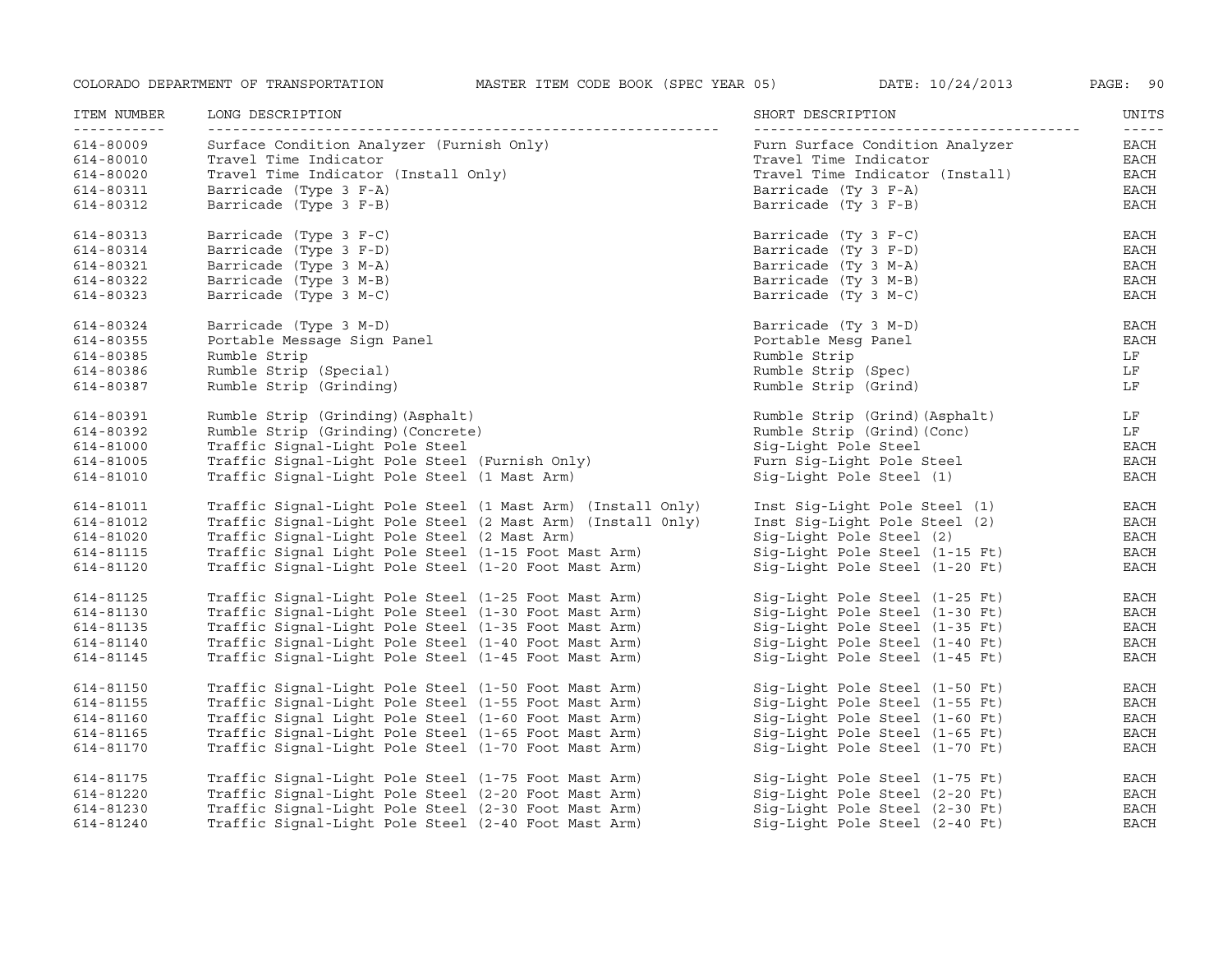| ITEM NUMBER | LONG DESCRIPTION | SHORT DESCRIPTION | UNITS |
|---|---|---|---|
| 614-80009 | Surface Condition Analyzer (Furnish Only) | Furn Surface Condition Analyzer | EACH |
| 614-80010 | Travel Time Indicator | Travel Time Indicator | EACH |
| 614-80020 | Travel Time Indicator (Install Only) | Travel Time Indicator (Install) | EACH |
| 614-80311 | Barricade (Type 3 F-A) | Barricade (Ty 3 F-A) | EACH |
| 614-80312 | Barricade (Type 3 F-B) | Barricade (Ty 3 F-B) | EACH |
| 614-80313 | Barricade (Type 3 F-C) | Barricade (Ty 3 F-C) | EACH |
| 614-80314 | Barricade (Type 3 F-D) | Barricade (Ty 3 F-D) | EACH |
| 614-80321 | Barricade (Type 3 M-A) | Barricade (Ty 3 M-A) | EACH |
| 614-80322 | Barricade (Type 3 M-B) | Barricade (Ty 3 M-B) | EACH |
| 614-80323 | Barricade (Type 3 M-C) | Barricade (Ty 3 M-C) | EACH |
| 614-80324 | Barricade (Type 3 M-D) | Barricade (Ty 3 M-D) | EACH |
| 614-80355 | Portable Message Sign Panel | Portable Mesg Panel | EACH |
| 614-80385 | Rumble Strip | Rumble Strip | LF |
| 614-80386 | Rumble Strip (Special) | Rumble Strip (Spec) | LF |
| 614-80387 | Rumble Strip (Grinding) | Rumble Strip (Grind) | LF |
| 614-80391 | Rumble Strip (Grinding)(Asphalt) | Rumble Strip (Grind)(Asphalt) | LF |
| 614-80392 | Rumble Strip (Grinding)(Concrete) | Rumble Strip (Grind)(Conc) | LF |
| 614-81000 | Traffic Signal-Light Pole Steel | Sig-Light Pole Steel | EACH |
| 614-81005 | Traffic Signal-Light Pole Steel (Furnish Only) | Furn Sig-Light Pole Steel | EACH |
| 614-81010 | Traffic Signal-Light Pole Steel (1 Mast Arm) | Sig-Light Pole Steel (1) | EACH |
| 614-81011 | Traffic Signal-Light Pole Steel (1 Mast Arm) (Install Only) | Inst Sig-Light Pole Steel (1) | EACH |
| 614-81012 | Traffic Signal-Light Pole Steel (2 Mast Arm) (Install 0nly) | Inst Sig-Light Pole Steel (2) | EACH |
| 614-81020 | Traffic Signal-Light Pole Steel (2 Mast Arm) | Sig-Light Pole Steel (2) | EACH |
| 614-81115 | Traffic Signal Light Pole Steel (1-15 Foot Mast Arm) | Sig-Light Pole Steel (1-15 Ft) | EACH |
| 614-81120 | Traffic Signal-Light Pole Steel (1-20 Foot Mast Arm) | Sig-Light Pole Steel (1-20 Ft) | EACH |
| 614-81125 | Traffic Signal-Light Pole Steel (1-25 Foot Mast Arm) | Sig-Light Pole Steel (1-25 Ft) | EACH |
| 614-81130 | Traffic Signal-Light Pole Steel (1-30 Foot Mast Arm) | Sig-Light Pole Steel (1-30 Ft) | EACH |
| 614-81135 | Traffic Signal-Light Pole Steel (1-35 Foot Mast Arm) | Sig-Light Pole Steel (1-35 Ft) | EACH |
| 614-81140 | Traffic Signal-Light Pole Steel (1-40 Foot Mast Arm) | Sig-Light Pole Steel (1-40 Ft) | EACH |
| 614-81145 | Traffic Signal-Light Pole Steel (1-45 Foot Mast Arm) | Sig-Light Pole Steel (1-45 Ft) | EACH |
| 614-81150 | Traffic Signal-Light Pole Steel (1-50 Foot Mast Arm) | Sig-Light Pole Steel (1-50 Ft) | EACH |
| 614-81155 | Traffic Signal-Light Pole Steel (1-55 Foot Mast Arm) | Sig-Light Pole Steel (1-55 Ft) | EACH |
| 614-81160 | Traffic Signal Light Pole Steel (1-60 Foot Mast Arm) | Sig-Light Pole Steel (1-60 Ft) | EACH |
| 614-81165 | Traffic Signal-Light Pole Steel (1-65 Foot Mast Arm) | Sig-Light Pole Steel (1-65 Ft) | EACH |
| 614-81170 | Traffic Signal-Light Pole Steel (1-70 Foot Mast Arm) | Sig-Light Pole Steel (1-70 Ft) | EACH |
| 614-81175 | Traffic Signal-Light Pole Steel (1-75 Foot Mast Arm) | Sig-Light Pole Steel (1-75 Ft) | EACH |
| 614-81220 | Traffic Signal-Light Pole Steel (2-20 Foot Mast Arm) | Sig-Light Pole Steel (2-20 Ft) | EACH |
| 614-81230 | Traffic Signal-Light Pole Steel (2-30 Foot Mast Arm) | Sig-Light Pole Steel (2-30 Ft) | EACH |
| 614-81240 | Traffic Signal-Light Pole Steel (2-40 Foot Mast Arm) | Sig-Light Pole Steel (2-40 Ft) | EACH |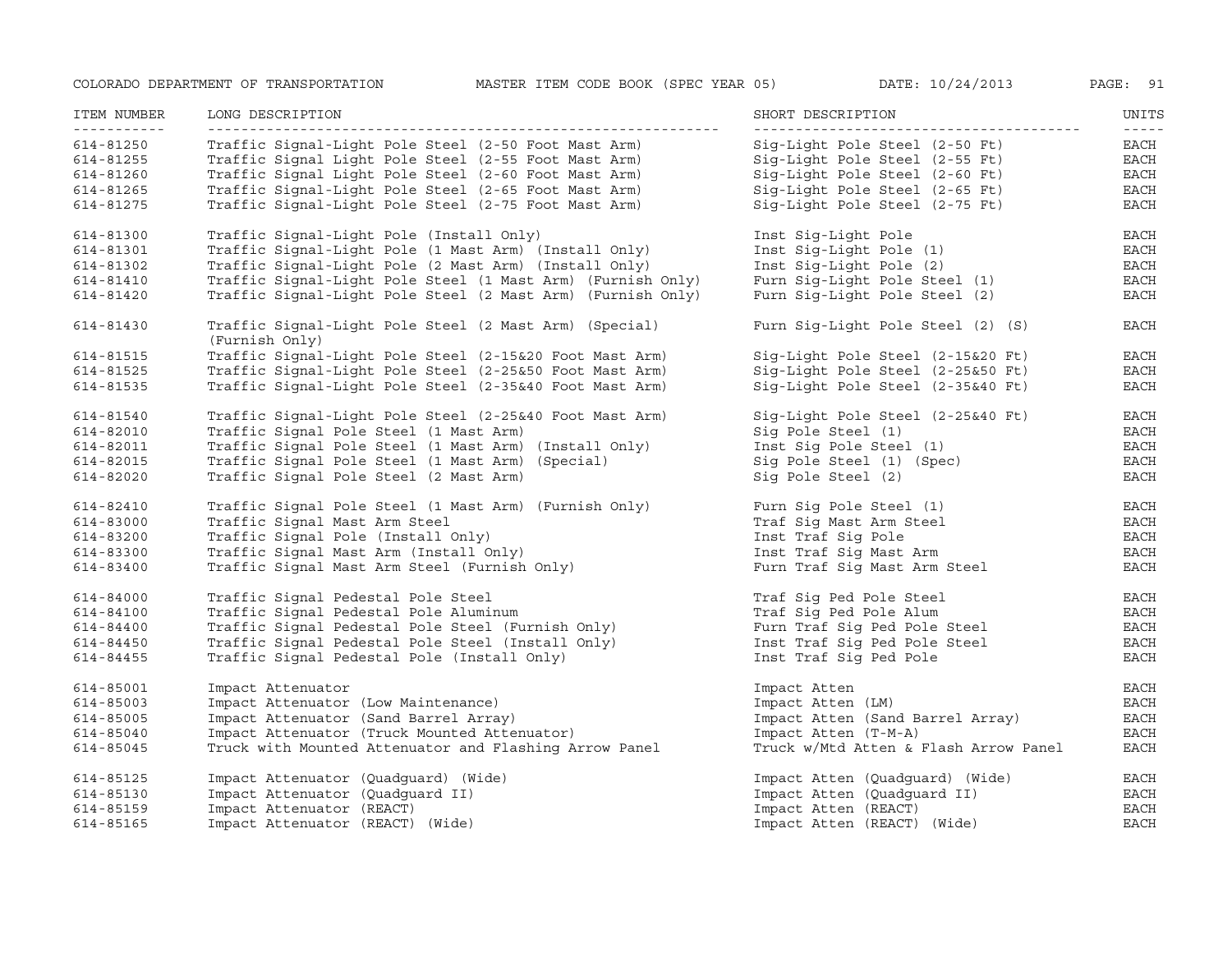| ITEM NUMBER | LONG DESCRIPTION | SHORT DESCRIPTION | UNITS |
|---|---|---|---|
| 614-81250 | Traffic Signal-Light Pole Steel (2-50 Foot Mast Arm) | Sig-Light Pole Steel (2-50 Ft) | EACH |
| 614-81255 | Traffic Signal-Light Pole Steel (2-55 Foot Mast Arm) | Sig-Light Pole Steel (2-55 Ft) | EACH |
| 614-81260 | Traffic Signal Light Pole Steel (2-60 Foot Mast Arm) | Sig-Light Pole Steel (2-60 Ft) | EACH |
| 614-81265 | Traffic Signal-Light Pole Steel (2-65 Foot Mast Arm) | Sig-Light Pole Steel (2-65 Ft) | EACH |
| 614-81275 | Traffic Signal-Light Pole Steel (2-75 Foot Mast Arm) | Sig-Light Pole Steel (2-75 Ft) | EACH |
| 614-81300 | Traffic Signal-Light Pole (Install Only) | Inst Sig-Light Pole | EACH |
| 614-81301 | Traffic Signal-Light Pole (1 Mast Arm) (Install Only) | Inst Sig-Light Pole (1) | EACH |
| 614-81302 | Traffic Signal-Light Pole (2 Mast Arm) (Install Only) | Inst Sig-Light Pole (2) | EACH |
| 614-81410 | Traffic Signal-Light Pole Steel (1 Mast Arm) (Furnish Only) | Furn Sig-Light Pole Steel (1) | EACH |
| 614-81420 | Traffic Signal-Light Pole Steel (2 Mast Arm) (Furnish Only) | Furn Sig-Light Pole Steel (2) | EACH |
| 614-81430 | Traffic Signal-Light Pole Steel (2 Mast Arm) (Special) (Furnish Only) | Furn Sig-Light Pole Steel (2) (S) | EACH |
| 614-81515 | Traffic Signal-Light Pole Steel (2-15&20 Foot Mast Arm) | Sig-Light Pole Steel (2-15&20 Ft) | EACH |
| 614-81525 | Traffic Signal-Light Pole Steel (2-25&50 Foot Mast Arm) | Sig-Light Pole Steel (2-25&50 Ft) | EACH |
| 614-81535 | Traffic Signal-Light Pole Steel (2-35&40 Foot Mast Arm) | Sig-Light Pole Steel (2-35&40 Ft) | EACH |
| 614-81540 | Traffic Signal-Light Pole Steel (2-25&40 Foot Mast Arm) | Sig-Light Pole Steel (2-25&40 Ft) | EACH |
| 614-82010 | Traffic Signal Pole Steel (1 Mast Arm) | Sig Pole Steel (1) | EACH |
| 614-82011 | Traffic Signal Pole Steel (1 Mast Arm) (Install Only) | Inst Sig Pole Steel (1) | EACH |
| 614-82015 | Traffic Signal Pole Steel (1 Mast Arm) (Special) | Sig Pole Steel (1) (Spec) | EACH |
| 614-82020 | Traffic Signal Pole Steel (2 Mast Arm) | Sig Pole Steel (2) | EACH |
| 614-82410 | Traffic Signal Pole Steel (1 Mast Arm) (Furnish Only) | Furn Sig Pole Steel (1) | EACH |
| 614-83000 | Traffic Signal Mast Arm Steel | Traf Sig Mast Arm Steel | EACH |
| 614-83200 | Traffic Signal Pole (Install Only) | Inst Traf Sig Pole | EACH |
| 614-83300 | Traffic Signal Mast Arm (Install Only) | Inst Traf Sig Mast Arm | EACH |
| 614-83400 | Traffic Signal Mast Arm Steel (Furnish Only) | Furn Traf Sig Mast Arm Steel | EACH |
| 614-84000 | Traffic Signal Pedestal Pole Steel | Traf Sig Ped Pole Steel | EACH |
| 614-84100 | Traffic Signal Pedestal Pole Aluminum | Traf Sig Ped Pole Alum | EACH |
| 614-84400 | Traffic Signal Pedestal Pole Steel (Furnish Only) | Furn Traf Sig Ped Pole Steel | EACH |
| 614-84450 | Traffic Signal Pedestal Pole Steel (Install Only) | Inst Traf Sig Ped Pole Steel | EACH |
| 614-84455 | Traffic Signal Pedestal Pole (Install Only) | Inst Traf Sig Ped Pole | EACH |
| 614-85001 | Impact Attenuator | Impact Atten | EACH |
| 614-85003 | Impact Attenuator (Low Maintenance) | Impact Atten (LM) | EACH |
| 614-85005 | Impact Attenuator (Sand Barrel Array) | Impact Atten (Sand Barrel Array) | EACH |
| 614-85040 | Impact Attenuator (Truck Mounted Attenuator) | Impact Atten (T-M-A) | EACH |
| 614-85045 | Truck with Mounted Attenuator and Flashing Arrow Panel | Truck w/Mtd Atten & Flash Arrow Panel | EACH |
| 614-85125 | Impact Attenuator (Quadguard) (Wide) | Impact Atten (Quadguard) (Wide) | EACH |
| 614-85130 | Impact Attenuator (Quadguard II) | Impact Atten (Quadguard II) | EACH |
| 614-85159 | Impact Attenuator (REACT) | Impact Atten (REACT) | EACH |
| 614-85165 | Impact Attenuator (REACT) (Wide) | Impact Atten (REACT) (Wide) | EACH |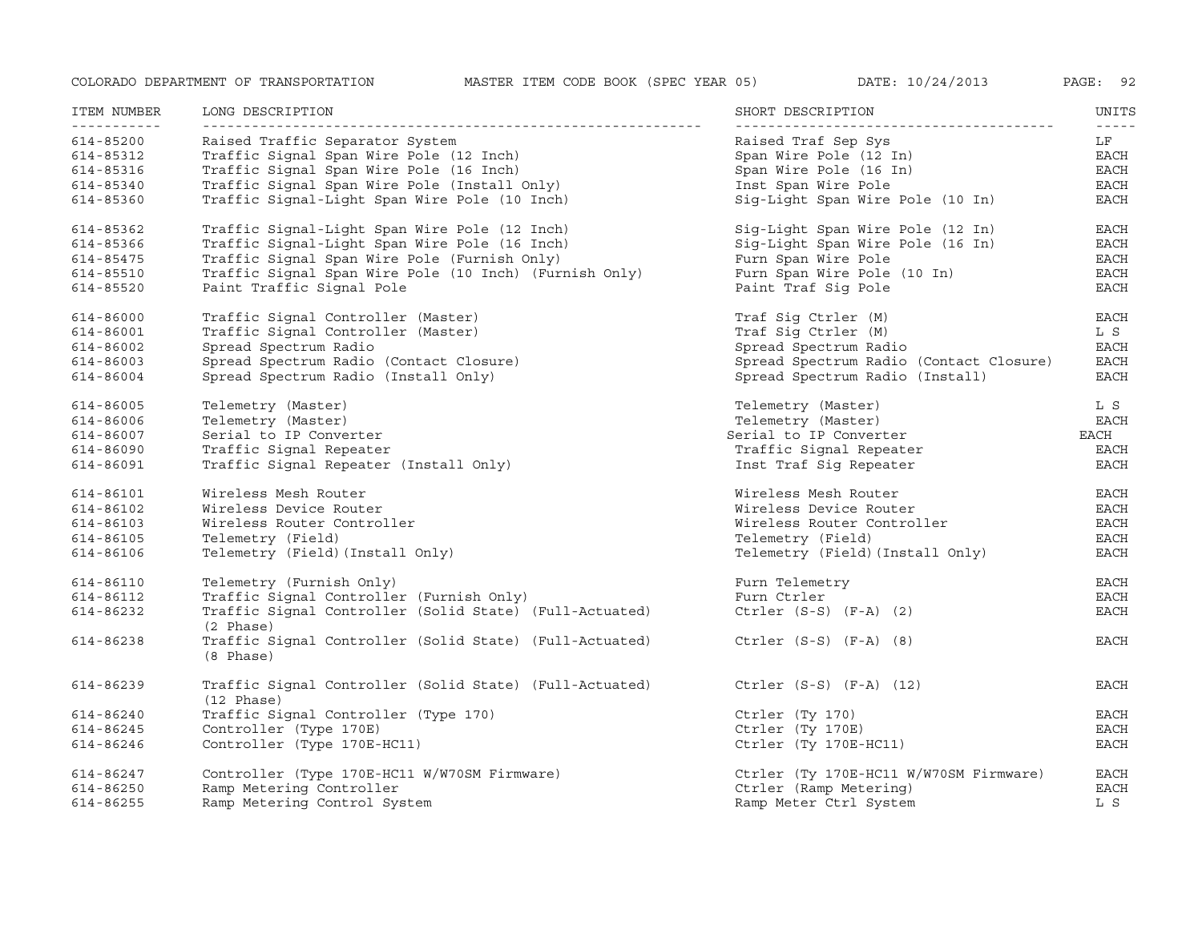| ITEM NUMBER | LONG DESCRIPTION | SHORT DESCRIPTION | UNITS |
|---|---|---|---|
| 614-85200 | Raised Traffic Separator System | Raised Traf Sep Sys | LF |
| 614-85312 | Traffic Signal Span Wire Pole (12 Inch) | Span Wire Pole (12 In) | EACH |
| 614-85316 | Traffic Signal Span Wire Pole (16 Inch) | Span Wire Pole (16 In) | EACH |
| 614-85340 | Traffic Signal Span Wire Pole (Install Only) | Inst Span Wire Pole | EACH |
| 614-85360 | Traffic Signal-Light Span Wire Pole (10 Inch) | Sig-Light Span Wire Pole (10 In) | EACH |
| 614-85362 | Traffic Signal-Light Span Wire Pole (12 Inch) | Sig-Light Span Wire Pole (12 In) | EACH |
| 614-85366 | Traffic Signal-Light Span Wire Pole (16 Inch) | Sig-Light Span Wire Pole (16 In) | EACH |
| 614-85475 | Traffic Signal Span Wire Pole (Furnish Only) | Furn Span Wire Pole | EACH |
| 614-85510 | Traffic Signal Span Wire Pole (10 Inch) (Furnish Only) | Furn Span Wire Pole (10 In) | EACH |
| 614-85520 | Paint Traffic Signal Pole | Paint Traf Sig Pole | EACH |
| 614-86000 | Traffic Signal Controller (Master) | Traf Sig Ctrler (M) | EACH |
| 614-86001 | Traffic Signal Controller (Master) | Traf Sig Ctrler (M) | L S |
| 614-86002 | Spread Spectrum Radio | Spread Spectrum Radio | EACH |
| 614-86003 | Spread Spectrum Radio (Contact Closure) | Spread Spectrum Radio (Contact Closure) | EACH |
| 614-86004 | Spread Spectrum Radio (Install Only) | Spread Spectrum Radio (Install) | EACH |
| 614-86005 | Telemetry (Master) | Telemetry (Master) | L S |
| 614-86006 | Telemetry (Master) | Telemetry (Master) | EACH |
| 614-86007 | Serial to IP Converter | Serial to IP Converter | EACH |
| 614-86090 | Traffic Signal Repeater | Traffic Signal Repeater | EACH |
| 614-86091 | Traffic Signal Repeater (Install Only) | Inst Traf Sig Repeater | EACH |
| 614-86101 | Wireless Mesh Router | Wireless Mesh Router | EACH |
| 614-86102 | Wireless Device Router | Wireless Device Router | EACH |
| 614-86103 | Wireless Router Controller | Wireless Router Controller | EACH |
| 614-86105 | Telemetry (Field) | Telemetry (Field) | EACH |
| 614-86106 | Telemetry (Field)(Install Only) | Telemetry (Field)(Install Only) | EACH |
| 614-86110 | Telemetry (Furnish Only) | Furn Telemetry | EACH |
| 614-86112 | Traffic Signal Controller (Furnish Only) | Furn Ctrler | EACH |
| 614-86232 | Traffic Signal Controller (Solid State) (Full-Actuated) (2 Phase) | Ctrler (S-S) (F-A) (2) | EACH |
| 614-86238 | Traffic Signal Controller (Solid State) (Full-Actuated) (8 Phase) | Ctrler (S-S) (F-A) (8) | EACH |
| 614-86239 | Traffic Signal Controller (Solid State) (Full-Actuated) (12 Phase) | Ctrler (S-S) (F-A) (12) | EACH |
| 614-86240 | Traffic Signal Controller (Type 170) | Ctrler (Ty 170) | EACH |
| 614-86245 | Controller (Type 170E) | Ctrler (Ty 170E) | EACH |
| 614-86246 | Controller (Type 170E-HC11) | Ctrler (Ty 170E-HC11) | EACH |
| 614-86247 | Controller (Type 170E-HC11 W/W70SM Firmware) | Ctrler (Ty 170E-HC11 W/W70SM Firmware) | EACH |
| 614-86250 | Ramp Metering Controller | Ctrler (Ramp Metering) | EACH |
| 614-86255 | Ramp Metering Control System | Ramp Meter Ctrl System | L S |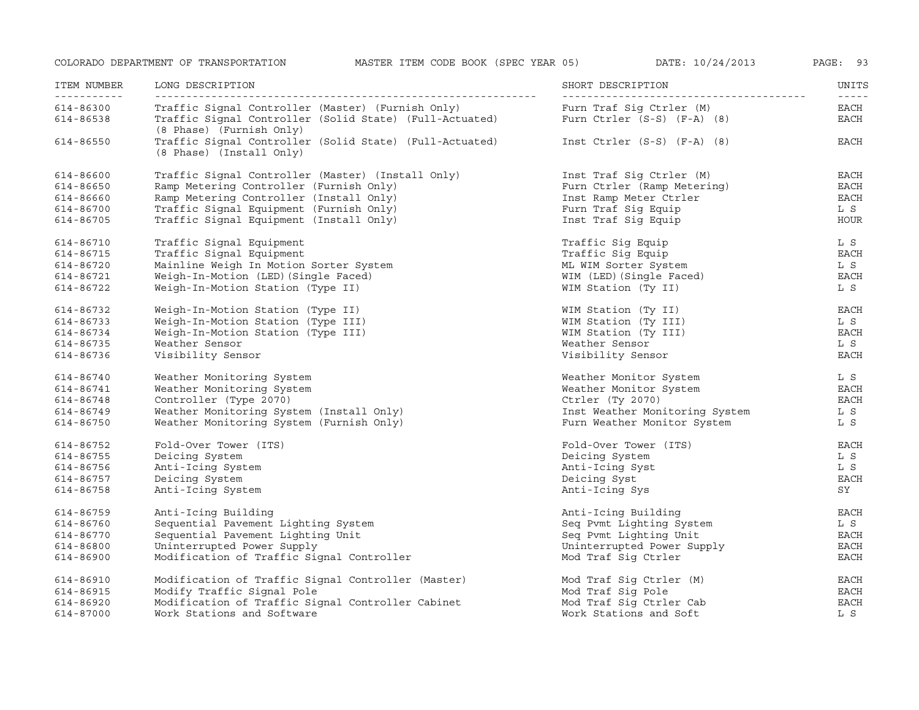| ITEM NUMBER | LONG DESCRIPTION | SHORT DESCRIPTION | UNITS |
|---|---|---|---|
| 614-86300 | Traffic Signal Controller (Master) (Furnish Only) | Furn Traf Sig Ctrler (M) | EACH |
| 614-86538 | Traffic Signal Controller (Solid State) (Full-Actuated) (8 Phase) (Furnish Only) | Furn Ctrler (S-S) (F-A) (8) | EACH |
| 614-86550 | Traffic Signal Controller (Solid State) (Full-Actuated) (8 Phase) (Install Only) | Inst Ctrler (S-S) (F-A) (8) | EACH |
| 614-86600 | Traffic Signal Controller (Master) (Install Only) | Inst Traf Sig Ctrler (M) | EACH |
| 614-86650 | Ramp Metering Controller (Furnish Only) | Furn Ctrler (Ramp Metering) | EACH |
| 614-86660 | Ramp Metering Controller (Install Only) | Inst Ramp Meter Ctrler | EACH |
| 614-86700 | Traffic Signal Equipment (Furnish Only) | Furn Traf Sig Equip | L S |
| 614-86705 | Traffic Signal Equipment (Install Only) | Inst Traf Sig Equip | HOUR |
| 614-86710 | Traffic Signal Equipment | Traffic Sig Equip | L S |
| 614-86715 | Traffic Signal Equipment | Traffic Sig Equip | EACH |
| 614-86720 | Mainline Weigh In Motion Sorter System | ML WIM Sorter System | L S |
| 614-86721 | Weigh-In-Motion (LED)(Single Faced) | WIM (LED)(Single Faced) | EACH |
| 614-86722 | Weigh-In-Motion Station (Type II) | WIM Station (Ty II) | L S |
| 614-86732 | Weigh-In-Motion Station (Type II) | WIM Station (Ty II) | EACH |
| 614-86733 | Weigh-In-Motion Station (Type III) | WIM Station (Ty III) | L S |
| 614-86734 | Weigh-In-Motion Station (Type III) | WIM Station (Ty III) | EACH |
| 614-86735 | Weather Sensor | Weather Sensor | L S |
| 614-86736 | Visibility Sensor | Visibility Sensor | EACH |
| 614-86740 | Weather Monitoring System | Weather Monitor System | L S |
| 614-86741 | Weather Monitoring System | Weather Monitor System | EACH |
| 614-86748 | Controller (Type 2070) | Ctrler (Ty 2070) | EACH |
| 614-86749 | Weather Monitoring System (Install Only) | Inst Weather Monitoring System | L S |
| 614-86750 | Weather Monitoring System (Furnish Only) | Furn Weather Monitor System | L S |
| 614-86752 | Fold-Over Tower (ITS) | Fold-Over Tower (ITS) | EACH |
| 614-86755 | Deicing System | Deicing System | L S |
| 614-86756 | Anti-Icing System | Anti-Icing Syst | L S |
| 614-86757 | Deicing System | Deicing Syst | EACH |
| 614-86758 | Anti-Icing System | Anti-Icing Sys | SY |
| 614-86759 | Anti-Icing Building | Anti-Icing Building | EACH |
| 614-86760 | Sequential Pavement Lighting System | Seq Pvmt Lighting System | L S |
| 614-86770 | Sequential Pavement Lighting Unit | Seq Pvmt Lighting Unit | EACH |
| 614-86800 | Uninterrupted Power Supply | Uninterrupted Power Supply | EACH |
| 614-86900 | Modification of Traffic Signal Controller | Mod Traf Sig Ctrler | EACH |
| 614-86910 | Modification of Traffic Signal Controller (Master) | Mod Traf Sig Ctrler (M) | EACH |
| 614-86915 | Modify Traffic Signal Pole | Mod Traf Sig Pole | EACH |
| 614-86920 | Modification of Traffic Signal Controller Cabinet | Mod Traf Sig Ctrler Cab | EACH |
| 614-87000 | Work Stations and Software | Work Stations and Soft | L S |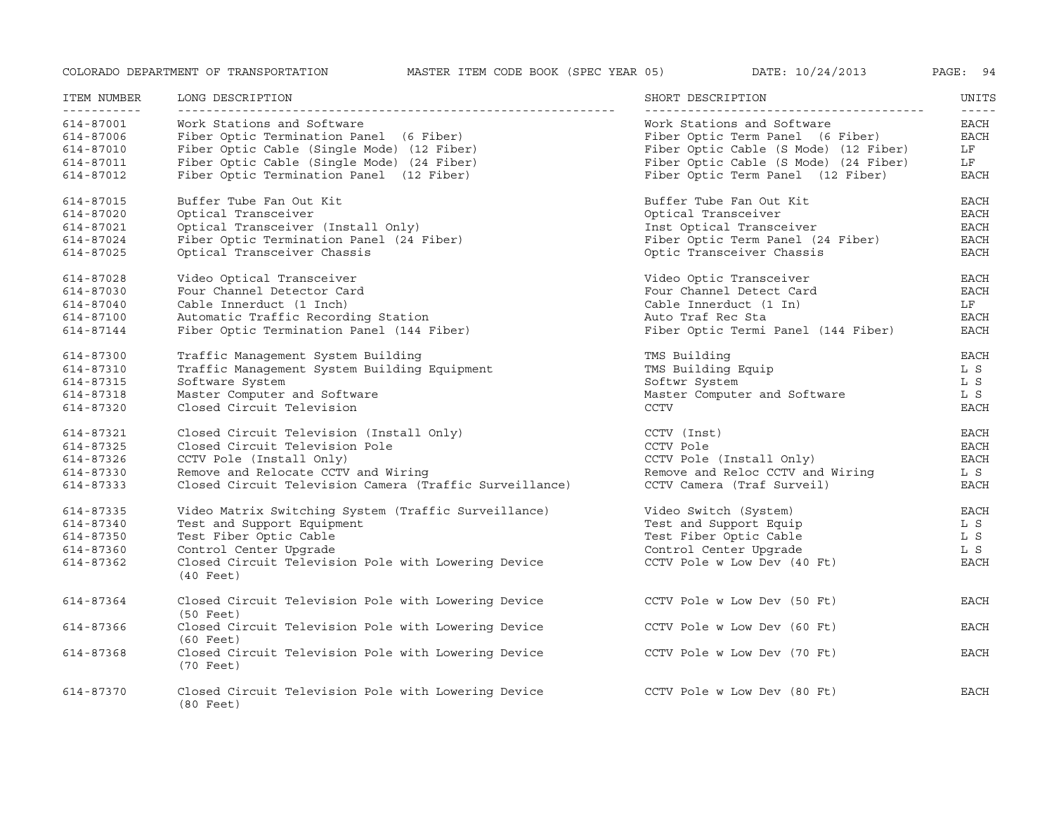| ITEM NUMBER | LONG DESCRIPTION | SHORT DESCRIPTION | UNITS |
|---|---|---|---|
| 614-87001 | Work Stations and Software | Work Stations and Software | EACH |
| 614-87006 | Fiber Optic Termination Panel (6 Fiber) | Fiber Optic Term Panel (6 Fiber) | EACH |
| 614-87010 | Fiber Optic Cable (Single Mode) (12 Fiber) | Fiber Optic Cable (S Mode) (12 Fiber) | LF |
| 614-87011 | Fiber Optic Cable (Single Mode) (24 Fiber) | Fiber Optic Cable (S Mode) (24 Fiber) | LF |
| 614-87012 | Fiber Optic Termination Panel (12 Fiber) | Fiber Optic Term Panel (12 Fiber) | EACH |
| 614-87015 | Buffer Tube Fan Out Kit | Buffer Tube Fan Out Kit | EACH |
| 614-87020 | Optical Transceiver | Optical Transceiver | EACH |
| 614-87021 | Optical Transceiver (Install Only) | Inst Optical Transceiver | EACH |
| 614-87024 | Fiber Optic Termination Panel (24 Fiber) | Fiber Optic Term Panel (24 Fiber) | EACH |
| 614-87025 | Optical Transceiver Chassis | Optic Transceiver Chassis | EACH |
| 614-87028 | Video Optical Transceiver | Video Optic Transceiver | EACH |
| 614-87030 | Four Channel Detector Card | Four Channel Detect Card | EACH |
| 614-87040 | Cable Innerduct (1 Inch) | Cable Innerduct (1 In) | LF |
| 614-87100 | Automatic Traffic Recording Station | Auto Traf Rec Sta | EACH |
| 614-87144 | Fiber Optic Termination Panel (144 Fiber) | Fiber Optic Termi Panel (144 Fiber) | EACH |
| 614-87300 | Traffic Management System Building | TMS Building | EACH |
| 614-87310 | Traffic Management System Building Equipment | TMS Building Equip | L S |
| 614-87315 | Software System | Softwr System | L S |
| 614-87318 | Master Computer and Software | Master Computer and Software | L S |
| 614-87320 | Closed Circuit Television | CCTV | EACH |
| 614-87321 | Closed Circuit Television (Install Only) | CCTV (Inst) | EACH |
| 614-87325 | Closed Circuit Television Pole | CCTV Pole | EACH |
| 614-87326 | CCTV Pole (Install Only) | CCTV Pole (Install Only) | EACH |
| 614-87330 | Remove and Relocate CCTV and Wiring | Remove and Reloc CCTV and Wiring | L S |
| 614-87333 | Closed Circuit Television Camera (Traffic Surveillance) | CCTV Camera (Traf Surveil) | EACH |
| 614-87335 | Video Matrix Switching System (Traffic Surveillance) | Video Switch (System) | EACH |
| 614-87340 | Test and Support Equipment | Test and Support Equip | L S |
| 614-87350 | Test Fiber Optic Cable | Test Fiber Optic Cable | L S |
| 614-87360 | Control Center Upgrade | Control Center Upgrade | L S |
| 614-87362 | Closed Circuit Television Pole with Lowering Device (40 Feet) | CCTV Pole w Low Dev (40 Ft) | EACH |
| 614-87364 | Closed Circuit Television Pole with Lowering Device (50 Feet) | CCTV Pole w Low Dev (50 Ft) | EACH |
| 614-87366 | Closed Circuit Television Pole with Lowering Device (60 Feet) | CCTV Pole w Low Dev (60 Ft) | EACH |
| 614-87368 | Closed Circuit Television Pole with Lowering Device (70 Feet) | CCTV Pole w Low Dev (70 Ft) | EACH |
| 614-87370 | Closed Circuit Television Pole with Lowering Device (80 Feet) | CCTV Pole w Low Dev (80 Ft) | EACH |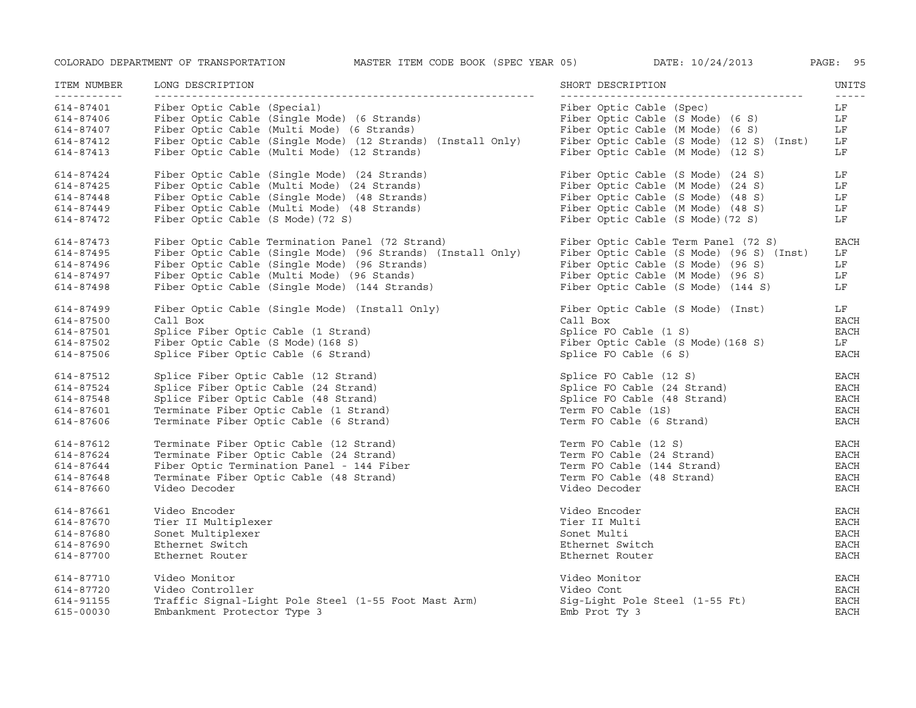| ITEM NUMBER | LONG DESCRIPTION | SHORT DESCRIPTION | UNITS |
|---|---|---|---|
| 614-87401 | Fiber Optic Cable (Special) | Fiber Optic Cable (Spec) | LF |
| 614-87406 | Fiber Optic Cable (Single Mode) (6 Strands) | Fiber Optic Cable (S Mode) (6 S) | LF |
| 614-87407 | Fiber Optic Cable (Multi Mode) (6 Strands) | Fiber Optic Cable (M Mode) (6 S) | LF |
| 614-87412 | Fiber Optic Cable (Single Mode) (12 Strands) (Install Only) | Fiber Optic Cable (S Mode) (12 S) (Inst) | LF |
| 614-87413 | Fiber Optic Cable (Multi Mode) (12 Strands) | Fiber Optic Cable (M Mode) (12 S) | LF |
| 614-87424 | Fiber Optic Cable (Single Mode) (24 Strands) | Fiber Optic Cable (S Mode) (24 S) | LF |
| 614-87425 | Fiber Optic Cable (Multi Mode) (24 Strands) | Fiber Optic Cable (M Mode) (24 S) | LF |
| 614-87448 | Fiber Optic Cable (Single Mode) (48 Strands) | Fiber Optic Cable (S Mode) (48 S) | LF |
| 614-87449 | Fiber Optic Cable (Multi Mode) (48 Strands) | Fiber Optic Cable (M Mode) (48 S) | LF |
| 614-87472 | Fiber Optic Cable (S Mode)(72 S) | Fiber Optic Cable (S Mode)(72 S) | LF |
| 614-87473 | Fiber Optic Cable Termination Panel (72 Strand) | Fiber Optic Cable Term Panel (72 S) | EACH |
| 614-87495 | Fiber Optic Cable (Single Mode) (96 Strands) (Install Only) | Fiber Optic Cable (S Mode) (96 S) (Inst) | LF |
| 614-87496 | Fiber Optic Cable (Single Mode) (96 Strands) | Fiber Optic Cable (S Mode) (96 S) | LF |
| 614-87497 | Fiber Optic Cable (Multi Mode) (96 Stands) | Fiber Optic Cable (M Mode) (96 S) | LF |
| 614-87498 | Fiber Optic Cable (Single Mode) (144 Strands) | Fiber Optic Cable (S Mode) (144 S) | LF |
| 614-87499 | Fiber Optic Cable (Single Mode) (Install Only) | Fiber Optic Cable (S Mode) (Inst) | LF |
| 614-87500 | Call Box | Call Box | EACH |
| 614-87501 | Splice Fiber Optic Cable (1 Strand) | Splice FO Cable (1 S) | EACH |
| 614-87502 | Fiber Optic Cable (S Mode)(168 S) | Fiber Optic Cable (S Mode)(168 S) | LF |
| 614-87506 | Splice Fiber Optic Cable (6 Strand) | Splice FO Cable (6 S) | EACH |
| 614-87512 | Splice Fiber Optic Cable (12 Strand) | Splice FO Cable (12 S) | EACH |
| 614-87524 | Splice Fiber Optic Cable (24 Strand) | Splice FO Cable (24 Strand) | EACH |
| 614-87548 | Splice Fiber Optic Cable (48 Strand) | Splice FO Cable (48 Strand) | EACH |
| 614-87601 | Terminate Fiber Optic Cable (1 Strand) | Term FO Cable (1S) | EACH |
| 614-87606 | Terminate Fiber Optic Cable (6 Strand) | Term FO Cable (6 Strand) | EACH |
| 614-87612 | Terminate Fiber Optic Cable (12 Strand) | Term FO Cable (12 S) | EACH |
| 614-87624 | Terminate Fiber Optic Cable (24 Strand) | Term FO Cable (24 Strand) | EACH |
| 614-87644 | Fiber Optic Termination Panel - 144 Fiber | Term FO Cable (144 Strand) | EACH |
| 614-87648 | Terminate Fiber Optic Cable (48 Strand) | Term FO Cable (48 Strand) | EACH |
| 614-87660 | Video Decoder | Video Decoder | EACH |
| 614-87661 | Video Encoder | Video Encoder | EACH |
| 614-87670 | Tier II Multiplexer | Tier II Multi | EACH |
| 614-87680 | Sonet Multiplexer | Sonet Multi | EACH |
| 614-87690 | Ethernet Switch | Ethernet Switch | EACH |
| 614-87700 | Ethernet Router | Ethernet Router | EACH |
| 614-87710 | Video Monitor | Video Monitor | EACH |
| 614-87720 | Video Controller | Video Cont | EACH |
| 614-91155 | Traffic Signal-Light Pole Steel (1-55 Foot Mast Arm) | Sig-Light Pole Steel (1-55 Ft) | EACH |
| 615-00030 | Embankment Protector Type 3 | Emb Prot Ty 3 | EACH |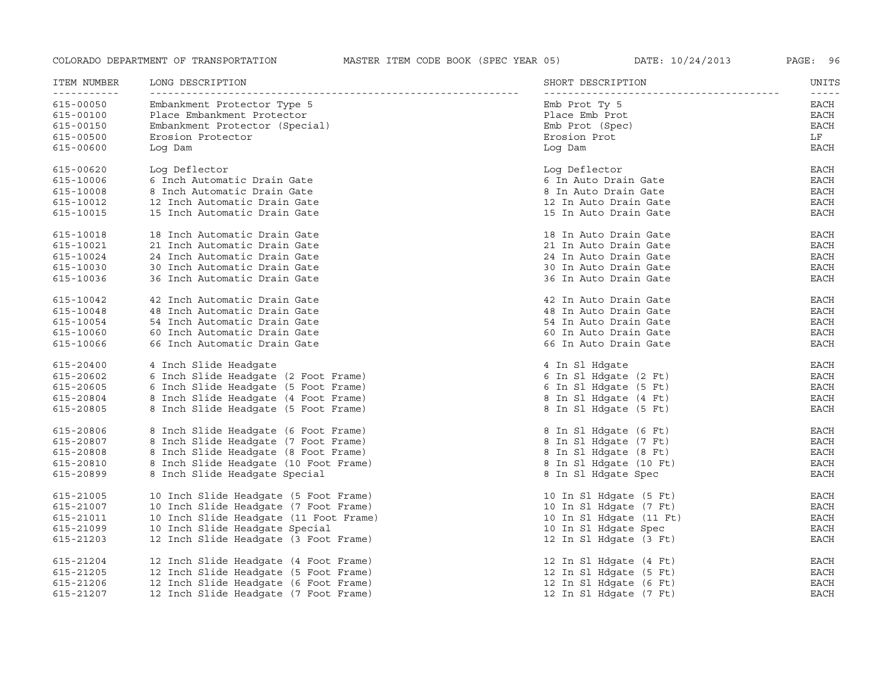| ITEM NUMBER | LONG DESCRIPTION | SHORT DESCRIPTION | UNITS |
|---|---|---|---|
| 615-00050 | Embankment Protector Type 5 | Emb Prot Ty 5 | EACH |
| 615-00100 | Place Embankment Protector | Place Emb Prot | EACH |
| 615-00150 | Embankment Protector (Special) | Emb Prot (Spec) | EACH |
| 615-00500 | Erosion Protector | Erosion Prot | LF |
| 615-00600 | Log Dam | Log Dam | EACH |
| 615-00620 | Log Deflector | Log Deflector | EACH |
| 615-10006 | 6 Inch Automatic Drain Gate | 6 In Auto Drain Gate | EACH |
| 615-10008 | 8 Inch Automatic Drain Gate | 8 In Auto Drain Gate | EACH |
| 615-10012 | 12 Inch Automatic Drain Gate | 12 In Auto Drain Gate | EACH |
| 615-10015 | 15 Inch Automatic Drain Gate | 15 In Auto Drain Gate | EACH |
| 615-10018 | 18 Inch Automatic Drain Gate | 18 In Auto Drain Gate | EACH |
| 615-10021 | 21 Inch Automatic Drain Gate | 21 In Auto Drain Gate | EACH |
| 615-10024 | 24 Inch Automatic Drain Gate | 24 In Auto Drain Gate | EACH |
| 615-10030 | 30 Inch Automatic Drain Gate | 30 In Auto Drain Gate | EACH |
| 615-10036 | 36 Inch Automatic Drain Gate | 36 In Auto Drain Gate | EACH |
| 615-10042 | 42 Inch Automatic Drain Gate | 42 In Auto Drain Gate | EACH |
| 615-10048 | 48 Inch Automatic Drain Gate | 48 In Auto Drain Gate | EACH |
| 615-10054 | 54 Inch Automatic Drain Gate | 54 In Auto Drain Gate | EACH |
| 615-10060 | 60 Inch Automatic Drain Gate | 60 In Auto Drain Gate | EACH |
| 615-10066 | 66 Inch Automatic Drain Gate | 66 In Auto Drain Gate | EACH |
| 615-20400 | 4 Inch Slide Headgate | 4 In Sl Hdgate | EACH |
| 615-20602 | 6 Inch Slide Headgate (2 Foot Frame) | 6 In Sl Hdgate (2 Ft) | EACH |
| 615-20605 | 6 Inch Slide Headgate (5 Foot Frame) | 6 In Sl Hdgate (5 Ft) | EACH |
| 615-20804 | 8 Inch Slide Headgate (4 Foot Frame) | 8 In Sl Hdgate (4 Ft) | EACH |
| 615-20805 | 8 Inch Slide Headgate (5 Foot Frame) | 8 In Sl Hdgate (5 Ft) | EACH |
| 615-20806 | 8 Inch Slide Headgate (6 Foot Frame) | 8 In Sl Hdgate (6 Ft) | EACH |
| 615-20807 | 8 Inch Slide Headgate (7 Foot Frame) | 8 In Sl Hdgate (7 Ft) | EACH |
| 615-20808 | 8 Inch Slide Headgate (8 Foot Frame) | 8 In Sl Hdgate (8 Ft) | EACH |
| 615-20810 | 8 Inch Slide Headgate (10 Foot Frame) | 8 In Sl Hdgate (10 Ft) | EACH |
| 615-20899 | 8 Inch Slide Headgate Special | 8 In Sl Hdgate Spec | EACH |
| 615-21005 | 10 Inch Slide Headgate (5 Foot Frame) | 10 In Sl Hdgate (5 Ft) | EACH |
| 615-21007 | 10 Inch Slide Headgate (7 Foot Frame) | 10 In Sl Hdgate (7 Ft) | EACH |
| 615-21011 | 10 Inch Slide Headgate (11 Foot Frame) | 10 In Sl Hdgate (11 Ft) | EACH |
| 615-21099 | 10 Inch Slide Headgate Special | 10 In Sl Hdgate Spec | EACH |
| 615-21203 | 12 Inch Slide Headgate (3 Foot Frame) | 12 In Sl Hdgate (3 Ft) | EACH |
| 615-21204 | 12 Inch Slide Headgate (4 Foot Frame) | 12 In Sl Hdgate (4 Ft) | EACH |
| 615-21205 | 12 Inch Slide Headgate (5 Foot Frame) | 12 In Sl Hdgate (5 Ft) | EACH |
| 615-21206 | 12 Inch Slide Headgate (6 Foot Frame) | 12 In Sl Hdgate (6 Ft) | EACH |
| 615-21207 | 12 Inch Slide Headgate (7 Foot Frame) | 12 In Sl Hdgate (7 Ft) | EACH |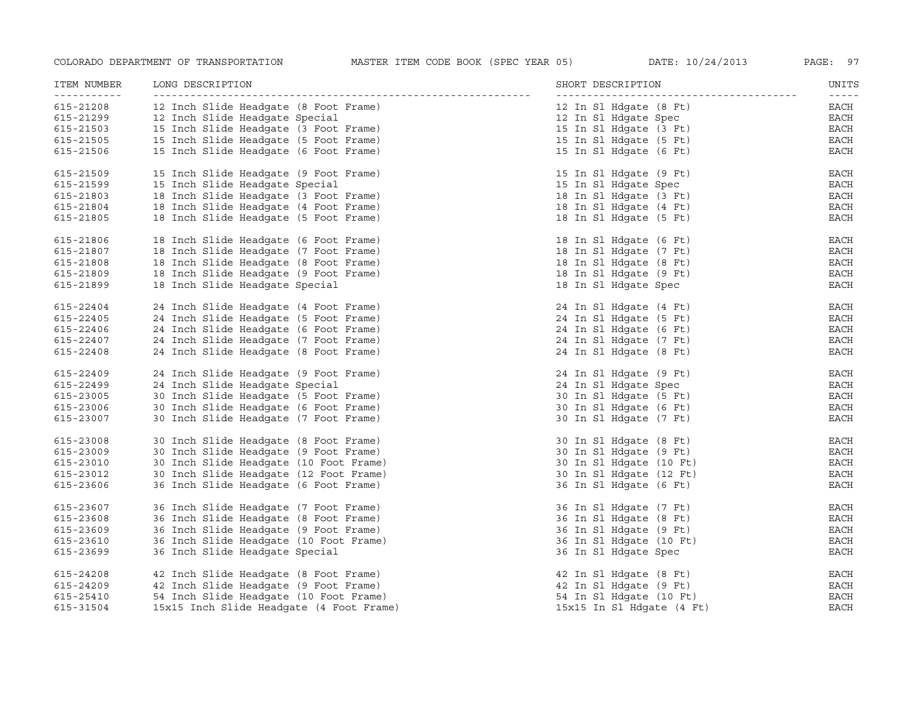| ITEM NUMBER | LONG DESCRIPTION | SHORT DESCRIPTION | UNITS |
| --- | --- | --- | --- |
| 615-21208 | 12 Inch Slide Headgate (8 Foot Frame) | 12 In Sl Hdgate (8 Ft) | EACH |
| 615-21299 | 12 Inch Slide Headgate Special | 12 In Sl Hdgate Spec | EACH |
| 615-21503 | 15 Inch Slide Headgate (3 Foot Frame) | 15 In Sl Hdgate (3 Ft) | EACH |
| 615-21505 | 15 Inch Slide Headgate (5 Foot Frame) | 15 In Sl Hdgate (5 Ft) | EACH |
| 615-21506 | 15 Inch Slide Headgate (6 Foot Frame) | 15 In Sl Hdgate (6 Ft) | EACH |
| 615-21509 | 15 Inch Slide Headgate (9 Foot Frame) | 15 In Sl Hdgate (9 Ft) | EACH |
| 615-21599 | 15 Inch Slide Headgate Special | 15 In Sl Hdgate Spec | EACH |
| 615-21803 | 18 Inch Slide Headgate (3 Foot Frame) | 18 In Sl Hdgate (3 Ft) | EACH |
| 615-21804 | 18 Inch Slide Headgate (4 Foot Frame) | 18 In Sl Hdgate (4 Ft) | EACH |
| 615-21805 | 18 Inch Slide Headgate (5 Foot Frame) | 18 In Sl Hdgate (5 Ft) | EACH |
| 615-21806 | 18 Inch Slide Headgate (6 Foot Frame) | 18 In Sl Hdgate (6 Ft) | EACH |
| 615-21807 | 18 Inch Slide Headgate (7 Foot Frame) | 18 In Sl Hdgate (7 Ft) | EACH |
| 615-21808 | 18 Inch Slide Headgate (8 Foot Frame) | 18 In Sl Hdgate (8 Ft) | EACH |
| 615-21809 | 18 Inch Slide Headgate (9 Foot Frame) | 18 In Sl Hdgate (9 Ft) | EACH |
| 615-21899 | 18 Inch Slide Headgate Special | 18 In Sl Hdgate Spec | EACH |
| 615-22404 | 24 Inch Slide Headgate (4 Foot Frame) | 24 In Sl Hdgate (4 Ft) | EACH |
| 615-22405 | 24 Inch Slide Headgate (5 Foot Frame) | 24 In Sl Hdgate (5 Ft) | EACH |
| 615-22406 | 24 Inch Slide Headgate (6 Foot Frame) | 24 In Sl Hdgate (6 Ft) | EACH |
| 615-22407 | 24 Inch Slide Headgate (7 Foot Frame) | 24 In Sl Hdgate (7 Ft) | EACH |
| 615-22408 | 24 Inch Slide Headgate (8 Foot Frame) | 24 In Sl Hdgate (8 Ft) | EACH |
| 615-22409 | 24 Inch Slide Headgate (9 Foot Frame) | 24 In Sl Hdgate (9 Ft) | EACH |
| 615-22499 | 24 Inch Slide Headgate Special | 24 In Sl Hdgate Spec | EACH |
| 615-23005 | 30 Inch Slide Headgate (5 Foot Frame) | 30 In Sl Hdgate (5 Ft) | EACH |
| 615-23006 | 30 Inch Slide Headgate (6 Foot Frame) | 30 In Sl Hdgate (6 Ft) | EACH |
| 615-23007 | 30 Inch Slide Headgate (7 Foot Frame) | 30 In Sl Hdgate (7 Ft) | EACH |
| 615-23008 | 30 Inch Slide Headgate (8 Foot Frame) | 30 In Sl Hdgate (8 Ft) | EACH |
| 615-23009 | 30 Inch Slide Headgate (9 Foot Frame) | 30 In Sl Hdgate (9 Ft) | EACH |
| 615-23010 | 30 Inch Slide Headgate (10 Foot Frame) | 30 In Sl Hdgate (10 Ft) | EACH |
| 615-23012 | 30 Inch Slide Headgate (12 Foot Frame) | 30 In Sl Hdgate (12 Ft) | EACH |
| 615-23606 | 36 Inch Slide Headgate (6 Foot Frame) | 36 In Sl Hdgate (6 Ft) | EACH |
| 615-23607 | 36 Inch Slide Headgate (7 Foot Frame) | 36 In Sl Hdgate (7 Ft) | EACH |
| 615-23608 | 36 Inch Slide Headgate (8 Foot Frame) | 36 In Sl Hdgate (8 Ft) | EACH |
| 615-23609 | 36 Inch Slide Headgate (9 Foot Frame) | 36 In Sl Hdgate (9 Ft) | EACH |
| 615-23610 | 36 Inch Slide Headgate (10 Foot Frame) | 36 In Sl Hdgate (10 Ft) | EACH |
| 615-23699 | 36 Inch Slide Headgate Special | 36 In Sl Hdgate Spec | EACH |
| 615-24208 | 42 Inch Slide Headgate (8 Foot Frame) | 42 In Sl Hdgate (8 Ft) | EACH |
| 615-24209 | 42 Inch Slide Headgate (9 Foot Frame) | 42 In Sl Hdgate (9 Ft) | EACH |
| 615-25410 | 54 Inch Slide Headgate (10 Foot Frame) | 54 In Sl Hdgate (10 Ft) | EACH |
| 615-31504 | 15x15 Inch Slide Headgate (4 Foot Frame) | 15x15 In Sl Hdgate (4 Ft) | EACH |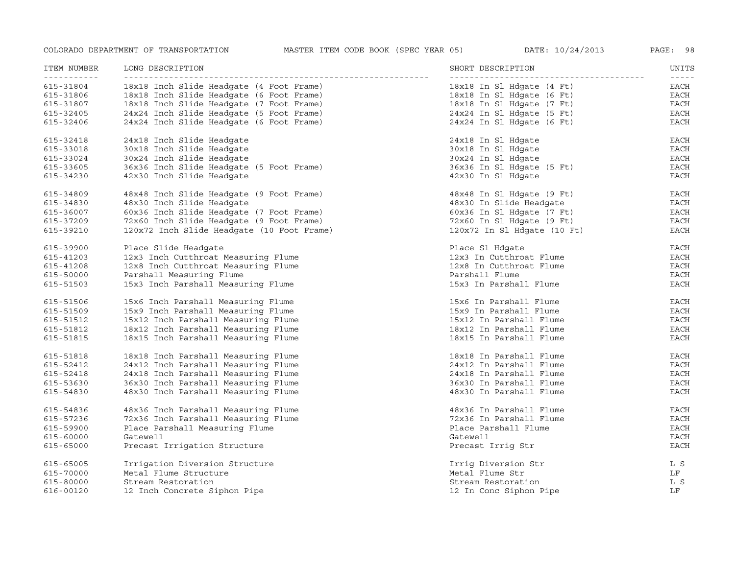| ITEM NUMBER | LONG DESCRIPTION | SHORT DESCRIPTION | UNITS |
|---|---|---|---|
| 615-31804 | 18x18 Inch Slide Headgate (4 Foot Frame) | 18x18 In Sl Hdgate (4 Ft) | EACH |
| 615-31806 | 18x18 Inch Slide Headgate (6 Foot Frame) | 18x18 In Sl Hdgate (6 Ft) | EACH |
| 615-31807 | 18x18 Inch Slide Headgate (7 Foot Frame) | 18x18 In Sl Hdgate (7 Ft) | EACH |
| 615-32405 | 24x24 Inch Slide Headgate (5 Foot Frame) | 24x24 In Sl Hdgate (5 Ft) | EACH |
| 615-32406 | 24x24 Inch Slide Headgate (6 Foot Frame) | 24x24 In Sl Hdgate (6 Ft) | EACH |
| 615-32418 | 24x18 Inch Slide Headgate | 24x18 In Sl Hdgate | EACH |
| 615-33018 | 30x18 Inch Slide Headgate | 30x18 In Sl Hdgate | EACH |
| 615-33024 | 30x24 Inch Slide Headgate | 30x24 In Sl Hdgate | EACH |
| 615-33605 | 36x36 Inch Slide Headgate (5 Foot Frame) | 36x36 In Sl Hdgate (5 Ft) | EACH |
| 615-34230 | 42x30 Inch Slide Headgate | 42x30 In Sl Hdgate | EACH |
| 615-34809 | 48x48 Inch Slide Headgate (9 Foot Frame) | 48x48 In Sl Hdgate (9 Ft) | EACH |
| 615-34830 | 48x30 Inch Slide Headgate | 48x30 In Slide Headgate | EACH |
| 615-36007 | 60x36 Inch Slide Headgate (7 Foot Frame) | 60x36 In Sl Hdgate (7 Ft) | EACH |
| 615-37209 | 72x60 Inch Slide Headgate (9 Foot Frame) | 72x60 In Sl Hdgate (9 Ft) | EACH |
| 615-39210 | 120x72 Inch Slide Headgate (10 Foot Frame) | 120x72 In Sl Hdgate (10 Ft) | EACH |
| 615-39900 | Place Slide Headgate | Place Sl Hdgate | EACH |
| 615-41203 | 12x3 Inch Cutthroat Measuring Flume | 12x3 In Cutthroat Flume | EACH |
| 615-41208 | 12x8 Inch Cutthroat Measuring Flume | 12x8 In Cutthroat Flume | EACH |
| 615-50000 | Parshall Measuring Flume | Parshall Flume | EACH |
| 615-51503 | 15x3 Inch Parshall Measuring Flume | 15x3 In Parshall Flume | EACH |
| 615-51506 | 15x6 Inch Parshall Measuring Flume | 15x6 In Parshall Flume | EACH |
| 615-51509 | 15x9 Inch Parshall Measuring Flume | 15x9 In Parshall Flume | EACH |
| 615-51512 | 15x12 Inch Parshall Measuring Flume | 15x12 In Parshall Flume | EACH |
| 615-51812 | 18x12 Inch Parshall Measuring Flume | 18x12 In Parshall Flume | EACH |
| 615-51815 | 18x15 Inch Parshall Measuring Flume | 18x15 In Parshall Flume | EACH |
| 615-51818 | 18x18 Inch Parshall Measuring Flume | 18x18 In Parshall Flume | EACH |
| 615-52412 | 24x12 Inch Parshall Measuring Flume | 24x12 In Parshall Flume | EACH |
| 615-52418 | 24x18 Inch Parshall Measuring Flume | 24x18 In Parshall Flume | EACH |
| 615-53630 | 36x30 Inch Parshall Measuring Flume | 36x30 In Parshall Flume | EACH |
| 615-54830 | 48x30 Inch Parshall Measuring Flume | 48x30 In Parshall Flume | EACH |
| 615-54836 | 48x36 Inch Parshall Measuring Flume | 48x36 In Parshall Flume | EACH |
| 615-57236 | 72x36 Inch Parshall Measuring Flume | 72x36 In Parshall Flume | EACH |
| 615-59900 | Place Parshall Measuring Flume | Place Parshall Flume | EACH |
| 615-60000 | Gatewell | Gatewell | EACH |
| 615-65000 | Precast Irrigation Structure | Precast Irrig Str | EACH |
| 615-65005 | Irrigation Diversion Structure | Irrig Diversion Str | L S |
| 615-70000 | Metal Flume Structure | Metal Flume Str | LF |
| 615-80000 | Stream Restoration | Stream Restoration | L S |
| 616-00120 | 12 Inch Concrete Siphon Pipe | 12 In Conc Siphon Pipe | LF |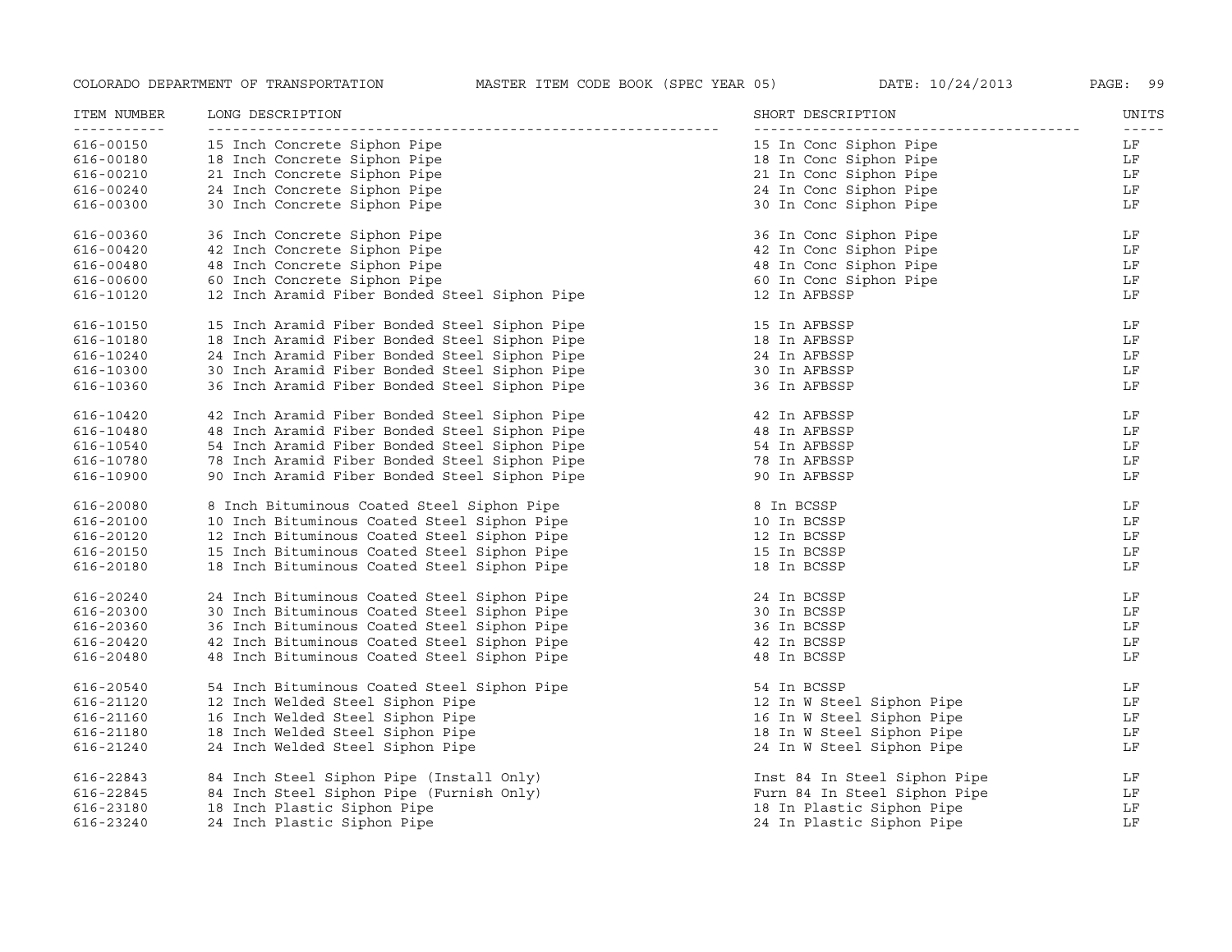| ITEM NUMBER | LONG DESCRIPTION | SHORT DESCRIPTION | UNITS |
|---|---|---|---|
| 616-00150 | 15 Inch Concrete Siphon Pipe | 15 In Conc Siphon Pipe | LF |
| 616-00180 | 18 Inch Concrete Siphon Pipe | 18 In Conc Siphon Pipe | LF |
| 616-00210 | 21 Inch Concrete Siphon Pipe | 21 In Conc Siphon Pipe | LF |
| 616-00240 | 24 Inch Concrete Siphon Pipe | 24 In Conc Siphon Pipe | LF |
| 616-00300 | 30 Inch Concrete Siphon Pipe | 30 In Conc Siphon Pipe | LF |
| 616-00360 | 36 Inch Concrete Siphon Pipe | 36 In Conc Siphon Pipe | LF |
| 616-00420 | 42 Inch Concrete Siphon Pipe | 42 In Conc Siphon Pipe | LF |
| 616-00480 | 48 Inch Concrete Siphon Pipe | 48 In Conc Siphon Pipe | LF |
| 616-00600 | 60 Inch Concrete Siphon Pipe | 60 In Conc Siphon Pipe | LF |
| 616-10120 | 12 Inch Aramid Fiber Bonded Steel Siphon Pipe | 12 In AFBSSP | LF |
| 616-10150 | 15 Inch Aramid Fiber Bonded Steel Siphon Pipe | 15 In AFBSSP | LF |
| 616-10180 | 18 Inch Aramid Fiber Bonded Steel Siphon Pipe | 18 In AFBSSP | LF |
| 616-10240 | 24 Inch Aramid Fiber Bonded Steel Siphon Pipe | 24 In AFBSSP | LF |
| 616-10300 | 30 Inch Aramid Fiber Bonded Steel Siphon Pipe | 30 In AFBSSP | LF |
| 616-10360 | 36 Inch Aramid Fiber Bonded Steel Siphon Pipe | 36 In AFBSSP | LF |
| 616-10420 | 42 Inch Aramid Fiber Bonded Steel Siphon Pipe | 42 In AFBSSP | LF |
| 616-10480 | 48 Inch Aramid Fiber Bonded Steel Siphon Pipe | 48 In AFBSSP | LF |
| 616-10540 | 54 Inch Aramid Fiber Bonded Steel Siphon Pipe | 54 In AFBSSP | LF |
| 616-10780 | 78 Inch Aramid Fiber Bonded Steel Siphon Pipe | 78 In AFBSSP | LF |
| 616-10900 | 90 Inch Aramid Fiber Bonded Steel Siphon Pipe | 90 In AFBSSP | LF |
| 616-20080 | 8 Inch Bituminous Coated Steel Siphon Pipe | 8 In BCSSP | LF |
| 616-20100 | 10 Inch Bituminous Coated Steel Siphon Pipe | 10 In BCSSP | LF |
| 616-20120 | 12 Inch Bituminous Coated Steel Siphon Pipe | 12 In BCSSP | LF |
| 616-20150 | 15 Inch Bituminous Coated Steel Siphon Pipe | 15 In BCSSP | LF |
| 616-20180 | 18 Inch Bituminous Coated Steel Siphon Pipe | 18 In BCSSP | LF |
| 616-20240 | 24 Inch Bituminous Coated Steel Siphon Pipe | 24 In BCSSP | LF |
| 616-20300 | 30 Inch Bituminous Coated Steel Siphon Pipe | 30 In BCSSP | LF |
| 616-20360 | 36 Inch Bituminous Coated Steel Siphon Pipe | 36 In BCSSP | LF |
| 616-20420 | 42 Inch Bituminous Coated Steel Siphon Pipe | 42 In BCSSP | LF |
| 616-20480 | 48 Inch Bituminous Coated Steel Siphon Pipe | 48 In BCSSP | LF |
| 616-20540 | 54 Inch Bituminous Coated Steel Siphon Pipe | 54 In BCSSP | LF |
| 616-21120 | 12 Inch Welded Steel Siphon Pipe | 12 In W Steel Siphon Pipe | LF |
| 616-21160 | 16 Inch Welded Steel Siphon Pipe | 16 In W Steel Siphon Pipe | LF |
| 616-21180 | 18 Inch Welded Steel Siphon Pipe | 18 In W Steel Siphon Pipe | LF |
| 616-21240 | 24 Inch Welded Steel Siphon Pipe | 24 In W Steel Siphon Pipe | LF |
| 616-22843 | 84 Inch Steel Siphon Pipe (Install Only) | Inst 84 In Steel Siphon Pipe | LF |
| 616-22845 | 84 Inch Steel Siphon Pipe (Furnish Only) | Furn 84 In Steel Siphon Pipe | LF |
| 616-23180 | 18 Inch Plastic Siphon Pipe | 18 In Plastic Siphon Pipe | LF |
| 616-23240 | 24 Inch Plastic Siphon Pipe | 24 In Plastic Siphon Pipe | LF |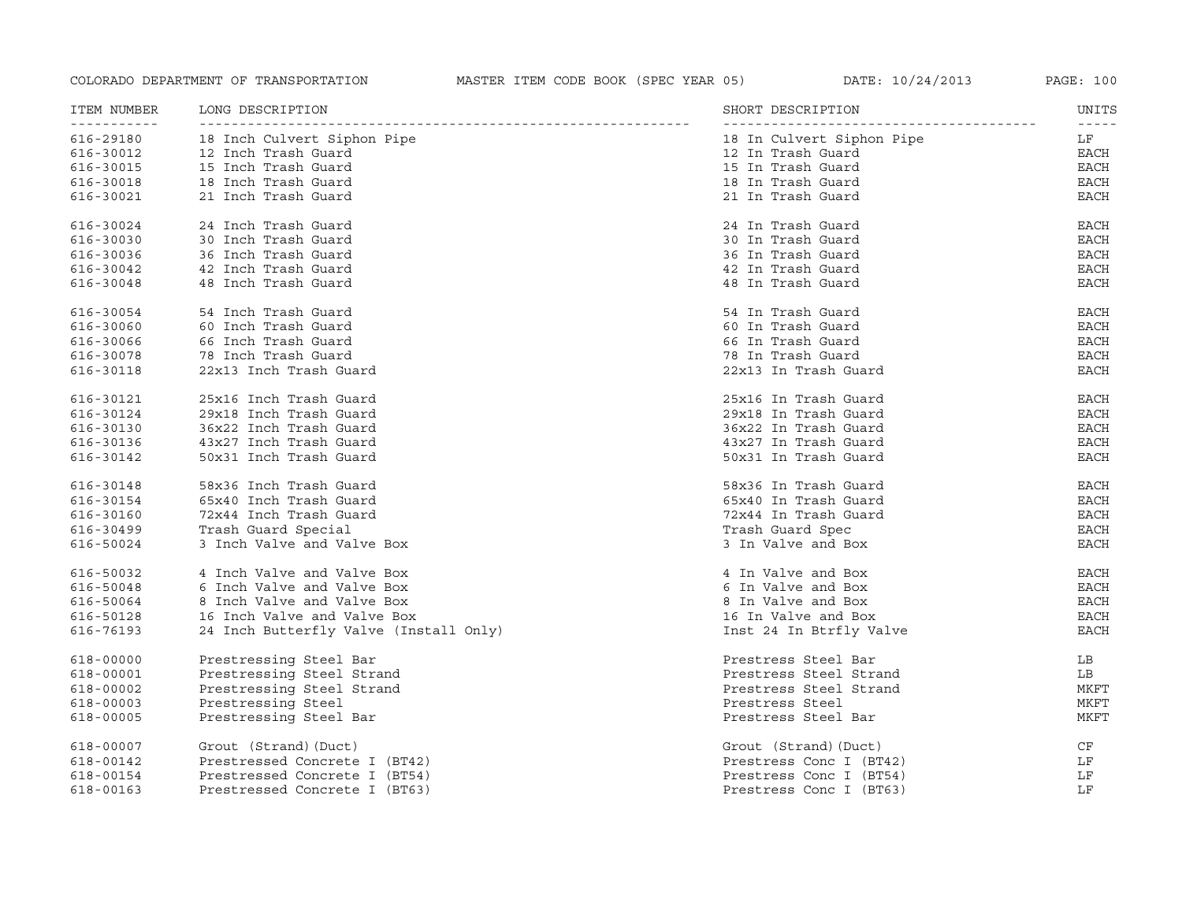| ITEM NUMBER | LONG DESCRIPTION | SHORT DESCRIPTION | UNITS |
| --- | --- | --- | --- |
| 616-29180 | 18 Inch Culvert Siphon Pipe | 18 In Culvert Siphon Pipe | LF |
| 616-30012 | 12 Inch Trash Guard | 12 In Trash Guard | EACH |
| 616-30015 | 15 Inch Trash Guard | 15 In Trash Guard | EACH |
| 616-30018 | 18 Inch Trash Guard | 18 In Trash Guard | EACH |
| 616-30021 | 21 Inch Trash Guard | 21 In Trash Guard | EACH |
| 616-30024 | 24 Inch Trash Guard | 24 In Trash Guard | EACH |
| 616-30030 | 30 Inch Trash Guard | 30 In Trash Guard | EACH |
| 616-30036 | 36 Inch Trash Guard | 36 In Trash Guard | EACH |
| 616-30042 | 42 Inch Trash Guard | 42 In Trash Guard | EACH |
| 616-30048 | 48 Inch Trash Guard | 48 In Trash Guard | EACH |
| 616-30054 | 54 Inch Trash Guard | 54 In Trash Guard | EACH |
| 616-30060 | 60 Inch Trash Guard | 60 In Trash Guard | EACH |
| 616-30066 | 66 Inch Trash Guard | 66 In Trash Guard | EACH |
| 616-30078 | 78 Inch Trash Guard | 78 In Trash Guard | EACH |
| 616-30118 | 22x13 Inch Trash Guard | 22x13 In Trash Guard | EACH |
| 616-30121 | 25x16 Inch Trash Guard | 25x16 In Trash Guard | EACH |
| 616-30124 | 29x18 Inch Trash Guard | 29x18 In Trash Guard | EACH |
| 616-30130 | 36x22 Inch Trash Guard | 36x22 In Trash Guard | EACH |
| 616-30136 | 43x27 Inch Trash Guard | 43x27 In Trash Guard | EACH |
| 616-30142 | 50x31 Inch Trash Guard | 50x31 In Trash Guard | EACH |
| 616-30148 | 58x36 Inch Trash Guard | 58x36 In Trash Guard | EACH |
| 616-30154 | 65x40 Inch Trash Guard | 65x40 In Trash Guard | EACH |
| 616-30160 | 72x44 Inch Trash Guard | 72x44 In Trash Guard | EACH |
| 616-30499 | Trash Guard Special | Trash Guard Spec | EACH |
| 616-50024 | 3 Inch Valve and Valve Box | 3 In Valve and Box | EACH |
| 616-50032 | 4 Inch Valve and Valve Box | 4 In Valve and Box | EACH |
| 616-50048 | 6 Inch Valve and Valve Box | 6 In Valve and Box | EACH |
| 616-50064 | 8 Inch Valve and Valve Box | 8 In Valve and Box | EACH |
| 616-50128 | 16 Inch Valve and Valve Box | 16 In Valve and Box | EACH |
| 616-76193 | 24 Inch Butterfly Valve (Install Only) | Inst 24 In Btrfly Valve | EACH |
| 618-00000 | Prestressing Steel Bar | Prestress Steel Bar | LB |
| 618-00001 | Prestressing Steel Strand | Prestress Steel Strand | LB |
| 618-00002 | Prestressing Steel Strand | Prestress Steel Strand | MKFT |
| 618-00003 | Prestressing Steel | Prestress Steel | MKFT |
| 618-00005 | Prestressing Steel Bar | Prestress Steel Bar | MKFT |
| 618-00007 | Grout (Strand)(Duct) | Grout (Strand)(Duct) | CF |
| 618-00142 | Prestressed Concrete I (BT42) | Prestress Conc I (BT42) | LF |
| 618-00154 | Prestressed Concrete I (BT54) | Prestress Conc I (BT54) | LF |
| 618-00163 | Prestressed Concrete I (BT63) | Prestress Conc I (BT63) | LF |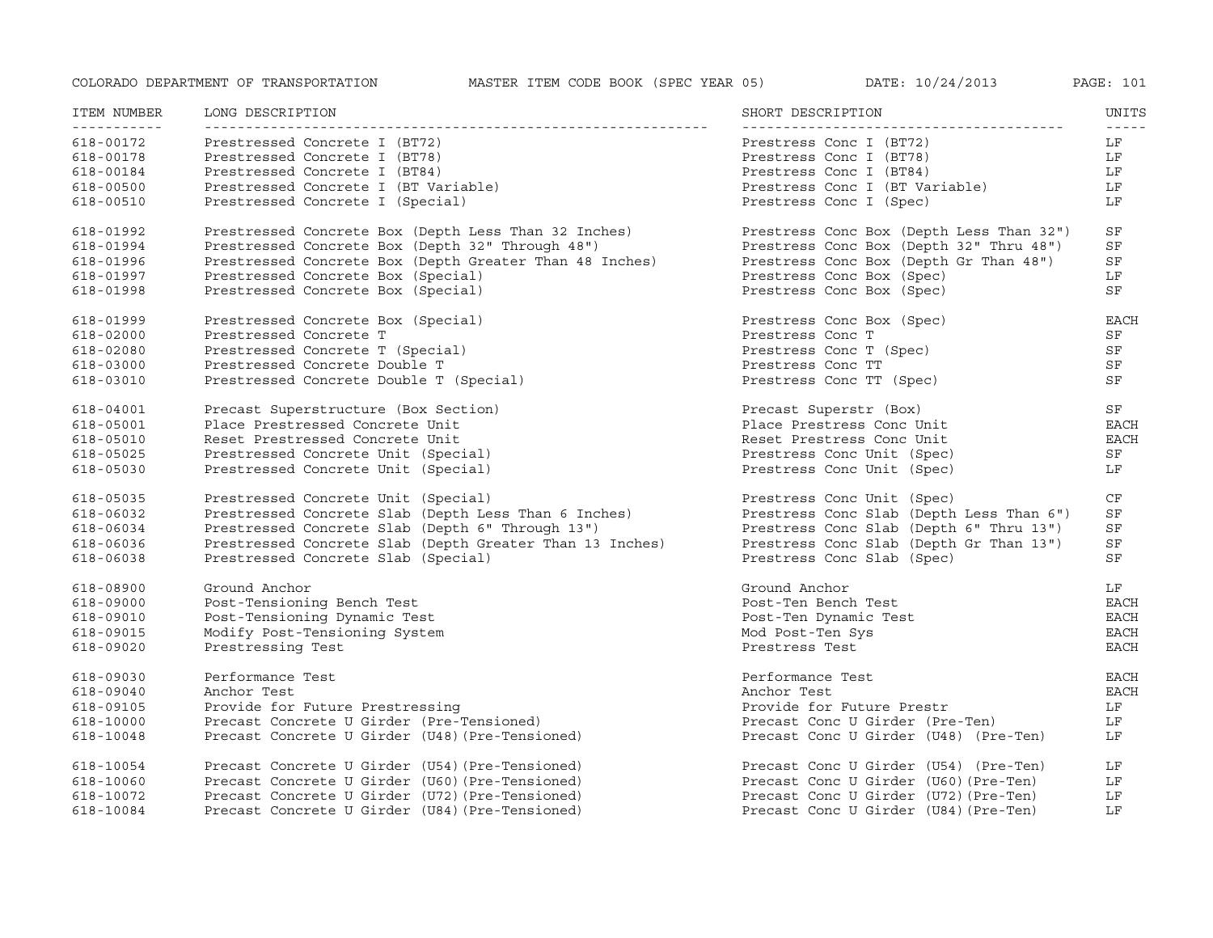| ITEM NUMBER | LONG DESCRIPTION | SHORT DESCRIPTION | UNITS |
|---|---|---|---|
| 618-00172 | Prestressed Concrete I (BT72) | Prestress Conc I (BT72) | LF |
| 618-00178 | Prestressed Concrete I (BT78) | Prestress Conc I (BT78) | LF |
| 618-00184 | Prestressed Concrete I (BT84) | Prestress Conc I (BT84) | LF |
| 618-00500 | Prestressed Concrete I (BT Variable) | Prestress Conc I (BT Variable) | LF |
| 618-00510 | Prestressed Concrete I (Special) | Prestress Conc I (Spec) | LF |
| 618-01992 | Prestressed Concrete Box (Depth Less Than 32 Inches) | Prestress Conc Box (Depth Less Than 32") | SF |
| 618-01994 | Prestressed Concrete Box (Depth 32" Through 48") | Prestress Conc Box (Depth 32" Thru 48") | SF |
| 618-01996 | Prestressed Concrete Box (Depth Greater Than 48 Inches) | Prestress Conc Box (Depth Gr Than 48") | SF |
| 618-01997 | Prestressed Concrete Box (Special) | Prestress Conc Box (Spec) | LF |
| 618-01998 | Prestressed Concrete Box (Special) | Prestress Conc Box (Spec) | SF |
| 618-01999 | Prestressed Concrete Box (Special) | Prestress Conc Box (Spec) | EACH |
| 618-02000 | Prestressed Concrete T | Prestress Conc T | SF |
| 618-02080 | Prestressed Concrete T (Special) | Prestress Conc T (Spec) | SF |
| 618-03000 | Prestressed Concrete Double T | Prestress Conc TT | SF |
| 618-03010 | Prestressed Concrete Double T (Special) | Prestress Conc TT (Spec) | SF |
| 618-04001 | Precast Superstructure (Box Section) | Precast Superstr (Box) | SF |
| 618-05001 | Place Prestressed Concrete Unit | Place Prestress Conc Unit | EACH |
| 618-05010 | Reset Prestressed Concrete Unit | Reset Prestress Conc Unit | EACH |
| 618-05025 | Prestressed Concrete Unit (Special) | Prestress Conc Unit (Spec) | SF |
| 618-05030 | Prestressed Concrete Unit (Special) | Prestress Conc Unit (Spec) | LF |
| 618-05035 | Prestressed Concrete Unit (Special) | Prestress Conc Unit (Spec) | CF |
| 618-06032 | Prestressed Concrete Slab (Depth Less Than 6 Inches) | Prestress Conc Slab (Depth Less Than 6") | SF |
| 618-06034 | Prestressed Concrete Slab (Depth 6" Through 13") | Prestress Conc Slab (Depth 6" Thru 13") | SF |
| 618-06036 | Prestressed Concrete Slab (Depth Greater Than 13 Inches) | Prestress Conc Slab (Depth Gr Than 13") | SF |
| 618-06038 | Prestressed Concrete Slab (Special) | Prestress Conc Slab (Spec) | SF |
| 618-08900 | Ground Anchor | Ground Anchor | LF |
| 618-09000 | Post-Tensioning Bench Test | Post-Ten Bench Test | EACH |
| 618-09010 | Post-Tensioning Dynamic Test | Post-Ten Dynamic Test | EACH |
| 618-09015 | Modify Post-Tensioning System | Mod Post-Ten Sys | EACH |
| 618-09020 | Prestressing Test | Prestress Test | EACH |
| 618-09030 | Performance Test | Performance Test | EACH |
| 618-09040 | Anchor Test | Anchor Test | EACH |
| 618-09105 | Provide for Future Prestressing | Provide for Future Prestr | LF |
| 618-10000 | Precast Concrete U Girder (Pre-Tensioned) | Precast Conc U Girder (Pre-Ten) | LF |
| 618-10048 | Precast Concrete U Girder (U48)(Pre-Tensioned) | Precast Conc U Girder (U48) (Pre-Ten) | LF |
| 618-10054 | Precast Concrete U Girder (U54)(Pre-Tensioned) | Precast Conc U Girder (U54) (Pre-Ten) | LF |
| 618-10060 | Precast Concrete U Girder (U60)(Pre-Tensioned) | Precast Conc U Girder (U60)(Pre-Ten) | LF |
| 618-10072 | Precast Concrete U Girder (U72)(Pre-Tensioned) | Precast Conc U Girder (U72)(Pre-Ten) | LF |
| 618-10084 | Precast Concrete U Girder (U84)(Pre-Tensioned) | Precast Conc U Girder (U84)(Pre-Ten) | LF |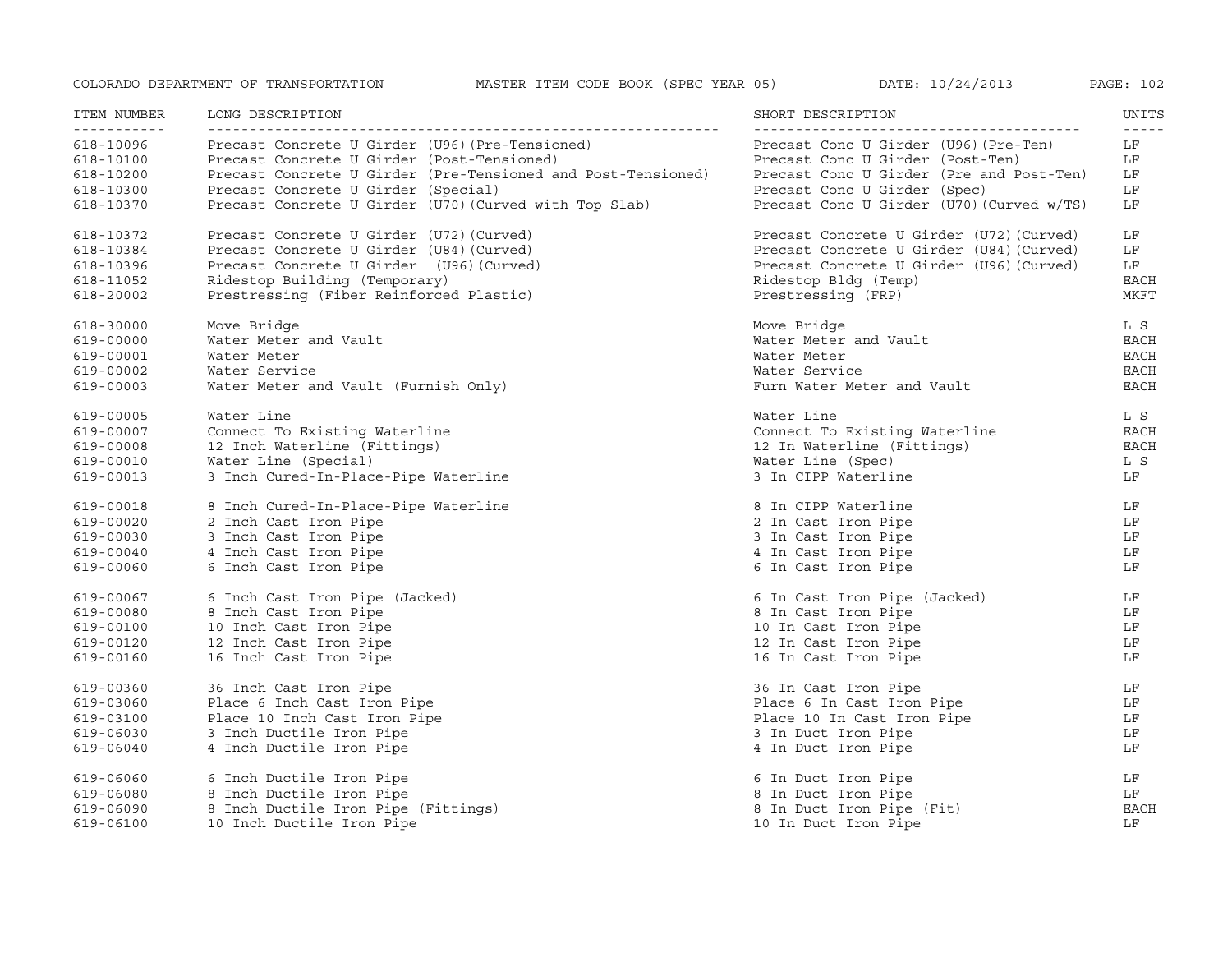| ITEM NUMBER | LONG DESCRIPTION | SHORT DESCRIPTION | UNITS |
|---|---|---|---|
| 618-10096 | Precast Concrete U Girder (U96)(Pre-Tensioned) | Precast Conc U Girder (U96)(Pre-Ten) | LF |
| 618-10100 | Precast Concrete U Girder (Post-Tensioned) | Precast Conc U Girder (Post-Ten) | LF |
| 618-10200 | Precast Concrete U Girder (Pre-Tensioned and Post-Tensioned) | Precast Conc U Girder (Pre and Post-Ten) | LF |
| 618-10300 | Precast Concrete U Girder (Special) | Precast Conc U Girder (Spec) | LF |
| 618-10370 | Precast Concrete U Girder (U70)(Curved with Top Slab) | Precast Conc U Girder (U70)(Curved w/TS) | LF |
| 618-10372 | Precast Concrete U Girder (U72)(Curved) | Precast Concrete U Girder (U72)(Curved) | LF |
| 618-10384 | Precast Concrete U Girder (U84)(Curved) | Precast Concrete U Girder (U84)(Curved) | LF |
| 618-10396 | Precast Concrete U Girder  (U96)(Curved) | Precast Concrete U Girder (U96)(Curved) | LF |
| 618-11052 | Ridestop Building (Temporary) | Ridestop Bldg (Temp) | EACH |
| 618-20002 | Prestressing (Fiber Reinforced Plastic) | Prestressing (FRP) | MKFT |
| 618-30000 | Move Bridge | Move Bridge | L S |
| 619-00000 | Water Meter and Vault | Water Meter and Vault | EACH |
| 619-00001 | Water Meter | Water Meter | EACH |
| 619-00002 | Water Service | Water Service | EACH |
| 619-00003 | Water Meter and Vault (Furnish Only) | Furn Water Meter and Vault | EACH |
| 619-00005 | Water Line | Water Line | L S |
| 619-00007 | Connect To Existing Waterline | Connect To Existing Waterline | EACH |
| 619-00008 | 12 Inch Waterline (Fittings) | 12 In Waterline (Fittings) | EACH |
| 619-00010 | Water Line (Special) | Water Line (Spec) | L S |
| 619-00013 | 3 Inch Cured-In-Place-Pipe Waterline | 3 In CIPP Waterline | LF |
| 619-00018 | 8 Inch Cured-In-Place-Pipe Waterline | 8 In CIPP Waterline | LF |
| 619-00020 | 2 Inch Cast Iron Pipe | 2 In Cast Iron Pipe | LF |
| 619-00030 | 3 Inch Cast Iron Pipe | 3 In Cast Iron Pipe | LF |
| 619-00040 | 4 Inch Cast Iron Pipe | 4 In Cast Iron Pipe | LF |
| 619-00060 | 6 Inch Cast Iron Pipe | 6 In Cast Iron Pipe | LF |
| 619-00067 | 6 Inch Cast Iron Pipe (Jacked) | 6 In Cast Iron Pipe (Jacked) | LF |
| 619-00080 | 8 Inch Cast Iron Pipe | 8 In Cast Iron Pipe | LF |
| 619-00100 | 10 Inch Cast Iron Pipe | 10 In Cast Iron Pipe | LF |
| 619-00120 | 12 Inch Cast Iron Pipe | 12 In Cast Iron Pipe | LF |
| 619-00160 | 16 Inch Cast Iron Pipe | 16 In Cast Iron Pipe | LF |
| 619-00360 | 36 Inch Cast Iron Pipe | 36 In Cast Iron Pipe | LF |
| 619-03060 | Place 6 Inch Cast Iron Pipe | Place 6 In Cast Iron Pipe | LF |
| 619-03100 | Place 10 Inch Cast Iron Pipe | Place 10 In Cast Iron Pipe | LF |
| 619-06030 | 3 Inch Ductile Iron Pipe | 3 In Duct Iron Pipe | LF |
| 619-06040 | 4 Inch Ductile Iron Pipe | 4 In Duct Iron Pipe | LF |
| 619-06060 | 6 Inch Ductile Iron Pipe | 6 In Duct Iron Pipe | LF |
| 619-06080 | 8 Inch Ductile Iron Pipe | 8 In Duct Iron Pipe | LF |
| 619-06090 | 8 Inch Ductile Iron Pipe (Fittings) | 8 In Duct Iron Pipe (Fit) | EACH |
| 619-06100 | 10 Inch Ductile Iron Pipe | 10 In Duct Iron Pipe | LF |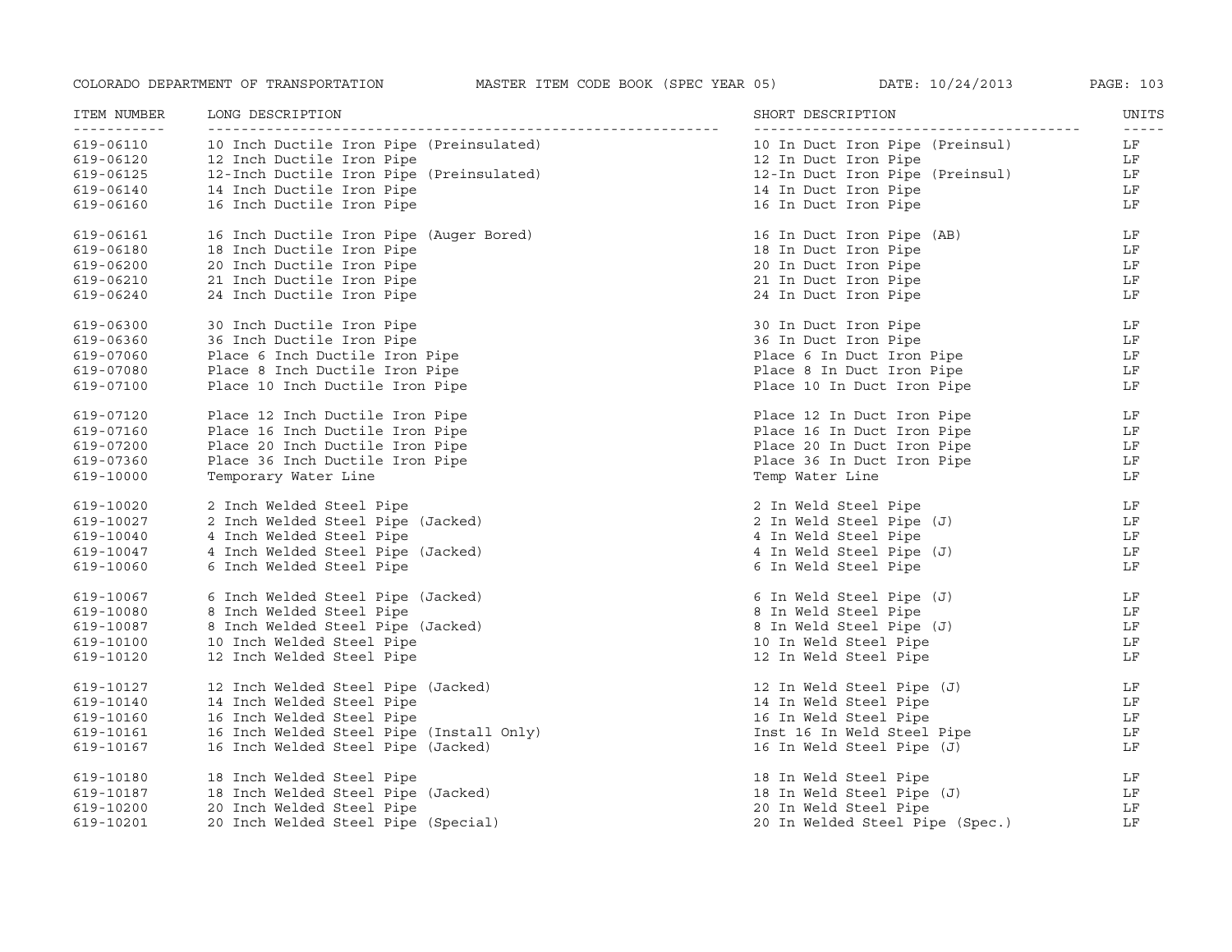| ITEM NUMBER | LONG DESCRIPTION | SHORT DESCRIPTION | UNITS |
|---|---|---|---|
| 619-06110 | 10 Inch Ductile Iron Pipe (Preinsulated) | 10 In Duct Iron Pipe (Preinsul) | LF |
| 619-06120 | 12 Inch Ductile Iron Pipe | 12 In Duct Iron Pipe | LF |
| 619-06125 | 12-Inch Ductile Iron Pipe (Preinsulated) | 12-In Duct Iron Pipe (Preinsul) | LF |
| 619-06140 | 14 Inch Ductile Iron Pipe | 14 In Duct Iron Pipe | LF |
| 619-06160 | 16 Inch Ductile Iron Pipe | 16 In Duct Iron Pipe | LF |
| 619-06161 | 16 Inch Ductile Iron Pipe (Auger Bored) | 16 In Duct Iron Pipe (AB) | LF |
| 619-06180 | 18 Inch Ductile Iron Pipe | 18 In Duct Iron Pipe | LF |
| 619-06200 | 20 Inch Ductile Iron Pipe | 20 In Duct Iron Pipe | LF |
| 619-06210 | 21 Inch Ductile Iron Pipe | 21 In Duct Iron Pipe | LF |
| 619-06240 | 24 Inch Ductile Iron Pipe | 24 In Duct Iron Pipe | LF |
| 619-06300 | 30 Inch Ductile Iron Pipe | 30 In Duct Iron Pipe | LF |
| 619-06360 | 36 Inch Ductile Iron Pipe | 36 In Duct Iron Pipe | LF |
| 619-07060 | Place 6 Inch Ductile Iron Pipe | Place 6 In Duct Iron Pipe | LF |
| 619-07080 | Place 8 Inch Ductile Iron Pipe | Place 8 In Duct Iron Pipe | LF |
| 619-07100 | Place 10 Inch Ductile Iron Pipe | Place 10 In Duct Iron Pipe | LF |
| 619-07120 | Place 12 Inch Ductile Iron Pipe | Place 12 In Duct Iron Pipe | LF |
| 619-07160 | Place 16 Inch Ductile Iron Pipe | Place 16 In Duct Iron Pipe | LF |
| 619-07200 | Place 20 Inch Ductile Iron Pipe | Place 20 In Duct Iron Pipe | LF |
| 619-07360 | Place 36 Inch Ductile Iron Pipe | Place 36 In Duct Iron Pipe | LF |
| 619-10000 | Temporary Water Line | Temp Water Line | LF |
| 619-10020 | 2 Inch Welded Steel Pipe | 2 In Weld Steel Pipe | LF |
| 619-10027 | 2 Inch Welded Steel Pipe (Jacked) | 2 In Weld Steel Pipe (J) | LF |
| 619-10040 | 4 Inch Welded Steel Pipe | 4 In Weld Steel Pipe | LF |
| 619-10047 | 4 Inch Welded Steel Pipe (Jacked) | 4 In Weld Steel Pipe (J) | LF |
| 619-10060 | 6 Inch Welded Steel Pipe | 6 In Weld Steel Pipe | LF |
| 619-10067 | 6 Inch Welded Steel Pipe (Jacked) | 6 In Weld Steel Pipe (J) | LF |
| 619-10080 | 8 Inch Welded Steel Pipe | 8 In Weld Steel Pipe | LF |
| 619-10087 | 8 Inch Welded Steel Pipe (Jacked) | 8 In Weld Steel Pipe (J) | LF |
| 619-10100 | 10 Inch Welded Steel Pipe | 10 In Weld Steel Pipe | LF |
| 619-10120 | 12 Inch Welded Steel Pipe | 12 In Weld Steel Pipe | LF |
| 619-10127 | 12 Inch Welded Steel Pipe (Jacked) | 12 In Weld Steel Pipe (J) | LF |
| 619-10140 | 14 Inch Welded Steel Pipe | 14 In Weld Steel Pipe | LF |
| 619-10160 | 16 Inch Welded Steel Pipe | 16 In Weld Steel Pipe | LF |
| 619-10161 | 16 Inch Welded Steel Pipe (Install Only) | Inst 16 In Weld Steel Pipe | LF |
| 619-10167 | 16 Inch Welded Steel Pipe (Jacked) | 16 In Weld Steel Pipe (J) | LF |
| 619-10180 | 18 Inch Welded Steel Pipe | 18 In Weld Steel Pipe | LF |
| 619-10187 | 18 Inch Welded Steel Pipe (Jacked) | 18 In Weld Steel Pipe (J) | LF |
| 619-10200 | 20 Inch Welded Steel Pipe | 20 In Weld Steel Pipe | LF |
| 619-10201 | 20 Inch Welded Steel Pipe (Special) | 20 In Welded Steel Pipe (Spec.) | LF |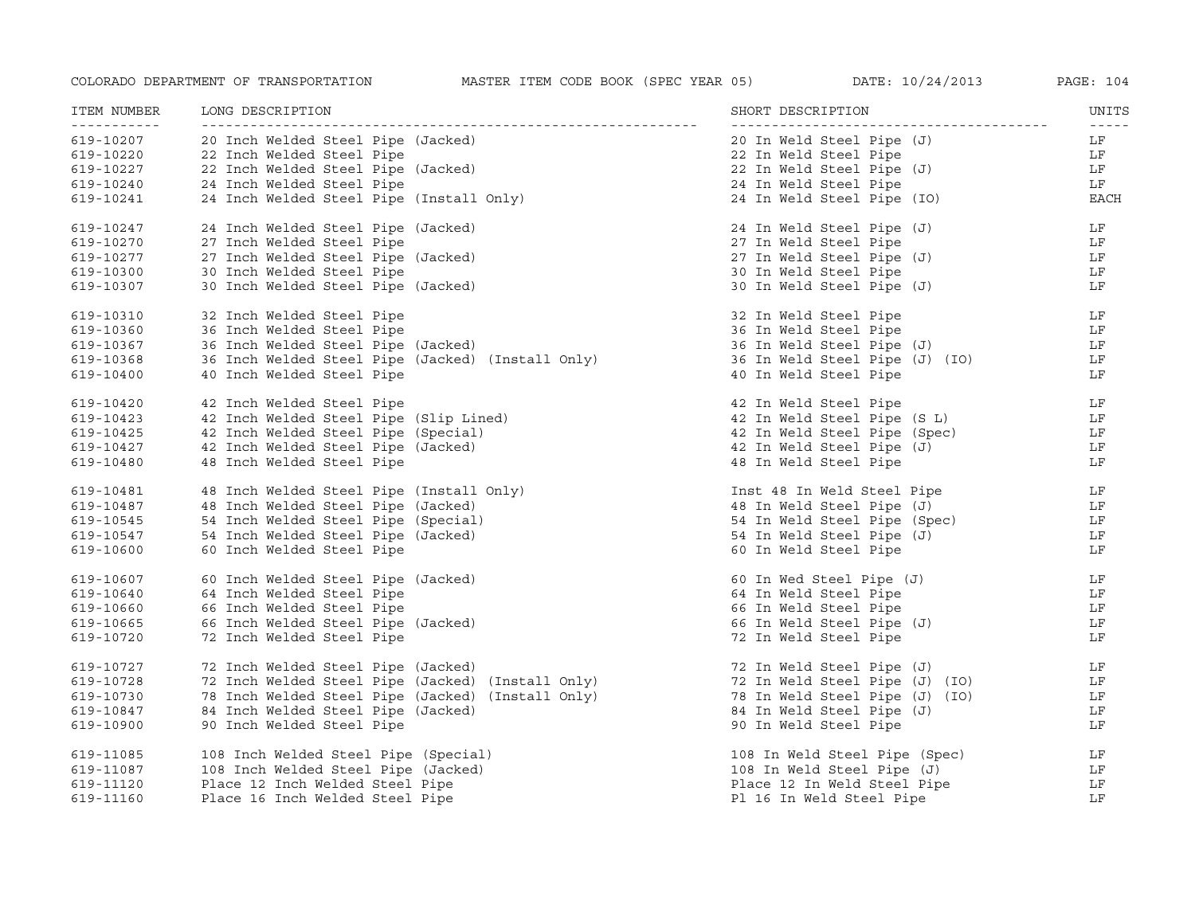| ITEM NUMBER | LONG DESCRIPTION | SHORT DESCRIPTION | UNITS |
|---|---|---|---|
| 619-10207 | 20 Inch Welded Steel Pipe (Jacked) | 20 In Weld Steel Pipe (J) | LF |
| 619-10220 | 22 Inch Welded Steel Pipe | 22 In Weld Steel Pipe | LF |
| 619-10227 | 22 Inch Welded Steel Pipe (Jacked) | 22 In Weld Steel Pipe (J) | LF |
| 619-10240 | 24 Inch Welded Steel Pipe | 24 In Weld Steel Pipe | LF |
| 619-10241 | 24 Inch Welded Steel Pipe (Install Only) | 24 In Weld Steel Pipe (IO) | EACH |
| 619-10247 | 24 Inch Welded Steel Pipe (Jacked) | 24 In Weld Steel Pipe (J) | LF |
| 619-10270 | 27 Inch Welded Steel Pipe | 27 In Weld Steel Pipe | LF |
| 619-10277 | 27 Inch Welded Steel Pipe (Jacked) | 27 In Weld Steel Pipe (J) | LF |
| 619-10300 | 30 Inch Welded Steel Pipe | 30 In Weld Steel Pipe | LF |
| 619-10307 | 30 Inch Welded Steel Pipe (Jacked) | 30 In Weld Steel Pipe (J) | LF |
| 619-10310 | 32 Inch Welded Steel Pipe | 32 In Weld Steel Pipe | LF |
| 619-10360 | 36 Inch Welded Steel Pipe | 36 In Weld Steel Pipe | LF |
| 619-10367 | 36 Inch Welded Steel Pipe (Jacked) | 36 In Weld Steel Pipe (J) | LF |
| 619-10368 | 36 Inch Welded Steel Pipe (Jacked) (Install Only) | 36 In Weld Steel Pipe (J) (IO) | LF |
| 619-10400 | 40 Inch Welded Steel Pipe | 40 In Weld Steel Pipe | LF |
| 619-10420 | 42 Inch Welded Steel Pipe | 42 In Weld Steel Pipe | LF |
| 619-10423 | 42 Inch Welded Steel Pipe (Slip Lined) | 42 In Weld Steel Pipe (S L) | LF |
| 619-10425 | 42 Inch Welded Steel Pipe (Special) | 42 In Weld Steel Pipe (Spec) | LF |
| 619-10427 | 42 Inch Welded Steel Pipe (Jacked) | 42 In Weld Steel Pipe (J) | LF |
| 619-10480 | 48 Inch Welded Steel Pipe | 48 In Weld Steel Pipe | LF |
| 619-10481 | 48 Inch Welded Steel Pipe (Install Only) | Inst 48 In Weld Steel Pipe | LF |
| 619-10487 | 48 Inch Welded Steel Pipe (Jacked) | 48 In Weld Steel Pipe (J) | LF |
| 619-10545 | 54 Inch Welded Steel Pipe (Special) | 54 In Weld Steel Pipe (Spec) | LF |
| 619-10547 | 54 Inch Welded Steel Pipe (Jacked) | 54 In Weld Steel Pipe (J) | LF |
| 619-10600 | 60 Inch Welded Steel Pipe | 60 In Weld Steel Pipe | LF |
| 619-10607 | 60 Inch Welded Steel Pipe (Jacked) | 60 In Wed Steel Pipe (J) | LF |
| 619-10640 | 64 Inch Welded Steel Pipe | 64 In Weld Steel Pipe | LF |
| 619-10660 | 66 Inch Welded Steel Pipe | 66 In Weld Steel Pipe | LF |
| 619-10665 | 66 Inch Welded Steel Pipe (Jacked) | 66 In Weld Steel Pipe (J) | LF |
| 619-10720 | 72 Inch Welded Steel Pipe | 72 In Weld Steel Pipe | LF |
| 619-10727 | 72 Inch Welded Steel Pipe (Jacked) | 72 In Weld Steel Pipe (J) | LF |
| 619-10728 | 72 Inch Welded Steel Pipe (Jacked) (Install Only) | 72 In Weld Steel Pipe (J) (IO) | LF |
| 619-10730 | 78 Inch Welded Steel Pipe (Jacked) (Install Only) | 78 In Weld Steel Pipe (J) (IO) | LF |
| 619-10847 | 84 Inch Welded Steel Pipe (Jacked) | 84 In Weld Steel Pipe (J) | LF |
| 619-10900 | 90 Inch Welded Steel Pipe | 90 In Weld Steel Pipe | LF |
| 619-11085 | 108 Inch Welded Steel Pipe (Special) | 108 In Weld Steel Pipe (Spec) | LF |
| 619-11087 | 108 Inch Welded Steel Pipe (Jacked) | 108 In Weld Steel Pipe (J) | LF |
| 619-11120 | Place 12 Inch Welded Steel Pipe | Place 12 In Weld Steel Pipe | LF |
| 619-11160 | Place 16 Inch Welded Steel Pipe | Pl 16 In Weld Steel Pipe | LF |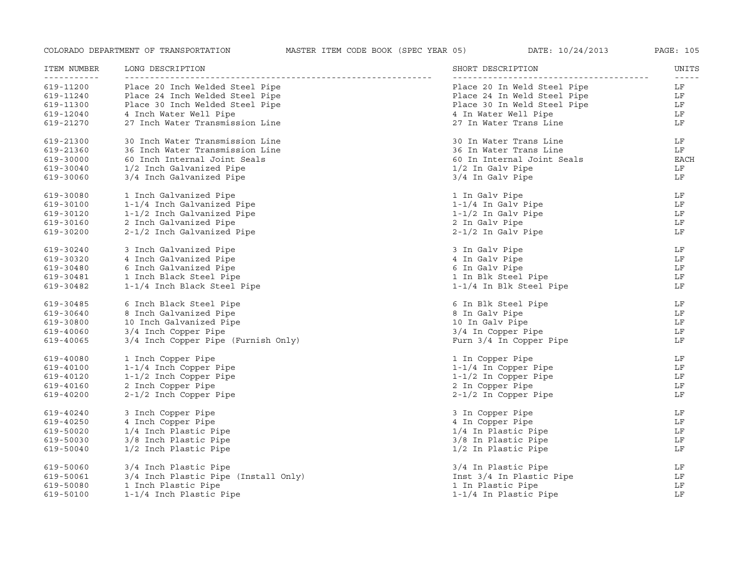| ITEM NUMBER | LONG DESCRIPTION | SHORT DESCRIPTION | UNITS |
|---|---|---|---|
| 619-11200 | Place 20 Inch Welded Steel Pipe | Place 20 In Weld Steel Pipe | LF |
| 619-11240 | Place 24 Inch Welded Steel Pipe | Place 24 In Weld Steel Pipe | LF |
| 619-11300 | Place 30 Inch Welded Steel Pipe | Place 30 In Weld Steel Pipe | LF |
| 619-12040 | 4 Inch Water Well Pipe | 4 In Water Well Pipe | LF |
| 619-21270 | 27 Inch Water Transmission Line | 27 In Water Trans Line | LF |
| 619-21300 | 30 Inch Water Transmission Line | 30 In Water Trans Line | LF |
| 619-21360 | 36 Inch Water Transmission Line | 36 In Water Trans Line | LF |
| 619-30000 | 60 Inch Internal Joint Seals | 60 In Internal Joint Seals | EACH |
| 619-30040 | 1/2 Inch Galvanized Pipe | 1/2 In Galv Pipe | LF |
| 619-30060 | 3/4 Inch Galvanized Pipe | 3/4 In Galv Pipe | LF |
| 619-30080 | 1 Inch Galvanized Pipe | 1 In Galv Pipe | LF |
| 619-30100 | 1-1/4 Inch Galvanized Pipe | 1-1/4 In Galv Pipe | LF |
| 619-30120 | 1-1/2 Inch Galvanized Pipe | 1-1/2 In Galv Pipe | LF |
| 619-30160 | 2 Inch Galvanized Pipe | 2 In Galv Pipe | LF |
| 619-30200 | 2-1/2 Inch Galvanized Pipe | 2-1/2 In Galv Pipe | LF |
| 619-30240 | 3 Inch Galvanized Pipe | 3 In Galv Pipe | LF |
| 619-30320 | 4 Inch Galvanized Pipe | 4 In Galv Pipe | LF |
| 619-30480 | 6 Inch Galvanized Pipe | 6 In Galv Pipe | LF |
| 619-30481 | 1 Inch Black Steel Pipe | 1 In Blk Steel Pipe | LF |
| 619-30482 | 1-1/4 Inch Black Steel Pipe | 1-1/4 In Blk Steel Pipe | LF |
| 619-30485 | 6 Inch Black Steel Pipe | 6 In Blk Steel Pipe | LF |
| 619-30640 | 8 Inch Galvanized Pipe | 8 In Galv Pipe | LF |
| 619-30800 | 10 Inch Galvanized Pipe | 10 In Galv Pipe | LF |
| 619-40060 | 3/4 Inch Copper Pipe | 3/4 In Copper Pipe | LF |
| 619-40065 | 3/4 Inch Copper Pipe (Furnish Only) | Furn 3/4 In Copper Pipe | LF |
| 619-40080 | 1 Inch Copper Pipe | 1 In Copper Pipe | LF |
| 619-40100 | 1-1/4 Inch Copper Pipe | 1-1/4 In Copper Pipe | LF |
| 619-40120 | 1-1/2 Inch Copper Pipe | 1-1/2 In Copper Pipe | LF |
| 619-40160 | 2 Inch Copper Pipe | 2 In Copper Pipe | LF |
| 619-40200 | 2-1/2 Inch Copper Pipe | 2-1/2 In Copper Pipe | LF |
| 619-40240 | 3 Inch Copper Pipe | 3 In Copper Pipe | LF |
| 619-40250 | 4 Inch Copper Pipe | 4 In Copper Pipe | LF |
| 619-50020 | 1/4 Inch Plastic Pipe | 1/4 In Plastic Pipe | LF |
| 619-50030 | 3/8 Inch Plastic Pipe | 3/8 In Plastic Pipe | LF |
| 619-50040 | 1/2 Inch Plastic Pipe | 1/2 In Plastic Pipe | LF |
| 619-50060 | 3/4 Inch Plastic Pipe | 3/4 In Plastic Pipe | LF |
| 619-50061 | 3/4 Inch Plastic Pipe (Install Only) | Inst 3/4 In Plastic Pipe | LF |
| 619-50080 | 1 Inch Plastic Pipe | 1 In Plastic Pipe | LF |
| 619-50100 | 1-1/4 Inch Plastic Pipe | 1-1/4 In Plastic Pipe | LF |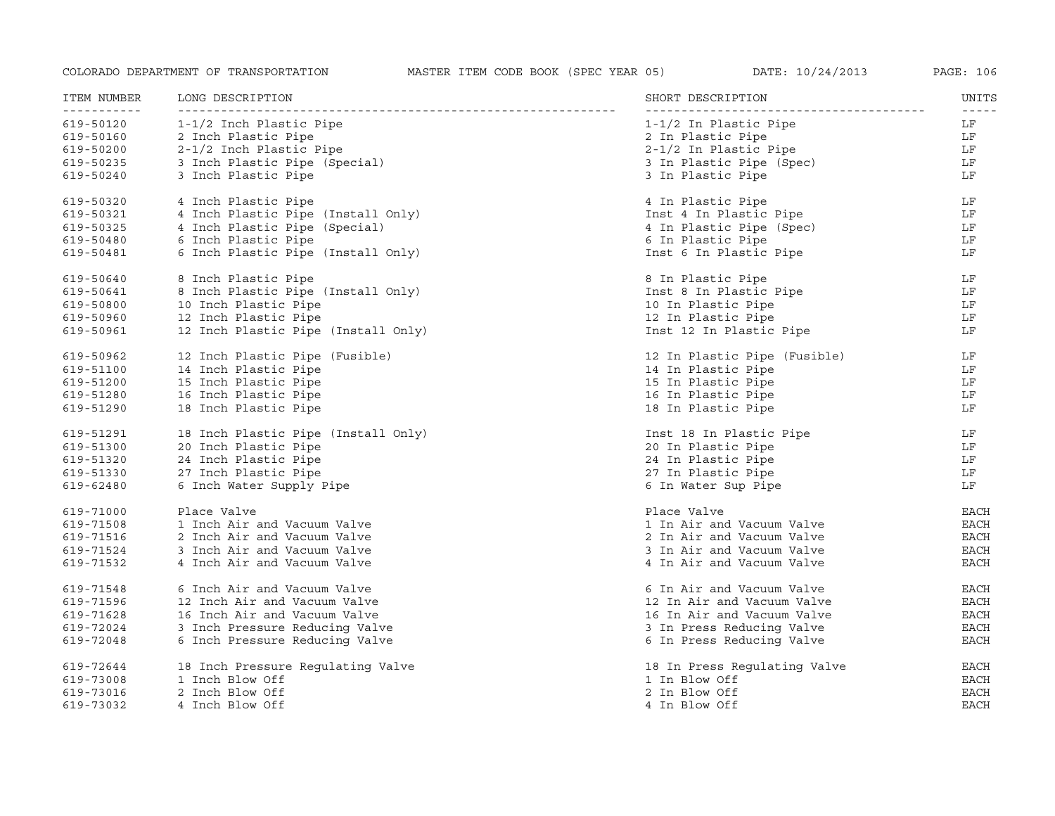| ITEM NUMBER | LONG DESCRIPTION | SHORT DESCRIPTION | UNITS |
|---|---|---|---|
| 619-50120 | 1-1/2 Inch Plastic Pipe | 1-1/2 In Plastic Pipe | LF |
| 619-50160 | 2 Inch Plastic Pipe | 2 In Plastic Pipe | LF |
| 619-50200 | 2-1/2 Inch Plastic Pipe | 2-1/2 In Plastic Pipe | LF |
| 619-50235 | 3 Inch Plastic Pipe (Special) | 3 In Plastic Pipe (Spec) | LF |
| 619-50240 | 3 Inch Plastic Pipe | 3 In Plastic Pipe | LF |
| 619-50320 | 4 Inch Plastic Pipe | 4 In Plastic Pipe | LF |
| 619-50321 | 4 Inch Plastic Pipe (Install Only) | Inst 4 In Plastic Pipe | LF |
| 619-50325 | 4 Inch Plastic Pipe (Special) | 4 In Plastic Pipe (Spec) | LF |
| 619-50480 | 6 Inch Plastic Pipe | 6 In Plastic Pipe | LF |
| 619-50481 | 6 Inch Plastic Pipe (Install Only) | Inst 6 In Plastic Pipe | LF |
| 619-50640 | 8 Inch Plastic Pipe | 8 In Plastic Pipe | LF |
| 619-50641 | 8 Inch Plastic Pipe (Install Only) | Inst 8 In Plastic Pipe | LF |
| 619-50800 | 10 Inch Plastic Pipe | 10 In Plastic Pipe | LF |
| 619-50960 | 12 Inch Plastic Pipe | 12 In Plastic Pipe | LF |
| 619-50961 | 12 Inch Plastic Pipe (Install Only) | Inst 12 In Plastic Pipe | LF |
| 619-50962 | 12 Inch Plastic Pipe (Fusible) | 12 In Plastic Pipe (Fusible) | LF |
| 619-51100 | 14 Inch Plastic Pipe | 14 In Plastic Pipe | LF |
| 619-51200 | 15 Inch Plastic Pipe | 15 In Plastic Pipe | LF |
| 619-51280 | 16 Inch Plastic Pipe | 16 In Plastic Pipe | LF |
| 619-51290 | 18 Inch Plastic Pipe | 18 In Plastic Pipe | LF |
| 619-51291 | 18 Inch Plastic Pipe (Install Only) | Inst 18 In Plastic Pipe | LF |
| 619-51300 | 20 Inch Plastic Pipe | 20 In Plastic Pipe | LF |
| 619-51320 | 24 Inch Plastic Pipe | 24 In Plastic Pipe | LF |
| 619-51330 | 27 Inch Plastic Pipe | 27 In Plastic Pipe | LF |
| 619-62480 | 6 Inch Water Supply Pipe | 6 In Water Sup Pipe | LF |
| 619-71000 | Place Valve | Place Valve | EACH |
| 619-71508 | 1 Inch Air and Vacuum Valve | 1 In Air and Vacuum Valve | EACH |
| 619-71516 | 2 Inch Air and Vacuum Valve | 2 In Air and Vacuum Valve | EACH |
| 619-71524 | 3 Inch Air and Vacuum Valve | 3 In Air and Vacuum Valve | EACH |
| 619-71532 | 4 Inch Air and Vacuum Valve | 4 In Air and Vacuum Valve | EACH |
| 619-71548 | 6 Inch Air and Vacuum Valve | 6 In Air and Vacuum Valve | EACH |
| 619-71596 | 12 Inch Air and Vacuum Valve | 12 In Air and Vacuum Valve | EACH |
| 619-71628 | 16 Inch Air and Vacuum Valve | 16 In Air and Vacuum Valve | EACH |
| 619-72024 | 3 Inch Pressure Reducing Valve | 3 In Press Reducing Valve | EACH |
| 619-72048 | 6 Inch Pressure Reducing Valve | 6 In Press Reducing Valve | EACH |
| 619-72644 | 18 Inch Pressure Regulating Valve | 18 In Press Regulating Valve | EACH |
| 619-73008 | 1 Inch Blow Off | 1 In Blow Off | EACH |
| 619-73016 | 2 Inch Blow Off | 2 In Blow Off | EACH |
| 619-73032 | 4 Inch Blow Off | 4 In Blow Off | EACH |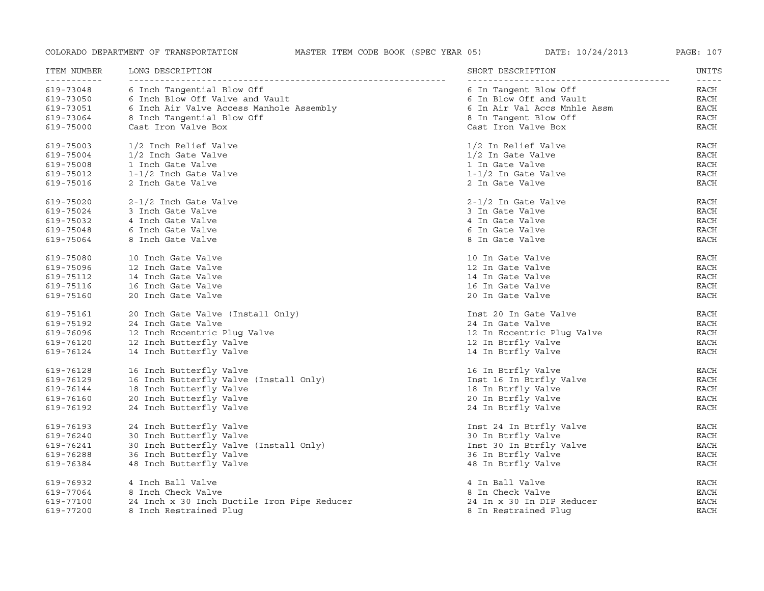| ITEM NUMBER | LONG DESCRIPTION | SHORT DESCRIPTION | UNITS |
|---|---|---|---|
| 619-73048 | 6 Inch Tangential Blow Off | 6 In Tangent Blow Off | EACH |
| 619-73050 | 6 Inch Blow Off Valve and Vault | 6 In Blow Off and Vault | EACH |
| 619-73051 | 6 Inch Air Valve Access Manhole Assembly | 6 In Air Val Accs Mnhle Assm | EACH |
| 619-73064 | 8 Inch Tangential Blow Off | 8 In Tangent Blow Off | EACH |
| 619-75000 | Cast Iron Valve Box | Cast Iron Valve Box | EACH |
| 619-75003 | 1/2 Inch Relief Valve | 1/2 In Relief Valve | EACH |
| 619-75004 | 1/2 Inch Gate Valve | 1/2 In Gate Valve | EACH |
| 619-75008 | 1 Inch Gate Valve | 1 In Gate Valve | EACH |
| 619-75012 | 1-1/2 Inch Gate Valve | 1-1/2 In Gate Valve | EACH |
| 619-75016 | 2 Inch Gate Valve | 2 In Gate Valve | EACH |
| 619-75020 | 2-1/2 Inch Gate Valve | 2-1/2 In Gate Valve | EACH |
| 619-75024 | 3 Inch Gate Valve | 3 In Gate Valve | EACH |
| 619-75032 | 4 Inch Gate Valve | 4 In Gate Valve | EACH |
| 619-75048 | 6 Inch Gate Valve | 6 In Gate Valve | EACH |
| 619-75064 | 8 Inch Gate Valve | 8 In Gate Valve | EACH |
| 619-75080 | 10 Inch Gate Valve | 10 In Gate Valve | EACH |
| 619-75096 | 12 Inch Gate Valve | 12 In Gate Valve | EACH |
| 619-75112 | 14 Inch Gate Valve | 14 In Gate Valve | EACH |
| 619-75116 | 16 Inch Gate Valve | 16 In Gate Valve | EACH |
| 619-75160 | 20 Inch Gate Valve | 20 In Gate Valve | EACH |
| 619-75161 | 20 Inch Gate Valve (Install Only) | Inst 20 In Gate Valve | EACH |
| 619-75192 | 24 Inch Gate Valve | 24 In Gate Valve | EACH |
| 619-76096 | 12 Inch Eccentric Plug Valve | 12 In Eccentric Plug Valve | EACH |
| 619-76120 | 12 Inch Butterfly Valve | 12 In Btrfly Valve | EACH |
| 619-76124 | 14 Inch Butterfly Valve | 14 In Btrfly Valve | EACH |
| 619-76128 | 16 Inch Butterfly Valve | 16 In Btrfly Valve | EACH |
| 619-76129 | 16 Inch Butterfly Valve (Install Only) | Inst 16 In Btrfly Valve | EACH |
| 619-76144 | 18 Inch Butterfly Valve | 18 In Btrfly Valve | EACH |
| 619-76160 | 20 Inch Butterfly Valve | 20 In Btrfly Valve | EACH |
| 619-76192 | 24 Inch Butterfly Valve | 24 In Btrfly Valve | EACH |
| 619-76193 | 24 Inch Butterfly Valve | Inst 24 In Btrfly Valve | EACH |
| 619-76240 | 30 Inch Butterfly Valve | 30 In Btrfly Valve | EACH |
| 619-76241 | 30 Inch Butterfly Valve (Install Only) | Inst 30 In Btrfly Valve | EACH |
| 619-76288 | 36 Inch Butterfly Valve | 36 In Btrfly Valve | EACH |
| 619-76384 | 48 Inch Butterfly Valve | 48 In Btrfly Valve | EACH |
| 619-76932 | 4 Inch Ball Valve | 4 In Ball Valve | EACH |
| 619-77064 | 8 Inch Check Valve | 8 In Check Valve | EACH |
| 619-77100 | 24 Inch x 30 Inch Ductile Iron Pipe Reducer | 24 In x 30 In DIP Reducer | EACH |
| 619-77200 | 8 Inch Restrained Plug | 8 In Restrained Plug | EACH |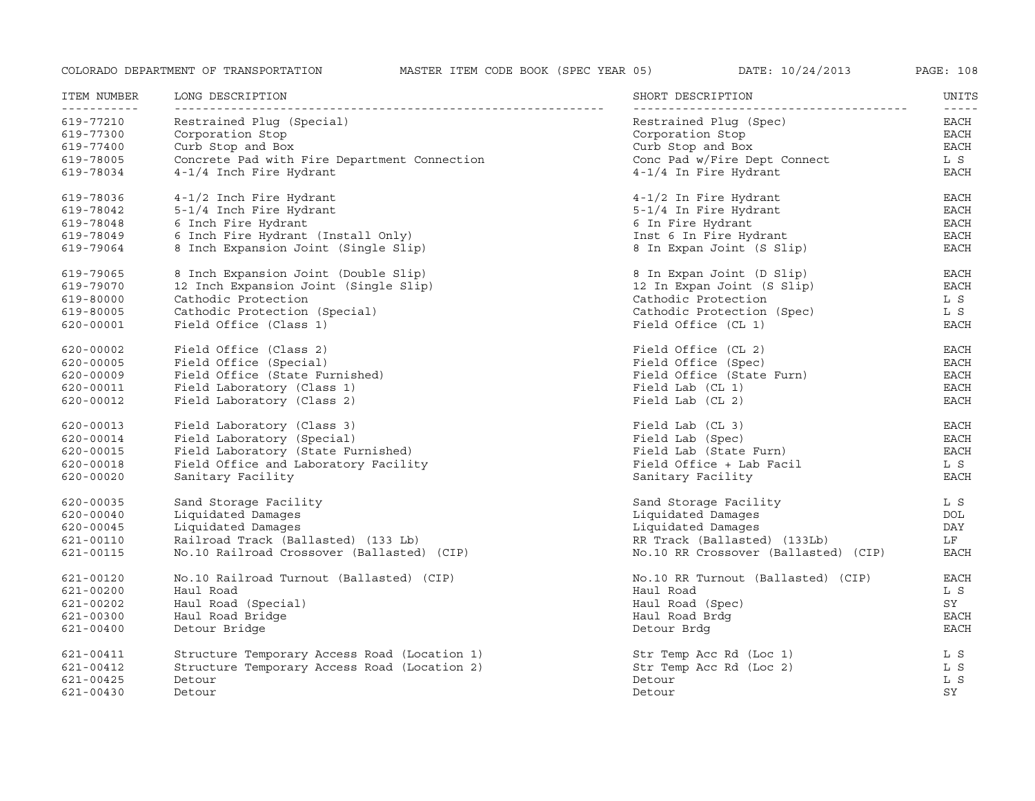| ITEM NUMBER | LONG DESCRIPTION | SHORT DESCRIPTION | UNITS |
|---|---|---|---|
| 619-77210 | Restrained Plug (Special) | Restrained Plug (Spec) | EACH |
| 619-77300 | Corporation Stop | Corporation Stop | EACH |
| 619-77400 | Curb Stop and Box | Curb Stop and Box | EACH |
| 619-78005 | Concrete Pad with Fire Department Connection | Conc Pad w/Fire Dept Connect | L S |
| 619-78034 | 4-1/4 Inch Fire Hydrant | 4-1/4 In Fire Hydrant | EACH |
| 619-78036 | 4-1/2 Inch Fire Hydrant | 4-1/2 In Fire Hydrant | EACH |
| 619-78042 | 5-1/4 Inch Fire Hydrant | 5-1/4 In Fire Hydrant | EACH |
| 619-78048 | 6 Inch Fire Hydrant | 6 In Fire Hydrant | EACH |
| 619-78049 | 6 Inch Fire Hydrant (Install Only) | Inst 6 In Fire Hydrant | EACH |
| 619-79064 | 8 Inch Expansion Joint (Single Slip) | 8 In Expan Joint (S Slip) | EACH |
| 619-79065 | 8 Inch Expansion Joint (Double Slip) | 8 In Expan Joint (D Slip) | EACH |
| 619-79070 | 12 Inch Expansion Joint (Single Slip) | 12 In Expan Joint (S Slip) | EACH |
| 619-80000 | Cathodic Protection | Cathodic Protection | L S |
| 619-80005 | Cathodic Protection (Special) | Cathodic Protection (Spec) | L S |
| 620-00001 | Field Office (Class 1) | Field Office (CL 1) | EACH |
| 620-00002 | Field Office (Class 2) | Field Office (CL 2) | EACH |
| 620-00005 | Field Office (Special) | Field Office (Spec) | EACH |
| 620-00009 | Field Office (State Furnished) | Field Office (State Furn) | EACH |
| 620-00011 | Field Laboratory (Class 1) | Field Lab (CL 1) | EACH |
| 620-00012 | Field Laboratory (Class 2) | Field Lab (CL 2) | EACH |
| 620-00013 | Field Laboratory (Class 3) | Field Lab (CL 3) | EACH |
| 620-00014 | Field Laboratory (Special) | Field Lab (Spec) | EACH |
| 620-00015 | Field Laboratory (State Furnished) | Field Lab (State Furn) | EACH |
| 620-00018 | Field Office and Laboratory Facility | Field Office + Lab Facil | L S |
| 620-00020 | Sanitary Facility | Sanitary Facility | EACH |
| 620-00035 | Sand Storage Facility | Sand Storage Facility | L S |
| 620-00040 | Liquidated Damages | Liquidated Damages | DOL |
| 620-00045 | Liquidated Damages | Liquidated Damages | DAY |
| 621-00110 | Railroad Track (Ballasted) (133 Lb) | RR Track (Ballasted) (133Lb) | LF |
| 621-00115 | No.10 Railroad Crossover (Ballasted) (CIP) | No.10 RR Crossover (Ballasted) (CIP) | EACH |
| 621-00120 | No.10 Railroad Turnout (Ballasted) (CIP) | No.10 RR Turnout (Ballasted) (CIP) | EACH |
| 621-00200 | Haul Road | Haul Road | L S |
| 621-00202 | Haul Road (Special) | Haul Road (Spec) | SY |
| 621-00300 | Haul Road Bridge | Haul Road Brdg | EACH |
| 621-00400 | Detour Bridge | Detour Brdg | EACH |
| 621-00411 | Structure Temporary Access Road (Location 1) | Str Temp Acc Rd (Loc 1) | L S |
| 621-00412 | Structure Temporary Access Road (Location 2) | Str Temp Acc Rd (Loc 2) | L S |
| 621-00425 | Detour | Detour | L S |
| 621-00430 | Detour | Detour | SY |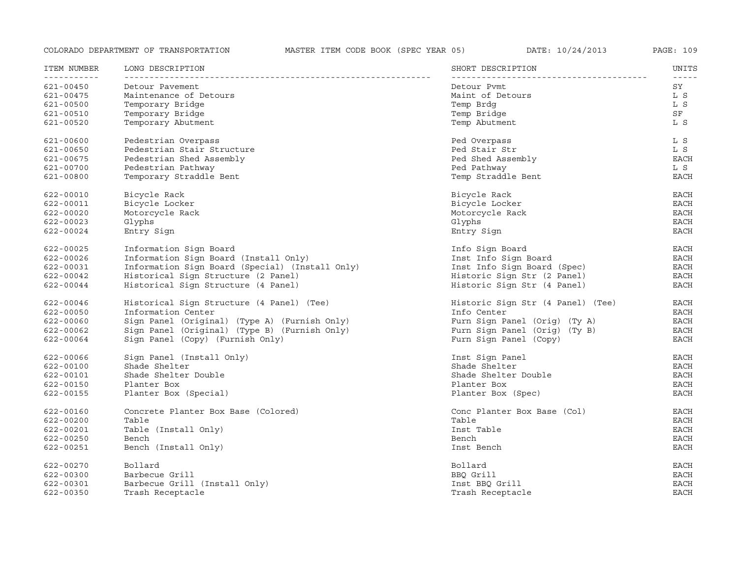| ITEM NUMBER | LONG DESCRIPTION | SHORT DESCRIPTION | UNITS |
|---|---|---|---|
| 621-00450 | Detour Pavement | Detour Pvmt | SY |
| 621-00475 | Maintenance of Detours | Maint of Detours | L S |
| 621-00500 | Temporary Bridge | Temp Brdg | L S |
| 621-00510 | Temporary Bridge | Temp Bridge | SF |
| 621-00520 | Temporary Abutment | Temp Abutment | L S |
| 621-00600 | Pedestrian Overpass | Ped Overpass | L S |
| 621-00650 | Pedestrian Stair Structure | Ped Stair Str | L S |
| 621-00675 | Pedestrian Shed Assembly | Ped Shed Assembly | EACH |
| 621-00700 | Pedestrian Pathway | Ped Pathway | L S |
| 621-00800 | Temporary Straddle Bent | Temp Straddle Bent | EACH |
| 622-00010 | Bicycle Rack | Bicycle Rack | EACH |
| 622-00011 | Bicycle Locker | Bicycle Locker | EACH |
| 622-00020 | Motorcycle Rack | Motorcycle Rack | EACH |
| 622-00023 | Glyphs | Glyphs | EACH |
| 622-00024 | Entry Sign | Entry Sign | EACH |
| 622-00025 | Information Sign Board | Info Sign Board | EACH |
| 622-00026 | Information Sign Board (Install Only) | Inst Info Sign Board | EACH |
| 622-00031 | Information Sign Board (Special) (Install Only) | Inst Info Sign Board (Spec) | EACH |
| 622-00042 | Historical Sign Structure (2 Panel) | Historic Sign Str (2 Panel) | EACH |
| 622-00044 | Historical Sign Structure (4 Panel) | Historic Sign Str (4 Panel) | EACH |
| 622-00046 | Historical Sign Structure (4 Panel) (Tee) | Historic Sign Str (4 Panel) (Tee) | EACH |
| 622-00050 | Information Center | Info Center | EACH |
| 622-00060 | Sign Panel (Original) (Type A) (Furnish Only) | Furn Sign Panel (Orig) (Ty A) | EACH |
| 622-00062 | Sign Panel (Original) (Type B) (Furnish Only) | Furn Sign Panel (Orig) (Ty B) | EACH |
| 622-00064 | Sign Panel (Copy) (Furnish Only) | Furn Sign Panel (Copy) | EACH |
| 622-00066 | Sign Panel (Install Only) | Inst Sign Panel | EACH |
| 622-00100 | Shade Shelter | Shade Shelter | EACH |
| 622-00101 | Shade Shelter Double | Shade Shelter Double | EACH |
| 622-00150 | Planter Box | Planter Box | EACH |
| 622-00155 | Planter Box (Special) | Planter Box (Spec) | EACH |
| 622-00160 | Concrete Planter Box Base (Colored) | Conc Planter Box Base (Col) | EACH |
| 622-00200 | Table | Table | EACH |
| 622-00201 | Table (Install Only) | Inst Table | EACH |
| 622-00250 | Bench | Bench | EACH |
| 622-00251 | Bench (Install Only) | Inst Bench | EACH |
| 622-00270 | Bollard | Bollard | EACH |
| 622-00300 | Barbecue Grill | BBQ Grill | EACH |
| 622-00301 | Barbecue Grill (Install Only) | Inst BBQ Grill | EACH |
| 622-00350 | Trash Receptacle | Trash Receptacle | EACH |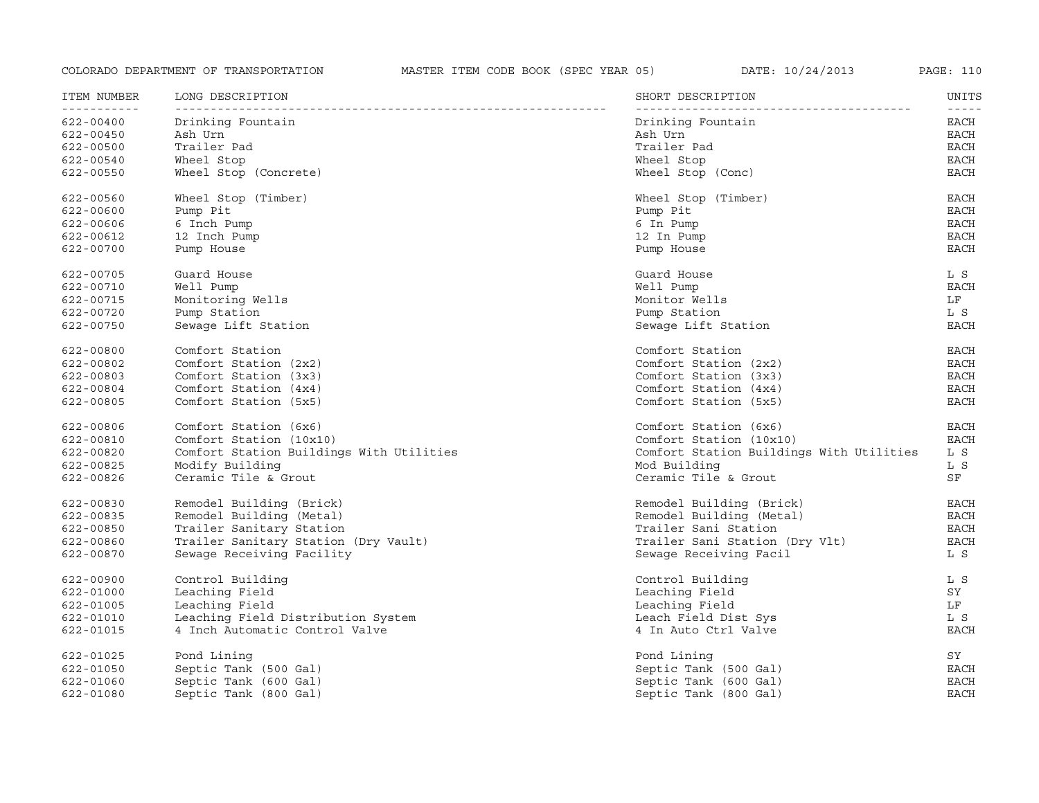| ITEM NUMBER | LONG DESCRIPTION | SHORT DESCRIPTION | UNITS |
|---|---|---|---|
| 622-00400 | Drinking Fountain | Drinking Fountain | EACH |
| 622-00450 | Ash Urn | Ash Urn | EACH |
| 622-00500 | Trailer Pad | Trailer Pad | EACH |
| 622-00540 | Wheel Stop | Wheel Stop | EACH |
| 622-00550 | Wheel Stop (Concrete) | Wheel Stop (Conc) | EACH |
| 622-00560 | Wheel Stop (Timber) | Wheel Stop (Timber) | EACH |
| 622-00600 | Pump Pit | Pump Pit | EACH |
| 622-00606 | 6 Inch Pump | 6 In Pump | EACH |
| 622-00612 | 12 Inch Pump | 12 In Pump | EACH |
| 622-00700 | Pump House | Pump House | EACH |
| 622-00705 | Guard House | Guard House | L S |
| 622-00710 | Well Pump | Well Pump | EACH |
| 622-00715 | Monitoring Wells | Monitor Wells | LF |
| 622-00720 | Pump Station | Pump Station | L S |
| 622-00750 | Sewage Lift Station | Sewage Lift Station | EACH |
| 622-00800 | Comfort Station | Comfort Station | EACH |
| 622-00802 | Comfort Station (2x2) | Comfort Station (2x2) | EACH |
| 622-00803 | Comfort Station (3x3) | Comfort Station (3x3) | EACH |
| 622-00804 | Comfort Station (4x4) | Comfort Station (4x4) | EACH |
| 622-00805 | Comfort Station (5x5) | Comfort Station (5x5) | EACH |
| 622-00806 | Comfort Station (6x6) | Comfort Station (6x6) | EACH |
| 622-00810 | Comfort Station (10x10) | Comfort Station (10x10) | EACH |
| 622-00820 | Comfort Station Buildings With Utilities | Comfort Station Buildings With Utilities | L S |
| 622-00825 | Modify Building | Mod Building | L S |
| 622-00826 | Ceramic Tile & Grout | Ceramic Tile & Grout | SF |
| 622-00830 | Remodel Building (Brick) | Remodel Building (Brick) | EACH |
| 622-00835 | Remodel Building (Metal) | Remodel Building (Metal) | EACH |
| 622-00850 | Trailer Sanitary Station | Trailer Sani Station | EACH |
| 622-00860 | Trailer Sanitary Station (Dry Vault) | Trailer Sani Station (Dry Vlt) | EACH |
| 622-00870 | Sewage Receiving Facility | Sewage Receiving Facil | L S |
| 622-00900 | Control Building | Control Building | L S |
| 622-01000 | Leaching Field | Leaching Field | SY |
| 622-01005 | Leaching Field | Leaching Field | LF |
| 622-01010 | Leaching Field Distribution System | Leach Field Dist Sys | L S |
| 622-01015 | 4 Inch Automatic Control Valve | 4 In Auto Ctrl Valve | EACH |
| 622-01025 | Pond Lining | Pond Lining | SY |
| 622-01050 | Septic Tank (500 Gal) | Septic Tank (500 Gal) | EACH |
| 622-01060 | Septic Tank (600 Gal) | Septic Tank (600 Gal) | EACH |
| 622-01080 | Septic Tank (800 Gal) | Septic Tank (800 Gal) | EACH |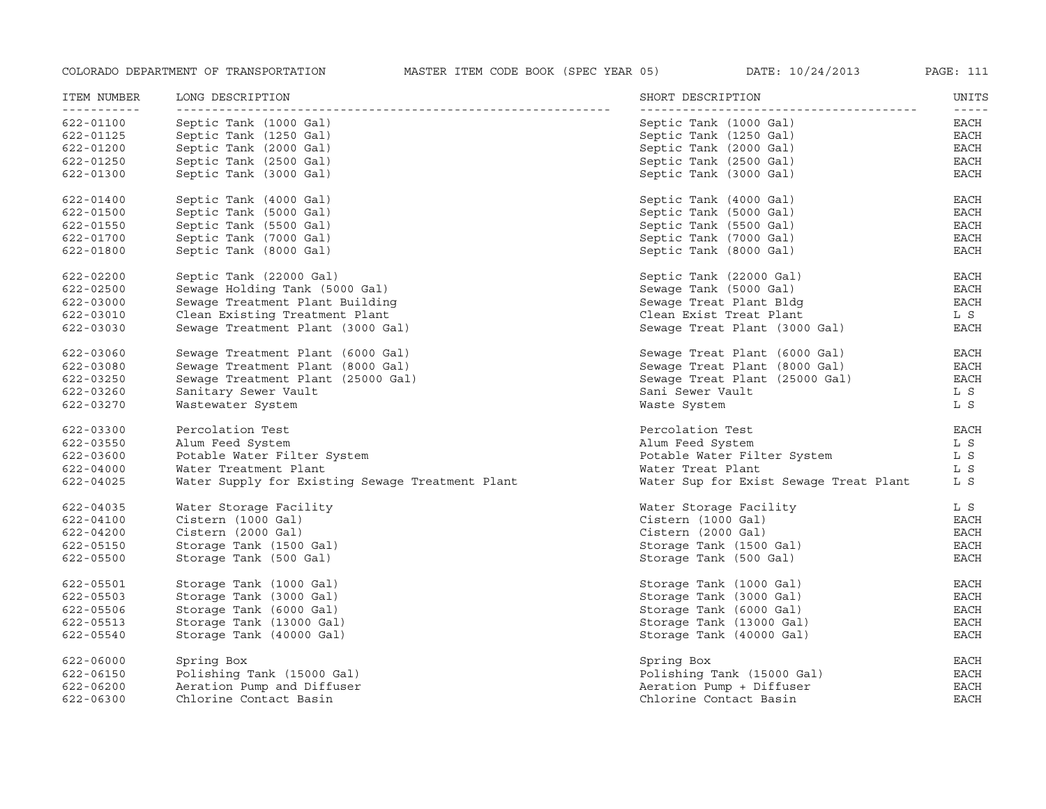| ITEM NUMBER | LONG DESCRIPTION | SHORT DESCRIPTION | UNITS |
| --- | --- | --- | --- |
| 622-01100 | Septic Tank (1000 Gal) | Septic Tank (1000 Gal) | EACH |
| 622-01125 | Septic Tank (1250 Gal) | Septic Tank (1250 Gal) | EACH |
| 622-01200 | Septic Tank (2000 Gal) | Septic Tank (2000 Gal) | EACH |
| 622-01250 | Septic Tank (2500 Gal) | Septic Tank (2500 Gal) | EACH |
| 622-01300 | Septic Tank (3000 Gal) | Septic Tank (3000 Gal) | EACH |
| 622-01400 | Septic Tank (4000 Gal) | Septic Tank (4000 Gal) | EACH |
| 622-01500 | Septic Tank (5000 Gal) | Septic Tank (5000 Gal) | EACH |
| 622-01550 | Septic Tank (5500 Gal) | Septic Tank (5500 Gal) | EACH |
| 622-01700 | Septic Tank (7000 Gal) | Septic Tank (7000 Gal) | EACH |
| 622-01800 | Septic Tank (8000 Gal) | Septic Tank (8000 Gal) | EACH |
| 622-02200 | Septic Tank (22000 Gal) | Septic Tank (22000 Gal) | EACH |
| 622-02500 | Sewage Holding Tank (5000 Gal) | Sewage Tank (5000 Gal) | EACH |
| 622-03000 | Sewage Treatment Plant Building | Sewage Treat Plant Bldg | EACH |
| 622-03010 | Clean Existing Treatment Plant | Clean Exist Treat Plant | L S |
| 622-03030 | Sewage Treatment Plant (3000 Gal) | Sewage Treat Plant (3000 Gal) | EACH |
| 622-03060 | Sewage Treatment Plant (6000 Gal) | Sewage Treat Plant (6000 Gal) | EACH |
| 622-03080 | Sewage Treatment Plant (8000 Gal) | Sewage Treat Plant (8000 Gal) | EACH |
| 622-03250 | Sewage Treatment Plant (25000 Gal) | Sewage Treat Plant (25000 Gal) | EACH |
| 622-03260 | Sanitary Sewer Vault | Sani Sewer Vault | L S |
| 622-03270 | Wastewater System | Waste System | L S |
| 622-03300 | Percolation Test | Percolation Test | EACH |
| 622-03550 | Alum Feed System | Alum Feed System | L S |
| 622-03600 | Potable Water Filter System | Potable Water Filter System | L S |
| 622-04000 | Water Treatment Plant | Water Treat Plant | L S |
| 622-04025 | Water Supply for Existing Sewage Treatment Plant | Water Sup for Exist Sewage Treat Plant | L S |
| 622-04035 | Water Storage Facility | Water Storage Facility | L S |
| 622-04100 | Cistern (1000 Gal) | Cistern (1000 Gal) | EACH |
| 622-04200 | Cistern (2000 Gal) | Cistern (2000 Gal) | EACH |
| 622-05150 | Storage Tank (1500 Gal) | Storage Tank (1500 Gal) | EACH |
| 622-05500 | Storage Tank (500 Gal) | Storage Tank (500 Gal) | EACH |
| 622-05501 | Storage Tank (1000 Gal) | Storage Tank (1000 Gal) | EACH |
| 622-05503 | Storage Tank (3000 Gal) | Storage Tank (3000 Gal) | EACH |
| 622-05506 | Storage Tank (6000 Gal) | Storage Tank (6000 Gal) | EACH |
| 622-05513 | Storage Tank (13000 Gal) | Storage Tank (13000 Gal) | EACH |
| 622-05540 | Storage Tank (40000 Gal) | Storage Tank (40000 Gal) | EACH |
| 622-06000 | Spring Box | Spring Box | EACH |
| 622-06150 | Polishing Tank (15000 Gal) | Polishing Tank (15000 Gal) | EACH |
| 622-06200 | Aeration Pump and Diffuser | Aeration Pump + Diffuser | EACH |
| 622-06300 | Chlorine Contact Basin | Chlorine Contact Basin | EACH |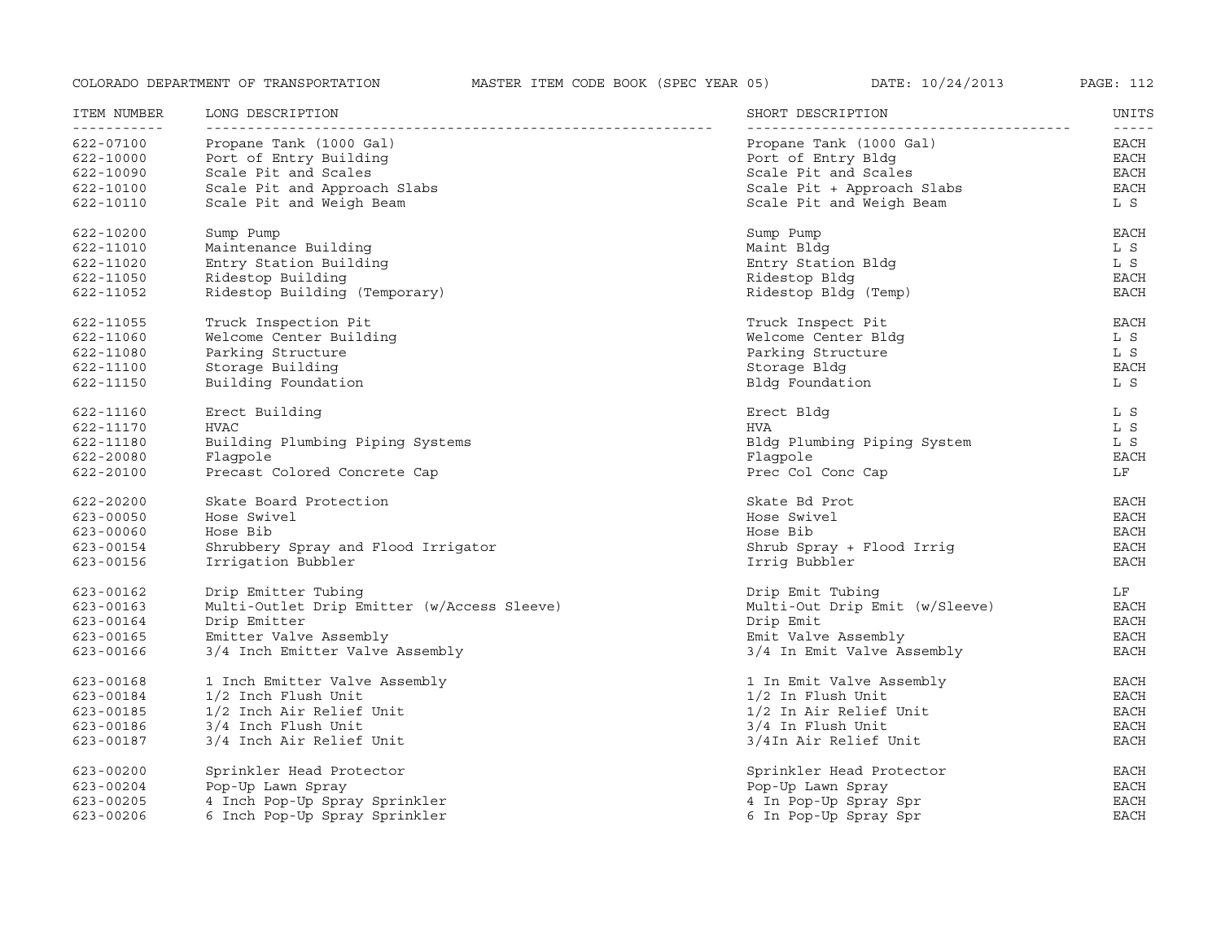| ITEM NUMBER | LONG DESCRIPTION | SHORT DESCRIPTION | UNITS |
|---|---|---|---|
| 622-07100 | Propane Tank (1000 Gal) | Propane Tank (1000 Gal) | EACH |
| 622-10000 | Port of Entry Building | Port of Entry Bldg | EACH |
| 622-10090 | Scale Pit and Scales | Scale Pit and Scales | EACH |
| 622-10100 | Scale Pit and Approach Slabs | Scale Pit + Approach Slabs | EACH |
| 622-10110 | Scale Pit and Weigh Beam | Scale Pit and Weigh Beam | L S |
| 622-10200 | Sump Pump | Sump Pump | EACH |
| 622-11010 | Maintenance Building | Maint Bldg | L S |
| 622-11020 | Entry Station Building | Entry Station Bldg | L S |
| 622-11050 | Ridestop Building | Ridestop Bldg | EACH |
| 622-11052 | Ridestop Building (Temporary) | Ridestop Bldg (Temp) | EACH |
| 622-11055 | Truck Inspection Pit | Truck Inspect Pit | EACH |
| 622-11060 | Welcome Center Building | Welcome Center Bldg | L S |
| 622-11080 | Parking Structure | Parking Structure | L S |
| 622-11100 | Storage Building | Storage Bldg | EACH |
| 622-11150 | Building Foundation | Bldg Foundation | L S |
| 622-11160 | Erect Building | Erect Bldg | L S |
| 622-11170 | HVAC | HVA | L S |
| 622-11180 | Building Plumbing Piping Systems | Bldg Plumbing Piping System | L S |
| 622-20080 | Flagpole | Flagpole | EACH |
| 622-20100 | Precast Colored Concrete Cap | Prec Col Conc Cap | LF |
| 622-20200 | Skate Board Protection | Skate Bd Prot | EACH |
| 623-00050 | Hose Swivel | Hose Swivel | EACH |
| 623-00060 | Hose Bib | Hose Bib | EACH |
| 623-00154 | Shrubbery Spray and Flood Irrigator | Shrub Spray + Flood Irrig | EACH |
| 623-00156 | Irrigation Bubbler | Irrig Bubbler | EACH |
| 623-00162 | Drip Emitter Tubing | Drip Emit Tubing | LF |
| 623-00163 | Multi-Outlet Drip Emitter (w/Access Sleeve) | Multi-Out Drip Emit (w/Sleeve) | EACH |
| 623-00164 | Drip Emitter | Drip Emit | EACH |
| 623-00165 | Emitter Valve Assembly | Emit Valve Assembly | EACH |
| 623-00166 | 3/4 Inch Emitter Valve Assembly | 3/4 In Emit Valve Assembly | EACH |
| 623-00168 | 1 Inch Emitter Valve Assembly | 1 In Emit Valve Assembly | EACH |
| 623-00184 | 1/2 Inch Flush Unit | 1/2 In Flush Unit | EACH |
| 623-00185 | 1/2 Inch Air Relief Unit | 1/2 In Air Relief Unit | EACH |
| 623-00186 | 3/4 Inch Flush Unit | 3/4 In Flush Unit | EACH |
| 623-00187 | 3/4 Inch Air Relief Unit | 3/4In Air Relief Unit | EACH |
| 623-00200 | Sprinkler Head Protector | Sprinkler Head Protector | EACH |
| 623-00204 | Pop-Up Lawn Spray | Pop-Up Lawn Spray | EACH |
| 623-00205 | 4 Inch Pop-Up Spray Sprinkler | 4 In Pop-Up Spray Spr | EACH |
| 623-00206 | 6 Inch Pop-Up Spray Sprinkler | 6 In Pop-Up Spray Spr | EACH |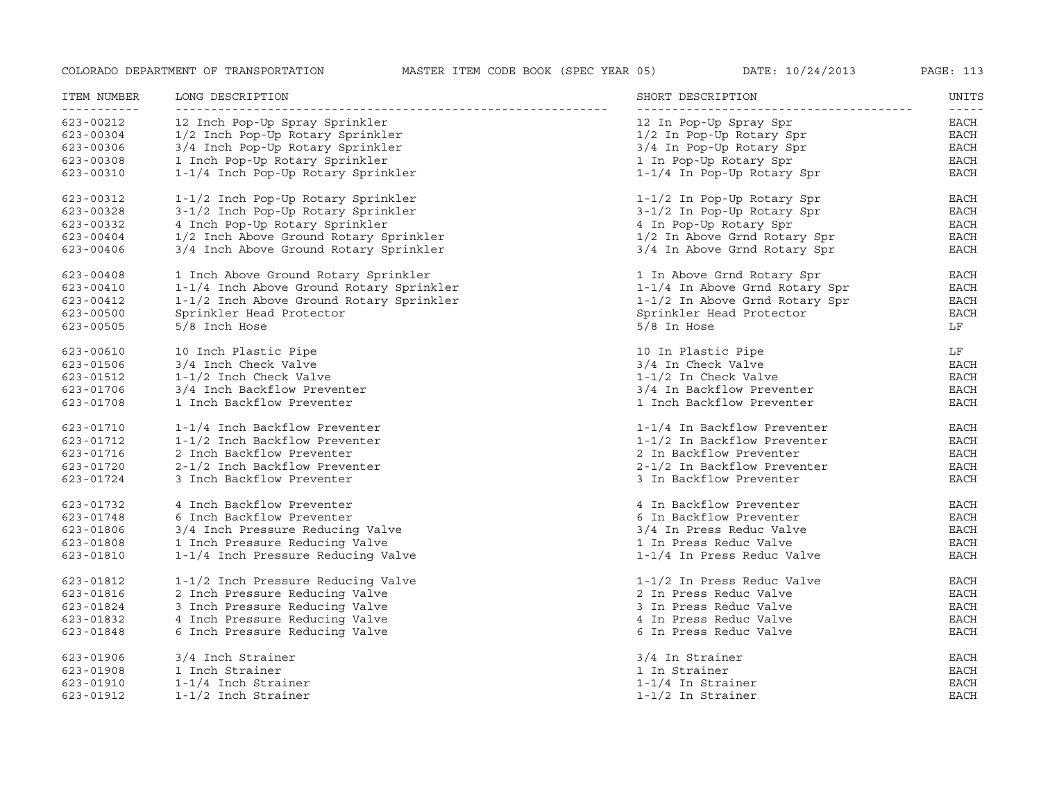| ITEM NUMBER | LONG DESCRIPTION | SHORT DESCRIPTION | UNITS |
|---|---|---|---|
| 623-00212 | 12 Inch Pop-Up Spray Sprinkler | 12 In Pop-Up Spray Spr | EACH |
| 623-00304 | 1/2 Inch Pop-Up Rotary Sprinkler | 1/2 In Pop-Up Rotary Spr | EACH |
| 623-00306 | 3/4 Inch Pop-Up Rotary Sprinkler | 3/4 In Pop-Up Rotary Spr | EACH |
| 623-00308 | 1 Inch Pop-Up Rotary Sprinkler | 1 In Pop-Up Rotary Spr | EACH |
| 623-00310 | 1-1/4 Inch Pop-Up Rotary Sprinkler | 1-1/4 In Pop-Up Rotary Spr | EACH |
| 623-00312 | 1-1/2 Inch Pop-Up Rotary Sprinkler | 1-1/2 In Pop-Up Rotary Spr | EACH |
| 623-00328 | 3-1/2 Inch Pop-Up Rotary Sprinkler | 3-1/2 In Pop-Up Rotary Spr | EACH |
| 623-00332 | 4 Inch Pop-Up Rotary Sprinkler | 4 In Pop-Up Rotary Spr | EACH |
| 623-00404 | 1/2 Inch Above Ground Rotary Sprinkler | 1/2 In Above Grnd Rotary Spr | EACH |
| 623-00406 | 3/4 Inch Above Ground Rotary Sprinkler | 3/4 In Above Grnd Rotary Spr | EACH |
| 623-00408 | 1 Inch Above Ground Rotary Sprinkler | 1 In Above Grnd Rotary Spr | EACH |
| 623-00410 | 1-1/4 Inch Above Ground Rotary Sprinkler | 1-1/4 In Above Grnd Rotary Spr | EACH |
| 623-00412 | 1-1/2 Inch Above Ground Rotary Sprinkler | 1-1/2 In Above Grnd Rotary Spr | EACH |
| 623-00500 | Sprinkler Head Protector | Sprinkler Head Protector | EACH |
| 623-00505 | 5/8 Inch Hose | 5/8 In Hose | LF |
| 623-00610 | 10 Inch Plastic Pipe | 10 In Plastic Pipe | LF |
| 623-01506 | 3/4 Inch Check Valve | 3/4 In Check Valve | EACH |
| 623-01512 | 1-1/2 Inch Check Valve | 1-1/2 In Check Valve | EACH |
| 623-01706 | 3/4 Inch Backflow Preventer | 3/4 In Backflow Preventer | EACH |
| 623-01708 | 1 Inch Backflow Preventer | 1 Inch Backflow Preventer | EACH |
| 623-01710 | 1-1/4 Inch Backflow Preventer | 1-1/4 In Backflow Preventer | EACH |
| 623-01712 | 1-1/2 Inch Backflow Preventer | 1-1/2 In Backflow Preventer | EACH |
| 623-01716 | 2 Inch Backflow Preventer | 2 In Backflow Preventer | EACH |
| 623-01720 | 2-1/2 Inch Backflow Preventer | 2-1/2 In Backflow Preventer | EACH |
| 623-01724 | 3 Inch Backflow Preventer | 3 In Backflow Preventer | EACH |
| 623-01732 | 4 Inch Backflow Preventer | 4 In Backflow Preventer | EACH |
| 623-01748 | 6 Inch Backflow Preventer | 6 In Backflow Preventer | EACH |
| 623-01806 | 3/4 Inch Pressure Reducing Valve | 3/4 In Press Reduc Valve | EACH |
| 623-01808 | 1 Inch Pressure Reducing Valve | 1 In Press Reduc Valve | EACH |
| 623-01810 | 1-1/4 Inch Pressure Reducing Valve | 1-1/4 In Press Reduc Valve | EACH |
| 623-01812 | 1-1/2 Inch Pressure Reducing Valve | 1-1/2 In Press Reduc Valve | EACH |
| 623-01816 | 2 Inch Pressure Reducing Valve | 2 In Press Reduc Valve | EACH |
| 623-01824 | 3 Inch Pressure Reducing Valve | 3 In Press Reduc Valve | EACH |
| 623-01832 | 4 Inch Pressure Reducing Valve | 4 In Press Reduc Valve | EACH |
| 623-01848 | 6 Inch Pressure Reducing Valve | 6 In Press Reduc Valve | EACH |
| 623-01906 | 3/4 Inch Strainer | 3/4 In Strainer | EACH |
| 623-01908 | 1 Inch Strainer | 1 In Strainer | EACH |
| 623-01910 | 1-1/4 Inch Strainer | 1-1/4 In Strainer | EACH |
| 623-01912 | 1-1/2 Inch Strainer | 1-1/2 In Strainer | EACH |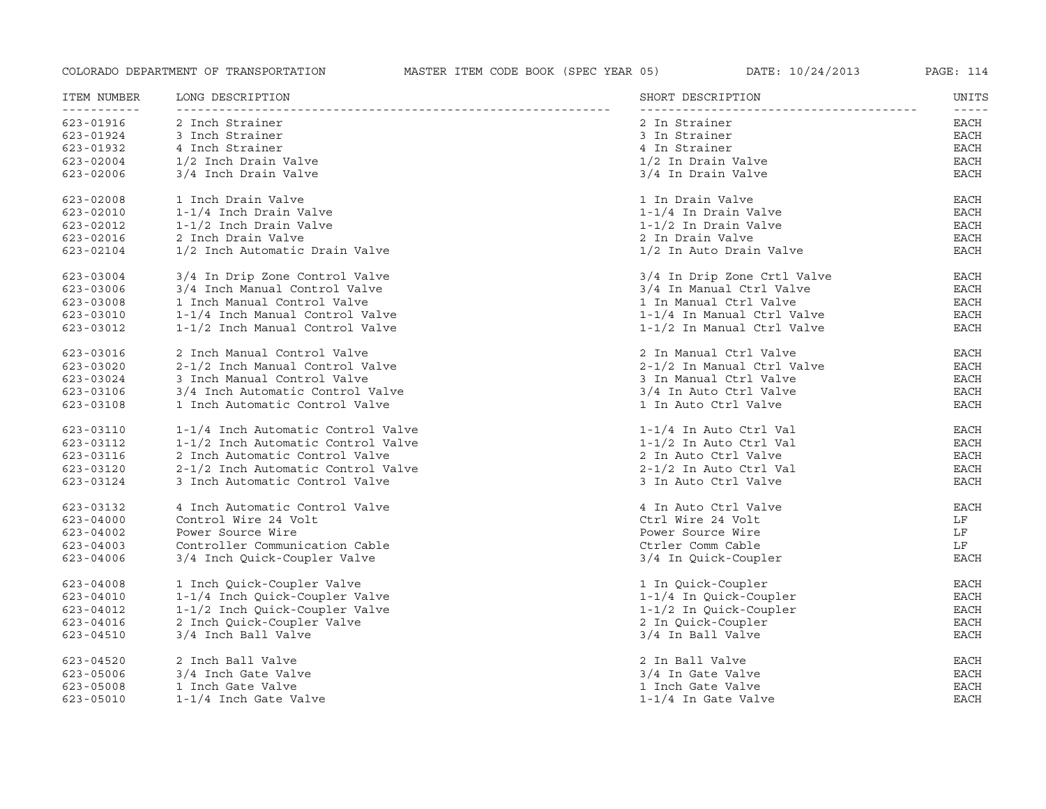| ITEM NUMBER | LONG DESCRIPTION | SHORT DESCRIPTION | UNITS |
|---|---|---|---|
| 623-01916 | 2 Inch Strainer | 2 In Strainer | EACH |
| 623-01924 | 3 Inch Strainer | 3 In Strainer | EACH |
| 623-01932 | 4 Inch Strainer | 4 In Strainer | EACH |
| 623-02004 | 1/2 Inch Drain Valve | 1/2 In Drain Valve | EACH |
| 623-02006 | 3/4 Inch Drain Valve | 3/4 In Drain Valve | EACH |
| 623-02008 | 1 Inch Drain Valve | 1 In Drain Valve | EACH |
| 623-02010 | 1-1/4 Inch Drain Valve | 1-1/4 In Drain Valve | EACH |
| 623-02012 | 1-1/2 Inch Drain Valve | 1-1/2 In Drain Valve | EACH |
| 623-02016 | 2 Inch Drain Valve | 2 In Drain Valve | EACH |
| 623-02104 | 1/2 Inch Automatic Drain Valve | 1/2 In Auto Drain Valve | EACH |
| 623-03004 | 3/4 In Drip Zone Control Valve | 3/4 In Drip Zone Crtl Valve | EACH |
| 623-03006 | 3/4 Inch Manual Control Valve | 3/4 In Manual Ctrl Valve | EACH |
| 623-03008 | 1 Inch Manual Control Valve | 1 In Manual Ctrl Valve | EACH |
| 623-03010 | 1-1/4 Inch Manual Control Valve | 1-1/4 In Manual Ctrl Valve | EACH |
| 623-03012 | 1-1/2 Inch Manual Control Valve | 1-1/2 In Manual Ctrl Valve | EACH |
| 623-03016 | 2 Inch Manual Control Valve | 2 In Manual Ctrl Valve | EACH |
| 623-03020 | 2-1/2 Inch Manual Control Valve | 2-1/2 In Manual Ctrl Valve | EACH |
| 623-03024 | 3 Inch Manual Control Valve | 3 In Manual Ctrl Valve | EACH |
| 623-03106 | 3/4 Inch Automatic Control Valve | 3/4 In Auto Ctrl Valve | EACH |
| 623-03108 | 1 Inch Automatic Control Valve | 1 In Auto Ctrl Valve | EACH |
| 623-03110 | 1-1/4 Inch Automatic Control Valve | 1-1/4 In Auto Ctrl Val | EACH |
| 623-03112 | 1-1/2 Inch Automatic Control Valve | 1-1/2 In Auto Ctrl Val | EACH |
| 623-03116 | 2 Inch Automatic Control Valve | 2 In Auto Ctrl Valve | EACH |
| 623-03120 | 2-1/2 Inch Automatic Control Valve | 2-1/2 In Auto Ctrl Val | EACH |
| 623-03124 | 3 Inch Automatic Control Valve | 3 In Auto Ctrl Valve | EACH |
| 623-03132 | 4 Inch Automatic Control Valve | 4 In Auto Ctrl Valve | EACH |
| 623-04000 | Control Wire 24 Volt | Ctrl Wire 24 Volt | LF |
| 623-04002 | Power Source Wire | Power Source Wire | LF |
| 623-04003 | Controller Communication Cable | Ctrler Comm Cable | LF |
| 623-04006 | 3/4 Inch Quick-Coupler Valve | 3/4 In Quick-Coupler | EACH |
| 623-04008 | 1 Inch Quick-Coupler Valve | 1 In Quick-Coupler | EACH |
| 623-04010 | 1-1/4 Inch Quick-Coupler Valve | 1-1/4 In Quick-Coupler | EACH |
| 623-04012 | 1-1/2 Inch Quick-Coupler Valve | 1-1/2 In Quick-Coupler | EACH |
| 623-04016 | 2 Inch Quick-Coupler Valve | 2 In Quick-Coupler | EACH |
| 623-04510 | 3/4 Inch Ball Valve | 3/4 In Ball Valve | EACH |
| 623-04520 | 2 Inch Ball Valve | 2 In Ball Valve | EACH |
| 623-05006 | 3/4 Inch Gate Valve | 3/4 In Gate Valve | EACH |
| 623-05008 | 1 Inch Gate Valve | 1 Inch Gate Valve | EACH |
| 623-05010 | 1-1/4 Inch Gate Valve | 1-1/4 In Gate Valve | EACH |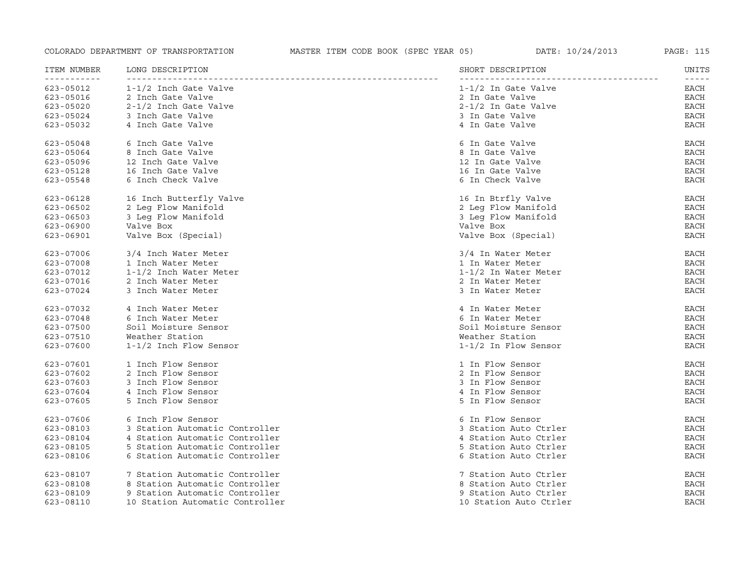| ITEM NUMBER | LONG DESCRIPTION | SHORT DESCRIPTION | UNITS |
|---|---|---|---|
| 623-05012 | 1-1/2 Inch Gate Valve | 1-1/2 In Gate Valve | EACH |
| 623-05016 | 2 Inch Gate Valve | 2 In Gate Valve | EACH |
| 623-05020 | 2-1/2 Inch Gate Valve | 2-1/2 In Gate Valve | EACH |
| 623-05024 | 3 Inch Gate Valve | 3 In Gate Valve | EACH |
| 623-05032 | 4 Inch Gate Valve | 4 In Gate Valve | EACH |
| 623-05048 | 6 Inch Gate Valve | 6 In Gate Valve | EACH |
| 623-05064 | 8 Inch Gate Valve | 8 In Gate Valve | EACH |
| 623-05096 | 12 Inch Gate Valve | 12 In Gate Valve | EACH |
| 623-05128 | 16 Inch Gate Valve | 16 In Gate Valve | EACH |
| 623-05548 | 6 Inch Check Valve | 6 In Check Valve | EACH |
| 623-06128 | 16 Inch Butterfly Valve | 16 In Btrfly Valve | EACH |
| 623-06502 | 2 Leg Flow Manifold | 2 Leg Flow Manifold | EACH |
| 623-06503 | 3 Leg Flow Manifold | 3 Leg Flow Manifold | EACH |
| 623-06900 | Valve Box | Valve Box | EACH |
| 623-06901 | Valve Box (Special) | Valve Box (Special) | EACH |
| 623-07006 | 3/4 Inch Water Meter | 3/4 In Water Meter | EACH |
| 623-07008 | 1 Inch Water Meter | 1 In Water Meter | EACH |
| 623-07012 | 1-1/2 Inch Water Meter | 1-1/2 In Water Meter | EACH |
| 623-07016 | 2 Inch Water Meter | 2 In Water Meter | EACH |
| 623-07024 | 3 Inch Water Meter | 3 In Water Meter | EACH |
| 623-07032 | 4 Inch Water Meter | 4 In Water Meter | EACH |
| 623-07048 | 6 Inch Water Meter | 6 In Water Meter | EACH |
| 623-07500 | Soil Moisture Sensor | Soil Moisture Sensor | EACH |
| 623-07510 | Weather Station | Weather Station | EACH |
| 623-07600 | 1-1/2 Inch Flow Sensor | 1-1/2 In Flow Sensor | EACH |
| 623-07601 | 1 Inch Flow Sensor | 1 In Flow Sensor | EACH |
| 623-07602 | 2 Inch Flow Sensor | 2 In Flow Sensor | EACH |
| 623-07603 | 3 Inch Flow Sensor | 3 In Flow Sensor | EACH |
| 623-07604 | 4 Inch Flow Sensor | 4 In Flow Sensor | EACH |
| 623-07605 | 5 Inch Flow Sensor | 5 In Flow Sensor | EACH |
| 623-07606 | 6 Inch Flow Sensor | 6 In Flow Sensor | EACH |
| 623-08103 | 3 Station Automatic Controller | 3 Station Auto Ctrler | EACH |
| 623-08104 | 4 Station Automatic Controller | 4 Station Auto Ctrler | EACH |
| 623-08105 | 5 Station Automatic Controller | 5 Station Auto Ctrler | EACH |
| 623-08106 | 6 Station Automatic Controller | 6 Station Auto Ctrler | EACH |
| 623-08107 | 7 Station Automatic Controller | 7 Station Auto Ctrler | EACH |
| 623-08108 | 8 Station Automatic Controller | 8 Station Auto Ctrler | EACH |
| 623-08109 | 9 Station Automatic Controller | 9 Station Auto Ctrler | EACH |
| 623-08110 | 10 Station Automatic Controller | 10 Station Auto Ctrler | EACH |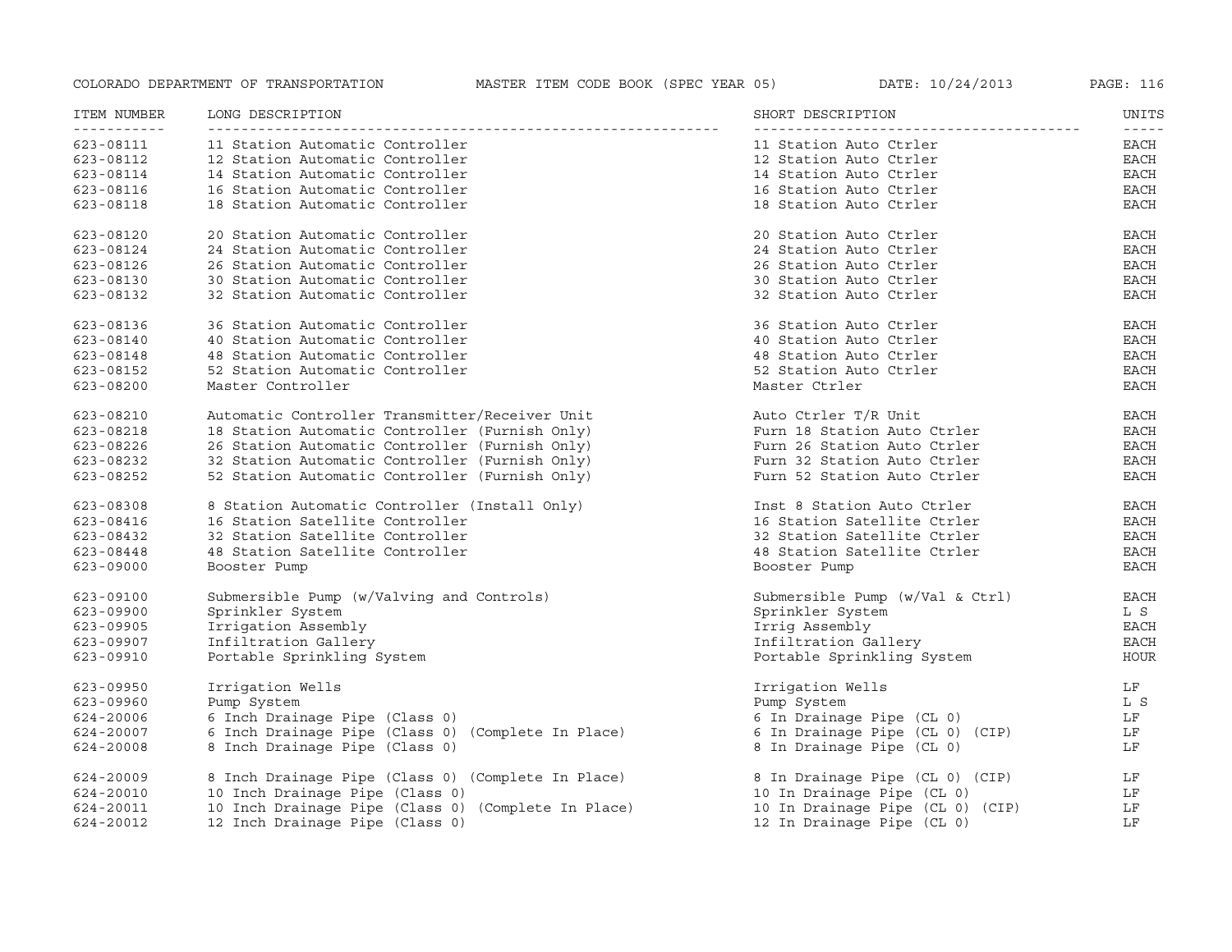| ITEM NUMBER | LONG DESCRIPTION | SHORT DESCRIPTION | UNITS |
|---|---|---|---|
| 623-08111 | 11 Station Automatic Controller | 11 Station Auto Ctrler | EACH |
| 623-08112 | 12 Station Automatic Controller | 12 Station Auto Ctrler | EACH |
| 623-08114 | 14 Station Automatic Controller | 14 Station Auto Ctrler | EACH |
| 623-08116 | 16 Station Automatic Controller | 16 Station Auto Ctrler | EACH |
| 623-08118 | 18 Station Automatic Controller | 18 Station Auto Ctrler | EACH |
| 623-08120 | 20 Station Automatic Controller | 20 Station Auto Ctrler | EACH |
| 623-08124 | 24 Station Automatic Controller | 24 Station Auto Ctrler | EACH |
| 623-08126 | 26 Station Automatic Controller | 26 Station Auto Ctrler | EACH |
| 623-08130 | 30 Station Automatic Controller | 30 Station Auto Ctrler | EACH |
| 623-08132 | 32 Station Automatic Controller | 32 Station Auto Ctrler | EACH |
| 623-08136 | 36 Station Automatic Controller | 36 Station Auto Ctrler | EACH |
| 623-08140 | 40 Station Automatic Controller | 40 Station Auto Ctrler | EACH |
| 623-08148 | 48 Station Automatic Controller | 48 Station Auto Ctrler | EACH |
| 623-08152 | 52 Station Automatic Controller | 52 Station Auto Ctrler | EACH |
| 623-08200 | Master Controller | Master Ctrler | EACH |
| 623-08210 | Automatic Controller Transmitter/Receiver Unit | Auto Ctrler T/R Unit | EACH |
| 623-08218 | 18 Station Automatic Controller (Furnish Only) | Furn 18 Station Auto Ctrler | EACH |
| 623-08226 | 26 Station Automatic Controller (Furnish Only) | Furn 26 Station Auto Ctrler | EACH |
| 623-08232 | 32 Station Automatic Controller (Furnish Only) | Furn 32 Station Auto Ctrler | EACH |
| 623-08252 | 52 Station Automatic Controller (Furnish Only) | Furn 52 Station Auto Ctrler | EACH |
| 623-08308 | 8 Station Automatic Controller (Install Only) | Inst 8 Station Auto Ctrler | EACH |
| 623-08416 | 16 Station Satellite Controller | 16 Station Satellite Ctrler | EACH |
| 623-08432 | 32 Station Satellite Controller | 32 Station Satellite Ctrler | EACH |
| 623-08448 | 48 Station Satellite Controller | 48 Station Satellite Ctrler | EACH |
| 623-09000 | Booster Pump | Booster Pump | EACH |
| 623-09100 | Submersible Pump (w/Valving and Controls) | Submersible Pump (w/Val & Ctrl) | EACH |
| 623-09900 | Sprinkler System | Sprinkler System | L S |
| 623-09905 | Irrigation Assembly | Irrig Assembly | EACH |
| 623-09907 | Infiltration Gallery | Infiltration Gallery | EACH |
| 623-09910 | Portable Sprinkling System | Portable Sprinkling System | HOUR |
| 623-09950 | Irrigation Wells | Irrigation Wells | LF |
| 623-09960 | Pump System | Pump System | L S |
| 624-20006 | 6 Inch Drainage Pipe (Class 0) | 6 In Drainage Pipe (CL 0) | LF |
| 624-20007 | 6 Inch Drainage Pipe (Class 0) (Complete In Place) | 6 In Drainage Pipe (CL 0) (CIP) | LF |
| 624-20008 | 8 Inch Drainage Pipe (Class 0) | 8 In Drainage Pipe (CL 0) | LF |
| 624-20009 | 8 Inch Drainage Pipe (Class 0) (Complete In Place) | 8 In Drainage Pipe (CL 0) (CIP) | LF |
| 624-20010 | 10 Inch Drainage Pipe (Class 0) | 10 In Drainage Pipe (CL 0) | LF |
| 624-20011 | 10 Inch Drainage Pipe (Class 0) (Complete In Place) | 10 In Drainage Pipe (CL 0) (CIP) | LF |
| 624-20012 | 12 Inch Drainage Pipe (Class 0) | 12 In Drainage Pipe (CL 0) | LF |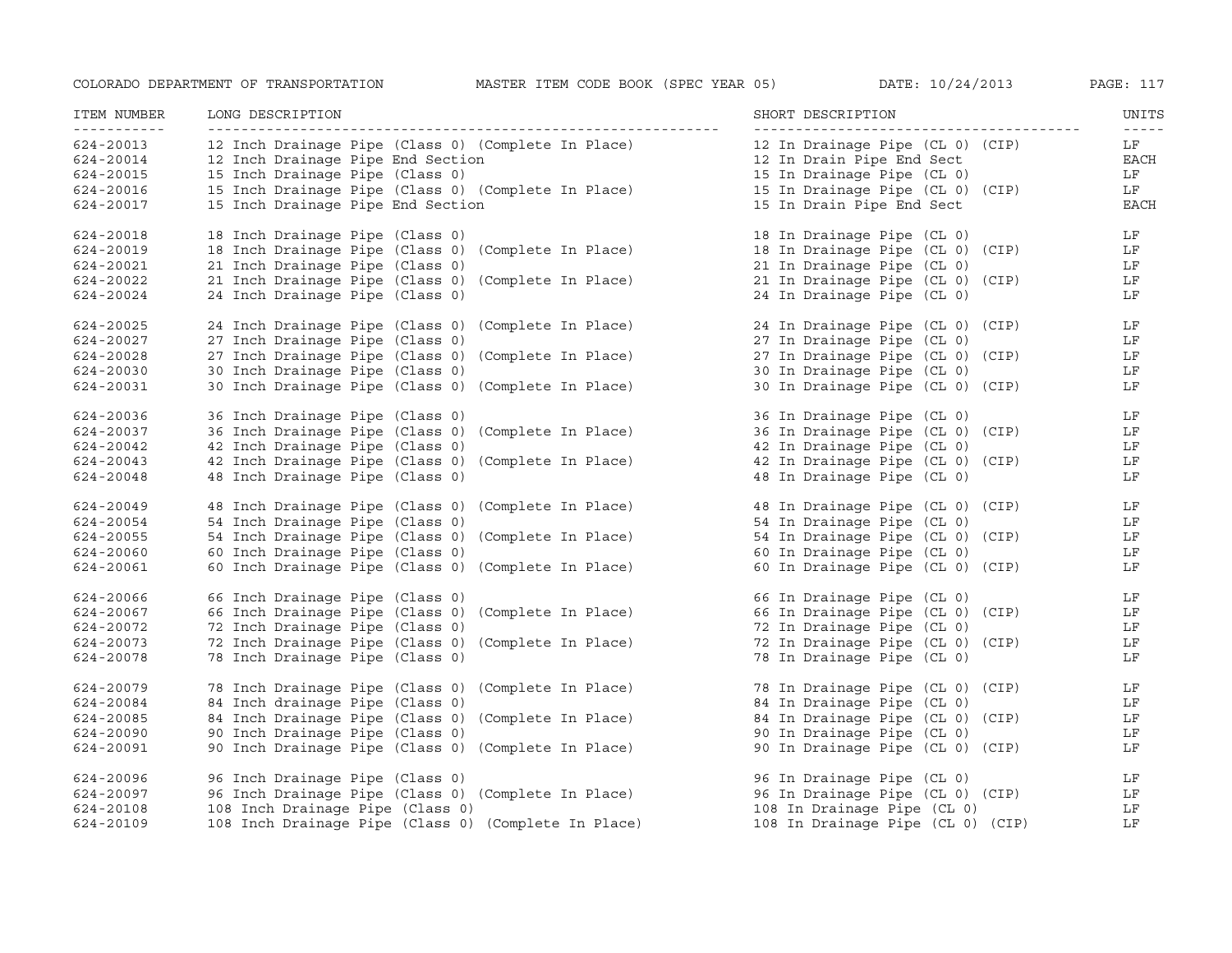| ITEM NUMBER | LONG DESCRIPTION | SHORT DESCRIPTION | UNITS |
| --- | --- | --- | --- |
| 624-20013 | 12 Inch Drainage Pipe (Class 0) (Complete In Place) | 12 In Drainage Pipe (CL 0) (CIP) | LF |
| 624-20014 | 12 Inch Drainage Pipe End Section | 12 In Drain Pipe End Sect | EACH |
| 624-20015 | 15 Inch Drainage Pipe (Class 0) | 15 In Drainage Pipe (CL 0) | LF |
| 624-20016 | 15 Inch Drainage Pipe (Class 0) (Complete In Place) | 15 In Drainage Pipe (CL 0) (CIP) | LF |
| 624-20017 | 15 Inch Drainage Pipe End Section | 15 In Drain Pipe End Sect | EACH |
| 624-20018 | 18 Inch Drainage Pipe (Class 0) | 18 In Drainage Pipe (CL 0) | LF |
| 624-20019 | 18 Inch Drainage Pipe (Class 0) (Complete In Place) | 18 In Drainage Pipe (CL 0) (CIP) | LF |
| 624-20021 | 21 Inch Drainage Pipe (Class 0) | 21 In Drainage Pipe (CL 0) | LF |
| 624-20022 | 21 Inch Drainage Pipe (Class 0) (Complete In Place) | 21 In Drainage Pipe (CL 0) (CIP) | LF |
| 624-20024 | 24 Inch Drainage Pipe (Class 0) | 24 In Drainage Pipe (CL 0) | LF |
| 624-20025 | 24 Inch Drainage Pipe (Class 0) (Complete In Place) | 24 In Drainage Pipe (CL 0) (CIP) | LF |
| 624-20027 | 27 Inch Drainage Pipe (Class 0) | 27 In Drainage Pipe (CL 0) | LF |
| 624-20028 | 27 Inch Drainage Pipe (Class 0) (Complete In Place) | 27 In Drainage Pipe (CL 0) (CIP) | LF |
| 624-20030 | 30 Inch Drainage Pipe (Class 0) | 30 In Drainage Pipe (CL 0) | LF |
| 624-20031 | 30 Inch Drainage Pipe (Class 0) (Complete In Place) | 30 In Drainage Pipe (CL 0) (CIP) | LF |
| 624-20036 | 36 Inch Drainage Pipe (Class 0) | 36 In Drainage Pipe (CL 0) | LF |
| 624-20037 | 36 Inch Drainage Pipe (Class 0) (Complete In Place) | 36 In Drainage Pipe (CL 0) (CIP) | LF |
| 624-20042 | 42 Inch Drainage Pipe (Class 0) | 42 In Drainage Pipe (CL 0) | LF |
| 624-20043 | 42 Inch Drainage Pipe (Class 0) (Complete In Place) | 42 In Drainage Pipe (CL 0) (CIP) | LF |
| 624-20048 | 48 Inch Drainage Pipe (Class 0) | 48 In Drainage Pipe (CL 0) | LF |
| 624-20049 | 48 Inch Drainage Pipe (Class 0) (Complete In Place) | 48 In Drainage Pipe (CL 0) (CIP) | LF |
| 624-20054 | 54 Inch Drainage Pipe (Class 0) | 54 In Drainage Pipe (CL 0) | LF |
| 624-20055 | 54 Inch Drainage Pipe (Class 0) (Complete In Place) | 54 In Drainage Pipe (CL 0) (CIP) | LF |
| 624-20060 | 60 Inch Drainage Pipe (Class 0) | 60 In Drainage Pipe (CL 0) | LF |
| 624-20061 | 60 Inch Drainage Pipe (Class 0) (Complete In Place) | 60 In Drainage Pipe (CL 0) (CIP) | LF |
| 624-20066 | 66 Inch Drainage Pipe (Class 0) | 66 In Drainage Pipe (CL 0) | LF |
| 624-20067 | 66 Inch Drainage Pipe (Class 0) (Complete In Place) | 66 In Drainage Pipe (CL 0) (CIP) | LF |
| 624-20072 | 72 Inch Drainage Pipe (Class 0) | 72 In Drainage Pipe (CL 0) | LF |
| 624-20073 | 72 Inch Drainage Pipe (Class 0) (Complete In Place) | 72 In Drainage Pipe (CL 0) (CIP) | LF |
| 624-20078 | 78 Inch Drainage Pipe (Class 0) | 78 In Drainage Pipe (CL 0) | LF |
| 624-20079 | 78 Inch Drainage Pipe (Class 0) (Complete In Place) | 78 In Drainage Pipe (CL 0) (CIP) | LF |
| 624-20084 | 84 Inch drainage Pipe (Class 0) | 84 In Drainage Pipe (CL 0) | LF |
| 624-20085 | 84 Inch Drainage Pipe (Class 0) (Complete In Place) | 84 In Drainage Pipe (CL 0) (CIP) | LF |
| 624-20090 | 90 Inch Drainage Pipe (Class 0) | 90 In Drainage Pipe (CL 0) | LF |
| 624-20091 | 90 Inch Drainage Pipe (Class 0) (Complete In Place) | 90 In Drainage Pipe (CL 0) (CIP) | LF |
| 624-20096 | 96 Inch Drainage Pipe (Class 0) | 96 In Drainage Pipe (CL 0) | LF |
| 624-20097 | 96 Inch Drainage Pipe (Class 0) (Complete In Place) | 96 In Drainage Pipe (CL 0) (CIP) | LF |
| 624-20108 | 108 Inch Drainage Pipe (Class 0) | 108 In Drainage Pipe (CL 0) | LF |
| 624-20109 | 108 Inch Drainage Pipe (Class 0) (Complete In Place) | 108 In Drainage Pipe (CL 0) (CIP) | LF |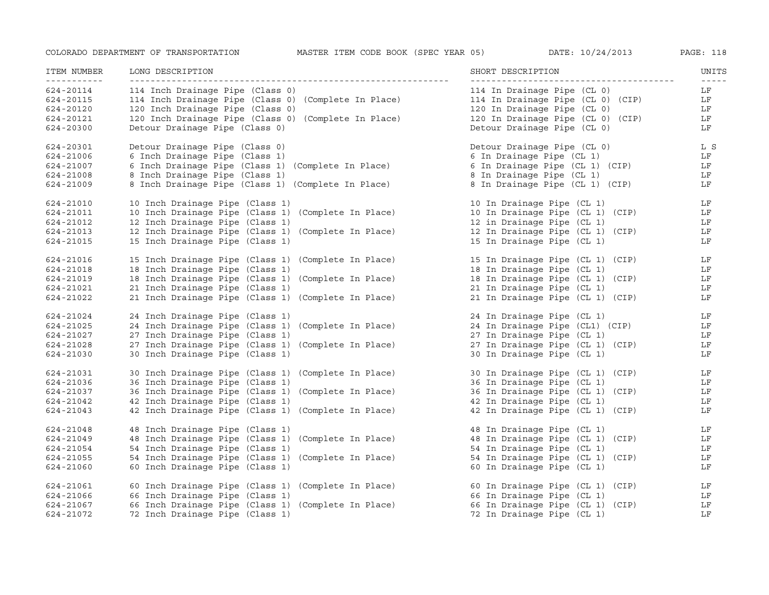| ITEM NUMBER | LONG DESCRIPTION | SHORT DESCRIPTION | UNITS |
|---|---|---|---|
| 624-20114 | 114 Inch Drainage Pipe (Class 0) | 114 In Drainage Pipe (CL 0) | LF |
| 624-20115 | 114 Inch Drainage Pipe (Class 0) (Complete In Place) | 114 In Drainage Pipe (CL 0) (CIP) | LF |
| 624-20120 | 120 Inch Drainage Pipe (Class 0) | 120 In Drainage Pipe (CL 0) | LF |
| 624-20121 | 120 Inch Drainage Pipe (Class 0) (Complete In Place) | 120 In Drainage Pipe (CL 0) (CIP) | LF |
| 624-20300 | Detour Drainage Pipe (Class 0) | Detour Drainage Pipe (CL 0) | LF |
| 624-20301 | Detour Drainage Pipe (Class 0) | Detour Drainage Pipe (CL 0) | L S |
| 624-21006 | 6 Inch Drainage Pipe (Class 1) | 6 In Drainage Pipe (CL 1) | LF |
| 624-21007 | 6 Inch Drainage Pipe (Class 1) (Complete In Place) | 6 In Drainage Pipe (CL 1) (CIP) | LF |
| 624-21008 | 8 Inch Drainage Pipe (Class 1) | 8 In Drainage Pipe (CL 1) | LF |
| 624-21009 | 8 Inch Drainage Pipe (Class 1) (Complete In Place) | 8 In Drainage Pipe (CL 1) (CIP) | LF |
| 624-21010 | 10 Inch Drainage Pipe (Class 1) | 10 In Drainage Pipe (CL 1) | LF |
| 624-21011 | 10 Inch Drainage Pipe (Class 1) (Complete In Place) | 10 In Drainage Pipe (CL 1) (CIP) | LF |
| 624-21012 | 12 Inch Drainage Pipe (Class 1) | 12 in Drainage Pipe (CL 1) | LF |
| 624-21013 | 12 Inch Drainage Pipe (Class 1) (Complete In Place) | 12 In Drainage Pipe (CL 1) (CIP) | LF |
| 624-21015 | 15 Inch Drainage Pipe (Class 1) | 15 In Drainage Pipe (CL 1) | LF |
| 624-21016 | 15 Inch Drainage Pipe (Class 1) (Complete In Place) | 15 In Drainage Pipe (CL 1) (CIP) | LF |
| 624-21018 | 18 Inch Drainage Pipe (Class 1) | 18 In Drainage Pipe (CL 1) | LF |
| 624-21019 | 18 Inch Drainage Pipe (Class 1) (Complete In Place) | 18 In Drainage Pipe (CL 1) (CIP) | LF |
| 624-21021 | 21 Inch Drainage Pipe (Class 1) | 21 In Drainage Pipe (CL 1) | LF |
| 624-21022 | 21 Inch Drainage Pipe (Class 1) (Complete In Place) | 21 In Drainage Pipe (CL 1) (CIP) | LF |
| 624-21024 | 24 Inch Drainage Pipe (Class 1) | 24 In Drainage Pipe (CL 1) | LF |
| 624-21025 | 24 Inch Drainage Pipe (Class 1) (Complete In Place) | 24 In Drainage Pipe (CL1) (CIP) | LF |
| 624-21027 | 27 Inch Drainage Pipe (Class 1) | 27 In Drainage Pipe (CL 1) | LF |
| 624-21028 | 27 Inch Drainage Pipe (Class 1) (Complete In Place) | 27 In Drainage Pipe (CL 1) (CIP) | LF |
| 624-21030 | 30 Inch Drainage Pipe (Class 1) | 30 In Drainage Pipe (CL 1) | LF |
| 624-21031 | 30 Inch Drainage Pipe (Class 1) (Complete In Place) | 30 In Drainage Pipe (CL 1) (CIP) | LF |
| 624-21036 | 36 Inch Drainage Pipe (Class 1) | 36 In Drainage Pipe (CL 1) | LF |
| 624-21037 | 36 Inch Drainage Pipe (Class 1) (Complete In Place) | 36 In Drainage Pipe (CL 1) (CIP) | LF |
| 624-21042 | 42 Inch Drainage Pipe (Class 1) | 42 In Drainage Pipe (CL 1) | LF |
| 624-21043 | 42 Inch Drainage Pipe (Class 1) (Complete In Place) | 42 In Drainage Pipe (CL 1) (CIP) | LF |
| 624-21048 | 48 Inch Drainage Pipe (Class 1) | 48 In Drainage Pipe (CL 1) | LF |
| 624-21049 | 48 Inch Drainage Pipe (Class 1) (Complete In Place) | 48 In Drainage Pipe (CL 1) (CIP) | LF |
| 624-21054 | 54 Inch Drainage Pipe (Class 1) | 54 In Drainage Pipe (CL 1) | LF |
| 624-21055 | 54 Inch Drainage Pipe (Class 1) (Complete In Place) | 54 In Drainage Pipe (CL 1) (CIP) | LF |
| 624-21060 | 60 Inch Drainage Pipe (Class 1) | 60 In Drainage Pipe (CL 1) | LF |
| 624-21061 | 60 Inch Drainage Pipe (Class 1) (Complete In Place) | 60 In Drainage Pipe (CL 1) (CIP) | LF |
| 624-21066 | 66 Inch Drainage Pipe (Class 1) | 66 In Drainage Pipe (CL 1) | LF |
| 624-21067 | 66 Inch Drainage Pipe (Class 1) (Complete In Place) | 66 In Drainage Pipe (CL 1) (CIP) | LF |
| 624-21072 | 72 Inch Drainage Pipe (Class 1) | 72 In Drainage Pipe (CL 1) | LF |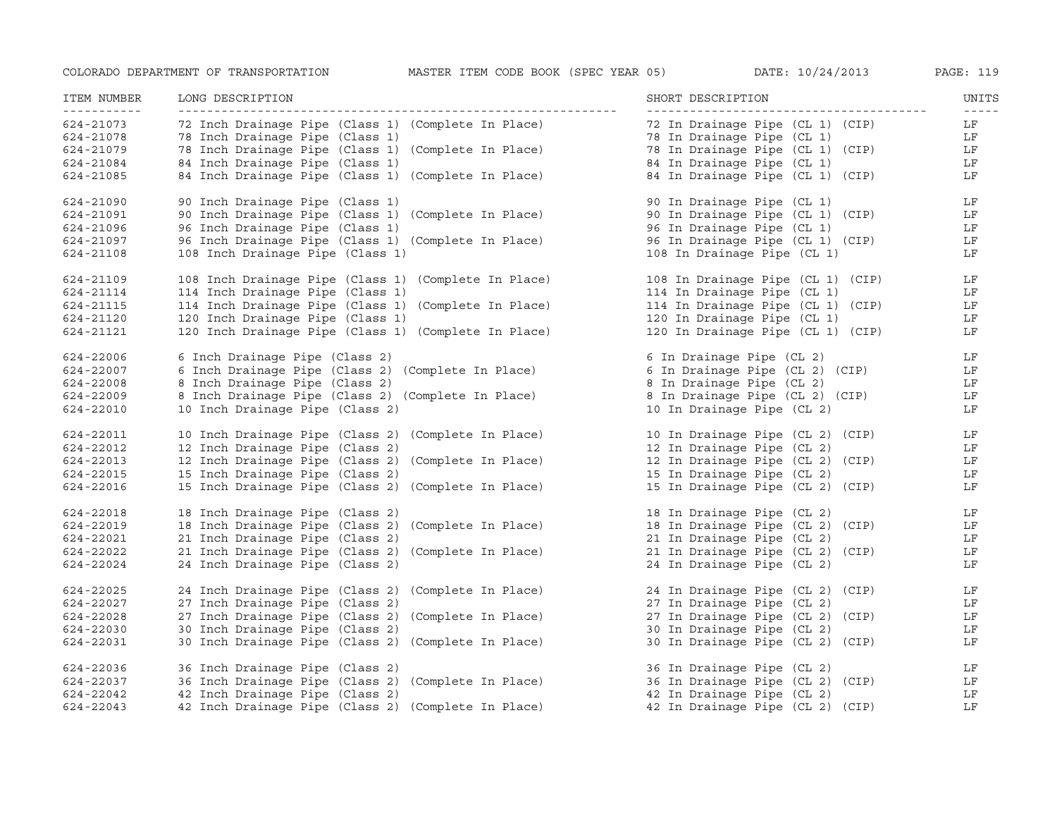| ITEM NUMBER | LONG DESCRIPTION | SHORT DESCRIPTION | UNITS |
|---|---|---|---|
| 624-21073 | 72 Inch Drainage Pipe (Class 1) (Complete In Place) | 72 In Drainage Pipe (CL 1) (CIP) | LF |
| 624-21078 | 78 Inch Drainage Pipe (Class 1) | 78 In Drainage Pipe (CL 1) | LF |
| 624-21079 | 78 Inch Drainage Pipe (Class 1) (Complete In Place) | 78 In Drainage Pipe (CL 1) (CIP) | LF |
| 624-21084 | 84 Inch Drainage Pipe (Class 1) | 84 In Drainage Pipe (CL 1) | LF |
| 624-21085 | 84 Inch Drainage Pipe (Class 1) (Complete In Place) | 84 In Drainage Pipe (CL 1) (CIP) | LF |
| 624-21090 | 90 Inch Drainage Pipe (Class 1) | 90 In Drainage Pipe (CL 1) | LF |
| 624-21091 | 90 Inch Drainage Pipe (Class 1) (Complete In Place) | 90 In Drainage Pipe (CL 1) (CIP) | LF |
| 624-21096 | 96 Inch Drainage Pipe (Class 1) | 96 In Drainage Pipe (CL 1) | LF |
| 624-21097 | 96 Inch Drainage Pipe (Class 1) (Complete In Place) | 96 In Drainage Pipe (CL 1) (CIP) | LF |
| 624-21108 | 108 Inch Drainage Pipe (Class 1) | 108 In Drainage Pipe (CL 1) | LF |
| 624-21109 | 108 Inch Drainage Pipe (Class 1) (Complete In Place) | 108 In Drainage Pipe (CL 1) (CIP) | LF |
| 624-21114 | 114 Inch Drainage Pipe (Class 1) | 114 In Drainage Pipe (CL 1) | LF |
| 624-21115 | 114 Inch Drainage Pipe (Class 1) (Complete In Place) | 114 In Drainage Pipe (CL 1) (CIP) | LF |
| 624-21120 | 120 Inch Drainage Pipe (Class 1) | 120 In Drainage Pipe (CL 1) | LF |
| 624-21121 | 120 Inch Drainage Pipe (Class 1) (Complete In Place) | 120 In Drainage Pipe (CL 1) (CIP) | LF |
| 624-22006 | 6 Inch Drainage Pipe (Class 2) | 6 In Drainage Pipe (CL 2) | LF |
| 624-22007 | 6 Inch Drainage Pipe (Class 2) (Complete In Place) | 6 In Drainage Pipe (CL 2) (CIP) | LF |
| 624-22008 | 8 Inch Drainage Pipe (Class 2) | 8 In Drainage Pipe (CL 2) | LF |
| 624-22009 | 8 Inch Drainage Pipe (Class 2) (Complete In Place) | 8 In Drainage Pipe (CL 2) (CIP) | LF |
| 624-22010 | 10 Inch Drainage Pipe (Class 2) | 10 In Drainage Pipe (CL 2) | LF |
| 624-22011 | 10 Inch Drainage Pipe (Class 2) (Complete In Place) | 10 In Drainage Pipe (CL 2) (CIP) | LF |
| 624-22012 | 12 Inch Drainage Pipe (Class 2) | 12 In Drainage Pipe (CL 2) | LF |
| 624-22013 | 12 Inch Drainage Pipe (Class 2) (Complete In Place) | 12 In Drainage Pipe (CL 2) (CIP) | LF |
| 624-22015 | 15 Inch Drainage Pipe (Class 2) | 15 In Drainage Pipe (CL 2) | LF |
| 624-22016 | 15 Inch Drainage Pipe (Class 2) (Complete In Place) | 15 In Drainage Pipe (CL 2) (CIP) | LF |
| 624-22018 | 18 Inch Drainage Pipe (Class 2) | 18 In Drainage Pipe (CL 2) | LF |
| 624-22019 | 18 Inch Drainage Pipe (Class 2) (Complete In Place) | 18 In Drainage Pipe (CL 2) (CIP) | LF |
| 624-22021 | 21 Inch Drainage Pipe (Class 2) | 21 In Drainage Pipe (CL 2) | LF |
| 624-22022 | 21 Inch Drainage Pipe (Class 2) (Complete In Place) | 21 In Drainage Pipe (CL 2) (CIP) | LF |
| 624-22024 | 24 Inch Drainage Pipe (Class 2) | 24 In Drainage Pipe (CL 2) | LF |
| 624-22025 | 24 Inch Drainage Pipe (Class 2) (Complete In Place) | 24 In Drainage Pipe (CL 2) (CIP) | LF |
| 624-22027 | 27 Inch Drainage Pipe (Class 2) | 27 In Drainage Pipe (CL 2) | LF |
| 624-22028 | 27 Inch Drainage Pipe (Class 2) (Complete In Place) | 27 In Drainage Pipe (CL 2) (CIP) | LF |
| 624-22030 | 30 Inch Drainage Pipe (Class 2) | 30 In Drainage Pipe (CL 2) | LF |
| 624-22031 | 30 Inch Drainage Pipe (Class 2) (Complete In Place) | 30 In Drainage Pipe (CL 2) (CIP) | LF |
| 624-22036 | 36 Inch Drainage Pipe (Class 2) | 36 In Drainage Pipe (CL 2) | LF |
| 624-22037 | 36 Inch Drainage Pipe (Class 2) (Complete In Place) | 36 In Drainage Pipe (CL 2) (CIP) | LF |
| 624-22042 | 42 Inch Drainage Pipe (Class 2) | 42 In Drainage Pipe (CL 2) | LF |
| 624-22043 | 42 Inch Drainage Pipe (Class 2) (Complete In Place) | 42 In Drainage Pipe (CL 2) (CIP) | LF |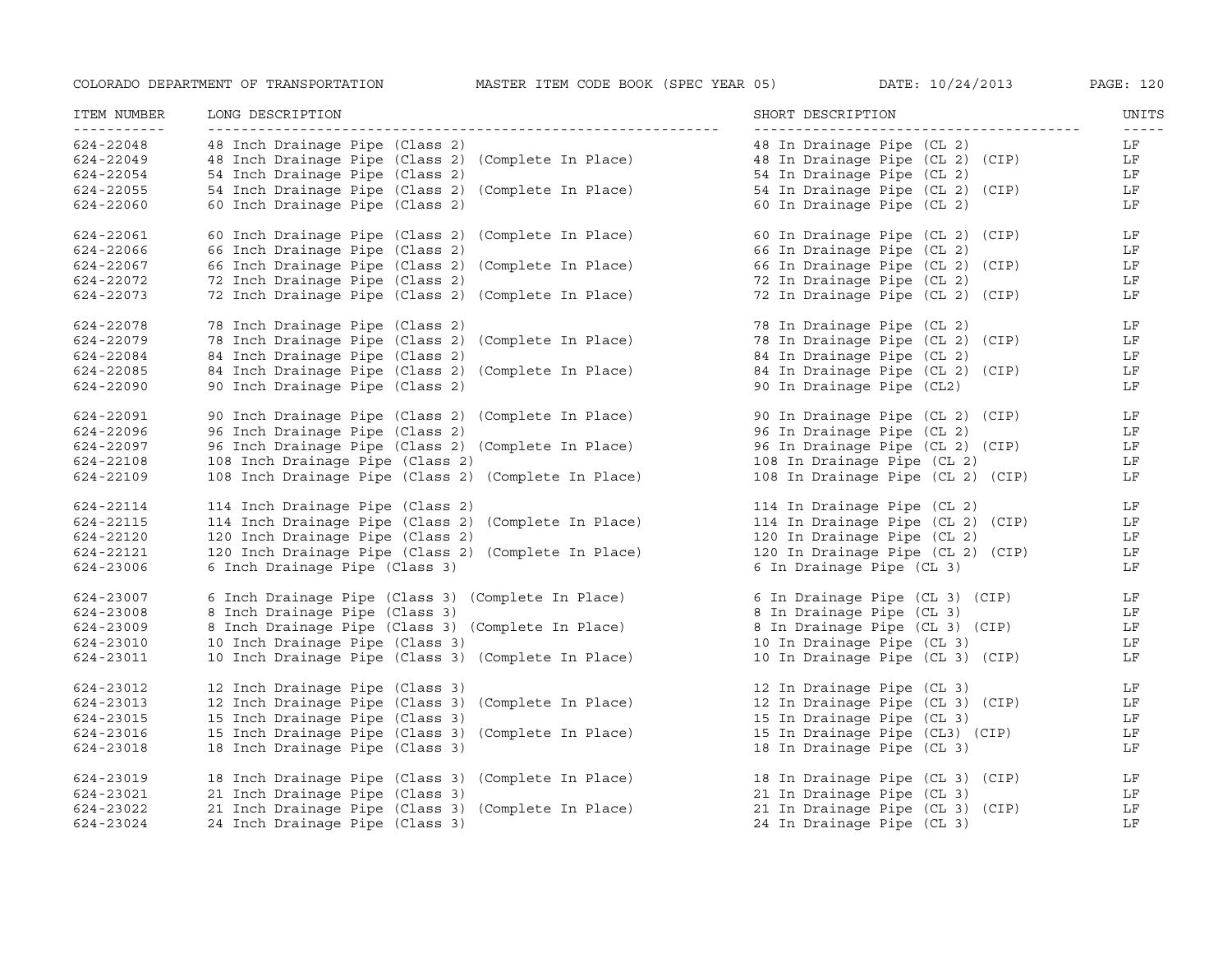| ITEM NUMBER | LONG DESCRIPTION | SHORT DESCRIPTION | UNITS |
|---|---|---|---|
| 624-22048 | 48 Inch Drainage Pipe (Class 2) | 48 In Drainage Pipe (CL 2) | LF |
| 624-22049 | 48 Inch Drainage Pipe (Class 2) (Complete In Place) | 48 In Drainage Pipe (CL 2) (CIP) | LF |
| 624-22054 | 54 Inch Drainage Pipe (Class 2) | 54 In Drainage Pipe (CL 2) | LF |
| 624-22055 | 54 Inch Drainage Pipe (Class 2) (Complete In Place) | 54 In Drainage Pipe (CL 2) (CIP) | LF |
| 624-22060 | 60 Inch Drainage Pipe (Class 2) | 60 In Drainage Pipe (CL 2) | LF |
| 624-22061 | 60 Inch Drainage Pipe (Class 2) (Complete In Place) | 60 In Drainage Pipe (CL 2) (CIP) | LF |
| 624-22066 | 66 Inch Drainage Pipe (Class 2) | 66 In Drainage Pipe (CL 2) | LF |
| 624-22067 | 66 Inch Drainage Pipe (Class 2) (Complete In Place) | 66 In Drainage Pipe (CL 2) (CIP) | LF |
| 624-22072 | 72 Inch Drainage Pipe (Class 2) | 72 In Drainage Pipe (CL 2) | LF |
| 624-22073 | 72 Inch Drainage Pipe (Class 2) (Complete In Place) | 72 In Drainage Pipe (CL 2) (CIP) | LF |
| 624-22078 | 78 Inch Drainage Pipe (Class 2) | 78 In Drainage Pipe (CL 2) | LF |
| 624-22079 | 78 Inch Drainage Pipe (Class 2) (Complete In Place) | 78 In Drainage Pipe (CL 2) (CIP) | LF |
| 624-22084 | 84 Inch Drainage Pipe (Class 2) | 84 In Drainage Pipe (CL 2) | LF |
| 624-22085 | 84 Inch Drainage Pipe (Class 2) (Complete In Place) | 84 In Drainage Pipe (CL 2) (CIP) | LF |
| 624-22090 | 90 Inch Drainage Pipe (Class 2) | 90 In Drainage Pipe (CL2) | LF |
| 624-22091 | 90 Inch Drainage Pipe (Class 2) (Complete In Place) | 90 In Drainage Pipe (CL 2) (CIP) | LF |
| 624-22096 | 96 Inch Drainage Pipe (Class 2) | 96 In Drainage Pipe (CL 2) | LF |
| 624-22097 | 96 Inch Drainage Pipe (Class 2) (Complete In Place) | 96 In Drainage Pipe (CL 2) (CIP) | LF |
| 624-22108 | 108 Inch Drainage Pipe (Class 2) | 108 In Drainage Pipe (CL 2) | LF |
| 624-22109 | 108 Inch Drainage Pipe (Class 2) (Complete In Place) | 108 In Drainage Pipe (CL 2) (CIP) | LF |
| 624-22114 | 114 Inch Drainage Pipe (Class 2) | 114 In Drainage Pipe (CL 2) | LF |
| 624-22115 | 114 Inch Drainage Pipe (Class 2) (Complete In Place) | 114 In Drainage Pipe (CL 2) (CIP) | LF |
| 624-22120 | 120 Inch Drainage Pipe (Class 2) | 120 In Drainage Pipe (CL 2) | LF |
| 624-22121 | 120 Inch Drainage Pipe (Class 2) (Complete In Place) | 120 In Drainage Pipe (CL 2) (CIP) | LF |
| 624-23006 | 6 Inch Drainage Pipe (Class 3) | 6 In Drainage Pipe (CL 3) | LF |
| 624-23007 | 6 Inch Drainage Pipe (Class 3) (Complete In Place) | 6 In Drainage Pipe (CL 3) (CIP) | LF |
| 624-23008 | 8 Inch Drainage Pipe (Class 3) | 8 In Drainage Pipe (CL 3) | LF |
| 624-23009 | 8 Inch Drainage Pipe (Class 3) (Complete In Place) | 8 In Drainage Pipe (CL 3) (CIP) | LF |
| 624-23010 | 10 Inch Drainage Pipe (Class 3) | 10 In Drainage Pipe (CL 3) | LF |
| 624-23011 | 10 Inch Drainage Pipe (Class 3) (Complete In Place) | 10 In Drainage Pipe (CL 3) (CIP) | LF |
| 624-23012 | 12 Inch Drainage Pipe (Class 3) | 12 In Drainage Pipe (CL 3) | LF |
| 624-23013 | 12 Inch Drainage Pipe (Class 3) (Complete In Place) | 12 In Drainage Pipe (CL 3) (CIP) | LF |
| 624-23015 | 15 Inch Drainage Pipe (Class 3) | 15 In Drainage Pipe (CL 3) | LF |
| 624-23016 | 15 Inch Drainage Pipe (Class 3) (Complete In Place) | 15 In Drainage Pipe (CL3) (CIP) | LF |
| 624-23018 | 18 Inch Drainage Pipe (Class 3) | 18 In Drainage Pipe (CL 3) | LF |
| 624-23019 | 18 Inch Drainage Pipe (Class 3) (Complete In Place) | 18 In Drainage Pipe (CL 3) (CIP) | LF |
| 624-23021 | 21 Inch Drainage Pipe (Class 3) | 21 In Drainage Pipe (CL 3) | LF |
| 624-23022 | 21 Inch Drainage Pipe (Class 3) (Complete In Place) | 21 In Drainage Pipe (CL 3) (CIP) | LF |
| 624-23024 | 24 Inch Drainage Pipe (Class 3) | 24 In Drainage Pipe (CL 3) | LF |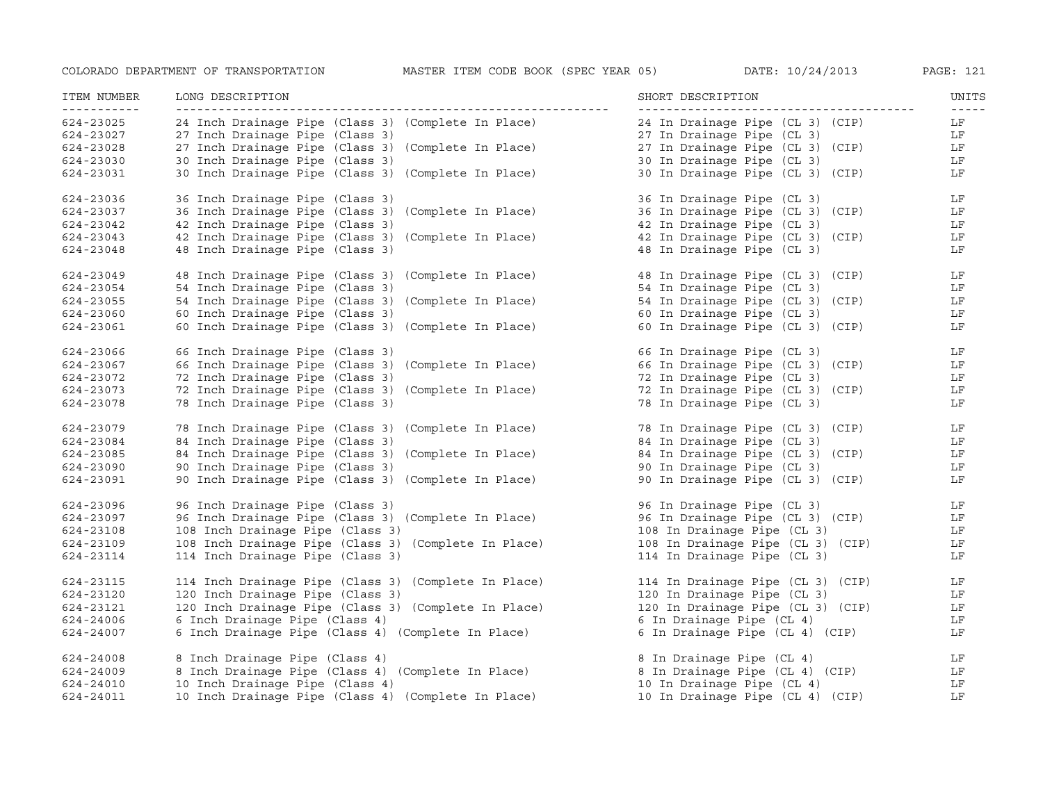| ITEM NUMBER | LONG DESCRIPTION | SHORT DESCRIPTION | UNITS |
|---|---|---|---|
| 624-23025 | 24 Inch Drainage Pipe (Class 3) (Complete In Place) | 24 In Drainage Pipe (CL 3) (CIP) | LF |
| 624-23027 | 27 Inch Drainage Pipe (Class 3) | 27 In Drainage Pipe (CL 3) | LF |
| 624-23028 | 27 Inch Drainage Pipe (Class 3) (Complete In Place) | 27 In Drainage Pipe (CL 3) (CIP) | LF |
| 624-23030 | 30 Inch Drainage Pipe (Class 3) | 30 In Drainage Pipe (CL 3) | LF |
| 624-23031 | 30 Inch Drainage Pipe (Class 3) (Complete In Place) | 30 In Drainage Pipe (CL 3) (CIP) | LF |
| 624-23036 | 36 Inch Drainage Pipe (Class 3) | 36 In Drainage Pipe (CL 3) | LF |
| 624-23037 | 36 Inch Drainage Pipe (Class 3) (Complete In Place) | 36 In Drainage Pipe (CL 3) (CIP) | LF |
| 624-23042 | 42 Inch Drainage Pipe (Class 3) | 42 In Drainage Pipe (CL 3) | LF |
| 624-23043 | 42 Inch Drainage Pipe (Class 3) (Complete In Place) | 42 In Drainage Pipe (CL 3) (CIP) | LF |
| 624-23048 | 48 Inch Drainage Pipe (Class 3) | 48 In Drainage Pipe (CL 3) | LF |
| 624-23049 | 48 Inch Drainage Pipe (Class 3) (Complete In Place) | 48 In Drainage Pipe (CL 3) (CIP) | LF |
| 624-23054 | 54 Inch Drainage Pipe (Class 3) | 54 In Drainage Pipe (CL 3) | LF |
| 624-23055 | 54 Inch Drainage Pipe (Class 3) (Complete In Place) | 54 In Drainage Pipe (CL 3) (CIP) | LF |
| 624-23060 | 60 Inch Drainage Pipe (Class 3) | 60 In Drainage Pipe (CL 3) | LF |
| 624-23061 | 60 Inch Drainage Pipe (Class 3) (Complete In Place) | 60 In Drainage Pipe (CL 3) (CIP) | LF |
| 624-23066 | 66 Inch Drainage Pipe (Class 3) | 66 In Drainage Pipe (CL 3) | LF |
| 624-23067 | 66 Inch Drainage Pipe (Class 3) (Complete In Place) | 66 In Drainage Pipe (CL 3) (CIP) | LF |
| 624-23072 | 72 Inch Drainage Pipe (Class 3) | 72 In Drainage Pipe (CL 3) | LF |
| 624-23073 | 72 Inch Drainage Pipe (Class 3) (Complete In Place) | 72 In Drainage Pipe (CL 3) (CIP) | LF |
| 624-23078 | 78 Inch Drainage Pipe (Class 3) | 78 In Drainage Pipe (CL 3) | LF |
| 624-23079 | 78 Inch Drainage Pipe (Class 3) (Complete In Place) | 78 In Drainage Pipe (CL 3) (CIP) | LF |
| 624-23084 | 84 Inch Drainage Pipe (Class 3) | 84 In Drainage Pipe (CL 3) | LF |
| 624-23085 | 84 Inch Drainage Pipe (Class 3) (Complete In Place) | 84 In Drainage Pipe (CL 3) (CIP) | LF |
| 624-23090 | 90 Inch Drainage Pipe (Class 3) | 90 In Drainage Pipe (CL 3) | LF |
| 624-23091 | 90 Inch Drainage Pipe (Class 3) (Complete In Place) | 90 In Drainage Pipe (CL 3) (CIP) | LF |
| 624-23096 | 96 Inch Drainage Pipe (Class 3) | 96 In Drainage Pipe (CL 3) | LF |
| 624-23097 | 96 Inch Drainage Pipe (Class 3) (Complete In Place) | 96 In Drainage Pipe (CL 3) (CIP) | LF |
| 624-23108 | 108 Inch Drainage Pipe (Class 3) | 108 In Drainage Pipe (CL 3) | LF |
| 624-23109 | 108 Inch Drainage Pipe (Class 3) (Complete In Place) | 108 In Drainage Pipe (CL 3) (CIP) | LF |
| 624-23114 | 114 Inch Drainage Pipe (Class 3) | 114 In Drainage Pipe (CL 3) | LF |
| 624-23115 | 114 Inch Drainage Pipe (Class 3) (Complete In Place) | 114 In Drainage Pipe (CL 3) (CIP) | LF |
| 624-23120 | 120 Inch Drainage Pipe (Class 3) | 120 In Drainage Pipe (CL 3) | LF |
| 624-23121 | 120 Inch Drainage Pipe (Class 3) (Complete In Place) | 120 In Drainage Pipe (CL 3) (CIP) | LF |
| 624-24006 | 6 Inch Drainage Pipe (Class 4) | 6 In Drainage Pipe (CL 4) | LF |
| 624-24007 | 6 Inch Drainage Pipe (Class 4) (Complete In Place) | 6 In Drainage Pipe (CL 4) (CIP) | LF |
| 624-24008 | 8 Inch Drainage Pipe (Class 4) | 8 In Drainage Pipe (CL 4) | LF |
| 624-24009 | 8 Inch Drainage Pipe (Class 4) (Complete In Place) | 8 In Drainage Pipe (CL 4) (CIP) | LF |
| 624-24010 | 10 Inch Drainage Pipe (Class 4) | 10 In Drainage Pipe (CL 4) | LF |
| 624-24011 | 10 Inch Drainage Pipe (Class 4) (Complete In Place) | 10 In Drainage Pipe (CL 4) (CIP) | LF |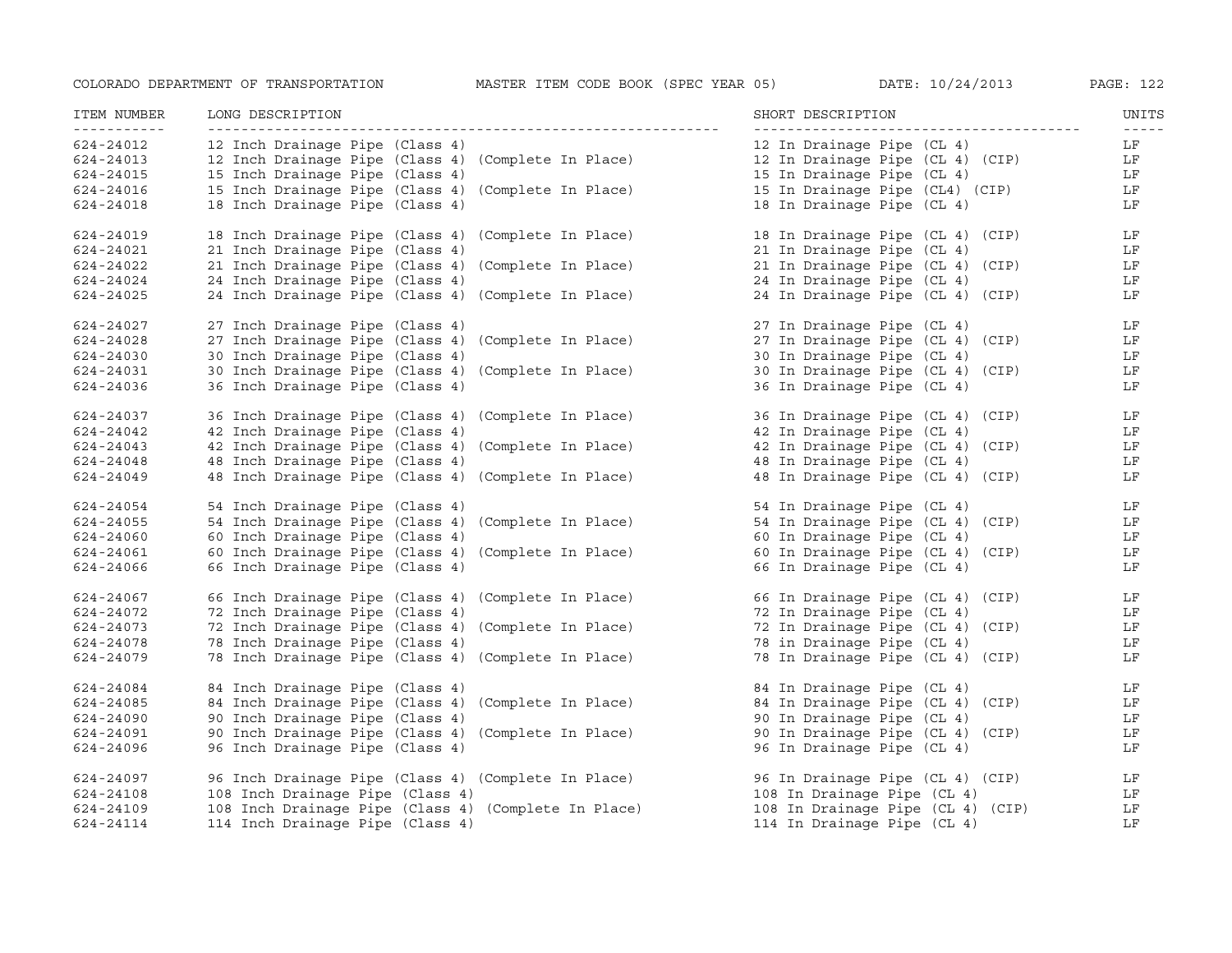| ITEM NUMBER | LONG DESCRIPTION | SHORT DESCRIPTION | UNITS |
|---|---|---|---|
| 624-24012 | 12 Inch Drainage Pipe (Class 4) | 12 In Drainage Pipe (CL 4) | LF |
| 624-24013 | 12 Inch Drainage Pipe (Class 4) (Complete In Place) | 12 In Drainage Pipe (CL 4) (CIP) | LF |
| 624-24015 | 15 Inch Drainage Pipe (Class 4) | 15 In Drainage Pipe (CL 4) | LF |
| 624-24016 | 15 Inch Drainage Pipe (Class 4) (Complete In Place) | 15 In Drainage Pipe (CL4) (CIP) | LF |
| 624-24018 | 18 Inch Drainage Pipe (Class 4) | 18 In Drainage Pipe (CL 4) | LF |
| 624-24019 | 18 Inch Drainage Pipe (Class 4) (Complete In Place) | 18 In Drainage Pipe (CL 4) (CIP) | LF |
| 624-24021 | 21 Inch Drainage Pipe (Class 4) | 21 In Drainage Pipe (CL 4) | LF |
| 624-24022 | 21 Inch Drainage Pipe (Class 4) (Complete In Place) | 21 In Drainage Pipe (CL 4) (CIP) | LF |
| 624-24024 | 24 Inch Drainage Pipe (Class 4) | 24 In Drainage Pipe (CL 4) | LF |
| 624-24025 | 24 Inch Drainage Pipe (Class 4) (Complete In Place) | 24 In Drainage Pipe (CL 4) (CIP) | LF |
| 624-24027 | 27 Inch Drainage Pipe (Class 4) | 27 In Drainage Pipe (CL 4) | LF |
| 624-24028 | 27 Inch Drainage Pipe (Class 4) (Complete In Place) | 27 In Drainage Pipe (CL 4) (CIP) | LF |
| 624-24030 | 30 Inch Drainage Pipe (Class 4) | 30 In Drainage Pipe (CL 4) | LF |
| 624-24031 | 30 Inch Drainage Pipe (Class 4) (Complete In Place) | 30 In Drainage Pipe (CL 4) (CIP) | LF |
| 624-24036 | 36 Inch Drainage Pipe (Class 4) | 36 In Drainage Pipe (CL 4) | LF |
| 624-24037 | 36 Inch Drainage Pipe (Class 4) (Complete In Place) | 36 In Drainage Pipe (CL 4) (CIP) | LF |
| 624-24042 | 42 Inch Drainage Pipe (Class 4) | 42 In Drainage Pipe (CL 4) | LF |
| 624-24043 | 42 Inch Drainage Pipe (Class 4) (Complete In Place) | 42 In Drainage Pipe (CL 4) (CIP) | LF |
| 624-24048 | 48 Inch Drainage Pipe (Class 4) | 48 In Drainage Pipe (CL 4) | LF |
| 624-24049 | 48 Inch Drainage Pipe (Class 4) (Complete In Place) | 48 In Drainage Pipe (CL 4) (CIP) | LF |
| 624-24054 | 54 Inch Drainage Pipe (Class 4) | 54 In Drainage Pipe (CL 4) | LF |
| 624-24055 | 54 Inch Drainage Pipe (Class 4) (Complete In Place) | 54 In Drainage Pipe (CL 4) (CIP) | LF |
| 624-24060 | 60 Inch Drainage Pipe (Class 4) | 60 In Drainage Pipe (CL 4) | LF |
| 624-24061 | 60 Inch Drainage Pipe (Class 4) (Complete In Place) | 60 In Drainage Pipe (CL 4) (CIP) | LF |
| 624-24066 | 66 Inch Drainage Pipe (Class 4) | 66 In Drainage Pipe (CL 4) | LF |
| 624-24067 | 66 Inch Drainage Pipe (Class 4) (Complete In Place) | 66 In Drainage Pipe (CL 4) (CIP) | LF |
| 624-24072 | 72 Inch Drainage Pipe (Class 4) | 72 In Drainage Pipe (CL 4) | LF |
| 624-24073 | 72 Inch Drainage Pipe (Class 4) (Complete In Place) | 72 In Drainage Pipe (CL 4) (CIP) | LF |
| 624-24078 | 78 Inch Drainage Pipe (Class 4) | 78 in Drainage Pipe (CL 4) | LF |
| 624-24079 | 78 Inch Drainage Pipe (Class 4) (Complete In Place) | 78 In Drainage Pipe (CL 4) (CIP) | LF |
| 624-24084 | 84 Inch Drainage Pipe (Class 4) | 84 In Drainage Pipe (CL 4) | LF |
| 624-24085 | 84 Inch Drainage Pipe (Class 4) (Complete In Place) | 84 In Drainage Pipe (CL 4) (CIP) | LF |
| 624-24090 | 90 Inch Drainage Pipe (Class 4) | 90 In Drainage Pipe (CL 4) | LF |
| 624-24091 | 90 Inch Drainage Pipe (Class 4) (Complete In Place) | 90 In Drainage Pipe (CL 4) (CIP) | LF |
| 624-24096 | 96 Inch Drainage Pipe (Class 4) | 96 In Drainage Pipe (CL 4) | LF |
| 624-24097 | 96 Inch Drainage Pipe (Class 4) (Complete In Place) | 96 In Drainage Pipe (CL 4) (CIP) | LF |
| 624-24108 | 108 Inch Drainage Pipe (Class 4) | 108 In Drainage Pipe (CL 4) | LF |
| 624-24109 | 108 Inch Drainage Pipe (Class 4) (Complete In Place) | 108 In Drainage Pipe (CL 4) (CIP) | LF |
| 624-24114 | 114 Inch Drainage Pipe (Class 4) | 114 In Drainage Pipe (CL 4) | LF |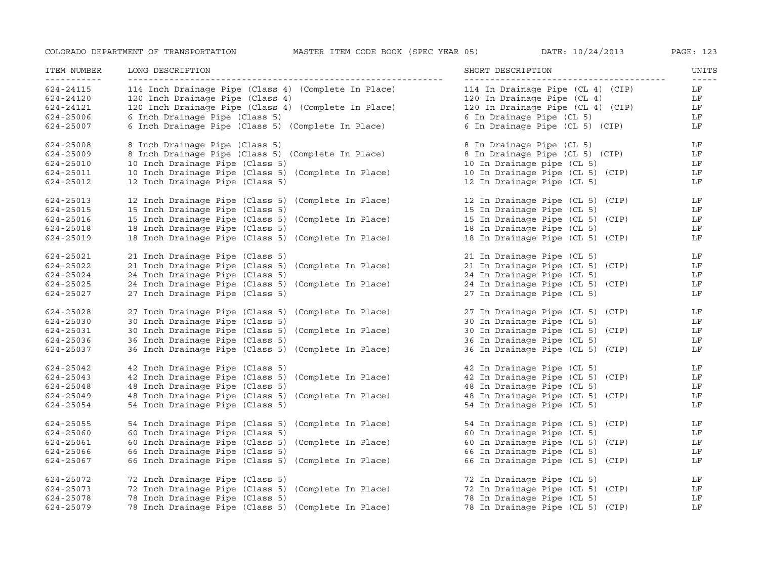| ITEM NUMBER | LONG DESCRIPTION | SHORT DESCRIPTION | UNITS |
|---|---|---|---|
| 624-24115 | 114 Inch Drainage Pipe (Class 4) (Complete In Place) | 114 In Drainage Pipe (CL 4) (CIP) | LF |
| 624-24120 | 120 Inch Drainage Pipe (Class 4) | 120 In Drainage Pipe (CL 4) | LF |
| 624-24121 | 120 Inch Drainage Pipe (Class 4) (Complete In Place) | 120 In Drainage Pipe (CL 4) (CIP) | LF |
| 624-25006 | 6 Inch Drainage Pipe (Class 5) | 6 In Drainage Pipe (CL 5) | LF |
| 624-25007 | 6 Inch Drainage Pipe (Class 5) (Complete In Place) | 6 In Drainage Pipe (CL 5) (CIP) | LF |
| 624-25008 | 8 Inch Drainage Pipe (Class 5) | 8 In Drainage Pipe (CL 5) | LF |
| 624-25009 | 8 Inch Drainage Pipe (Class 5) (Complete In Place) | 8 In Drainage Pipe (CL 5) (CIP) | LF |
| 624-25010 | 10 Inch Drainage Pipe (Class 5) | 10 In Drainage pipe (CL 5) | LF |
| 624-25011 | 10 Inch Drainage Pipe (Class 5) (Complete In Place) | 10 In Drainage Pipe (CL 5) (CIP) | LF |
| 624-25012 | 12 Inch Drainage Pipe (Class 5) | 12 In Drainage Pipe (CL 5) | LF |
| 624-25013 | 12 Inch Drainage Pipe (Class 5) (Complete In Place) | 12 In Drainage Pipe (CL 5) (CIP) | LF |
| 624-25015 | 15 Inch Drainage Pipe (Class 5) | 15 In Drainage Pipe (CL 5) | LF |
| 624-25016 | 15 Inch Drainage Pipe (Class 5) (Complete In Place) | 15 In Drainage Pipe (CL 5) (CIP) | LF |
| 624-25018 | 18 Inch Drainage Pipe (Class 5) | 18 In Drainage Pipe (CL 5) | LF |
| 624-25019 | 18 Inch Drainage Pipe (Class 5) (Complete In Place) | 18 In Drainage Pipe (CL 5) (CIP) | LF |
| 624-25021 | 21 Inch Drainage Pipe (Class 5) | 21 In Drainage Pipe (CL 5) | LF |
| 624-25022 | 21 Inch Drainage Pipe (Class 5) (Complete In Place) | 21 In Drainage Pipe (CL 5) (CIP) | LF |
| 624-25024 | 24 Inch Drainage Pipe (Class 5) | 24 In Drainage Pipe (CL 5) | LF |
| 624-25025 | 24 Inch Drainage Pipe (Class 5) (Complete In Place) | 24 In Drainage Pipe (CL 5) (CIP) | LF |
| 624-25027 | 27 Inch Drainage Pipe (Class 5) | 27 In Drainage Pipe (CL 5) | LF |
| 624-25028 | 27 Inch Drainage Pipe (Class 5) (Complete In Place) | 27 In Drainage Pipe (CL 5) (CIP) | LF |
| 624-25030 | 30 Inch Drainage Pipe (Class 5) | 30 In Drainage Pipe (CL 5) | LF |
| 624-25031 | 30 Inch Drainage Pipe (Class 5) (Complete In Place) | 30 In Drainage Pipe (CL 5) (CIP) | LF |
| 624-25036 | 36 Inch Drainage Pipe (Class 5) | 36 In Drainage Pipe (CL 5) | LF |
| 624-25037 | 36 Inch Drainage Pipe (Class 5) (Complete In Place) | 36 In Drainage Pipe (CL 5) (CIP) | LF |
| 624-25042 | 42 Inch Drainage Pipe (Class 5) | 42 In Drainage Pipe (CL 5) | LF |
| 624-25043 | 42 Inch Drainage Pipe (Class 5) (Complete In Place) | 42 In Drainage Pipe (CL 5) (CIP) | LF |
| 624-25048 | 48 Inch Drainage Pipe (Class 5) | 48 In Drainage Pipe (CL 5) | LF |
| 624-25049 | 48 Inch Drainage Pipe (Class 5) (Complete In Place) | 48 In Drainage Pipe (CL 5) (CIP) | LF |
| 624-25054 | 54 Inch Drainage Pipe (Class 5) | 54 In Drainage Pipe (CL 5) | LF |
| 624-25055 | 54 Inch Drainage Pipe (Class 5) (Complete In Place) | 54 In Drainage Pipe (CL 5) (CIP) | LF |
| 624-25060 | 60 Inch Drainage Pipe (Class 5) | 60 In Drainage Pipe (CL 5) | LF |
| 624-25061 | 60 Inch Drainage Pipe (Class 5) (Complete In Place) | 60 In Drainage Pipe (CL 5) (CIP) | LF |
| 624-25066 | 66 Inch Drainage Pipe (Class 5) | 66 In Drainage Pipe (CL 5) | LF |
| 624-25067 | 66 Inch Drainage Pipe (Class 5) (Complete In Place) | 66 In Drainage Pipe (CL 5) (CIP) | LF |
| 624-25072 | 72 Inch Drainage Pipe (Class 5) | 72 In Drainage Pipe (CL 5) | LF |
| 624-25073 | 72 Inch Drainage Pipe (Class 5) (Complete In Place) | 72 In Drainage Pipe (CL 5) (CIP) | LF |
| 624-25078 | 78 Inch Drainage Pipe (Class 5) | 78 In Drainage Pipe (CL 5) | LF |
| 624-25079 | 78 Inch Drainage Pipe (Class 5) (Complete In Place) | 78 In Drainage Pipe (CL 5) (CIP) | LF |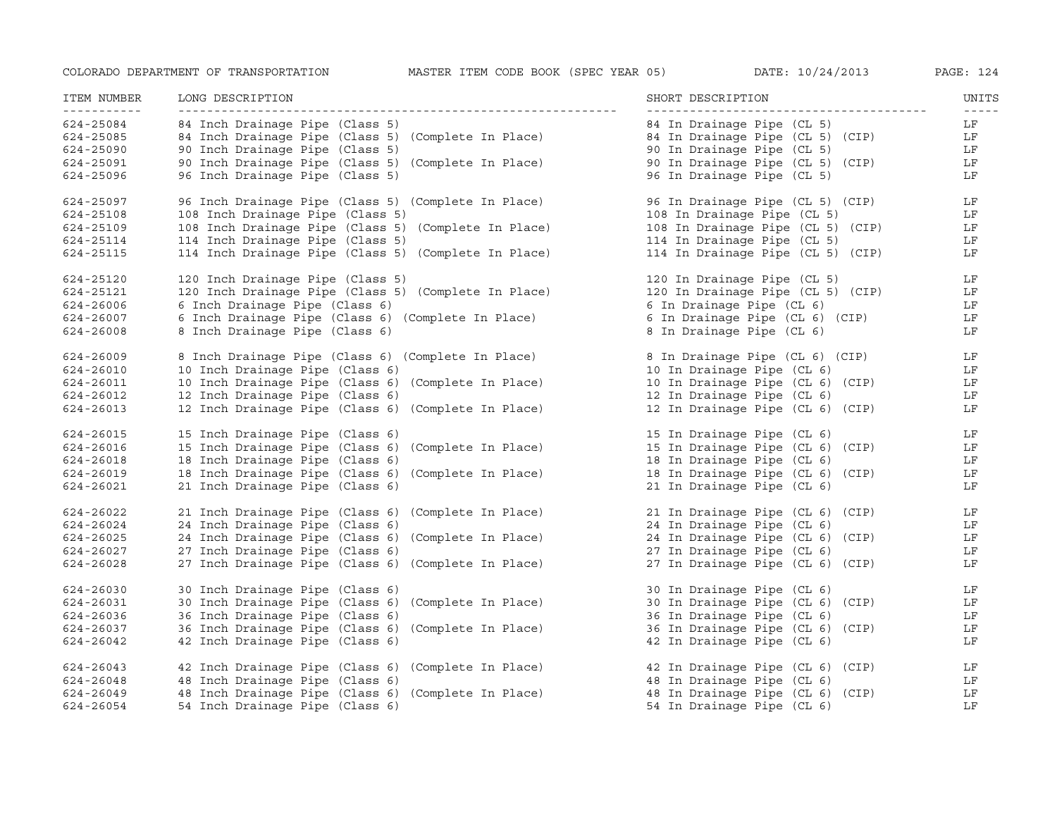| ITEM NUMBER | LONG DESCRIPTION | SHORT DESCRIPTION | UNITS |
|---|---|---|---|
| 624-25084 | 84 Inch Drainage Pipe (Class 5) | 84 In Drainage Pipe (CL 5) | LF |
| 624-25085 | 84 Inch Drainage Pipe (Class 5) (Complete In Place) | 84 In Drainage Pipe (CL 5) (CIP) | LF |
| 624-25090 | 90 Inch Drainage Pipe (Class 5) | 90 In Drainage Pipe (CL 5) | LF |
| 624-25091 | 90 Inch Drainage Pipe (Class 5) (Complete In Place) | 90 In Drainage Pipe (CL 5) (CIP) | LF |
| 624-25096 | 96 Inch Drainage Pipe (Class 5) | 96 In Drainage Pipe (CL 5) | LF |
| 624-25097 | 96 Inch Drainage Pipe (Class 5) (Complete In Place) | 96 In Drainage Pipe (CL 5) (CIP) | LF |
| 624-25108 | 108 Inch Drainage Pipe (Class 5) | 108 In Drainage Pipe (CL 5) | LF |
| 624-25109 | 108 Inch Drainage Pipe (Class 5) (Complete In Place) | 108 In Drainage Pipe (CL 5) (CIP) | LF |
| 624-25114 | 114 Inch Drainage Pipe (Class 5) | 114 In Drainage Pipe (CL 5) | LF |
| 624-25115 | 114 Inch Drainage Pipe (Class 5) (Complete In Place) | 114 In Drainage Pipe (CL 5) (CIP) | LF |
| 624-25120 | 120 Inch Drainage Pipe (Class 5) | 120 In Drainage Pipe (CL 5) | LF |
| 624-25121 | 120 Inch Drainage Pipe (Class 5) (Complete In Place) | 120 In Drainage Pipe (CL 5) (CIP) | LF |
| 624-26006 | 6 Inch Drainage Pipe (Class 6) | 6 In Drainage Pipe (CL 6) | LF |
| 624-26007 | 6 Inch Drainage Pipe (Class 6) (Complete In Place) | 6 In Drainage Pipe (CL 6) (CIP) | LF |
| 624-26008 | 8 Inch Drainage Pipe (Class 6) | 8 In Drainage Pipe (CL 6) | LF |
| 624-26009 | 8 Inch Drainage Pipe (Class 6) (Complete In Place) | 8 In Drainage Pipe (CL 6) (CIP) | LF |
| 624-26010 | 10 Inch Drainage Pipe (Class 6) | 10 In Drainage Pipe (CL 6) | LF |
| 624-26011 | 10 Inch Drainage Pipe (Class 6) (Complete In Place) | 10 In Drainage Pipe (CL 6) (CIP) | LF |
| 624-26012 | 12 Inch Drainage Pipe (Class 6) | 12 In Drainage Pipe (CL 6) | LF |
| 624-26013 | 12 Inch Drainage Pipe (Class 6) (Complete In Place) | 12 In Drainage Pipe (CL 6) (CIP) | LF |
| 624-26015 | 15 Inch Drainage Pipe (Class 6) | 15 In Drainage Pipe (CL 6) | LF |
| 624-26016 | 15 Inch Drainage Pipe (Class 6) (Complete In Place) | 15 In Drainage Pipe (CL 6) (CIP) | LF |
| 624-26018 | 18 Inch Drainage Pipe (Class 6) | 18 In Drainage Pipe (CL 6) | LF |
| 624-26019 | 18 Inch Drainage Pipe (Class 6) (Complete In Place) | 18 In Drainage Pipe (CL 6) (CIP) | LF |
| 624-26021 | 21 Inch Drainage Pipe (Class 6) | 21 In Drainage Pipe (CL 6) | LF |
| 624-26022 | 21 Inch Drainage Pipe (Class 6) (Complete In Place) | 21 In Drainage Pipe (CL 6) (CIP) | LF |
| 624-26024 | 24 Inch Drainage Pipe (Class 6) | 24 In Drainage Pipe (CL 6) | LF |
| 624-26025 | 24 Inch Drainage Pipe (Class 6) (Complete In Place) | 24 In Drainage Pipe (CL 6) (CIP) | LF |
| 624-26027 | 27 Inch Drainage Pipe (Class 6) | 27 In Drainage Pipe (CL 6) | LF |
| 624-26028 | 27 Inch Drainage Pipe (Class 6) (Complete In Place) | 27 In Drainage Pipe (CL 6) (CIP) | LF |
| 624-26030 | 30 Inch Drainage Pipe (Class 6) | 30 In Drainage Pipe (CL 6) | LF |
| 624-26031 | 30 Inch Drainage Pipe (Class 6) (Complete In Place) | 30 In Drainage Pipe (CL 6) (CIP) | LF |
| 624-26036 | 36 Inch Drainage Pipe (Class 6) | 36 In Drainage Pipe (CL 6) | LF |
| 624-26037 | 36 Inch Drainage Pipe (Class 6) (Complete In Place) | 36 In Drainage Pipe (CL 6) (CIP) | LF |
| 624-26042 | 42 Inch Drainage Pipe (Class 6) | 42 In Drainage Pipe (CL 6) | LF |
| 624-26043 | 42 Inch Drainage Pipe (Class 6) (Complete In Place) | 42 In Drainage Pipe (CL 6) (CIP) | LF |
| 624-26048 | 48 Inch Drainage Pipe (Class 6) | 48 In Drainage Pipe (CL 6) | LF |
| 624-26049 | 48 Inch Drainage Pipe (Class 6) (Complete In Place) | 48 In Drainage Pipe (CL 6) (CIP) | LF |
| 624-26054 | 54 Inch Drainage Pipe (Class 6) | 54 In Drainage Pipe (CL 6) | LF |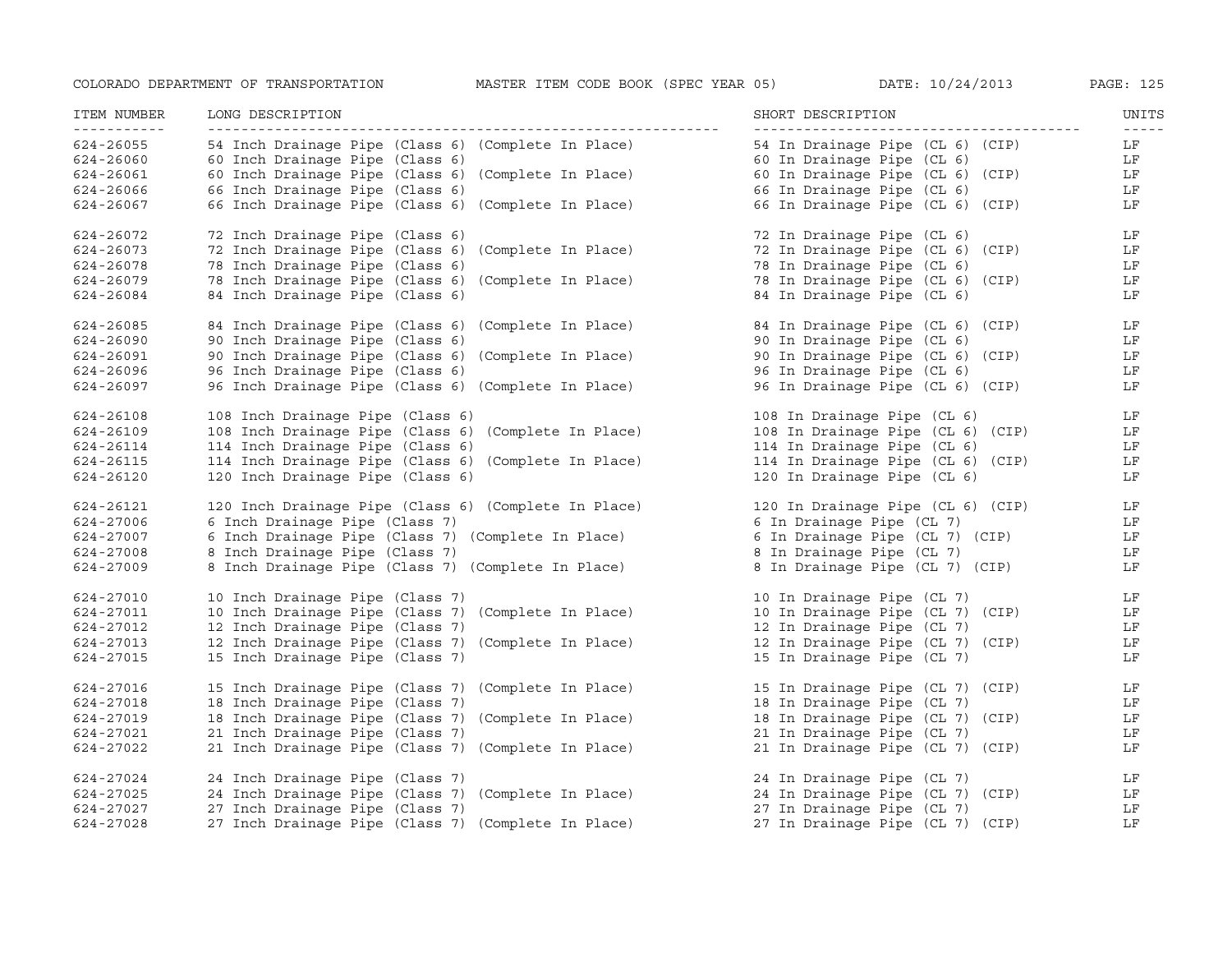| ITEM NUMBER | LONG DESCRIPTION | SHORT DESCRIPTION | UNITS |
|---|---|---|---|
| 624-26055 | 54 Inch Drainage Pipe (Class 6) (Complete In Place) | 54 In Drainage Pipe (CL 6) (CIP) | LF |
| 624-26060 | 60 Inch Drainage Pipe (Class 6) | 60 In Drainage Pipe (CL 6) | LF |
| 624-26061 | 60 Inch Drainage Pipe (Class 6) (Complete In Place) | 60 In Drainage Pipe (CL 6) (CIP) | LF |
| 624-26066 | 66 Inch Drainage Pipe (Class 6) | 66 In Drainage Pipe (CL 6) | LF |
| 624-26067 | 66 Inch Drainage Pipe (Class 6) (Complete In Place) | 66 In Drainage Pipe (CL 6) (CIP) | LF |
| 624-26072 | 72 Inch Drainage Pipe (Class 6) | 72 In Drainage Pipe (CL 6) | LF |
| 624-26073 | 72 Inch Drainage Pipe (Class 6) (Complete In Place) | 72 In Drainage Pipe (CL 6) (CIP) | LF |
| 624-26078 | 78 Inch Drainage Pipe (Class 6) | 78 In Drainage Pipe (CL 6) | LF |
| 624-26079 | 78 Inch Drainage Pipe (Class 6) (Complete In Place) | 78 In Drainage Pipe (CL 6) (CIP) | LF |
| 624-26084 | 84 Inch Drainage Pipe (Class 6) | 84 In Drainage Pipe (CL 6) | LF |
| 624-26085 | 84 Inch Drainage Pipe (Class 6) (Complete In Place) | 84 In Drainage Pipe (CL 6) (CIP) | LF |
| 624-26090 | 90 Inch Drainage Pipe (Class 6) | 90 In Drainage Pipe (CL 6) | LF |
| 624-26091 | 90 Inch Drainage Pipe (Class 6) (Complete In Place) | 90 In Drainage Pipe (CL 6) (CIP) | LF |
| 624-26096 | 96 Inch Drainage Pipe (Class 6) | 96 In Drainage Pipe (CL 6) | LF |
| 624-26097 | 96 Inch Drainage Pipe (Class 6) (Complete In Place) | 96 In Drainage Pipe (CL 6) (CIP) | LF |
| 624-26108 | 108 Inch Drainage Pipe (Class 6) | 108 In Drainage Pipe (CL 6) | LF |
| 624-26109 | 108 Inch Drainage Pipe (Class 6) (Complete In Place) | 108 In Drainage Pipe (CL 6) (CIP) | LF |
| 624-26114 | 114 Inch Drainage Pipe (Class 6) | 114 In Drainage Pipe (CL 6) | LF |
| 624-26115 | 114 Inch Drainage Pipe (Class 6) (Complete In Place) | 114 In Drainage Pipe (CL 6) (CIP) | LF |
| 624-26120 | 120 Inch Drainage Pipe (Class 6) | 120 In Drainage Pipe (CL 6) | LF |
| 624-26121 | 120 Inch Drainage Pipe (Class 6) (Complete In Place) | 120 In Drainage Pipe (CL 6) (CIP) | LF |
| 624-27006 | 6 Inch Drainage Pipe (Class 7) | 6 In Drainage Pipe (CL 7) | LF |
| 624-27007 | 6 Inch Drainage Pipe (Class 7) (Complete In Place) | 6 In Drainage Pipe (CL 7) (CIP) | LF |
| 624-27008 | 8 Inch Drainage Pipe (Class 7) | 8 In Drainage Pipe (CL 7) | LF |
| 624-27009 | 8 Inch Drainage Pipe (Class 7) (Complete In Place) | 8 In Drainage Pipe (CL 7) (CIP) | LF |
| 624-27010 | 10 Inch Drainage Pipe (Class 7) | 10 In Drainage Pipe (CL 7) | LF |
| 624-27011 | 10 Inch Drainage Pipe (Class 7) (Complete In Place) | 10 In Drainage Pipe (CL 7) (CIP) | LF |
| 624-27012 | 12 Inch Drainage Pipe (Class 7) | 12 In Drainage Pipe (CL 7) | LF |
| 624-27013 | 12 Inch Drainage Pipe (Class 7) (Complete In Place) | 12 In Drainage Pipe (CL 7) (CIP) | LF |
| 624-27015 | 15 Inch Drainage Pipe (Class 7) | 15 In Drainage Pipe (CL 7) | LF |
| 624-27016 | 15 Inch Drainage Pipe (Class 7) (Complete In Place) | 15 In Drainage Pipe (CL 7) (CIP) | LF |
| 624-27018 | 18 Inch Drainage Pipe (Class 7) | 18 In Drainage Pipe (CL 7) | LF |
| 624-27019 | 18 Inch Drainage Pipe (Class 7) (Complete In Place) | 18 In Drainage Pipe (CL 7) (CIP) | LF |
| 624-27021 | 21 Inch Drainage Pipe (Class 7) | 21 In Drainage Pipe (CL 7) | LF |
| 624-27022 | 21 Inch Drainage Pipe (Class 7) (Complete In Place) | 21 In Drainage Pipe (CL 7) (CIP) | LF |
| 624-27024 | 24 Inch Drainage Pipe (Class 7) | 24 In Drainage Pipe (CL 7) | LF |
| 624-27025 | 24 Inch Drainage Pipe (Class 7) (Complete In Place) | 24 In Drainage Pipe (CL 7) (CIP) | LF |
| 624-27027 | 27 Inch Drainage Pipe (Class 7) | 27 In Drainage Pipe (CL 7) | LF |
| 624-27028 | 27 Inch Drainage Pipe (Class 7) (Complete In Place) | 27 In Drainage Pipe (CL 7) (CIP) | LF |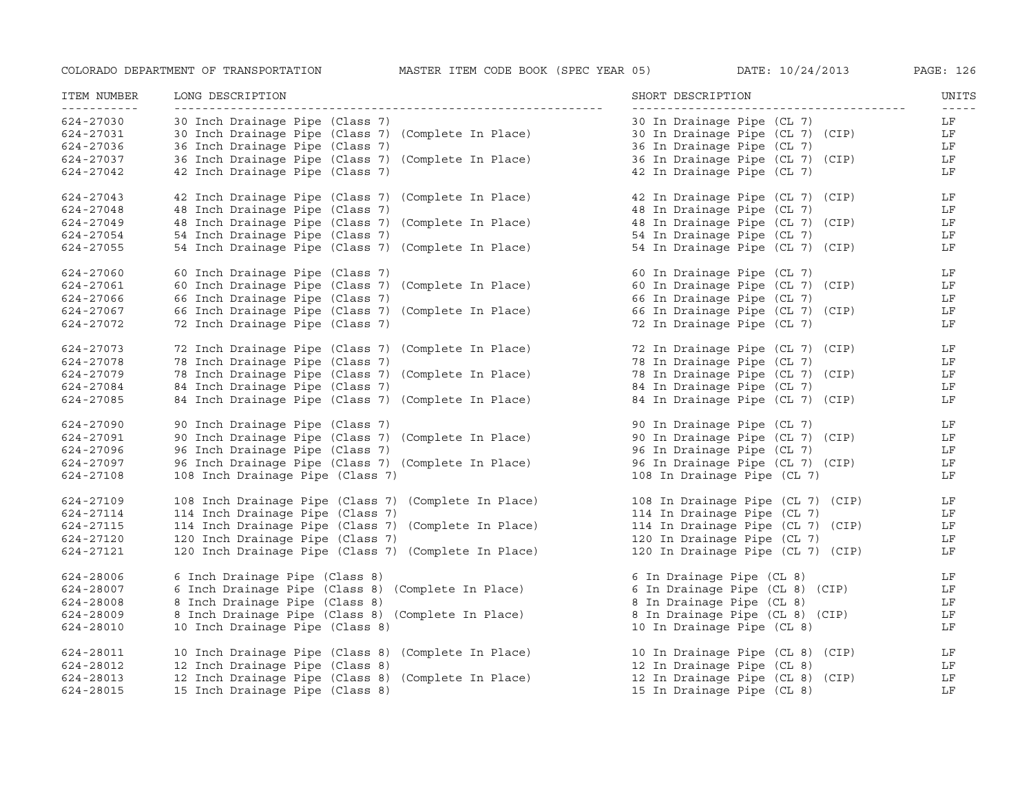| ITEM NUMBER | LONG DESCRIPTION | SHORT DESCRIPTION | UNITS |
|---|---|---|---|
| 624-27030 | 30 Inch Drainage Pipe (Class 7) | 30 In Drainage Pipe (CL 7) | LF |
| 624-27031 | 30 Inch Drainage Pipe (Class 7) (Complete In Place) | 30 In Drainage Pipe (CL 7) (CIP) | LF |
| 624-27036 | 36 Inch Drainage Pipe (Class 7) | 36 In Drainage Pipe (CL 7) | LF |
| 624-27037 | 36 Inch Drainage Pipe (Class 7) (Complete In Place) | 36 In Drainage Pipe (CL 7) (CIP) | LF |
| 624-27042 | 42 Inch Drainage Pipe (Class 7) | 42 In Drainage Pipe (CL 7) | LF |
| 624-27043 | 42 Inch Drainage Pipe (Class 7) (Complete In Place) | 42 In Drainage Pipe (CL 7) (CIP) | LF |
| 624-27048 | 48 Inch Drainage Pipe (Class 7) | 48 In Drainage Pipe (CL 7) | LF |
| 624-27049 | 48 Inch Drainage Pipe (Class 7) (Complete In Place) | 48 In Drainage Pipe (CL 7) (CIP) | LF |
| 624-27054 | 54 Inch Drainage Pipe (Class 7) | 54 In Drainage Pipe (CL 7) | LF |
| 624-27055 | 54 Inch Drainage Pipe (Class 7) (Complete In Place) | 54 In Drainage Pipe (CL 7) (CIP) | LF |
| 624-27060 | 60 Inch Drainage Pipe (Class 7) | 60 In Drainage Pipe (CL 7) | LF |
| 624-27061 | 60 Inch Drainage Pipe (Class 7) (Complete In Place) | 60 In Drainage Pipe (CL 7) (CIP) | LF |
| 624-27066 | 66 Inch Drainage Pipe (Class 7) | 66 In Drainage Pipe (CL 7) | LF |
| 624-27067 | 66 Inch Drainage Pipe (Class 7) (Complete In Place) | 66 In Drainage Pipe (CL 7) (CIP) | LF |
| 624-27072 | 72 Inch Drainage Pipe (Class 7) | 72 In Drainage Pipe (CL 7) | LF |
| 624-27073 | 72 Inch Drainage Pipe (Class 7) (Complete In Place) | 72 In Drainage Pipe (CL 7) (CIP) | LF |
| 624-27078 | 78 Inch Drainage Pipe (Class 7) | 78 In Drainage Pipe (CL 7) | LF |
| 624-27079 | 78 Inch Drainage Pipe (Class 7) (Complete In Place) | 78 In Drainage Pipe (CL 7) (CIP) | LF |
| 624-27084 | 84 Inch Drainage Pipe (Class 7) | 84 In Drainage Pipe (CL 7) | LF |
| 624-27085 | 84 Inch Drainage Pipe (Class 7) (Complete In Place) | 84 In Drainage Pipe (CL 7) (CIP) | LF |
| 624-27090 | 90 Inch Drainage Pipe (Class 7) | 90 In Drainage Pipe (CL 7) | LF |
| 624-27091 | 90 Inch Drainage Pipe (Class 7) (Complete In Place) | 90 In Drainage Pipe (CL 7) (CIP) | LF |
| 624-27096 | 96 Inch Drainage Pipe (Class 7) | 96 In Drainage Pipe (CL 7) | LF |
| 624-27097 | 96 Inch Drainage Pipe (Class 7) (Complete In Place) | 96 In Drainage Pipe (CL 7) (CIP) | LF |
| 624-27108 | 108 Inch Drainage Pipe (Class 7) | 108 In Drainage Pipe (CL 7) | LF |
| 624-27109 | 108 Inch Drainage Pipe (Class 7) (Complete In Place) | 108 In Drainage Pipe (CL 7) (CIP) | LF |
| 624-27114 | 114 Inch Drainage Pipe (Class 7) | 114 In Drainage Pipe (CL 7) | LF |
| 624-27115 | 114 Inch Drainage Pipe (Class 7) (Complete In Place) | 114 In Drainage Pipe (CL 7) (CIP) | LF |
| 624-27120 | 120 Inch Drainage Pipe (Class 7) | 120 In Drainage Pipe (CL 7) | LF |
| 624-27121 | 120 Inch Drainage Pipe (Class 7) (Complete In Place) | 120 In Drainage Pipe (CL 7) (CIP) | LF |
| 624-28006 | 6 Inch Drainage Pipe (Class 8) | 6 In Drainage Pipe (CL 8) | LF |
| 624-28007 | 6 Inch Drainage Pipe (Class 8) (Complete In Place) | 6 In Drainage Pipe (CL 8) (CIP) | LF |
| 624-28008 | 8 Inch Drainage Pipe (Class 8) | 8 In Drainage Pipe (CL 8) | LF |
| 624-28009 | 8 Inch Drainage Pipe (Class 8) (Complete In Place) | 8 In Drainage Pipe (CL 8) (CIP) | LF |
| 624-28010 | 10 Inch Drainage Pipe (Class 8) | 10 In Drainage Pipe (CL 8) | LF |
| 624-28011 | 10 Inch Drainage Pipe (Class 8) (Complete In Place) | 10 In Drainage Pipe (CL 8) (CIP) | LF |
| 624-28012 | 12 Inch Drainage Pipe (Class 8) | 12 In Drainage Pipe (CL 8) | LF |
| 624-28013 | 12 Inch Drainage Pipe (Class 8) (Complete In Place) | 12 In Drainage Pipe (CL 8) (CIP) | LF |
| 624-28015 | 15 Inch Drainage Pipe (Class 8) | 15 In Drainage Pipe (CL 8) | LF |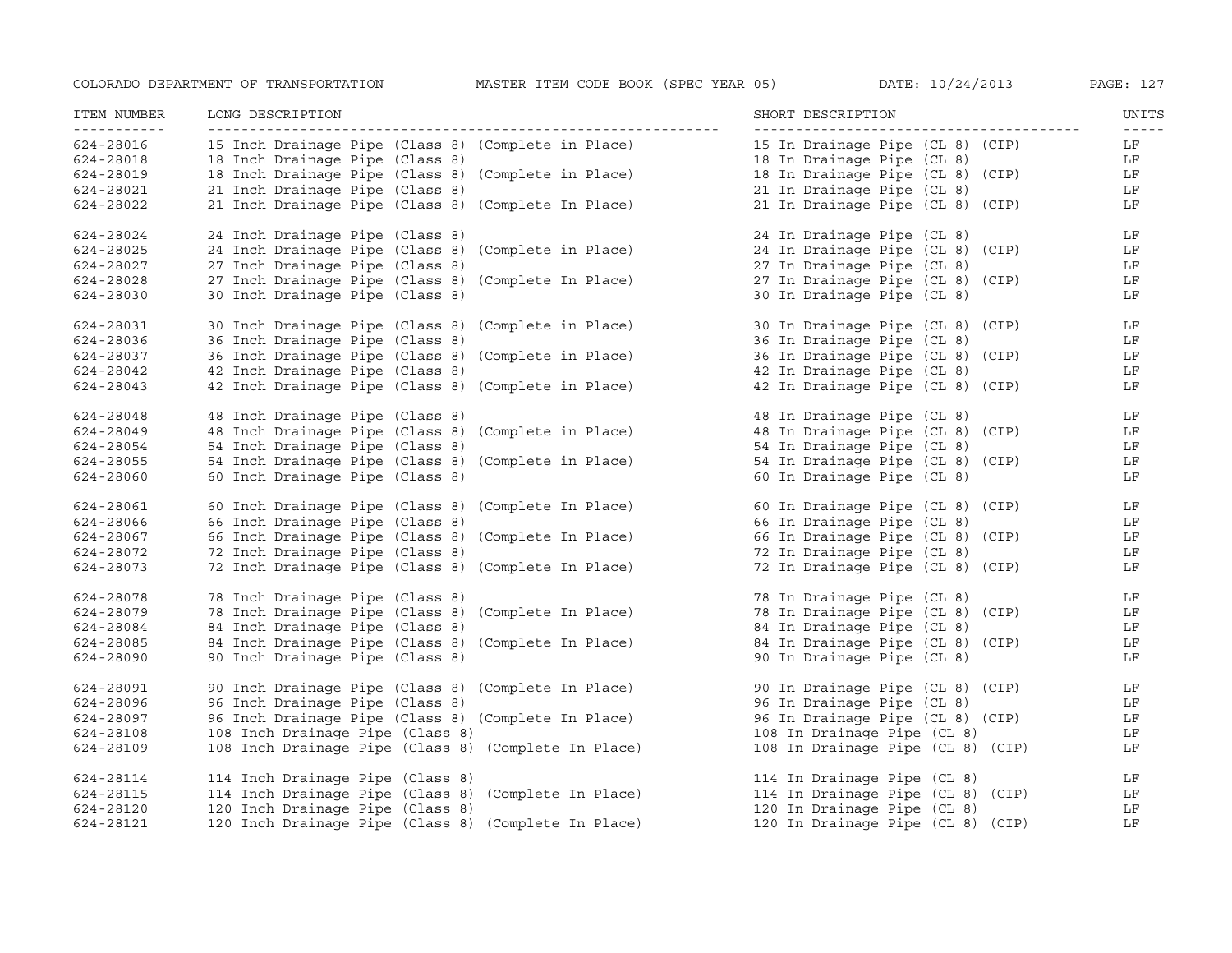| ITEM NUMBER | LONG DESCRIPTION | SHORT DESCRIPTION | UNITS |
|---|---|---|---|
| 624-28016 | 15 Inch Drainage Pipe (Class 8) (Complete in Place) | 15 In Drainage Pipe (CL 8) (CIP) | LF |
| 624-28018 | 18 Inch Drainage Pipe (Class 8) | 18 In Drainage Pipe (CL 8) | LF |
| 624-28019 | 18 Inch Drainage Pipe (Class 8) (Complete in Place) | 18 In Drainage Pipe (CL 8) (CIP) | LF |
| 624-28021 | 21 Inch Drainage Pipe (Class 8) | 21 In Drainage Pipe (CL 8) | LF |
| 624-28022 | 21 Inch Drainage Pipe (Class 8) (Complete In Place) | 21 In Drainage Pipe (CL 8) (CIP) | LF |
| 624-28024 | 24 Inch Drainage Pipe (Class 8) | 24 In Drainage Pipe (CL 8) | LF |
| 624-28025 | 24 Inch Drainage Pipe (Class 8) (Complete in Place) | 24 In Drainage Pipe (CL 8) (CIP) | LF |
| 624-28027 | 27 Inch Drainage Pipe (Class 8) | 27 In Drainage Pipe (CL 8) | LF |
| 624-28028 | 27 Inch Drainage Pipe (Class 8) (Complete In Place) | 27 In Drainage Pipe (CL 8) (CIP) | LF |
| 624-28030 | 30 Inch Drainage Pipe (Class 8) | 30 In Drainage Pipe (CL 8) | LF |
| 624-28031 | 30 Inch Drainage Pipe (Class 8) (Complete in Place) | 30 In Drainage Pipe (CL 8) (CIP) | LF |
| 624-28036 | 36 Inch Drainage Pipe (Class 8) | 36 In Drainage Pipe (CL 8) | LF |
| 624-28037 | 36 Inch Drainage Pipe (Class 8) (Complete in Place) | 36 In Drainage Pipe (CL 8) (CIP) | LF |
| 624-28042 | 42 Inch Drainage Pipe (Class 8) | 42 In Drainage Pipe (CL 8) | LF |
| 624-28043 | 42 Inch Drainage Pipe (Class 8) (Complete in Place) | 42 In Drainage Pipe (CL 8) (CIP) | LF |
| 624-28048 | 48 Inch Drainage Pipe (Class 8) | 48 In Drainage Pipe (CL 8) | LF |
| 624-28049 | 48 Inch Drainage Pipe (Class 8) (Complete in Place) | 48 In Drainage Pipe (CL 8) (CIP) | LF |
| 624-28054 | 54 Inch Drainage Pipe (Class 8) | 54 In Drainage Pipe (CL 8) | LF |
| 624-28055 | 54 Inch Drainage Pipe (Class 8) (Complete in Place) | 54 In Drainage Pipe (CL 8) (CIP) | LF |
| 624-28060 | 60 Inch Drainage Pipe (Class 8) | 60 In Drainage Pipe (CL 8) | LF |
| 624-28061 | 60 Inch Drainage Pipe (Class 8) (Complete In Place) | 60 In Drainage Pipe (CL 8) (CIP) | LF |
| 624-28066 | 66 Inch Drainage Pipe (Class 8) | 66 In Drainage Pipe (CL 8) | LF |
| 624-28067 | 66 Inch Drainage Pipe (Class 8) (Complete In Place) | 66 In Drainage Pipe (CL 8) (CIP) | LF |
| 624-28072 | 72 Inch Drainage Pipe (Class 8) | 72 In Drainage Pipe (CL 8) | LF |
| 624-28073 | 72 Inch Drainage Pipe (Class 8) (Complete In Place) | 72 In Drainage Pipe (CL 8) (CIP) | LF |
| 624-28078 | 78 Inch Drainage Pipe (Class 8) | 78 In Drainage Pipe (CL 8) | LF |
| 624-28079 | 78 Inch Drainage Pipe (Class 8) (Complete In Place) | 78 In Drainage Pipe (CL 8) (CIP) | LF |
| 624-28084 | 84 Inch Drainage Pipe (Class 8) | 84 In Drainage Pipe (CL 8) | LF |
| 624-28085 | 84 Inch Drainage Pipe (Class 8) (Complete In Place) | 84 In Drainage Pipe (CL 8) (CIP) | LF |
| 624-28090 | 90 Inch Drainage Pipe (Class 8) | 90 In Drainage Pipe (CL 8) | LF |
| 624-28091 | 90 Inch Drainage Pipe (Class 8) (Complete In Place) | 90 In Drainage Pipe (CL 8) (CIP) | LF |
| 624-28096 | 96 Inch Drainage Pipe (Class 8) | 96 In Drainage Pipe (CL 8) | LF |
| 624-28097 | 96 Inch Drainage Pipe (Class 8) (Complete In Place) | 96 In Drainage Pipe (CL 8) (CIP) | LF |
| 624-28108 | 108 Inch Drainage Pipe (Class 8) | 108 In Drainage Pipe (CL 8) | LF |
| 624-28109 | 108 Inch Drainage Pipe (Class 8) (Complete In Place) | 108 In Drainage Pipe (CL 8) (CIP) | LF |
| 624-28114 | 114 Inch Drainage Pipe (Class 8) | 114 In Drainage Pipe (CL 8) | LF |
| 624-28115 | 114 Inch Drainage Pipe (Class 8) (Complete In Place) | 114 In Drainage Pipe (CL 8) (CIP) | LF |
| 624-28120 | 120 Inch Drainage Pipe (Class 8) | 120 In Drainage Pipe (CL 8) | LF |
| 624-28121 | 120 Inch Drainage Pipe (Class 8) (Complete In Place) | 120 In Drainage Pipe (CL 8) (CIP) | LF |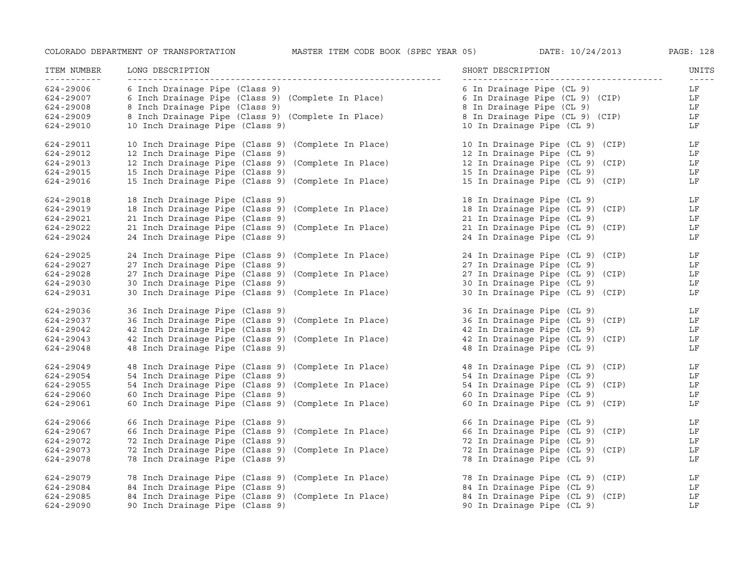| ITEM NUMBER | LONG DESCRIPTION | SHORT DESCRIPTION | UNITS |
|---|---|---|---|
| 624-29006 | 6 Inch Drainage Pipe (Class 9) | 6 In Drainage Pipe (CL 9) | LF |
| 624-29007 | 6 Inch Drainage Pipe (Class 9) (Complete In Place) | 6 In Drainage Pipe (CL 9) (CIP) | LF |
| 624-29008 | 8 Inch Drainage Pipe (Class 9) | 8 In Drainage Pipe (CL 9) | LF |
| 624-29009 | 8 Inch Drainage Pipe (Class 9) (Complete In Place) | 8 In Drainage Pipe (CL 9) (CIP) | LF |
| 624-29010 | 10 Inch Drainage Pipe (Class 9) | 10 In Drainage Pipe (CL 9) | LF |
| 624-29011 | 10 Inch Drainage Pipe (Class 9) (Complete In Place) | 10 In Drainage Pipe (CL 9) (CIP) | LF |
| 624-29012 | 12 Inch Drainage Pipe (Class 9) | 12 In Drainage Pipe (CL 9) | LF |
| 624-29013 | 12 Inch Drainage Pipe (Class 9) (Complete In Place) | 12 In Drainage Pipe (CL 9) (CIP) | LF |
| 624-29015 | 15 Inch Drainage Pipe (Class 9) | 15 In Drainage Pipe (CL 9) | LF |
| 624-29016 | 15 Inch Drainage Pipe (Class 9) (Complete In Place) | 15 In Drainage Pipe (CL 9) (CIP) | LF |
| 624-29018 | 18 Inch Drainage Pipe (Class 9) | 18 In Drainage Pipe (CL 9) | LF |
| 624-29019 | 18 Inch Drainage Pipe (Class 9) (Complete In Place) | 18 In Drainage Pipe (CL 9) (CIP) | LF |
| 624-29021 | 21 Inch Drainage Pipe (Class 9) | 21 In Drainage Pipe (CL 9) | LF |
| 624-29022 | 21 Inch Drainage Pipe (Class 9) (Complete In Place) | 21 In Drainage Pipe (CL 9) (CIP) | LF |
| 624-29024 | 24 Inch Drainage Pipe (Class 9) | 24 In Drainage Pipe (CL 9) | LF |
| 624-29025 | 24 Inch Drainage Pipe (Class 9) (Complete In Place) | 24 In Drainage Pipe (CL 9) (CIP) | LF |
| 624-29027 | 27 Inch Drainage Pipe (Class 9) | 27 In Drainage Pipe (CL 9) | LF |
| 624-29028 | 27 Inch Drainage Pipe (Class 9) (Complete In Place) | 27 In Drainage Pipe (CL 9) (CIP) | LF |
| 624-29030 | 30 Inch Drainage Pipe (Class 9) | 30 In Drainage Pipe (CL 9) | LF |
| 624-29031 | 30 Inch Drainage Pipe (Class 9) (Complete In Place) | 30 In Drainage Pipe (CL 9) (CIP) | LF |
| 624-29036 | 36 Inch Drainage Pipe (Class 9) | 36 In Drainage Pipe (CL 9) | LF |
| 624-29037 | 36 Inch Drainage Pipe (Class 9) (Complete In Place) | 36 In Drainage Pipe (CL 9) (CIP) | LF |
| 624-29042 | 42 Inch Drainage Pipe (Class 9) | 42 In Drainage Pipe (CL 9) | LF |
| 624-29043 | 42 Inch Drainage Pipe (Class 9) (Complete In Place) | 42 In Drainage Pipe (CL 9) (CIP) | LF |
| 624-29048 | 48 Inch Drainage Pipe (Class 9) | 48 In Drainage Pipe (CL 9) | LF |
| 624-29049 | 48 Inch Drainage Pipe (Class 9) (Complete In Place) | 48 In Drainage Pipe (CL 9) (CIP) | LF |
| 624-29054 | 54 Inch Drainage Pipe (Class 9) | 54 In Drainage Pipe (CL 9) | LF |
| 624-29055 | 54 Inch Drainage Pipe (Class 9) (Complete In Place) | 54 In Drainage Pipe (CL 9) (CIP) | LF |
| 624-29060 | 60 Inch Drainage Pipe (Class 9) | 60 In Drainage Pipe (CL 9) | LF |
| 624-29061 | 60 Inch Drainage Pipe (Class 9) (Complete In Place) | 60 In Drainage Pipe (CL 9) (CIP) | LF |
| 624-29066 | 66 Inch Drainage Pipe (Class 9) | 66 In Drainage Pipe (CL 9) | LF |
| 624-29067 | 66 Inch Drainage Pipe (Class 9) (Complete In Place) | 66 In Drainage Pipe (CL 9) (CIP) | LF |
| 624-29072 | 72 Inch Drainage Pipe (Class 9) | 72 In Drainage Pipe (CL 9) | LF |
| 624-29073 | 72 Inch Drainage Pipe (Class 9) (Complete In Place) | 72 In Drainage Pipe (CL 9) (CIP) | LF |
| 624-29078 | 78 Inch Drainage Pipe (Class 9) | 78 In Drainage Pipe (CL 9) | LF |
| 624-29079 | 78 Inch Drainage Pipe (Class 9) (Complete In Place) | 78 In Drainage Pipe (CL 9) (CIP) | LF |
| 624-29084 | 84 Inch Drainage Pipe (Class 9) | 84 In Drainage Pipe (CL 9) | LF |
| 624-29085 | 84 Inch Drainage Pipe (Class 9) (Complete In Place) | 84 In Drainage Pipe (CL 9) (CIP) | LF |
| 624-29090 | 90 Inch Drainage Pipe (Class 9) | 90 In Drainage Pipe (CL 9) | LF |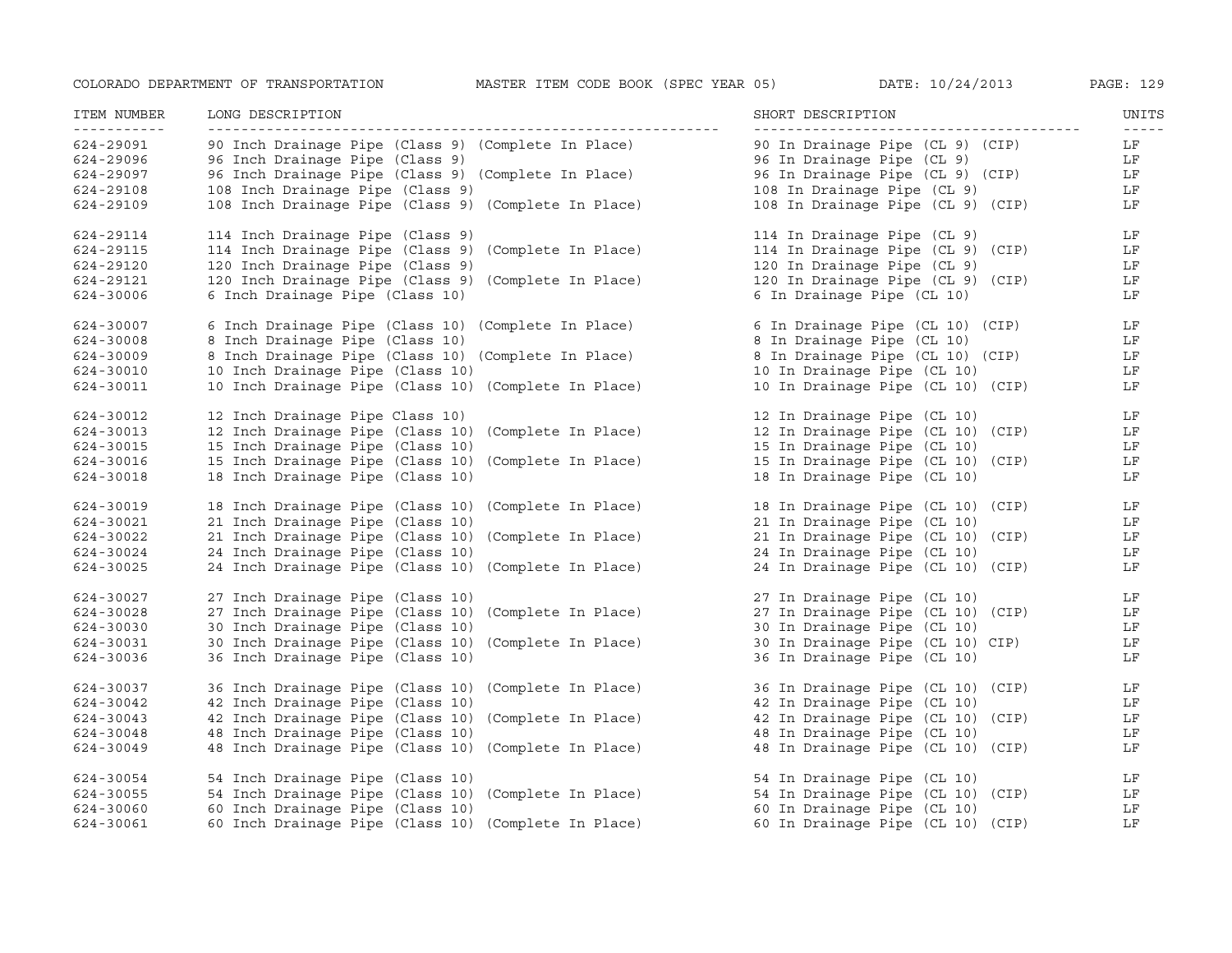| ITEM NUMBER | LONG DESCRIPTION | SHORT DESCRIPTION | UNITS |
|---|---|---|---|
| 624-29091 | 90 Inch Drainage Pipe (Class 9) (Complete In Place) | 90 In Drainage Pipe (CL 9) (CIP) | LF |
| 624-29096 | 96 Inch Drainage Pipe (Class 9) | 96 In Drainage Pipe (CL 9) | LF |
| 624-29097 | 96 Inch Drainage Pipe (Class 9) (Complete In Place) | 96 In Drainage Pipe (CL 9) (CIP) | LF |
| 624-29108 | 108 Inch Drainage Pipe (Class 9) | 108 In Drainage Pipe (CL 9) | LF |
| 624-29109 | 108 Inch Drainage Pipe (Class 9) (Complete In Place) | 108 In Drainage Pipe (CL 9) (CIP) | LF |
| 624-29114 | 114 Inch Drainage Pipe (Class 9) | 114 In Drainage Pipe (CL 9) | LF |
| 624-29115 | 114 Inch Drainage Pipe (Class 9) (Complete In Place) | 114 In Drainage Pipe (CL 9) (CIP) | LF |
| 624-29120 | 120 Inch Drainage Pipe (Class 9) | 120 In Drainage Pipe (CL 9) | LF |
| 624-29121 | 120 Inch Drainage Pipe (Class 9) (Complete In Place) | 120 In Drainage Pipe (CL 9) (CIP) | LF |
| 624-30006 | 6 Inch Drainage Pipe (Class 10) | 6 In Drainage Pipe (CL 10) | LF |
| 624-30007 | 6 Inch Drainage Pipe (Class 10) (Complete In Place) | 6 In Drainage Pipe (CL 10) (CIP) | LF |
| 624-30008 | 8 Inch Drainage Pipe (Class 10) | 8 In Drainage Pipe (CL 10) | LF |
| 624-30009 | 8 Inch Drainage Pipe (Class 10) (Complete In Place) | 8 In Drainage Pipe (CL 10) (CIP) | LF |
| 624-30010 | 10 Inch Drainage Pipe (Class 10) | 10 In Drainage Pipe (CL 10) | LF |
| 624-30011 | 10 Inch Drainage Pipe (Class 10) (Complete In Place) | 10 In Drainage Pipe (CL 10) (CIP) | LF |
| 624-30012 | 12 Inch Drainage Pipe Class 10) | 12 In Drainage Pipe (CL 10) | LF |
| 624-30013 | 12 Inch Drainage Pipe (Class 10) (Complete In Place) | 12 In Drainage Pipe (CL 10) (CIP) | LF |
| 624-30015 | 15 Inch Drainage Pipe (Class 10) | 15 In Drainage Pipe (CL 10) | LF |
| 624-30016 | 15 Inch Drainage Pipe (Class 10) (Complete In Place) | 15 In Drainage Pipe (CL 10) (CIP) | LF |
| 624-30018 | 18 Inch Drainage Pipe (Class 10) | 18 In Drainage Pipe (CL 10) | LF |
| 624-30019 | 18 Inch Drainage Pipe (Class 10) (Complete In Place) | 18 In Drainage Pipe (CL 10) (CIP) | LF |
| 624-30021 | 21 Inch Drainage Pipe (Class 10) | 21 In Drainage Pipe (CL 10) | LF |
| 624-30022 | 21 Inch Drainage Pipe (Class 10) (Complete In Place) | 21 In Drainage Pipe (CL 10) (CIP) | LF |
| 624-30024 | 24 Inch Drainage Pipe (Class 10) | 24 In Drainage Pipe (CL 10) | LF |
| 624-30025 | 24 Inch Drainage Pipe (Class 10) (Complete In Place) | 24 In Drainage Pipe (CL 10) (CIP) | LF |
| 624-30027 | 27 Inch Drainage Pipe (Class 10) | 27 In Drainage Pipe (CL 10) | LF |
| 624-30028 | 27 Inch Drainage Pipe (Class 10) (Complete In Place) | 27 In Drainage Pipe (CL 10) (CIP) | LF |
| 624-30030 | 30 Inch Drainage Pipe (Class 10) | 30 In Drainage Pipe (CL 10) | LF |
| 624-30031 | 30 Inch Drainage Pipe (Class 10) (Complete In Place) | 30 In Drainage Pipe (CL 10) CIP) | LF |
| 624-30036 | 36 Inch Drainage Pipe (Class 10) | 36 In Drainage Pipe (CL 10) | LF |
| 624-30037 | 36 Inch Drainage Pipe (Class 10) (Complete In Place) | 36 In Drainage Pipe (CL 10) (CIP) | LF |
| 624-30042 | 42 Inch Drainage Pipe (Class 10) | 42 In Drainage Pipe (CL 10) | LF |
| 624-30043 | 42 Inch Drainage Pipe (Class 10) (Complete In Place) | 42 In Drainage Pipe (CL 10) (CIP) | LF |
| 624-30048 | 48 Inch Drainage Pipe (Class 10) | 48 In Drainage Pipe (CL 10) | LF |
| 624-30049 | 48 Inch Drainage Pipe (Class 10) (Complete In Place) | 48 In Drainage Pipe (CL 10) (CIP) | LF |
| 624-30054 | 54 Inch Drainage Pipe (Class 10) | 54 In Drainage Pipe (CL 10) | LF |
| 624-30055 | 54 Inch Drainage Pipe (Class 10) (Complete In Place) | 54 In Drainage Pipe (CL 10) (CIP) | LF |
| 624-30060 | 60 Inch Drainage Pipe (Class 10) | 60 In Drainage Pipe (CL 10) | LF |
| 624-30061 | 60 Inch Drainage Pipe (Class 10) (Complete In Place) | 60 In Drainage Pipe (CL 10) (CIP) | LF |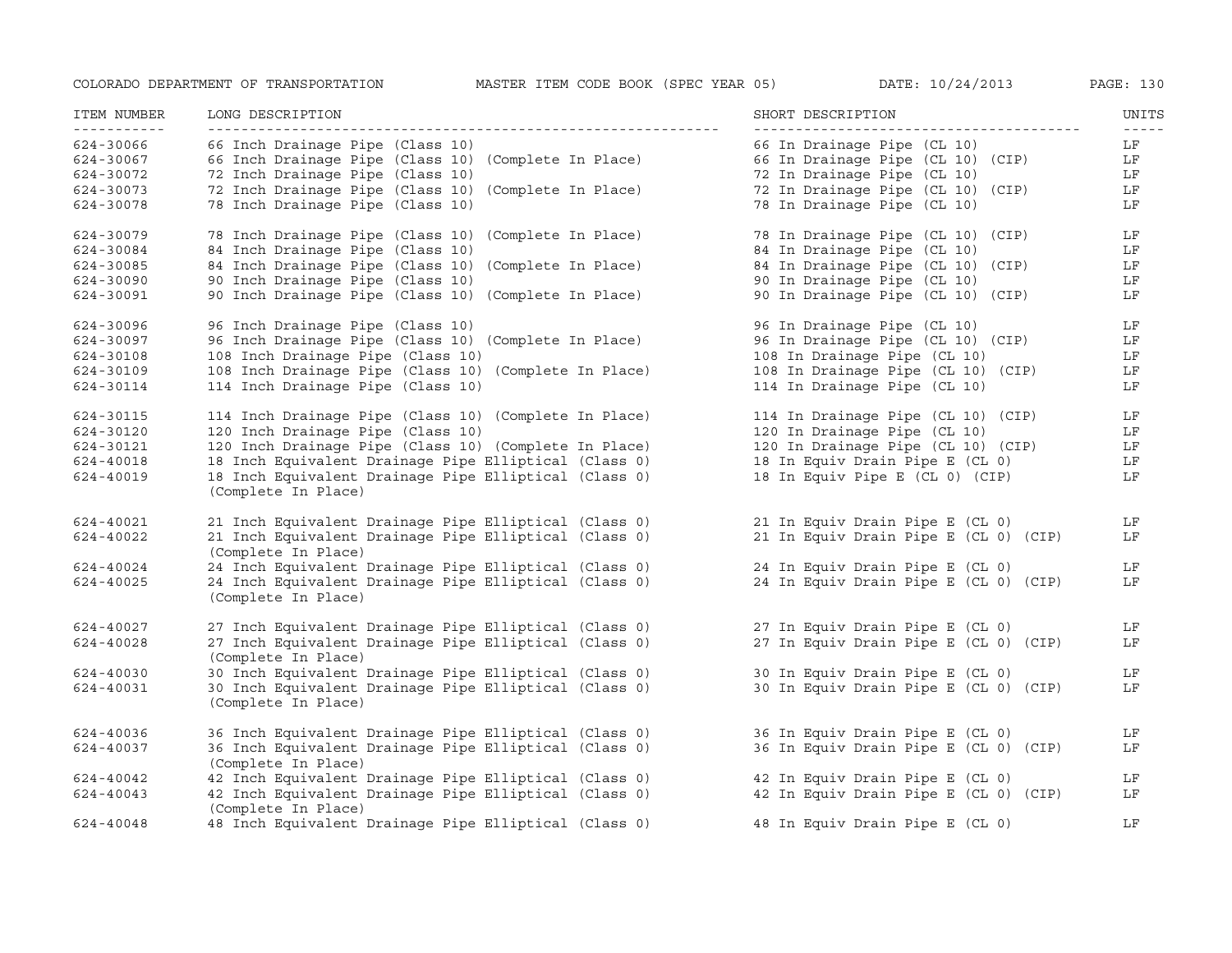| ITEM NUMBER | LONG DESCRIPTION | SHORT DESCRIPTION | UNITS |
|---|---|---|---|
| 624-30066 | 66 Inch Drainage Pipe (Class 10) | 66 In Drainage Pipe (CL 10) | LF |
| 624-30067 | 66 Inch Drainage Pipe (Class 10) (Complete In Place) | 66 In Drainage Pipe (CL 10) (CIP) | LF |
| 624-30072 | 72 Inch Drainage Pipe (Class 10) | 72 In Drainage Pipe (CL 10) | LF |
| 624-30073 | 72 Inch Drainage Pipe (Class 10) (Complete In Place) | 72 In Drainage Pipe (CL 10) (CIP) | LF |
| 624-30078 | 78 Inch Drainage Pipe (Class 10) | 78 In Drainage Pipe (CL 10) | LF |
| 624-30079 | 78 Inch Drainage Pipe (Class 10) (Complete In Place) | 78 In Drainage Pipe (CL 10) (CIP) | LF |
| 624-30084 | 84 Inch Drainage Pipe (Class 10) | 84 In Drainage Pipe (CL 10) | LF |
| 624-30085 | 84 Inch Drainage Pipe (Class 10) (Complete In Place) | 84 In Drainage Pipe (CL 10) (CIP) | LF |
| 624-30090 | 90 Inch Drainage Pipe (Class 10) | 90 In Drainage Pipe (CL 10) | LF |
| 624-30091 | 90 Inch Drainage Pipe (Class 10) (Complete In Place) | 90 In Drainage Pipe (CL 10) (CIP) | LF |
| 624-30096 | 96 Inch Drainage Pipe (Class 10) | 96 In Drainage Pipe (CL 10) | LF |
| 624-30097 | 96 Inch Drainage Pipe (Class 10) (Complete In Place) | 96 In Drainage Pipe (CL 10) (CIP) | LF |
| 624-30108 | 108 Inch Drainage Pipe (Class 10) | 108 In Drainage Pipe (CL 10) | LF |
| 624-30109 | 108 Inch Drainage Pipe (Class 10) (Complete In Place) | 108 In Drainage Pipe (CL 10) (CIP) | LF |
| 624-30114 | 114 Inch Drainage Pipe (Class 10) | 114 In Drainage Pipe (CL 10) | LF |
| 624-30115 | 114 Inch Drainage Pipe (Class 10) (Complete In Place) | 114 In Drainage Pipe (CL 10) (CIP) | LF |
| 624-30120 | 120 Inch Drainage Pipe (Class 10) | 120 In Drainage Pipe (CL 10) | LF |
| 624-30121 | 120 Inch Drainage Pipe (Class 10) (Complete In Place) | 120 In Drainage Pipe (CL 10) (CIP) | LF |
| 624-40018 | 18 Inch Equivalent Drainage Pipe Elliptical (Class 0) | 18 In Equiv Drain Pipe E (CL 0) | LF |
| 624-40019 | 18 Inch Equivalent Drainage Pipe Elliptical (Class 0) (Complete In Place) | 18 In Equiv Pipe E (CL 0) (CIP) | LF |
| 624-40021 | 21 Inch Equivalent Drainage Pipe Elliptical (Class 0) | 21 In Equiv Drain Pipe E (CL 0) | LF |
| 624-40022 | 21 Inch Equivalent Drainage Pipe Elliptical (Class 0) (Complete In Place) | 21 In Equiv Drain Pipe E (CL 0) (CIP) | LF |
| 624-40024 | 24 Inch Equivalent Drainage Pipe Elliptical (Class 0) | 24 In Equiv Drain Pipe E (CL 0) | LF |
| 624-40025 | 24 Inch Equivalent Drainage Pipe Elliptical (Class 0) (Complete In Place) | 24 In Equiv Drain Pipe E (CL 0) (CIP) | LF |
| 624-40027 | 27 Inch Equivalent Drainage Pipe Elliptical (Class 0) | 27 In Equiv Drain Pipe E (CL 0) | LF |
| 624-40028 | 27 Inch Equivalent Drainage Pipe Elliptical (Class 0) (Complete In Place) | 27 In Equiv Drain Pipe E (CL 0) (CIP) | LF |
| 624-40030 | 30 Inch Equivalent Drainage Pipe Elliptical (Class 0) | 30 In Equiv Drain Pipe E (CL 0) | LF |
| 624-40031 | 30 Inch Equivalent Drainage Pipe Elliptical (Class 0) (Complete In Place) | 30 In Equiv Drain Pipe E (CL 0) (CIP) | LF |
| 624-40036 | 36 Inch Equivalent Drainage Pipe Elliptical (Class 0) | 36 In Equiv Drain Pipe E (CL 0) | LF |
| 624-40037 | 36 Inch Equivalent Drainage Pipe Elliptical (Class 0) (Complete In Place) | 36 In Equiv Drain Pipe E (CL 0) (CIP) | LF |
| 624-40042 | 42 Inch Equivalent Drainage Pipe Elliptical (Class 0) | 42 In Equiv Drain Pipe E (CL 0) | LF |
| 624-40043 | 42 Inch Equivalent Drainage Pipe Elliptical (Class 0) (Complete In Place) | 42 In Equiv Drain Pipe E (CL 0) (CIP) | LF |
| 624-40048 | 48 Inch Equivalent Drainage Pipe Elliptical (Class 0) | 48 In Equiv Drain Pipe E (CL 0) | LF |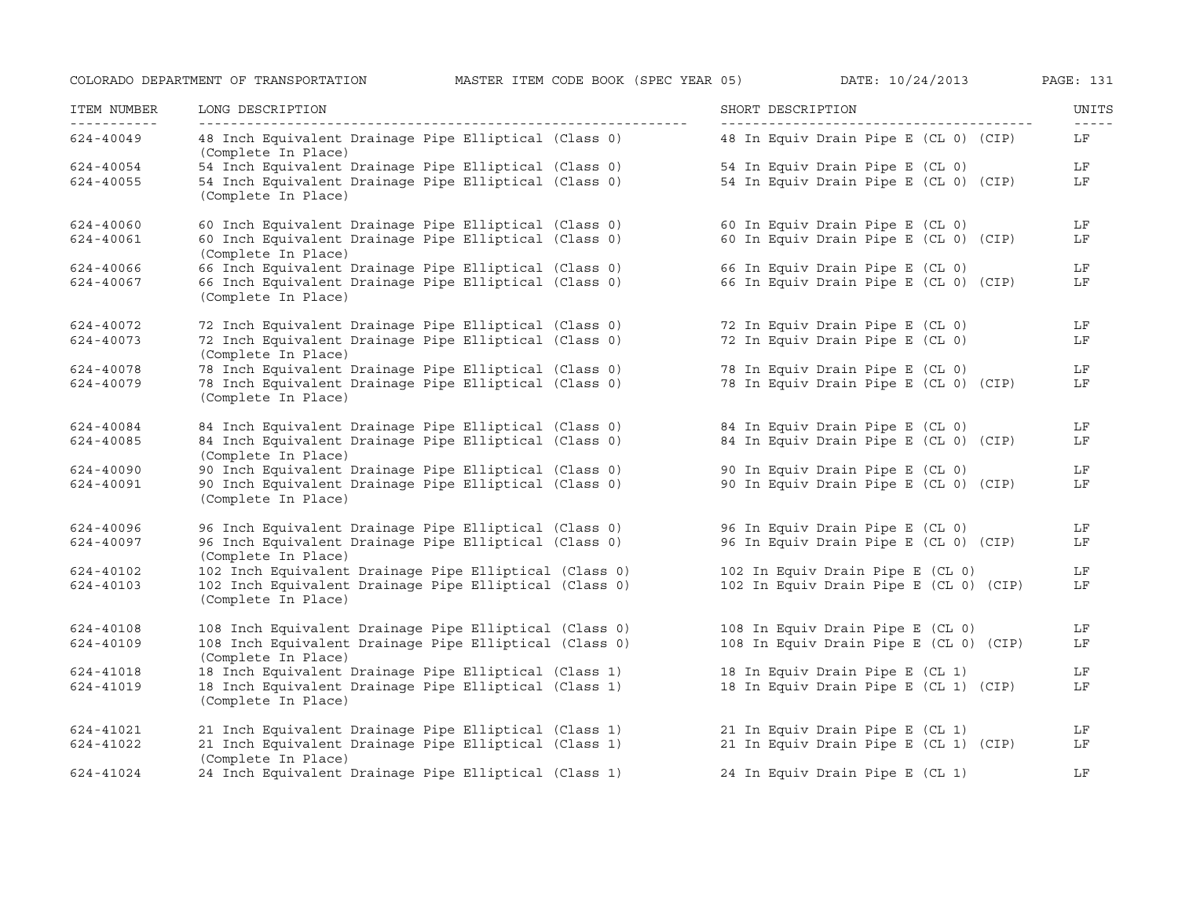| ITEM NUMBER | LONG DESCRIPTION | SHORT DESCRIPTION | UNITS |
|---|---|---|---|
| 624-40049 | 48 Inch Equivalent Drainage Pipe Elliptical (Class 0) (Complete In Place) | 48 In Equiv Drain Pipe E (CL 0) (CIP) | LF |
| 624-40054 | 54 Inch Equivalent Drainage Pipe Elliptical (Class 0) | 54 In Equiv Drain Pipe E (CL 0) | LF |
| 624-40055 | 54 Inch Equivalent Drainage Pipe Elliptical (Class 0) (Complete In Place) | 54 In Equiv Drain Pipe E (CL 0) (CIP) | LF |
| 624-40060 | 60 Inch Equivalent Drainage Pipe Elliptical (Class 0) | 60 In Equiv Drain Pipe E (CL 0) | LF |
| 624-40061 | 60 Inch Equivalent Drainage Pipe Elliptical (Class 0) (Complete In Place) | 60 In Equiv Drain Pipe E (CL 0) (CIP) | LF |
| 624-40066 | 66 Inch Equivalent Drainage Pipe Elliptical (Class 0) | 66 In Equiv Drain Pipe E (CL 0) | LF |
| 624-40067 | 66 Inch Equivalent Drainage Pipe Elliptical (Class 0) (Complete In Place) | 66 In Equiv Drain Pipe E (CL 0) (CIP) | LF |
| 624-40072 | 72 Inch Equivalent Drainage Pipe Elliptical (Class 0) | 72 In Equiv Drain Pipe E (CL 0) | LF |
| 624-40073 | 72 Inch Equivalent Drainage Pipe Elliptical (Class 0) (Complete In Place) | 72 In Equiv Drain Pipe E (CL 0) | LF |
| 624-40078 | 78 Inch Equivalent Drainage Pipe Elliptical (Class 0) | 78 In Equiv Drain Pipe E (CL 0) | LF |
| 624-40079 | 78 Inch Equivalent Drainage Pipe Elliptical (Class 0) (Complete In Place) | 78 In Equiv Drain Pipe E (CL 0) (CIP) | LF |
| 624-40084 | 84 Inch Equivalent Drainage Pipe Elliptical (Class 0) | 84 In Equiv Drain Pipe E (CL 0) | LF |
| 624-40085 | 84 Inch Equivalent Drainage Pipe Elliptical (Class 0) (Complete In Place) | 84 In Equiv Drain Pipe E (CL 0) (CIP) | LF |
| 624-40090 | 90 Inch Equivalent Drainage Pipe Elliptical (Class 0) | 90 In Equiv Drain Pipe E (CL 0) | LF |
| 624-40091 | 90 Inch Equivalent Drainage Pipe Elliptical (Class 0) (Complete In Place) | 90 In Equiv Drain Pipe E (CL 0) (CIP) | LF |
| 624-40096 | 96 Inch Equivalent Drainage Pipe Elliptical (Class 0) | 96 In Equiv Drain Pipe E (CL 0) | LF |
| 624-40097 | 96 Inch Equivalent Drainage Pipe Elliptical (Class 0) (Complete In Place) | 96 In Equiv Drain Pipe E (CL 0) (CIP) | LF |
| 624-40102 | 102 Inch Equivalent Drainage Pipe Elliptical (Class 0) | 102 In Equiv Drain Pipe E (CL 0) | LF |
| 624-40103 | 102 Inch Equivalent Drainage Pipe Elliptical (Class 0) (Complete In Place) | 102 In Equiv Drain Pipe E (CL 0) (CIP) | LF |
| 624-40108 | 108 Inch Equivalent Drainage Pipe Elliptical (Class 0) | 108 In Equiv Drain Pipe E (CL 0) | LF |
| 624-40109 | 108 Inch Equivalent Drainage Pipe Elliptical (Class 0) (Complete In Place) | 108 In Equiv Drain Pipe E (CL 0) (CIP) | LF |
| 624-41018 | 18 Inch Equivalent Drainage Pipe Elliptical (Class 1) | 18 In Equiv Drain Pipe E (CL 1) | LF |
| 624-41019 | 18 Inch Equivalent Drainage Pipe Elliptical (Class 1) (Complete In Place) | 18 In Equiv Drain Pipe E (CL 1) (CIP) | LF |
| 624-41021 | 21 Inch Equivalent Drainage Pipe Elliptical (Class 1) | 21 In Equiv Drain Pipe E (CL 1) | LF |
| 624-41022 | 21 Inch Equivalent Drainage Pipe Elliptical (Class 1) (Complete In Place) | 21 In Equiv Drain Pipe E (CL 1) (CIP) | LF |
| 624-41024 | 24 Inch Equivalent Drainage Pipe Elliptical (Class 1) | 24 In Equiv Drain Pipe E (CL 1) | LF |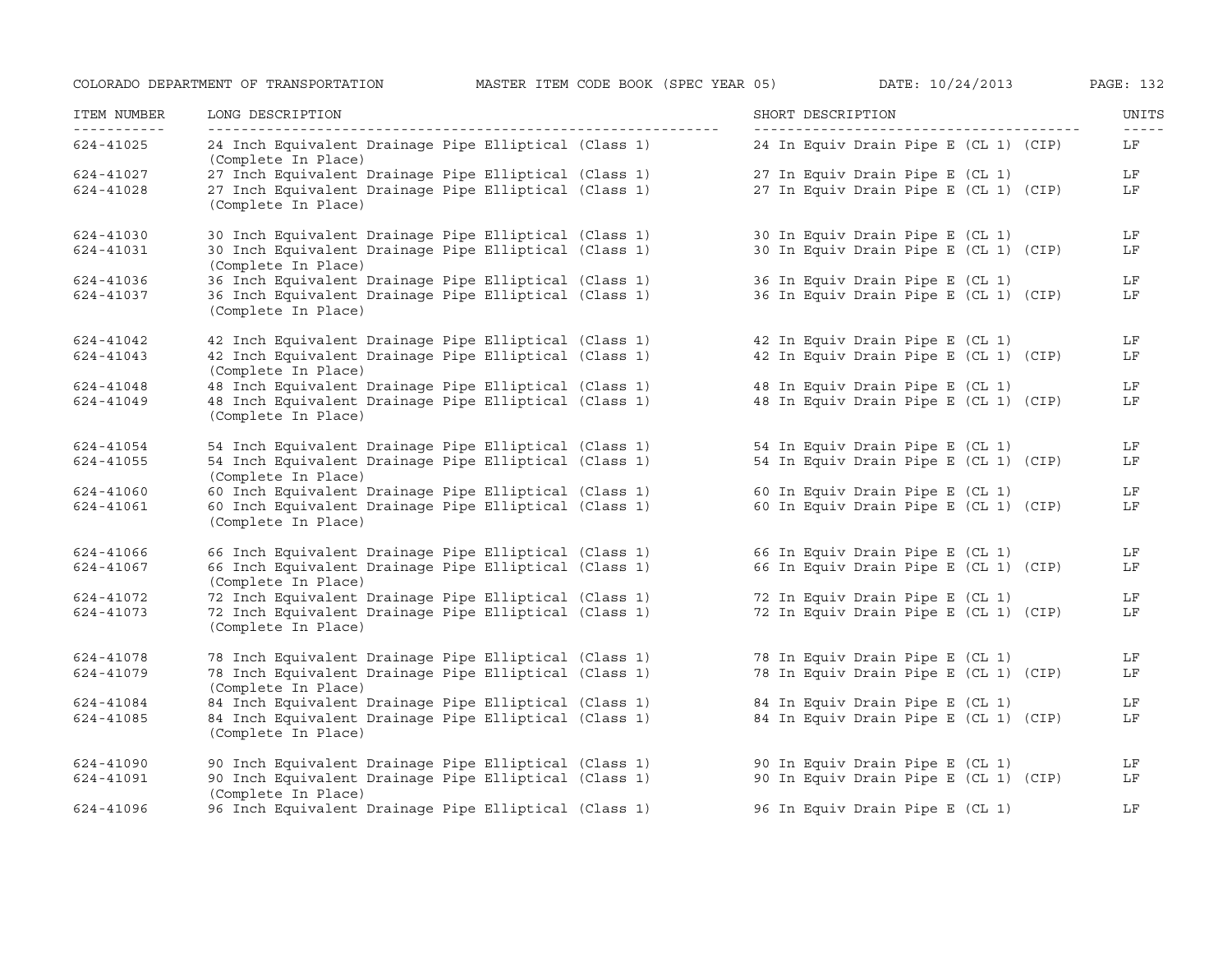| ITEM NUMBER | LONG DESCRIPTION | SHORT DESCRIPTION | UNITS |
|---|---|---|---|
| 624-41025 | 24 Inch Equivalent Drainage Pipe Elliptical (Class 1) (Complete In Place) | 24 In Equiv Drain Pipe E (CL 1) (CIP) | LF |
| 624-41027 | 27 Inch Equivalent Drainage Pipe Elliptical (Class 1) | 27 In Equiv Drain Pipe E (CL 1) | LF |
| 624-41028 | 27 Inch Equivalent Drainage Pipe Elliptical (Class 1) (Complete In Place) | 27 In Equiv Drain Pipe E (CL 1) (CIP) | LF |
| 624-41030 | 30 Inch Equivalent Drainage Pipe Elliptical (Class 1) | 30 In Equiv Drain Pipe E (CL 1) | LF |
| 624-41031 | 30 Inch Equivalent Drainage Pipe Elliptical (Class 1) (Complete In Place) | 30 In Equiv Drain Pipe E (CL 1) (CIP) | LF |
| 624-41036 | 36 Inch Equivalent Drainage Pipe Elliptical (Class 1) | 36 In Equiv Drain Pipe E (CL 1) | LF |
| 624-41037 | 36 Inch Equivalent Drainage Pipe Elliptical (Class 1) (Complete In Place) | 36 In Equiv Drain Pipe E (CL 1) (CIP) | LF |
| 624-41042 | 42 Inch Equivalent Drainage Pipe Elliptical (Class 1) | 42 In Equiv Drain Pipe E (CL 1) | LF |
| 624-41043 | 42 Inch Equivalent Drainage Pipe Elliptical (Class 1) (Complete In Place) | 42 In Equiv Drain Pipe E (CL 1) (CIP) | LF |
| 624-41048 | 48 Inch Equivalent Drainage Pipe Elliptical (Class 1) | 48 In Equiv Drain Pipe E (CL 1) | LF |
| 624-41049 | 48 Inch Equivalent Drainage Pipe Elliptical (Class 1) (Complete In Place) | 48 In Equiv Drain Pipe E (CL 1) (CIP) | LF |
| 624-41054 | 54 Inch Equivalent Drainage Pipe Elliptical (Class 1) | 54 In Equiv Drain Pipe E (CL 1) | LF |
| 624-41055 | 54 Inch Equivalent Drainage Pipe Elliptical (Class 1) (Complete In Place) | 54 In Equiv Drain Pipe E (CL 1) (CIP) | LF |
| 624-41060 | 60 Inch Equivalent Drainage Pipe Elliptical (Class 1) | 60 In Equiv Drain Pipe E (CL 1) | LF |
| 624-41061 | 60 Inch Equivalent Drainage Pipe Elliptical (Class 1) (Complete In Place) | 60 In Equiv Drain Pipe E (CL 1) (CIP) | LF |
| 624-41066 | 66 Inch Equivalent Drainage Pipe Elliptical (Class 1) | 66 In Equiv Drain Pipe E (CL 1) | LF |
| 624-41067 | 66 Inch Equivalent Drainage Pipe Elliptical (Class 1) (Complete In Place) | 66 In Equiv Drain Pipe E (CL 1) (CIP) | LF |
| 624-41072 | 72 Inch Equivalent Drainage Pipe Elliptical (Class 1) | 72 In Equiv Drain Pipe E (CL 1) | LF |
| 624-41073 | 72 Inch Equivalent Drainage Pipe Elliptical (Class 1) (Complete In Place) | 72 In Equiv Drain Pipe E (CL 1) (CIP) | LF |
| 624-41078 | 78 Inch Equivalent Drainage Pipe Elliptical (Class 1) | 78 In Equiv Drain Pipe E (CL 1) | LF |
| 624-41079 | 78 Inch Equivalent Drainage Pipe Elliptical (Class 1) (Complete In Place) | 78 In Equiv Drain Pipe E (CL 1) (CIP) | LF |
| 624-41084 | 84 Inch Equivalent Drainage Pipe Elliptical (Class 1) | 84 In Equiv Drain Pipe E (CL 1) | LF |
| 624-41085 | 84 Inch Equivalent Drainage Pipe Elliptical (Class 1) (Complete In Place) | 84 In Equiv Drain Pipe E (CL 1) (CIP) | LF |
| 624-41090 | 90 Inch Equivalent Drainage Pipe Elliptical (Class 1) | 90 In Equiv Drain Pipe E (CL 1) | LF |
| 624-41091 | 90 Inch Equivalent Drainage Pipe Elliptical (Class 1) (Complete In Place) | 90 In Equiv Drain Pipe E (CL 1) (CIP) | LF |
| 624-41096 | 96 Inch Equivalent Drainage Pipe Elliptical (Class 1) | 96 In Equiv Drain Pipe E (CL 1) | LF |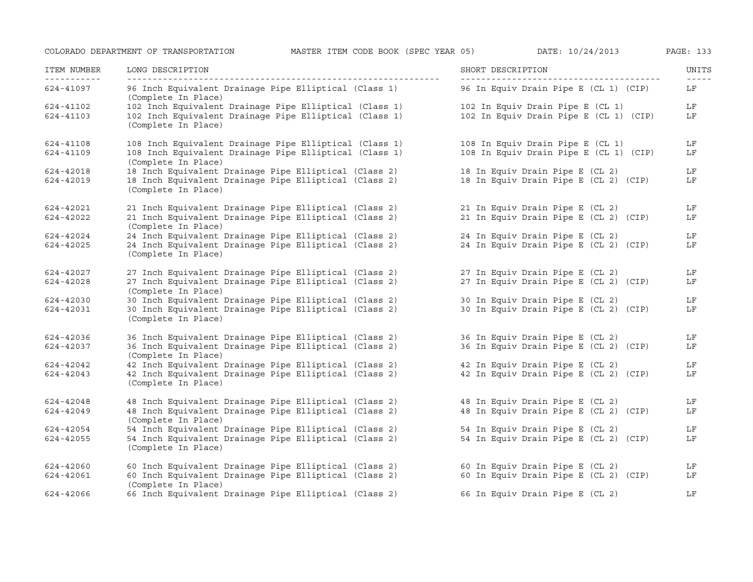| ITEM NUMBER | LONG DESCRIPTION | SHORT DESCRIPTION | UNITS |
|---|---|---|---|
| 624-41097 | 96 Inch Equivalent Drainage Pipe Elliptical (Class 1) (Complete In Place) | 96 In Equiv Drain Pipe E (CL 1) (CIP) | LF |
| 624-41102 | 102 Inch Equivalent Drainage Pipe Elliptical (Class 1) | 102 In Equiv Drain Pipe E (CL 1) | LF |
| 624-41103 | 102 Inch Equivalent Drainage Pipe Elliptical (Class 1) (Complete In Place) | 102 In Equiv Drain Pipe E (CL 1) (CIP) | LF |
| 624-41108 | 108 Inch Equivalent Drainage Pipe Elliptical (Class 1) | 108 In Equiv Drain Pipe E (CL 1) | LF |
| 624-41109 | 108 Inch Equivalent Drainage Pipe Elliptical (Class 1) (Complete In Place) | 108 In Equiv Drain Pipe E (CL 1) (CIP) | LF |
| 624-42018 | 18 Inch Equivalent Drainage Pipe Elliptical (Class 2) | 18 In Equiv Drain Pipe E (CL 2) | LF |
| 624-42019 | 18 Inch Equivalent Drainage Pipe Elliptical (Class 2) (Complete In Place) | 18 In Equiv Drain Pipe E (CL 2) (CIP) | LF |
| 624-42021 | 21 Inch Equivalent Drainage Pipe Elliptical (Class 2) | 21 In Equiv Drain Pipe E (CL 2) | LF |
| 624-42022 | 21 Inch Equivalent Drainage Pipe Elliptical (Class 2) (Complete In Place) | 21 In Equiv Drain Pipe E (CL 2) (CIP) | LF |
| 624-42024 | 24 Inch Equivalent Drainage Pipe Elliptical (Class 2) | 24 In Equiv Drain Pipe E (CL 2) | LF |
| 624-42025 | 24 Inch Equivalent Drainage Pipe Elliptical (Class 2) (Complete In Place) | 24 In Equiv Drain Pipe E (CL 2) (CIP) | LF |
| 624-42027 | 27 Inch Equivalent Drainage Pipe Elliptical (Class 2) | 27 In Equiv Drain Pipe E (CL 2) | LF |
| 624-42028 | 27 Inch Equivalent Drainage Pipe Elliptical (Class 2) (Complete In Place) | 27 In Equiv Drain Pipe E (CL 2) (CIP) | LF |
| 624-42030 | 30 Inch Equivalent Drainage Pipe Elliptical (Class 2) | 30 In Equiv Drain Pipe E (CL 2) | LF |
| 624-42031 | 30 Inch Equivalent Drainage Pipe Elliptical (Class 2) (Complete In Place) | 30 In Equiv Drain Pipe E (CL 2) (CIP) | LF |
| 624-42036 | 36 Inch Equivalent Drainage Pipe Elliptical (Class 2) | 36 In Equiv Drain Pipe E (CL 2) | LF |
| 624-42037 | 36 Inch Equivalent Drainage Pipe Elliptical (Class 2) (Complete In Place) | 36 In Equiv Drain Pipe E (CL 2) (CIP) | LF |
| 624-42042 | 42 Inch Equivalent Drainage Pipe Elliptical (Class 2) | 42 In Equiv Drain Pipe E (CL 2) | LF |
| 624-42043 | 42 Inch Equivalent Drainage Pipe Elliptical (Class 2) (Complete In Place) | 42 In Equiv Drain Pipe E (CL 2) (CIP) | LF |
| 624-42048 | 48 Inch Equivalent Drainage Pipe Elliptical (Class 2) | 48 In Equiv Drain Pipe E (CL 2) | LF |
| 624-42049 | 48 Inch Equivalent Drainage Pipe Elliptical (Class 2) (Complete In Place) | 48 In Equiv Drain Pipe E (CL 2) (CIP) | LF |
| 624-42054 | 54 Inch Equivalent Drainage Pipe Elliptical (Class 2) | 54 In Equiv Drain Pipe E (CL 2) | LF |
| 624-42055 | 54 Inch Equivalent Drainage Pipe Elliptical (Class 2) (Complete In Place) | 54 In Equiv Drain Pipe E (CL 2) (CIP) | LF |
| 624-42060 | 60 Inch Equivalent Drainage Pipe Elliptical (Class 2) | 60 In Equiv Drain Pipe E (CL 2) | LF |
| 624-42061 | 60 Inch Equivalent Drainage Pipe Elliptical (Class 2) (Complete In Place) | 60 In Equiv Drain Pipe E (CL 2) (CIP) | LF |
| 624-42066 | 66 Inch Equivalent Drainage Pipe Elliptical (Class 2) | 66 In Equiv Drain Pipe E (CL 2) | LF |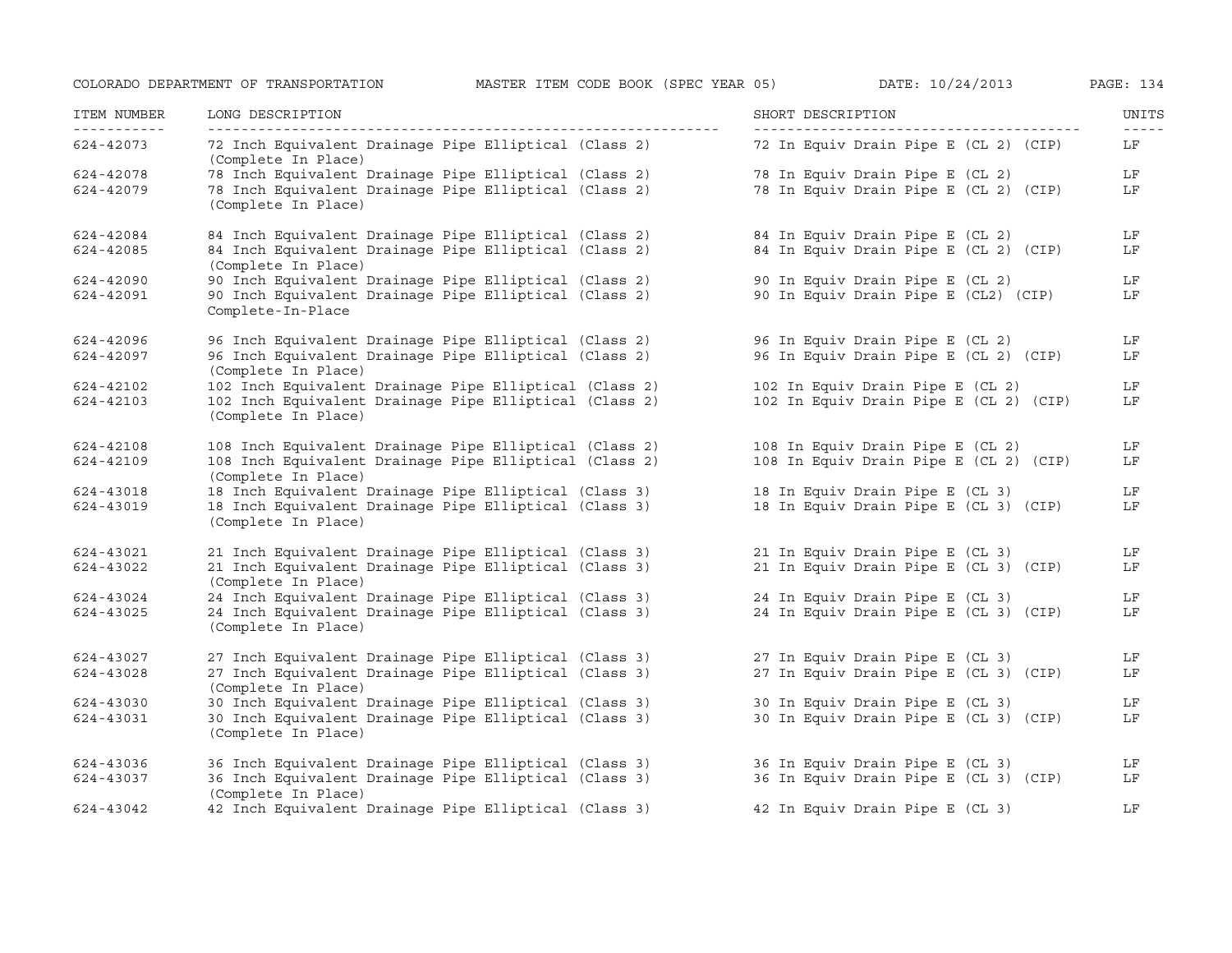| ITEM NUMBER | LONG DESCRIPTION | SHORT DESCRIPTION | UNITS |
| --- | --- | --- | --- |
| 624-42073 | 72 Inch Equivalent Drainage Pipe Elliptical (Class 2) (Complete In Place) | 72 In Equiv Drain Pipe E (CL 2) (CIP) | LF |
| 624-42078 | 78 Inch Equivalent Drainage Pipe Elliptical (Class 2) | 78 In Equiv Drain Pipe E (CL 2) | LF |
| 624-42079 | 78 Inch Equivalent Drainage Pipe Elliptical (Class 2) (Complete In Place) | 78 In Equiv Drain Pipe E (CL 2) (CIP) | LF |
| 624-42084 | 84 Inch Equivalent Drainage Pipe Elliptical (Class 2) | 84 In Equiv Drain Pipe E (CL 2) | LF |
| 624-42085 | 84 Inch Equivalent Drainage Pipe Elliptical (Class 2) (Complete In Place) | 84 In Equiv Drain Pipe E (CL 2) (CIP) | LF |
| 624-42090 | 90 Inch Equivalent Drainage Pipe Elliptical (Class 2) | 90 In Equiv Drain Pipe E (CL 2) | LF |
| 624-42091 | 90 Inch Equivalent Drainage Pipe Elliptical (Class 2) Complete-In-Place | 90 In Equiv Drain Pipe E (CL2) (CIP) | LF |
| 624-42096 | 96 Inch Equivalent Drainage Pipe Elliptical (Class 2) | 96 In Equiv Drain Pipe E (CL 2) | LF |
| 624-42097 | 96 Inch Equivalent Drainage Pipe Elliptical (Class 2) (Complete In Place) | 96 In Equiv Drain Pipe E (CL 2) (CIP) | LF |
| 624-42102 | 102 Inch Equivalent Drainage Pipe Elliptical (Class 2) | 102 In Equiv Drain Pipe E (CL 2) | LF |
| 624-42103 | 102 Inch Equivalent Drainage Pipe Elliptical (Class 2) (Complete In Place) | 102 In Equiv Drain Pipe E (CL 2) (CIP) | LF |
| 624-42108 | 108 Inch Equivalent Drainage Pipe Elliptical (Class 2) | 108 In Equiv Drain Pipe E (CL 2) | LF |
| 624-42109 | 108 Inch Equivalent Drainage Pipe Elliptical (Class 2) (Complete In Place) | 108 In Equiv Drain Pipe E (CL 2) (CIP) | LF |
| 624-43018 | 18 Inch Equivalent Drainage Pipe Elliptical (Class 3) | 18 In Equiv Drain Pipe E (CL 3) | LF |
| 624-43019 | 18 Inch Equivalent Drainage Pipe Elliptical (Class 3) (Complete In Place) | 18 In Equiv Drain Pipe E (CL 3) (CIP) | LF |
| 624-43021 | 21 Inch Equivalent Drainage Pipe Elliptical (Class 3) | 21 In Equiv Drain Pipe E (CL 3) | LF |
| 624-43022 | 21 Inch Equivalent Drainage Pipe Elliptical (Class 3) (Complete In Place) | 21 In Equiv Drain Pipe E (CL 3) (CIP) | LF |
| 624-43024 | 24 Inch Equivalent Drainage Pipe Elliptical (Class 3) | 24 In Equiv Drain Pipe E (CL 3) | LF |
| 624-43025 | 24 Inch Equivalent Drainage Pipe Elliptical (Class 3) (Complete In Place) | 24 In Equiv Drain Pipe E (CL 3) (CIP) | LF |
| 624-43027 | 27 Inch Equivalent Drainage Pipe Elliptical (Class 3) | 27 In Equiv Drain Pipe E (CL 3) | LF |
| 624-43028 | 27 Inch Equivalent Drainage Pipe Elliptical (Class 3) (Complete In Place) | 27 In Equiv Drain Pipe E (CL 3) (CIP) | LF |
| 624-43030 | 30 Inch Equivalent Drainage Pipe Elliptical (Class 3) | 30 In Equiv Drain Pipe E (CL 3) | LF |
| 624-43031 | 30 Inch Equivalent Drainage Pipe Elliptical (Class 3) (Complete In Place) | 30 In Equiv Drain Pipe E (CL 3) (CIP) | LF |
| 624-43036 | 36 Inch Equivalent Drainage Pipe Elliptical (Class 3) | 36 In Equiv Drain Pipe E (CL 3) | LF |
| 624-43037 | 36 Inch Equivalent Drainage Pipe Elliptical (Class 3) (Complete In Place) | 36 In Equiv Drain Pipe E (CL 3) (CIP) | LF |
| 624-43042 | 42 Inch Equivalent Drainage Pipe Elliptical (Class 3) | 42 In Equiv Drain Pipe E (CL 3) | LF |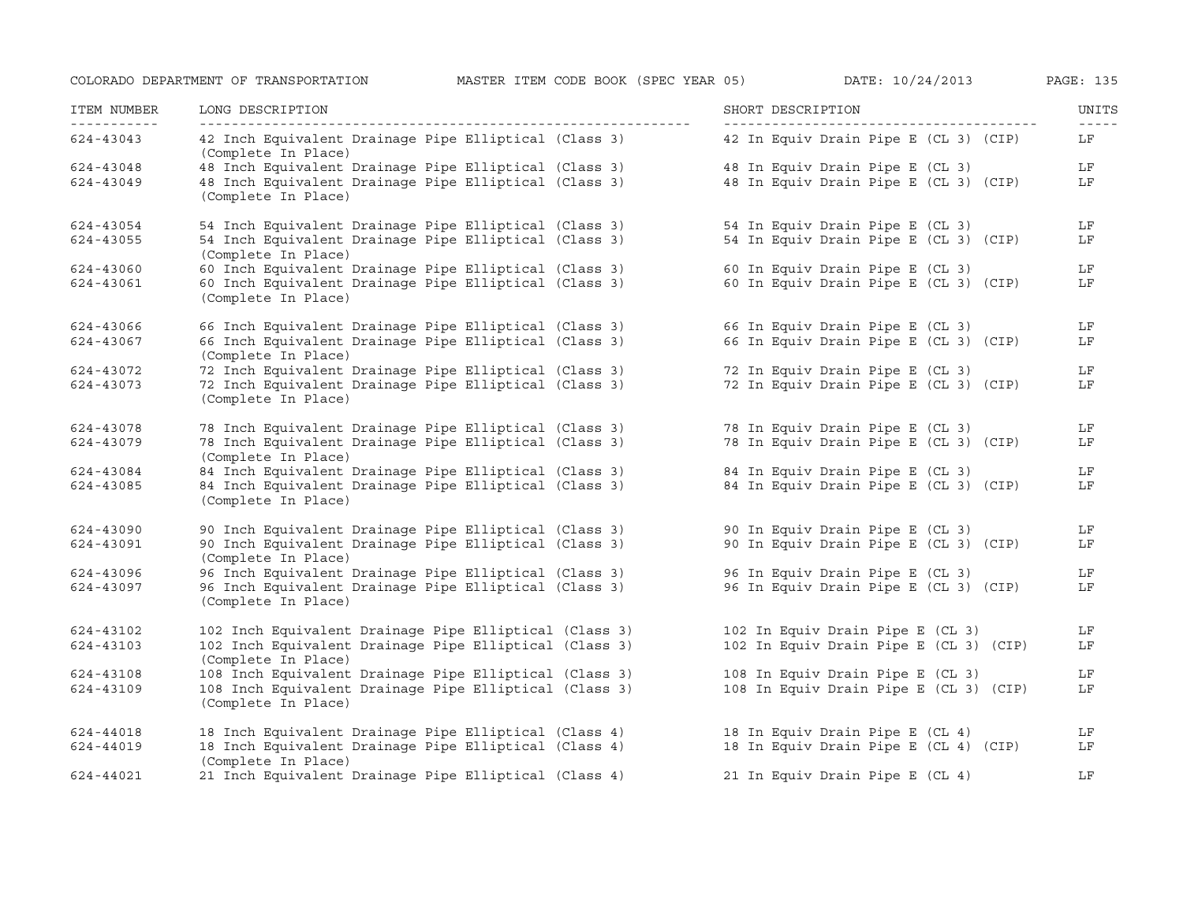| ITEM NUMBER | LONG DESCRIPTION | SHORT DESCRIPTION | UNITS |
|---|---|---|---|
| 624-43043 | 42 Inch Equivalent Drainage Pipe Elliptical (Class 3) (Complete In Place) | 42 In Equiv Drain Pipe E (CL 3) (CIP) | LF |
| 624-43048 | 48 Inch Equivalent Drainage Pipe Elliptical (Class 3) | 48 In Equiv Drain Pipe E (CL 3) | LF |
| 624-43049 | 48 Inch Equivalent Drainage Pipe Elliptical (Class 3) (Complete In Place) | 48 In Equiv Drain Pipe E (CL 3) (CIP) | LF |
| 624-43054 | 54 Inch Equivalent Drainage Pipe Elliptical (Class 3) | 54 In Equiv Drain Pipe E (CL 3) | LF |
| 624-43055 | 54 Inch Equivalent Drainage Pipe Elliptical (Class 3) (Complete In Place) | 54 In Equiv Drain Pipe E (CL 3) (CIP) | LF |
| 624-43060 | 60 Inch Equivalent Drainage Pipe Elliptical (Class 3) | 60 In Equiv Drain Pipe E (CL 3) | LF |
| 624-43061 | 60 Inch Equivalent Drainage Pipe Elliptical (Class 3) (Complete In Place) | 60 In Equiv Drain Pipe E (CL 3) (CIP) | LF |
| 624-43066 | 66 Inch Equivalent Drainage Pipe Elliptical (Class 3) | 66 In Equiv Drain Pipe E (CL 3) | LF |
| 624-43067 | 66 Inch Equivalent Drainage Pipe Elliptical (Class 3) (Complete In Place) | 66 In Equiv Drain Pipe E (CL 3) (CIP) | LF |
| 624-43072 | 72 Inch Equivalent Drainage Pipe Elliptical (Class 3) | 72 In Equiv Drain Pipe E (CL 3) | LF |
| 624-43073 | 72 Inch Equivalent Drainage Pipe Elliptical (Class 3) (Complete In Place) | 72 In Equiv Drain Pipe E (CL 3) (CIP) | LF |
| 624-43078 | 78 Inch Equivalent Drainage Pipe Elliptical (Class 3) | 78 In Equiv Drain Pipe E (CL 3) | LF |
| 624-43079 | 78 Inch Equivalent Drainage Pipe Elliptical (Class 3) (Complete In Place) | 78 In Equiv Drain Pipe E (CL 3) (CIP) | LF |
| 624-43084 | 84 Inch Equivalent Drainage Pipe Elliptical (Class 3) | 84 In Equiv Drain Pipe E (CL 3) | LF |
| 624-43085 | 84 Inch Equivalent Drainage Pipe Elliptical (Class 3) (Complete In Place) | 84 In Equiv Drain Pipe E (CL 3) (CIP) | LF |
| 624-43090 | 90 Inch Equivalent Drainage Pipe Elliptical (Class 3) | 90 In Equiv Drain Pipe E (CL 3) | LF |
| 624-43091 | 90 Inch Equivalent Drainage Pipe Elliptical (Class 3) (Complete In Place) | 90 In Equiv Drain Pipe E (CL 3) (CIP) | LF |
| 624-43096 | 96 Inch Equivalent Drainage Pipe Elliptical (Class 3) | 96 In Equiv Drain Pipe E (CL 3) | LF |
| 624-43097 | 96 Inch Equivalent Drainage Pipe Elliptical (Class 3) (Complete In Place) | 96 In Equiv Drain Pipe E (CL 3) (CIP) | LF |
| 624-43102 | 102 Inch Equivalent Drainage Pipe Elliptical (Class 3) | 102 In Equiv Drain Pipe E (CL 3) | LF |
| 624-43103 | 102 Inch Equivalent Drainage Pipe Elliptical (Class 3) (Complete In Place) | 102 In Equiv Drain Pipe E (CL 3) (CIP) | LF |
| 624-43108 | 108 Inch Equivalent Drainage Pipe Elliptical (Class 3) | 108 In Equiv Drain Pipe E (CL 3) | LF |
| 624-43109 | 108 Inch Equivalent Drainage Pipe Elliptical (Class 3) (Complete In Place) | 108 In Equiv Drain Pipe E (CL 3) (CIP) | LF |
| 624-44018 | 18 Inch Equivalent Drainage Pipe Elliptical (Class 4) | 18 In Equiv Drain Pipe E (CL 4) | LF |
| 624-44019 | 18 Inch Equivalent Drainage Pipe Elliptical (Class 4) (Complete In Place) | 18 In Equiv Drain Pipe E (CL 4) (CIP) | LF |
| 624-44021 | 21 Inch Equivalent Drainage Pipe Elliptical (Class 4) | 21 In Equiv Drain Pipe E (CL 4) | LF |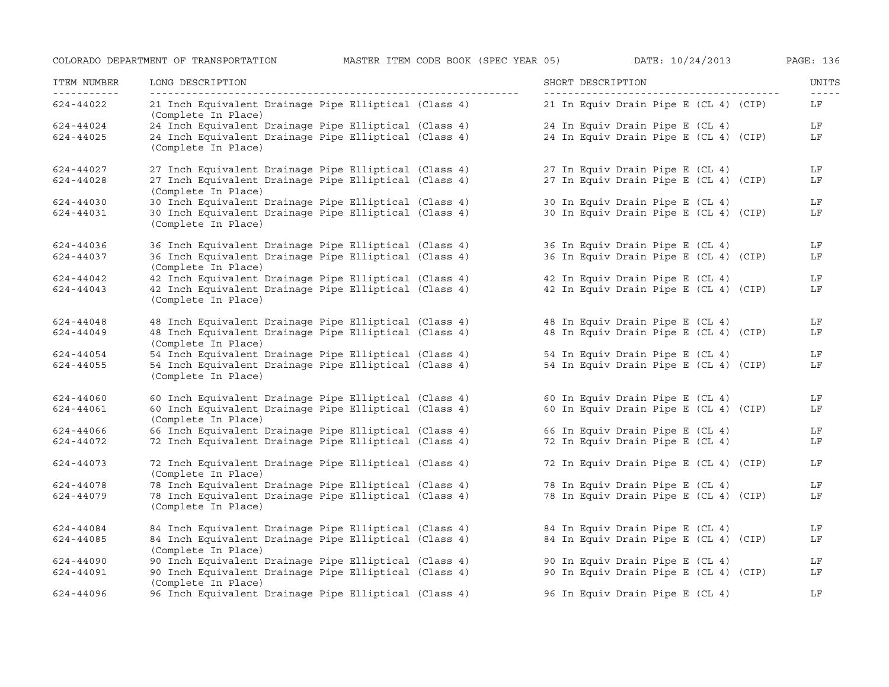| ITEM NUMBER | LONG DESCRIPTION | SHORT DESCRIPTION | UNITS |
|---|---|---|---|
| 624-44022 | 21 Inch Equivalent Drainage Pipe Elliptical (Class 4) (Complete In Place) | 21 In Equiv Drain Pipe E (CL 4) (CIP) | LF |
| 624-44024 | 24 Inch Equivalent Drainage Pipe Elliptical (Class 4) | 24 In Equiv Drain Pipe E (CL 4) | LF |
| 624-44025 | 24 Inch Equivalent Drainage Pipe Elliptical (Class 4) (Complete In Place) | 24 In Equiv Drain Pipe E (CL 4) (CIP) | LF |
| 624-44027 | 27 Inch Equivalent Drainage Pipe Elliptical (Class 4) | 27 In Equiv Drain Pipe E (CL 4) | LF |
| 624-44028 | 27 Inch Equivalent Drainage Pipe Elliptical (Class 4) (Complete In Place) | 27 In Equiv Drain Pipe E (CL 4) (CIP) | LF |
| 624-44030 | 30 Inch Equivalent Drainage Pipe Elliptical (Class 4) | 30 In Equiv Drain Pipe E (CL 4) | LF |
| 624-44031 | 30 Inch Equivalent Drainage Pipe Elliptical (Class 4) (Complete In Place) | 30 In Equiv Drain Pipe E (CL 4) (CIP) | LF |
| 624-44036 | 36 Inch Equivalent Drainage Pipe Elliptical (Class 4) | 36 In Equiv Drain Pipe E (CL 4) | LF |
| 624-44037 | 36 Inch Equivalent Drainage Pipe Elliptical (Class 4) (Complete In Place) | 36 In Equiv Drain Pipe E (CL 4) (CIP) | LF |
| 624-44042 | 42 Inch Equivalent Drainage Pipe Elliptical (Class 4) | 42 In Equiv Drain Pipe E (CL 4) | LF |
| 624-44043 | 42 Inch Equivalent Drainage Pipe Elliptical (Class 4) (Complete In Place) | 42 In Equiv Drain Pipe E (CL 4) (CIP) | LF |
| 624-44048 | 48 Inch Equivalent Drainage Pipe Elliptical (Class 4) | 48 In Equiv Drain Pipe E (CL 4) | LF |
| 624-44049 | 48 Inch Equivalent Drainage Pipe Elliptical (Class 4) (Complete In Place) | 48 In Equiv Drain Pipe E (CL 4) (CIP) | LF |
| 624-44054 | 54 Inch Equivalent Drainage Pipe Elliptical (Class 4) | 54 In Equiv Drain Pipe E (CL 4) | LF |
| 624-44055 | 54 Inch Equivalent Drainage Pipe Elliptical (Class 4) (Complete In Place) | 54 In Equiv Drain Pipe E (CL 4) (CIP) | LF |
| 624-44060 | 60 Inch Equivalent Drainage Pipe Elliptical (Class 4) | 60 In Equiv Drain Pipe E (CL 4) | LF |
| 624-44061 | 60 Inch Equivalent Drainage Pipe Elliptical (Class 4) (Complete In Place) | 60 In Equiv Drain Pipe E (CL 4) (CIP) | LF |
| 624-44066 | 66 Inch Equivalent Drainage Pipe Elliptical (Class 4) | 66 In Equiv Drain Pipe E (CL 4) | LF |
| 624-44072 | 72 Inch Equivalent Drainage Pipe Elliptical (Class 4) | 72 In Equiv Drain Pipe E (CL 4) | LF |
| 624-44073 | 72 Inch Equivalent Drainage Pipe Elliptical (Class 4) (Complete In Place) | 72 In Equiv Drain Pipe E (CL 4) (CIP) | LF |
| 624-44078 | 78 Inch Equivalent Drainage Pipe Elliptical (Class 4) | 78 In Equiv Drain Pipe E (CL 4) | LF |
| 624-44079 | 78 Inch Equivalent Drainage Pipe Elliptical (Class 4) (Complete In Place) | 78 In Equiv Drain Pipe E (CL 4) (CIP) | LF |
| 624-44084 | 84 Inch Equivalent Drainage Pipe Elliptical (Class 4) | 84 In Equiv Drain Pipe E (CL 4) | LF |
| 624-44085 | 84 Inch Equivalent Drainage Pipe Elliptical (Class 4) (Complete In Place) | 84 In Equiv Drain Pipe E (CL 4) (CIP) | LF |
| 624-44090 | 90 Inch Equivalent Drainage Pipe Elliptical (Class 4) | 90 In Equiv Drain Pipe E (CL 4) | LF |
| 624-44091 | 90 Inch Equivalent Drainage Pipe Elliptical (Class 4) (Complete In Place) | 90 In Equiv Drain Pipe E (CL 4) (CIP) | LF |
| 624-44096 | 96 Inch Equivalent Drainage Pipe Elliptical (Class 4) | 96 In Equiv Drain Pipe E (CL 4) | LF |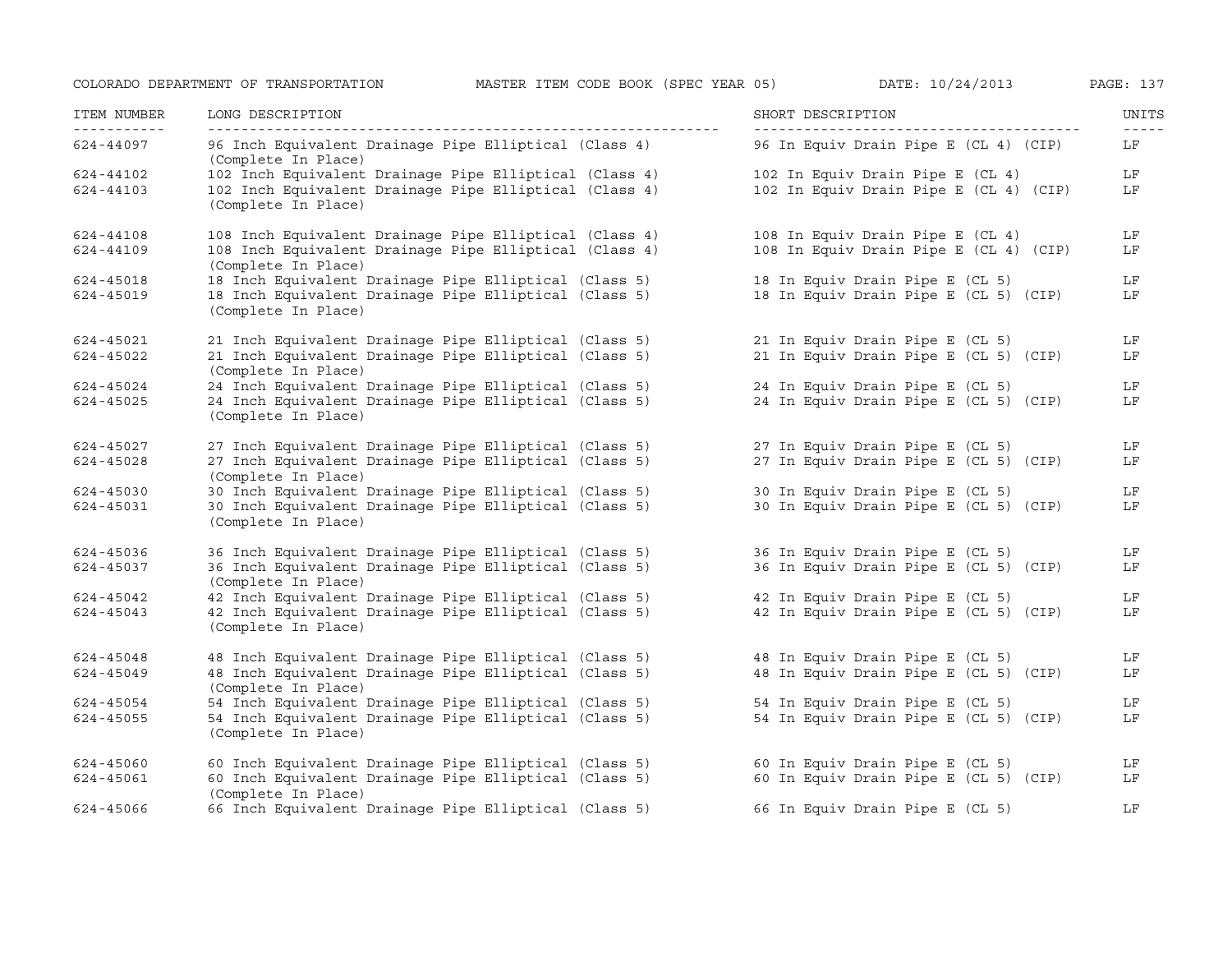| ITEM NUMBER | LONG DESCRIPTION | SHORT DESCRIPTION | UNITS |
|---|---|---|---|
| 624-44097 | 96 Inch Equivalent Drainage Pipe Elliptical (Class 4) (Complete In Place) | 96 In Equiv Drain Pipe E (CL 4) (CIP) | LF |
| 624-44102 | 102 Inch Equivalent Drainage Pipe Elliptical (Class 4) | 102 In Equiv Drain Pipe E (CL 4) | LF |
| 624-44103 | 102 Inch Equivalent Drainage Pipe Elliptical (Class 4) (Complete In Place) | 102 In Equiv Drain Pipe E (CL 4) (CIP) | LF |
| 624-44108 | 108 Inch Equivalent Drainage Pipe Elliptical (Class 4) | 108 In Equiv Drain Pipe E (CL 4) | LF |
| 624-44109 | 108 Inch Equivalent Drainage Pipe Elliptical (Class 4) (Complete In Place) | 108 In Equiv Drain Pipe E (CL 4) (CIP) | LF |
| 624-45018 | 18 Inch Equivalent Drainage Pipe Elliptical (Class 5) | 18 In Equiv Drain Pipe E (CL 5) | LF |
| 624-45019 | 18 Inch Equivalent Drainage Pipe Elliptical (Class 5) (Complete In Place) | 18 In Equiv Drain Pipe E (CL 5) (CIP) | LF |
| 624-45021 | 21 Inch Equivalent Drainage Pipe Elliptical (Class 5) | 21 In Equiv Drain Pipe E (CL 5) | LF |
| 624-45022 | 21 Inch Equivalent Drainage Pipe Elliptical (Class 5) (Complete In Place) | 21 In Equiv Drain Pipe E (CL 5) (CIP) | LF |
| 624-45024 | 24 Inch Equivalent Drainage Pipe Elliptical (Class 5) | 24 In Equiv Drain Pipe E (CL 5) | LF |
| 624-45025 | 24 Inch Equivalent Drainage Pipe Elliptical (Class 5) (Complete In Place) | 24 In Equiv Drain Pipe E (CL 5) (CIP) | LF |
| 624-45027 | 27 Inch Equivalent Drainage Pipe Elliptical (Class 5) | 27 In Equiv Drain Pipe E (CL 5) | LF |
| 624-45028 | 27 Inch Equivalent Drainage Pipe Elliptical (Class 5) (Complete In Place) | 27 In Equiv Drain Pipe E (CL 5) (CIP) | LF |
| 624-45030 | 30 Inch Equivalent Drainage Pipe Elliptical (Class 5) | 30 In Equiv Drain Pipe E (CL 5) | LF |
| 624-45031 | 30 Inch Equivalent Drainage Pipe Elliptical (Class 5) (Complete In Place) | 30 In Equiv Drain Pipe E (CL 5) (CIP) | LF |
| 624-45036 | 36 Inch Equivalent Drainage Pipe Elliptical (Class 5) | 36 In Equiv Drain Pipe E (CL 5) | LF |
| 624-45037 | 36 Inch Equivalent Drainage Pipe Elliptical (Class 5) (Complete In Place) | 36 In Equiv Drain Pipe E (CL 5) (CIP) | LF |
| 624-45042 | 42 Inch Equivalent Drainage Pipe Elliptical (Class 5) | 42 In Equiv Drain Pipe E (CL 5) | LF |
| 624-45043 | 42 Inch Equivalent Drainage Pipe Elliptical (Class 5) (Complete In Place) | 42 In Equiv Drain Pipe E (CL 5) (CIP) | LF |
| 624-45048 | 48 Inch Equivalent Drainage Pipe Elliptical (Class 5) | 48 In Equiv Drain Pipe E (CL 5) | LF |
| 624-45049 | 48 Inch Equivalent Drainage Pipe Elliptical (Class 5) (Complete In Place) | 48 In Equiv Drain Pipe E (CL 5) (CIP) | LF |
| 624-45054 | 54 Inch Equivalent Drainage Pipe Elliptical (Class 5) | 54 In Equiv Drain Pipe E (CL 5) | LF |
| 624-45055 | 54 Inch Equivalent Drainage Pipe Elliptical (Class 5) (Complete In Place) | 54 In Equiv Drain Pipe E (CL 5) (CIP) | LF |
| 624-45060 | 60 Inch Equivalent Drainage Pipe Elliptical (Class 5) | 60 In Equiv Drain Pipe E (CL 5) | LF |
| 624-45061 | 60 Inch Equivalent Drainage Pipe Elliptical (Class 5) (Complete In Place) | 60 In Equiv Drain Pipe E (CL 5) (CIP) | LF |
| 624-45066 | 66 Inch Equivalent Drainage Pipe Elliptical (Class 5) | 66 In Equiv Drain Pipe E (CL 5) | LF |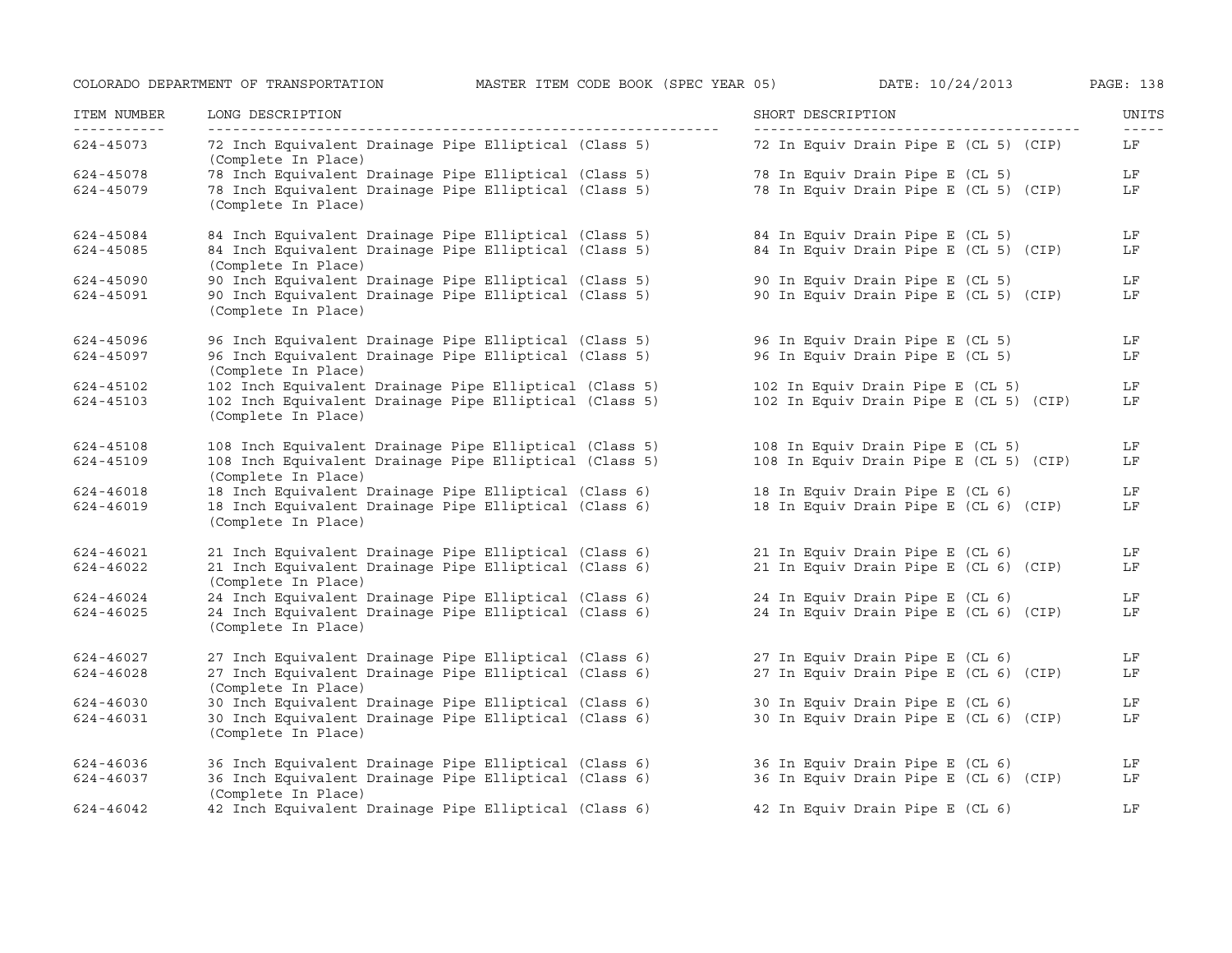| ITEM NUMBER | LONG DESCRIPTION | SHORT DESCRIPTION | UNITS |
| --- | --- | --- | --- |
| 624-45073 | 72 Inch Equivalent Drainage Pipe Elliptical (Class 5) (Complete In Place) | 72 In Equiv Drain Pipe E (CL 5) (CIP) | LF |
| 624-45078 | 78 Inch Equivalent Drainage Pipe Elliptical (Class 5) | 78 In Equiv Drain Pipe E (CL 5) | LF |
| 624-45079 | 78 Inch Equivalent Drainage Pipe Elliptical (Class 5) (Complete In Place) | 78 In Equiv Drain Pipe E (CL 5) (CIP) | LF |
| 624-45084 | 84 Inch Equivalent Drainage Pipe Elliptical (Class 5) | 84 In Equiv Drain Pipe E (CL 5) | LF |
| 624-45085 | 84 Inch Equivalent Drainage Pipe Elliptical (Class 5) (Complete In Place) | 84 In Equiv Drain Pipe E (CL 5) (CIP) | LF |
| 624-45090 | 90 Inch Equivalent Drainage Pipe Elliptical (Class 5) | 90 In Equiv Drain Pipe E (CL 5) | LF |
| 624-45091 | 90 Inch Equivalent Drainage Pipe Elliptical (Class 5) (Complete In Place) | 90 In Equiv Drain Pipe E (CL 5) (CIP) | LF |
| 624-45096 | 96 Inch Equivalent Drainage Pipe Elliptical (Class 5) | 96 In Equiv Drain Pipe E (CL 5) | LF |
| 624-45097 | 96 Inch Equivalent Drainage Pipe Elliptical (Class 5) (Complete In Place) | 96 In Equiv Drain Pipe E (CL 5) | LF |
| 624-45102 | 102 Inch Equivalent Drainage Pipe Elliptical (Class 5) | 102 In Equiv Drain Pipe E (CL 5) | LF |
| 624-45103 | 102 Inch Equivalent Drainage Pipe Elliptical (Class 5) (Complete In Place) | 102 In Equiv Drain Pipe E (CL 5) (CIP) | LF |
| 624-45108 | 108 Inch Equivalent Drainage Pipe Elliptical (Class 5) | 108 In Equiv Drain Pipe E (CL 5) | LF |
| 624-45109 | 108 Inch Equivalent Drainage Pipe Elliptical (Class 5) (Complete In Place) | 108 In Equiv Drain Pipe E (CL 5) (CIP) | LF |
| 624-46018 | 18 Inch Equivalent Drainage Pipe Elliptical (Class 6) | 18 In Equiv Drain Pipe E (CL 6) | LF |
| 624-46019 | 18 Inch Equivalent Drainage Pipe Elliptical (Class 6) (Complete In Place) | 18 In Equiv Drain Pipe E (CL 6) (CIP) | LF |
| 624-46021 | 21 Inch Equivalent Drainage Pipe Elliptical (Class 6) | 21 In Equiv Drain Pipe E (CL 6) | LF |
| 624-46022 | 21 Inch Equivalent Drainage Pipe Elliptical (Class 6) (Complete In Place) | 21 In Equiv Drain Pipe E (CL 6) (CIP) | LF |
| 624-46024 | 24 Inch Equivalent Drainage Pipe Elliptical (Class 6) | 24 In Equiv Drain Pipe E (CL 6) | LF |
| 624-46025 | 24 Inch Equivalent Drainage Pipe Elliptical (Class 6) (Complete In Place) | 24 In Equiv Drain Pipe E (CL 6) (CIP) | LF |
| 624-46027 | 27 Inch Equivalent Drainage Pipe Elliptical (Class 6) | 27 In Equiv Drain Pipe E (CL 6) | LF |
| 624-46028 | 27 Inch Equivalent Drainage Pipe Elliptical (Class 6) (Complete In Place) | 27 In Equiv Drain Pipe E (CL 6) (CIP) | LF |
| 624-46030 | 30 Inch Equivalent Drainage Pipe Elliptical (Class 6) | 30 In Equiv Drain Pipe E (CL 6) | LF |
| 624-46031 | 30 Inch Equivalent Drainage Pipe Elliptical (Class 6) (Complete In Place) | 30 In Equiv Drain Pipe E (CL 6) (CIP) | LF |
| 624-46036 | 36 Inch Equivalent Drainage Pipe Elliptical (Class 6) | 36 In Equiv Drain Pipe E (CL 6) | LF |
| 624-46037 | 36 Inch Equivalent Drainage Pipe Elliptical (Class 6) (Complete In Place) | 36 In Equiv Drain Pipe E (CL 6) (CIP) | LF |
| 624-46042 | 42 Inch Equivalent Drainage Pipe Elliptical (Class 6) | 42 In Equiv Drain Pipe E (CL 6) | LF |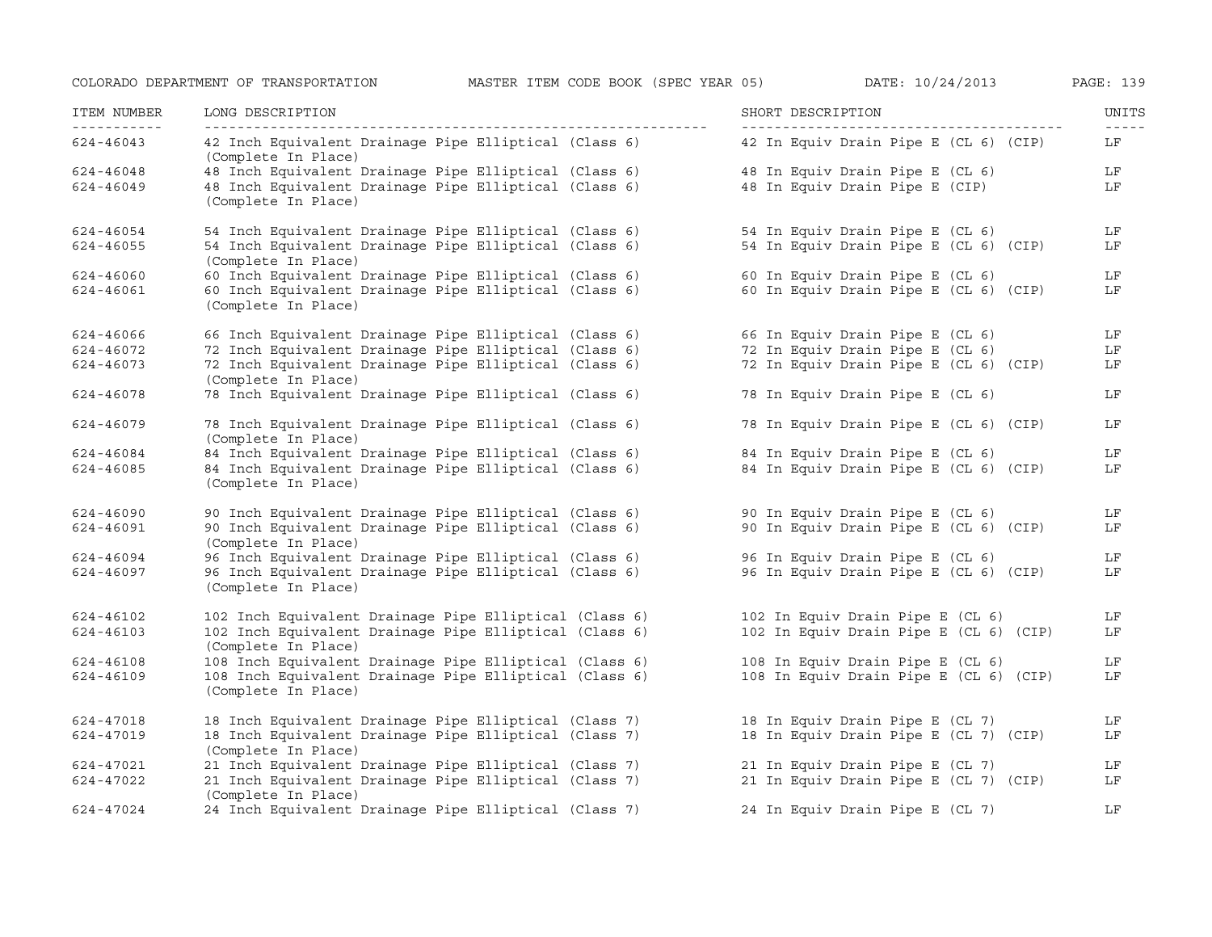| ITEM NUMBER | LONG DESCRIPTION | SHORT DESCRIPTION | UNITS |
|---|---|---|---|
| 624-46043 | 42 Inch Equivalent Drainage Pipe Elliptical (Class 6) (Complete In Place) | 42 In Equiv Drain Pipe E (CL 6) (CIP) | LF |
| 624-46048 | 48 Inch Equivalent Drainage Pipe Elliptical (Class 6) | 48 In Equiv Drain Pipe E (CL 6) | LF |
| 624-46049 | 48 Inch Equivalent Drainage Pipe Elliptical (Class 6) (Complete In Place) | 48 In Equiv Drain Pipe E (CIP) | LF |
| 624-46054 | 54 Inch Equivalent Drainage Pipe Elliptical (Class 6) | 54 In Equiv Drain Pipe E (CL 6) | LF |
| 624-46055 | 54 Inch Equivalent Drainage Pipe Elliptical (Class 6) (Complete In Place) | 54 In Equiv Drain Pipe E (CL 6) (CIP) | LF |
| 624-46060 | 60 Inch Equivalent Drainage Pipe Elliptical (Class 6) | 60 In Equiv Drain Pipe E (CL 6) | LF |
| 624-46061 | 60 Inch Equivalent Drainage Pipe Elliptical (Class 6) (Complete In Place) | 60 In Equiv Drain Pipe E (CL 6) (CIP) | LF |
| 624-46066 | 66 Inch Equivalent Drainage Pipe Elliptical (Class 6) | 66 In Equiv Drain Pipe E (CL 6) | LF |
| 624-46072 | 72 Inch Equivalent Drainage Pipe Elliptical (Class 6) | 72 In Equiv Drain Pipe E (CL 6) | LF |
| 624-46073 | 72 Inch Equivalent Drainage Pipe Elliptical (Class 6) (Complete In Place) | 72 In Equiv Drain Pipe E (CL 6) (CIP) | LF |
| 624-46078 | 78 Inch Equivalent Drainage Pipe Elliptical (Class 6) | 78 In Equiv Drain Pipe E (CL 6) | LF |
| 624-46079 | 78 Inch Equivalent Drainage Pipe Elliptical (Class 6) (Complete In Place) | 78 In Equiv Drain Pipe E (CL 6) (CIP) | LF |
| 624-46084 | 84 Inch Equivalent Drainage Pipe Elliptical (Class 6) | 84 In Equiv Drain Pipe E (CL 6) | LF |
| 624-46085 | 84 Inch Equivalent Drainage Pipe Elliptical (Class 6) (Complete In Place) | 84 In Equiv Drain Pipe E (CL 6) (CIP) | LF |
| 624-46090 | 90 Inch Equivalent Drainage Pipe Elliptical (Class 6) | 90 In Equiv Drain Pipe E (CL 6) | LF |
| 624-46091 | 90 Inch Equivalent Drainage Pipe Elliptical (Class 6) (Complete In Place) | 90 In Equiv Drain Pipe E (CL 6) (CIP) | LF |
| 624-46094 | 96 Inch Equivalent Drainage Pipe Elliptical (Class 6) | 96 In Equiv Drain Pipe E (CL 6) | LF |
| 624-46097 | 96 Inch Equivalent Drainage Pipe Elliptical (Class 6) (Complete In Place) | 96 In Equiv Drain Pipe E (CL 6) (CIP) | LF |
| 624-46102 | 102 Inch Equivalent Drainage Pipe Elliptical (Class 6) | 102 In Equiv Drain Pipe E (CL 6) | LF |
| 624-46103 | 102 Inch Equivalent Drainage Pipe Elliptical (Class 6) (Complete In Place) | 102 In Equiv Drain Pipe E (CL 6) (CIP) | LF |
| 624-46108 | 108 Inch Equivalent Drainage Pipe Elliptical (Class 6) | 108 In Equiv Drain Pipe E (CL 6) | LF |
| 624-46109 | 108 Inch Equivalent Drainage Pipe Elliptical (Class 6) (Complete In Place) | 108 In Equiv Drain Pipe E (CL 6) (CIP) | LF |
| 624-47018 | 18 Inch Equivalent Drainage Pipe Elliptical (Class 7) | 18 In Equiv Drain Pipe E (CL 7) | LF |
| 624-47019 | 18 Inch Equivalent Drainage Pipe Elliptical (Class 7) (Complete In Place) | 18 In Equiv Drain Pipe E (CL 7) (CIP) | LF |
| 624-47021 | 21 Inch Equivalent Drainage Pipe Elliptical (Class 7) | 21 In Equiv Drain Pipe E (CL 7) | LF |
| 624-47022 | 21 Inch Equivalent Drainage Pipe Elliptical (Class 7) (Complete In Place) | 21 In Equiv Drain Pipe E (CL 7) (CIP) | LF |
| 624-47024 | 24 Inch Equivalent Drainage Pipe Elliptical (Class 7) | 24 In Equiv Drain Pipe E (CL 7) | LF |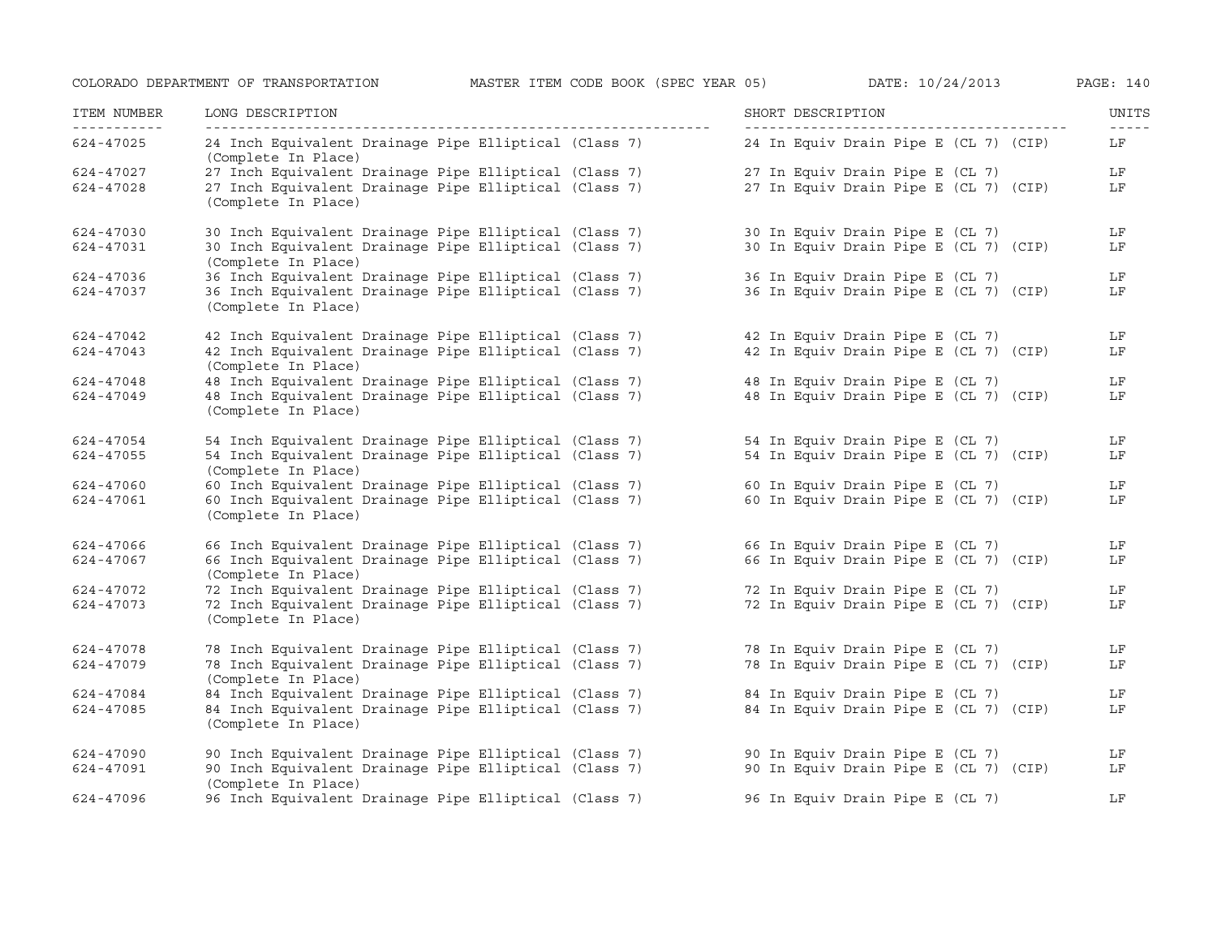| ITEM NUMBER | LONG DESCRIPTION | SHORT DESCRIPTION | UNITS |
|---|---|---|---|
| 624-47025 | 24 Inch Equivalent Drainage Pipe Elliptical (Class 7) (Complete In Place) | 24 In Equiv Drain Pipe E (CL 7) (CIP) | LF |
| 624-47027 | 27 Inch Equivalent Drainage Pipe Elliptical (Class 7) | 27 In Equiv Drain Pipe E (CL 7) | LF |
| 624-47028 | 27 Inch Equivalent Drainage Pipe Elliptical (Class 7) (Complete In Place) | 27 In Equiv Drain Pipe E (CL 7) (CIP) | LF |
| 624-47030 | 30 Inch Equivalent Drainage Pipe Elliptical (Class 7) | 30 In Equiv Drain Pipe E (CL 7) | LF |
| 624-47031 | 30 Inch Equivalent Drainage Pipe Elliptical (Class 7) (Complete In Place) | 30 In Equiv Drain Pipe E (CL 7) (CIP) | LF |
| 624-47036 | 36 Inch Equivalent Drainage Pipe Elliptical (Class 7) | 36 In Equiv Drain Pipe E (CL 7) | LF |
| 624-47037 | 36 Inch Equivalent Drainage Pipe Elliptical (Class 7) (Complete In Place) | 36 In Equiv Drain Pipe E (CL 7) (CIP) | LF |
| 624-47042 | 42 Inch Equivalent Drainage Pipe Elliptical (Class 7) | 42 In Equiv Drain Pipe E (CL 7) | LF |
| 624-47043 | 42 Inch Equivalent Drainage Pipe Elliptical (Class 7) (Complete In Place) | 42 In Equiv Drain Pipe E (CL 7) (CIP) | LF |
| 624-47048 | 48 Inch Equivalent Drainage Pipe Elliptical (Class 7) | 48 In Equiv Drain Pipe E (CL 7) | LF |
| 624-47049 | 48 Inch Equivalent Drainage Pipe Elliptical (Class 7) (Complete In Place) | 48 In Equiv Drain Pipe E (CL 7) (CIP) | LF |
| 624-47054 | 54 Inch Equivalent Drainage Pipe Elliptical (Class 7) | 54 In Equiv Drain Pipe E (CL 7) | LF |
| 624-47055 | 54 Inch Equivalent Drainage Pipe Elliptical (Class 7) (Complete In Place) | 54 In Equiv Drain Pipe E (CL 7) (CIP) | LF |
| 624-47060 | 60 Inch Equivalent Drainage Pipe Elliptical (Class 7) | 60 In Equiv Drain Pipe E (CL 7) | LF |
| 624-47061 | 60 Inch Equivalent Drainage Pipe Elliptical (Class 7) (Complete In Place) | 60 In Equiv Drain Pipe E (CL 7) (CIP) | LF |
| 624-47066 | 66 Inch Equivalent Drainage Pipe Elliptical (Class 7) | 66 In Equiv Drain Pipe E (CL 7) | LF |
| 624-47067 | 66 Inch Equivalent Drainage Pipe Elliptical (Class 7) (Complete In Place) | 66 In Equiv Drain Pipe E (CL 7) (CIP) | LF |
| 624-47072 | 72 Inch Equivalent Drainage Pipe Elliptical (Class 7) | 72 In Equiv Drain Pipe E (CL 7) | LF |
| 624-47073 | 72 Inch Equivalent Drainage Pipe Elliptical (Class 7) (Complete In Place) | 72 In Equiv Drain Pipe E (CL 7) (CIP) | LF |
| 624-47078 | 78 Inch Equivalent Drainage Pipe Elliptical (Class 7) | 78 In Equiv Drain Pipe E (CL 7) | LF |
| 624-47079 | 78 Inch Equivalent Drainage Pipe Elliptical (Class 7) (Complete In Place) | 78 In Equiv Drain Pipe E (CL 7) (CIP) | LF |
| 624-47084 | 84 Inch Equivalent Drainage Pipe Elliptical (Class 7) | 84 In Equiv Drain Pipe E (CL 7) | LF |
| 624-47085 | 84 Inch Equivalent Drainage Pipe Elliptical (Class 7) (Complete In Place) | 84 In Equiv Drain Pipe E (CL 7) (CIP) | LF |
| 624-47090 | 90 Inch Equivalent Drainage Pipe Elliptical (Class 7) | 90 In Equiv Drain Pipe E (CL 7) | LF |
| 624-47091 | 90 Inch Equivalent Drainage Pipe Elliptical (Class 7) (Complete In Place) | 90 In Equiv Drain Pipe E (CL 7) (CIP) | LF |
| 624-47096 | 96 Inch Equivalent Drainage Pipe Elliptical (Class 7) | 96 In Equiv Drain Pipe E (CL 7) | LF |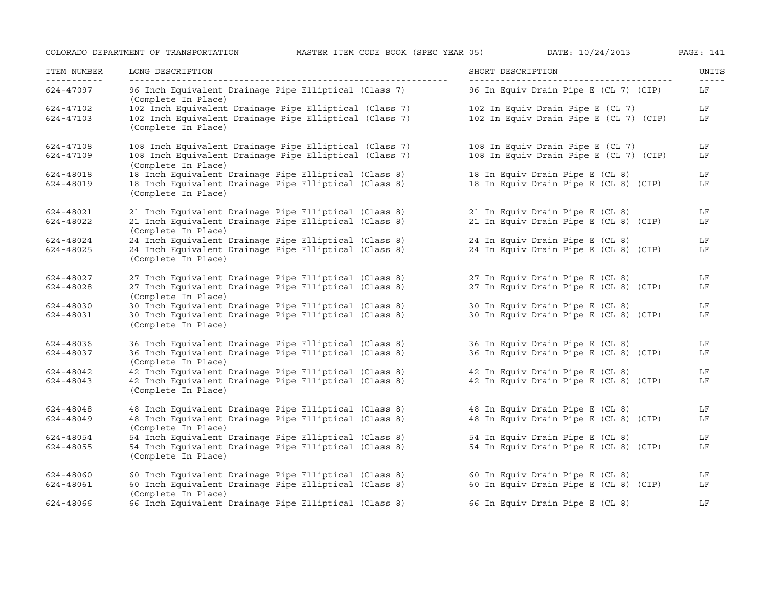| ITEM NUMBER | LONG DESCRIPTION | SHORT DESCRIPTION | UNITS |
|---|---|---|---|
| 624-47097 | 96 Inch Equivalent Drainage Pipe Elliptical (Class 7) (Complete In Place) | 96 In Equiv Drain Pipe E (CL 7) (CIP) | LF |
| 624-47102 | 102 Inch Equivalent Drainage Pipe Elliptical (Class 7) | 102 In Equiv Drain Pipe E (CL 7) | LF |
| 624-47103 | 102 Inch Equivalent Drainage Pipe Elliptical (Class 7) (Complete In Place) | 102 In Equiv Drain Pipe E (CL 7) (CIP) | LF |
| 624-47108 | 108 Inch Equivalent Drainage Pipe Elliptical (Class 7) | 108 In Equiv Drain Pipe E (CL 7) | LF |
| 624-47109 | 108 Inch Equivalent Drainage Pipe Elliptical (Class 7) (Complete In Place) | 108 In Equiv Drain Pipe E (CL 7) (CIP) | LF |
| 624-48018 | 18 Inch Equivalent Drainage Pipe Elliptical (Class 8) | 18 In Equiv Drain Pipe E (CL 8) | LF |
| 624-48019 | 18 Inch Equivalent Drainage Pipe Elliptical (Class 8) (Complete In Place) | 18 In Equiv Drain Pipe E (CL 8) (CIP) | LF |
| 624-48021 | 21 Inch Equivalent Drainage Pipe Elliptical (Class 8) | 21 In Equiv Drain Pipe E (CL 8) | LF |
| 624-48022 | 21 Inch Equivalent Drainage Pipe Elliptical (Class 8) (Complete In Place) | 21 In Equiv Drain Pipe E (CL 8) (CIP) | LF |
| 624-48024 | 24 Inch Equivalent Drainage Pipe Elliptical (Class 8) | 24 In Equiv Drain Pipe E (CL 8) | LF |
| 624-48025 | 24 Inch Equivalent Drainage Pipe Elliptical (Class 8) (Complete In Place) | 24 In Equiv Drain Pipe E (CL 8) (CIP) | LF |
| 624-48027 | 27 Inch Equivalent Drainage Pipe Elliptical (Class 8) | 27 In Equiv Drain Pipe E (CL 8) | LF |
| 624-48028 | 27 Inch Equivalent Drainage Pipe Elliptical (Class 8) (Complete In Place) | 27 In Equiv Drain Pipe E (CL 8) (CIP) | LF |
| 624-48030 | 30 Inch Equivalent Drainage Pipe Elliptical (Class 8) | 30 In Equiv Drain Pipe E (CL 8) | LF |
| 624-48031 | 30 Inch Equivalent Drainage Pipe Elliptical (Class 8) (Complete In Place) | 30 In Equiv Drain Pipe E (CL 8) (CIP) | LF |
| 624-48036 | 36 Inch Equivalent Drainage Pipe Elliptical (Class 8) | 36 In Equiv Drain Pipe E (CL 8) | LF |
| 624-48037 | 36 Inch Equivalent Drainage Pipe Elliptical (Class 8) (Complete In Place) | 36 In Equiv Drain Pipe E (CL 8) (CIP) | LF |
| 624-48042 | 42 Inch Equivalent Drainage Pipe Elliptical (Class 8) | 42 In Equiv Drain Pipe E (CL 8) | LF |
| 624-48043 | 42 Inch Equivalent Drainage Pipe Elliptical (Class 8) (Complete In Place) | 42 In Equiv Drain Pipe E (CL 8) (CIP) | LF |
| 624-48048 | 48 Inch Equivalent Drainage Pipe Elliptical (Class 8) | 48 In Equiv Drain Pipe E (CL 8) | LF |
| 624-48049 | 48 Inch Equivalent Drainage Pipe Elliptical (Class 8) (Complete In Place) | 48 In Equiv Drain Pipe E (CL 8) (CIP) | LF |
| 624-48054 | 54 Inch Equivalent Drainage Pipe Elliptical (Class 8) | 54 In Equiv Drain Pipe E (CL 8) | LF |
| 624-48055 | 54 Inch Equivalent Drainage Pipe Elliptical (Class 8) (Complete In Place) | 54 In Equiv Drain Pipe E (CL 8) (CIP) | LF |
| 624-48060 | 60 Inch Equivalent Drainage Pipe Elliptical (Class 8) | 60 In Equiv Drain Pipe E (CL 8) | LF |
| 624-48061 | 60 Inch Equivalent Drainage Pipe Elliptical (Class 8) (Complete In Place) | 60 In Equiv Drain Pipe E (CL 8) (CIP) | LF |
| 624-48066 | 66 Inch Equivalent Drainage Pipe Elliptical (Class 8) | 66 In Equiv Drain Pipe E (CL 8) | LF |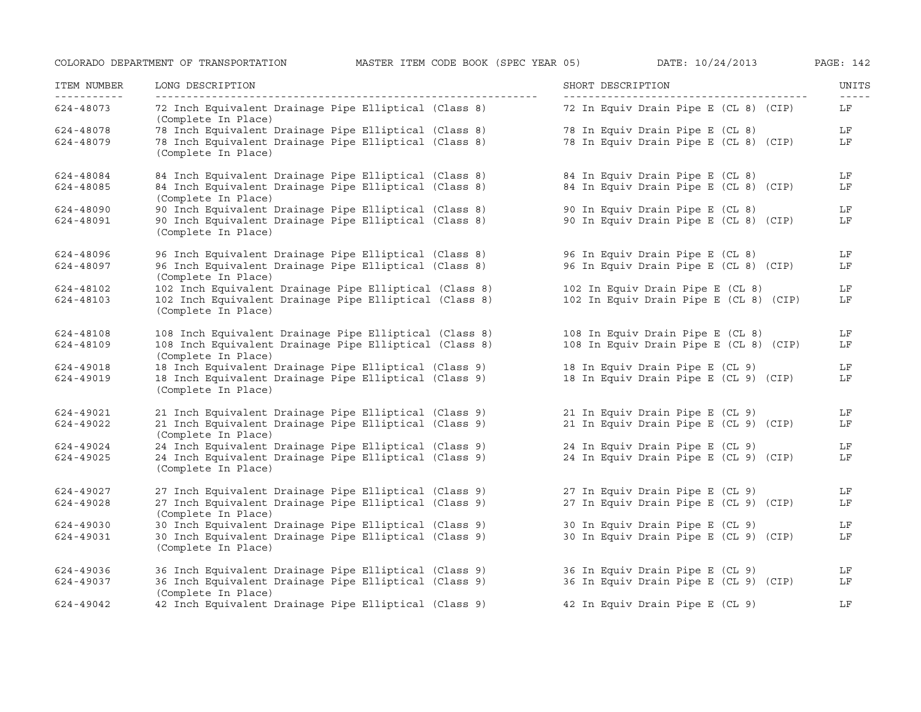| ITEM NUMBER | LONG DESCRIPTION | SHORT DESCRIPTION | UNITS |
|---|---|---|---|
| 624-48073 | 72 Inch Equivalent Drainage Pipe Elliptical (Class 8) (Complete In Place) | 72 In Equiv Drain Pipe E (CL 8) (CIP) | LF |
| 624-48078 | 78 Inch Equivalent Drainage Pipe Elliptical (Class 8) | 78 In Equiv Drain Pipe E (CL 8) | LF |
| 624-48079 | 78 Inch Equivalent Drainage Pipe Elliptical (Class 8) (Complete In Place) | 78 In Equiv Drain Pipe E (CL 8) (CIP) | LF |
| 624-48084 | 84 Inch Equivalent Drainage Pipe Elliptical (Class 8) | 84 In Equiv Drain Pipe E (CL 8) | LF |
| 624-48085 | 84 Inch Equivalent Drainage Pipe Elliptical (Class 8) (Complete In Place) | 84 In Equiv Drain Pipe E (CL 8) (CIP) | LF |
| 624-48090 | 90 Inch Equivalent Drainage Pipe Elliptical (Class 8) | 90 In Equiv Drain Pipe E (CL 8) | LF |
| 624-48091 | 90 Inch Equivalent Drainage Pipe Elliptical (Class 8) (Complete In Place) | 90 In Equiv Drain Pipe E (CL 8) (CIP) | LF |
| 624-48096 | 96 Inch Equivalent Drainage Pipe Elliptical (Class 8) | 96 In Equiv Drain Pipe E (CL 8) | LF |
| 624-48097 | 96 Inch Equivalent Drainage Pipe Elliptical (Class 8) (Complete In Place) | 96 In Equiv Drain Pipe E (CL 8) (CIP) | LF |
| 624-48102 | 102 Inch Equivalent Drainage Pipe Elliptical (Class 8) | 102 In Equiv Drain Pipe E (CL 8) | LF |
| 624-48103 | 102 Inch Equivalent Drainage Pipe Elliptical (Class 8) (Complete In Place) | 102 In Equiv Drain Pipe E (CL 8) (CIP) | LF |
| 624-48108 | 108 Inch Equivalent Drainage Pipe Elliptical (Class 8) | 108 In Equiv Drain Pipe E (CL 8) | LF |
| 624-48109 | 108 Inch Equivalent Drainage Pipe Elliptical (Class 8) (Complete In Place) | 108 In Equiv Drain Pipe E (CL 8) (CIP) | LF |
| 624-49018 | 18 Inch Equivalent Drainage Pipe Elliptical (Class 9) | 18 In Equiv Drain Pipe E (CL 9) | LF |
| 624-49019 | 18 Inch Equivalent Drainage Pipe Elliptical (Class 9) (Complete In Place) | 18 In Equiv Drain Pipe E (CL 9) (CIP) | LF |
| 624-49021 | 21 Inch Equivalent Drainage Pipe Elliptical (Class 9) | 21 In Equiv Drain Pipe E (CL 9) | LF |
| 624-49022 | 21 Inch Equivalent Drainage Pipe Elliptical (Class 9) (Complete In Place) | 21 In Equiv Drain Pipe E (CL 9) (CIP) | LF |
| 624-49024 | 24 Inch Equivalent Drainage Pipe Elliptical (Class 9) | 24 In Equiv Drain Pipe E (CL 9) | LF |
| 624-49025 | 24 Inch Equivalent Drainage Pipe Elliptical (Class 9) (Complete In Place) | 24 In Equiv Drain Pipe E (CL 9) (CIP) | LF |
| 624-49027 | 27 Inch Equivalent Drainage Pipe Elliptical (Class 9) | 27 In Equiv Drain Pipe E (CL 9) | LF |
| 624-49028 | 27 Inch Equivalent Drainage Pipe Elliptical (Class 9) (Complete In Place) | 27 In Equiv Drain Pipe E (CL 9) (CIP) | LF |
| 624-49030 | 30 Inch Equivalent Drainage Pipe Elliptical (Class 9) | 30 In Equiv Drain Pipe E (CL 9) | LF |
| 624-49031 | 30 Inch Equivalent Drainage Pipe Elliptical (Class 9) (Complete In Place) | 30 In Equiv Drain Pipe E (CL 9) (CIP) | LF |
| 624-49036 | 36 Inch Equivalent Drainage Pipe Elliptical (Class 9) | 36 In Equiv Drain Pipe E (CL 9) | LF |
| 624-49037 | 36 Inch Equivalent Drainage Pipe Elliptical (Class 9) (Complete In Place) | 36 In Equiv Drain Pipe E (CL 9) (CIP) | LF |
| 624-49042 | 42 Inch Equivalent Drainage Pipe Elliptical (Class 9) | 42 In Equiv Drain Pipe E (CL 9) | LF |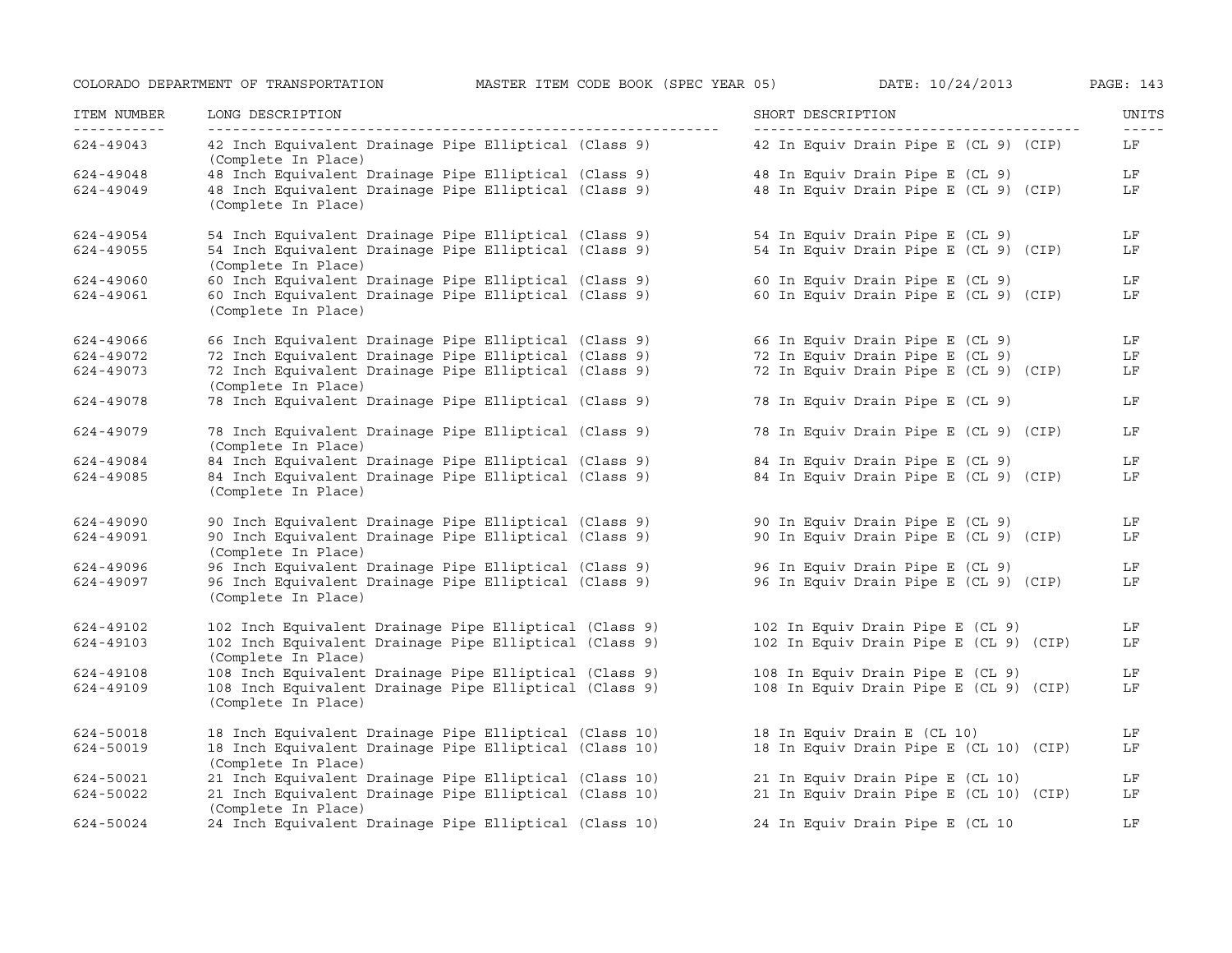| ITEM NUMBER | LONG DESCRIPTION | SHORT DESCRIPTION | UNITS |
|---|---|---|---|
| 624-49043 | 42 Inch Equivalent Drainage Pipe Elliptical (Class 9) (Complete In Place) | 42 In Equiv Drain Pipe E (CL 9) (CIP) | LF |
| 624-49048 | 48 Inch Equivalent Drainage Pipe Elliptical (Class 9) | 48 In Equiv Drain Pipe E (CL 9) | LF |
| 624-49049 | 48 Inch Equivalent Drainage Pipe Elliptical (Class 9) (Complete In Place) | 48 In Equiv Drain Pipe E (CL 9) (CIP) | LF |
| 624-49054 | 54 Inch Equivalent Drainage Pipe Elliptical (Class 9) | 54 In Equiv Drain Pipe E (CL 9) | LF |
| 624-49055 | 54 Inch Equivalent Drainage Pipe Elliptical (Class 9) (Complete In Place) | 54 In Equiv Drain Pipe E (CL 9) (CIP) | LF |
| 624-49060 | 60 Inch Equivalent Drainage Pipe Elliptical (Class 9) | 60 In Equiv Drain Pipe E (CL 9) | LF |
| 624-49061 | 60 Inch Equivalent Drainage Pipe Elliptical (Class 9) (Complete In Place) | 60 In Equiv Drain Pipe E (CL 9) (CIP) | LF |
| 624-49066 | 66 Inch Equivalent Drainage Pipe Elliptical (Class 9) | 66 In Equiv Drain Pipe E (CL 9) | LF |
| 624-49072 | 72 Inch Equivalent Drainage Pipe Elliptical (Class 9) | 72 In Equiv Drain Pipe E (CL 9) | LF |
| 624-49073 | 72 Inch Equivalent Drainage Pipe Elliptical (Class 9) (Complete In Place) | 72 In Equiv Drain Pipe E (CL 9) (CIP) | LF |
| 624-49078 | 78 Inch Equivalent Drainage Pipe Elliptical (Class 9) | 78 In Equiv Drain Pipe E (CL 9) | LF |
| 624-49079 | 78 Inch Equivalent Drainage Pipe Elliptical (Class 9) (Complete In Place) | 78 In Equiv Drain Pipe E (CL 9) (CIP) | LF |
| 624-49084 | 84 Inch Equivalent Drainage Pipe Elliptical (Class 9) | 84 In Equiv Drain Pipe E (CL 9) | LF |
| 624-49085 | 84 Inch Equivalent Drainage Pipe Elliptical (Class 9) (Complete In Place) | 84 In Equiv Drain Pipe E (CL 9) (CIP) | LF |
| 624-49090 | 90 Inch Equivalent Drainage Pipe Elliptical (Class 9) | 90 In Equiv Drain Pipe E (CL 9) | LF |
| 624-49091 | 90 Inch Equivalent Drainage Pipe Elliptical (Class 9) (Complete In Place) | 90 In Equiv Drain Pipe E (CL 9) (CIP) | LF |
| 624-49096 | 96 Inch Equivalent Drainage Pipe Elliptical (Class 9) | 96 In Equiv Drain Pipe E (CL 9) | LF |
| 624-49097 | 96 Inch Equivalent Drainage Pipe Elliptical (Class 9) (Complete In Place) | 96 In Equiv Drain Pipe E (CL 9) (CIP) | LF |
| 624-49102 | 102 Inch Equivalent Drainage Pipe Elliptical (Class 9) | 102 In Equiv Drain Pipe E (CL 9) | LF |
| 624-49103 | 102 Inch Equivalent Drainage Pipe Elliptical (Class 9) (Complete In Place) | 102 In Equiv Drain Pipe E (CL 9) (CIP) | LF |
| 624-49108 | 108 Inch Equivalent Drainage Pipe Elliptical (Class 9) | 108 In Equiv Drain Pipe E (CL 9) | LF |
| 624-49109 | 108 Inch Equivalent Drainage Pipe Elliptical (Class 9) (Complete In Place) | 108 In Equiv Drain Pipe E (CL 9) (CIP) | LF |
| 624-50018 | 18 Inch Equivalent Drainage Pipe Elliptical (Class 10) | 18 In Equiv Drain E (CL 10) | LF |
| 624-50019 | 18 Inch Equivalent Drainage Pipe Elliptical (Class 10) (Complete In Place) | 18 In Equiv Drain Pipe E (CL 10) (CIP) | LF |
| 624-50021 | 21 Inch Equivalent Drainage Pipe Elliptical (Class 10) | 21 In Equiv Drain Pipe E (CL 10) | LF |
| 624-50022 | 21 Inch Equivalent Drainage Pipe Elliptical (Class 10) (Complete In Place) | 21 In Equiv Drain Pipe E (CL 10) (CIP) | LF |
| 624-50024 | 24 Inch Equivalent Drainage Pipe Elliptical (Class 10) | 24 In Equiv Drain Pipe E (CL 10 | LF |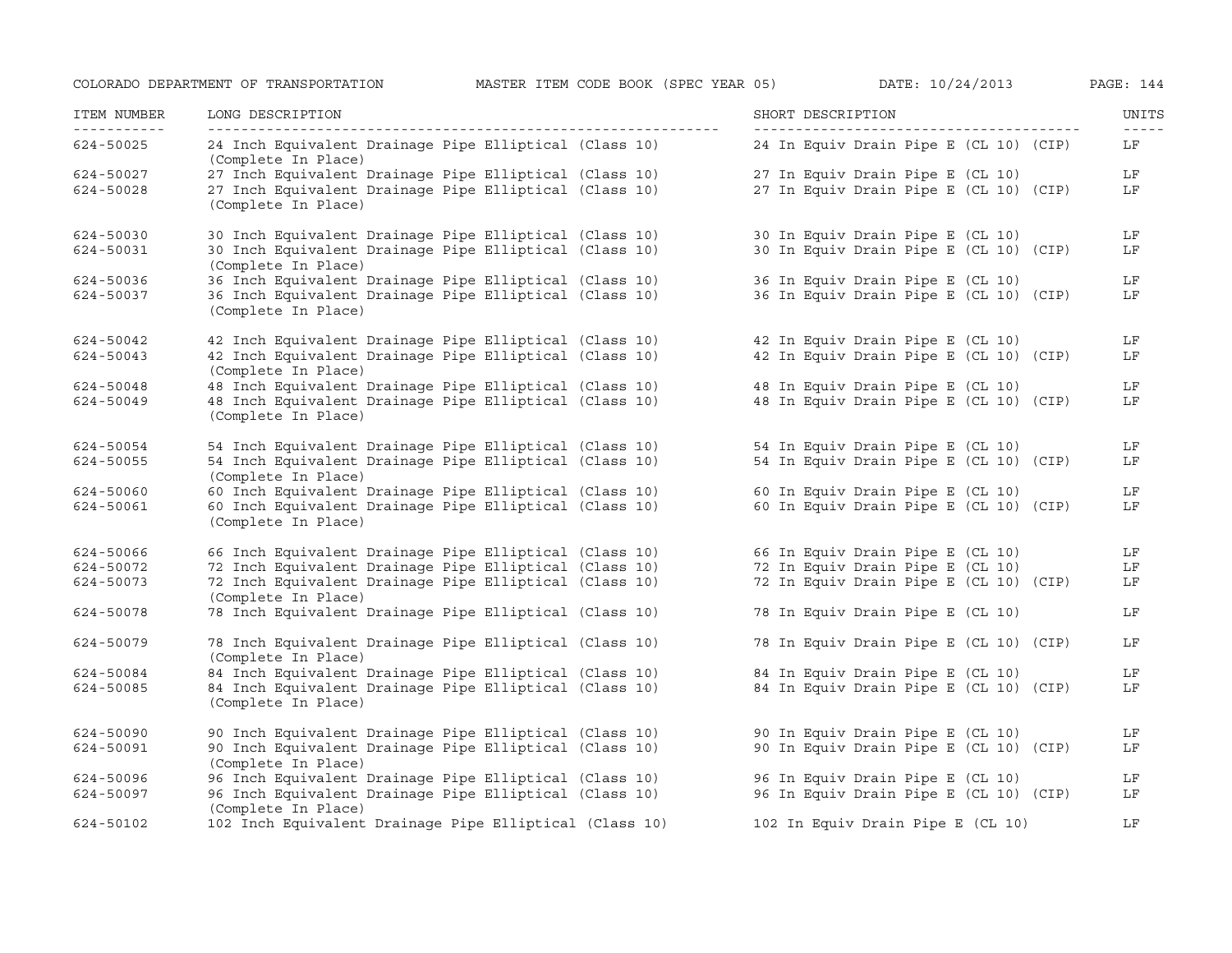| ITEM NUMBER | LONG DESCRIPTION | SHORT DESCRIPTION | UNITS |
|---|---|---|---|
| 624-50025 | 24 Inch Equivalent Drainage Pipe Elliptical (Class 10) (Complete In Place) | 24 In Equiv Drain Pipe E (CL 10) (CIP) | LF |
| 624-50027 | 27 Inch Equivalent Drainage Pipe Elliptical (Class 10) | 27 In Equiv Drain Pipe E (CL 10) | LF |
| 624-50028 | 27 Inch Equivalent Drainage Pipe Elliptical (Class 10) (Complete In Place) | 27 In Equiv Drain Pipe E (CL 10) (CIP) | LF |
| 624-50030 | 30 Inch Equivalent Drainage Pipe Elliptical (Class 10) | 30 In Equiv Drain Pipe E (CL 10) | LF |
| 624-50031 | 30 Inch Equivalent Drainage Pipe Elliptical (Class 10) (Complete In Place) | 30 In Equiv Drain Pipe E (CL 10) (CIP) | LF |
| 624-50036 | 36 Inch Equivalent Drainage Pipe Elliptical (Class 10) | 36 In Equiv Drain Pipe E (CL 10) | LF |
| 624-50037 | 36 Inch Equivalent Drainage Pipe Elliptical (Class 10) (Complete In Place) | 36 In Equiv Drain Pipe E (CL 10) (CIP) | LF |
| 624-50042 | 42 Inch Equivalent Drainage Pipe Elliptical (Class 10) | 42 In Equiv Drain Pipe E (CL 10) | LF |
| 624-50043 | 42 Inch Equivalent Drainage Pipe Elliptical (Class 10) (Complete In Place) | 42 In Equiv Drain Pipe E (CL 10) (CIP) | LF |
| 624-50048 | 48 Inch Equivalent Drainage Pipe Elliptical (Class 10) | 48 In Equiv Drain Pipe E (CL 10) | LF |
| 624-50049 | 48 Inch Equivalent Drainage Pipe Elliptical (Class 10) (Complete In Place) | 48 In Equiv Drain Pipe E (CL 10) (CIP) | LF |
| 624-50054 | 54 Inch Equivalent Drainage Pipe Elliptical (Class 10) | 54 In Equiv Drain Pipe E (CL 10) | LF |
| 624-50055 | 54 Inch Equivalent Drainage Pipe Elliptical (Class 10) (Complete In Place) | 54 In Equiv Drain Pipe E (CL 10) (CIP) | LF |
| 624-50060 | 60 Inch Equivalent Drainage Pipe Elliptical (Class 10) | 60 In Equiv Drain Pipe E (CL 10) | LF |
| 624-50061 | 60 Inch Equivalent Drainage Pipe Elliptical (Class 10) (Complete In Place) | 60 In Equiv Drain Pipe E (CL 10) (CIP) | LF |
| 624-50066 | 66 Inch Equivalent Drainage Pipe Elliptical (Class 10) | 66 In Equiv Drain Pipe E (CL 10) | LF |
| 624-50072 | 72 Inch Equivalent Drainage Pipe Elliptical (Class 10) | 72 In Equiv Drain Pipe E (CL 10) | LF |
| 624-50073 | 72 Inch Equivalent Drainage Pipe Elliptical (Class 10) (Complete In Place) | 72 In Equiv Drain Pipe E (CL 10) (CIP) | LF |
| 624-50078 | 78 Inch Equivalent Drainage Pipe Elliptical (Class 10) | 78 In Equiv Drain Pipe E (CL 10) | LF |
| 624-50079 | 78 Inch Equivalent Drainage Pipe Elliptical (Class 10) (Complete In Place) | 78 In Equiv Drain Pipe E (CL 10) (CIP) | LF |
| 624-50084 | 84 Inch Equivalent Drainage Pipe Elliptical (Class 10) | 84 In Equiv Drain Pipe E (CL 10) | LF |
| 624-50085 | 84 Inch Equivalent Drainage Pipe Elliptical (Class 10) (Complete In Place) | 84 In Equiv Drain Pipe E (CL 10) (CIP) | LF |
| 624-50090 | 90 Inch Equivalent Drainage Pipe Elliptical (Class 10) | 90 In Equiv Drain Pipe E (CL 10) | LF |
| 624-50091 | 90 Inch Equivalent Drainage Pipe Elliptical (Class 10) (Complete In Place) | 90 In Equiv Drain Pipe E (CL 10) (CIP) | LF |
| 624-50096 | 96 Inch Equivalent Drainage Pipe Elliptical (Class 10) | 96 In Equiv Drain Pipe E (CL 10) | LF |
| 624-50097 | 96 Inch Equivalent Drainage Pipe Elliptical (Class 10) (Complete In Place) | 96 In Equiv Drain Pipe E (CL 10) (CIP) | LF |
| 624-50102 | 102 Inch Equivalent Drainage Pipe Elliptical (Class 10) | 102 In Equiv Drain Pipe E (CL 10) | LF |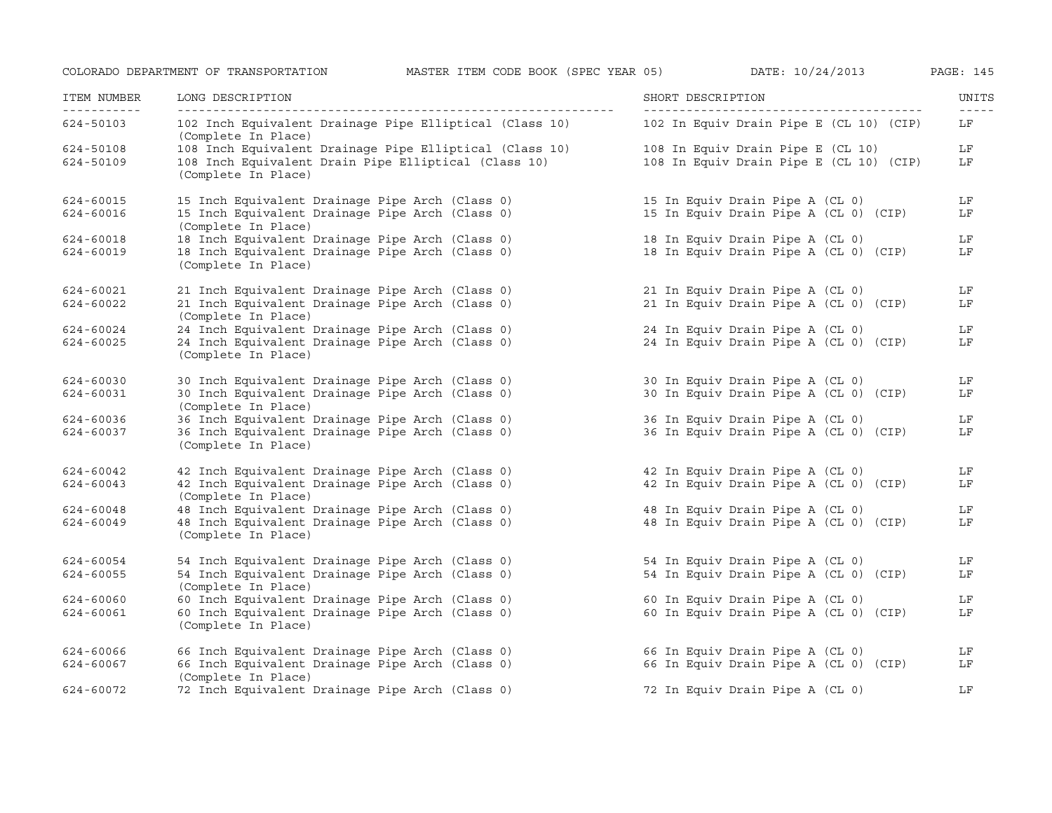| ITEM NUMBER | LONG DESCRIPTION | SHORT DESCRIPTION | UNITS |
|---|---|---|---|
| 624-50103 | 102 Inch Equivalent Drainage Pipe Elliptical (Class 10) (Complete In Place) | 102 In Equiv Drain Pipe E (CL 10) (CIP) | LF |
| 624-50108 | 108 Inch Equivalent Drainage Pipe Elliptical (Class 10) | 108 In Equiv Drain Pipe E (CL 10) | LF |
| 624-50109 | 108 Inch Equivalent Drain Pipe Elliptical (Class 10) (Complete In Place) | 108 In Equiv Drain Pipe E (CL 10) (CIP) | LF |
| 624-60015 | 15 Inch Equivalent Drainage Pipe Arch (Class 0) | 15 In Equiv Drain Pipe A (CL 0) | LF |
| 624-60016 | 15 Inch Equivalent Drainage Pipe Arch (Class 0) (Complete In Place) | 15 In Equiv Drain Pipe A (CL 0) (CIP) | LF |
| 624-60018 | 18 Inch Equivalent Drainage Pipe Arch (Class 0) | 18 In Equiv Drain Pipe A (CL 0) | LF |
| 624-60019 | 18 Inch Equivalent Drainage Pipe Arch (Class 0) (Complete In Place) | 18 In Equiv Drain Pipe A (CL 0) (CIP) | LF |
| 624-60021 | 21 Inch Equivalent Drainage Pipe Arch (Class 0) | 21 In Equiv Drain Pipe A (CL 0) | LF |
| 624-60022 | 21 Inch Equivalent Drainage Pipe Arch (Class 0) (Complete In Place) | 21 In Equiv Drain Pipe A (CL 0) (CIP) | LF |
| 624-60024 | 24 Inch Equivalent Drainage Pipe Arch (Class 0) | 24 In Equiv Drain Pipe A (CL 0) | LF |
| 624-60025 | 24 Inch Equivalent Drainage Pipe Arch (Class 0) (Complete In Place) | 24 In Equiv Drain Pipe A (CL 0) (CIP) | LF |
| 624-60030 | 30 Inch Equivalent Drainage Pipe Arch (Class 0) | 30 In Equiv Drain Pipe A (CL 0) | LF |
| 624-60031 | 30 Inch Equivalent Drainage Pipe Arch (Class 0) (Complete In Place) | 30 In Equiv Drain Pipe A (CL 0) (CIP) | LF |
| 624-60036 | 36 Inch Equivalent Drainage Pipe Arch (Class 0) | 36 In Equiv Drain Pipe A (CL 0) | LF |
| 624-60037 | 36 Inch Equivalent Drainage Pipe Arch (Class 0) (Complete In Place) | 36 In Equiv Drain Pipe A (CL 0) (CIP) | LF |
| 624-60042 | 42 Inch Equivalent Drainage Pipe Arch (Class 0) | 42 In Equiv Drain Pipe A (CL 0) | LF |
| 624-60043 | 42 Inch Equivalent Drainage Pipe Arch (Class 0) (Complete In Place) | 42 In Equiv Drain Pipe A (CL 0) (CIP) | LF |
| 624-60048 | 48 Inch Equivalent Drainage Pipe Arch (Class 0) | 48 In Equiv Drain Pipe A (CL 0) | LF |
| 624-60049 | 48 Inch Equivalent Drainage Pipe Arch (Class 0) (Complete In Place) | 48 In Equiv Drain Pipe A (CL 0) (CIP) | LF |
| 624-60054 | 54 Inch Equivalent Drainage Pipe Arch (Class 0) | 54 In Equiv Drain Pipe A (CL 0) | LF |
| 624-60055 | 54 Inch Equivalent Drainage Pipe Arch (Class 0) (Complete In Place) | 54 In Equiv Drain Pipe A (CL 0) (CIP) | LF |
| 624-60060 | 60 Inch Equivalent Drainage Pipe Arch (Class 0) | 60 In Equiv Drain Pipe A (CL 0) | LF |
| 624-60061 | 60 Inch Equivalent Drainage Pipe Arch (Class 0) (Complete In Place) | 60 In Equiv Drain Pipe A (CL 0) (CIP) | LF |
| 624-60066 | 66 Inch Equivalent Drainage Pipe Arch (Class 0) | 66 In Equiv Drain Pipe A (CL 0) | LF |
| 624-60067 | 66 Inch Equivalent Drainage Pipe Arch (Class 0) (Complete In Place) | 66 In Equiv Drain Pipe A (CL 0) (CIP) | LF |
| 624-60072 | 72 Inch Equivalent Drainage Pipe Arch (Class 0) | 72 In Equiv Drain Pipe A (CL 0) | LF |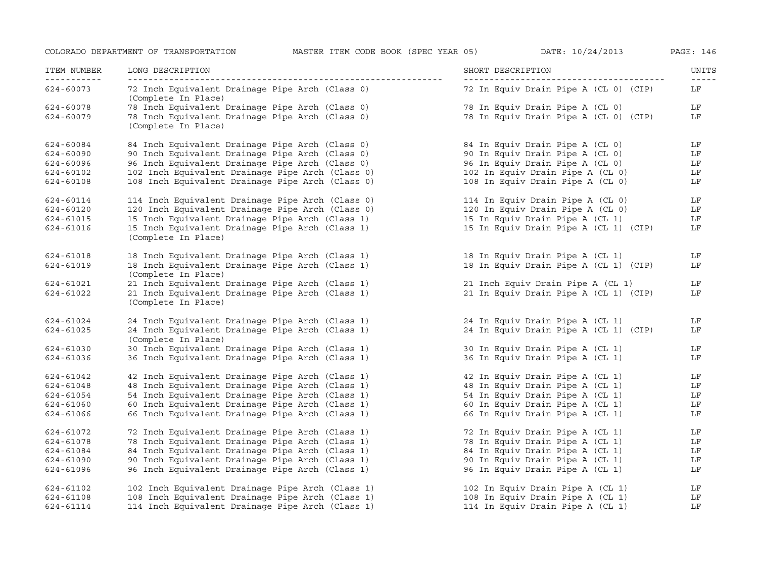| ITEM NUMBER | LONG DESCRIPTION | SHORT DESCRIPTION | UNITS |
|---|---|---|---|
| 624-60073 | 72 Inch Equivalent Drainage Pipe Arch (Class 0) (Complete In Place) | 72 In Equiv Drain Pipe A (CL 0) (CIP) | LF |
| 624-60078 | 78 Inch Equivalent Drainage Pipe Arch (Class 0) | 78 In Equiv Drain Pipe A (CL 0) | LF |
| 624-60079 | 78 Inch Equivalent Drainage Pipe Arch (Class 0) (Complete In Place) | 78 In Equiv Drain Pipe A (CL 0) (CIP) | LF |
| 624-60084 | 84 Inch Equivalent Drainage Pipe Arch (Class 0) | 84 In Equiv Drain Pipe A (CL 0) | LF |
| 624-60090 | 90 Inch Equivalent Drainage Pipe Arch (Class 0) | 90 In Equiv Drain Pipe A (CL 0) | LF |
| 624-60096 | 96 Inch Equivalent Drainage Pipe Arch (Class 0) | 96 In Equiv Drain Pipe A (CL 0) | LF |
| 624-60102 | 102 Inch Equivalent Drainage Pipe Arch (Class 0) | 102 In Equiv Drain Pipe A (CL 0) | LF |
| 624-60108 | 108 Inch Equivalent Drainage Pipe Arch (Class 0) | 108 In Equiv Drain Pipe A (CL 0) | LF |
| 624-60114 | 114 Inch Equivalent Drainage Pipe Arch (Class 0) | 114 In Equiv Drain Pipe A (CL 0) | LF |
| 624-60120 | 120 Inch Equivalent Drainage Pipe Arch (Class 0) | 120 In Equiv Drain Pipe A (CL 0) | LF |
| 624-61015 | 15 Inch Equivalent Drainage Pipe Arch (Class 1) | 15 In Equiv Drain Pipe A (CL 1) | LF |
| 624-61016 | 15 Inch Equivalent Drainage Pipe Arch (Class 1) (Complete In Place) | 15 In Equiv Drain Pipe A (CL 1) (CIP) | LF |
| 624-61018 | 18 Inch Equivalent Drainage Pipe Arch (Class 1) | 18 In Equiv Drain Pipe A (CL 1) | LF |
| 624-61019 | 18 Inch Equivalent Drainage Pipe Arch (Class 1) (Complete In Place) | 18 In Equiv Drain Pipe A (CL 1) (CIP) | LF |
| 624-61021 | 21 Inch Equivalent Drainage Pipe Arch (Class 1) | 21 Inch Equiv Drain Pipe A (CL 1) | LF |
| 624-61022 | 21 Inch Equivalent Drainage Pipe Arch (Class 1) (Complete In Place) | 21 In Equiv Drain Pipe A (CL 1) (CIP) | LF |
| 624-61024 | 24 Inch Equivalent Drainage Pipe Arch (Class 1) | 24 In Equiv Drain Pipe A (CL 1) | LF |
| 624-61025 | 24 Inch Equivalent Drainage Pipe Arch (Class 1) (Complete In Place) | 24 In Equiv Drain Pipe A (CL 1) (CIP) | LF |
| 624-61030 | 30 Inch Equivalent Drainage Pipe Arch (Class 1) | 30 In Equiv Drain Pipe A (CL 1) | LF |
| 624-61036 | 36 Inch Equivalent Drainage Pipe Arch (Class 1) | 36 In Equiv Drain Pipe A (CL 1) | LF |
| 624-61042 | 42 Inch Equivalent Drainage Pipe Arch (Class 1) | 42 In Equiv Drain Pipe A (CL 1) | LF |
| 624-61048 | 48 Inch Equivalent Drainage Pipe Arch (Class 1) | 48 In Equiv Drain Pipe A (CL 1) | LF |
| 624-61054 | 54 Inch Equivalent Drainage Pipe Arch (Class 1) | 54 In Equiv Drain Pipe A (CL 1) | LF |
| 624-61060 | 60 Inch Equivalent Drainage Pipe Arch (Class 1) | 60 In Equiv Drain Pipe A (CL 1) | LF |
| 624-61066 | 66 Inch Equivalent Drainage Pipe Arch (Class 1) | 66 In Equiv Drain Pipe A (CL 1) | LF |
| 624-61072 | 72 Inch Equivalent Drainage Pipe Arch (Class 1) | 72 In Equiv Drain Pipe A (CL 1) | LF |
| 624-61078 | 78 Inch Equivalent Drainage Pipe Arch (Class 1) | 78 In Equiv Drain Pipe A (CL 1) | LF |
| 624-61084 | 84 Inch Equivalent Drainage Pipe Arch (Class 1) | 84 In Equiv Drain Pipe A (CL 1) | LF |
| 624-61090 | 90 Inch Equivalent Drainage Pipe Arch (Class 1) | 90 In Equiv Drain Pipe A (CL 1) | LF |
| 624-61096 | 96 Inch Equivalent Drainage Pipe Arch (Class 1) | 96 In Equiv Drain Pipe A (CL 1) | LF |
| 624-61102 | 102 Inch Equivalent Drainage Pipe Arch (Class 1) | 102 In Equiv Drain Pipe A (CL 1) | LF |
| 624-61108 | 108 Inch Equivalent Drainage Pipe Arch (Class 1) | 108 In Equiv Drain Pipe A (CL 1) | LF |
| 624-61114 | 114 Inch Equivalent Drainage Pipe Arch (Class 1) | 114 In Equiv Drain Pipe A (CL 1) | LF |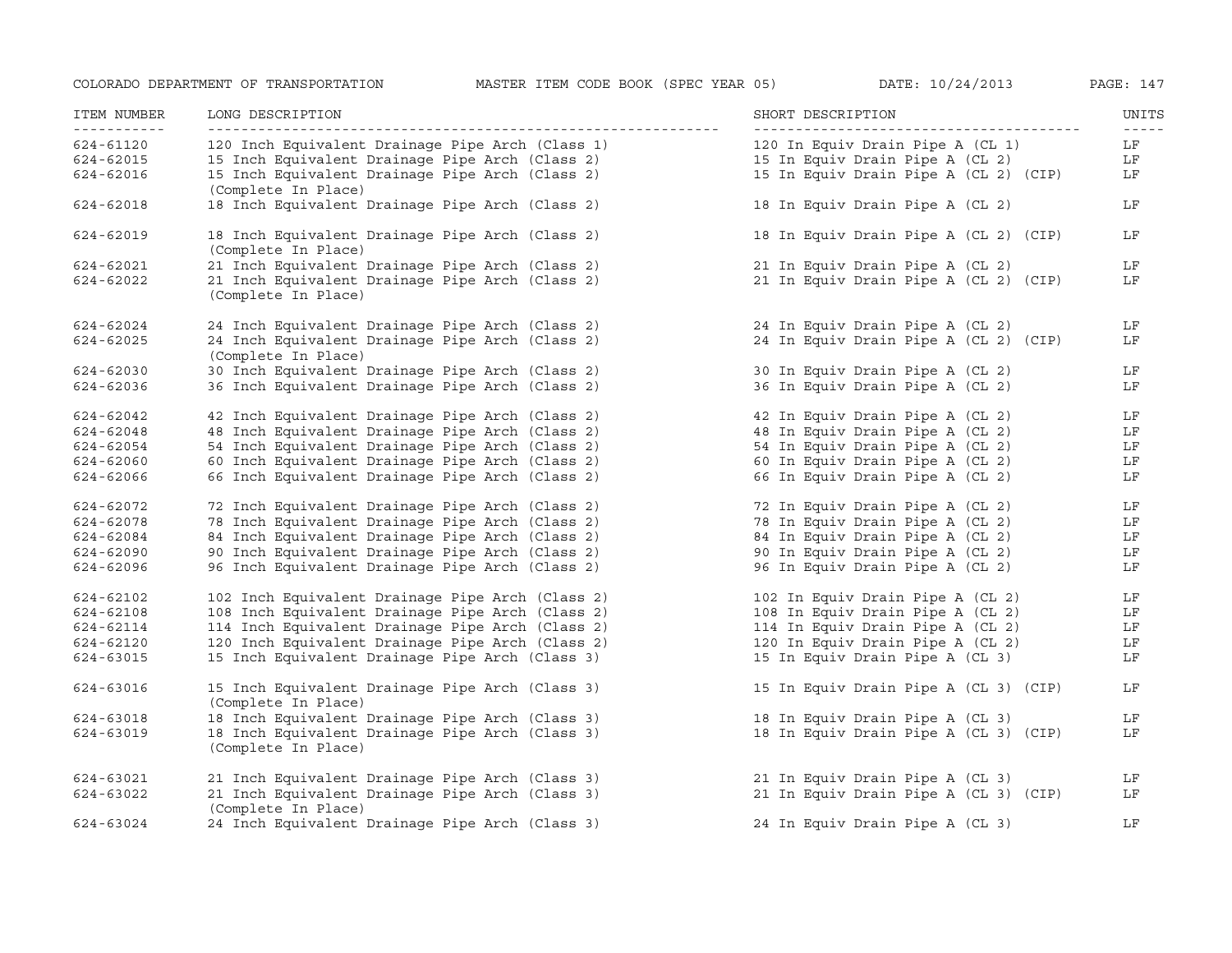| ITEM NUMBER | LONG DESCRIPTION | SHORT DESCRIPTION | UNITS |
|---|---|---|---|
| 624-61120 | 120 Inch Equivalent Drainage Pipe Arch (Class 1) | 120 In Equiv Drain Pipe A (CL 1) | LF |
| 624-62015 | 15 Inch Equivalent Drainage Pipe Arch (Class 2) | 15 In Equiv Drain Pipe A (CL 2) | LF |
| 624-62016 | 15 Inch Equivalent Drainage Pipe Arch (Class 2) (Complete In Place) | 15 In Equiv Drain Pipe A (CL 2) (CIP) | LF |
| 624-62018 | 18 Inch Equivalent Drainage Pipe Arch (Class 2) | 18 In Equiv Drain Pipe A (CL 2) | LF |
| 624-62019 | 18 Inch Equivalent Drainage Pipe Arch (Class 2) (Complete In Place) | 18 In Equiv Drain Pipe A (CL 2) (CIP) | LF |
| 624-62021 | 21 Inch Equivalent Drainage Pipe Arch (Class 2) | 21 In Equiv Drain Pipe A (CL 2) | LF |
| 624-62022 | 21 Inch Equivalent Drainage Pipe Arch (Class 2) (Complete In Place) | 21 In Equiv Drain Pipe A (CL 2) (CIP) | LF |
| 624-62024 | 24 Inch Equivalent Drainage Pipe Arch (Class 2) | 24 In Equiv Drain Pipe A (CL 2) | LF |
| 624-62025 | 24 Inch Equivalent Drainage Pipe Arch (Class 2) (Complete In Place) | 24 In Equiv Drain Pipe A (CL 2) (CIP) | LF |
| 624-62030 | 30 Inch Equivalent Drainage Pipe Arch (Class 2) | 30 In Equiv Drain Pipe A (CL 2) | LF |
| 624-62036 | 36 Inch Equivalent Drainage Pipe Arch (Class 2) | 36 In Equiv Drain Pipe A (CL 2) | LF |
| 624-62042 | 42 Inch Equivalent Drainage Pipe Arch (Class 2) | 42 In Equiv Drain Pipe A (CL 2) | LF |
| 624-62048 | 48 Inch Equivalent Drainage Pipe Arch (Class 2) | 48 In Equiv Drain Pipe A (CL 2) | LF |
| 624-62054 | 54 Inch Equivalent Drainage Pipe Arch (Class 2) | 54 In Equiv Drain Pipe A (CL 2) | LF |
| 624-62060 | 60 Inch Equivalent Drainage Pipe Arch (Class 2) | 60 In Equiv Drain Pipe A (CL 2) | LF |
| 624-62066 | 66 Inch Equivalent Drainage Pipe Arch (Class 2) | 66 In Equiv Drain Pipe A (CL 2) | LF |
| 624-62072 | 72 Inch Equivalent Drainage Pipe Arch (Class 2) | 72 In Equiv Drain Pipe A (CL 2) | LF |
| 624-62078 | 78 Inch Equivalent Drainage Pipe Arch (Class 2) | 78 In Equiv Drain Pipe A (CL 2) | LF |
| 624-62084 | 84 Inch Equivalent Drainage Pipe Arch (Class 2) | 84 In Equiv Drain Pipe A (CL 2) | LF |
| 624-62090 | 90 Inch Equivalent Drainage Pipe Arch (Class 2) | 90 In Equiv Drain Pipe A (CL 2) | LF |
| 624-62096 | 96 Inch Equivalent Drainage Pipe Arch (Class 2) | 96 In Equiv Drain Pipe A (CL 2) | LF |
| 624-62102 | 102 Inch Equivalent Drainage Pipe Arch (Class 2) | 102 In Equiv Drain Pipe A (CL 2) | LF |
| 624-62108 | 108 Inch Equivalent Drainage Pipe Arch (Class 2) | 108 In Equiv Drain Pipe A (CL 2) | LF |
| 624-62114 | 114 Inch Equivalent Drainage Pipe Arch (Class 2) | 114 In Equiv Drain Pipe A (CL 2) | LF |
| 624-62120 | 120 Inch Equivalent Drainage Pipe Arch (Class 2) | 120 In Equiv Drain Pipe A (CL 2) | LF |
| 624-63015 | 15 Inch Equivalent Drainage Pipe Arch (Class 3) | 15 In Equiv Drain Pipe A (CL 3) | LF |
| 624-63016 | 15 Inch Equivalent Drainage Pipe Arch (Class 3) (Complete In Place) | 15 In Equiv Drain Pipe A (CL 3) (CIP) | LF |
| 624-63018 | 18 Inch Equivalent Drainage Pipe Arch (Class 3) | 18 In Equiv Drain Pipe A (CL 3) | LF |
| 624-63019 | 18 Inch Equivalent Drainage Pipe Arch (Class 3) (Complete In Place) | 18 In Equiv Drain Pipe A (CL 3) (CIP) | LF |
| 624-63021 | 21 Inch Equivalent Drainage Pipe Arch (Class 3) | 21 In Equiv Drain Pipe A (CL 3) | LF |
| 624-63022 | 21 Inch Equivalent Drainage Pipe Arch (Class 3) (Complete In Place) | 21 In Equiv Drain Pipe A (CL 3) (CIP) | LF |
| 624-63024 | 24 Inch Equivalent Drainage Pipe Arch (Class 3) | 24 In Equiv Drain Pipe A (CL 3) | LF |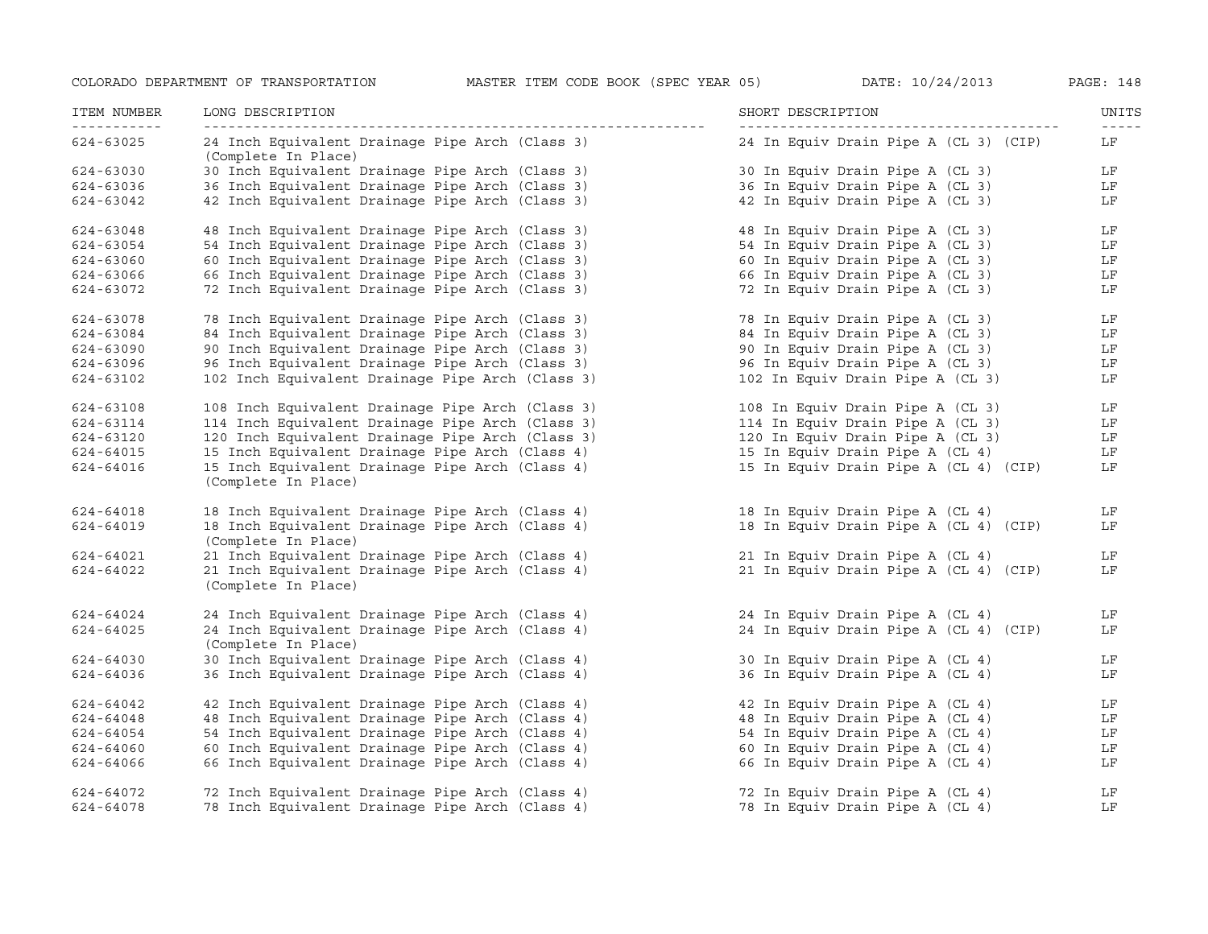| ITEM NUMBER | LONG DESCRIPTION | SHORT DESCRIPTION | UNITS |
|---|---|---|---|
| 624-63025 | 24 Inch Equivalent Drainage Pipe Arch (Class 3) (Complete In Place) | 24 In Equiv Drain Pipe A (CL 3) (CIP) | LF |
| 624-63030 | 30 Inch Equivalent Drainage Pipe Arch (Class 3) | 30 In Equiv Drain Pipe A (CL 3) | LF |
| 624-63036 | 36 Inch Equivalent Drainage Pipe Arch (Class 3) | 36 In Equiv Drain Pipe A (CL 3) | LF |
| 624-63042 | 42 Inch Equivalent Drainage Pipe Arch (Class 3) | 42 In Equiv Drain Pipe A (CL 3) | LF |
| 624-63048 | 48 Inch Equivalent Drainage Pipe Arch (Class 3) | 48 In Equiv Drain Pipe A (CL 3) | LF |
| 624-63054 | 54 Inch Equivalent Drainage Pipe Arch (Class 3) | 54 In Equiv Drain Pipe A (CL 3) | LF |
| 624-63060 | 60 Inch Equivalent Drainage Pipe Arch (Class 3) | 60 In Equiv Drain Pipe A (CL 3) | LF |
| 624-63066 | 66 Inch Equivalent Drainage Pipe Arch (Class 3) | 66 In Equiv Drain Pipe A (CL 3) | LF |
| 624-63072 | 72 Inch Equivalent Drainage Pipe Arch (Class 3) | 72 In Equiv Drain Pipe A (CL 3) | LF |
| 624-63078 | 78 Inch Equivalent Drainage Pipe Arch (Class 3) | 78 In Equiv Drain Pipe A (CL 3) | LF |
| 624-63084 | 84 Inch Equivalent Drainage Pipe Arch (Class 3) | 84 In Equiv Drain Pipe A (CL 3) | LF |
| 624-63090 | 90 Inch Equivalent Drainage Pipe Arch (Class 3) | 90 In Equiv Drain Pipe A (CL 3) | LF |
| 624-63096 | 96 Inch Equivalent Drainage Pipe Arch (Class 3) | 96 In Equiv Drain Pipe A (CL 3) | LF |
| 624-63102 | 102 Inch Equivalent Drainage Pipe Arch (Class 3) | 102 In Equiv Drain Pipe A (CL 3) | LF |
| 624-63108 | 108 Inch Equivalent Drainage Pipe Arch (Class 3) | 108 In Equiv Drain Pipe A (CL 3) | LF |
| 624-63114 | 114 Inch Equivalent Drainage Pipe Arch (Class 3) | 114 In Equiv Drain Pipe A (CL 3) | LF |
| 624-63120 | 120 Inch Equivalent Drainage Pipe Arch (Class 3) | 120 In Equiv Drain Pipe A (CL 3) | LF |
| 624-64015 | 15 Inch Equivalent Drainage Pipe Arch (Class 4) | 15 In Equiv Drain Pipe A (CL 4) | LF |
| 624-64016 | 15 Inch Equivalent Drainage Pipe Arch (Class 4) (Complete In Place) | 15 In Equiv Drain Pipe A (CL 4) (CIP) | LF |
| 624-64018 | 18 Inch Equivalent Drainage Pipe Arch (Class 4) | 18 In Equiv Drain Pipe A (CL 4) | LF |
| 624-64019 | 18 Inch Equivalent Drainage Pipe Arch (Class 4) (Complete In Place) | 18 In Equiv Drain Pipe A (CL 4) (CIP) | LF |
| 624-64021 | 21 Inch Equivalent Drainage Pipe Arch (Class 4) | 21 In Equiv Drain Pipe A (CL 4) | LF |
| 624-64022 | 21 Inch Equivalent Drainage Pipe Arch (Class 4) (Complete In Place) | 21 In Equiv Drain Pipe A (CL 4) (CIP) | LF |
| 624-64024 | 24 Inch Equivalent Drainage Pipe Arch (Class 4) | 24 In Equiv Drain Pipe A (CL 4) | LF |
| 624-64025 | 24 Inch Equivalent Drainage Pipe Arch (Class 4) (Complete In Place) | 24 In Equiv Drain Pipe A (CL 4) (CIP) | LF |
| 624-64030 | 30 Inch Equivalent Drainage Pipe Arch (Class 4) | 30 In Equiv Drain Pipe A (CL 4) | LF |
| 624-64036 | 36 Inch Equivalent Drainage Pipe Arch (Class 4) | 36 In Equiv Drain Pipe A (CL 4) | LF |
| 624-64042 | 42 Inch Equivalent Drainage Pipe Arch (Class 4) | 42 In Equiv Drain Pipe A (CL 4) | LF |
| 624-64048 | 48 Inch Equivalent Drainage Pipe Arch (Class 4) | 48 In Equiv Drain Pipe A (CL 4) | LF |
| 624-64054 | 54 Inch Equivalent Drainage Pipe Arch (Class 4) | 54 In Equiv Drain Pipe A (CL 4) | LF |
| 624-64060 | 60 Inch Equivalent Drainage Pipe Arch (Class 4) | 60 In Equiv Drain Pipe A (CL 4) | LF |
| 624-64066 | 66 Inch Equivalent Drainage Pipe Arch (Class 4) | 66 In Equiv Drain Pipe A (CL 4) | LF |
| 624-64072 | 72 Inch Equivalent Drainage Pipe Arch (Class 4) | 72 In Equiv Drain Pipe A (CL 4) | LF |
| 624-64078 | 78 Inch Equivalent Drainage Pipe Arch (Class 4) | 78 In Equiv Drain Pipe A (CL 4) | LF |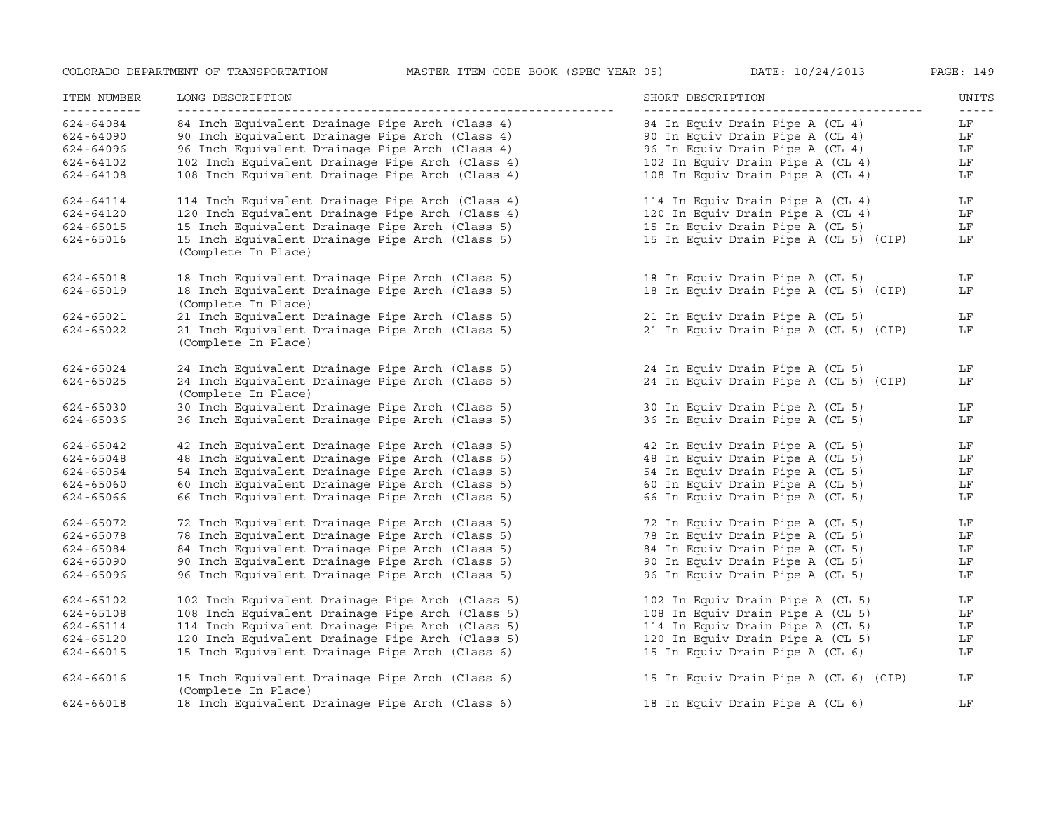| ITEM NUMBER | LONG DESCRIPTION | SHORT DESCRIPTION | UNITS |
|---|---|---|---|
| 624-64084 | 84 Inch Equivalent Drainage Pipe Arch (Class 4) | 84 In Equiv Drain Pipe A (CL 4) | LF |
| 624-64090 | 90 Inch Equivalent Drainage Pipe Arch (Class 4) | 90 In Equiv Drain Pipe A (CL 4) | LF |
| 624-64096 | 96 Inch Equivalent Drainage Pipe Arch (Class 4) | 96 In Equiv Drain Pipe A (CL 4) | LF |
| 624-64102 | 102 Inch Equivalent Drainage Pipe Arch (Class 4) | 102 In Equiv Drain Pipe A (CL 4) | LF |
| 624-64108 | 108 Inch Equivalent Drainage Pipe Arch (Class 4) | 108 In Equiv Drain Pipe A (CL 4) | LF |
| 624-64114 | 114 Inch Equivalent Drainage Pipe Arch (Class 4) | 114 In Equiv Drain Pipe A (CL 4) | LF |
| 624-64120 | 120 Inch Equivalent Drainage Pipe Arch (Class 4) | 120 In Equiv Drain Pipe A (CL 4) | LF |
| 624-65015 | 15 Inch Equivalent Drainage Pipe Arch (Class 5) | 15 In Equiv Drain Pipe A (CL 5) | LF |
| 624-65016 | 15 Inch Equivalent Drainage Pipe Arch (Class 5) (Complete In Place) | 15 In Equiv Drain Pipe A (CL 5) (CIP) | LF |
| 624-65018 | 18 Inch Equivalent Drainage Pipe Arch (Class 5) | 18 In Equiv Drain Pipe A (CL 5) | LF |
| 624-65019 | 18 Inch Equivalent Drainage Pipe Arch (Class 5) (Complete In Place) | 18 In Equiv Drain Pipe A (CL 5) (CIP) | LF |
| 624-65021 | 21 Inch Equivalent Drainage Pipe Arch (Class 5) | 21 In Equiv Drain Pipe A (CL 5) | LF |
| 624-65022 | 21 Inch Equivalent Drainage Pipe Arch (Class 5) (Complete In Place) | 21 In Equiv Drain Pipe A (CL 5) (CIP) | LF |
| 624-65024 | 24 Inch Equivalent Drainage Pipe Arch (Class 5) | 24 In Equiv Drain Pipe A (CL 5) | LF |
| 624-65025 | 24 Inch Equivalent Drainage Pipe Arch (Class 5) (Complete In Place) | 24 In Equiv Drain Pipe A (CL 5) (CIP) | LF |
| 624-65030 | 30 Inch Equivalent Drainage Pipe Arch (Class 5) | 30 In Equiv Drain Pipe A (CL 5) | LF |
| 624-65036 | 36 Inch Equivalent Drainage Pipe Arch (Class 5) | 36 In Equiv Drain Pipe A (CL 5) | LF |
| 624-65042 | 42 Inch Equivalent Drainage Pipe Arch (Class 5) | 42 In Equiv Drain Pipe A (CL 5) | LF |
| 624-65048 | 48 Inch Equivalent Drainage Pipe Arch (Class 5) | 48 In Equiv Drain Pipe A (CL 5) | LF |
| 624-65054 | 54 Inch Equivalent Drainage Pipe Arch (Class 5) | 54 In Equiv Drain Pipe A (CL 5) | LF |
| 624-65060 | 60 Inch Equivalent Drainage Pipe Arch (Class 5) | 60 In Equiv Drain Pipe A (CL 5) | LF |
| 624-65066 | 66 Inch Equivalent Drainage Pipe Arch (Class 5) | 66 In Equiv Drain Pipe A (CL 5) | LF |
| 624-65072 | 72 Inch Equivalent Drainage Pipe Arch (Class 5) | 72 In Equiv Drain Pipe A (CL 5) | LF |
| 624-65078 | 78 Inch Equivalent Drainage Pipe Arch (Class 5) | 78 In Equiv Drain Pipe A (CL 5) | LF |
| 624-65084 | 84 Inch Equivalent Drainage Pipe Arch (Class 5) | 84 In Equiv Drain Pipe A (CL 5) | LF |
| 624-65090 | 90 Inch Equivalent Drainage Pipe Arch (Class 5) | 90 In Equiv Drain Pipe A (CL 5) | LF |
| 624-65096 | 96 Inch Equivalent Drainage Pipe Arch (Class 5) | 96 In Equiv Drain Pipe A (CL 5) | LF |
| 624-65102 | 102 Inch Equivalent Drainage Pipe Arch (Class 5) | 102 In Equiv Drain Pipe A (CL 5) | LF |
| 624-65108 | 108 Inch Equivalent Drainage Pipe Arch (Class 5) | 108 In Equiv Drain Pipe A (CL 5) | LF |
| 624-65114 | 114 Inch Equivalent Drainage Pipe Arch (Class 5) | 114 In Equiv Drain Pipe A (CL 5) | LF |
| 624-65120 | 120 Inch Equivalent Drainage Pipe Arch (Class 5) | 120 In Equiv Drain Pipe A (CL 5) | LF |
| 624-66015 | 15 Inch Equivalent Drainage Pipe Arch (Class 6) | 15 In Equiv Drain Pipe A (CL 6) | LF |
| 624-66016 | 15 Inch Equivalent Drainage Pipe Arch (Class 6) (Complete In Place) | 15 In Equiv Drain Pipe A (CL 6) (CIP) | LF |
| 624-66018 | 18 Inch Equivalent Drainage Pipe Arch (Class 6) | 18 In Equiv Drain Pipe A (CL 6) | LF |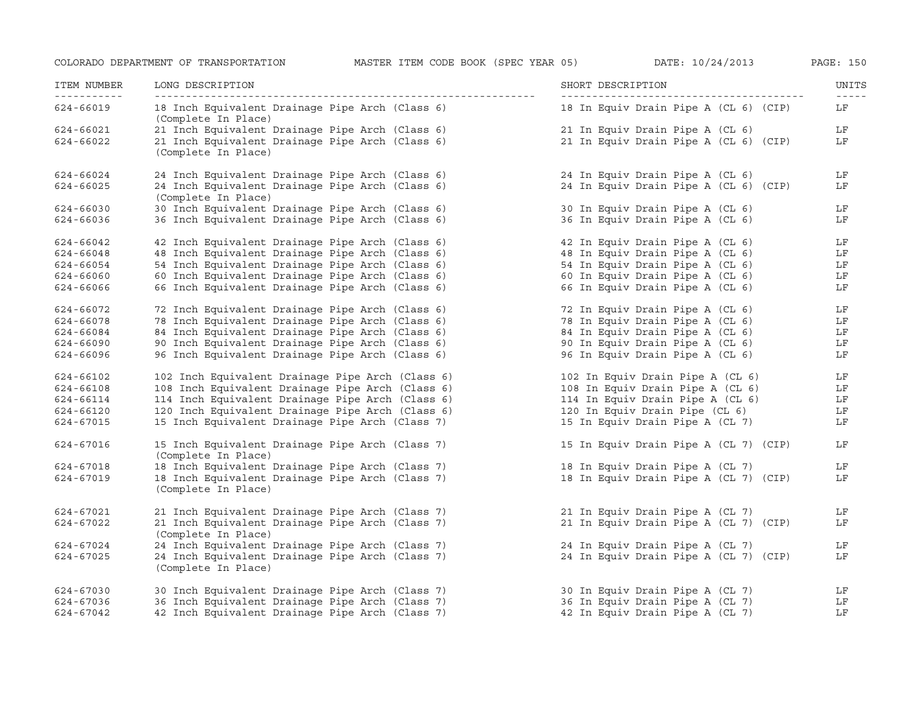| ITEM NUMBER | LONG DESCRIPTION | SHORT DESCRIPTION | UNITS |
|---|---|---|---|
| 624-66019 | 18 Inch Equivalent Drainage Pipe Arch (Class 6) (Complete In Place) | 18 In Equiv Drain Pipe A (CL 6) (CIP) | LF |
| 624-66021 | 21 Inch Equivalent Drainage Pipe Arch (Class 6) | 21 In Equiv Drain Pipe A (CL 6) | LF |
| 624-66022 | 21 Inch Equivalent Drainage Pipe Arch (Class 6) (Complete In Place) | 21 In Equiv Drain Pipe A (CL 6) (CIP) | LF |
| 624-66024 | 24 Inch Equivalent Drainage Pipe Arch (Class 6) | 24 In Equiv Drain Pipe A (CL 6) | LF |
| 624-66025 | 24 Inch Equivalent Drainage Pipe Arch (Class 6) (Complete In Place) | 24 In Equiv Drain Pipe A (CL 6) (CIP) | LF |
| 624-66030 | 30 Inch Equivalent Drainage Pipe Arch (Class 6) | 30 In Equiv Drain Pipe A (CL 6) | LF |
| 624-66036 | 36 Inch Equivalent Drainage Pipe Arch (Class 6) | 36 In Equiv Drain Pipe A (CL 6) | LF |
| 624-66042 | 42 Inch Equivalent Drainage Pipe Arch (Class 6) | 42 In Equiv Drain Pipe A (CL 6) | LF |
| 624-66048 | 48 Inch Equivalent Drainage Pipe Arch (Class 6) | 48 In Equiv Drain Pipe A (CL 6) | LF |
| 624-66054 | 54 Inch Equivalent Drainage Pipe Arch (Class 6) | 54 In Equiv Drain Pipe A (CL 6) | LF |
| 624-66060 | 60 Inch Equivalent Drainage Pipe Arch (Class 6) | 60 In Equiv Drain Pipe A (CL 6) | LF |
| 624-66066 | 66 Inch Equivalent Drainage Pipe Arch (Class 6) | 66 In Equiv Drain Pipe A (CL 6) | LF |
| 624-66072 | 72 Inch Equivalent Drainage Pipe Arch (Class 6) | 72 In Equiv Drain Pipe A (CL 6) | LF |
| 624-66078 | 78 Inch Equivalent Drainage Pipe Arch (Class 6) | 78 In Equiv Drain Pipe A (CL 6) | LF |
| 624-66084 | 84 Inch Equivalent Drainage Pipe Arch (Class 6) | 84 In Equiv Drain Pipe A (CL 6) | LF |
| 624-66090 | 90 Inch Equivalent Drainage Pipe Arch (Class 6) | 90 In Equiv Drain Pipe A (CL 6) | LF |
| 624-66096 | 96 Inch Equivalent Drainage Pipe Arch (Class 6) | 96 In Equiv Drain Pipe A (CL 6) | LF |
| 624-66102 | 102 Inch Equivalent Drainage Pipe Arch (Class 6) | 102 In Equiv Drain Pipe A (CL 6) | LF |
| 624-66108 | 108 Inch Equivalent Drainage Pipe Arch (Class 6) | 108 In Equiv Drain Pipe A (CL 6) | LF |
| 624-66114 | 114 Inch Equivalent Drainage Pipe Arch (Class 6) | 114 In Equiv Drain Pipe A (CL 6) | LF |
| 624-66120 | 120 Inch Equivalent Drainage Pipe Arch (Class 6) | 120 In Equiv Drain Pipe (CL 6) | LF |
| 624-67015 | 15 Inch Equivalent Drainage Pipe Arch (Class 7) | 15 In Equiv Drain Pipe A (CL 7) | LF |
| 624-67016 | 15 Inch Equivalent Drainage Pipe Arch (Class 7) (Complete In Place) | 15 In Equiv Drain Pipe A (CL 7) (CIP) | LF |
| 624-67018 | 18 Inch Equivalent Drainage Pipe Arch (Class 7) | 18 In Equiv Drain Pipe A (CL 7) | LF |
| 624-67019 | 18 Inch Equivalent Drainage Pipe Arch (Class 7) (Complete In Place) | 18 In Equiv Drain Pipe A (CL 7) (CIP) | LF |
| 624-67021 | 21 Inch Equivalent Drainage Pipe Arch (Class 7) | 21 In Equiv Drain Pipe A (CL 7) | LF |
| 624-67022 | 21 Inch Equivalent Drainage Pipe Arch (Class 7) (Complete In Place) | 21 In Equiv Drain Pipe A (CL 7) (CIP) | LF |
| 624-67024 | 24 Inch Equivalent Drainage Pipe Arch (Class 7) | 24 In Equiv Drain Pipe A (CL 7) | LF |
| 624-67025 | 24 Inch Equivalent Drainage Pipe Arch (Class 7) (Complete In Place) | 24 In Equiv Drain Pipe A (CL 7) (CIP) | LF |
| 624-67030 | 30 Inch Equivalent Drainage Pipe Arch (Class 7) | 30 In Equiv Drain Pipe A (CL 7) | LF |
| 624-67036 | 36 Inch Equivalent Drainage Pipe Arch (Class 7) | 36 In Equiv Drain Pipe A (CL 7) | LF |
| 624-67042 | 42 Inch Equivalent Drainage Pipe Arch (Class 7) | 42 In Equiv Drain Pipe A (CL 7) | LF |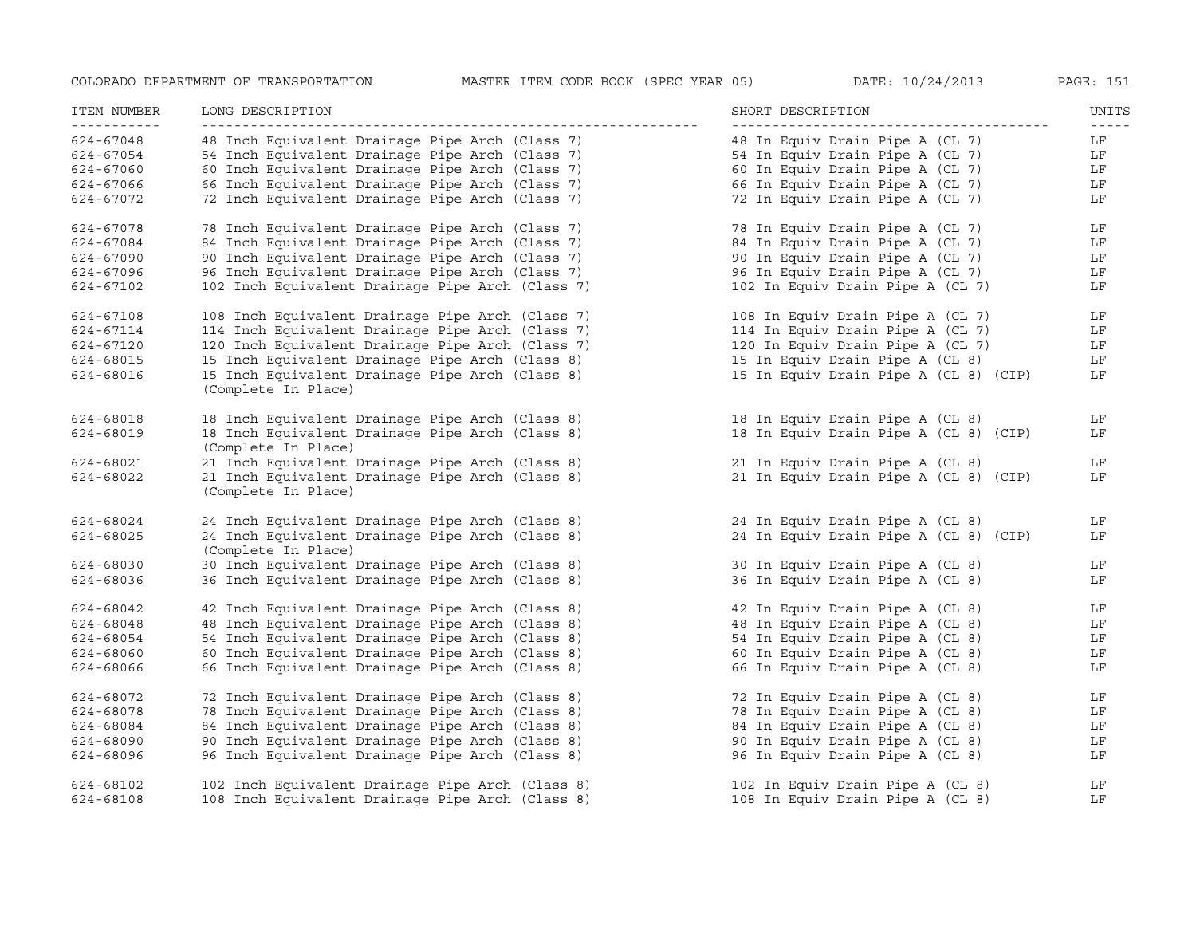| ITEM NUMBER | LONG DESCRIPTION | SHORT DESCRIPTION | UNITS |
| --- | --- | --- | --- |
| 624-67048 | 48 Inch Equivalent Drainage Pipe Arch (Class 7) | 48 In Equiv Drain Pipe A (CL 7) | LF |
| 624-67054 | 54 Inch Equivalent Drainage Pipe Arch (Class 7) | 54 In Equiv Drain Pipe A (CL 7) | LF |
| 624-67060 | 60 Inch Equivalent Drainage Pipe Arch (Class 7) | 60 In Equiv Drain Pipe A (CL 7) | LF |
| 624-67066 | 66 Inch Equivalent Drainage Pipe Arch (Class 7) | 66 In Equiv Drain Pipe A (CL 7) | LF |
| 624-67072 | 72 Inch Equivalent Drainage Pipe Arch (Class 7) | 72 In Equiv Drain Pipe A (CL 7) | LF |
| 624-67078 | 78 Inch Equivalent Drainage Pipe Arch (Class 7) | 78 In Equiv Drain Pipe A (CL 7) | LF |
| 624-67084 | 84 Inch Equivalent Drainage Pipe Arch (Class 7) | 84 In Equiv Drain Pipe A (CL 7) | LF |
| 624-67090 | 90 Inch Equivalent Drainage Pipe Arch (Class 7) | 90 In Equiv Drain Pipe A (CL 7) | LF |
| 624-67096 | 96 Inch Equivalent Drainage Pipe Arch (Class 7) | 96 In Equiv Drain Pipe A (CL 7) | LF |
| 624-67102 | 102 Inch Equivalent Drainage Pipe Arch (Class 7) | 102 In Equiv Drain Pipe A (CL 7) | LF |
| 624-67108 | 108 Inch Equivalent Drainage Pipe Arch (Class 7) | 108 In Equiv Drain Pipe A (CL 7) | LF |
| 624-67114 | 114 Inch Equivalent Drainage Pipe Arch (Class 7) | 114 In Equiv Drain Pipe A (CL 7) | LF |
| 624-67120 | 120 Inch Equivalent Drainage Pipe Arch (Class 7) | 120 In Equiv Drain Pipe A (CL 7) | LF |
| 624-68015 | 15 Inch Equivalent Drainage Pipe Arch (Class 8) | 15 In Equiv Drain Pipe A (CL 8) | LF |
| 624-68016 | 15 Inch Equivalent Drainage Pipe Arch (Class 8) (Complete In Place) | 15 In Equiv Drain Pipe A (CL 8) (CIP) | LF |
| 624-68018 | 18 Inch Equivalent Drainage Pipe Arch (Class 8) | 18 In Equiv Drain Pipe A (CL 8) | LF |
| 624-68019 | 18 Inch Equivalent Drainage Pipe Arch (Class 8) (Complete In Place) | 18 In Equiv Drain Pipe A (CL 8) (CIP) | LF |
| 624-68021 | 21 Inch Equivalent Drainage Pipe Arch (Class 8) | 21 In Equiv Drain Pipe A (CL 8) | LF |
| 624-68022 | 21 Inch Equivalent Drainage Pipe Arch (Class 8) (Complete In Place) | 21 In Equiv Drain Pipe A (CL 8) (CIP) | LF |
| 624-68024 | 24 Inch Equivalent Drainage Pipe Arch (Class 8) | 24 In Equiv Drain Pipe A (CL 8) | LF |
| 624-68025 | 24 Inch Equivalent Drainage Pipe Arch (Class 8) (Complete In Place) | 24 In Equiv Drain Pipe A (CL 8) (CIP) | LF |
| 624-68030 | 30 Inch Equivalent Drainage Pipe Arch (Class 8) | 30 In Equiv Drain Pipe A (CL 8) | LF |
| 624-68036 | 36 Inch Equivalent Drainage Pipe Arch (Class 8) | 36 In Equiv Drain Pipe A (CL 8) | LF |
| 624-68042 | 42 Inch Equivalent Drainage Pipe Arch (Class 8) | 42 In Equiv Drain Pipe A (CL 8) | LF |
| 624-68048 | 48 Inch Equivalent Drainage Pipe Arch (Class 8) | 48 In Equiv Drain Pipe A (CL 8) | LF |
| 624-68054 | 54 Inch Equivalent Drainage Pipe Arch (Class 8) | 54 In Equiv Drain Pipe A (CL 8) | LF |
| 624-68060 | 60 Inch Equivalent Drainage Pipe Arch (Class 8) | 60 In Equiv Drain Pipe A (CL 8) | LF |
| 624-68066 | 66 Inch Equivalent Drainage Pipe Arch (Class 8) | 66 In Equiv Drain Pipe A (CL 8) | LF |
| 624-68072 | 72 Inch Equivalent Drainage Pipe Arch (Class 8) | 72 In Equiv Drain Pipe A (CL 8) | LF |
| 624-68078 | 78 Inch Equivalent Drainage Pipe Arch (Class 8) | 78 In Equiv Drain Pipe A (CL 8) | LF |
| 624-68084 | 84 Inch Equivalent Drainage Pipe Arch (Class 8) | 84 In Equiv Drain Pipe A (CL 8) | LF |
| 624-68090 | 90 Inch Equivalent Drainage Pipe Arch (Class 8) | 90 In Equiv Drain Pipe A (CL 8) | LF |
| 624-68096 | 96 Inch Equivalent Drainage Pipe Arch (Class 8) | 96 In Equiv Drain Pipe A (CL 8) | LF |
| 624-68102 | 102 Inch Equivalent Drainage Pipe Arch (Class 8) | 102 In Equiv Drain Pipe A (CL 8) | LF |
| 624-68108 | 108 Inch Equivalent Drainage Pipe Arch (Class 8) | 108 In Equiv Drain Pipe A (CL 8) | LF |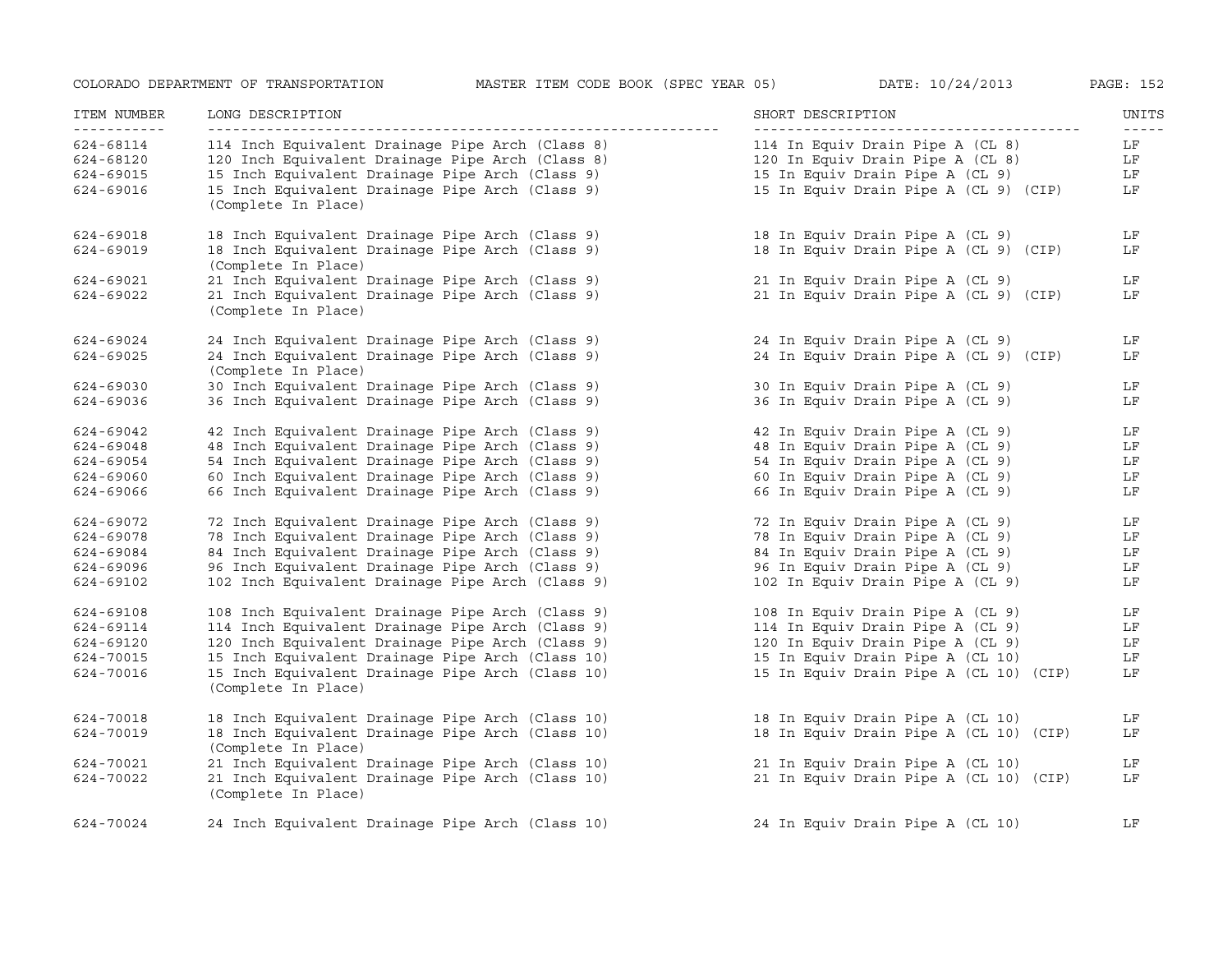| ITEM NUMBER | LONG DESCRIPTION | SHORT DESCRIPTION | UNITS |
|---|---|---|---|
| 624-68114 | 114 Inch Equivalent Drainage Pipe Arch (Class 8) | 114 In Equiv Drain Pipe A (CL 8) | LF |
| 624-68120 | 120 Inch Equivalent Drainage Pipe Arch (Class 8) | 120 In Equiv Drain Pipe A (CL 8) | LF |
| 624-69015 | 15 Inch Equivalent Drainage Pipe Arch (Class 9) | 15 In Equiv Drain Pipe A (CL 9) | LF |
| 624-69016 | 15 Inch Equivalent Drainage Pipe Arch (Class 9) (Complete In Place) | 15 In Equiv Drain Pipe A (CL 9) (CIP) | LF |
| 624-69018 | 18 Inch Equivalent Drainage Pipe Arch (Class 9) | 18 In Equiv Drain Pipe A (CL 9) | LF |
| 624-69019 | 18 Inch Equivalent Drainage Pipe Arch (Class 9) (Complete In Place) | 18 In Equiv Drain Pipe A (CL 9) (CIP) | LF |
| 624-69021 | 21 Inch Equivalent Drainage Pipe Arch (Class 9) | 21 In Equiv Drain Pipe A (CL 9) | LF |
| 624-69022 | 21 Inch Equivalent Drainage Pipe Arch (Class 9) (Complete In Place) | 21 In Equiv Drain Pipe A (CL 9) (CIP) | LF |
| 624-69024 | 24 Inch Equivalent Drainage Pipe Arch (Class 9) | 24 In Equiv Drain Pipe A (CL 9) | LF |
| 624-69025 | 24 Inch Equivalent Drainage Pipe Arch (Class 9) (Complete In Place) | 24 In Equiv Drain Pipe A (CL 9) (CIP) | LF |
| 624-69030 | 30 Inch Equivalent Drainage Pipe Arch (Class 9) | 30 In Equiv Drain Pipe A (CL 9) | LF |
| 624-69036 | 36 Inch Equivalent Drainage Pipe Arch (Class 9) | 36 In Equiv Drain Pipe A (CL 9) | LF |
| 624-69042 | 42 Inch Equivalent Drainage Pipe Arch (Class 9) | 42 In Equiv Drain Pipe A (CL 9) | LF |
| 624-69048 | 48 Inch Equivalent Drainage Pipe Arch (Class 9) | 48 In Equiv Drain Pipe A (CL 9) | LF |
| 624-69054 | 54 Inch Equivalent Drainage Pipe Arch (Class 9) | 54 In Equiv Drain Pipe A (CL 9) | LF |
| 624-69060 | 60 Inch Equivalent Drainage Pipe Arch (Class 9) | 60 In Equiv Drain Pipe A (CL 9) | LF |
| 624-69066 | 66 Inch Equivalent Drainage Pipe Arch (Class 9) | 66 In Equiv Drain Pipe A (CL 9) | LF |
| 624-69072 | 72 Inch Equivalent Drainage Pipe Arch (Class 9) | 72 In Equiv Drain Pipe A (CL 9) | LF |
| 624-69078 | 78 Inch Equivalent Drainage Pipe Arch (Class 9) | 78 In Equiv Drain Pipe A (CL 9) | LF |
| 624-69084 | 84 Inch Equivalent Drainage Pipe Arch (Class 9) | 84 In Equiv Drain Pipe A (CL 9) | LF |
| 624-69096 | 96 Inch Equivalent Drainage Pipe Arch (Class 9) | 96 In Equiv Drain Pipe A (CL 9) | LF |
| 624-69102 | 102 Inch Equivalent Drainage Pipe Arch (Class 9) | 102 In Equiv Drain Pipe A (CL 9) | LF |
| 624-69108 | 108 Inch Equivalent Drainage Pipe Arch (Class 9) | 108 In Equiv Drain Pipe A (CL 9) | LF |
| 624-69114 | 114 Inch Equivalent Drainage Pipe Arch (Class 9) | 114 In Equiv Drain Pipe A (CL 9) | LF |
| 624-69120 | 120 Inch Equivalent Drainage Pipe Arch (Class 9) | 120 In Equiv Drain Pipe A (CL 9) | LF |
| 624-70015 | 15 Inch Equivalent Drainage Pipe Arch (Class 10) | 15 In Equiv Drain Pipe A (CL 10) | LF |
| 624-70016 | 15 Inch Equivalent Drainage Pipe Arch (Class 10) (Complete In Place) | 15 In Equiv Drain Pipe A (CL 10) (CIP) | LF |
| 624-70018 | 18 Inch Equivalent Drainage Pipe Arch (Class 10) | 18 In Equiv Drain Pipe A (CL 10) | LF |
| 624-70019 | 18 Inch Equivalent Drainage Pipe Arch (Class 10) (Complete In Place) | 18 In Equiv Drain Pipe A (CL 10) (CIP) | LF |
| 624-70021 | 21 Inch Equivalent Drainage Pipe Arch (Class 10) | 21 In Equiv Drain Pipe A (CL 10) | LF |
| 624-70022 | 21 Inch Equivalent Drainage Pipe Arch (Class 10) (Complete In Place) | 21 In Equiv Drain Pipe A (CL 10) (CIP) | LF |
| 624-70024 | 24 Inch Equivalent Drainage Pipe Arch (Class 10) | 24 In Equiv Drain Pipe A (CL 10) | LF |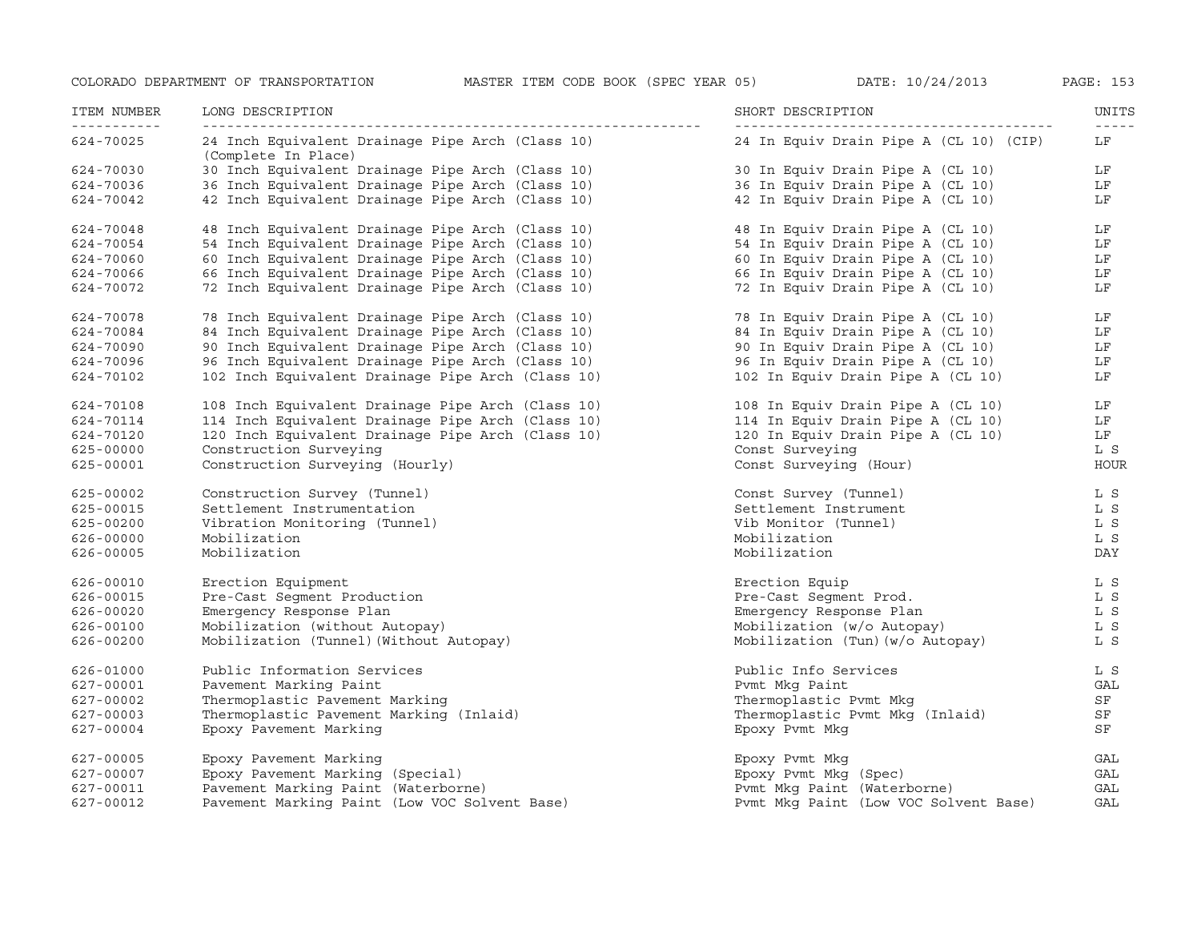| ITEM NUMBER | LONG DESCRIPTION | SHORT DESCRIPTION | UNITS |
|---|---|---|---|
| 624-70025 | 24 Inch Equivalent Drainage Pipe Arch (Class 10) (Complete In Place) | 24 In Equiv Drain Pipe A (CL 10) (CIP) | LF |
| 624-70030 | 30 Inch Equivalent Drainage Pipe Arch (Class 10) | 30 In Equiv Drain Pipe A (CL 10) | LF |
| 624-70036 | 36 Inch Equivalent Drainage Pipe Arch (Class 10) | 36 In Equiv Drain Pipe A (CL 10) | LF |
| 624-70042 | 42 Inch Equivalent Drainage Pipe Arch (Class 10) | 42 In Equiv Drain Pipe A (CL 10) | LF |
| 624-70048 | 48 Inch Equivalent Drainage Pipe Arch (Class 10) | 48 In Equiv Drain Pipe A (CL 10) | LF |
| 624-70054 | 54 Inch Equivalent Drainage Pipe Arch (Class 10) | 54 In Equiv Drain Pipe A (CL 10) | LF |
| 624-70060 | 60 Inch Equivalent Drainage Pipe Arch (Class 10) | 60 In Equiv Drain Pipe A (CL 10) | LF |
| 624-70066 | 66 Inch Equivalent Drainage Pipe Arch (Class 10) | 66 In Equiv Drain Pipe A (CL 10) | LF |
| 624-70072 | 72 Inch Equivalent Drainage Pipe Arch (Class 10) | 72 In Equiv Drain Pipe A (CL 10) | LF |
| 624-70078 | 78 Inch Equivalent Drainage Pipe Arch (Class 10) | 78 In Equiv Drain Pipe A (CL 10) | LF |
| 624-70084 | 84 Inch Equivalent Drainage Pipe Arch (Class 10) | 84 In Equiv Drain Pipe A (CL 10) | LF |
| 624-70090 | 90 Inch Equivalent Drainage Pipe Arch (Class 10) | 90 In Equiv Drain Pipe A (CL 10) | LF |
| 624-70096 | 96 Inch Equivalent Drainage Pipe Arch (Class 10) | 96 In Equiv Drain Pipe A (CL 10) | LF |
| 624-70102 | 102 Inch Equivalent Drainage Pipe Arch (Class 10) | 102 In Equiv Drain Pipe A (CL 10) | LF |
| 624-70108 | 108 Inch Equivalent Drainage Pipe Arch (Class 10) | 108 In Equiv Drain Pipe A (CL 10) | LF |
| 624-70114 | 114 Inch Equivalent Drainage Pipe Arch (Class 10) | 114 In Equiv Drain Pipe A (CL 10) | LF |
| 624-70120 | 120 Inch Equivalent Drainage Pipe Arch (Class 10) | 120 In Equiv Drain Pipe A (CL 10) | LF |
| 625-00000 | Construction Surveying | Const Surveying | L S |
| 625-00001 | Construction Surveying (Hourly) | Const Surveying (Hour) | HOUR |
| 625-00002 | Construction Survey (Tunnel) | Const Survey (Tunnel) | L S |
| 625-00015 | Settlement Instrumentation | Settlement Instrument | L S |
| 625-00200 | Vibration Monitoring (Tunnel) | Vib Monitor (Tunnel) | L S |
| 626-00000 | Mobilization | Mobilization | L S |
| 626-00005 | Mobilization | Mobilization | DAY |
| 626-00010 | Erection Equipment | Erection Equip | L S |
| 626-00015 | Pre-Cast Segment Production | Pre-Cast Segment Prod. | L S |
| 626-00020 | Emergency Response Plan | Emergency Response Plan | L S |
| 626-00100 | Mobilization (without Autopay) | Mobilization (w/o Autopay) | L S |
| 626-00200 | Mobilization (Tunnel)(Without Autopay) | Mobilization (Tun)(w/o Autopay) | L S |
| 626-01000 | Public Information Services | Public Info Services | L S |
| 627-00001 | Pavement Marking Paint | Pvmt Mkg Paint | GAL |
| 627-00002 | Thermoplastic Pavement Marking | Thermoplastic Pvmt Mkg | SF |
| 627-00003 | Thermoplastic Pavement Marking (Inlaid) | Thermoplastic Pvmt Mkg (Inlaid) | SF |
| 627-00004 | Epoxy Pavement Marking | Epoxy Pvmt Mkg | SF |
| 627-00005 | Epoxy Pavement Marking | Epoxy Pvmt Mkg | GAL |
| 627-00007 | Epoxy Pavement Marking (Special) | Epoxy Pvmt Mkg (Spec) | GAL |
| 627-00011 | Pavement Marking Paint (Waterborne) | Pvmt Mkg Paint (Waterborne) | GAL |
| 627-00012 | Pavement Marking Paint (Low VOC Solvent Base) | Pvmt Mkg Paint (Low VOC Solvent Base) | GAL |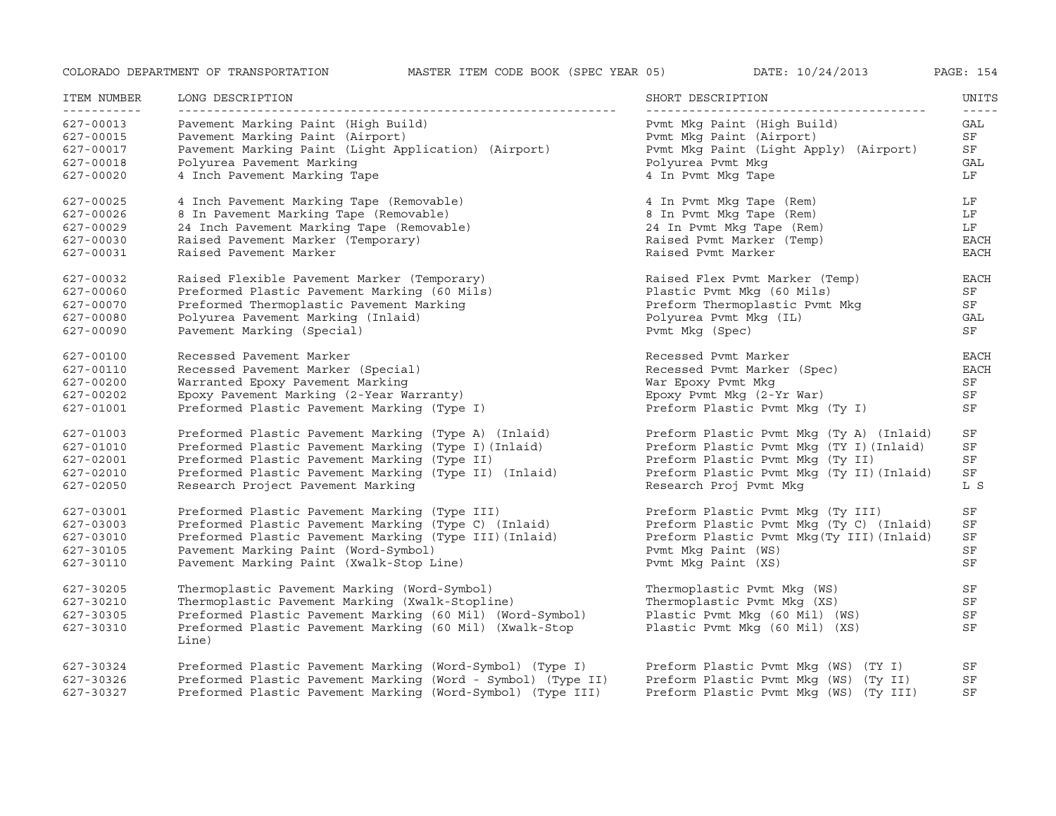| ITEM NUMBER | LONG DESCRIPTION | SHORT DESCRIPTION | UNITS |
|---|---|---|---|
| 627-00013 | Pavement Marking Paint (High Build) | Pvmt Mkg Paint (High Build) | GAL |
| 627-00015 | Pavement Marking Paint (Airport) | Pvmt Mkg Paint (Airport) | SF |
| 627-00017 | Pavement Marking Paint (Light Application) (Airport) | Pvmt Mkg Paint (Light Apply) (Airport) | SF |
| 627-00018 | Polyurea Pavement Marking | Polyurea Pvmt Mkg | GAL |
| 627-00020 | 4 Inch Pavement Marking Tape | 4 In Pvmt Mkg Tape | LF |
| 627-00025 | 4 Inch Pavement Marking Tape (Removable) | 4 In Pvmt Mkg Tape (Rem) | LF |
| 627-00026 | 8 In Pavement Marking Tape (Removable) | 8 In Pvmt Mkg Tape (Rem) | LF |
| 627-00029 | 24 Inch Pavement Marking Tape (Removable) | 24 In Pvmt Mkg Tape (Rem) | LF |
| 627-00030 | Raised Pavement Marker (Temporary) | Raised Pvmt Marker (Temp) | EACH |
| 627-00031 | Raised Pavement Marker | Raised Pvmt Marker | EACH |
| 627-00032 | Raised Flexible Pavement Marker (Temporary) | Raised Flex Pvmt Marker (Temp) | EACH |
| 627-00060 | Preformed Plastic Pavement Marking (60 Mils) | Plastic Pvmt Mkg (60 Mils) | SF |
| 627-00070 | Preformed Thermoplastic Pavement Marking | Preform Thermoplastic Pvmt Mkg | SF |
| 627-00080 | Polyurea Pavement Marking (Inlaid) | Polyurea Pvmt Mkg (IL) | GAL |
| 627-00090 | Pavement Marking (Special) | Pvmt Mkg (Spec) | SF |
| 627-00100 | Recessed Pavement Marker | Recessed Pvmt Marker | EACH |
| 627-00110 | Recessed Pavement Marker (Special) | Recessed Pvmt Marker (Spec) | EACH |
| 627-00200 | Warranted Epoxy Pavement Marking | War Epoxy Pvmt Mkg | SF |
| 627-00202 | Epoxy Pavement Marking (2-Year Warranty) | Epoxy Pvmt Mkg (2-Yr War) | SF |
| 627-01001 | Preformed Plastic Pavement Marking (Type I) | Preform Plastic Pvmt Mkg (Ty I) | SF |
| 627-01003 | Preformed Plastic Pavement Marking (Type A) (Inlaid) | Preform Plastic Pvmt Mkg (Ty A) (Inlaid) | SF |
| 627-01010 | Preformed Plastic Pavement Marking (Type I)(Inlaid) | Preform Plastic Pvmt Mkg (TY I)(Inlaid) | SF |
| 627-02001 | Preformed Plastic Pavement Marking (Type II) | Preform Plastic Pvmt Mkg (Ty II) | SF |
| 627-02010 | Preformed Plastic Pavement Marking (Type II) (Inlaid) | Preform Plastic Pvmt Mkg (Ty II)(Inlaid) | SF |
| 627-02050 | Research Project Pavement Marking | Research Proj Pvmt Mkg | L S |
| 627-03001 | Preformed Plastic Pavement Marking (Type III) | Preform Plastic Pvmt Mkg (Ty III) | SF |
| 627-03003 | Preformed Plastic Pavement Marking (Type C) (Inlaid) | Preform Plastic Pvmt Mkg (Ty C) (Inlaid) | SF |
| 627-03010 | Preformed Plastic Pavement Marking (Type III)(Inlaid) | Preform Plastic Pvmt Mkg(Ty III)(Inlaid) | SF |
| 627-30105 | Pavement Marking Paint (Word-Symbol) | Pvmt Mkg Paint (WS) | SF |
| 627-30110 | Pavement Marking Paint (Xwalk-Stop Line) | Pvmt Mkg Paint (XS) | SF |
| 627-30205 | Thermoplastic Pavement Marking (Word-Symbol) | Thermoplastic Pvmt Mkg (WS) | SF |
| 627-30210 | Thermoplastic Pavement Marking (Xwalk-Stopline) | Thermoplastic Pvmt Mkg (XS) | SF |
| 627-30305 | Preformed Plastic Pavement Marking (60 Mil) (Word-Symbol) | Plastic Pvmt Mkg (60 Mil) (WS) | SF |
| 627-30310 | Preformed Plastic Pavement Marking (60 Mil) (Xwalk-Stop Line) | Plastic Pvmt Mkg (60 Mil) (XS) | SF |
| 627-30324 | Preformed Plastic Pavement Marking (Word-Symbol) (Type I) | Preform Plastic Pvmt Mkg (WS) (TY I) | SF |
| 627-30326 | Preformed Plastic Pavement Marking (Word - Symbol) (Type II) | Preform Plastic Pvmt Mkg (WS) (Ty II) | SF |
| 627-30327 | Preformed Plastic Pavement Marking (Word-Symbol) (Type III) | Preform Plastic Pvmt Mkg (WS) (Ty III) | SF |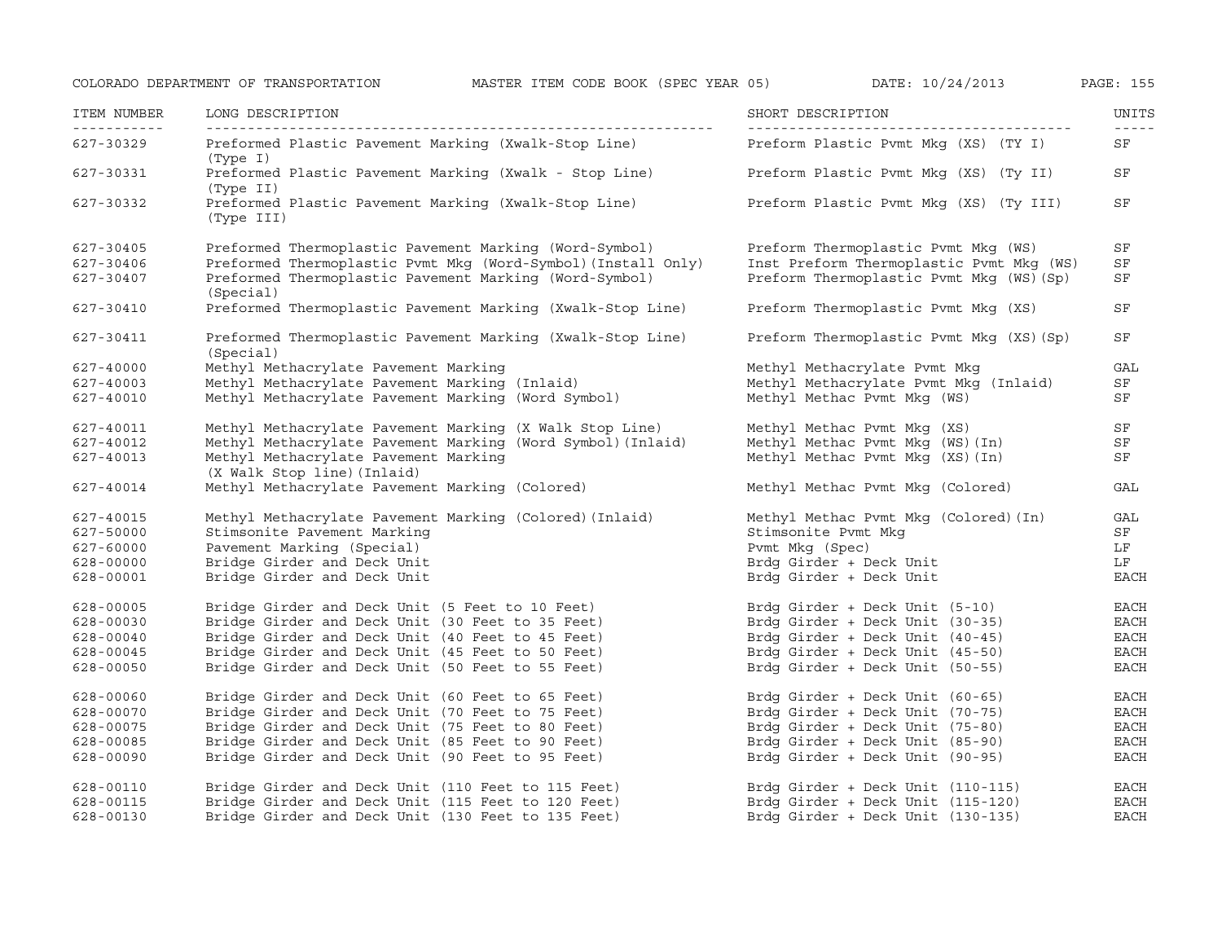| ITEM NUMBER | LONG DESCRIPTION | SHORT DESCRIPTION | UNITS |
|---|---|---|---|
| 627-30329 | Preformed Plastic Pavement Marking (Xwalk-Stop Line) (Type I) | Preform Plastic Pvmt Mkg (XS) (TY I) | SF |
| 627-30331 | Preformed Plastic Pavement Marking (Xwalk - Stop Line) (Type II) | Preform Plastic Pvmt Mkg (XS) (Ty II) | SF |
| 627-30332 | Preformed Plastic Pavement Marking (Xwalk-Stop Line) (Type III) | Preform Plastic Pvmt Mkg (XS) (Ty III) | SF |
| 627-30405 | Preformed Thermoplastic Pavement Marking (Word-Symbol) | Preform Thermoplastic Pvmt Mkg (WS) | SF |
| 627-30406 | Preformed Thermoplastic Pvmt Mkg (Word-Symbol)(Install Only) | Inst Preform Thermoplastic Pvmt Mkg (WS) | SF |
| 627-30407 | Preformed Thermoplastic Pavement Marking (Word-Symbol) (Special) | Preform Thermoplastic Pvmt Mkg (WS)(Sp) | SF |
| 627-30410 | Preformed Thermoplastic Pavement Marking (Xwalk-Stop Line) | Preform Thermoplastic Pvmt Mkg (XS) | SF |
| 627-30411 | Preformed Thermoplastic Pavement Marking (Xwalk-Stop Line) (Special) | Preform Thermoplastic Pvmt Mkg (XS)(Sp) | SF |
| 627-40000 | Methyl Methacrylate Pavement Marking | Methyl Methacrylate Pvmt Mkg | GAL |
| 627-40003 | Methyl Methacrylate Pavement Marking (Inlaid) | Methyl Methacrylate Pvmt Mkg (Inlaid) | SF |
| 627-40010 | Methyl Methacrylate Pavement Marking (Word Symbol) | Methyl Methac Pvmt Mkg (WS) | SF |
| 627-40011 | Methyl Methacrylate Pavement Marking (X Walk Stop Line) | Methyl Methac Pvmt Mkg (XS) | SF |
| 627-40012 | Methyl Methacrylate Pavement Marking (Word Symbol)(Inlaid) | Methyl Methac Pvmt Mkg (WS)(In) | SF |
| 627-40013 | Methyl Methacrylate Pavement Marking (X Walk Stop line)(Inlaid) | Methyl Methac Pvmt Mkg (XS)(In) | SF |
| 627-40014 | Methyl Methacrylate Pavement Marking (Colored) | Methyl Methac Pvmt Mkg (Colored) | GAL |
| 627-40015 | Methyl Methacrylate Pavement Marking (Colored)(Inlaid) | Methyl Methac Pvmt Mkg (Colored)(In) | GAL |
| 627-50000 | Stimsonite Pavement Marking | Stimsonite Pvmt Mkg | SF |
| 627-60000 | Pavement Marking (Special) | Pvmt Mkg (Spec) | LF |
| 628-00000 | Bridge Girder and Deck Unit | Brdg Girder + Deck Unit | LF |
| 628-00001 | Bridge Girder and Deck Unit | Brdg Girder + Deck Unit | EACH |
| 628-00005 | Bridge Girder and Deck Unit (5 Feet to 10 Feet) | Brdg Girder + Deck Unit (5-10) | EACH |
| 628-00030 | Bridge Girder and Deck Unit (30 Feet to 35 Feet) | Brdg Girder + Deck Unit (30-35) | EACH |
| 628-00040 | Bridge Girder and Deck Unit (40 Feet to 45 Feet) | Brdg Girder + Deck Unit (40-45) | EACH |
| 628-00045 | Bridge Girder and Deck Unit (45 Feet to 50 Feet) | Brdg Girder + Deck Unit (45-50) | EACH |
| 628-00050 | Bridge Girder and Deck Unit (50 Feet to 55 Feet) | Brdg Girder + Deck Unit (50-55) | EACH |
| 628-00060 | Bridge Girder and Deck Unit (60 Feet to 65 Feet) | Brdg Girder + Deck Unit (60-65) | EACH |
| 628-00070 | Bridge Girder and Deck Unit (70 Feet to 75 Feet) | Brdg Girder + Deck Unit (70-75) | EACH |
| 628-00075 | Bridge Girder and Deck Unit (75 Feet to 80 Feet) | Brdg Girder + Deck Unit (75-80) | EACH |
| 628-00085 | Bridge Girder and Deck Unit (85 Feet to 90 Feet) | Brdg Girder + Deck Unit (85-90) | EACH |
| 628-00090 | Bridge Girder and Deck Unit (90 Feet to 95 Feet) | Brdg Girder + Deck Unit (90-95) | EACH |
| 628-00110 | Bridge Girder and Deck Unit (110 Feet to 115 Feet) | Brdg Girder + Deck Unit (110-115) | EACH |
| 628-00115 | Bridge Girder and Deck Unit (115 Feet to 120 Feet) | Brdg Girder + Deck Unit (115-120) | EACH |
| 628-00130 | Bridge Girder and Deck Unit (130 Feet to 135 Feet) | Brdg Girder + Deck Unit (130-135) | EACH |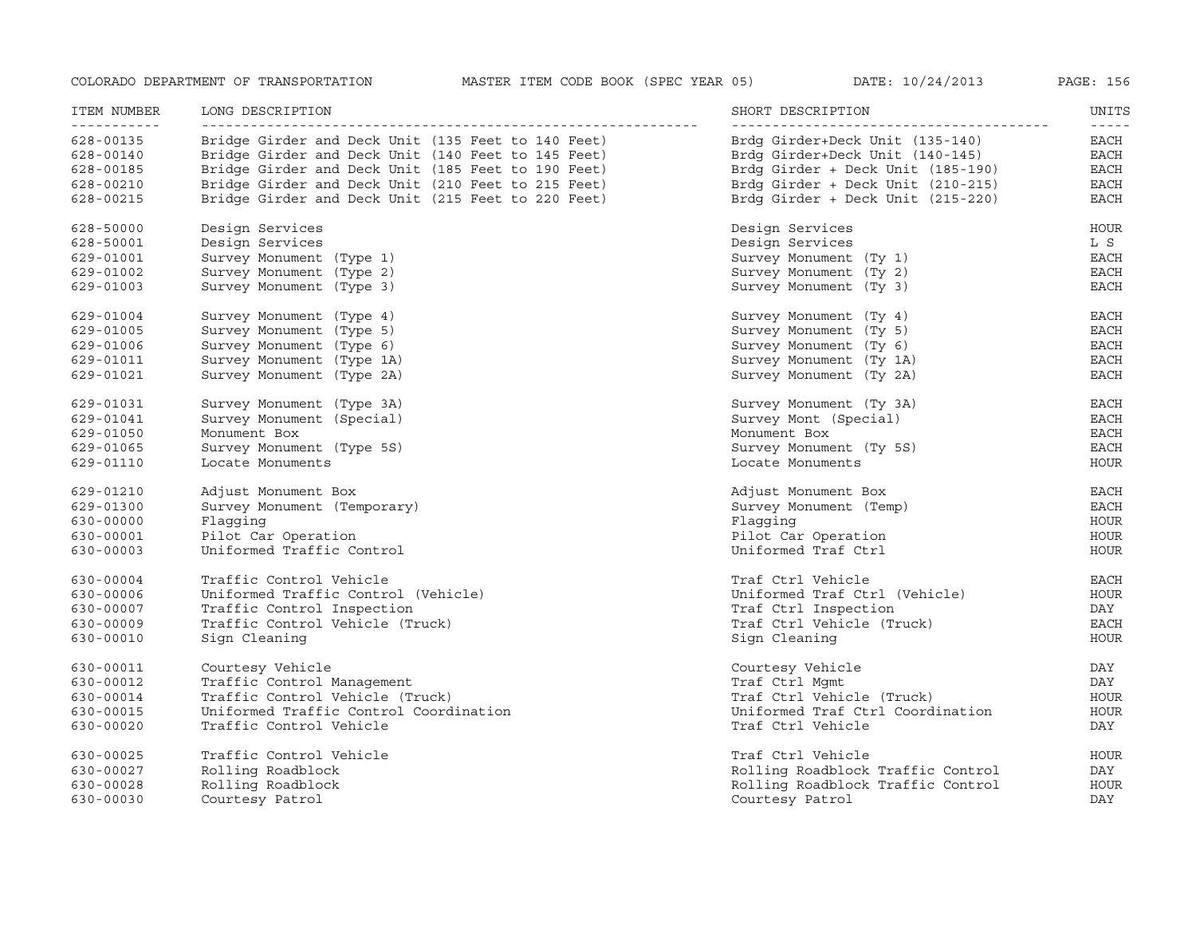| ITEM NUMBER | LONG DESCRIPTION | SHORT DESCRIPTION | UNITS |
| --- | --- | --- | --- |
| 628-00135 | Bridge Girder and Deck Unit (135 Feet to 140 Feet) | Brdg Girder+Deck Unit (135-140) | EACH |
| 628-00140 | Bridge Girder and Deck Unit (140 Feet to 145 Feet) | Brdg Girder+Deck Unit (140-145) | EACH |
| 628-00185 | Bridge Girder and Deck Unit (185 Feet to 190 Feet) | Brdg Girder + Deck Unit (185-190) | EACH |
| 628-00210 | Bridge Girder and Deck Unit (210 Feet to 215 Feet) | Brdg Girder + Deck Unit (210-215) | EACH |
| 628-00215 | Bridge Girder and Deck Unit (215 Feet to 220 Feet) | Brdg Girder + Deck Unit (215-220) | EACH |
| 628-50000 | Design Services | Design Services | HOUR |
| 628-50001 | Design Services | Design Services | L S |
| 629-01001 | Survey Monument (Type 1) | Survey Monument (Ty 1) | EACH |
| 629-01002 | Survey Monument (Type 2) | Survey Monument (Ty 2) | EACH |
| 629-01003 | Survey Monument (Type 3) | Survey Monument (Ty 3) | EACH |
| 629-01004 | Survey Monument (Type 4) | Survey Monument (Ty 4) | EACH |
| 629-01005 | Survey Monument (Type 5) | Survey Monument (Ty 5) | EACH |
| 629-01006 | Survey Monument (Type 6) | Survey Monument (Ty 6) | EACH |
| 629-01011 | Survey Monument (Type 1A) | Survey Monument (Ty 1A) | EACH |
| 629-01021 | Survey Monument (Type 2A) | Survey Monument (Ty 2A) | EACH |
| 629-01031 | Survey Monument (Type 3A) | Survey Monument (Ty 3A) | EACH |
| 629-01041 | Survey Monument (Special) | Survey Mont (Special) | EACH |
| 629-01050 | Monument Box | Monument Box | EACH |
| 629-01065 | Survey Monument (Type 5S) | Survey Monument (Ty 5S) | EACH |
| 629-01110 | Locate Monuments | Locate Monuments | HOUR |
| 629-01210 | Adjust Monument Box | Adjust Monument Box | EACH |
| 629-01300 | Survey Monument (Temporary) | Survey Monument (Temp) | EACH |
| 630-00000 | Flagging | Flagging | HOUR |
| 630-00001 | Pilot Car Operation | Pilot Car Operation | HOUR |
| 630-00003 | Uniformed Traffic Control | Uniformed Traf Ctrl | HOUR |
| 630-00004 | Traffic Control Vehicle | Traf Ctrl Vehicle | EACH |
| 630-00006 | Uniformed Traffic Control (Vehicle) | Uniformed Traf Ctrl (Vehicle) | HOUR |
| 630-00007 | Traffic Control Inspection | Traf Ctrl Inspection | DAY |
| 630-00009 | Traffic Control Vehicle (Truck) | Traf Ctrl Vehicle (Truck) | EACH |
| 630-00010 | Sign Cleaning | Sign Cleaning | HOUR |
| 630-00011 | Courtesy Vehicle | Courtesy Vehicle | DAY |
| 630-00012 | Traffic Control Management | Traf Ctrl Mgmt | DAY |
| 630-00014 | Traffic Control Vehicle (Truck) | Traf Ctrl Vehicle (Truck) | HOUR |
| 630-00015 | Uniformed Traffic Control Coordination | Uniformed Traf Ctrl Coordination | HOUR |
| 630-00020 | Traffic Control Vehicle | Traf Ctrl Vehicle | DAY |
| 630-00025 | Traffic Control Vehicle | Traf Ctrl Vehicle | HOUR |
| 630-00027 | Rolling Roadblock | Rolling Roadblock Traffic Control | DAY |
| 630-00028 | Rolling Roadblock | Rolling Roadblock Traffic Control | HOUR |
| 630-00030 | Courtesy Patrol | Courtesy Patrol | DAY |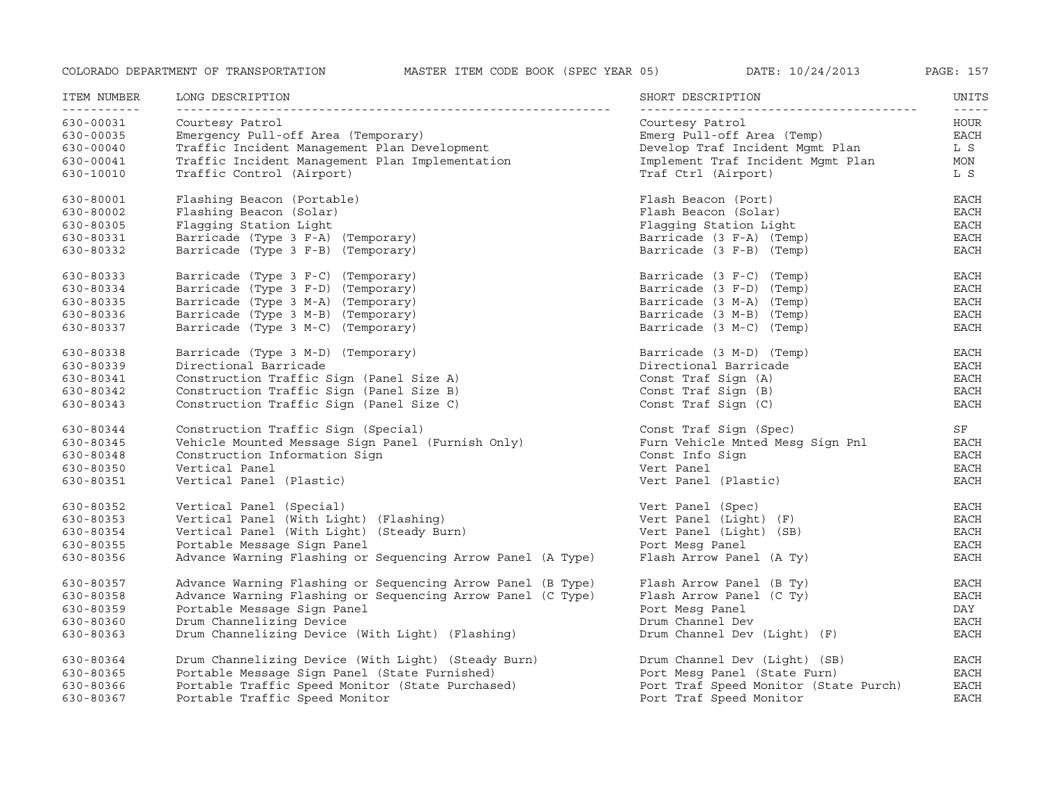| ITEM NUMBER | LONG DESCRIPTION | SHORT DESCRIPTION | UNITS |
| --- | --- | --- | --- |
| 630-00031 | Courtesy Patrol | Courtesy Patrol | HOUR |
| 630-00035 | Emergency Pull-off Area (Temporary) | Emerg Pull-off Area (Temp) | EACH |
| 630-00040 | Traffic Incident Management Plan Development | Develop Traf Incident Mgmt Plan | L S |
| 630-00041 | Traffic Incident Management Plan Implementation | Implement Traf Incident Mgmt Plan | MON |
| 630-10010 | Traffic Control (Airport) | Traf Ctrl (Airport) | L S |
| 630-80001 | Flashing Beacon (Portable) | Flash Beacon (Port) | EACH |
| 630-80002 | Flashing Beacon (Solar) | Flash Beacon (Solar) | EACH |
| 630-80305 | Flagging Station Light | Flagging Station Light | EACH |
| 630-80331 | Barricade (Type 3 F-A) (Temporary) | Barricade (3 F-A) (Temp) | EACH |
| 630-80332 | Barricade (Type 3 F-B) (Temporary) | Barricade (3 F-B) (Temp) | EACH |
| 630-80333 | Barricade (Type 3 F-C) (Temporary) | Barricade (3 F-C) (Temp) | EACH |
| 630-80334 | Barricade (Type 3 F-D) (Temporary) | Barricade (3 F-D) (Temp) | EACH |
| 630-80335 | Barricade (Type 3 M-A) (Temporary) | Barricade (3 M-A) (Temp) | EACH |
| 630-80336 | Barricade (Type 3 M-B) (Temporary) | Barricade (3 M-B) (Temp) | EACH |
| 630-80337 | Barricade (Type 3 M-C) (Temporary) | Barricade (3 M-C) (Temp) | EACH |
| 630-80338 | Barricade (Type 3 M-D) (Temporary) | Barricade (3 M-D) (Temp) | EACH |
| 630-80339 | Directional Barricade | Directional Barricade | EACH |
| 630-80341 | Construction Traffic Sign (Panel Size A) | Const Traf Sign (A) | EACH |
| 630-80342 | Construction Traffic Sign (Panel Size B) | Const Traf Sign (B) | EACH |
| 630-80343 | Construction Traffic Sign (Panel Size C) | Const Traf Sign (C) | EACH |
| 630-80344 | Construction Traffic Sign (Special) | Const Traf Sign (Spec) | SF |
| 630-80345 | Vehicle Mounted Message Sign Panel (Furnish Only) | Furn Vehicle Mnted Mesg Sign Pnl | EACH |
| 630-80348 | Construction Information Sign | Const Info Sign | EACH |
| 630-80350 | Vertical Panel | Vert Panel | EACH |
| 630-80351 | Vertical Panel (Plastic) | Vert Panel (Plastic) | EACH |
| 630-80352 | Vertical Panel (Special) | Vert Panel (Spec) | EACH |
| 630-80353 | Vertical Panel (With Light) (Flashing) | Vert Panel (Light) (F) | EACH |
| 630-80354 | Vertical Panel (With Light) (Steady Burn) | Vert Panel (Light) (SB) | EACH |
| 630-80355 | Portable Message Sign Panel | Port Mesg Panel | EACH |
| 630-80356 | Advance Warning Flashing or Sequencing Arrow Panel (A Type) | Flash Arrow Panel (A Ty) | EACH |
| 630-80357 | Advance Warning Flashing or Sequencing Arrow Panel (B Type) | Flash Arrow Panel (B Ty) | EACH |
| 630-80358 | Advance Warning Flashing or Sequencing Arrow Panel (C Type) | Flash Arrow Panel (C Ty) | EACH |
| 630-80359 | Portable Message Sign Panel | Port Mesg Panel | DAY |
| 630-80360 | Drum Channelizing Device | Drum Channel Dev | EACH |
| 630-80363 | Drum Channelizing Device (With Light) (Flashing) | Drum Channel Dev (Light) (F) | EACH |
| 630-80364 | Drum Channelizing Device (With Light) (Steady Burn) | Drum Channel Dev (Light) (SB) | EACH |
| 630-80365 | Portable Message Sign Panel (State Furnished) | Port Mesg Panel (State Furn) | EACH |
| 630-80366 | Portable Traffic Speed Monitor (State Purchased) | Port Traf Speed Monitor (State Purch) | EACH |
| 630-80367 | Portable Traffic Speed Monitor | Port Traf Speed Monitor | EACH |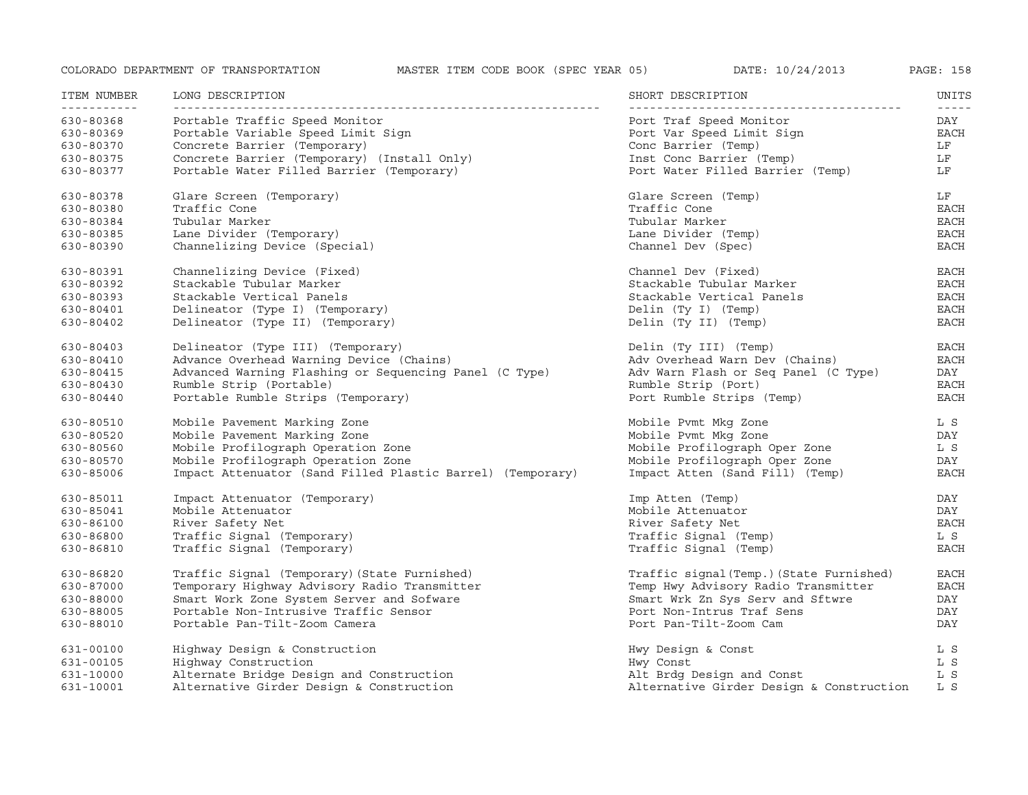| ITEM NUMBER | LONG DESCRIPTION | SHORT DESCRIPTION | UNITS |
|---|---|---|---|
| 630-80368 | Portable Traffic Speed Monitor | Port Traf Speed Monitor | DAY |
| 630-80369 | Portable Variable Speed Limit Sign | Port Var Speed Limit Sign | EACH |
| 630-80370 | Concrete Barrier (Temporary) | Conc Barrier (Temp) | LF |
| 630-80375 | Concrete Barrier (Temporary) (Install Only) | Inst Conc Barrier (Temp) | LF |
| 630-80377 | Portable Water Filled Barrier (Temporary) | Port Water Filled Barrier (Temp) | LF |
| 630-80378 | Glare Screen (Temporary) | Glare Screen (Temp) | LF |
| 630-80380 | Traffic Cone | Traffic Cone | EACH |
| 630-80384 | Tubular Marker | Tubular Marker | EACH |
| 630-80385 | Lane Divider (Temporary) | Lane Divider (Temp) | EACH |
| 630-80390 | Channelizing Device (Special) | Channel Dev (Spec) | EACH |
| 630-80391 | Channelizing Device (Fixed) | Channel Dev (Fixed) | EACH |
| 630-80392 | Stackable Tubular Marker | Stackable Tubular Marker | EACH |
| 630-80393 | Stackable Vertical Panels | Stackable Vertical Panels | EACH |
| 630-80401 | Delineator (Type I) (Temporary) | Delin (Ty I) (Temp) | EACH |
| 630-80402 | Delineator (Type II) (Temporary) | Delin (Ty II) (Temp) | EACH |
| 630-80403 | Delineator (Type III) (Temporary) | Delin (Ty III) (Temp) | EACH |
| 630-80410 | Advance Overhead Warning Device (Chains) | Adv Overhead Warn Dev (Chains) | EACH |
| 630-80415 | Advanced Warning Flashing or Sequencing Panel (C Type) | Adv Warn Flash or Seq Panel (C Type) | DAY |
| 630-80430 | Rumble Strip (Portable) | Rumble Strip (Port) | EACH |
| 630-80440 | Portable Rumble Strips (Temporary) | Port Rumble Strips (Temp) | EACH |
| 630-80510 | Mobile Pavement Marking Zone | Mobile Pvmt Mkg Zone | L S |
| 630-80520 | Mobile Pavement Marking Zone | Mobile Pvmt Mkg Zone | DAY |
| 630-80560 | Mobile Profilograph Operation Zone | Mobile Profilograph Oper Zone | L S |
| 630-80570 | Mobile Profilograph Operation Zone | Mobile Profilograph Oper Zone | DAY |
| 630-85006 | Impact Attenuator (Sand Filled Plastic Barrel) (Temporary) | Impact Atten (Sand Fill) (Temp) | EACH |
| 630-85011 | Impact Attenuator (Temporary) | Imp Atten (Temp) | DAY |
| 630-85041 | Mobile Attenuator | Mobile Attenuator | DAY |
| 630-86100 | River Safety Net | River Safety Net | EACH |
| 630-86800 | Traffic Signal (Temporary) | Traffic Signal (Temp) | L S |
| 630-86810 | Traffic Signal (Temporary) | Traffic Signal (Temp) | EACH |
| 630-86820 | Traffic Signal (Temporary)(State Furnished) | Traffic signal(Temp.)(State Furnished) | EACH |
| 630-87000 | Temporary Highway Advisory Radio Transmitter | Temp Hwy Advisory Radio Transmitter | EACH |
| 630-88000 | Smart Work Zone System Server and Sofware | Smart Wrk Zn Sys Serv and Sftwre | DAY |
| 630-88005 | Portable Non-Intrusive Traffic Sensor | Port Non-Intrus Traf Sens | DAY |
| 630-88010 | Portable Pan-Tilt-Zoom Camera | Port Pan-Tilt-Zoom Cam | DAY |
| 631-00100 | Highway Design & Construction | Hwy Design & Const | L S |
| 631-00105 | Highway Construction | Hwy Const | L S |
| 631-10000 | Alternate Bridge Design and Construction | Alt Brdg Design and Const | L S |
| 631-10001 | Alternative Girder Design & Construction | Alternative Girder Design & Construction | L S |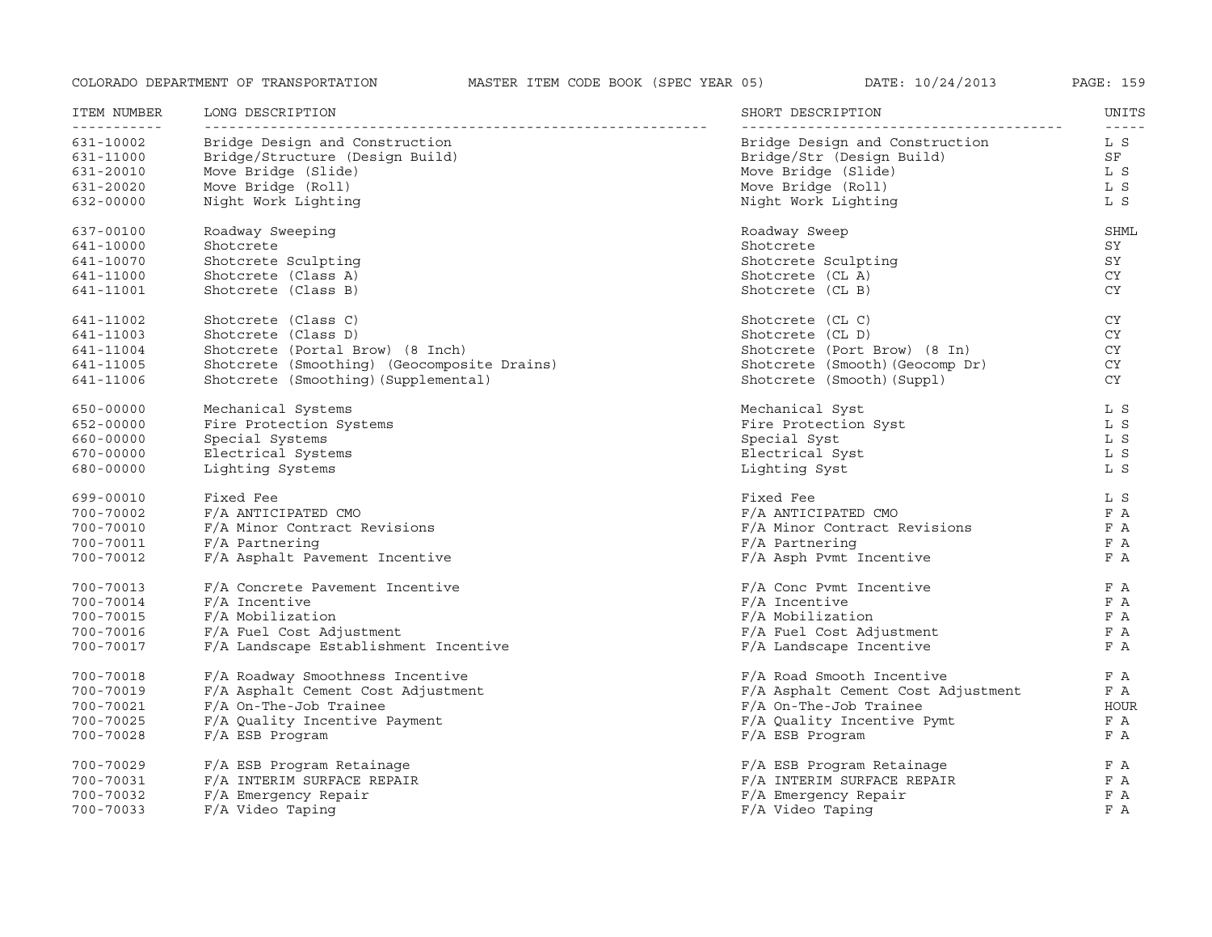| ITEM NUMBER | LONG DESCRIPTION | SHORT DESCRIPTION | UNITS |
| --- | --- | --- | --- |
| 631-10002 | Bridge Design and Construction | Bridge Design and Construction | L S |
| 631-11000 | Bridge/Structure (Design Build) | Bridge/Str (Design Build) | SF |
| 631-20010 | Move Bridge (Slide) | Move Bridge (Slide) | L S |
| 631-20020 | Move Bridge (Roll) | Move Bridge (Roll) | L S |
| 632-00000 | Night Work Lighting | Night Work Lighting | L S |
| 637-00100 | Roadway Sweeping | Roadway Sweep | SHML |
| 641-10000 | Shotcrete | Shotcrete | SY |
| 641-10070 | Shotcrete Sculpting | Shotcrete Sculpting | SY |
| 641-11000 | Shotcrete (Class A) | Shotcrete (CL A) | CY |
| 641-11001 | Shotcrete (Class B) | Shotcrete (CL B) | CY |
| 641-11002 | Shotcrete (Class C) | Shotcrete (CL C) | CY |
| 641-11003 | Shotcrete (Class D) | Shotcrete (CL D) | CY |
| 641-11004 | Shotcrete (Portal Brow) (8 Inch) | Shotcrete (Port Brow) (8 In) | CY |
| 641-11005 | Shotcrete (Smoothing) (Geocomposite Drains) | Shotcrete (Smooth)(Geocomp Dr) | CY |
| 641-11006 | Shotcrete (Smoothing)(Supplemental) | Shotcrete (Smooth)(Suppl) | CY |
| 650-00000 | Mechanical Systems | Mechanical Syst | L S |
| 652-00000 | Fire Protection Systems | Fire Protection Syst | L S |
| 660-00000 | Special Systems | Special Syst | L S |
| 670-00000 | Electrical Systems | Electrical Syst | L S |
| 680-00000 | Lighting Systems | Lighting Syst | L S |
| 699-00010 | Fixed Fee | Fixed Fee | L S |
| 700-70002 | F/A ANTICIPATED CMO | F/A ANTICIPATED CMO | F A |
| 700-70010 | F/A Minor Contract Revisions | F/A Minor Contract Revisions | F A |
| 700-70011 | F/A Partnering | F/A Partnering | F A |
| 700-70012 | F/A Asphalt Pavement Incentive | F/A Asph Pvmt Incentive | F A |
| 700-70013 | F/A Concrete Pavement Incentive | F/A Conc Pvmt Incentive | F A |
| 700-70014 | F/A Incentive | F/A Incentive | F A |
| 700-70015 | F/A Mobilization | F/A Mobilization | F A |
| 700-70016 | F/A Fuel Cost Adjustment | F/A Fuel Cost Adjustment | F A |
| 700-70017 | F/A Landscape Establishment Incentive | F/A Landscape Incentive | F A |
| 700-70018 | F/A Roadway Smoothness Incentive | F/A Road Smooth Incentive | F A |
| 700-70019 | F/A Asphalt Cement Cost Adjustment | F/A Asphalt Cement Cost Adjustment | F A |
| 700-70021 | F/A On-The-Job Trainee | F/A On-The-Job Trainee | HOUR |
| 700-70025 | F/A Quality Incentive Payment | F/A Quality Incentive Pymt | F A |
| 700-70028 | F/A ESB Program | F/A ESB Program | F A |
| 700-70029 | F/A ESB Program Retainage | F/A ESB Program Retainage | F A |
| 700-70031 | F/A INTERIM SURFACE REPAIR | F/A INTERIM SURFACE REPAIR | F A |
| 700-70032 | F/A Emergency Repair | F/A Emergency Repair | F A |
| 700-70033 | F/A Video Taping | F/A Video Taping | F A |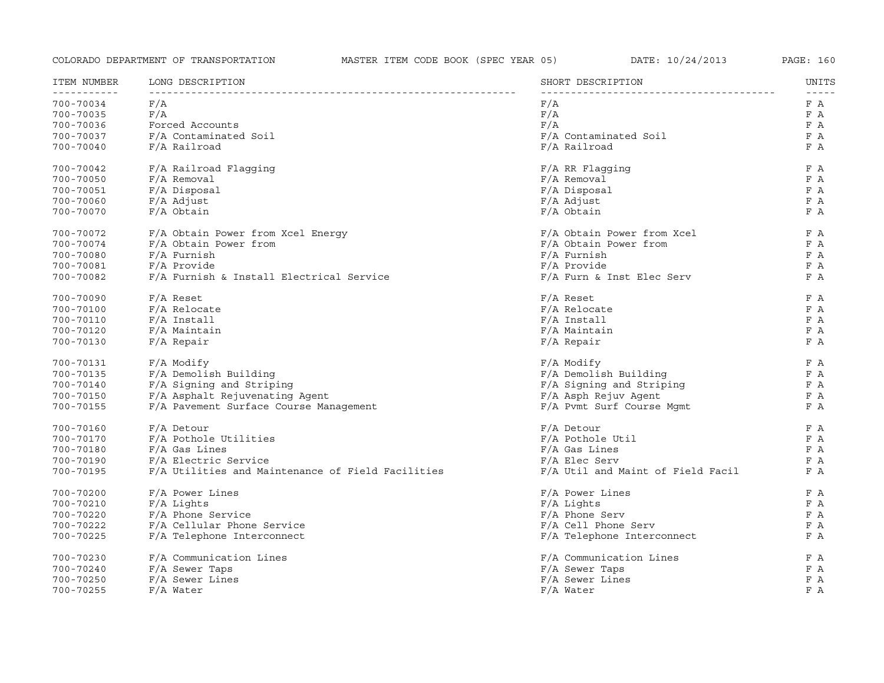| ITEM NUMBER | LONG DESCRIPTION | SHORT DESCRIPTION | UNITS |
|---|---|---|---|
| 700-70034 | F/A | F/A | F A |
| 700-70035 | F/A | F/A | F A |
| 700-70036 | Forced Accounts | F/A | F A |
| 700-70037 | F/A Contaminated Soil | F/A Contaminated Soil | F A |
| 700-70040 | F/A Railroad | F/A Railroad | F A |
| 700-70042 | F/A Railroad Flagging | F/A RR Flagging | F A |
| 700-70050 | F/A Removal | F/A Removal | F A |
| 700-70051 | F/A Disposal | F/A Disposal | F A |
| 700-70060 | F/A Adjust | F/A Adjust | F A |
| 700-70070 | F/A Obtain | F/A Obtain | F A |
| 700-70072 | F/A Obtain Power from Xcel Energy | F/A Obtain Power from Xcel | F A |
| 700-70074 | F/A Obtain Power from | F/A Obtain Power from | F A |
| 700-70080 | F/A Furnish | F/A Furnish | F A |
| 700-70081 | F/A Provide | F/A Provide | F A |
| 700-70082 | F/A Furnish & Install Electrical Service | F/A Furn & Inst Elec Serv | F A |
| 700-70090 | F/A Reset | F/A Reset | F A |
| 700-70100 | F/A Relocate | F/A Relocate | F A |
| 700-70110 | F/A Install | F/A Install | F A |
| 700-70120 | F/A Maintain | F/A Maintain | F A |
| 700-70130 | F/A Repair | F/A Repair | F A |
| 700-70131 | F/A Modify | F/A Modify | F A |
| 700-70135 | F/A Demolish Building | F/A Demolish Building | F A |
| 700-70140 | F/A Signing and Striping | F/A Signing and Striping | F A |
| 700-70150 | F/A Asphalt Rejuvenating Agent | F/A Asph Rejuv Agent | F A |
| 700-70155 | F/A Pavement Surface Course Management | F/A Pvmt Surf Course Mgmt | F A |
| 700-70160 | F/A Detour | F/A Detour | F A |
| 700-70170 | F/A Pothole Utilities | F/A Pothole Util | F A |
| 700-70180 | F/A Gas Lines | F/A Gas Lines | F A |
| 700-70190 | F/A Electric Service | F/A Elec Serv | F A |
| 700-70195 | F/A Utilities and Maintenance of Field Facilities | F/A Util and Maint of Field Facil | F A |
| 700-70200 | F/A Power Lines | F/A Power Lines | F A |
| 700-70210 | F/A Lights | F/A Lights | F A |
| 700-70220 | F/A Phone Service | F/A Phone Serv | F A |
| 700-70222 | F/A Cellular Phone Service | F/A Cell Phone Serv | F A |
| 700-70225 | F/A Telephone Interconnect | F/A Telephone Interconnect | F A |
| 700-70230 | F/A Communication Lines | F/A Communication Lines | F A |
| 700-70240 | F/A Sewer Taps | F/A Sewer Taps | F A |
| 700-70250 | F/A Sewer Lines | F/A Sewer Lines | F A |
| 700-70255 | F/A Water | F/A Water | F A |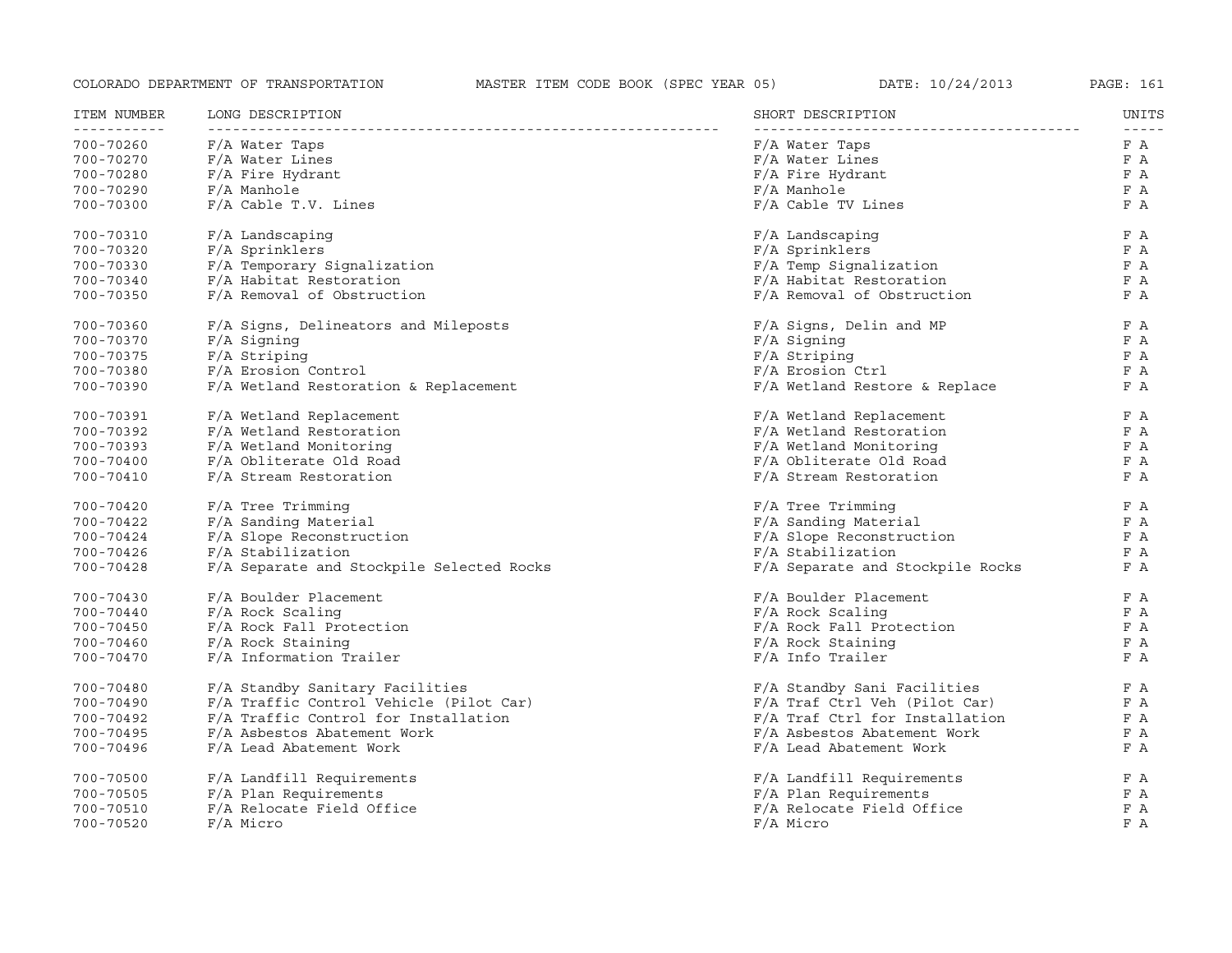| ITEM NUMBER | LONG DESCRIPTION | SHORT DESCRIPTION | UNITS |
|---|---|---|---|
| 700-70260 | F/A Water Taps | F/A Water Taps | F A |
| 700-70270 | F/A Water Lines | F/A Water Lines | F A |
| 700-70280 | F/A Fire Hydrant | F/A Fire Hydrant | F A |
| 700-70290 | F/A Manhole | F/A Manhole | F A |
| 700-70300 | F/A Cable T.V. Lines | F/A Cable TV Lines | F A |
| 700-70310 | F/A Landscaping | F/A Landscaping | F A |
| 700-70320 | F/A Sprinklers | F/A Sprinklers | F A |
| 700-70330 | F/A Temporary Signalization | F/A Temp Signalization | F A |
| 700-70340 | F/A Habitat Restoration | F/A Habitat Restoration | F A |
| 700-70350 | F/A Removal of Obstruction | F/A Removal of Obstruction | F A |
| 700-70360 | F/A Signs, Delineators and Mileposts | F/A Signs, Delin and MP | F A |
| 700-70370 | F/A Signing | F/A Signing | F A |
| 700-70375 | F/A Striping | F/A Striping | F A |
| 700-70380 | F/A Erosion Control | F/A Erosion Ctrl | F A |
| 700-70390 | F/A Wetland Restoration & Replacement | F/A Wetland Restore & Replace | F A |
| 700-70391 | F/A Wetland Replacement | F/A Wetland Replacement | F A |
| 700-70392 | F/A Wetland Restoration | F/A Wetland Restoration | F A |
| 700-70393 | F/A Wetland Monitoring | F/A Wetland Monitoring | F A |
| 700-70400 | F/A Obliterate Old Road | F/A Obliterate Old Road | F A |
| 700-70410 | F/A Stream Restoration | F/A Stream Restoration | F A |
| 700-70420 | F/A Tree Trimming | F/A Tree Trimming | F A |
| 700-70422 | F/A Sanding Material | F/A Sanding Material | F A |
| 700-70424 | F/A Slope Reconstruction | F/A Slope Reconstruction | F A |
| 700-70426 | F/A Stabilization | F/A Stabilization | F A |
| 700-70428 | F/A Separate and Stockpile Selected Rocks | F/A Separate and Stockpile Rocks | F A |
| 700-70430 | F/A Boulder Placement | F/A Boulder Placement | F A |
| 700-70440 | F/A Rock Scaling | F/A Rock Scaling | F A |
| 700-70450 | F/A Rock Fall Protection | F/A Rock Fall Protection | F A |
| 700-70460 | F/A Rock Staining | F/A Rock Staining | F A |
| 700-70470 | F/A Information Trailer | F/A Info Trailer | F A |
| 700-70480 | F/A Standby Sanitary Facilities | F/A Standby Sani Facilities | F A |
| 700-70490 | F/A Traffic Control Vehicle (Pilot Car) | F/A Traf Ctrl Veh (Pilot Car) | F A |
| 700-70492 | F/A Traffic Control for Installation | F/A Traf Ctrl for Installation | F A |
| 700-70495 | F/A Asbestos Abatement Work | F/A Asbestos Abatement Work | F A |
| 700-70496 | F/A Lead Abatement Work | F/A Lead Abatement Work | F A |
| 700-70500 | F/A Landfill Requirements | F/A Landfill Requirements | F A |
| 700-70505 | F/A Plan Requirements | F/A Plan Requirements | F A |
| 700-70510 | F/A Relocate Field Office | F/A Relocate Field Office | F A |
| 700-70520 | F/A Micro | F/A Micro | F A |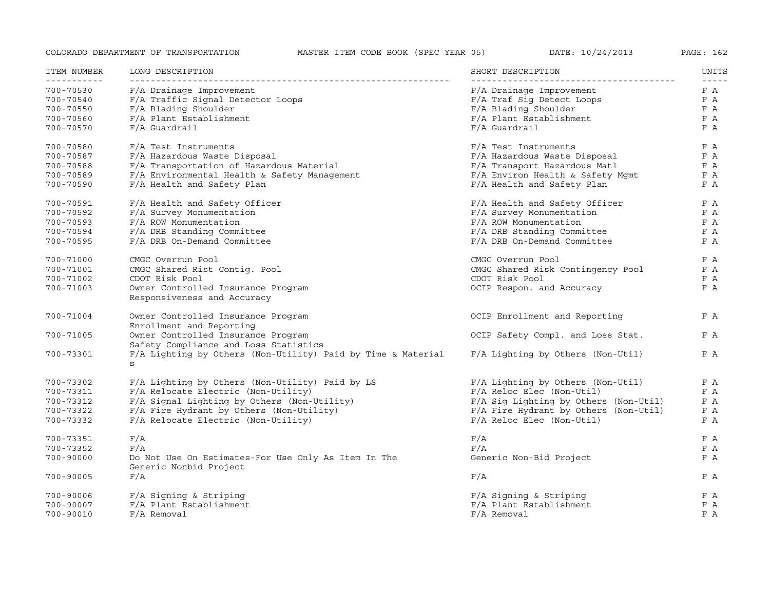| ITEM NUMBER | LONG DESCRIPTION | SHORT DESCRIPTION | UNITS |
|---|---|---|---|
| 700-70530 | F/A Drainage Improvement | F/A Drainage Improvement | F A |
| 700-70540 | F/A Traffic Signal Detector Loops | F/A Traf Sig Detect Loops | F A |
| 700-70550 | F/A Blading Shoulder | F/A Blading Shoulder | F A |
| 700-70560 | F/A Plant Establishment | F/A Plant Establishment | F A |
| 700-70570 | F/A Guardrail | F/A Guardrail | F A |
| 700-70580 | F/A Test Instruments | F/A Test Instruments | F A |
| 700-70587 | F/A Hazardous Waste Disposal | F/A Hazardous Waste Disposal | F A |
| 700-70588 | F/A Transportation of Hazardous Material | F/A Transport Hazardous Matl | F A |
| 700-70589 | F/A Environmental Health & Safety Management | F/A Environ Health & Safety Mgmt | F A |
| 700-70590 | F/A Health and Safety Plan | F/A Health and Safety Plan | F A |
| 700-70591 | F/A Health and Safety Officer | F/A Health and Safety Officer | F A |
| 700-70592 | F/A Survey Monumentation | F/A Survey Monumentation | F A |
| 700-70593 | F/A ROW Monumentation | F/A ROW Monumentation | F A |
| 700-70594 | F/A DRB Standing Committee | F/A DRB Standing Committee | F A |
| 700-70595 | F/A DRB On-Demand Committee | F/A DRB On-Demand Committee | F A |
| 700-71000 | CMGC Overrun Pool | CMGC Overrun Pool | F A |
| 700-71001 | CMGC Shared Rist Contig. Pool | CMGC Shared Risk Contingency Pool | F A |
| 700-71002 | CDOT Risk Pool | CDOT Risk Pool | F A |
| 700-71003 | Owner Controlled Insurance Program Responsiveness and Accuracy | OCIP Respon. and Accuracy | F A |
| 700-71004 | Owner Controlled Insurance Program Enrollment and Reporting | OCIP Enrollment and Reporting | F A |
| 700-71005 | Owner Controlled Insurance Program Safety Compliance and Loss Statistics | OCIP Safety Compl. and Loss Stat. | F A |
| 700-73301 | F/A Lighting by Others (Non-Utility) Paid by Time & Materials | F/A Lighting by Others (Non-Util) | F A |
| 700-73302 | F/A Lighting by Others (Non-Utility) Paid by LS | F/A Lighting by Others (Non-Util) | F A |
| 700-73311 | F/A Relocate Electric (Non-Utility) | F/A Reloc Elec (Non-Util) | F A |
| 700-73312 | F/A Signal Lighting by Others (Non-Utility) | F/A Sig Lighting by Others (Non-Util) | F A |
| 700-73322 | F/A Fire Hydrant by Others (Non-Utility) | F/A Fire Hydrant by Others (Non-Util) | F A |
| 700-73332 | F/A Relocate Electric (Non-Utility) | F/A Reloc Elec (Non-Util) | F A |
| 700-73351 | F/A | F/A | F A |
| 700-73352 | F/A | F/A | F A |
| 700-90000 | Do Not Use On Estimates-For Use Only As Item In The Generic Nonbid Project | Generic Non-Bid Project | F A |
| 700-90005 | F/A | F/A | F A |
| 700-90006 | F/A Signing & Striping | F/A Signing & Striping | F A |
| 700-90007 | F/A Plant Establishment | F/A Plant Establishment | F A |
| 700-90010 | F/A Removal | F/A Removal | F A |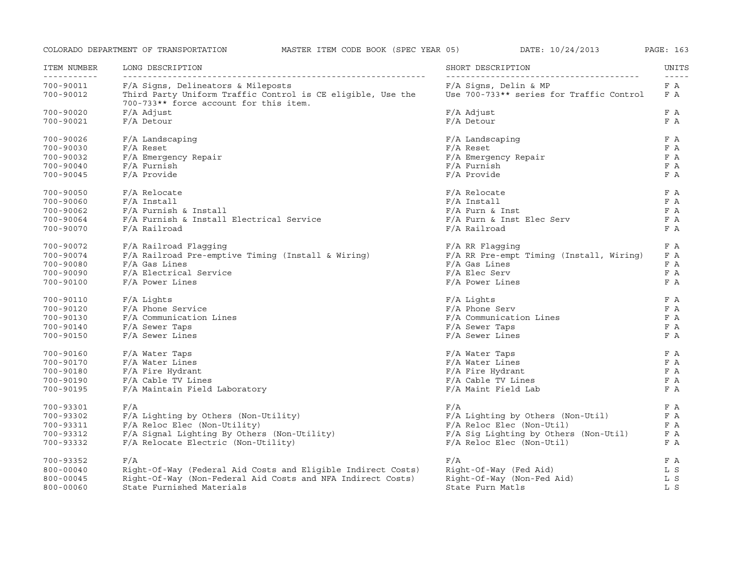| ITEM NUMBER | LONG DESCRIPTION | SHORT DESCRIPTION | UNITS |
|---|---|---|---|
| 700-90011 | F/A Signs, Delineators & Mileposts | F/A Signs, Delin & MP | F A |
| 700-90012 | Third Party Uniform Traffic Control is CE eligible, Use the 700-733** force account for this item. | Use 700-733** series for Traffic Control | F A |
| 700-90020 | F/A Adjust | F/A Adjust | F A |
| 700-90021 | F/A Detour | F/A Detour | F A |
| 700-90026 | F/A Landscaping | F/A Landscaping | F A |
| 700-90030 | F/A Reset | F/A Reset | F A |
| 700-90032 | F/A Emergency Repair | F/A Emergency Repair | F A |
| 700-90040 | F/A Furnish | F/A Furnish | F A |
| 700-90045 | F/A Provide | F/A Provide | F A |
| 700-90050 | F/A Relocate | F/A Relocate | F A |
| 700-90060 | F/A Install | F/A Install | F A |
| 700-90062 | F/A Furnish & Install | F/A Furn & Inst | F A |
| 700-90064 | F/A Furnish & Install Electrical Service | F/A Furn & Inst Elec Serv | F A |
| 700-90070 | F/A Railroad | F/A Railroad | F A |
| 700-90072 | F/A Railroad Flagging | F/A RR Flagging | F A |
| 700-90074 | F/A Railroad Pre-emptive Timing (Install & Wiring) | F/A RR Pre-empt Timing (Install, Wiring) | F A |
| 700-90080 | F/A Gas Lines | F/A Gas Lines | F A |
| 700-90090 | F/A Electrical Service | F/A Elec Serv | F A |
| 700-90100 | F/A Power Lines | F/A Power Lines | F A |
| 700-90110 | F/A Lights | F/A Lights | F A |
| 700-90120 | F/A Phone Service | F/A Phone Serv | F A |
| 700-90130 | F/A Communication Lines | F/A Communication Lines | F A |
| 700-90140 | F/A Sewer Taps | F/A Sewer Taps | F A |
| 700-90150 | F/A Sewer Lines | F/A Sewer Lines | F A |
| 700-90160 | F/A Water Taps | F/A Water Taps | F A |
| 700-90170 | F/A Water Lines | F/A Water Lines | F A |
| 700-90180 | F/A Fire Hydrant | F/A Fire Hydrant | F A |
| 700-90190 | F/A Cable TV Lines | F/A Cable TV Lines | F A |
| 700-90195 | F/A Maintain Field Laboratory | F/A Maint Field Lab | F A |
| 700-93301 | F/A | F/A | F A |
| 700-93302 | F/A Lighting by Others (Non-Utility) | F/A Lighting by Others (Non-Util) | F A |
| 700-93311 | F/A Reloc Elec (Non-Utility) | F/A Reloc Elec (Non-Util) | F A |
| 700-93312 | F/A Signal Lighting By Others (Non-Utility) | F/A Sig Lighting by Others (Non-Util) | F A |
| 700-93332 | F/A Relocate Electric (Non-Utility) | F/A Reloc Elec (Non-Util) | F A |
| 700-93352 | F/A | F/A | F A |
| 800-00040 | Right-Of-Way (Federal Aid Costs and Eligible Indirect Costs) | Right-Of-Way (Fed Aid) | L S |
| 800-00045 | Right-Of-Way (Non-Federal Aid Costs and NFA Indirect Costs) | Right-Of-Way (Non-Fed Aid) | L S |
| 800-00060 | State Furnished Materials | State Furn Matls | L S |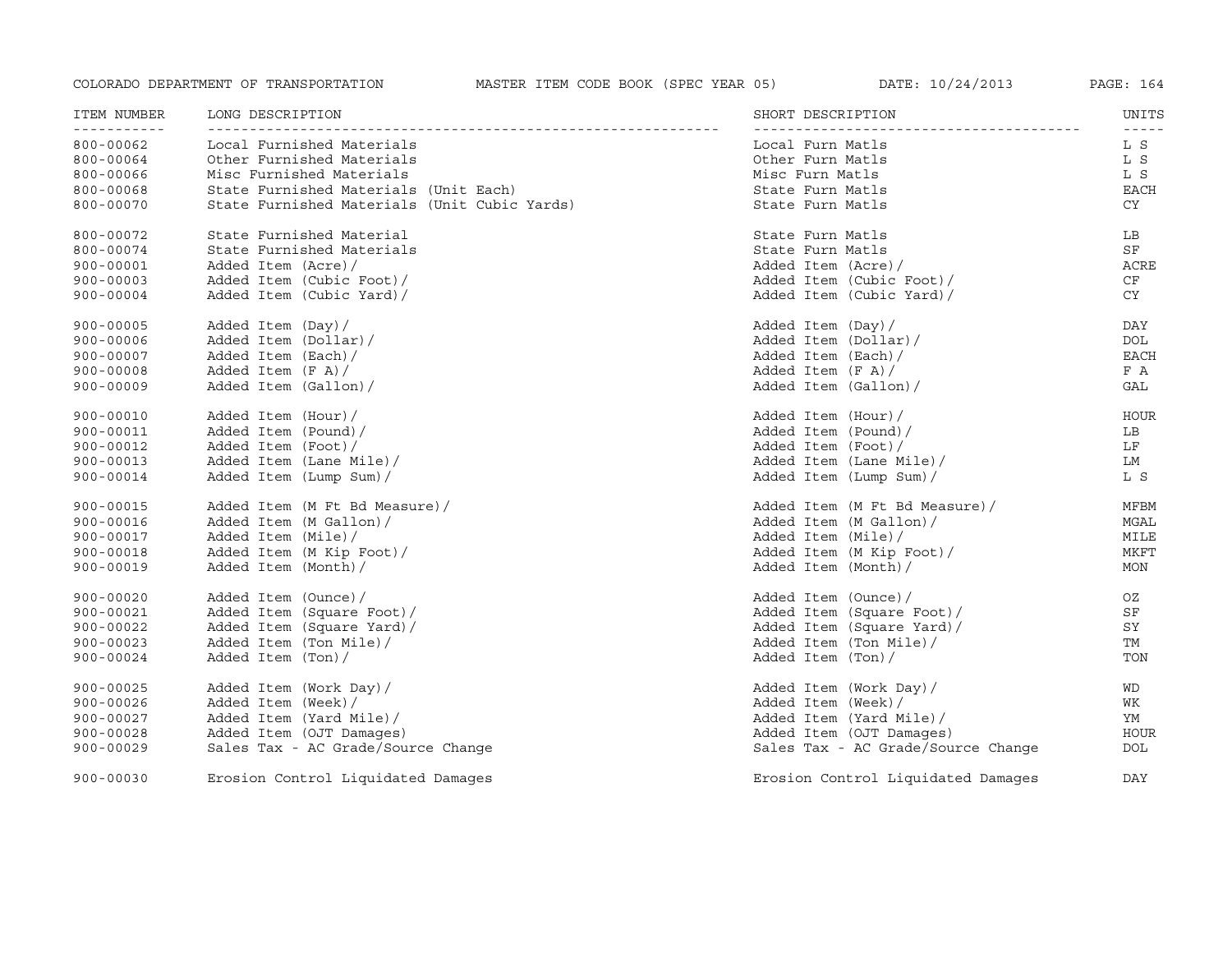| ITEM NUMBER | LONG DESCRIPTION | SHORT DESCRIPTION | UNITS |
|---|---|---|---|
| 800-00062 | Local Furnished Materials | Local Furn Matls | L S |
| 800-00064 | Other Furnished Materials | Other Furn Matls | L S |
| 800-00066 | Misc Furnished Materials | Misc Furn Matls | L S |
| 800-00068 | State Furnished Materials (Unit Each) | State Furn Matls | EACH |
| 800-00070 | State Furnished Materials (Unit Cubic Yards) | State Furn Matls | CY |
| 800-00072 | State Furnished Material | State Furn Matls | LB |
| 800-00074 | State Furnished Materials | State Furn Matls | SF |
| 900-00001 | Added Item (Acre)/ | Added Item (Acre)/ | ACRE |
| 900-00003 | Added Item (Cubic Foot)/ | Added Item (Cubic Foot)/ | CF |
| 900-00004 | Added Item (Cubic Yard)/ | Added Item (Cubic Yard)/ | CY |
| 900-00005 | Added Item (Day)/ | Added Item (Day)/ | DAY |
| 900-00006 | Added Item (Dollar)/ | Added Item (Dollar)/ | DOL |
| 900-00007 | Added Item (Each)/ | Added Item (Each)/ | EACH |
| 900-00008 | Added Item (F A)/ | Added Item (F A)/ | F A |
| 900-00009 | Added Item (Gallon)/ | Added Item (Gallon)/ | GAL |
| 900-00010 | Added Item (Hour)/ | Added Item (Hour)/ | HOUR |
| 900-00011 | Added Item (Pound)/ | Added Item (Pound)/ | LB |
| 900-00012 | Added Item (Foot)/ | Added Item (Foot)/ | LF |
| 900-00013 | Added Item (Lane Mile)/ | Added Item (Lane Mile)/ | LM |
| 900-00014 | Added Item (Lump Sum)/ | Added Item (Lump Sum)/ | L S |
| 900-00015 | Added Item (M Ft Bd Measure)/ | Added Item (M Ft Bd Measure)/ | MFBM |
| 900-00016 | Added Item (M Gallon)/ | Added Item (M Gallon)/ | MGAL |
| 900-00017 | Added Item (Mile)/ | Added Item (Mile)/ | MILE |
| 900-00018 | Added Item (M Kip Foot)/ | Added Item (M Kip Foot)/ | MKFT |
| 900-00019 | Added Item (Month)/ | Added Item (Month)/ | MON |
| 900-00020 | Added Item (Ounce)/ | Added Item (Ounce)/ | OZ |
| 900-00021 | Added Item (Square Foot)/ | Added Item (Square Foot)/ | SF |
| 900-00022 | Added Item (Square Yard)/ | Added Item (Square Yard)/ | SY |
| 900-00023 | Added Item (Ton Mile)/ | Added Item (Ton Mile)/ | TM |
| 900-00024 | Added Item (Ton)/ | Added Item (Ton)/ | TON |
| 900-00025 | Added Item (Work Day)/ | Added Item (Work Day)/ | WD |
| 900-00026 | Added Item (Week)/ | Added Item (Week)/ | WK |
| 900-00027 | Added Item (Yard Mile)/ | Added Item (Yard Mile)/ | YM |
| 900-00028 | Added Item (OJT Damages) | Added Item (OJT Damages) | HOUR |
| 900-00029 | Sales Tax - AC Grade/Source Change | Sales Tax - AC Grade/Source Change | DOL |
| 900-00030 | Erosion Control Liquidated Damages | Erosion Control Liquidated Damages | DAY |